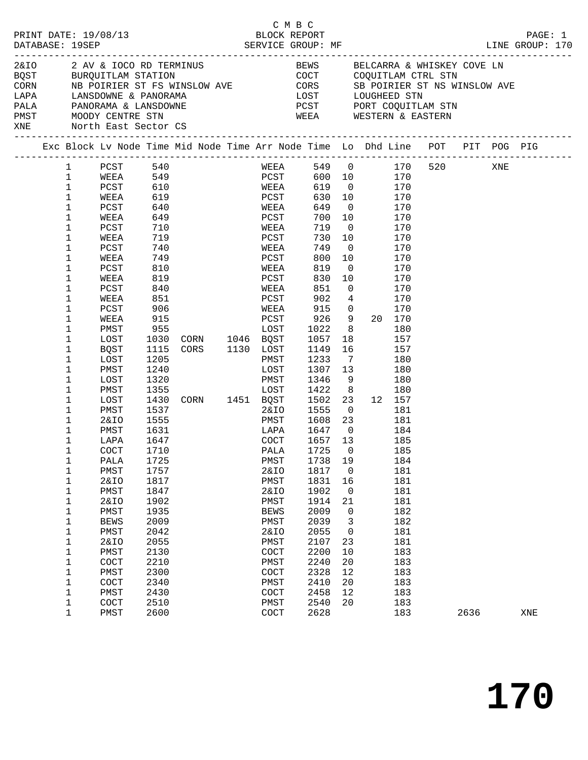C M B C
PRINT DATE: 19/08/13 BLOCK REPORT PAGE: 1
DATABASE: 19SEP SERVICE GROUP: MF LINE GROUP: 170

| Code | Location | Code | Location |
|---|---|---|---|
| 2&IO | 2 AV & IOCO RD TERMINUS | BEWS | BELCARRA & WHISKEY COVE LN |
| BQST | BURQUITLAM STATION | COCT | COQUITLAM CTRL STN |
| CORN | NB POIRIER ST FS WINSLOW AVE | CORS | SB POIRIER ST NS WINSLOW AVE |
| LAPA | LANSDOWNE & PANORAMA | LOST | LOUGHEED STN |
| PALA | PANORAMA & LANSDOWNE | PCST | PORT COQUITLAM STN |
| PMST | MOODY CENTRE STN | WEEA | WESTERN & EASTERN |
| XNE | North East Sector CS | | |

| Exc | Block | Lv Node | Time | Mid Node | Time | Arr Node | Time | Lo | Dhd | Line | POT | PIT | POG | PIG |
|---|---|---|---|---|---|---|---|---|---|---|---|---|---|---|
| | 1 | PCST | 540 | | | WEEA | 549 | 0 | | 170 | 520 | | XNE | |
| | 1 | WEEA | 549 | | | PCST | 600 | 10 | | 170 | | | | |
| | 1 | PCST | 610 | | | WEEA | 619 | 0 | | 170 | | | | |
| | 1 | WEEA | 619 | | | PCST | 630 | 10 | | 170 | | | | |
| | 1 | PCST | 640 | | | WEEA | 649 | 0 | | 170 | | | | |
| | 1 | WEEA | 649 | | | PCST | 700 | 10 | | 170 | | | | |
| | 1 | PCST | 710 | | | WEEA | 719 | 0 | | 170 | | | | |
| | 1 | WEEA | 719 | | | PCST | 730 | 10 | | 170 | | | | |
| | 1 | PCST | 740 | | | WEEA | 749 | 0 | | 170 | | | | |
| | 1 | WEEA | 749 | | | PCST | 800 | 10 | | 170 | | | | |
| | 1 | PCST | 810 | | | WEEA | 819 | 0 | | 170 | | | | |
| | 1 | WEEA | 819 | | | PCST | 830 | 10 | | 170 | | | | |
| | 1 | PCST | 840 | | | WEEA | 851 | 0 | | 170 | | | | |
| | 1 | WEEA | 851 | | | PCST | 902 | 4 | | 170 | | | | |
| | 1 | PCST | 906 | | | WEEA | 915 | 0 | | 170 | | | | |
| | 1 | WEEA | 915 | | | PCST | 926 | 9 | 20 | 170 | | | | |
| | 1 | PMST | 955 | | | LOST | 1022 | 8 | | 180 | | | | |
| | 1 | LOST | 1030 | CORN | 1046 | BQST | 1057 | 18 | | 157 | | | | |
| | 1 | BQST | 1115 | CORS | 1130 | LOST | 1149 | 16 | | 157 | | | | |
| | 1 | LOST | 1205 | | | PMST | 1233 | 7 | | 180 | | | | |
| | 1 | PMST | 1240 | | | LOST | 1307 | 13 | | 180 | | | | |
| | 1 | LOST | 1320 | | | PMST | 1346 | 9 | | 180 | | | | |
| | 1 | PMST | 1355 | | | LOST | 1422 | 8 | | 180 | | | | |
| | 1 | LOST | 1430 | CORN | 1451 | BQST | 1502 | 23 | 12 | 157 | | | | |
| | 1 | PMST | 1537 | | | 2&IO | 1555 | 0 | | 181 | | | | |
| | 1 | 2&IO | 1555 | | | PMST | 1608 | 23 | | 181 | | | | |
| | 1 | PMST | 1631 | | | LAPA | 1647 | 0 | | 184 | | | | |
| | 1 | LAPA | 1647 | | | COCT | 1657 | 13 | | 185 | | | | |
| | 1 | COCT | 1710 | | | PALA | 1725 | 0 | | 185 | | | | |
| | 1 | PALA | 1725 | | | PMST | 1738 | 19 | | 184 | | | | |
| | 1 | PMST | 1757 | | | 2&IO | 1817 | 0 | | 181 | | | | |
| | 1 | 2&IO | 1817 | | | PMST | 1831 | 16 | | 181 | | | | |
| | 1 | PMST | 1847 | | | 2&IO | 1902 | 0 | | 181 | | | | |
| | 1 | 2&IO | 1902 | | | PMST | 1914 | 21 | | 181 | | | | |
| | 1 | PMST | 1935 | | | BEWS | 2009 | 0 | | 182 | | | | |
| | 1 | BEWS | 2009 | | | PMST | 2039 | 3 | | 182 | | | | |
| | 1 | PMST | 2042 | | | 2&IO | 2055 | 0 | | 181 | | | | |
| | 1 | 2&IO | 2055 | | | PMST | 2107 | 23 | | 181 | | | | |
| | 1 | PMST | 2130 | | | COCT | 2200 | 10 | | 183 | | | | |
| | 1 | COCT | 2210 | | | PMST | 2240 | 20 | | 183 | | | | |
| | 1 | PMST | 2300 | | | COCT | 2328 | 12 | | 183 | | | | |
| | 1 | COCT | 2340 | | | PMST | 2410 | 20 | | 183 | | | | |
| | 1 | PMST | 2430 | | | COCT | 2458 | 12 | | 183 | | | | |
| | 1 | COCT | 2510 | | | PMST | 2540 | 20 | | 183 | | | | |
| | 1 | PMST | 2600 | | | COCT | 2628 | | | 183 | | 2636 | | XNE |

# 170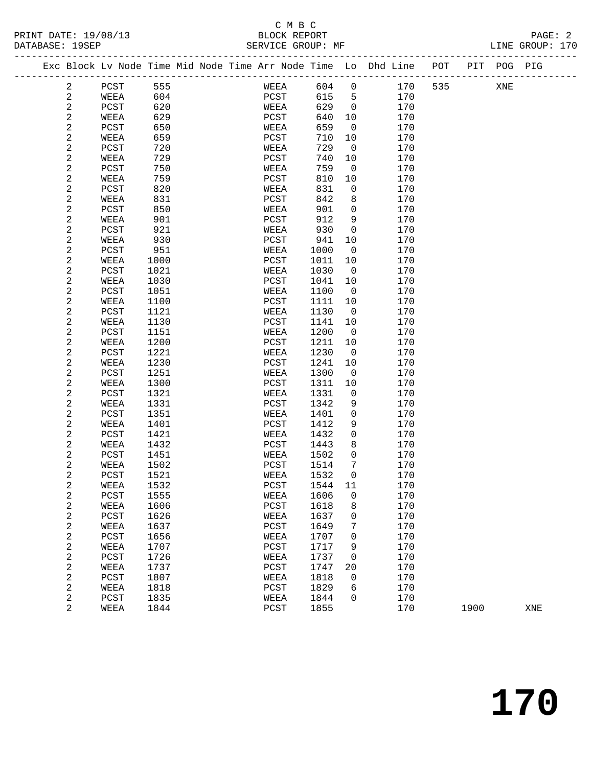C M B C
BLOCK REPORT
SERVICE GROUP: MF

PRINT DATE: 19/08/13
DATABASE: 19SEP
LINE GROUP: 170

| Exc | Block | Lv | Node | Time | Mid | Node | Time | Arr | Node | Time | Lo | Dhd | Line | POT | PIT | POG | PIG |
|---|---|---|---|---|---|---|---|---|---|---|---|---|---|---|---|---|---|
| | 2 | | PCST | 555 | | | | | WEEA | 604 | 0 | | 170 | 535 | | XNE | |
| | 2 | | WEEA | 604 | | | | | PCST | 615 | 5 | | 170 | | | | |
| | 2 | | PCST | 620 | | | | | WEEA | 629 | 0 | | 170 | | | | |
| | 2 | | WEEA | 629 | | | | | PCST | 640 | 10 | | 170 | | | | |
| | 2 | | PCST | 650 | | | | | WEEA | 659 | 0 | | 170 | | | | |
| | 2 | | WEEA | 659 | | | | | PCST | 710 | 10 | | 170 | | | | |
| | 2 | | PCST | 720 | | | | | WEEA | 729 | 0 | | 170 | | | | |
| | 2 | | WEEA | 729 | | | | | PCST | 740 | 10 | | 170 | | | | |
| | 2 | | PCST | 750 | | | | | WEEA | 759 | 0 | | 170 | | | | |
| | 2 | | WEEA | 759 | | | | | PCST | 810 | 10 | | 170 | | | | |
| | 2 | | PCST | 820 | | | | | WEEA | 831 | 0 | | 170 | | | | |
| | 2 | | WEEA | 831 | | | | | PCST | 842 | 8 | | 170 | | | | |
| | 2 | | PCST | 850 | | | | | WEEA | 901 | 0 | | 170 | | | | |
| | 2 | | WEEA | 901 | | | | | PCST | 912 | 9 | | 170 | | | | |
| | 2 | | PCST | 921 | | | | | WEEA | 930 | 0 | | 170 | | | | |
| | 2 | | WEEA | 930 | | | | | PCST | 941 | 10 | | 170 | | | | |
| | 2 | | PCST | 951 | | | | | WEEA | 1000 | 0 | | 170 | | | | |
| | 2 | | WEEA | 1000 | | | | | PCST | 1011 | 10 | | 170 | | | | |
| | 2 | | PCST | 1021 | | | | | WEEA | 1030 | 0 | | 170 | | | | |
| | 2 | | WEEA | 1030 | | | | | PCST | 1041 | 10 | | 170 | | | | |
| | 2 | | PCST | 1051 | | | | | WEEA | 1100 | 0 | | 170 | | | | |
| | 2 | | WEEA | 1100 | | | | | PCST | 1111 | 10 | | 170 | | | | |
| | 2 | | PCST | 1121 | | | | | WEEA | 1130 | 0 | | 170 | | | | |
| | 2 | | WEEA | 1130 | | | | | PCST | 1141 | 10 | | 170 | | | | |
| | 2 | | PCST | 1151 | | | | | WEEA | 1200 | 0 | | 170 | | | | |
| | 2 | | WEEA | 1200 | | | | | PCST | 1211 | 10 | | 170 | | | | |
| | 2 | | PCST | 1221 | | | | | WEEA | 1230 | 0 | | 170 | | | | |
| | 2 | | WEEA | 1230 | | | | | PCST | 1241 | 10 | | 170 | | | | |
| | 2 | | PCST | 1251 | | | | | WEEA | 1300 | 0 | | 170 | | | | |
| | 2 | | WEEA | 1300 | | | | | PCST | 1311 | 10 | | 170 | | | | |
| | 2 | | PCST | 1321 | | | | | WEEA | 1331 | 0 | | 170 | | | | |
| | 2 | | WEEA | 1331 | | | | | PCST | 1342 | 9 | | 170 | | | | |
| | 2 | | PCST | 1351 | | | | | WEEA | 1401 | 0 | | 170 | | | | |
| | 2 | | WEEA | 1401 | | | | | PCST | 1412 | 9 | | 170 | | | | |
| | 2 | | PCST | 1421 | | | | | WEEA | 1432 | 0 | | 170 | | | | |
| | 2 | | WEEA | 1432 | | | | | PCST | 1443 | 8 | | 170 | | | | |
| | 2 | | PCST | 1451 | | | | | WEEA | 1502 | 0 | | 170 | | | | |
| | 2 | | WEEA | 1502 | | | | | PCST | 1514 | 7 | | 170 | | | | |
| | 2 | | PCST | 1521 | | | | | WEEA | 1532 | 0 | | 170 | | | | |
| | 2 | | WEEA | 1532 | | | | | PCST | 1544 | 11 | | 170 | | | | |
| | 2 | | PCST | 1555 | | | | | WEEA | 1606 | 0 | | 170 | | | | |
| | 2 | | WEEA | 1606 | | | | | PCST | 1618 | 8 | | 170 | | | | |
| | 2 | | PCST | 1626 | | | | | WEEA | 1637 | 0 | | 170 | | | | |
| | 2 | | WEEA | 1637 | | | | | PCST | 1649 | 7 | | 170 | | | | |
| | 2 | | PCST | 1656 | | | | | WEEA | 1707 | 0 | | 170 | | | | |
| | 2 | | WEEA | 1707 | | | | | PCST | 1717 | 9 | | 170 | | | | |
| | 2 | | PCST | 1726 | | | | | WEEA | 1737 | 0 | | 170 | | | | |
| | 2 | | WEEA | 1737 | | | | | PCST | 1747 | 20 | | 170 | | | | |
| | 2 | | PCST | 1807 | | | | | WEEA | 1818 | 0 | | 170 | | | | |
| | 2 | | WEEA | 1818 | | | | | PCST | 1829 | 6 | | 170 | | | | |
| | 2 | | PCST | 1835 | | | | | WEEA | 1844 | 0 | | 170 | | | | |
| | 2 | | WEEA | 1844 | | | | | PCST | 1855 | | | 170 | | 1900 | | XNE |

# 170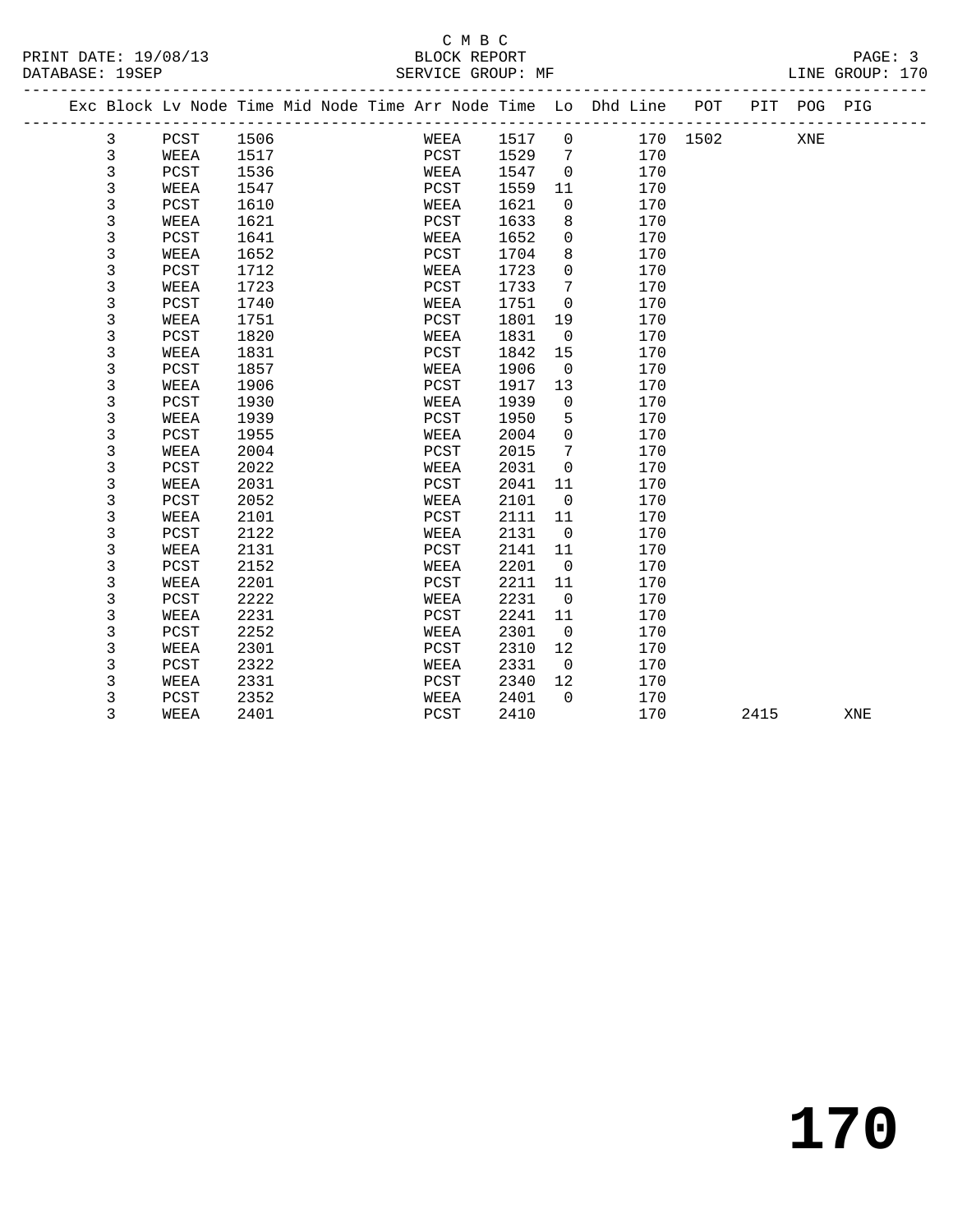C M B C

BLOCK REPORT

SERVICE GROUP: MF

| Exc | Block | Lv | Node | Time | Mid | Node | Time | Arr | Node | Time | Lo | Dhd | Line | POT | PIT | POG | PIG |
|---|---|---|---|---|---|---|---|---|---|---|---|---|---|---|---|---|---|
| | 3 | | PCST | 1506 | | | | | WEEA | 1517 | 0 | | 170 | 1502 | | XNE | |
| | 3 | | WEEA | 1517 | | | | | PCST | 1529 | 7 | | 170 | | | | |
| | 3 | | PCST | 1536 | | | | | WEEA | 1547 | 0 | | 170 | | | | |
| | 3 | | WEEA | 1547 | | | | | PCST | 1559 | 11 | | 170 | | | | |
| | 3 | | PCST | 1610 | | | | | WEEA | 1621 | 0 | | 170 | | | | |
| | 3 | | WEEA | 1621 | | | | | PCST | 1633 | 8 | | 170 | | | | |
| | 3 | | PCST | 1641 | | | | | WEEA | 1652 | 0 | | 170 | | | | |
| | 3 | | WEEA | 1652 | | | | | PCST | 1704 | 8 | | 170 | | | | |
| | 3 | | PCST | 1712 | | | | | WEEA | 1723 | 0 | | 170 | | | | |
| | 3 | | WEEA | 1723 | | | | | PCST | 1733 | 7 | | 170 | | | | |
| | 3 | | PCST | 1740 | | | | | WEEA | 1751 | 0 | | 170 | | | | |
| | 3 | | WEEA | 1751 | | | | | PCST | 1801 | 19 | | 170 | | | | |
| | 3 | | PCST | 1820 | | | | | WEEA | 1831 | 0 | | 170 | | | | |
| | 3 | | WEEA | 1831 | | | | | PCST | 1842 | 15 | | 170 | | | | |
| | 3 | | PCST | 1857 | | | | | WEEA | 1906 | 0 | | 170 | | | | |
| | 3 | | WEEA | 1906 | | | | | PCST | 1917 | 13 | | 170 | | | | |
| | 3 | | PCST | 1930 | | | | | WEEA | 1939 | 0 | | 170 | | | | |
| | 3 | | WEEA | 1939 | | | | | PCST | 1950 | 5 | | 170 | | | | |
| | 3 | | PCST | 1955 | | | | | WEEA | 2004 | 0 | | 170 | | | | |
| | 3 | | WEEA | 2004 | | | | | PCST | 2015 | 7 | | 170 | | | | |
| | 3 | | PCST | 2022 | | | | | WEEA | 2031 | 0 | | 170 | | | | |
| | 3 | | WEEA | 2031 | | | | | PCST | 2041 | 11 | | 170 | | | | |
| | 3 | | PCST | 2052 | | | | | WEEA | 2101 | 0 | | 170 | | | | |
| | 3 | | WEEA | 2101 | | | | | PCST | 2111 | 11 | | 170 | | | | |
| | 3 | | PCST | 2122 | | | | | WEEA | 2131 | 0 | | 170 | | | | |
| | 3 | | WEEA | 2131 | | | | | PCST | 2141 | 11 | | 170 | | | | |
| | 3 | | PCST | 2152 | | | | | WEEA | 2201 | 0 | | 170 | | | | |
| | 3 | | WEEA | 2201 | | | | | PCST | 2211 | 11 | | 170 | | | | |
| | 3 | | PCST | 2222 | | | | | WEEA | 2231 | 0 | | 170 | | | | |
| | 3 | | WEEA | 2231 | | | | | PCST | 2241 | 11 | | 170 | | | | |
| | 3 | | PCST | 2252 | | | | | WEEA | 2301 | 0 | | 170 | | | | |
| | 3 | | WEEA | 2301 | | | | | PCST | 2310 | 12 | | 170 | | | | |
| | 3 | | PCST | 2322 | | | | | WEEA | 2331 | 0 | | 170 | | | | |
| | 3 | | WEEA | 2331 | | | | | PCST | 2340 | 12 | | 170 | | | | |
| | 3 | | PCST | 2352 | | | | | WEEA | 2401 | 0 | | 170 | | | | |
| | 3 | | WEEA | 2401 | | | | | PCST | 2410 | | | 170 | | 2415 | | XNE |

# 170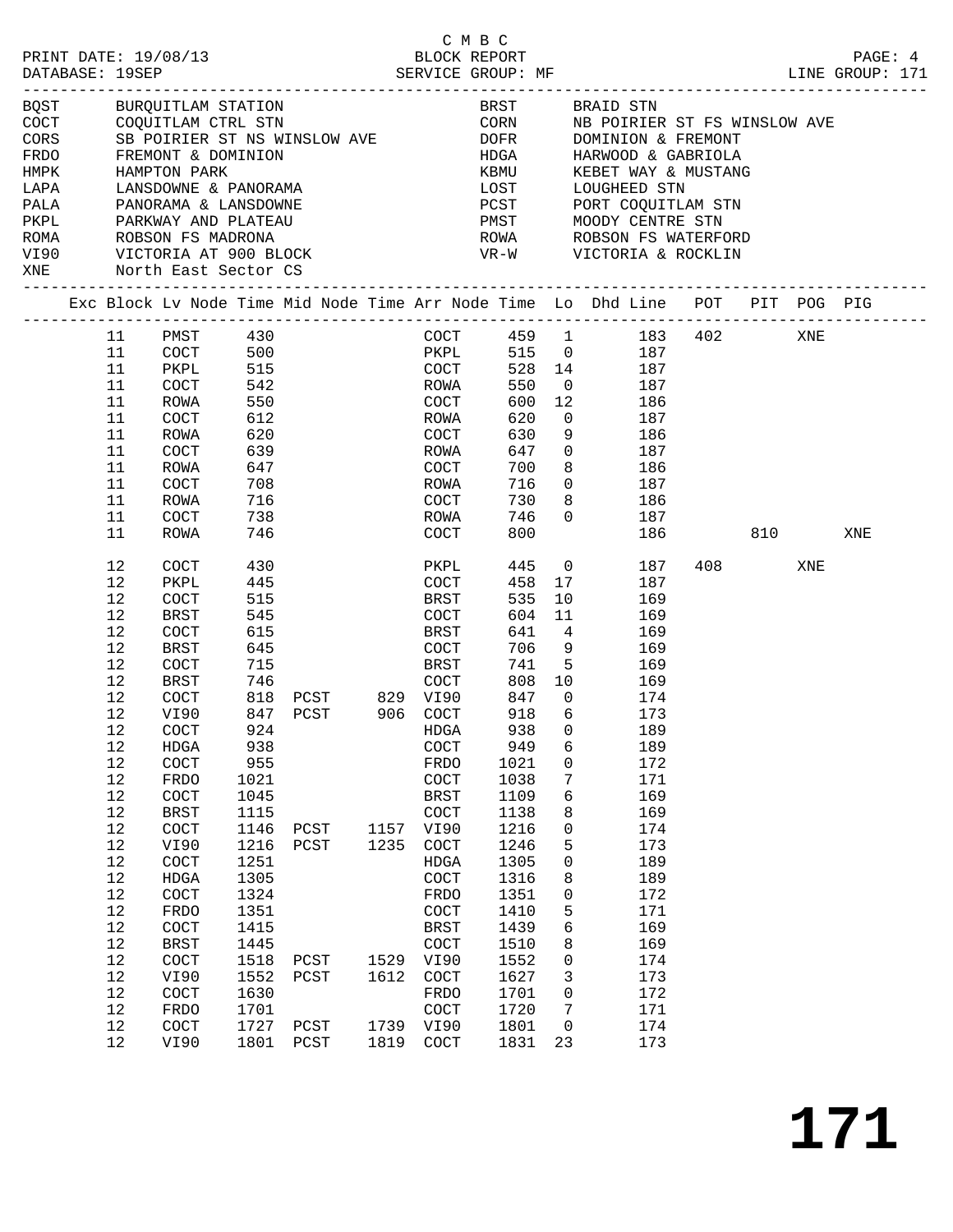C M B C

PRINT DATE: 19/08/13 BLOCK REPORT
DATABASE: 19SEP SERVICE GROUP: MF LINE GROUP: 171

| | | | |
|---|---|---|---|
| BQST | BURQUITLAM STATION | BRST | BRAID STN |
| COCT | COQUITLAM CTRL STN | CORN | NB POIRIER ST FS WINSLOW AVE |
| CORS | SB POIRIER ST NS WINSLOW AVE | DOFR | DOMINION & FREMONT |
| FRDO | FREMONT & DOMINION | HDGA | HARWOOD & GABRIOLA |
| HMPK | HAMPTON PARK | KBMU | KEBET WAY & MUSTANG |
| LAPA | LANSDOWNE & PANORAMA | LOST | LOUGHEED STN |
| PALA | PANORAMA & LANSDOWNE | PCST | PORT COQUITLAM STN |
| PKPL | PARKWAY AND PLATEAU | PMST | MOODY CENTRE STN |
| ROMA | ROBSON FS MADRONA | ROWA | ROBSON FS WATERFORD |
| VI90 | VICTORIA AT 900 BLOCK | VR-W | VICTORIA & ROCKLIN |
| XNE | North East Sector CS | | |

| Exc | Block | Lv Node | Time | Mid Node | Time | Arr Node | Time | Lo | Dhd | Line | POT | PIT | POG | PIG |
|---|---|---|---|---|---|---|---|---|---|---|---|---|---|---|
| | 11 | PMST | 430 | | | COCT | 459 | 1 | | 183 | 402 | | XNE | |
| | 11 | COCT | 500 | | | PKPL | 515 | 0 | | 187 | | | | |
| | 11 | PKPL | 515 | | | COCT | 528 | 14 | | 187 | | | | |
| | 11 | COCT | 542 | | | ROWA | 550 | 0 | | 187 | | | | |
| | 11 | ROWA | 550 | | | COCT | 600 | 12 | | 186 | | | | |
| | 11 | COCT | 612 | | | ROWA | 620 | 0 | | 187 | | | | |
| | 11 | ROWA | 620 | | | COCT | 630 | 9 | | 186 | | | | |
| | 11 | COCT | 639 | | | ROWA | 647 | 0 | | 187 | | | | |
| | 11 | ROWA | 647 | | | COCT | 700 | 8 | | 186 | | | | |
| | 11 | COCT | 708 | | | ROWA | 716 | 0 | | 187 | | | | |
| | 11 | ROWA | 716 | | | COCT | 730 | 8 | | 186 | | | | |
| | 11 | COCT | 738 | | | ROWA | 746 | 0 | | 187 | | | | |
| | 11 | ROWA | 746 | | | COCT | 800 | | | 186 | | 810 | | XNE |
| | 12 | COCT | 430 | | | PKPL | 445 | 0 | | 187 | 408 | | XNE | |
| | 12 | PKPL | 445 | | | COCT | 458 | 17 | | 187 | | | | |
| | 12 | COCT | 515 | | | BRST | 535 | 10 | | 169 | | | | |
| | 12 | BRST | 545 | | | COCT | 604 | 11 | | 169 | | | | |
| | 12 | COCT | 615 | | | BRST | 641 | 4 | | 169 | | | | |
| | 12 | BRST | 645 | | | COCT | 706 | 9 | | 169 | | | | |
| | 12 | COCT | 715 | | | BRST | 741 | 5 | | 169 | | | | |
| | 12 | BRST | 746 | | | COCT | 808 | 10 | | 169 | | | | |
| | 12 | COCT | 818 | PCST | 829 | VI90 | 847 | 0 | | 174 | | | | |
| | 12 | VI90 | 847 | PCST | 906 | COCT | 918 | 6 | | 173 | | | | |
| | 12 | COCT | 924 | | | HDGA | 938 | 0 | | 189 | | | | |
| | 12 | HDGA | 938 | | | COCT | 949 | 6 | | 189 | | | | |
| | 12 | COCT | 955 | | | FRDO | 1021 | 0 | | 172 | | | | |
| | 12 | FRDO | 1021 | | | COCT | 1038 | 7 | | 171 | | | | |
| | 12 | COCT | 1045 | | | BRST | 1109 | 6 | | 169 | | | | |
| | 12 | BRST | 1115 | | | COCT | 1138 | 8 | | 169 | | | | |
| | 12 | COCT | 1146 | PCST | 1157 | VI90 | 1216 | 0 | | 174 | | | | |
| | 12 | VI90 | 1216 | PCST | 1235 | COCT | 1246 | 5 | | 173 | | | | |
| | 12 | COCT | 1251 | | | HDGA | 1305 | 0 | | 189 | | | | |
| | 12 | HDGA | 1305 | | | COCT | 1316 | 8 | | 189 | | | | |
| | 12 | COCT | 1324 | | | FRDO | 1351 | 0 | | 172 | | | | |
| | 12 | FRDO | 1351 | | | COCT | 1410 | 5 | | 171 | | | | |
| | 12 | COCT | 1415 | | | BRST | 1439 | 6 | | 169 | | | | |
| | 12 | BRST | 1445 | | | COCT | 1510 | 8 | | 169 | | | | |
| | 12 | COCT | 1518 | PCST | 1529 | VI90 | 1552 | 0 | | 174 | | | | |
| | 12 | VI90 | 1552 | PCST | 1612 | COCT | 1627 | 3 | | 173 | | | | |
| | 12 | COCT | 1630 | | | FRDO | 1701 | 0 | | 172 | | | | |
| | 12 | FRDO | 1701 | | | COCT | 1720 | 7 | | 171 | | | | |
| | 12 | COCT | 1727 | PCST | 1739 | VI90 | 1801 | 0 | | 174 | | | | |
| | 12 | VI90 | 1801 | PCST | 1819 | COCT | 1831 | 23 | | 173 | | | | |

**171**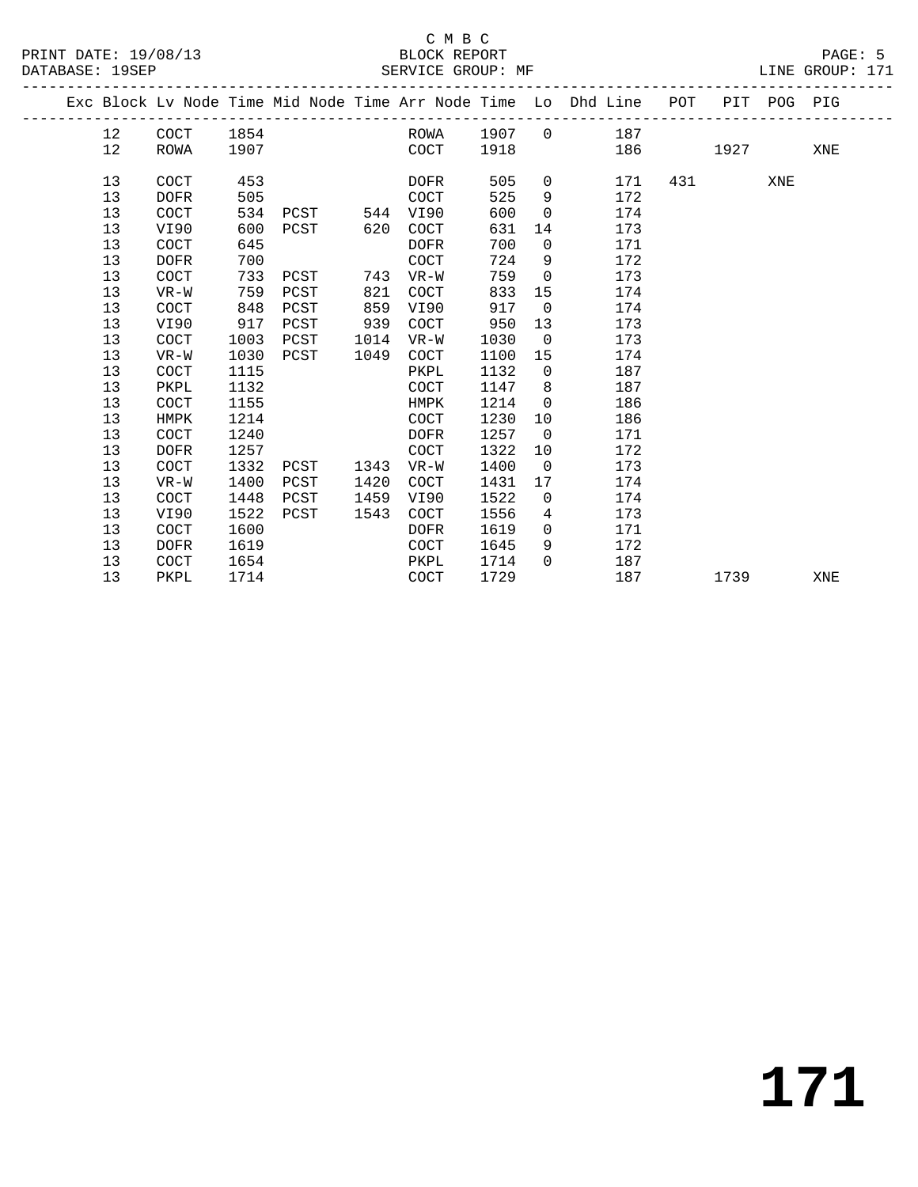C M B C

BLOCK REPORT

SERVICE GROUP: MF

PRINT DATE: 19/08/13
DATABASE: 19SEP

LINE GROUP: 171

| Exc | Block | Lv Node | Time | Mid Node | Time | Arr Node | Time | Lo | Dhd Line | POT | PIT | POG | PIG |
|---|---|---|---|---|---|---|---|---|---|---|---|---|---|
| | 12 | COCT | 1854 | | | ROWA | 1907 | 0 | 187 | | | | |
| | 12 | ROWA | 1907 | | | COCT | 1918 | | 186 | | 1927 | | XNE |
| | 13 | COCT | 453 | | | DOFR | 505 | 0 | 171 | 431 | | XNE | |
| | 13 | DOFR | 505 | | | COCT | 525 | 9 | 172 | | | | |
| | 13 | COCT | 534 | PCST | 544 | VI90 | 600 | 0 | 174 | | | | |
| | 13 | VI90 | 600 | PCST | 620 | COCT | 631 | 14 | 173 | | | | |
| | 13 | COCT | 645 | | | DOFR | 700 | 0 | 171 | | | | |
| | 13 | DOFR | 700 | | | COCT | 724 | 9 | 172 | | | | |
| | 13 | COCT | 733 | PCST | 743 | VR-W | 759 | 0 | 173 | | | | |
| | 13 | VR-W | 759 | PCST | 821 | COCT | 833 | 15 | 174 | | | | |
| | 13 | COCT | 848 | PCST | 859 | VI90 | 917 | 0 | 174 | | | | |
| | 13 | VI90 | 917 | PCST | 939 | COCT | 950 | 13 | 173 | | | | |
| | 13 | COCT | 1003 | PCST | 1014 | VR-W | 1030 | 0 | 173 | | | | |
| | 13 | VR-W | 1030 | PCST | 1049 | COCT | 1100 | 15 | 174 | | | | |
| | 13 | COCT | 1115 | | | PKPL | 1132 | 0 | 187 | | | | |
| | 13 | PKPL | 1132 | | | COCT | 1147 | 8 | 187 | | | | |
| | 13 | COCT | 1155 | | | HMPK | 1214 | 0 | 186 | | | | |
| | 13 | HMPK | 1214 | | | COCT | 1230 | 10 | 186 | | | | |
| | 13 | COCT | 1240 | | | DOFR | 1257 | 0 | 171 | | | | |
| | 13 | DOFR | 1257 | | | COCT | 1322 | 10 | 172 | | | | |
| | 13 | COCT | 1332 | PCST | 1343 | VR-W | 1400 | 0 | 173 | | | | |
| | 13 | VR-W | 1400 | PCST | 1420 | COCT | 1431 | 17 | 174 | | | | |
| | 13 | COCT | 1448 | PCST | 1459 | VI90 | 1522 | 0 | 174 | | | | |
| | 13 | VI90 | 1522 | PCST | 1543 | COCT | 1556 | 4 | 173 | | | | |
| | 13 | COCT | 1600 | | | DOFR | 1619 | 0 | 171 | | | | |
| | 13 | DOFR | 1619 | | | COCT | 1645 | 9 | 172 | | | | |
| | 13 | COCT | 1654 | | | PKPL | 1714 | 0 | 187 | | | | |
| | 13 | PKPL | 1714 | | | COCT | 1729 | | 187 | | 1739 | | XNE |

**171**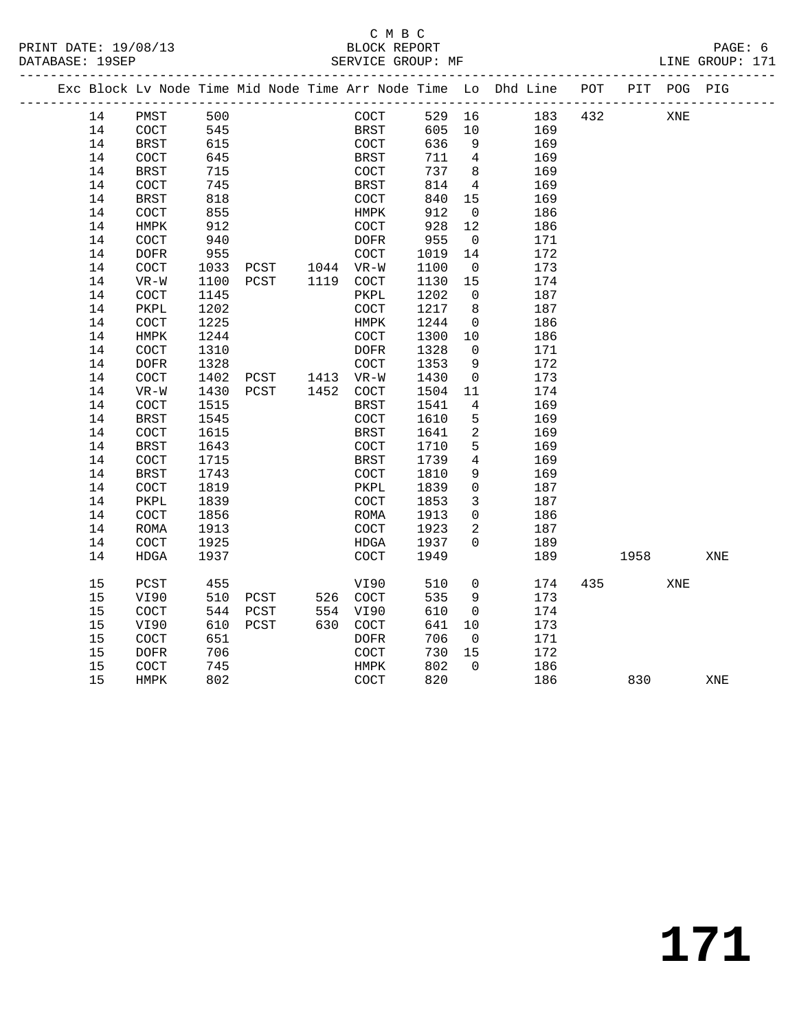C M B C

BLOCK REPORT

SERVICE GROUP: MF

| Exc | Block | Lv Node | Time | Mid Node | Time | Arr Node | Time | Lo | Dhd Line | POT | PIT | POG | PIG |
|---|---|---|---|---|---|---|---|---|---|---|---|---|---|
| | 14 | PMST | 500 | | | COCT | 529 | 16 | 183 | 432 | | XNE | |
| | 14 | COCT | 545 | | | BRST | 605 | 10 | 169 | | | | |
| | 14 | BRST | 615 | | | COCT | 636 | 9 | 169 | | | | |
| | 14 | COCT | 645 | | | BRST | 711 | 4 | 169 | | | | |
| | 14 | BRST | 715 | | | COCT | 737 | 8 | 169 | | | | |
| | 14 | COCT | 745 | | | BRST | 814 | 4 | 169 | | | | |
| | 14 | BRST | 818 | | | COCT | 840 | 15 | 169 | | | | |
| | 14 | COCT | 855 | | | HMPK | 912 | 0 | 186 | | | | |
| | 14 | HMPK | 912 | | | COCT | 928 | 12 | 186 | | | | |
| | 14 | COCT | 940 | | | DOFR | 955 | 0 | 171 | | | | |
| | 14 | DOFR | 955 | | | COCT | 1019 | 14 | 172 | | | | |
| | 14 | COCT | 1033 | PCST | 1044 | VR-W | 1100 | 0 | 173 | | | | |
| | 14 | VR-W | 1100 | PCST | 1119 | COCT | 1130 | 15 | 174 | | | | |
| | 14 | COCT | 1145 | | | PKPL | 1202 | 0 | 187 | | | | |
| | 14 | PKPL | 1202 | | | COCT | 1217 | 8 | 187 | | | | |
| | 14 | COCT | 1225 | | | HMPK | 1244 | 0 | 186 | | | | |
| | 14 | HMPK | 1244 | | | COCT | 1300 | 10 | 186 | | | | |
| | 14 | COCT | 1310 | | | DOFR | 1328 | 0 | 171 | | | | |
| | 14 | DOFR | 1328 | | | COCT | 1353 | 9 | 172 | | | | |
| | 14 | COCT | 1402 | PCST | 1413 | VR-W | 1430 | 0 | 173 | | | | |
| | 14 | VR-W | 1430 | PCST | 1452 | COCT | 1504 | 11 | 174 | | | | |
| | 14 | COCT | 1515 | | | BRST | 1541 | 4 | 169 | | | | |
| | 14 | BRST | 1545 | | | COCT | 1610 | 5 | 169 | | | | |
| | 14 | COCT | 1615 | | | BRST | 1641 | 2 | 169 | | | | |
| | 14 | BRST | 1643 | | | COCT | 1710 | 5 | 169 | | | | |
| | 14 | COCT | 1715 | | | BRST | 1739 | 4 | 169 | | | | |
| | 14 | BRST | 1743 | | | COCT | 1810 | 9 | 169 | | | | |
| | 14 | COCT | 1819 | | | PKPL | 1839 | 0 | 187 | | | | |
| | 14 | PKPL | 1839 | | | COCT | 1853 | 3 | 187 | | | | |
| | 14 | COCT | 1856 | | | ROMA | 1913 | 0 | 186 | | | | |
| | 14 | ROMA | 1913 | | | COCT | 1923 | 2 | 187 | | | | |
| | 14 | COCT | 1925 | | | HDGA | 1937 | 0 | 189 | | | | |
| | 14 | HDGA | 1937 | | | COCT | 1949 | | 189 | | 1958 | | XNE |
| | 15 | PCST | 455 | | | VI90 | 510 | 0 | 174 | 435 | | XNE | |
| | 15 | VI90 | 510 | PCST | 526 | COCT | 535 | 9 | 173 | | | | |
| | 15 | COCT | 544 | PCST | 554 | VI90 | 610 | 0 | 174 | | | | |
| | 15 | VI90 | 610 | PCST | 630 | COCT | 641 | 10 | 173 | | | | |
| | 15 | COCT | 651 | | | DOFR | 706 | 0 | 171 | | | | |
| | 15 | DOFR | 706 | | | COCT | 730 | 15 | 172 | | | | |
| | 15 | COCT | 745 | | | HMPK | 802 | 0 | 186 | | | | |
| | 15 | HMPK | 802 | | | COCT | 820 | | 186 | | 830 | | XNE |

# 171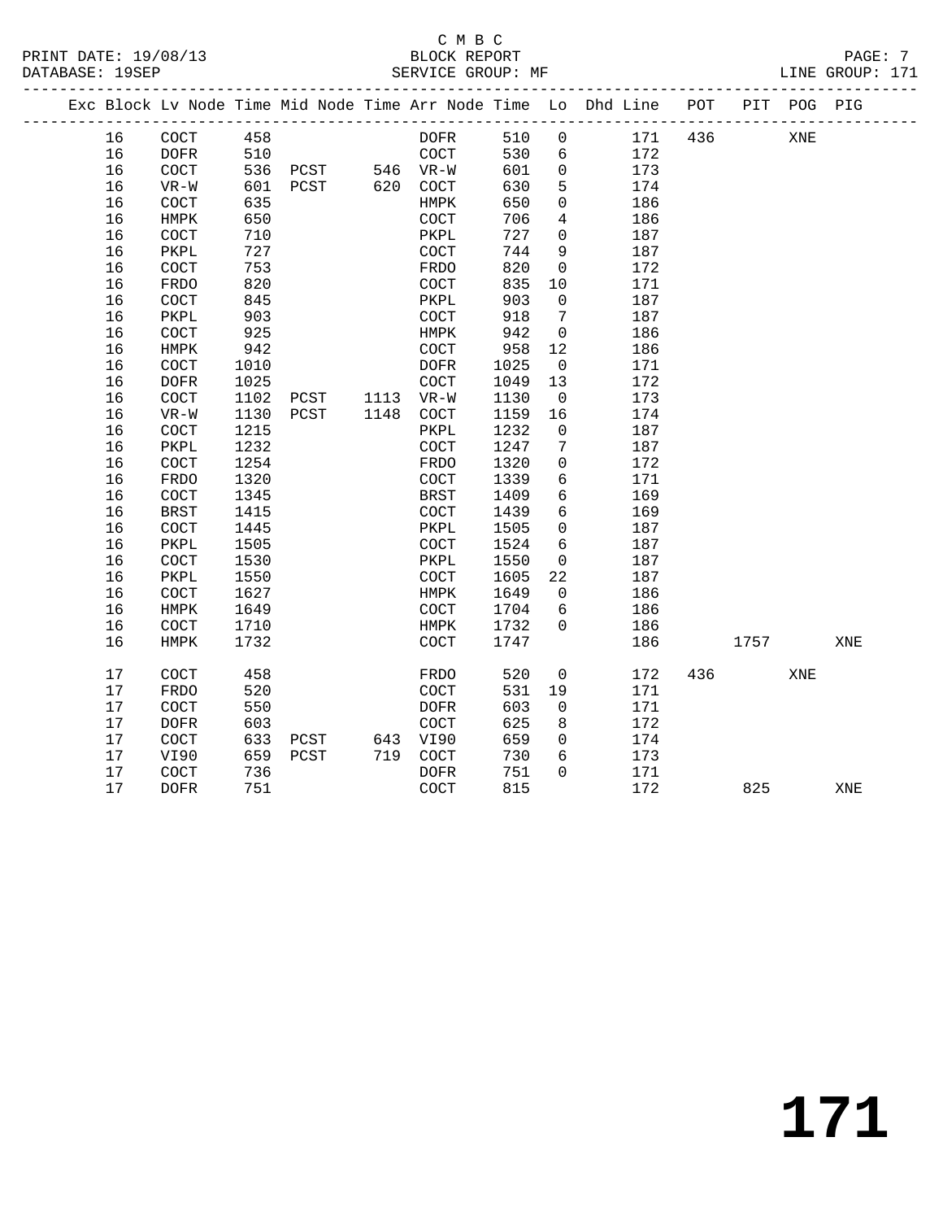C M B C

BLOCK REPORT

SERVICE GROUP: MF

LINE GROUP: 171

| Exc | Block | Lv Node | Time | Mid Node | Time | Arr Node | Time | Lo | Dhd Line | POT | PIT | POG | PIG |
|---|---|---|---|---|---|---|---|---|---|---|---|---|---|
| | 16 | COCT | 458 | | | DOFR | 510 | 0 | 171 | 436 | | XNE | |
| | 16 | DOFR | 510 | | | COCT | 530 | 6 | 172 | | | | |
| | 16 | COCT | 536 | PCST | 546 | VR-W | 601 | 0 | 173 | | | | |
| | 16 | VR-W | 601 | PCST | 620 | COCT | 630 | 5 | 174 | | | | |
| | 16 | COCT | 635 | | | HMPK | 650 | 0 | 186 | | | | |
| | 16 | HMPK | 650 | | | COCT | 706 | 4 | 186 | | | | |
| | 16 | COCT | 710 | | | PKPL | 727 | 0 | 187 | | | | |
| | 16 | PKPL | 727 | | | COCT | 744 | 9 | 187 | | | | |
| | 16 | COCT | 753 | | | FRDO | 820 | 0 | 172 | | | | |
| | 16 | FRDO | 820 | | | COCT | 835 | 10 | 171 | | | | |
| | 16 | COCT | 845 | | | PKPL | 903 | 0 | 187 | | | | |
| | 16 | PKPL | 903 | | | COCT | 918 | 7 | 187 | | | | |
| | 16 | COCT | 925 | | | HMPK | 942 | 0 | 186 | | | | |
| | 16 | HMPK | 942 | | | COCT | 958 | 12 | 186 | | | | |
| | 16 | COCT | 1010 | | | DOFR | 1025 | 0 | 171 | | | | |
| | 16 | DOFR | 1025 | | | COCT | 1049 | 13 | 172 | | | | |
| | 16 | COCT | 1102 | PCST | 1113 | VR-W | 1130 | 0 | 173 | | | | |
| | 16 | VR-W | 1130 | PCST | 1148 | COCT | 1159 | 16 | 174 | | | | |
| | 16 | COCT | 1215 | | | PKPL | 1232 | 0 | 187 | | | | |
| | 16 | PKPL | 1232 | | | COCT | 1247 | 7 | 187 | | | | |
| | 16 | COCT | 1254 | | | FRDO | 1320 | 0 | 172 | | | | |
| | 16 | FRDO | 1320 | | | COCT | 1339 | 6 | 171 | | | | |
| | 16 | COCT | 1345 | | | BRST | 1409 | 6 | 169 | | | | |
| | 16 | BRST | 1415 | | | COCT | 1439 | 6 | 169 | | | | |
| | 16 | COCT | 1445 | | | PKPL | 1505 | 0 | 187 | | | | |
| | 16 | PKPL | 1505 | | | COCT | 1524 | 6 | 187 | | | | |
| | 16 | COCT | 1530 | | | PKPL | 1550 | 0 | 187 | | | | |
| | 16 | PKPL | 1550 | | | COCT | 1605 | 22 | 187 | | | | |
| | 16 | COCT | 1627 | | | HMPK | 1649 | 0 | 186 | | | | |
| | 16 | HMPK | 1649 | | | COCT | 1704 | 6 | 186 | | | | |
| | 16 | COCT | 1710 | | | HMPK | 1732 | 0 | 186 | | | | |
| | 16 | HMPK | 1732 | | | COCT | 1747 | | 186 | | 1757 | | XNE |
| | 17 | COCT | 458 | | | FRDO | 520 | 0 | 172 | 436 | | XNE | |
| | 17 | FRDO | 520 | | | COCT | 531 | 19 | 171 | | | | |
| | 17 | COCT | 550 | | | DOFR | 603 | 0 | 171 | | | | |
| | 17 | DOFR | 603 | | | COCT | 625 | 8 | 172 | | | | |
| | 17 | COCT | 633 | PCST | 643 | VI90 | 659 | 0 | 174 | | | | |
| | 17 | VI90 | 659 | PCST | 719 | COCT | 730 | 6 | 173 | | | | |
| | 17 | COCT | 736 | | | DOFR | 751 | 0 | 171 | | | | |
| | 17 | DOFR | 751 | | | COCT | 815 | | 172 | | 825 | | XNE |

**171**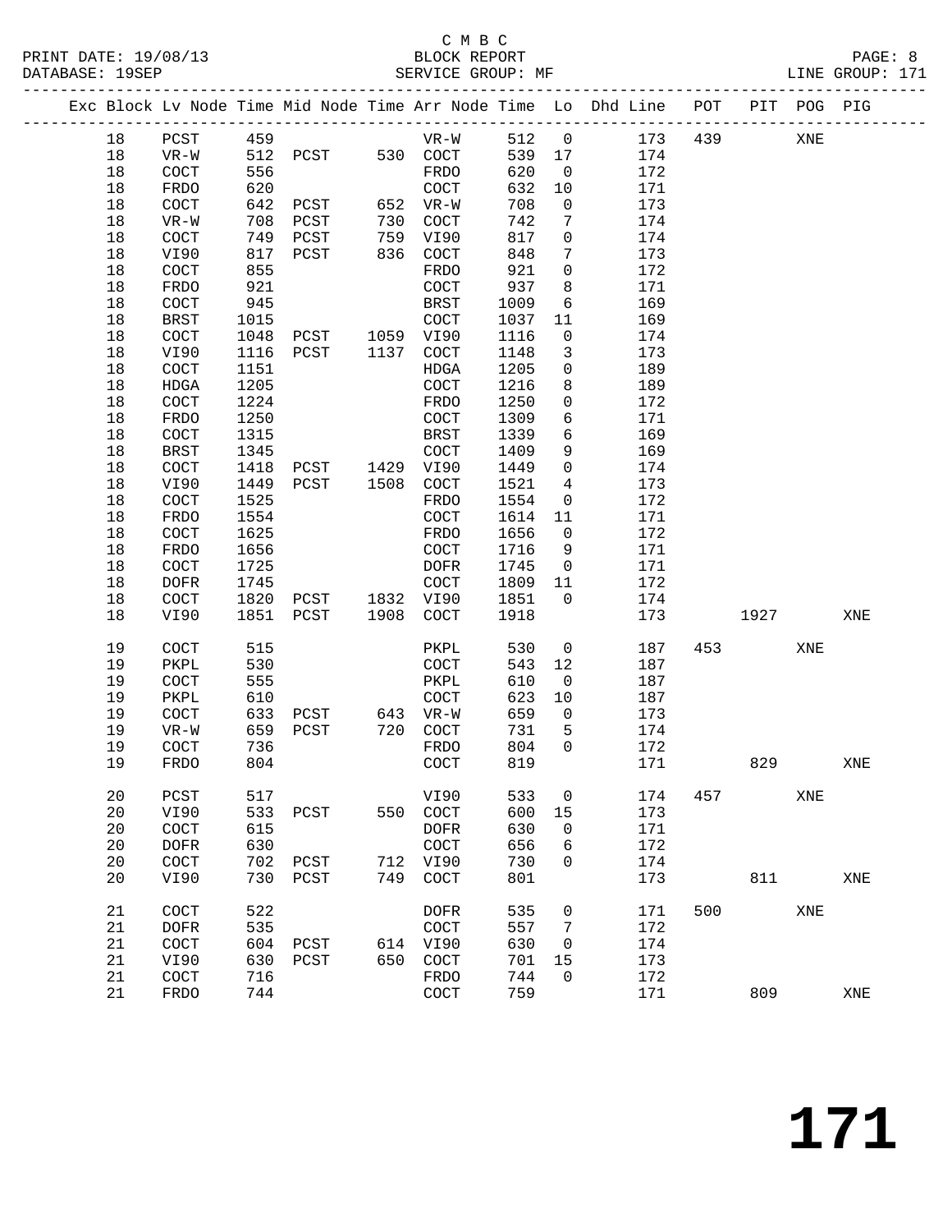C M B C

PRINT DATE: 19/08/13    BLOCK REPORT    PAGE: 8
DATABASE: 19SEP    SERVICE GROUP: MF    LINE GROUP: 171

| Exc | Block | Lv | Node | Time | Mid Node | Time | Arr Node | Time | Lo | Dhd Line | POT | PIT | POG | PIG |
|---|---|---|---|---|---|---|---|---|---|---|---|---|---|---|
| | 18 | | PCST | 459 | | | VR-W | 512 | 0 | 173 | 439 | | XNE | |
| | 18 | | VR-W | 512 | PCST | 530 | COCT | 539 | 17 | 174 | | | | |
| | 18 | | COCT | 556 | | | FRDO | 620 | 0 | 172 | | | | |
| | 18 | | FRDO | 620 | | | COCT | 632 | 10 | 171 | | | | |
| | 18 | | COCT | 642 | PCST | 652 | VR-W | 708 | 0 | 173 | | | | |
| | 18 | | VR-W | 708 | PCST | 730 | COCT | 742 | 7 | 174 | | | | |
| | 18 | | COCT | 749 | PCST | 759 | VI90 | 817 | 0 | 174 | | | | |
| | 18 | | VI90 | 817 | PCST | 836 | COCT | 848 | 7 | 173 | | | | |
| | 18 | | COCT | 855 | | | FRDO | 921 | 0 | 172 | | | | |
| | 18 | | FRDO | 921 | | | COCT | 937 | 8 | 171 | | | | |
| | 18 | | COCT | 945 | | | BRST | 1009 | 6 | 169 | | | | |
| | 18 | | BRST | 1015 | | | COCT | 1037 | 11 | 169 | | | | |
| | 18 | | COCT | 1048 | PCST | 1059 | VI90 | 1116 | 0 | 174 | | | | |
| | 18 | | VI90 | 1116 | PCST | 1137 | COCT | 1148 | 3 | 173 | | | | |
| | 18 | | COCT | 1151 | | | HDGA | 1205 | 0 | 189 | | | | |
| | 18 | | HDGA | 1205 | | | COCT | 1216 | 8 | 189 | | | | |
| | 18 | | COCT | 1224 | | | FRDO | 1250 | 0 | 172 | | | | |
| | 18 | | FRDO | 1250 | | | COCT | 1309 | 6 | 171 | | | | |
| | 18 | | COCT | 1315 | | | BRST | 1339 | 6 | 169 | | | | |
| | 18 | | BRST | 1345 | | | COCT | 1409 | 9 | 169 | | | | |
| | 18 | | COCT | 1418 | PCST | 1429 | VI90 | 1449 | 0 | 174 | | | | |
| | 18 | | VI90 | 1449 | PCST | 1508 | COCT | 1521 | 4 | 173 | | | | |
| | 18 | | COCT | 1525 | | | FRDO | 1554 | 0 | 172 | | | | |
| | 18 | | FRDO | 1554 | | | COCT | 1614 | 11 | 171 | | | | |
| | 18 | | COCT | 1625 | | | FRDO | 1656 | 0 | 172 | | | | |
| | 18 | | FRDO | 1656 | | | COCT | 1716 | 9 | 171 | | | | |
| | 18 | | COCT | 1725 | | | DOFR | 1745 | 0 | 171 | | | | |
| | 18 | | DOFR | 1745 | | | COCT | 1809 | 11 | 172 | | | | |
| | 18 | | COCT | 1820 | PCST | 1832 | VI90 | 1851 | 0 | 174 | | | | |
| | 18 | | VI90 | 1851 | PCST | 1908 | COCT | 1918 | | 173 | | 1927 | | XNE |
| | 19 | | COCT | 515 | | | PKPL | 530 | 0 | 187 | 453 | | XNE | |
| | 19 | | PKPL | 530 | | | COCT | 543 | 12 | 187 | | | | |
| | 19 | | COCT | 555 | | | PKPL | 610 | 0 | 187 | | | | |
| | 19 | | PKPL | 610 | | | COCT | 623 | 10 | 187 | | | | |
| | 19 | | COCT | 633 | PCST | 643 | VR-W | 659 | 0 | 173 | | | | |
| | 19 | | VR-W | 659 | PCST | 720 | COCT | 731 | 5 | 174 | | | | |
| | 19 | | COCT | 736 | | | FRDO | 804 | 0 | 172 | | | | |
| | 19 | | FRDO | 804 | | | COCT | 819 | | 171 | | 829 | | XNE |
| | 20 | | PCST | 517 | | | VI90 | 533 | 0 | 174 | 457 | | XNE | |
| | 20 | | VI90 | 533 | PCST | 550 | COCT | 600 | 15 | 173 | | | | |
| | 20 | | COCT | 615 | | | DOFR | 630 | 0 | 171 | | | | |
| | 20 | | DOFR | 630 | | | COCT | 656 | 6 | 172 | | | | |
| | 20 | | COCT | 702 | PCST | 712 | VI90 | 730 | 0 | 174 | | | | |
| | 20 | | VI90 | 730 | PCST | 749 | COCT | 801 | | 173 | | 811 | | XNE |
| | 21 | | COCT | 522 | | | DOFR | 535 | 0 | 171 | 500 | | XNE | |
| | 21 | | DOFR | 535 | | | COCT | 557 | 7 | 172 | | | | |
| | 21 | | COCT | 604 | PCST | 614 | VI90 | 630 | 0 | 174 | | | | |
| | 21 | | VI90 | 630 | PCST | 650 | COCT | 701 | 15 | 173 | | | | |
| | 21 | | COCT | 716 | | | FRDO | 744 | 0 | 172 | | | | |
| | 21 | | FRDO | 744 | | | COCT | 759 | | 171 | | 809 | | XNE |

# 171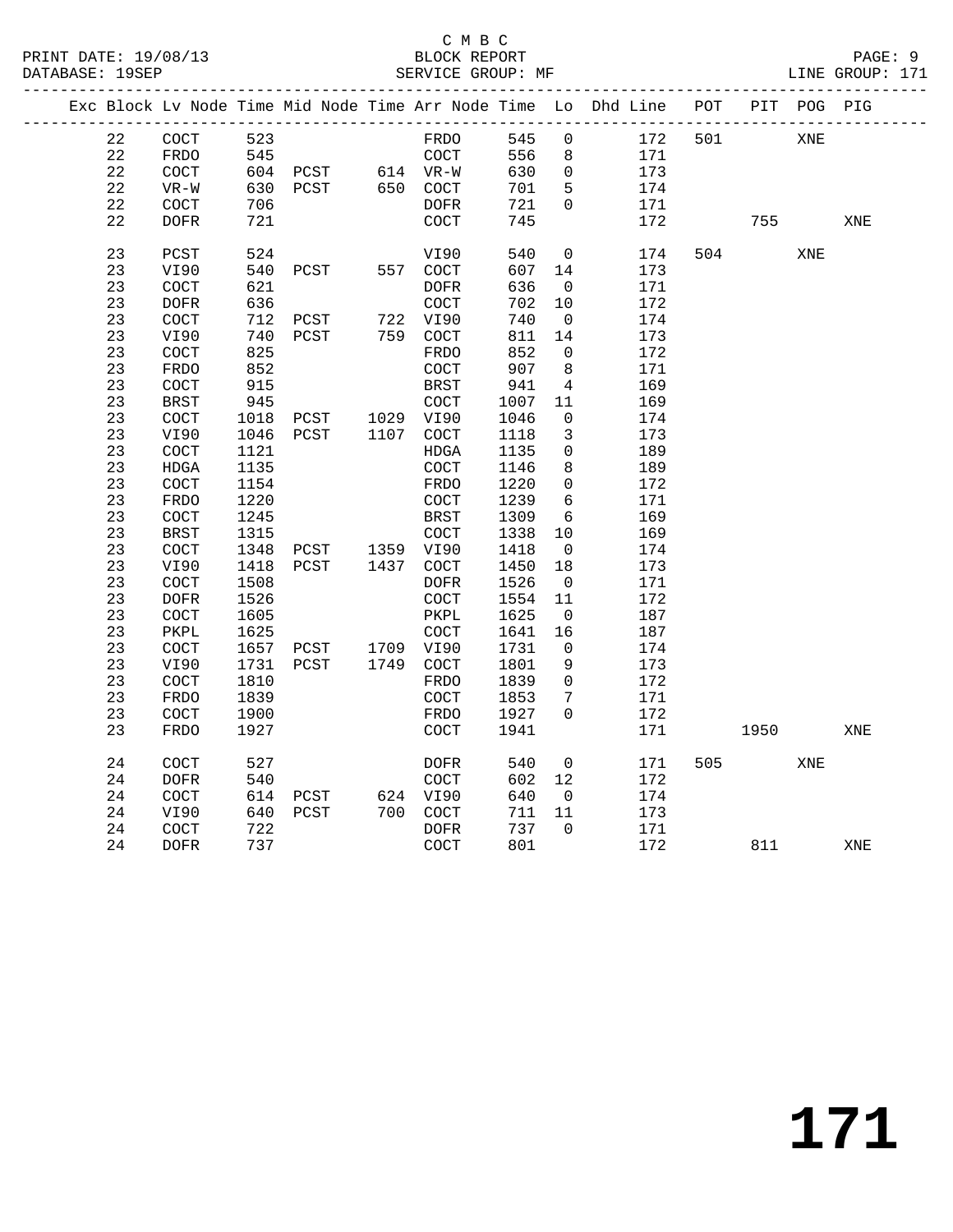C M B C
BLOCK REPORT
SERVICE GROUP: MF

PRINT DATE: 19/08/13
DATABASE: 19SEP
LINE GROUP: 171

| Exc | Block | Lv | Node | Time | Mid Node | Time | Arr Node | Time | Lo | Dhd Line | POT | PIT | POG | PIG |
|---|---|---|---|---|---|---|---|---|---|---|---|---|---|---|
| | 22 | | COCT | 523 | | | FRDO | 545 | 0 | 172 | 501 | | XNE | |
| | 22 | | FRDO | 545 | | | COCT | 556 | 8 | 171 | | | | |
| | 22 | | COCT | 604 | PCST | 614 | VR-W | 630 | 0 | 173 | | | | |
| | 22 | | VR-W | 630 | PCST | 650 | COCT | 701 | 5 | 174 | | | | |
| | 22 | | COCT | 706 | | | DOFR | 721 | 0 | 171 | | | | |
| | 22 | | DOFR | 721 | | | COCT | 745 | | 172 | | 755 | | XNE |
| | 23 | | PCST | 524 | | | VI90 | 540 | 0 | 174 | 504 | | XNE | |
| | 23 | | VI90 | 540 | PCST | 557 | COCT | 607 | 14 | 173 | | | | |
| | 23 | | COCT | 621 | | | DOFR | 636 | 0 | 171 | | | | |
| | 23 | | DOFR | 636 | | | COCT | 702 | 10 | 172 | | | | |
| | 23 | | COCT | 712 | PCST | 722 | VI90 | 740 | 0 | 174 | | | | |
| | 23 | | VI90 | 740 | PCST | 759 | COCT | 811 | 14 | 173 | | | | |
| | 23 | | COCT | 825 | | | FRDO | 852 | 0 | 172 | | | | |
| | 23 | | FRDO | 852 | | | COCT | 907 | 8 | 171 | | | | |
| | 23 | | COCT | 915 | | | BRST | 941 | 4 | 169 | | | | |
| | 23 | | BRST | 945 | | | COCT | 1007 | 11 | 169 | | | | |
| | 23 | | COCT | 1018 | PCST | 1029 | VI90 | 1046 | 0 | 174 | | | | |
| | 23 | | VI90 | 1046 | PCST | 1107 | COCT | 1118 | 3 | 173 | | | | |
| | 23 | | COCT | 1121 | | | HDGA | 1135 | 0 | 189 | | | | |
| | 23 | | HDGA | 1135 | | | COCT | 1146 | 8 | 189 | | | | |
| | 23 | | COCT | 1154 | | | FRDO | 1220 | 0 | 172 | | | | |
| | 23 | | FRDO | 1220 | | | COCT | 1239 | 6 | 171 | | | | |
| | 23 | | COCT | 1245 | | | BRST | 1309 | 6 | 169 | | | | |
| | 23 | | BRST | 1315 | | | COCT | 1338 | 10 | 169 | | | | |
| | 23 | | COCT | 1348 | PCST | 1359 | VI90 | 1418 | 0 | 174 | | | | |
| | 23 | | VI90 | 1418 | PCST | 1437 | COCT | 1450 | 18 | 173 | | | | |
| | 23 | | COCT | 1508 | | | DOFR | 1526 | 0 | 171 | | | | |
| | 23 | | DOFR | 1526 | | | COCT | 1554 | 11 | 172 | | | | |
| | 23 | | COCT | 1605 | | | PKPL | 1625 | 0 | 187 | | | | |
| | 23 | | PKPL | 1625 | | | COCT | 1641 | 16 | 187 | | | | |
| | 23 | | COCT | 1657 | PCST | 1709 | VI90 | 1731 | 0 | 174 | | | | |
| | 23 | | VI90 | 1731 | PCST | 1749 | COCT | 1801 | 9 | 173 | | | | |
| | 23 | | COCT | 1810 | | | FRDO | 1839 | 0 | 172 | | | | |
| | 23 | | FRDO | 1839 | | | COCT | 1853 | 7 | 171 | | | | |
| | 23 | | COCT | 1900 | | | FRDO | 1927 | 0 | 172 | | | | |
| | 23 | | FRDO | 1927 | | | COCT | 1941 | | 171 | | 1950 | | XNE |
| | 24 | | COCT | 527 | | | DOFR | 540 | 0 | 171 | 505 | | XNE | |
| | 24 | | DOFR | 540 | | | COCT | 602 | 12 | 172 | | | | |
| | 24 | | COCT | 614 | PCST | 624 | VI90 | 640 | 0 | 174 | | | | |
| | 24 | | VI90 | 640 | PCST | 700 | COCT | 711 | 11 | 173 | | | | |
| | 24 | | COCT | 722 | | | DOFR | 737 | 0 | 171 | | | | |
| | 24 | | DOFR | 737 | | | COCT | 801 | | 172 | | 811 | | XNE |

# 171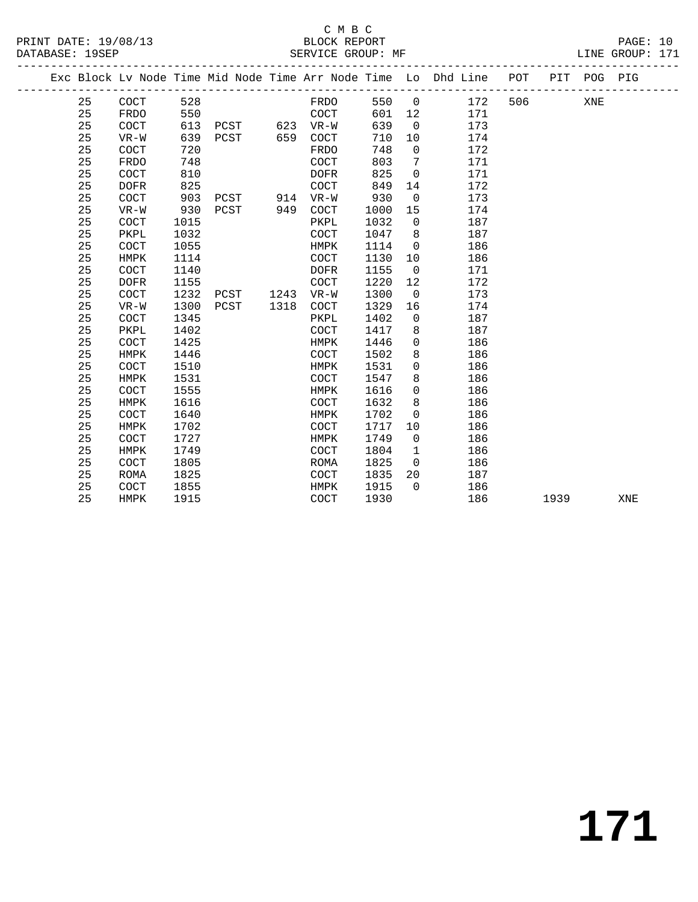C M B C

PRINT DATE: 19/08/13 BLOCK REPORT

DATABASE: 19SEP SERVICE GROUP: MF LINE GROUP: 171

| Exc | Block | Lv | Node | Time | Mid Node | Time | Arr Node | Time | Lo | Dhd Line | POT | PIT | POG | PIG |
|---|---|---|---|---|---|---|---|---|---|---|---|---|---|---|
| | 25 | | COCT | 528 | | | FRDO | 550 | 0 | 172 | 506 | | XNE | |
| | 25 | | FRDO | 550 | | | COCT | 601 | 12 | 171 | | | | |
| | 25 | | COCT | 613 | PCST | 623 | VR-W | 639 | 0 | 173 | | | | |
| | 25 | | VR-W | 639 | PCST | 659 | COCT | 710 | 10 | 174 | | | | |
| | 25 | | COCT | 720 | | | FRDO | 748 | 0 | 172 | | | | |
| | 25 | | FRDO | 748 | | | COCT | 803 | 7 | 171 | | | | |
| | 25 | | COCT | 810 | | | DOFR | 825 | 0 | 171 | | | | |
| | 25 | | DOFR | 825 | | | COCT | 849 | 14 | 172 | | | | |
| | 25 | | COCT | 903 | PCST | 914 | VR-W | 930 | 0 | 173 | | | | |
| | 25 | | VR-W | 930 | PCST | 949 | COCT | 1000 | 15 | 174 | | | | |
| | 25 | | COCT | 1015 | | | PKPL | 1032 | 0 | 187 | | | | |
| | 25 | | PKPL | 1032 | | | COCT | 1047 | 8 | 187 | | | | |
| | 25 | | COCT | 1055 | | | HMPK | 1114 | 0 | 186 | | | | |
| | 25 | | HMPK | 1114 | | | COCT | 1130 | 10 | 186 | | | | |
| | 25 | | COCT | 1140 | | | DOFR | 1155 | 0 | 171 | | | | |
| | 25 | | DOFR | 1155 | | | COCT | 1220 | 12 | 172 | | | | |
| | 25 | | COCT | 1232 | PCST | 1243 | VR-W | 1300 | 0 | 173 | | | | |
| | 25 | | VR-W | 1300 | PCST | 1318 | COCT | 1329 | 16 | 174 | | | | |
| | 25 | | COCT | 1345 | | | PKPL | 1402 | 0 | 187 | | | | |
| | 25 | | PKPL | 1402 | | | COCT | 1417 | 8 | 187 | | | | |
| | 25 | | COCT | 1425 | | | HMPK | 1446 | 0 | 186 | | | | |
| | 25 | | HMPK | 1446 | | | COCT | 1502 | 8 | 186 | | | | |
| | 25 | | COCT | 1510 | | | HMPK | 1531 | 0 | 186 | | | | |
| | 25 | | HMPK | 1531 | | | COCT | 1547 | 8 | 186 | | | | |
| | 25 | | COCT | 1555 | | | HMPK | 1616 | 0 | 186 | | | | |
| | 25 | | HMPK | 1616 | | | COCT | 1632 | 8 | 186 | | | | |
| | 25 | | COCT | 1640 | | | HMPK | 1702 | 0 | 186 | | | | |
| | 25 | | HMPK | 1702 | | | COCT | 1717 | 10 | 186 | | | | |
| | 25 | | COCT | 1727 | | | HMPK | 1749 | 0 | 186 | | | | |
| | 25 | | HMPK | 1749 | | | COCT | 1804 | 1 | 186 | | | | |
| | 25 | | COCT | 1805 | | | ROMA | 1825 | 0 | 186 | | | | |
| | 25 | | ROMA | 1825 | | | COCT | 1835 | 20 | 187 | | | | |
| | 25 | | COCT | 1855 | | | HMPK | 1915 | 0 | 186 | | | | |
| | 25 | | HMPK | 1915 | | | COCT | 1930 | | 186 | | 1939 | | XNE |

**171**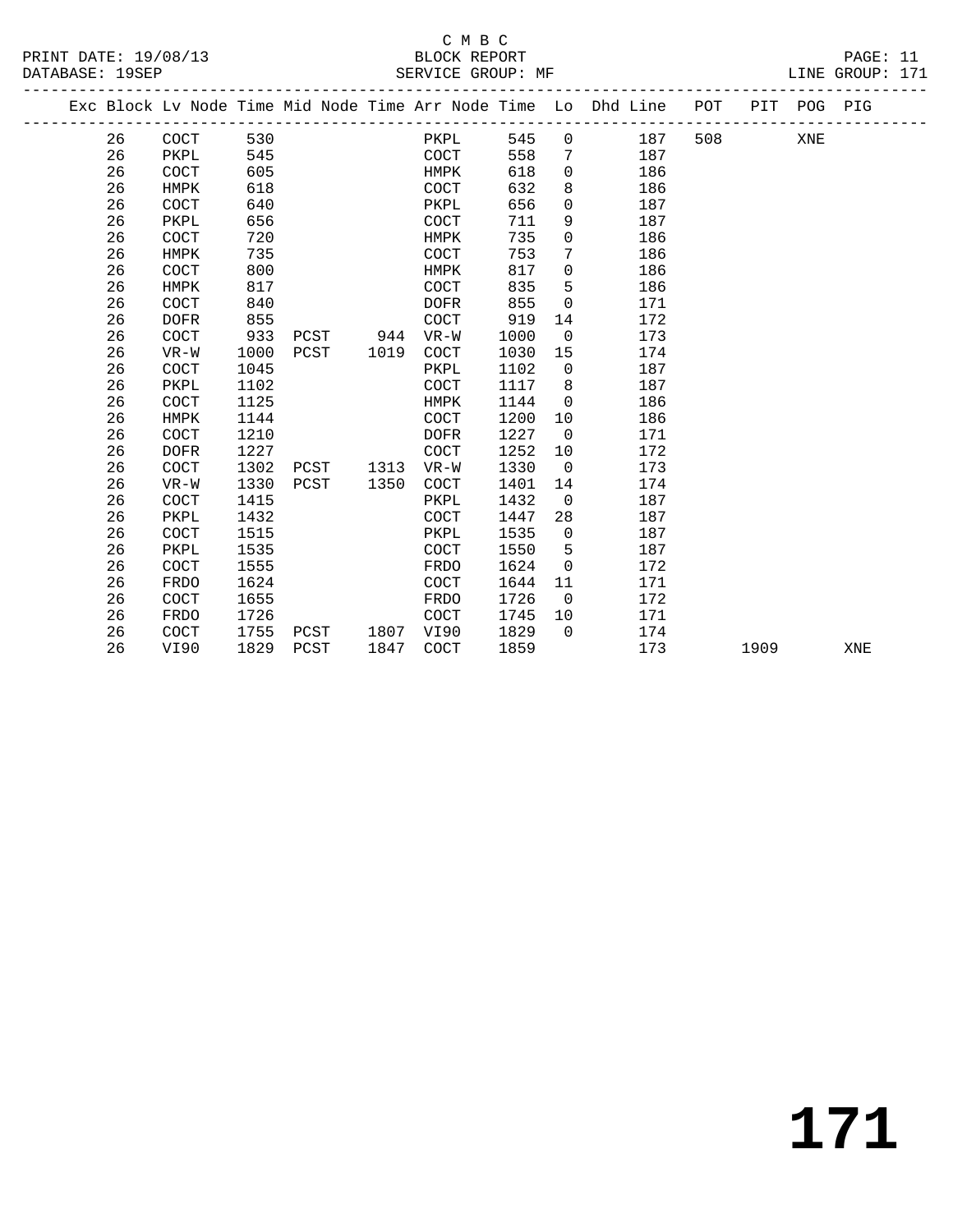C M B C

BLOCK REPORT

SERVICE GROUP: MF

| Exc | Block | Lv | Node | Time | Mid Node | Time | Arr Node | Time | Lo | Dhd Line | POT | PIT | POG | PIG |
|---|---|---|---|---|---|---|---|---|---|---|---|---|---|---|
| | 26 | | COCT | 530 | | | PKPL | 545 | 0 | 187 | 508 | | XNE | |
| | 26 | | PKPL | 545 | | | COCT | 558 | 7 | 187 | | | | |
| | 26 | | COCT | 605 | | | HMPK | 618 | 0 | 186 | | | | |
| | 26 | | HMPK | 618 | | | COCT | 632 | 8 | 186 | | | | |
| | 26 | | COCT | 640 | | | PKPL | 656 | 0 | 187 | | | | |
| | 26 | | PKPL | 656 | | | COCT | 711 | 9 | 187 | | | | |
| | 26 | | COCT | 720 | | | HMPK | 735 | 0 | 186 | | | | |
| | 26 | | HMPK | 735 | | | COCT | 753 | 7 | 186 | | | | |
| | 26 | | COCT | 800 | | | HMPK | 817 | 0 | 186 | | | | |
| | 26 | | HMPK | 817 | | | COCT | 835 | 5 | 186 | | | | |
| | 26 | | COCT | 840 | | | DOFR | 855 | 0 | 171 | | | | |
| | 26 | | DOFR | 855 | | | COCT | 919 | 14 | 172 | | | | |
| | 26 | | COCT | 933 | PCST | 944 | VR-W | 1000 | 0 | 173 | | | | |
| | 26 | | VR-W | 1000 | PCST | 1019 | COCT | 1030 | 15 | 174 | | | | |
| | 26 | | COCT | 1045 | | | PKPL | 1102 | 0 | 187 | | | | |
| | 26 | | PKPL | 1102 | | | COCT | 1117 | 8 | 187 | | | | |
| | 26 | | COCT | 1125 | | | HMPK | 1144 | 0 | 186 | | | | |
| | 26 | | HMPK | 1144 | | | COCT | 1200 | 10 | 186 | | | | |
| | 26 | | COCT | 1210 | | | DOFR | 1227 | 0 | 171 | | | | |
| | 26 | | DOFR | 1227 | | | COCT | 1252 | 10 | 172 | | | | |
| | 26 | | COCT | 1302 | PCST | 1313 | VR-W | 1330 | 0 | 173 | | | | |
| | 26 | | VR-W | 1330 | PCST | 1350 | COCT | 1401 | 14 | 174 | | | | |
| | 26 | | COCT | 1415 | | | PKPL | 1432 | 0 | 187 | | | | |
| | 26 | | PKPL | 1432 | | | COCT | 1447 | 28 | 187 | | | | |
| | 26 | | COCT | 1515 | | | PKPL | 1535 | 0 | 187 | | | | |
| | 26 | | PKPL | 1535 | | | COCT | 1550 | 5 | 187 | | | | |
| | 26 | | COCT | 1555 | | | FRDO | 1624 | 0 | 172 | | | | |
| | 26 | | FRDO | 1624 | | | COCT | 1644 | 11 | 171 | | | | |
| | 26 | | COCT | 1655 | | | FRDO | 1726 | 0 | 172 | | | | |
| | 26 | | FRDO | 1726 | | | COCT | 1745 | 10 | 171 | | | | |
| | 26 | | COCT | 1755 | PCST | 1807 | VI90 | 1829 | 0 | 174 | | | | |
| | 26 | | VI90 | 1829 | PCST | 1847 | COCT | 1859 | | 173 | | 1909 | | XNE |

# 171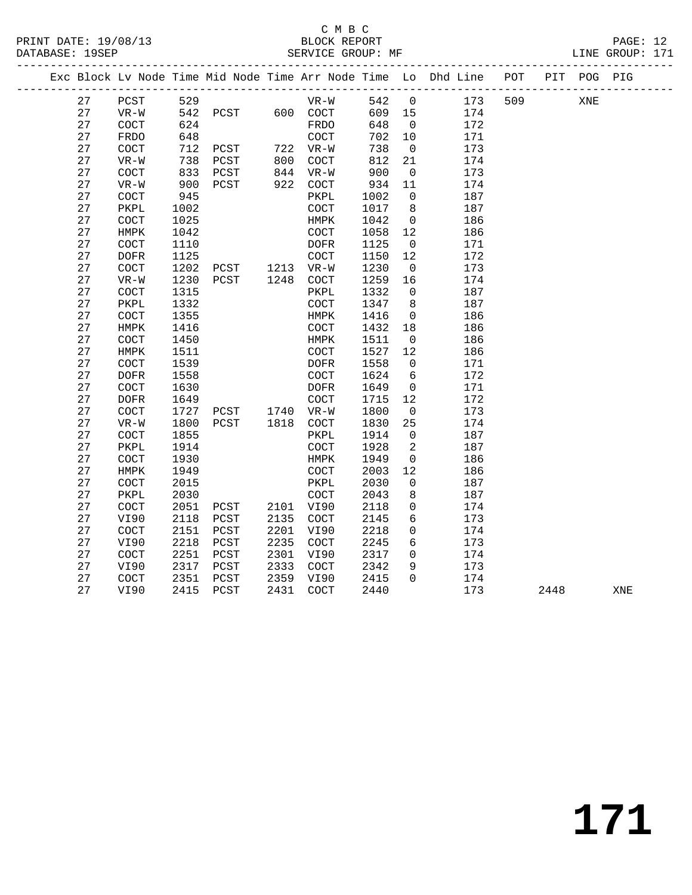C M B C
BLOCK REPORT
SERVICE GROUP: MF

PRINT DATE: 19/08/13
DATABASE: 19SEP

LINE GROUP: 171

| Exc | Block | Lv Node | Time | Mid Node | Time | Arr Node | Time | Lo | Dhd Line | POT | PIT | POG | PIG |
|---|---|---|---|---|---|---|---|---|---|---|---|---|---|
| | 27 | PCST | 529 | | | VR-W | 542 | 0 | 173 | 509 | | XNE | |
| | 27 | VR-W | 542 | PCST | 600 | COCT | 609 | 15 | 174 | | | | |
| | 27 | COCT | 624 | | | FRDO | 648 | 0 | 172 | | | | |
| | 27 | FRDO | 648 | | | COCT | 702 | 10 | 171 | | | | |
| | 27 | COCT | 712 | PCST | 722 | VR-W | 738 | 0 | 173 | | | | |
| | 27 | VR-W | 738 | PCST | 800 | COCT | 812 | 21 | 174 | | | | |
| | 27 | COCT | 833 | PCST | 844 | VR-W | 900 | 0 | 173 | | | | |
| | 27 | VR-W | 900 | PCST | 922 | COCT | 934 | 11 | 174 | | | | |
| | 27 | COCT | 945 | | | PKPL | 1002 | 0 | 187 | | | | |
| | 27 | PKPL | 1002 | | | COCT | 1017 | 8 | 187 | | | | |
| | 27 | COCT | 1025 | | | HMPK | 1042 | 0 | 186 | | | | |
| | 27 | HMPK | 1042 | | | COCT | 1058 | 12 | 186 | | | | |
| | 27 | COCT | 1110 | | | DOFR | 1125 | 0 | 171 | | | | |
| | 27 | DOFR | 1125 | | | COCT | 1150 | 12 | 172 | | | | |
| | 27 | COCT | 1202 | PCST | 1213 | VR-W | 1230 | 0 | 173 | | | | |
| | 27 | VR-W | 1230 | PCST | 1248 | COCT | 1259 | 16 | 174 | | | | |
| | 27 | COCT | 1315 | | | PKPL | 1332 | 0 | 187 | | | | |
| | 27 | PKPL | 1332 | | | COCT | 1347 | 8 | 187 | | | | |
| | 27 | COCT | 1355 | | | HMPK | 1416 | 0 | 186 | | | | |
| | 27 | HMPK | 1416 | | | COCT | 1432 | 18 | 186 | | | | |
| | 27 | COCT | 1450 | | | HMPK | 1511 | 0 | 186 | | | | |
| | 27 | HMPK | 1511 | | | COCT | 1527 | 12 | 186 | | | | |
| | 27 | COCT | 1539 | | | DOFR | 1558 | 0 | 171 | | | | |
| | 27 | DOFR | 1558 | | | COCT | 1624 | 6 | 172 | | | | |
| | 27 | COCT | 1630 | | | DOFR | 1649 | 0 | 171 | | | | |
| | 27 | DOFR | 1649 | | | COCT | 1715 | 12 | 172 | | | | |
| | 27 | COCT | 1727 | PCST | 1740 | VR-W | 1800 | 0 | 173 | | | | |
| | 27 | VR-W | 1800 | PCST | 1818 | COCT | 1830 | 25 | 174 | | | | |
| | 27 | COCT | 1855 | | | PKPL | 1914 | 0 | 187 | | | | |
| | 27 | PKPL | 1914 | | | COCT | 1928 | 2 | 187 | | | | |
| | 27 | COCT | 1930 | | | HMPK | 1949 | 0 | 186 | | | | |
| | 27 | HMPK | 1949 | | | COCT | 2003 | 12 | 186 | | | | |
| | 27 | COCT | 2015 | | | PKPL | 2030 | 0 | 187 | | | | |
| | 27 | PKPL | 2030 | | | COCT | 2043 | 8 | 187 | | | | |
| | 27 | COCT | 2051 | PCST | 2101 | VI90 | 2118 | 0 | 174 | | | | |
| | 27 | VI90 | 2118 | PCST | 2135 | COCT | 2145 | 6 | 173 | | | | |
| | 27 | COCT | 2151 | PCST | 2201 | VI90 | 2218 | 0 | 174 | | | | |
| | 27 | VI90 | 2218 | PCST | 2235 | COCT | 2245 | 6 | 173 | | | | |
| | 27 | COCT | 2251 | PCST | 2301 | VI90 | 2317 | 0 | 174 | | | | |
| | 27 | VI90 | 2317 | PCST | 2333 | COCT | 2342 | 9 | 173 | | | | |
| | 27 | COCT | 2351 | PCST | 2359 | VI90 | 2415 | 0 | 174 | | | | |
| | 27 | VI90 | 2415 | PCST | 2431 | COCT | 2440 | | 173 | | 2448 | | XNE |

**171**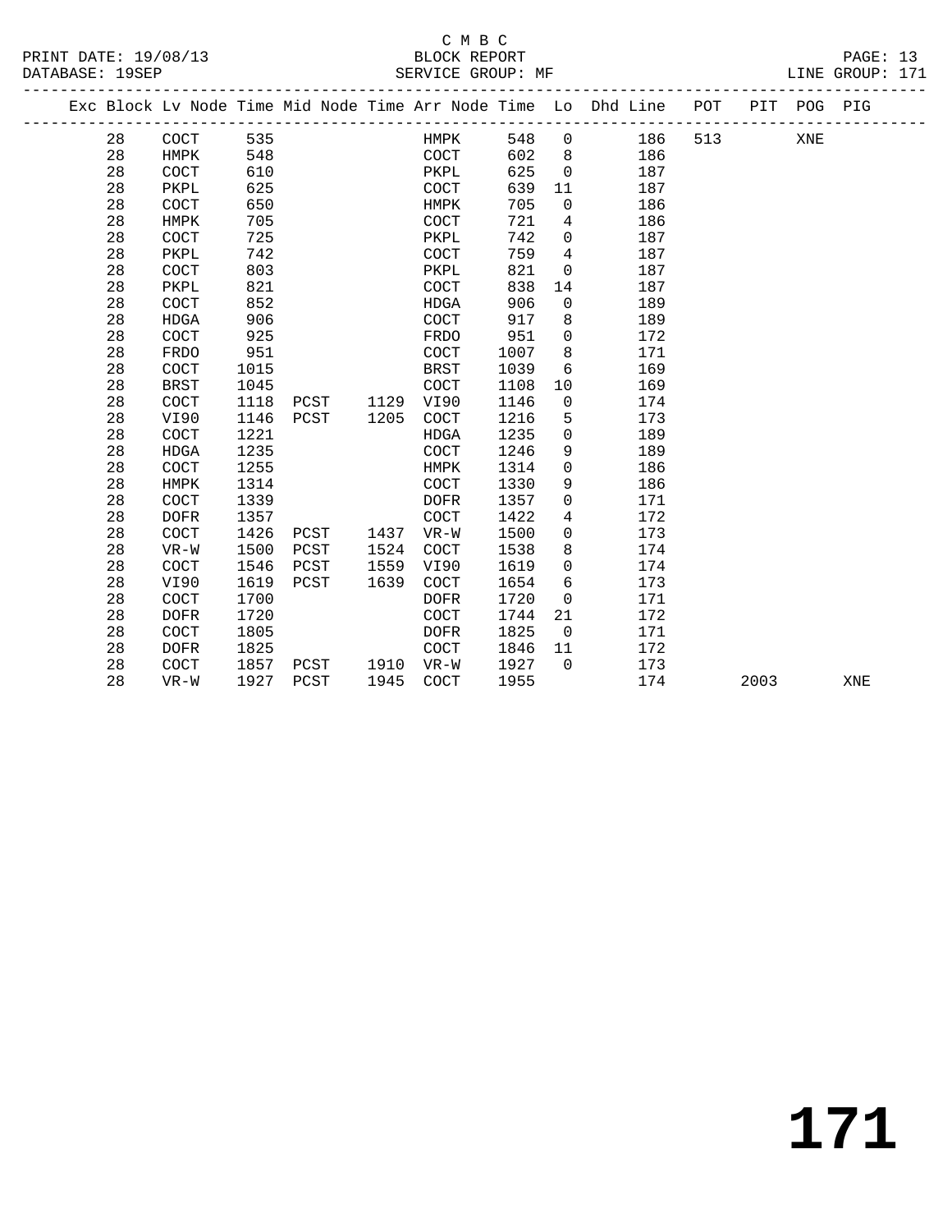C M B C

BLOCK REPORT

SERVICE GROUP: MF

PRINT DATE: 19/08/13
DATABASE: 19SEP
LINE GROUP: 171

| Exc | Block | Lv | Node | Time | Mid Node | Time | Arr Node | Time | Lo | Dhd Line | POT | PIT | POG | PIG |
|---|---|---|---|---|---|---|---|---|---|---|---|---|---|---|
| | 28 | | COCT | 535 | | | HMPK | 548 | 0 | 186 | 513 | | XNE | |
| | 28 | | HMPK | 548 | | | COCT | 602 | 8 | 186 | | | | |
| | 28 | | COCT | 610 | | | PKPL | 625 | 0 | 187 | | | | |
| | 28 | | PKPL | 625 | | | COCT | 639 | 11 | 187 | | | | |
| | 28 | | COCT | 650 | | | HMPK | 705 | 0 | 186 | | | | |
| | 28 | | HMPK | 705 | | | COCT | 721 | 4 | 186 | | | | |
| | 28 | | COCT | 725 | | | PKPL | 742 | 0 | 187 | | | | |
| | 28 | | PKPL | 742 | | | COCT | 759 | 4 | 187 | | | | |
| | 28 | | COCT | 803 | | | PKPL | 821 | 0 | 187 | | | | |
| | 28 | | PKPL | 821 | | | COCT | 838 | 14 | 187 | | | | |
| | 28 | | COCT | 852 | | | HDGA | 906 | 0 | 189 | | | | |
| | 28 | | HDGA | 906 | | | COCT | 917 | 8 | 189 | | | | |
| | 28 | | COCT | 925 | | | FRDO | 951 | 0 | 172 | | | | |
| | 28 | | FRDO | 951 | | | COCT | 1007 | 8 | 171 | | | | |
| | 28 | | COCT | 1015 | | | BRST | 1039 | 6 | 169 | | | | |
| | 28 | | BRST | 1045 | | | COCT | 1108 | 10 | 169 | | | | |
| | 28 | | COCT | 1118 | PCST | 1129 | VI90 | 1146 | 0 | 174 | | | | |
| | 28 | | VI90 | 1146 | PCST | 1205 | COCT | 1216 | 5 | 173 | | | | |
| | 28 | | COCT | 1221 | | | HDGA | 1235 | 0 | 189 | | | | |
| | 28 | | HDGA | 1235 | | | COCT | 1246 | 9 | 189 | | | | |
| | 28 | | COCT | 1255 | | | HMPK | 1314 | 0 | 186 | | | | |
| | 28 | | HMPK | 1314 | | | COCT | 1330 | 9 | 186 | | | | |
| | 28 | | COCT | 1339 | | | DOFR | 1357 | 0 | 171 | | | | |
| | 28 | | DOFR | 1357 | | | COCT | 1422 | 4 | 172 | | | | |
| | 28 | | COCT | 1426 | PCST | 1437 | VR-W | 1500 | 0 | 173 | | | | |
| | 28 | | VR-W | 1500 | PCST | 1524 | COCT | 1538 | 8 | 174 | | | | |
| | 28 | | COCT | 1546 | PCST | 1559 | VI90 | 1619 | 0 | 174 | | | | |
| | 28 | | VI90 | 1619 | PCST | 1639 | COCT | 1654 | 6 | 173 | | | | |
| | 28 | | COCT | 1700 | | | DOFR | 1720 | 0 | 171 | | | | |
| | 28 | | DOFR | 1720 | | | COCT | 1744 | 21 | 172 | | | | |
| | 28 | | COCT | 1805 | | | DOFR | 1825 | 0 | 171 | | | | |
| | 28 | | DOFR | 1825 | | | COCT | 1846 | 11 | 172 | | | | |
| | 28 | | COCT | 1857 | PCST | 1910 | VR-W | 1927 | 0 | 173 | | | | |
| | 28 | | VR-W | 1927 | PCST | 1945 | COCT | 1955 | | 174 | | 2003 | | XNE |

# 171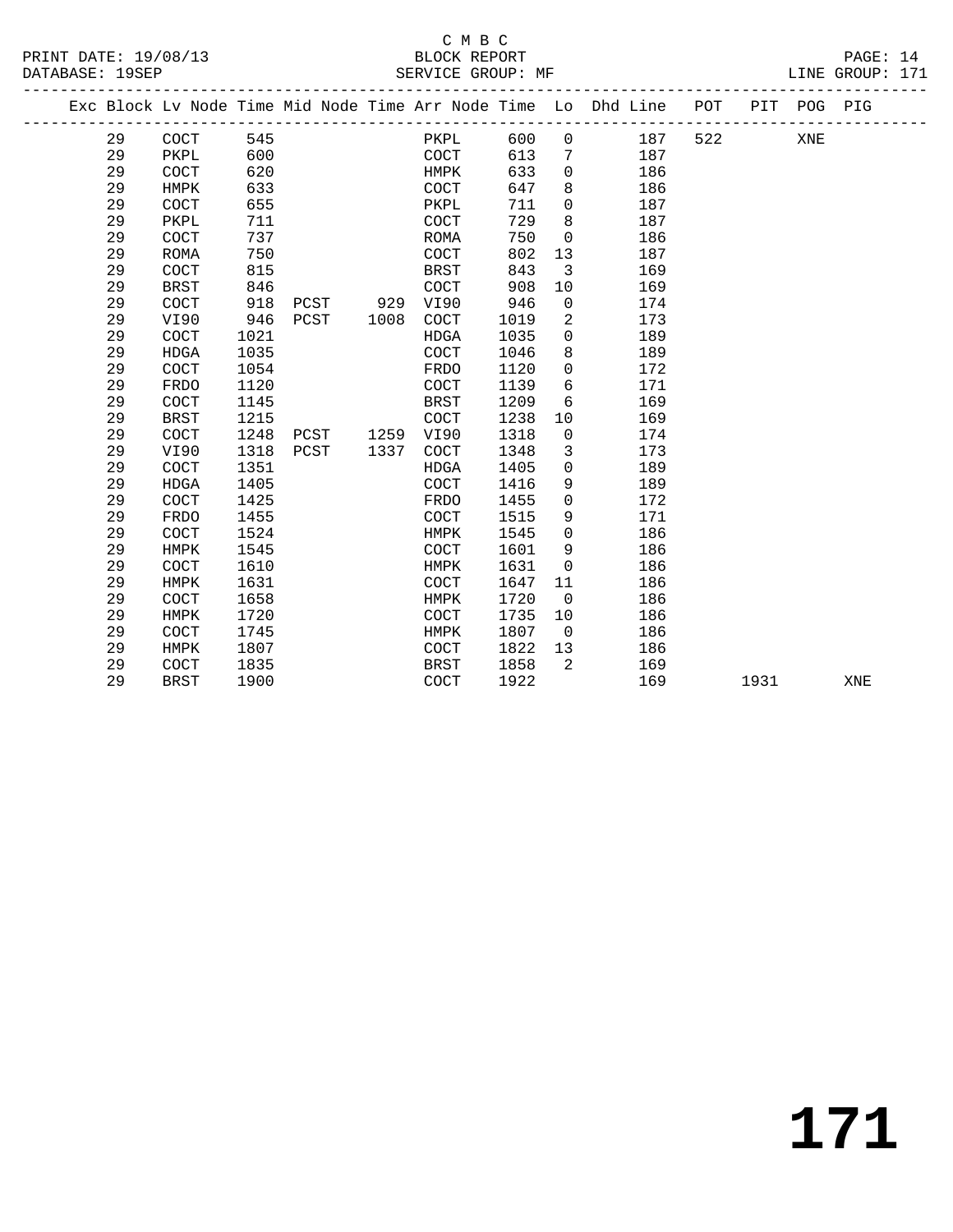C M B C

BLOCK REPORT

SERVICE GROUP: MF

PRINT DATE: 19/08/13
DATABASE: 19SEP
LINE GROUP: 171

| Exc | Block | Lv | Node | Time | Mid Node | Time | Arr Node | Time | Lo | Dhd Line | POT | PIT | POG | PIG |
|---|---|---|---|---|---|---|---|---|---|---|---|---|---|---|
| | 29 | | COCT | 545 | | | PKPL | 600 | 0 | 187 | 522 | | XNE | |
| | 29 | | PKPL | 600 | | | COCT | 613 | 7 | 187 | | | | |
| | 29 | | COCT | 620 | | | HMPK | 633 | 0 | 186 | | | | |
| | 29 | | HMPK | 633 | | | COCT | 647 | 8 | 186 | | | | |
| | 29 | | COCT | 655 | | | PKPL | 711 | 0 | 187 | | | | |
| | 29 | | PKPL | 711 | | | COCT | 729 | 8 | 187 | | | | |
| | 29 | | COCT | 737 | | | ROMA | 750 | 0 | 186 | | | | |
| | 29 | | ROMA | 750 | | | COCT | 802 | 13 | 187 | | | | |
| | 29 | | COCT | 815 | | | BRST | 843 | 3 | 169 | | | | |
| | 29 | | BRST | 846 | | | COCT | 908 | 10 | 169 | | | | |
| | 29 | | COCT | 918 | PCST | 929 | VI90 | 946 | 0 | 174 | | | | |
| | 29 | | VI90 | 946 | PCST | 1008 | COCT | 1019 | 2 | 173 | | | | |
| | 29 | | COCT | 1021 | | | HDGA | 1035 | 0 | 189 | | | | |
| | 29 | | HDGA | 1035 | | | COCT | 1046 | 8 | 189 | | | | |
| | 29 | | COCT | 1054 | | | FRDO | 1120 | 0 | 172 | | | | |
| | 29 | | FRDO | 1120 | | | COCT | 1139 | 6 | 171 | | | | |
| | 29 | | COCT | 1145 | | | BRST | 1209 | 6 | 169 | | | | |
| | 29 | | BRST | 1215 | | | COCT | 1238 | 10 | 169 | | | | |
| | 29 | | COCT | 1248 | PCST | 1259 | VI90 | 1318 | 0 | 174 | | | | |
| | 29 | | VI90 | 1318 | PCST | 1337 | COCT | 1348 | 3 | 173 | | | | |
| | 29 | | COCT | 1351 | | | HDGA | 1405 | 0 | 189 | | | | |
| | 29 | | HDGA | 1405 | | | COCT | 1416 | 9 | 189 | | | | |
| | 29 | | COCT | 1425 | | | FRDO | 1455 | 0 | 172 | | | | |
| | 29 | | FRDO | 1455 | | | COCT | 1515 | 9 | 171 | | | | |
| | 29 | | COCT | 1524 | | | HMPK | 1545 | 0 | 186 | | | | |
| | 29 | | HMPK | 1545 | | | COCT | 1601 | 9 | 186 | | | | |
| | 29 | | COCT | 1610 | | | HMPK | 1631 | 0 | 186 | | | | |
| | 29 | | HMPK | 1631 | | | COCT | 1647 | 11 | 186 | | | | |
| | 29 | | COCT | 1658 | | | HMPK | 1720 | 0 | 186 | | | | |
| | 29 | | HMPK | 1720 | | | COCT | 1735 | 10 | 186 | | | | |
| | 29 | | COCT | 1745 | | | HMPK | 1807 | 0 | 186 | | | | |
| | 29 | | HMPK | 1807 | | | COCT | 1822 | 13 | 186 | | | | |
| | 29 | | COCT | 1835 | | | BRST | 1858 | 2 | 169 | | | | |
| | 29 | | BRST | 1900 | | | COCT | 1922 | | 169 | | 1931 | | XNE |

# 171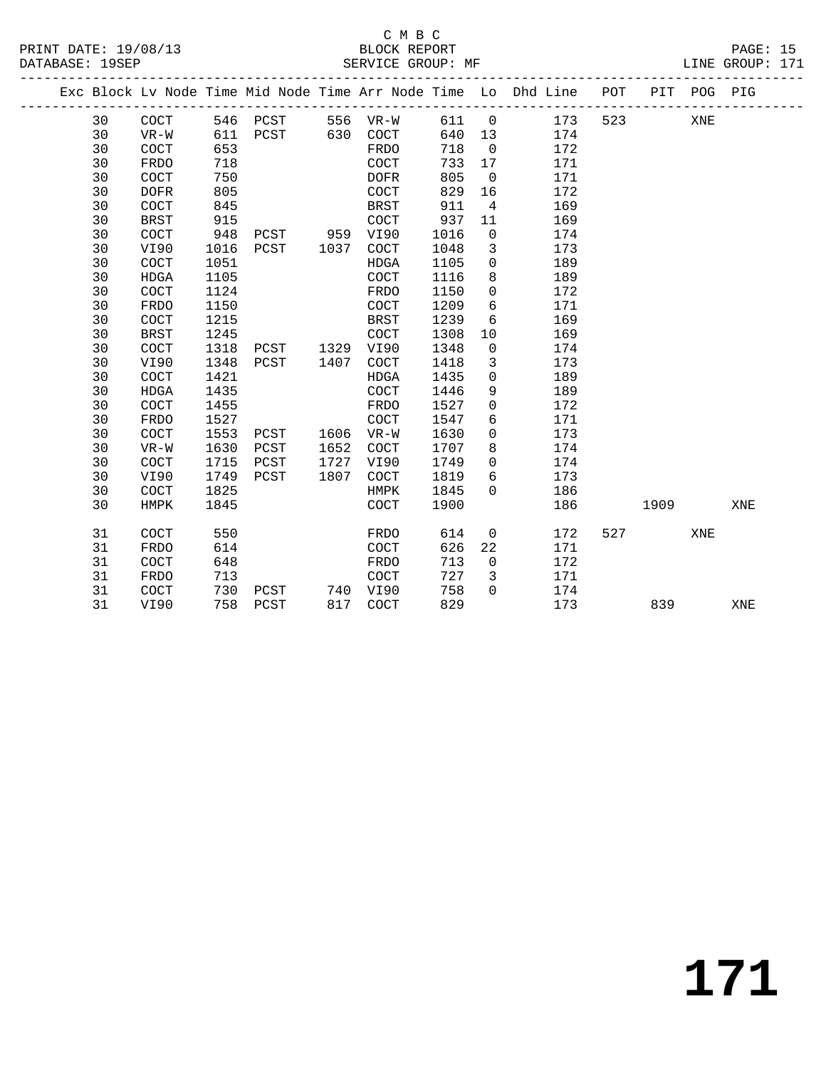C M B C

PRINT DATE: 19/08/13 BLOCK REPORT PAGE: 15
DATABASE: 19SEP SERVICE GROUP: MF LINE GROUP: 171

| Exc | Block | Lv | Node | Time | Mid Node | Time | Arr Node | Time | Lo | Dhd Line | POT | PIT | POG | PIG |
|---|---|---|---|---|---|---|---|---|---|---|---|---|---|---|
| | 30 | | COCT | 546 | PCST | 556 | VR-W | 611 | 0 | 173 | 523 | | XNE | |
| | 30 | | VR-W | 611 | PCST | 630 | COCT | 640 | 13 | 174 | | | | |
| | 30 | | COCT | 653 | | | FRDO | 718 | 0 | 172 | | | | |
| | 30 | | FRDO | 718 | | | COCT | 733 | 17 | 171 | | | | |
| | 30 | | COCT | 750 | | | DOFR | 805 | 0 | 171 | | | | |
| | 30 | | DOFR | 805 | | | COCT | 829 | 16 | 172 | | | | |
| | 30 | | COCT | 845 | | | BRST | 911 | 4 | 169 | | | | |
| | 30 | | BRST | 915 | | | COCT | 937 | 11 | 169 | | | | |
| | 30 | | COCT | 948 | PCST | 959 | VI90 | 1016 | 0 | 174 | | | | |
| | 30 | | VI90 | 1016 | PCST | 1037 | COCT | 1048 | 3 | 173 | | | | |
| | 30 | | COCT | 1051 | | | HDGA | 1105 | 0 | 189 | | | | |
| | 30 | | HDGA | 1105 | | | COCT | 1116 | 8 | 189 | | | | |
| | 30 | | COCT | 1124 | | | FRDO | 1150 | 0 | 172 | | | | |
| | 30 | | FRDO | 1150 | | | COCT | 1209 | 6 | 171 | | | | |
| | 30 | | COCT | 1215 | | | BRST | 1239 | 6 | 169 | | | | |
| | 30 | | BRST | 1245 | | | COCT | 1308 | 10 | 169 | | | | |
| | 30 | | COCT | 1318 | PCST | 1329 | VI90 | 1348 | 0 | 174 | | | | |
| | 30 | | VI90 | 1348 | PCST | 1407 | COCT | 1418 | 3 | 173 | | | | |
| | 30 | | COCT | 1421 | | | HDGA | 1435 | 0 | 189 | | | | |
| | 30 | | HDGA | 1435 | | | COCT | 1446 | 9 | 189 | | | | |
| | 30 | | COCT | 1455 | | | FRDO | 1527 | 0 | 172 | | | | |
| | 30 | | FRDO | 1527 | | | COCT | 1547 | 6 | 171 | | | | |
| | 30 | | COCT | 1553 | PCST | 1606 | VR-W | 1630 | 0 | 173 | | | | |
| | 30 | | VR-W | 1630 | PCST | 1652 | COCT | 1707 | 8 | 174 | | | | |
| | 30 | | COCT | 1715 | PCST | 1727 | VI90 | 1749 | 0 | 174 | | | | |
| | 30 | | VI90 | 1749 | PCST | 1807 | COCT | 1819 | 6 | 173 | | | | |
| | 30 | | COCT | 1825 | | | HMPK | 1845 | 0 | 186 | | | | |
| | 30 | | HMPK | 1845 | | | COCT | 1900 | | 186 | | 1909 | | XNE |
| | 31 | | COCT | 550 | | | FRDO | 614 | 0 | 172 | 527 | | XNE | |
| | 31 | | FRDO | 614 | | | COCT | 626 | 22 | 171 | | | | |
| | 31 | | COCT | 648 | | | FRDO | 713 | 0 | 172 | | | | |
| | 31 | | FRDO | 713 | | | COCT | 727 | 3 | 171 | | | | |
| | 31 | | COCT | 730 | PCST | 740 | VI90 | 758 | 0 | 174 | | | | |
| | 31 | | VI90 | 758 | PCST | 817 | COCT | 829 | | 173 | | 839 | | XNE |

171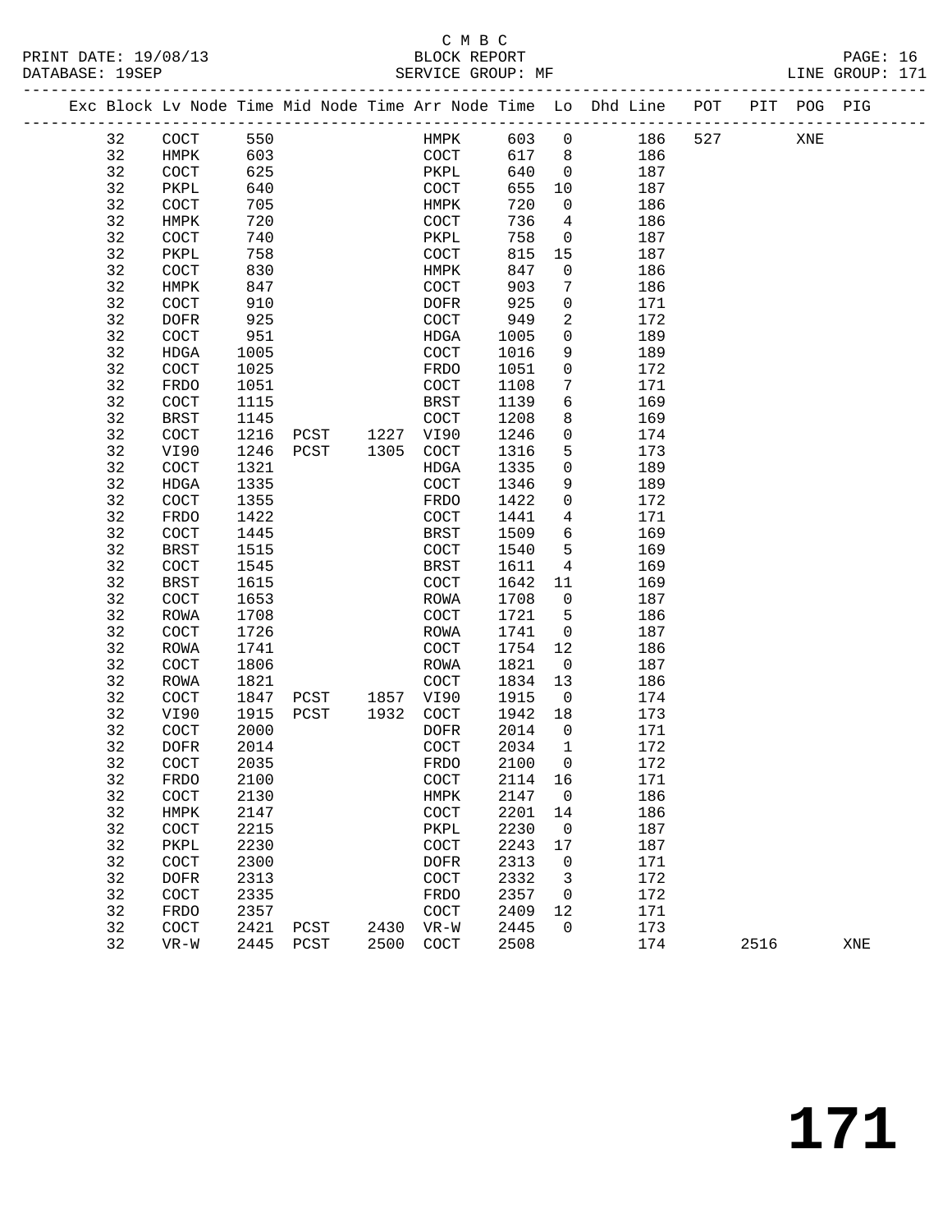C M B C

PRINT DATE: 19/08/13 BLOCK REPORT

DATABASE: 19SEP SERVICE GROUP: MF LINE GROUP: 171

| Exc | Block | Lv Node | Time | Mid Node | Time | Arr Node | Time | Lo | Dhd Line | POT | PIT | POG | PIG |
|---|---|---|---|---|---|---|---|---|---|---|---|---|---|
| | 32 | COCT | 550 | | | HMPK | 603 | 0 | 186 | 527 | | XNE | |
| | 32 | HMPK | 603 | | | COCT | 617 | 8 | 186 | | | | |
| | 32 | COCT | 625 | | | PKPL | 640 | 0 | 187 | | | | |
| | 32 | PKPL | 640 | | | COCT | 655 | 10 | 187 | | | | |
| | 32 | COCT | 705 | | | HMPK | 720 | 0 | 186 | | | | |
| | 32 | HMPK | 720 | | | COCT | 736 | 4 | 186 | | | | |
| | 32 | COCT | 740 | | | PKPL | 758 | 0 | 187 | | | | |
| | 32 | PKPL | 758 | | | COCT | 815 | 15 | 187 | | | | |
| | 32 | COCT | 830 | | | HMPK | 847 | 0 | 186 | | | | |
| | 32 | HMPK | 847 | | | COCT | 903 | 7 | 186 | | | | |
| | 32 | COCT | 910 | | | DOFR | 925 | 0 | 171 | | | | |
| | 32 | DOFR | 925 | | | COCT | 949 | 2 | 172 | | | | |
| | 32 | COCT | 951 | | | HDGA | 1005 | 0 | 189 | | | | |
| | 32 | HDGA | 1005 | | | COCT | 1016 | 9 | 189 | | | | |
| | 32 | COCT | 1025 | | | FRDO | 1051 | 0 | 172 | | | | |
| | 32 | FRDO | 1051 | | | COCT | 1108 | 7 | 171 | | | | |
| | 32 | COCT | 1115 | | | BRST | 1139 | 6 | 169 | | | | |
| | 32 | BRST | 1145 | | | COCT | 1208 | 8 | 169 | | | | |
| | 32 | COCT | 1216 | PCST | 1227 | VI90 | 1246 | 0 | 174 | | | | |
| | 32 | VI90 | 1246 | PCST | 1305 | COCT | 1316 | 5 | 173 | | | | |
| | 32 | COCT | 1321 | | | HDGA | 1335 | 0 | 189 | | | | |
| | 32 | HDGA | 1335 | | | COCT | 1346 | 9 | 189 | | | | |
| | 32 | COCT | 1355 | | | FRDO | 1422 | 0 | 172 | | | | |
| | 32 | FRDO | 1422 | | | COCT | 1441 | 4 | 171 | | | | |
| | 32 | COCT | 1445 | | | BRST | 1509 | 6 | 169 | | | | |
| | 32 | BRST | 1515 | | | COCT | 1540 | 5 | 169 | | | | |
| | 32 | COCT | 1545 | | | BRST | 1611 | 4 | 169 | | | | |
| | 32 | BRST | 1615 | | | COCT | 1642 | 11 | 169 | | | | |
| | 32 | COCT | 1653 | | | ROWA | 1708 | 0 | 187 | | | | |
| | 32 | ROWA | 1708 | | | COCT | 1721 | 5 | 186 | | | | |
| | 32 | COCT | 1726 | | | ROWA | 1741 | 0 | 187 | | | | |
| | 32 | ROWA | 1741 | | | COCT | 1754 | 12 | 186 | | | | |
| | 32 | COCT | 1806 | | | ROWA | 1821 | 0 | 187 | | | | |
| | 32 | ROWA | 1821 | | | COCT | 1834 | 13 | 186 | | | | |
| | 32 | COCT | 1847 | PCST | 1857 | VI90 | 1915 | 0 | 174 | | | | |
| | 32 | VI90 | 1915 | PCST | 1932 | COCT | 1942 | 18 | 173 | | | | |
| | 32 | COCT | 2000 | | | DOFR | 2014 | 0 | 171 | | | | |
| | 32 | DOFR | 2014 | | | COCT | 2034 | 1 | 172 | | | | |
| | 32 | COCT | 2035 | | | FRDO | 2100 | 0 | 172 | | | | |
| | 32 | FRDO | 2100 | | | COCT | 2114 | 16 | 171 | | | | |
| | 32 | COCT | 2130 | | | HMPK | 2147 | 0 | 186 | | | | |
| | 32 | HMPK | 2147 | | | COCT | 2201 | 14 | 186 | | | | |
| | 32 | COCT | 2215 | | | PKPL | 2230 | 0 | 187 | | | | |
| | 32 | PKPL | 2230 | | | COCT | 2243 | 17 | 187 | | | | |
| | 32 | COCT | 2300 | | | DOFR | 2313 | 0 | 171 | | | | |
| | 32 | DOFR | 2313 | | | COCT | 2332 | 3 | 172 | | | | |
| | 32 | COCT | 2335 | | | FRDO | 2357 | 0 | 172 | | | | |
| | 32 | FRDO | 2357 | | | COCT | 2409 | 12 | 171 | | | | |
| | 32 | COCT | 2421 | PCST | 2430 | VR-W | 2445 | 0 | 173 | | | | |
| | 32 | VR-W | 2445 | PCST | 2500 | COCT | 2508 | | 174 | | 2516 | | XNE |

# 171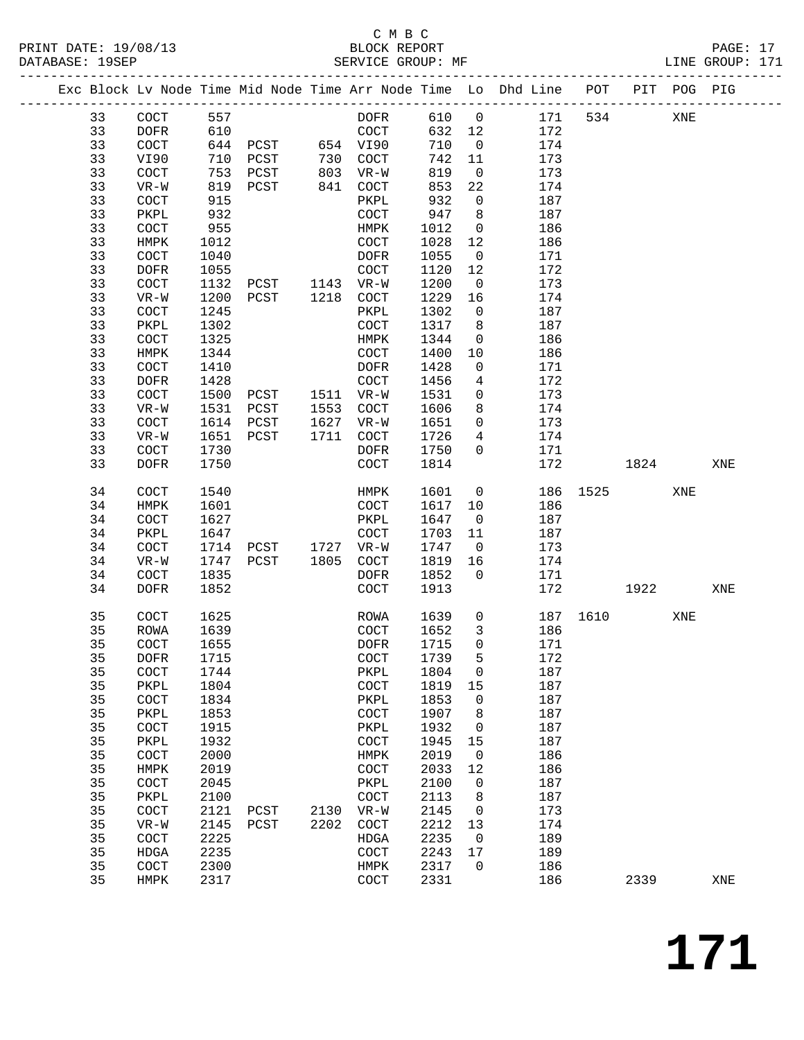C M B C

BLOCK REPORT

SERVICE GROUP: MF

| Exc | Block | Lv | Node | Time | Mid Node | Time | Arr Node | Time | Lo | Dhd Line | POT | PIT | POG | PIG |
|---|---|---|---|---|---|---|---|---|---|---|---|---|---|---|
| | 33 | | COCT | 557 | | | DOFR | 610 | 0 | 171 | 534 | | XNE | |
| | 33 | | DOFR | 610 | | | COCT | 632 | 12 | 172 | | | | |
| | 33 | | COCT | 644 | PCST | 654 | VI90 | 710 | 0 | 174 | | | | |
| | 33 | | VI90 | 710 | PCST | 730 | COCT | 742 | 11 | 173 | | | | |
| | 33 | | COCT | 753 | PCST | 803 | VR-W | 819 | 0 | 173 | | | | |
| | 33 | | VR-W | 819 | PCST | 841 | COCT | 853 | 22 | 174 | | | | |
| | 33 | | COCT | 915 | | | PKPL | 932 | 0 | 187 | | | | |
| | 33 | | PKPL | 932 | | | COCT | 947 | 8 | 187 | | | | |
| | 33 | | COCT | 955 | | | HMPK | 1012 | 0 | 186 | | | | |
| | 33 | | HMPK | 1012 | | | COCT | 1028 | 12 | 186 | | | | |
| | 33 | | COCT | 1040 | | | DOFR | 1055 | 0 | 171 | | | | |
| | 33 | | DOFR | 1055 | | | COCT | 1120 | 12 | 172 | | | | |
| | 33 | | COCT | 1132 | PCST | 1143 | VR-W | 1200 | 0 | 173 | | | | |
| | 33 | | VR-W | 1200 | PCST | 1218 | COCT | 1229 | 16 | 174 | | | | |
| | 33 | | COCT | 1245 | | | PKPL | 1302 | 0 | 187 | | | | |
| | 33 | | PKPL | 1302 | | | COCT | 1317 | 8 | 187 | | | | |
| | 33 | | COCT | 1325 | | | HMPK | 1344 | 0 | 186 | | | | |
| | 33 | | HMPK | 1344 | | | COCT | 1400 | 10 | 186 | | | | |
| | 33 | | COCT | 1410 | | | DOFR | 1428 | 0 | 171 | | | | |
| | 33 | | DOFR | 1428 | | | COCT | 1456 | 4 | 172 | | | | |
| | 33 | | COCT | 1500 | PCST | 1511 | VR-W | 1531 | 0 | 173 | | | | |
| | 33 | | VR-W | 1531 | PCST | 1553 | COCT | 1606 | 8 | 174 | | | | |
| | 33 | | COCT | 1614 | PCST | 1627 | VR-W | 1651 | 0 | 173 | | | | |
| | 33 | | VR-W | 1651 | PCST | 1711 | COCT | 1726 | 4 | 174 | | | | |
| | 33 | | COCT | 1730 | | | DOFR | 1750 | 0 | 171 | | | | |
| | 33 | | DOFR | 1750 | | | COCT | 1814 | | 172 | | 1824 | | XNE |
| | 34 | | COCT | 1540 | | | HMPK | 1601 | 0 | 186 | 1525 | | XNE | |
| | 34 | | HMPK | 1601 | | | COCT | 1617 | 10 | 186 | | | | |
| | 34 | | COCT | 1627 | | | PKPL | 1647 | 0 | 187 | | | | |
| | 34 | | PKPL | 1647 | | | COCT | 1703 | 11 | 187 | | | | |
| | 34 | | COCT | 1714 | PCST | 1727 | VR-W | 1747 | 0 | 173 | | | | |
| | 34 | | VR-W | 1747 | PCST | 1805 | COCT | 1819 | 16 | 174 | | | | |
| | 34 | | COCT | 1835 | | | DOFR | 1852 | 0 | 171 | | | | |
| | 34 | | DOFR | 1852 | | | COCT | 1913 | | 172 | | 1922 | | XNE |
| | 35 | | COCT | 1625 | | | ROWA | 1639 | 0 | 187 | 1610 | | XNE | |
| | 35 | | ROWA | 1639 | | | COCT | 1652 | 3 | 186 | | | | |
| | 35 | | COCT | 1655 | | | DOFR | 1715 | 0 | 171 | | | | |
| | 35 | | DOFR | 1715 | | | COCT | 1739 | 5 | 172 | | | | |
| | 35 | | COCT | 1744 | | | PKPL | 1804 | 0 | 187 | | | | |
| | 35 | | PKPL | 1804 | | | COCT | 1819 | 15 | 187 | | | | |
| | 35 | | COCT | 1834 | | | PKPL | 1853 | 0 | 187 | | | | |
| | 35 | | PKPL | 1853 | | | COCT | 1907 | 8 | 187 | | | | |
| | 35 | | COCT | 1915 | | | PKPL | 1932 | 0 | 187 | | | | |
| | 35 | | PKPL | 1932 | | | COCT | 1945 | 15 | 187 | | | | |
| | 35 | | COCT | 2000 | | | HMPK | 2019 | 0 | 186 | | | | |
| | 35 | | HMPK | 2019 | | | COCT | 2033 | 12 | 186 | | | | |
| | 35 | | COCT | 2045 | | | PKPL | 2100 | 0 | 187 | | | | |
| | 35 | | PKPL | 2100 | | | COCT | 2113 | 8 | 187 | | | | |
| | 35 | | COCT | 2121 | PCST | 2130 | VR-W | 2145 | 0 | 173 | | | | |
| | 35 | | VR-W | 2145 | PCST | 2202 | COCT | 2212 | 13 | 174 | | | | |
| | 35 | | COCT | 2225 | | | HDGA | 2235 | 0 | 189 | | | | |
| | 35 | | HDGA | 2235 | | | COCT | 2243 | 17 | 189 | | | | |
| | 35 | | COCT | 2300 | | | HMPK | 2317 | 0 | 186 | | | | |
| | 35 | | HMPK | 2317 | | | COCT | 2331 | | 186 | | 2339 | | XNE |

# 171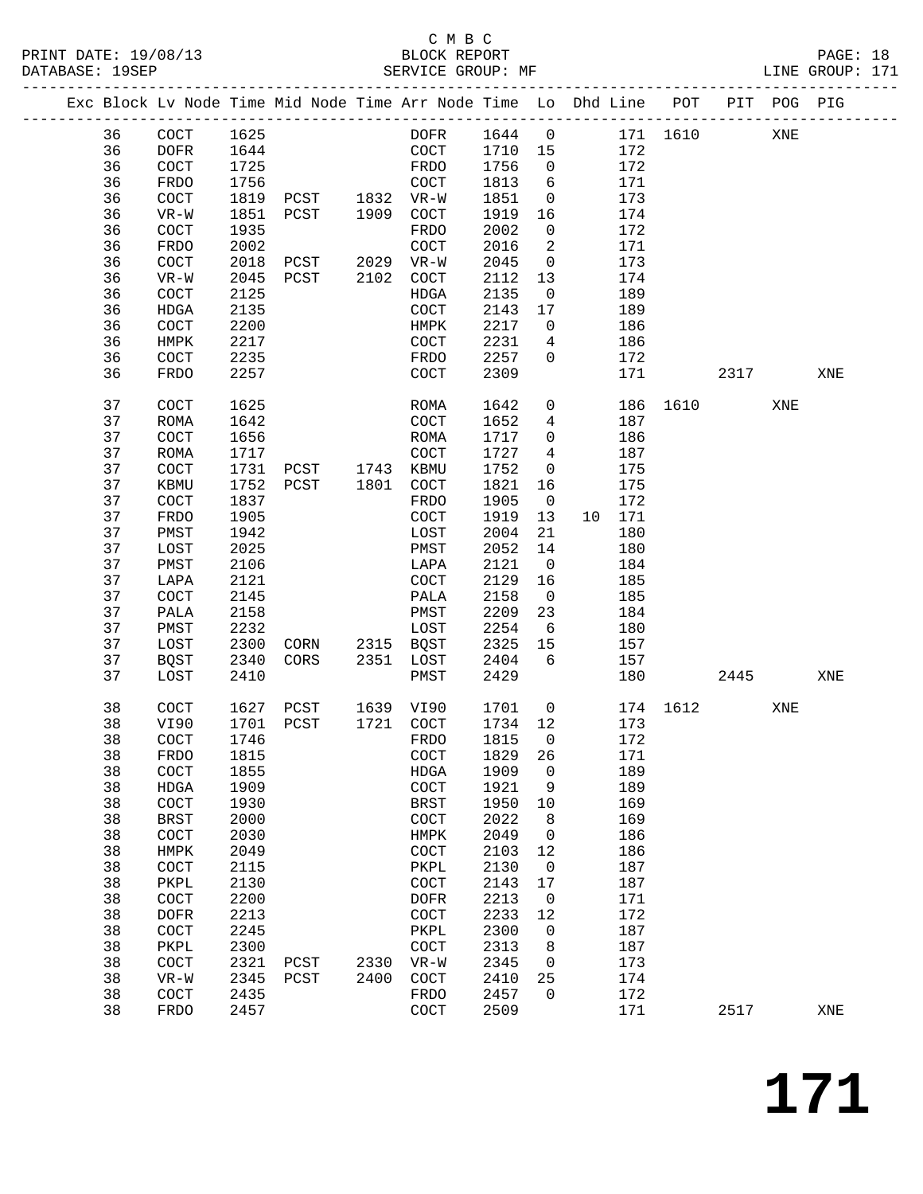C M B C

PRINT DATE: 19/08/13 BLOCK REPORT PAGE: 18
DATABASE: 19SEP SERVICE GROUP: MF LINE GROUP: 171

| Exc | Block | Lv | Node | Time | Mid Node | Time | Arr Node | Time | Lo | Dhd | Line | POT | PIT | POG | PIG |
|---|---|---|---|---|---|---|---|---|---|---|---|---|---|---|---|
| | 36 | | COCT | 1625 | | | DOFR | 1644 | 0 | | 171 | 1610 | | XNE | |
| | 36 | | DOFR | 1644 | | | COCT | 1710 | 15 | | 172 | | | | |
| | 36 | | COCT | 1725 | | | FRDO | 1756 | 0 | | 172 | | | | |
| | 36 | | FRDO | 1756 | | | COCT | 1813 | 6 | | 171 | | | | |
| | 36 | | COCT | 1819 | PCST | 1832 | VR-W | 1851 | 0 | | 173 | | | | |
| | 36 | | VR-W | 1851 | PCST | 1909 | COCT | 1919 | 16 | | 174 | | | | |
| | 36 | | COCT | 1935 | | | FRDO | 2002 | 0 | | 172 | | | | |
| | 36 | | FRDO | 2002 | | | COCT | 2016 | 2 | | 171 | | | | |
| | 36 | | COCT | 2018 | PCST | 2029 | VR-W | 2045 | 0 | | 173 | | | | |
| | 36 | | VR-W | 2045 | PCST | 2102 | COCT | 2112 | 13 | | 174 | | | | |
| | 36 | | COCT | 2125 | | | HDGA | 2135 | 0 | | 189 | | | | |
| | 36 | | HDGA | 2135 | | | COCT | 2143 | 17 | | 189 | | | | |
| | 36 | | COCT | 2200 | | | HMPK | 2217 | 0 | | 186 | | | | |
| | 36 | | HMPK | 2217 | | | COCT | 2231 | 4 | | 186 | | | | |
| | 36 | | COCT | 2235 | | | FRDO | 2257 | 0 | | 172 | | | | |
| | 36 | | FRDO | 2257 | | | COCT | 2309 | | | 171 | | 2317 | | XNE |
| | 37 | | COCT | 1625 | | | ROMA | 1642 | 0 | | 186 | 1610 | | XNE | |
| | 37 | | ROMA | 1642 | | | COCT | 1652 | 4 | | 187 | | | | |
| | 37 | | COCT | 1656 | | | ROMA | 1717 | 0 | | 186 | | | | |
| | 37 | | ROMA | 1717 | | | COCT | 1727 | 4 | | 187 | | | | |
| | 37 | | COCT | 1731 | PCST | 1743 | KBMU | 1752 | 0 | | 175 | | | | |
| | 37 | | KBMU | 1752 | PCST | 1801 | COCT | 1821 | 16 | | 175 | | | | |
| | 37 | | COCT | 1837 | | | FRDO | 1905 | 0 | | 172 | | | | |
| | 37 | | FRDO | 1905 | | | COCT | 1919 | 13 | 10 | 171 | | | | |
| | 37 | | PMST | 1942 | | | LOST | 2004 | 21 | | 180 | | | | |
| | 37 | | LOST | 2025 | | | PMST | 2052 | 14 | | 180 | | | | |
| | 37 | | PMST | 2106 | | | LAPA | 2121 | 0 | | 184 | | | | |
| | 37 | | LAPA | 2121 | | | COCT | 2129 | 16 | | 185 | | | | |
| | 37 | | COCT | 2145 | | | PALA | 2158 | 0 | | 185 | | | | |
| | 37 | | PALA | 2158 | | | PMST | 2209 | 23 | | 184 | | | | |
| | 37 | | PMST | 2232 | | | LOST | 2254 | 6 | | 180 | | | | |
| | 37 | | LOST | 2300 | CORN | 2315 | BQST | 2325 | 15 | | 157 | | | | |
| | 37 | | BQST | 2340 | CORS | 2351 | LOST | 2404 | 6 | | 157 | | | | |
| | 37 | | LOST | 2410 | | | PMST | 2429 | | | 180 | | 2445 | | XNE |
| | 38 | | COCT | 1627 | PCST | 1639 | VI90 | 1701 | 0 | | 174 | 1612 | | XNE | |
| | 38 | | VI90 | 1701 | PCST | 1721 | COCT | 1734 | 12 | | 173 | | | | |
| | 38 | | COCT | 1746 | | | FRDO | 1815 | 0 | | 172 | | | | |
| | 38 | | FRDO | 1815 | | | COCT | 1829 | 26 | | 171 | | | | |
| | 38 | | COCT | 1855 | | | HDGA | 1909 | 0 | | 189 | | | | |
| | 38 | | HDGA | 1909 | | | COCT | 1921 | 9 | | 189 | | | | |
| | 38 | | COCT | 1930 | | | BRST | 1950 | 10 | | 169 | | | | |
| | 38 | | BRST | 2000 | | | COCT | 2022 | 8 | | 169 | | | | |
| | 38 | | COCT | 2030 | | | HMPK | 2049 | 0 | | 186 | | | | |
| | 38 | | HMPK | 2049 | | | COCT | 2103 | 12 | | 186 | | | | |
| | 38 | | COCT | 2115 | | | PKPL | 2130 | 0 | | 187 | | | | |
| | 38 | | PKPL | 2130 | | | COCT | 2143 | 17 | | 187 | | | | |
| | 38 | | COCT | 2200 | | | DOFR | 2213 | 0 | | 171 | | | | |
| | 38 | | DOFR | 2213 | | | COCT | 2233 | 12 | | 172 | | | | |
| | 38 | | COCT | 2245 | | | PKPL | 2300 | 0 | | 187 | | | | |
| | 38 | | PKPL | 2300 | | | COCT | 2313 | 8 | | 187 | | | | |
| | 38 | | COCT | 2321 | PCST | 2330 | VR-W | 2345 | 0 | | 173 | | | | |
| | 38 | | VR-W | 2345 | PCST | 2400 | COCT | 2410 | 25 | | 174 | | | | |
| | 38 | | COCT | 2435 | | | FRDO | 2457 | 0 | | 172 | | | | |
| | 38 | | FRDO | 2457 | | | COCT | 2509 | | | 171 | | 2517 | | XNE |

**171**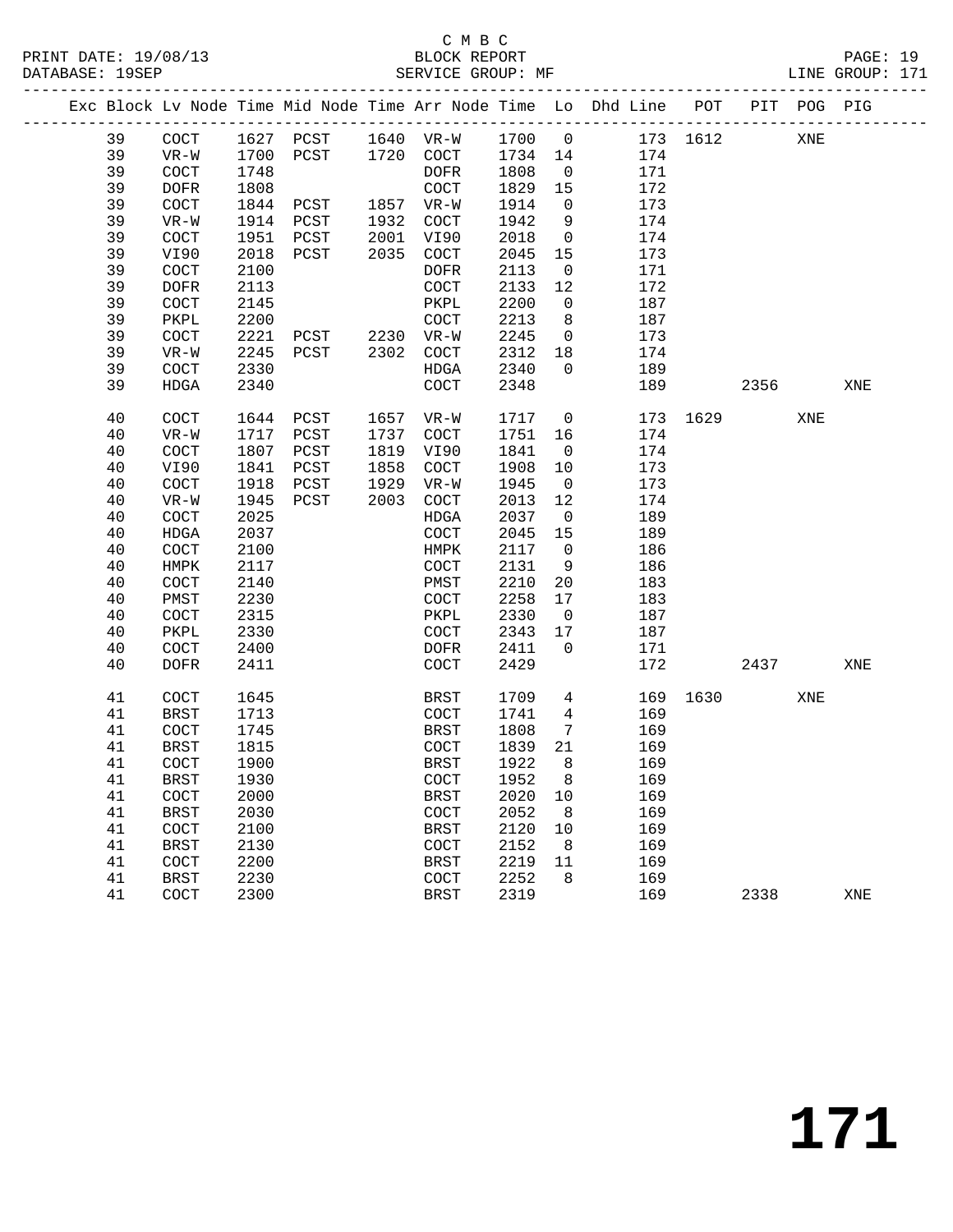C M B C
BLOCK REPORT
SERVICE GROUP: MF

PRINT DATE: 19/08/13
DATABASE: 19SEP
LINE GROUP: 171

| Exc | Block | Lv Node | Time | Mid Node | Time | Arr Node | Time | Lo | Dhd Line | POT | PIT | POG | PIG |
|---|---|---|---|---|---|---|---|---|---|---|---|---|---|
| | 39 | COCT | 1627 | PCST | 1640 | VR-W | 1700 | 0 | 173 | 1612 | | XNE | |
| | 39 | VR-W | 1700 | PCST | 1720 | COCT | 1734 | 14 | 174 | | | | |
| | 39 | COCT | 1748 | | | DOFR | 1808 | 0 | 171 | | | | |
| | 39 | DOFR | 1808 | | | COCT | 1829 | 15 | 172 | | | | |
| | 39 | COCT | 1844 | PCST | 1857 | VR-W | 1914 | 0 | 173 | | | | |
| | 39 | VR-W | 1914 | PCST | 1932 | COCT | 1942 | 9 | 174 | | | | |
| | 39 | COCT | 1951 | PCST | 2001 | VI90 | 2018 | 0 | 174 | | | | |
| | 39 | VI90 | 2018 | PCST | 2035 | COCT | 2045 | 15 | 173 | | | | |
| | 39 | COCT | 2100 | | | DOFR | 2113 | 0 | 171 | | | | |
| | 39 | DOFR | 2113 | | | COCT | 2133 | 12 | 172 | | | | |
| | 39 | COCT | 2145 | | | PKPL | 2200 | 0 | 187 | | | | |
| | 39 | PKPL | 2200 | | | COCT | 2213 | 8 | 187 | | | | |
| | 39 | COCT | 2221 | PCST | 2230 | VR-W | 2245 | 0 | 173 | | | | |
| | 39 | VR-W | 2245 | PCST | 2302 | COCT | 2312 | 18 | 174 | | | | |
| | 39 | COCT | 2330 | | | HDGA | 2340 | 0 | 189 | | | | |
| | 39 | HDGA | 2340 | | | COCT | 2348 | | 189 | | 2356 | | XNE |
| | 40 | COCT | 1644 | PCST | 1657 | VR-W | 1717 | 0 | 173 | 1629 | | XNE | |
| | 40 | VR-W | 1717 | PCST | 1737 | COCT | 1751 | 16 | 174 | | | | |
| | 40 | COCT | 1807 | PCST | 1819 | VI90 | 1841 | 0 | 174 | | | | |
| | 40 | VI90 | 1841 | PCST | 1858 | COCT | 1908 | 10 | 173 | | | | |
| | 40 | COCT | 1918 | PCST | 1929 | VR-W | 1945 | 0 | 173 | | | | |
| | 40 | VR-W | 1945 | PCST | 2003 | COCT | 2013 | 12 | 174 | | | | |
| | 40 | COCT | 2025 | | | HDGA | 2037 | 0 | 189 | | | | |
| | 40 | HDGA | 2037 | | | COCT | 2045 | 15 | 189 | | | | |
| | 40 | COCT | 2100 | | | HMPK | 2117 | 0 | 186 | | | | |
| | 40 | HMPK | 2117 | | | COCT | 2131 | 9 | 186 | | | | |
| | 40 | COCT | 2140 | | | PMST | 2210 | 20 | 183 | | | | |
| | 40 | PMST | 2230 | | | COCT | 2258 | 17 | 183 | | | | |
| | 40 | COCT | 2315 | | | PKPL | 2330 | 0 | 187 | | | | |
| | 40 | PKPL | 2330 | | | COCT | 2343 | 17 | 187 | | | | |
| | 40 | COCT | 2400 | | | DOFR | 2411 | 0 | 171 | | | | |
| | 40 | DOFR | 2411 | | | COCT | 2429 | | 172 | | 2437 | | XNE |
| | 41 | COCT | 1645 | | | BRST | 1709 | 4 | 169 | 1630 | | XNE | |
| | 41 | BRST | 1713 | | | COCT | 1741 | 4 | 169 | | | | |
| | 41 | COCT | 1745 | | | BRST | 1808 | 7 | 169 | | | | |
| | 41 | BRST | 1815 | | | COCT | 1839 | 21 | 169 | | | | |
| | 41 | COCT | 1900 | | | BRST | 1922 | 8 | 169 | | | | |
| | 41 | BRST | 1930 | | | COCT | 1952 | 8 | 169 | | | | |
| | 41 | COCT | 2000 | | | BRST | 2020 | 10 | 169 | | | | |
| | 41 | BRST | 2030 | | | COCT | 2052 | 8 | 169 | | | | |
| | 41 | COCT | 2100 | | | BRST | 2120 | 10 | 169 | | | | |
| | 41 | BRST | 2130 | | | COCT | 2152 | 8 | 169 | | | | |
| | 41 | COCT | 2200 | | | BRST | 2219 | 11 | 169 | | | | |
| | 41 | BRST | 2230 | | | COCT | 2252 | 8 | 169 | | | | |
| | 41 | COCT | 2300 | | | BRST | 2319 | | 169 | | 2338 | | XNE |

# 171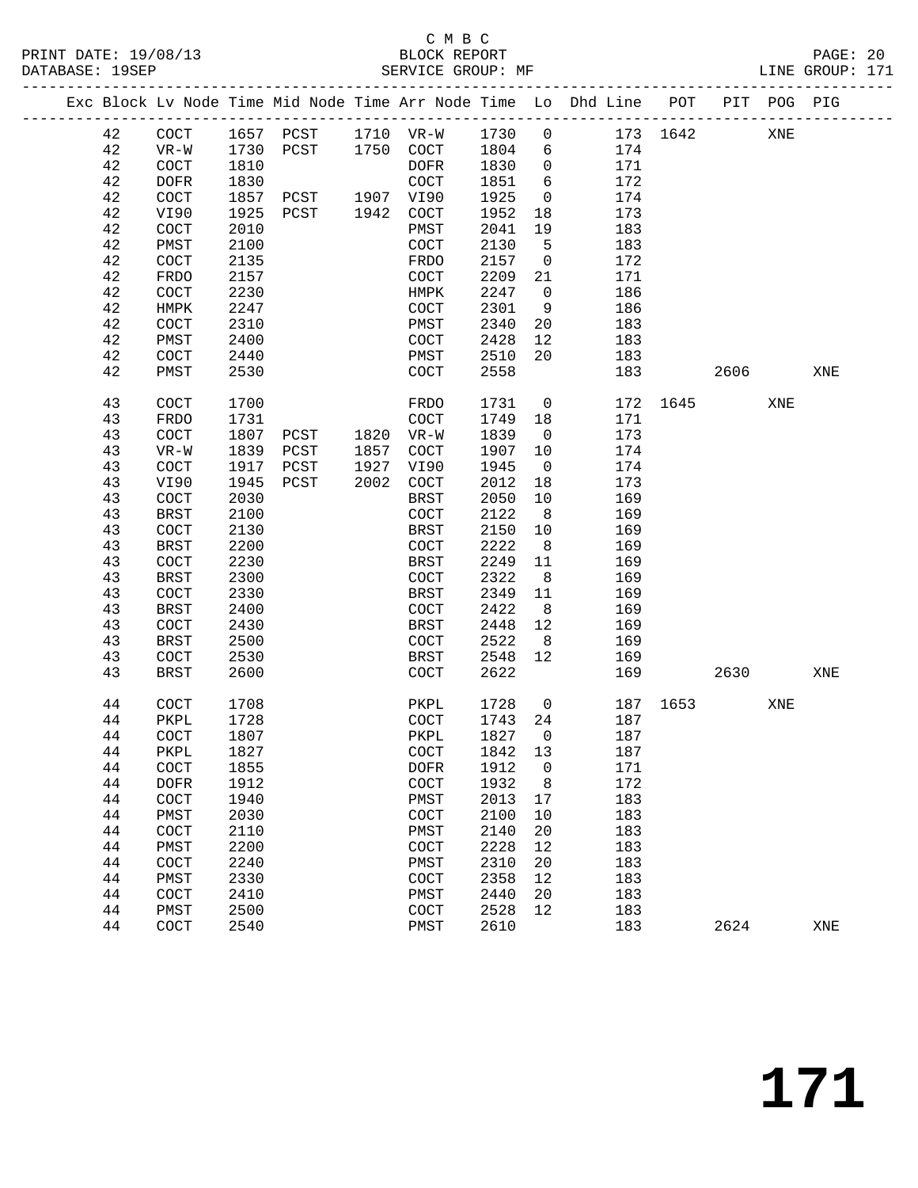C M B C

PRINT DATE: 19/08/13 BLOCK REPORT
DATABASE: 19SEP SERVICE GROUP: MF LINE GROUP: 171

| Exc | Block | Lv Node | Time | Mid Node | Time | Arr Node | Time | Lo | Dhd Line | POT | PIT | POG | PIG |
|---|---|---|---|---|---|---|---|---|---|---|---|---|---|
| | 42 | COCT | 1657 | PCST | 1710 | VR-W | 1730 | 0 | 173 | 1642 | | XNE | |
| | 42 | VR-W | 1730 | PCST | 1750 | COCT | 1804 | 6 | 174 | | | | |
| | 42 | COCT | 1810 | | | DOFR | 1830 | 0 | 171 | | | | |
| | 42 | DOFR | 1830 | | | COCT | 1851 | 6 | 172 | | | | |
| | 42 | COCT | 1857 | PCST | 1907 | VI90 | 1925 | 0 | 174 | | | | |
| | 42 | VI90 | 1925 | PCST | 1942 | COCT | 1952 | 18 | 173 | | | | |
| | 42 | COCT | 2010 | | | PMST | 2041 | 19 | 183 | | | | |
| | 42 | PMST | 2100 | | | COCT | 2130 | 5 | 183 | | | | |
| | 42 | COCT | 2135 | | | FRDO | 2157 | 0 | 172 | | | | |
| | 42 | FRDO | 2157 | | | COCT | 2209 | 21 | 171 | | | | |
| | 42 | COCT | 2230 | | | HMPK | 2247 | 0 | 186 | | | | |
| | 42 | HMPK | 2247 | | | COCT | 2301 | 9 | 186 | | | | |
| | 42 | COCT | 2310 | | | PMST | 2340 | 20 | 183 | | | | |
| | 42 | PMST | 2400 | | | COCT | 2428 | 12 | 183 | | | | |
| | 42 | COCT | 2440 | | | PMST | 2510 | 20 | 183 | | | | |
| | 42 | PMST | 2530 | | | COCT | 2558 | | 183 | | 2606 | | XNE |
| | 43 | COCT | 1700 | | | FRDO | 1731 | 0 | 172 | 1645 | | XNE | |
| | 43 | FRDO | 1731 | | | COCT | 1749 | 18 | 171 | | | | |
| | 43 | COCT | 1807 | PCST | 1820 | VR-W | 1839 | 0 | 173 | | | | |
| | 43 | VR-W | 1839 | PCST | 1857 | COCT | 1907 | 10 | 174 | | | | |
| | 43 | COCT | 1917 | PCST | 1927 | VI90 | 1945 | 0 | 174 | | | | |
| | 43 | VI90 | 1945 | PCST | 2002 | COCT | 2012 | 18 | 173 | | | | |
| | 43 | COCT | 2030 | | | BRST | 2050 | 10 | 169 | | | | |
| | 43 | BRST | 2100 | | | COCT | 2122 | 8 | 169 | | | | |
| | 43 | COCT | 2130 | | | BRST | 2150 | 10 | 169 | | | | |
| | 43 | BRST | 2200 | | | COCT | 2222 | 8 | 169 | | | | |
| | 43 | COCT | 2230 | | | BRST | 2249 | 11 | 169 | | | | |
| | 43 | BRST | 2300 | | | COCT | 2322 | 8 | 169 | | | | |
| | 43 | COCT | 2330 | | | BRST | 2349 | 11 | 169 | | | | |
| | 43 | BRST | 2400 | | | COCT | 2422 | 8 | 169 | | | | |
| | 43 | COCT | 2430 | | | BRST | 2448 | 12 | 169 | | | | |
| | 43 | BRST | 2500 | | | COCT | 2522 | 8 | 169 | | | | |
| | 43 | COCT | 2530 | | | BRST | 2548 | 12 | 169 | | | | |
| | 43 | BRST | 2600 | | | COCT | 2622 | | 169 | | 2630 | | XNE |
| | 44 | COCT | 1708 | | | PKPL | 1728 | 0 | 187 | 1653 | | XNE | |
| | 44 | PKPL | 1728 | | | COCT | 1743 | 24 | 187 | | | | |
| | 44 | COCT | 1807 | | | PKPL | 1827 | 0 | 187 | | | | |
| | 44 | PKPL | 1827 | | | COCT | 1842 | 13 | 187 | | | | |
| | 44 | COCT | 1855 | | | DOFR | 1912 | 0 | 171 | | | | |
| | 44 | DOFR | 1912 | | | COCT | 1932 | 8 | 172 | | | | |
| | 44 | COCT | 1940 | | | PMST | 2013 | 17 | 183 | | | | |
| | 44 | PMST | 2030 | | | COCT | 2100 | 10 | 183 | | | | |
| | 44 | COCT | 2110 | | | PMST | 2140 | 20 | 183 | | | | |
| | 44 | PMST | 2200 | | | COCT | 2228 | 12 | 183 | | | | |
| | 44 | COCT | 2240 | | | PMST | 2310 | 20 | 183 | | | | |
| | 44 | PMST | 2330 | | | COCT | 2358 | 12 | 183 | | | | |
| | 44 | COCT | 2410 | | | PMST | 2440 | 20 | 183 | | | | |
| | 44 | PMST | 2500 | | | COCT | 2528 | 12 | 183 | | | | |
| | 44 | COCT | 2540 | | | PMST | 2610 | | 183 | | 2624 | | XNE |

# 171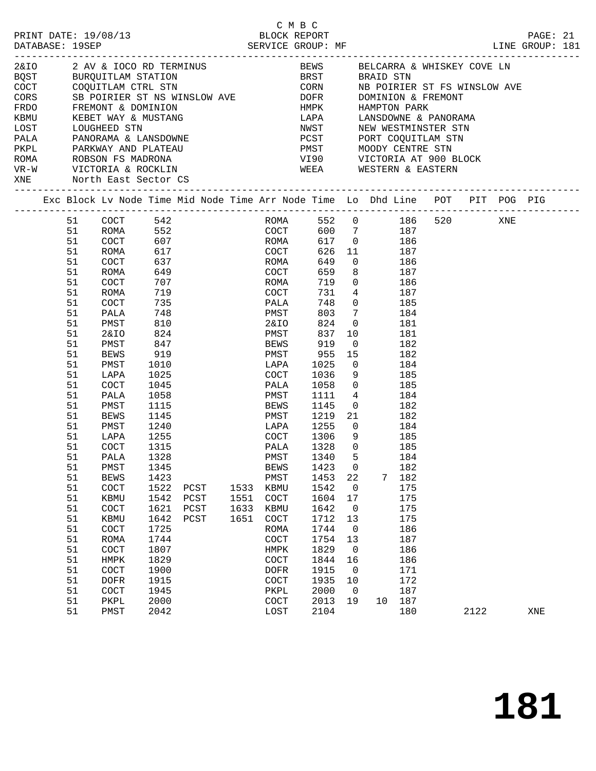C M B C

PRINT DATE: 19/08/13 BLOCK REPORT PAGE: 21
DATABASE: 19SEP SERVICE GROUP: MF LINE GROUP: 181

| Code | Description | Code | Description |
|---|---|---|---|
| 2&IO | 2 AV & IOCO RD TERMINUS | BEWS | BELCARRA & WHISKEY COVE LN |
| BQST | BURQUITLAM STATION | BRST | BRAID STN |
| COCT | COQUITLAM CTRL STN | CORN | NB POIRIER ST FS WINSLOW AVE |
| CORS | SB POIRIER ST NS WINSLOW AVE | DOFR | DOMINION & FREMONT |
| FRDO | FREMONT & DOMINION | HMPK | HAMPTON PARK |
| KBMU | KEBET WAY & MUSTANG | LAPA | LANSDOWNE & PANORAMA |
| LOST | LOUGHEED STN | NWST | NEW WESTMINSTER STN |
| PALA | PANORAMA & LANSDOWNE | PCST | PORT COQUITLAM STN |
| PKPL | PARKWAY AND PLATEAU | PMST | MOODY CENTRE STN |
| ROMA | ROBSON FS MADRONA | VI90 | VICTORIA AT 900 BLOCK |
| VR-W | VICTORIA & ROCKLIN | WEEA | WESTERN & EASTERN |
| XNE | North East Sector CS | | |

| Exc | Block | Lv Node | Time | Mid Node | Time | Arr Node | Time | Lo | Dhd | Line | POT | PIT | POG | PIG |
|---|---|---|---|---|---|---|---|---|---|---|---|---|---|---|
| | 51 | COCT | 542 | | | ROMA | 552 | 0 | | 186 | 520 | | XNE | |
| | 51 | ROMA | 552 | | | COCT | 600 | 7 | | 187 | | | | |
| | 51 | COCT | 607 | | | ROMA | 617 | 0 | | 186 | | | | |
| | 51 | ROMA | 617 | | | COCT | 626 | 11 | | 187 | | | | |
| | 51 | COCT | 637 | | | ROMA | 649 | 0 | | 186 | | | | |
| | 51 | ROMA | 649 | | | COCT | 659 | 8 | | 187 | | | | |
| | 51 | COCT | 707 | | | ROMA | 719 | 0 | | 186 | | | | |
| | 51 | ROMA | 719 | | | COCT | 731 | 4 | | 187 | | | | |
| | 51 | COCT | 735 | | | PALA | 748 | 0 | | 185 | | | | |
| | 51 | PALA | 748 | | | PMST | 803 | 7 | | 184 | | | | |
| | 51 | PMST | 810 | | | 2&IO | 824 | 0 | | 181 | | | | |
| | 51 | 2&IO | 824 | | | PMST | 837 | 10 | | 181 | | | | |
| | 51 | PMST | 847 | | | BEWS | 919 | 0 | | 182 | | | | |
| | 51 | BEWS | 919 | | | PMST | 955 | 15 | | 182 | | | | |
| | 51 | PMST | 1010 | | | LAPA | 1025 | 0 | | 184 | | | | |
| | 51 | LAPA | 1025 | | | COCT | 1036 | 9 | | 185 | | | | |
| | 51 | COCT | 1045 | | | PALA | 1058 | 0 | | 185 | | | | |
| | 51 | PALA | 1058 | | | PMST | 1111 | 4 | | 184 | | | | |
| | 51 | PMST | 1115 | | | BEWS | 1145 | 0 | | 182 | | | | |
| | 51 | BEWS | 1145 | | | PMST | 1219 | 21 | | 182 | | | | |
| | 51 | PMST | 1240 | | | LAPA | 1255 | 0 | | 184 | | | | |
| | 51 | LAPA | 1255 | | | COCT | 1306 | 9 | | 185 | | | | |
| | 51 | COCT | 1315 | | | PALA | 1328 | 0 | | 185 | | | | |
| | 51 | PALA | 1328 | | | PMST | 1340 | 5 | | 184 | | | | |
| | 51 | PMST | 1345 | | | BEWS | 1423 | 0 | | 182 | | | | |
| | 51 | BEWS | 1423 | | | PMST | 1453 | 22 | 7 | 182 | | | | |
| | 51 | COCT | 1522 | PCST | 1533 | KBMU | 1542 | 0 | | 175 | | | | |
| | 51 | KBMU | 1542 | PCST | 1551 | COCT | 1604 | 17 | | 175 | | | | |
| | 51 | COCT | 1621 | PCST | 1633 | KBMU | 1642 | 0 | | 175 | | | | |
| | 51 | KBMU | 1642 | PCST | 1651 | COCT | 1712 | 13 | | 175 | | | | |
| | 51 | COCT | 1725 | | | ROMA | 1744 | 0 | | 186 | | | | |
| | 51 | ROMA | 1744 | | | COCT | 1754 | 13 | | 187 | | | | |
| | 51 | COCT | 1807 | | | HMPK | 1829 | 0 | | 186 | | | | |
| | 51 | HMPK | 1829 | | | COCT | 1844 | 16 | | 186 | | | | |
| | 51 | COCT | 1900 | | | DOFR | 1915 | 0 | | 171 | | | | |
| | 51 | DOFR | 1915 | | | COCT | 1935 | 10 | | 172 | | | | |
| | 51 | COCT | 1945 | | | PKPL | 2000 | 0 | | 187 | | | | |
| | 51 | PKPL | 2000 | | | COCT | 2013 | 19 | 10 | 187 | | | | |
| | 51 | PMST | 2042 | | | LOST | 2104 | | | 180 | | 2122 | | XNE |

# 181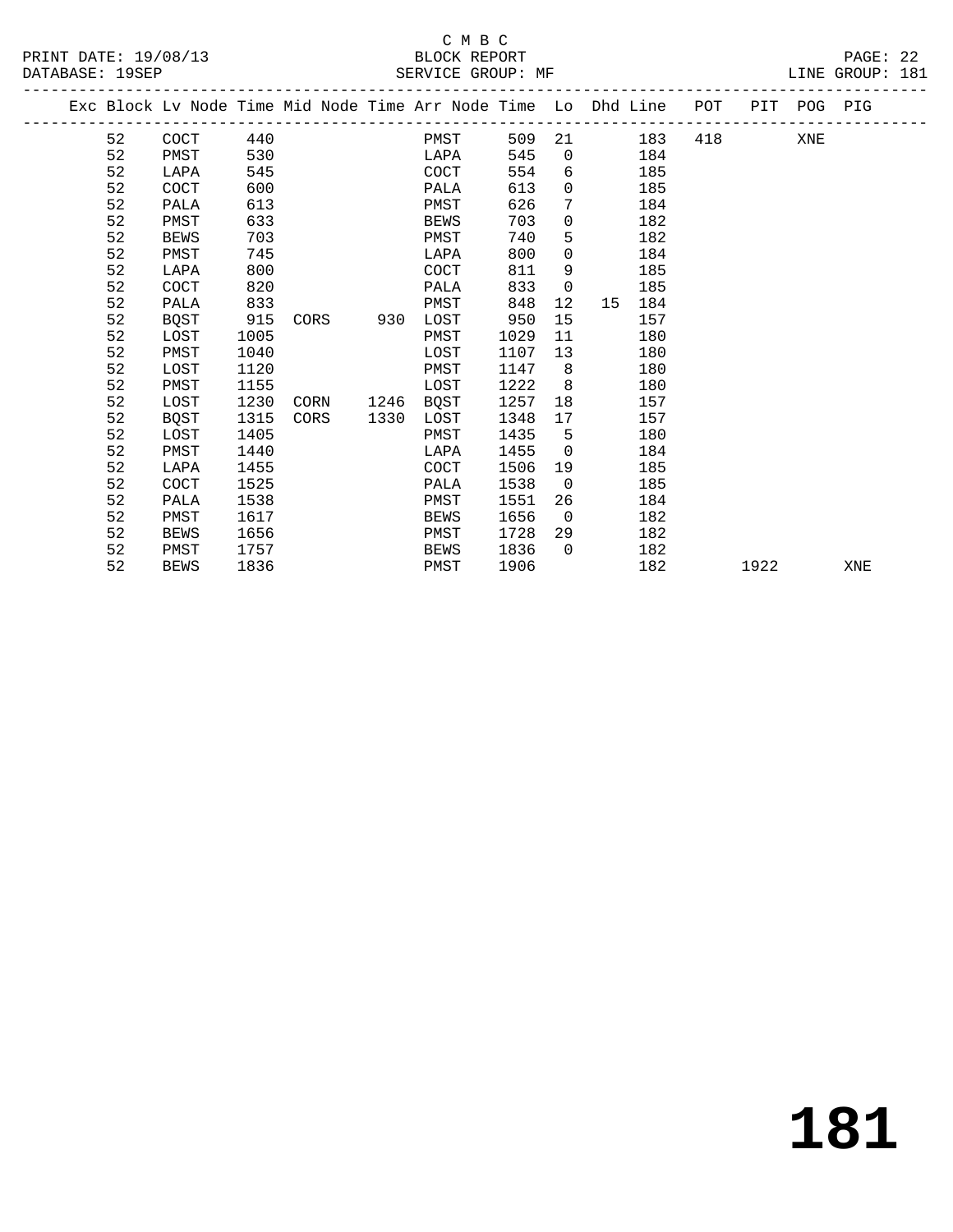C M B C

BLOCK REPORT

PRINT DATE: 19/08/13
DATABASE: 19SEP
SERVICE GROUP: MF
LINE GROUP: 181

| Exc | Block | Lv Node | Time | Mid Node | Time | Arr Node | Time | Lo | Dhd | Line | POT | PIT | POG | PIG |
|---|---|---|---|---|---|---|---|---|---|---|---|---|---|---|
| | 52 | COCT | 440 | | | PMST | 509 | 21 | | 183 | 418 | | XNE | |
| | 52 | PMST | 530 | | | LAPA | 545 | 0 | | 184 | | | | |
| | 52 | LAPA | 545 | | | COCT | 554 | 6 | | 185 | | | | |
| | 52 | COCT | 600 | | | PALA | 613 | 0 | | 185 | | | | |
| | 52 | PALA | 613 | | | PMST | 626 | 7 | | 184 | | | | |
| | 52 | PMST | 633 | | | BEWS | 703 | 0 | | 182 | | | | |
| | 52 | BEWS | 703 | | | PMST | 740 | 5 | | 182 | | | | |
| | 52 | PMST | 745 | | | LAPA | 800 | 0 | | 184 | | | | |
| | 52 | LAPA | 800 | | | COCT | 811 | 9 | | 185 | | | | |
| | 52 | COCT | 820 | | | PALA | 833 | 0 | | 185 | | | | |
| | 52 | PALA | 833 | | | PMST | 848 | 12 | 15 | 184 | | | | |
| | 52 | BQST | 915 | CORS | 930 | LOST | 950 | 15 | | 157 | | | | |
| | 52 | LOST | 1005 | | | PMST | 1029 | 11 | | 180 | | | | |
| | 52 | PMST | 1040 | | | LOST | 1107 | 13 | | 180 | | | | |
| | 52 | LOST | 1120 | | | PMST | 1147 | 8 | | 180 | | | | |
| | 52 | PMST | 1155 | | | LOST | 1222 | 8 | | 180 | | | | |
| | 52 | LOST | 1230 | CORN | 1246 | BQST | 1257 | 18 | | 157 | | | | |
| | 52 | BQST | 1315 | CORS | 1330 | LOST | 1348 | 17 | | 157 | | | | |
| | 52 | LOST | 1405 | | | PMST | 1435 | 5 | | 180 | | | | |
| | 52 | PMST | 1440 | | | LAPA | 1455 | 0 | | 184 | | | | |
| | 52 | LAPA | 1455 | | | COCT | 1506 | 19 | | 185 | | | | |
| | 52 | COCT | 1525 | | | PALA | 1538 | 0 | | 185 | | | | |
| | 52 | PALA | 1538 | | | PMST | 1551 | 26 | | 184 | | | | |
| | 52 | PMST | 1617 | | | BEWS | 1656 | 0 | | 182 | | | | |
| | 52 | BEWS | 1656 | | | PMST | 1728 | 29 | | 182 | | | | |
| | 52 | PMST | 1757 | | | BEWS | 1836 | 0 | | 182 | | | | |
| | 52 | BEWS | 1836 | | | PMST | 1906 | | | 182 | | 1922 | | XNE |

# 181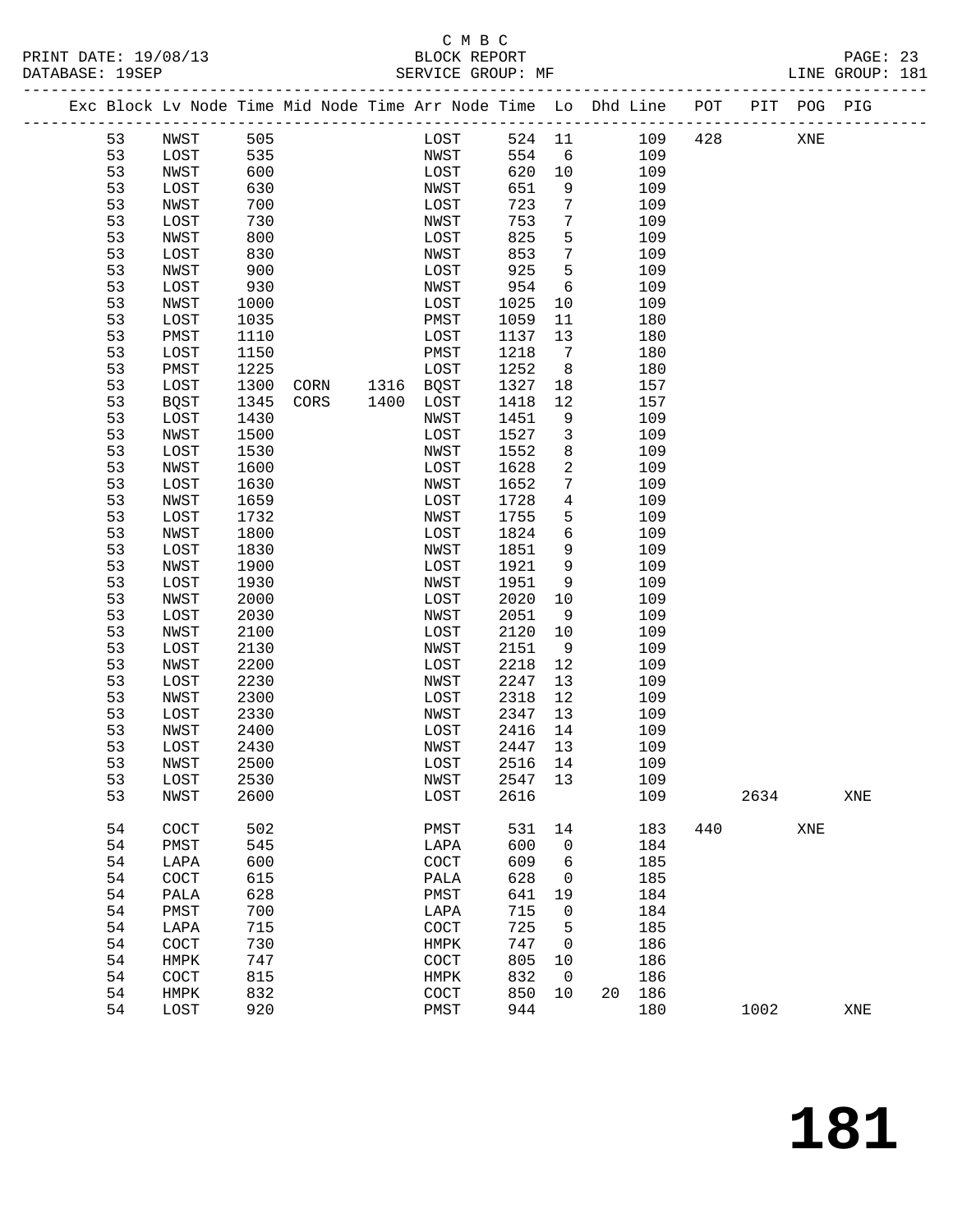C M B C

PRINT DATE: 19/08/13 BLOCK REPORT
DATABASE: 19SEP SERVICE GROUP: MF LINE GROUP: 181

| Exc | Block | Lv Node | Time | Mid Node | Time | Arr Node | Time | Lo | Dhd | Line | POT | PIT | POG | PIG |
|---|---|---|---|---|---|---|---|---|---|---|---|---|---|---|
| | 53 | NWST | 505 | | | LOST | 524 | 11 | | 109 | 428 | | XNE | |
| | 53 | LOST | 535 | | | NWST | 554 | 6 | | 109 | | | | |
| | 53 | NWST | 600 | | | LOST | 620 | 10 | | 109 | | | | |
| | 53 | LOST | 630 | | | NWST | 651 | 9 | | 109 | | | | |
| | 53 | NWST | 700 | | | LOST | 723 | 7 | | 109 | | | | |
| | 53 | LOST | 730 | | | NWST | 753 | 7 | | 109 | | | | |
| | 53 | NWST | 800 | | | LOST | 825 | 5 | | 109 | | | | |
| | 53 | LOST | 830 | | | NWST | 853 | 7 | | 109 | | | | |
| | 53 | NWST | 900 | | | LOST | 925 | 5 | | 109 | | | | |
| | 53 | LOST | 930 | | | NWST | 954 | 6 | | 109 | | | | |
| | 53 | NWST | 1000 | | | LOST | 1025 | 10 | | 109 | | | | |
| | 53 | LOST | 1035 | | | PMST | 1059 | 11 | | 180 | | | | |
| | 53 | PMST | 1110 | | | LOST | 1137 | 13 | | 180 | | | | |
| | 53 | LOST | 1150 | | | PMST | 1218 | 7 | | 180 | | | | |
| | 53 | PMST | 1225 | | | LOST | 1252 | 8 | | 180 | | | | |
| | 53 | LOST | 1300 | CORN | 1316 | BQST | 1327 | 18 | | 157 | | | | |
| | 53 | BQST | 1345 | CORS | 1400 | LOST | 1418 | 12 | | 157 | | | | |
| | 53 | LOST | 1430 | | | NWST | 1451 | 9 | | 109 | | | | |
| | 53 | NWST | 1500 | | | LOST | 1527 | 3 | | 109 | | | | |
| | 53 | LOST | 1530 | | | NWST | 1552 | 8 | | 109 | | | | |
| | 53 | NWST | 1600 | | | LOST | 1628 | 2 | | 109 | | | | |
| | 53 | LOST | 1630 | | | NWST | 1652 | 7 | | 109 | | | | |
| | 53 | NWST | 1659 | | | LOST | 1728 | 4 | | 109 | | | | |
| | 53 | LOST | 1732 | | | NWST | 1755 | 5 | | 109 | | | | |
| | 53 | NWST | 1800 | | | LOST | 1824 | 6 | | 109 | | | | |
| | 53 | LOST | 1830 | | | NWST | 1851 | 9 | | 109 | | | | |
| | 53 | NWST | 1900 | | | LOST | 1921 | 9 | | 109 | | | | |
| | 53 | LOST | 1930 | | | NWST | 1951 | 9 | | 109 | | | | |
| | 53 | NWST | 2000 | | | LOST | 2020 | 10 | | 109 | | | | |
| | 53 | LOST | 2030 | | | NWST | 2051 | 9 | | 109 | | | | |
| | 53 | NWST | 2100 | | | LOST | 2120 | 10 | | 109 | | | | |
| | 53 | LOST | 2130 | | | NWST | 2151 | 9 | | 109 | | | | |
| | 53 | NWST | 2200 | | | LOST | 2218 | 12 | | 109 | | | | |
| | 53 | LOST | 2230 | | | NWST | 2247 | 13 | | 109 | | | | |
| | 53 | NWST | 2300 | | | LOST | 2318 | 12 | | 109 | | | | |
| | 53 | LOST | 2330 | | | NWST | 2347 | 13 | | 109 | | | | |
| | 53 | NWST | 2400 | | | LOST | 2416 | 14 | | 109 | | | | |
| | 53 | LOST | 2430 | | | NWST | 2447 | 13 | | 109 | | | | |
| | 53 | NWST | 2500 | | | LOST | 2516 | 14 | | 109 | | | | |
| | 53 | LOST | 2530 | | | NWST | 2547 | 13 | | 109 | | | | |
| | 53 | NWST | 2600 | | | LOST | 2616 | | | 109 | | 2634 | | XNE |
| | 54 | COCT | 502 | | | PMST | 531 | 14 | | 183 | 440 | | XNE | |
| | 54 | PMST | 545 | | | LAPA | 600 | 0 | | 184 | | | | |
| | 54 | LAPA | 600 | | | COCT | 609 | 6 | | 185 | | | | |
| | 54 | COCT | 615 | | | PALA | 628 | 0 | | 185 | | | | |
| | 54 | PALA | 628 | | | PMST | 641 | 19 | | 184 | | | | |
| | 54 | PMST | 700 | | | LAPA | 715 | 0 | | 184 | | | | |
| | 54 | LAPA | 715 | | | COCT | 725 | 5 | | 185 | | | | |
| | 54 | COCT | 730 | | | HMPK | 747 | 0 | | 186 | | | | |
| | 54 | HMPK | 747 | | | COCT | 805 | 10 | | 186 | | | | |
| | 54 | COCT | 815 | | | HMPK | 832 | 0 | | 186 | | | | |
| | 54 | HMPK | 832 | | | COCT | 850 | 10 | 20 | 186 | | | | |
| | 54 | LOST | 920 | | | PMST | 944 | | | 180 | | 1002 | | XNE |

# 181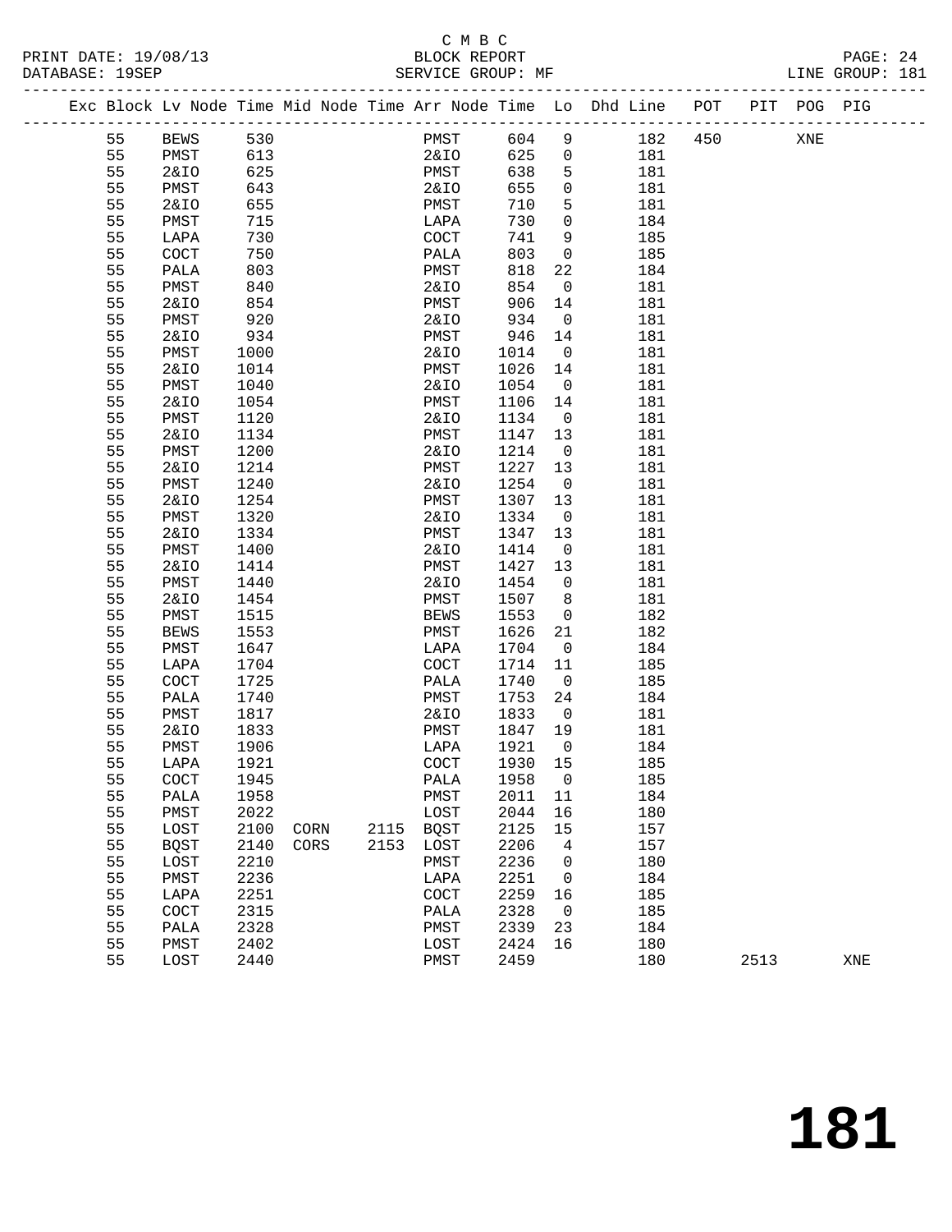C M B C
PRINT DATE: 19/08/13 BLOCK REPORT
DATABASE: 19SEP SERVICE GROUP: MF LINE GROUP: 181

| Exc | Block | Lv | Node | Time | Mid Node | Time | Arr Node | Time | Lo | Dhd Line | POT | PIT | POG | PIG |
|---|---|---|---|---|---|---|---|---|---|---|---|---|---|---|
| | 55 | | BEWS | 530 | | | PMST | 604 | 9 | 182 | 450 | | XNE | |
| | 55 | | PMST | 613 | | | 2&IO | 625 | 0 | 181 | | | | |
| | 55 | | 2&IO | 625 | | | PMST | 638 | 5 | 181 | | | | |
| | 55 | | PMST | 643 | | | 2&IO | 655 | 0 | 181 | | | | |
| | 55 | | 2&IO | 655 | | | PMST | 710 | 5 | 181 | | | | |
| | 55 | | PMST | 715 | | | LAPA | 730 | 0 | 184 | | | | |
| | 55 | | LAPA | 730 | | | COCT | 741 | 9 | 185 | | | | |
| | 55 | | COCT | 750 | | | PALA | 803 | 0 | 185 | | | | |
| | 55 | | PALA | 803 | | | PMST | 818 | 22 | 184 | | | | |
| | 55 | | PMST | 840 | | | 2&IO | 854 | 0 | 181 | | | | |
| | 55 | | 2&IO | 854 | | | PMST | 906 | 14 | 181 | | | | |
| | 55 | | PMST | 920 | | | 2&IO | 934 | 0 | 181 | | | | |
| | 55 | | 2&IO | 934 | | | PMST | 946 | 14 | 181 | | | | |
| | 55 | | PMST | 1000 | | | 2&IO | 1014 | 0 | 181 | | | | |
| | 55 | | 2&IO | 1014 | | | PMST | 1026 | 14 | 181 | | | | |
| | 55 | | PMST | 1040 | | | 2&IO | 1054 | 0 | 181 | | | | |
| | 55 | | 2&IO | 1054 | | | PMST | 1106 | 14 | 181 | | | | |
| | 55 | | PMST | 1120 | | | 2&IO | 1134 | 0 | 181 | | | | |
| | 55 | | 2&IO | 1134 | | | PMST | 1147 | 13 | 181 | | | | |
| | 55 | | PMST | 1200 | | | 2&IO | 1214 | 0 | 181 | | | | |
| | 55 | | 2&IO | 1214 | | | PMST | 1227 | 13 | 181 | | | | |
| | 55 | | PMST | 1240 | | | 2&IO | 1254 | 0 | 181 | | | | |
| | 55 | | 2&IO | 1254 | | | PMST | 1307 | 13 | 181 | | | | |
| | 55 | | PMST | 1320 | | | 2&IO | 1334 | 0 | 181 | | | | |
| | 55 | | 2&IO | 1334 | | | PMST | 1347 | 13 | 181 | | | | |
| | 55 | | PMST | 1400 | | | 2&IO | 1414 | 0 | 181 | | | | |
| | 55 | | 2&IO | 1414 | | | PMST | 1427 | 13 | 181 | | | | |
| | 55 | | PMST | 1440 | | | 2&IO | 1454 | 0 | 181 | | | | |
| | 55 | | 2&IO | 1454 | | | PMST | 1507 | 8 | 181 | | | | |
| | 55 | | PMST | 1515 | | | BEWS | 1553 | 0 | 182 | | | | |
| | 55 | | BEWS | 1553 | | | PMST | 1626 | 21 | 182 | | | | |
| | 55 | | PMST | 1647 | | | LAPA | 1704 | 0 | 184 | | | | |
| | 55 | | LAPA | 1704 | | | COCT | 1714 | 11 | 185 | | | | |
| | 55 | | COCT | 1725 | | | PALA | 1740 | 0 | 185 | | | | |
| | 55 | | PALA | 1740 | | | PMST | 1753 | 24 | 184 | | | | |
| | 55 | | PMST | 1817 | | | 2&IO | 1833 | 0 | 181 | | | | |
| | 55 | | 2&IO | 1833 | | | PMST | 1847 | 19 | 181 | | | | |
| | 55 | | PMST | 1906 | | | LAPA | 1921 | 0 | 184 | | | | |
| | 55 | | LAPA | 1921 | | | COCT | 1930 | 15 | 185 | | | | |
| | 55 | | COCT | 1945 | | | PALA | 1958 | 0 | 185 | | | | |
| | 55 | | PALA | 1958 | | | PMST | 2011 | 11 | 184 | | | | |
| | 55 | | PMST | 2022 | | | LOST | 2044 | 16 | 180 | | | | |
| | 55 | | LOST | 2100 | CORN | 2115 | BQST | 2125 | 15 | 157 | | | | |
| | 55 | | BQST | 2140 | CORS | 2153 | LOST | 2206 | 4 | 157 | | | | |
| | 55 | | LOST | 2210 | | | PMST | 2236 | 0 | 180 | | | | |
| | 55 | | PMST | 2236 | | | LAPA | 2251 | 0 | 184 | | | | |
| | 55 | | LAPA | 2251 | | | COCT | 2259 | 16 | 185 | | | | |
| | 55 | | COCT | 2315 | | | PALA | 2328 | 0 | 185 | | | | |
| | 55 | | PALA | 2328 | | | PMST | 2339 | 23 | 184 | | | | |
| | 55 | | PMST | 2402 | | | LOST | 2424 | 16 | 180 | | | | |
| | 55 | | LOST | 2440 | | | PMST | 2459 | | 180 | | 2513 | | XNE |

# 181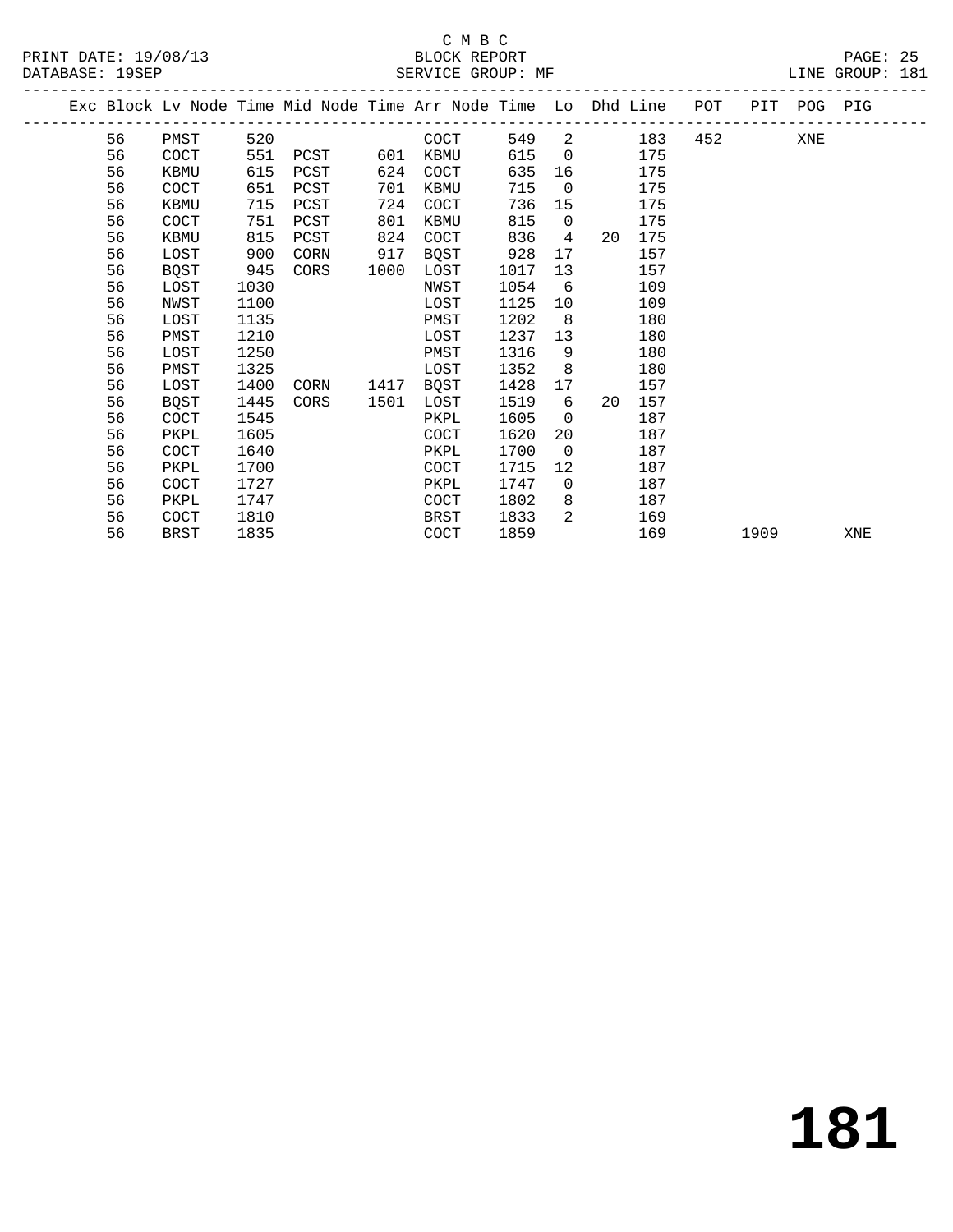C M B C
BLOCK REPORT
SERVICE GROUP: MF

PRINT DATE: 19/08/13
DATABASE: 19SEP
LINE GROUP: 181

| Exc | Block | Lv | Node | Time | Mid Node | Time | Arr Node | Time | Lo | Dhd | Line | POT | PIT | POG | PIG |
|---|---|---|---|---|---|---|---|---|---|---|---|---|---|---|---|
| | 56 | | PMST | 520 | | | COCT | 549 | 2 | | 183 | 452 | | XNE | |
| | 56 | | COCT | 551 | PCST | 601 | KBMU | 615 | 0 | | 175 | | | | |
| | 56 | | KBMU | 615 | PCST | 624 | COCT | 635 | 16 | | 175 | | | | |
| | 56 | | COCT | 651 | PCST | 701 | KBMU | 715 | 0 | | 175 | | | | |
| | 56 | | KBMU | 715 | PCST | 724 | COCT | 736 | 15 | | 175 | | | | |
| | 56 | | COCT | 751 | PCST | 801 | KBMU | 815 | 0 | | 175 | | | | |
| | 56 | | KBMU | 815 | PCST | 824 | COCT | 836 | 4 | 20 | 175 | | | | |
| | 56 | | LOST | 900 | CORN | 917 | BQST | 928 | 17 | | 157 | | | | |
| | 56 | | BQST | 945 | CORS | 1000 | LOST | 1017 | 13 | | 157 | | | | |
| | 56 | | LOST | 1030 | | | NWST | 1054 | 6 | | 109 | | | | |
| | 56 | | NWST | 1100 | | | LOST | 1125 | 10 | | 109 | | | | |
| | 56 | | LOST | 1135 | | | PMST | 1202 | 8 | | 180 | | | | |
| | 56 | | PMST | 1210 | | | LOST | 1237 | 13 | | 180 | | | | |
| | 56 | | LOST | 1250 | | | PMST | 1316 | 9 | | 180 | | | | |
| | 56 | | PMST | 1325 | | | LOST | 1352 | 8 | | 180 | | | | |
| | 56 | | LOST | 1400 | CORN | 1417 | BQST | 1428 | 17 | | 157 | | | | |
| | 56 | | BQST | 1445 | CORS | 1501 | LOST | 1519 | 6 | 20 | 157 | | | | |
| | 56 | | COCT | 1545 | | | PKPL | 1605 | 0 | | 187 | | | | |
| | 56 | | PKPL | 1605 | | | COCT | 1620 | 20 | | 187 | | | | |
| | 56 | | COCT | 1640 | | | PKPL | 1700 | 0 | | 187 | | | | |
| | 56 | | PKPL | 1700 | | | COCT | 1715 | 12 | | 187 | | | | |
| | 56 | | COCT | 1727 | | | PKPL | 1747 | 0 | | 187 | | | | |
| | 56 | | PKPL | 1747 | | | COCT | 1802 | 8 | | 187 | | | | |
| | 56 | | COCT | 1810 | | | BRST | 1833 | 2 | | 169 | | | | |
| | 56 | | BRST | 1835 | | | COCT | 1859 | | | 169 | | 1909 | | XNE |

# 181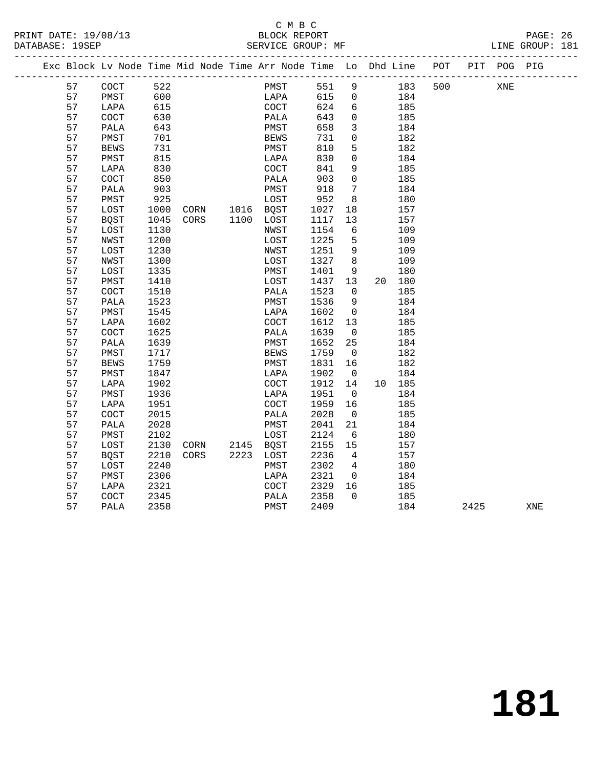C M B C
BLOCK REPORT
SERVICE GROUP: MF

PRINT DATE: 19/08/13
DATABASE: 19SEP
LINE GROUP: 181

| Exc | Block | Lv | Node | Time | Mid Node | Time | Arr Node | Time | Lo | Dhd | Line | POT | PIT | POG | PIG |
|---|---|---|---|---|---|---|---|---|---|---|---|---|---|---|---|
| | 57 | | COCT | 522 | | | PMST | 551 | 9 | | 183 | 500 | | XNE | |
| | 57 | | PMST | 600 | | | LAPA | 615 | 0 | | 184 | | | | |
| | 57 | | LAPA | 615 | | | COCT | 624 | 6 | | 185 | | | | |
| | 57 | | COCT | 630 | | | PALA | 643 | 0 | | 185 | | | | |
| | 57 | | PALA | 643 | | | PMST | 658 | 3 | | 184 | | | | |
| | 57 | | PMST | 701 | | | BEWS | 731 | 0 | | 182 | | | | |
| | 57 | | BEWS | 731 | | | PMST | 810 | 5 | | 182 | | | | |
| | 57 | | PMST | 815 | | | LAPA | 830 | 0 | | 184 | | | | |
| | 57 | | LAPA | 830 | | | COCT | 841 | 9 | | 185 | | | | |
| | 57 | | COCT | 850 | | | PALA | 903 | 0 | | 185 | | | | |
| | 57 | | PALA | 903 | | | PMST | 918 | 7 | | 184 | | | | |
| | 57 | | PMST | 925 | | | LOST | 952 | 8 | | 180 | | | | |
| | 57 | | LOST | 1000 | CORN | 1016 | BQST | 1027 | 18 | | 157 | | | | |
| | 57 | | BQST | 1045 | CORS | 1100 | LOST | 1117 | 13 | | 157 | | | | |
| | 57 | | LOST | 1130 | | | NWST | 1154 | 6 | | 109 | | | | |
| | 57 | | NWST | 1200 | | | LOST | 1225 | 5 | | 109 | | | | |
| | 57 | | LOST | 1230 | | | NWST | 1251 | 9 | | 109 | | | | |
| | 57 | | NWST | 1300 | | | LOST | 1327 | 8 | | 109 | | | | |
| | 57 | | LOST | 1335 | | | PMST | 1401 | 9 | | 180 | | | | |
| | 57 | | PMST | 1410 | | | LOST | 1437 | 13 | 20 | 180 | | | | |
| | 57 | | COCT | 1510 | | | PALA | 1523 | 0 | | 185 | | | | |
| | 57 | | PALA | 1523 | | | PMST | 1536 | 9 | | 184 | | | | |
| | 57 | | PMST | 1545 | | | LAPA | 1602 | 0 | | 184 | | | | |
| | 57 | | LAPA | 1602 | | | COCT | 1612 | 13 | | 185 | | | | |
| | 57 | | COCT | 1625 | | | PALA | 1639 | 0 | | 185 | | | | |
| | 57 | | PALA | 1639 | | | PMST | 1652 | 25 | | 184 | | | | |
| | 57 | | PMST | 1717 | | | BEWS | 1759 | 0 | | 182 | | | | |
| | 57 | | BEWS | 1759 | | | PMST | 1831 | 16 | | 182 | | | | |
| | 57 | | PMST | 1847 | | | LAPA | 1902 | 0 | | 184 | | | | |
| | 57 | | LAPA | 1902 | | | COCT | 1912 | 14 | 10 | 185 | | | | |
| | 57 | | PMST | 1936 | | | LAPA | 1951 | 0 | | 184 | | | | |
| | 57 | | LAPA | 1951 | | | COCT | 1959 | 16 | | 185 | | | | |
| | 57 | | COCT | 2015 | | | PALA | 2028 | 0 | | 185 | | | | |
| | 57 | | PALA | 2028 | | | PMST | 2041 | 21 | | 184 | | | | |
| | 57 | | PMST | 2102 | | | LOST | 2124 | 6 | | 180 | | | | |
| | 57 | | LOST | 2130 | CORN | 2145 | BQST | 2155 | 15 | | 157 | | | | |
| | 57 | | BQST | 2210 | CORS | 2223 | LOST | 2236 | 4 | | 157 | | | | |
| | 57 | | LOST | 2240 | | | PMST | 2302 | 4 | | 180 | | | | |
| | 57 | | PMST | 2306 | | | LAPA | 2321 | 0 | | 184 | | | | |
| | 57 | | LAPA | 2321 | | | COCT | 2329 | 16 | | 185 | | | | |
| | 57 | | COCT | 2345 | | | PALA | 2358 | 0 | | 185 | | | | |
| | 57 | | PALA | 2358 | | | PMST | 2409 | | | 184 | | 2425 | | XNE |

# 181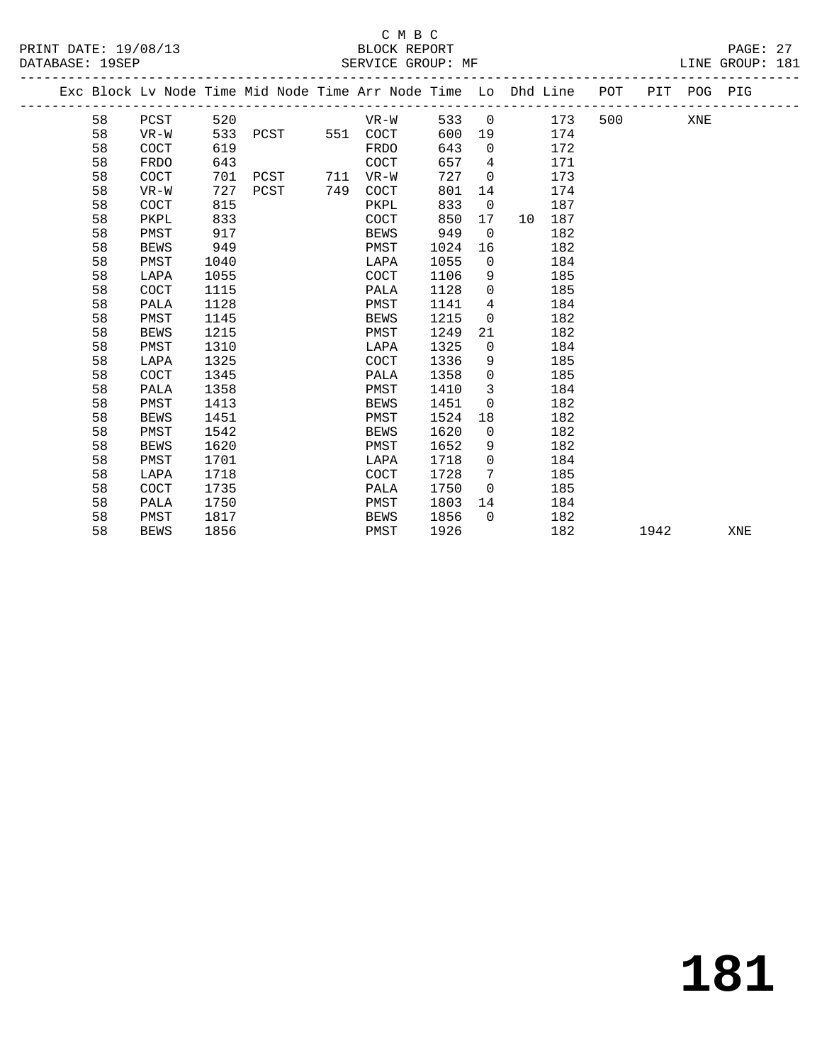C M B C
PRINT DATE: 19/08/13 BLOCK REPORT
DATABASE: 19SEP SERVICE GROUP: MF LINE GROUP: 181

| Exc | Block | Lv | Node | Time | Mid Node | Time | Arr Node | Time | Lo | Dhd | Line | POT | PIT | POG | PIG |
|---|---|---|---|---|---|---|---|---|---|---|---|---|---|---|---|
| | 58 | | PCST | 520 | | | VR-W | 533 | 0 | | 173 | 500 | | XNE | |
| | 58 | | VR-W | 533 | PCST | 551 | COCT | 600 | 19 | | 174 | | | | |
| | 58 | | COCT | 619 | | | FRDO | 643 | 0 | | 172 | | | | |
| | 58 | | FRDO | 643 | | | COCT | 657 | 4 | | 171 | | | | |
| | 58 | | COCT | 701 | PCST | 711 | VR-W | 727 | 0 | | 173 | | | | |
| | 58 | | VR-W | 727 | PCST | 749 | COCT | 801 | 14 | | 174 | | | | |
| | 58 | | COCT | 815 | | | PKPL | 833 | 0 | | 187 | | | | |
| | 58 | | PKPL | 833 | | | COCT | 850 | 17 | 10 | 187 | | | | |
| | 58 | | PMST | 917 | | | BEWS | 949 | 0 | | 182 | | | | |
| | 58 | | BEWS | 949 | | | PMST | 1024 | 16 | | 182 | | | | |
| | 58 | | PMST | 1040 | | | LAPA | 1055 | 0 | | 184 | | | | |
| | 58 | | LAPA | 1055 | | | COCT | 1106 | 9 | | 185 | | | | |
| | 58 | | COCT | 1115 | | | PALA | 1128 | 0 | | 185 | | | | |
| | 58 | | PALA | 1128 | | | PMST | 1141 | 4 | | 184 | | | | |
| | 58 | | PMST | 1145 | | | BEWS | 1215 | 0 | | 182 | | | | |
| | 58 | | BEWS | 1215 | | | PMST | 1249 | 21 | | 182 | | | | |
| | 58 | | PMST | 1310 | | | LAPA | 1325 | 0 | | 184 | | | | |
| | 58 | | LAPA | 1325 | | | COCT | 1336 | 9 | | 185 | | | | |
| | 58 | | COCT | 1345 | | | PALA | 1358 | 0 | | 185 | | | | |
| | 58 | | PALA | 1358 | | | PMST | 1410 | 3 | | 184 | | | | |
| | 58 | | PMST | 1413 | | | BEWS | 1451 | 0 | | 182 | | | | |
| | 58 | | BEWS | 1451 | | | PMST | 1524 | 18 | | 182 | | | | |
| | 58 | | PMST | 1542 | | | BEWS | 1620 | 0 | | 182 | | | | |
| | 58 | | BEWS | 1620 | | | PMST | 1652 | 9 | | 182 | | | | |
| | 58 | | PMST | 1701 | | | LAPA | 1718 | 0 | | 184 | | | | |
| | 58 | | LAPA | 1718 | | | COCT | 1728 | 7 | | 185 | | | | |
| | 58 | | COCT | 1735 | | | PALA | 1750 | 0 | | 185 | | | | |
| | 58 | | PALA | 1750 | | | PMST | 1803 | 14 | | 184 | | | | |
| | 58 | | PMST | 1817 | | | BEWS | 1856 | 0 | | 182 | | | | |
| | 58 | | BEWS | 1856 | | | PMST | 1926 | | | 182 | | 1942 | | XNE |

# 181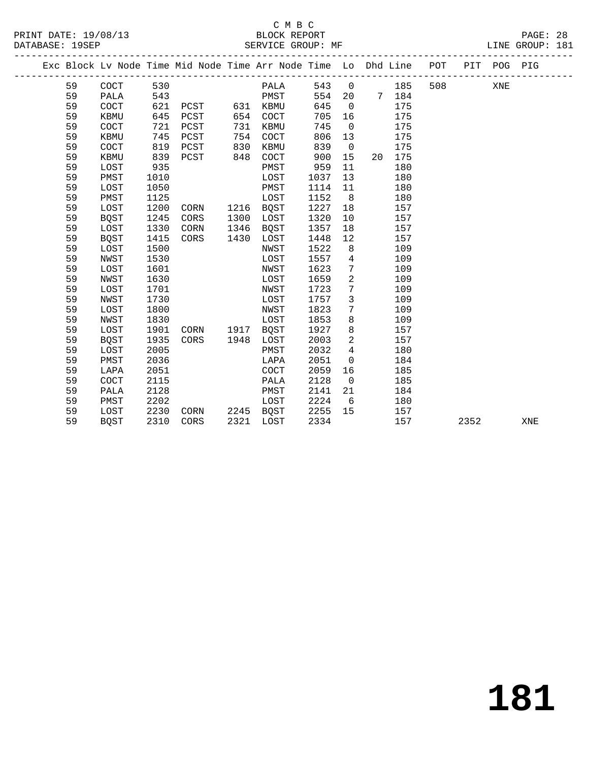C M B C

BLOCK REPORT

SERVICE GROUP: MF

PRINT DATE: 19/08/13
DATABASE: 19SEP
LINE GROUP: 181

| Exc | Block | Lv | Node | Time | Mid Node | Time | Arr Node | Time | Lo | Dhd | Line | POT | PIT | POG | PIG |
|---|---|---|---|---|---|---|---|---|---|---|---|---|---|---|---|
| | 59 | | COCT | 530 | | | PALA | 543 | 0 | | 185 | 508 | | XNE | |
| | 59 | | PALA | 543 | | | PMST | 554 | 20 | 7 | 184 | | | | |
| | 59 | | COCT | 621 | PCST | 631 | KBMU | 645 | 0 | | 175 | | | | |
| | 59 | | KBMU | 645 | PCST | 654 | COCT | 705 | 16 | | 175 | | | | |
| | 59 | | COCT | 721 | PCST | 731 | KBMU | 745 | 0 | | 175 | | | | |
| | 59 | | KBMU | 745 | PCST | 754 | COCT | 806 | 13 | | 175 | | | | |
| | 59 | | COCT | 819 | PCST | 830 | KBMU | 839 | 0 | | 175 | | | | |
| | 59 | | KBMU | 839 | PCST | 848 | COCT | 900 | 15 | 20 | 175 | | | | |
| | 59 | | LOST | 935 | | | PMST | 959 | 11 | | 180 | | | | |
| | 59 | | PMST | 1010 | | | LOST | 1037 | 13 | | 180 | | | | |
| | 59 | | LOST | 1050 | | | PMST | 1114 | 11 | | 180 | | | | |
| | 59 | | PMST | 1125 | | | LOST | 1152 | 8 | | 180 | | | | |
| | 59 | | LOST | 1200 | CORN | 1216 | BQST | 1227 | 18 | | 157 | | | | |
| | 59 | | BQST | 1245 | CORS | 1300 | LOST | 1320 | 10 | | 157 | | | | |
| | 59 | | LOST | 1330 | CORN | 1346 | BQST | 1357 | 18 | | 157 | | | | |
| | 59 | | BQST | 1415 | CORS | 1430 | LOST | 1448 | 12 | | 157 | | | | |
| | 59 | | LOST | 1500 | | | NWST | 1522 | 8 | | 109 | | | | |
| | 59 | | NWST | 1530 | | | LOST | 1557 | 4 | | 109 | | | | |
| | 59 | | LOST | 1601 | | | NWST | 1623 | 7 | | 109 | | | | |
| | 59 | | NWST | 1630 | | | LOST | 1659 | 2 | | 109 | | | | |
| | 59 | | LOST | 1701 | | | NWST | 1723 | 7 | | 109 | | | | |
| | 59 | | NWST | 1730 | | | LOST | 1757 | 3 | | 109 | | | | |
| | 59 | | LOST | 1800 | | | NWST | 1823 | 7 | | 109 | | | | |
| | 59 | | NWST | 1830 | | | LOST | 1853 | 8 | | 109 | | | | |
| | 59 | | LOST | 1901 | CORN | 1917 | BQST | 1927 | 8 | | 157 | | | | |
| | 59 | | BQST | 1935 | CORS | 1948 | LOST | 2003 | 2 | | 157 | | | | |
| | 59 | | LOST | 2005 | | | PMST | 2032 | 4 | | 180 | | | | |
| | 59 | | PMST | 2036 | | | LAPA | 2051 | 0 | | 184 | | | | |
| | 59 | | LAPA | 2051 | | | COCT | 2059 | 16 | | 185 | | | | |
| | 59 | | COCT | 2115 | | | PALA | 2128 | 0 | | 185 | | | | |
| | 59 | | PALA | 2128 | | | PMST | 2141 | 21 | | 184 | | | | |
| | 59 | | PMST | 2202 | | | LOST | 2224 | 6 | | 180 | | | | |
| | 59 | | LOST | 2230 | CORN | 2245 | BQST | 2255 | 15 | | 157 | | | | |
| | 59 | | BQST | 2310 | CORS | 2321 | LOST | 2334 | | | 157 | | 2352 | | XNE |

# 181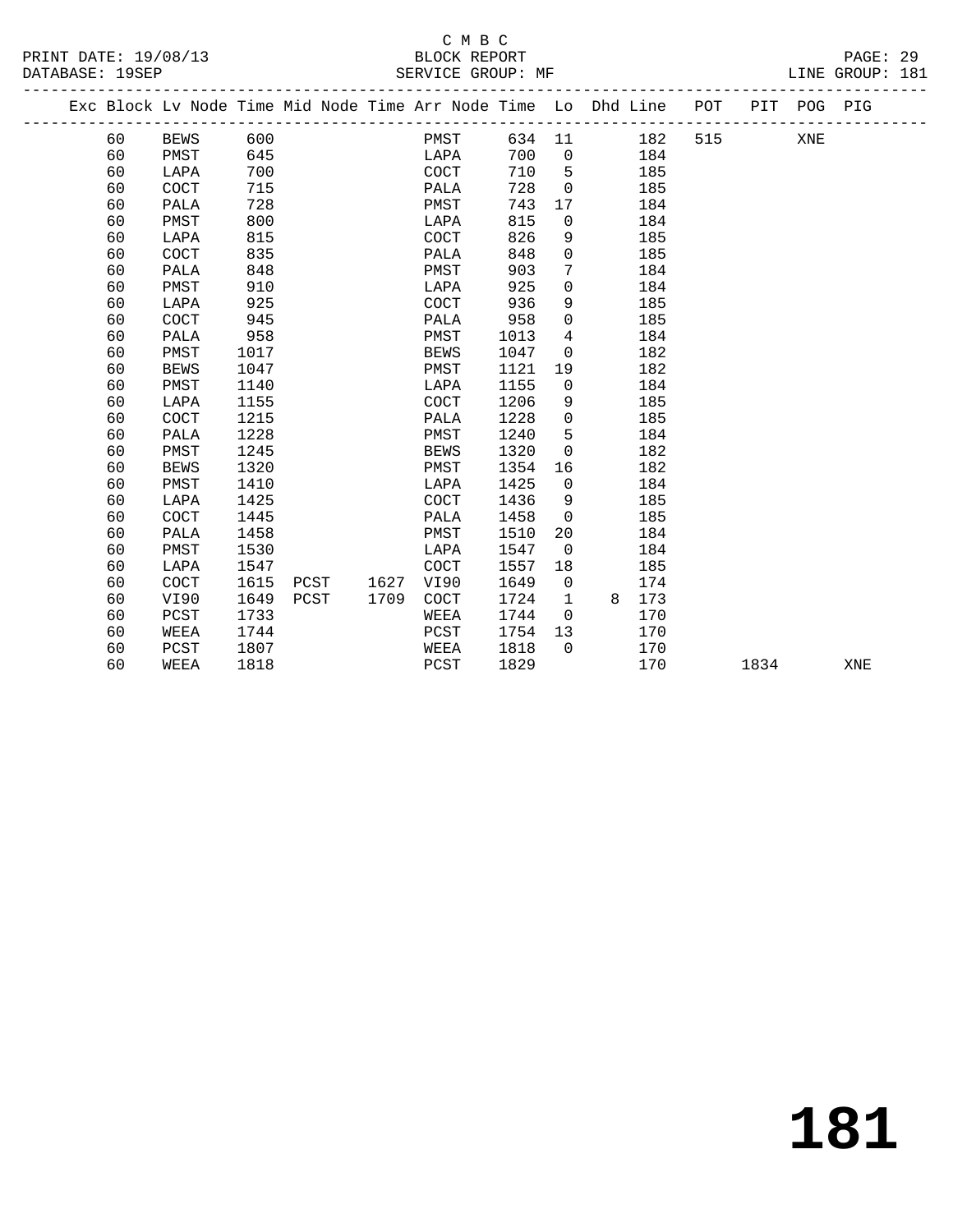C M B C

BLOCK REPORT

SERVICE GROUP: MF

PRINT DATE: 19/08/13
DATABASE: 19SEP
LINE GROUP: 181

| Exc | Block | Lv Node | Time | Mid Node | Time | Arr Node | Time | Lo | Dhd | Line | POT | PIT | POG | PIG |
|---|---|---|---|---|---|---|---|---|---|---|---|---|---|---|
| | 60 | BEWS | 600 | | | PMST | 634 | 11 | | 182 | 515 | | XNE | |
| | 60 | PMST | 645 | | | LAPA | 700 | 0 | | 184 | | | | |
| | 60 | LAPA | 700 | | | COCT | 710 | 5 | | 185 | | | | |
| | 60 | COCT | 715 | | | PALA | 728 | 0 | | 185 | | | | |
| | 60 | PALA | 728 | | | PMST | 743 | 17 | | 184 | | | | |
| | 60 | PMST | 800 | | | LAPA | 815 | 0 | | 184 | | | | |
| | 60 | LAPA | 815 | | | COCT | 826 | 9 | | 185 | | | | |
| | 60 | COCT | 835 | | | PALA | 848 | 0 | | 185 | | | | |
| | 60 | PALA | 848 | | | PMST | 903 | 7 | | 184 | | | | |
| | 60 | PMST | 910 | | | LAPA | 925 | 0 | | 184 | | | | |
| | 60 | LAPA | 925 | | | COCT | 936 | 9 | | 185 | | | | |
| | 60 | COCT | 945 | | | PALA | 958 | 0 | | 185 | | | | |
| | 60 | PALA | 958 | | | PMST | 1013 | 4 | | 184 | | | | |
| | 60 | PMST | 1017 | | | BEWS | 1047 | 0 | | 182 | | | | |
| | 60 | BEWS | 1047 | | | PMST | 1121 | 19 | | 182 | | | | |
| | 60 | PMST | 1140 | | | LAPA | 1155 | 0 | | 184 | | | | |
| | 60 | LAPA | 1155 | | | COCT | 1206 | 9 | | 185 | | | | |
| | 60 | COCT | 1215 | | | PALA | 1228 | 0 | | 185 | | | | |
| | 60 | PALA | 1228 | | | PMST | 1240 | 5 | | 184 | | | | |
| | 60 | PMST | 1245 | | | BEWS | 1320 | 0 | | 182 | | | | |
| | 60 | BEWS | 1320 | | | PMST | 1354 | 16 | | 182 | | | | |
| | 60 | PMST | 1410 | | | LAPA | 1425 | 0 | | 184 | | | | |
| | 60 | LAPA | 1425 | | | COCT | 1436 | 9 | | 185 | | | | |
| | 60 | COCT | 1445 | | | PALA | 1458 | 0 | | 185 | | | | |
| | 60 | PALA | 1458 | | | PMST | 1510 | 20 | | 184 | | | | |
| | 60 | PMST | 1530 | | | LAPA | 1547 | 0 | | 184 | | | | |
| | 60 | LAPA | 1547 | | | COCT | 1557 | 18 | | 185 | | | | |
| | 60 | COCT | 1615 | PCST | 1627 | VI90 | 1649 | 0 | | 174 | | | | |
| | 60 | VI90 | 1649 | PCST | 1709 | COCT | 1724 | 1 | 8 | 173 | | | | |
| | 60 | PCST | 1733 | | | WEEA | 1744 | 0 | | 170 | | | | |
| | 60 | WEEA | 1744 | | | PCST | 1754 | 13 | | 170 | | | | |
| | 60 | PCST | 1807 | | | WEEA | 1818 | 0 | | 170 | | | | |
| | 60 | WEEA | 1818 | | | PCST | 1829 | | | 170 | | 1834 | | XNE |

**181**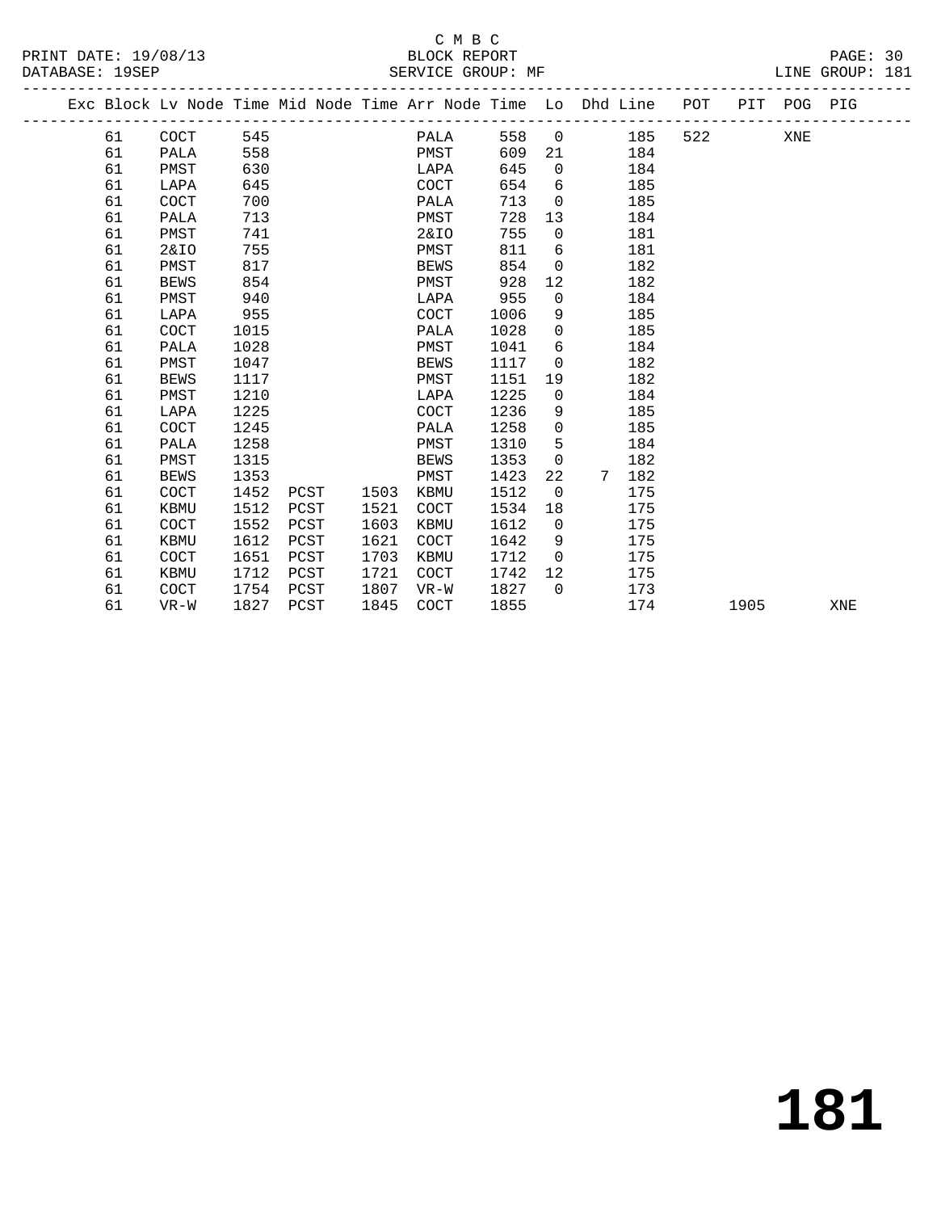C M B C

BLOCK REPORT

PRINT DATE: 19/08/13 DATABASE: 19SEP SERVICE GROUP: MF LINE GROUP: 181

| Exc | Block | Lv Node | Time | Mid Node | Time | Arr Node | Time | Lo | Dhd | Line | POT | PIT | POG | PIG |
|---|---|---|---|---|---|---|---|---|---|---|---|---|---|---|
| | 61 | COCT | 545 | | | PALA | 558 | 0 | | 185 | 522 | | XNE | |
| | 61 | PALA | 558 | | | PMST | 609 | 21 | | 184 | | | | |
| | 61 | PMST | 630 | | | LAPA | 645 | 0 | | 184 | | | | |
| | 61 | LAPA | 645 | | | COCT | 654 | 6 | | 185 | | | | |
| | 61 | COCT | 700 | | | PALA | 713 | 0 | | 185 | | | | |
| | 61 | PALA | 713 | | | PMST | 728 | 13 | | 184 | | | | |
| | 61 | PMST | 741 | | | 2&IO | 755 | 0 | | 181 | | | | |
| | 61 | 2&IO | 755 | | | PMST | 811 | 6 | | 181 | | | | |
| | 61 | PMST | 817 | | | BEWS | 854 | 0 | | 182 | | | | |
| | 61 | BEWS | 854 | | | PMST | 928 | 12 | | 182 | | | | |
| | 61 | PMST | 940 | | | LAPA | 955 | 0 | | 184 | | | | |
| | 61 | LAPA | 955 | | | COCT | 1006 | 9 | | 185 | | | | |
| | 61 | COCT | 1015 | | | PALA | 1028 | 0 | | 185 | | | | |
| | 61 | PALA | 1028 | | | PMST | 1041 | 6 | | 184 | | | | |
| | 61 | PMST | 1047 | | | BEWS | 1117 | 0 | | 182 | | | | |
| | 61 | BEWS | 1117 | | | PMST | 1151 | 19 | | 182 | | | | |
| | 61 | PMST | 1210 | | | LAPA | 1225 | 0 | | 184 | | | | |
| | 61 | LAPA | 1225 | | | COCT | 1236 | 9 | | 185 | | | | |
| | 61 | COCT | 1245 | | | PALA | 1258 | 0 | | 185 | | | | |
| | 61 | PALA | 1258 | | | PMST | 1310 | 5 | | 184 | | | | |
| | 61 | PMST | 1315 | | | BEWS | 1353 | 0 | | 182 | | | | |
| | 61 | BEWS | 1353 | | | PMST | 1423 | 22 | 7 | 182 | | | | |
| | 61 | COCT | 1452 | PCST | 1503 | KBMU | 1512 | 0 | | 175 | | | | |
| | 61 | KBMU | 1512 | PCST | 1521 | COCT | 1534 | 18 | | 175 | | | | |
| | 61 | COCT | 1552 | PCST | 1603 | KBMU | 1612 | 0 | | 175 | | | | |
| | 61 | KBMU | 1612 | PCST | 1621 | COCT | 1642 | 9 | | 175 | | | | |
| | 61 | COCT | 1651 | PCST | 1703 | KBMU | 1712 | 0 | | 175 | | | | |
| | 61 | KBMU | 1712 | PCST | 1721 | COCT | 1742 | 12 | | 175 | | | | |
| | 61 | COCT | 1754 | PCST | 1807 | VR-W | 1827 | 0 | | 173 | | | | |
| | 61 | VR-W | 1827 | PCST | 1845 | COCT | 1855 | | | 174 | | 1905 | | XNE |

181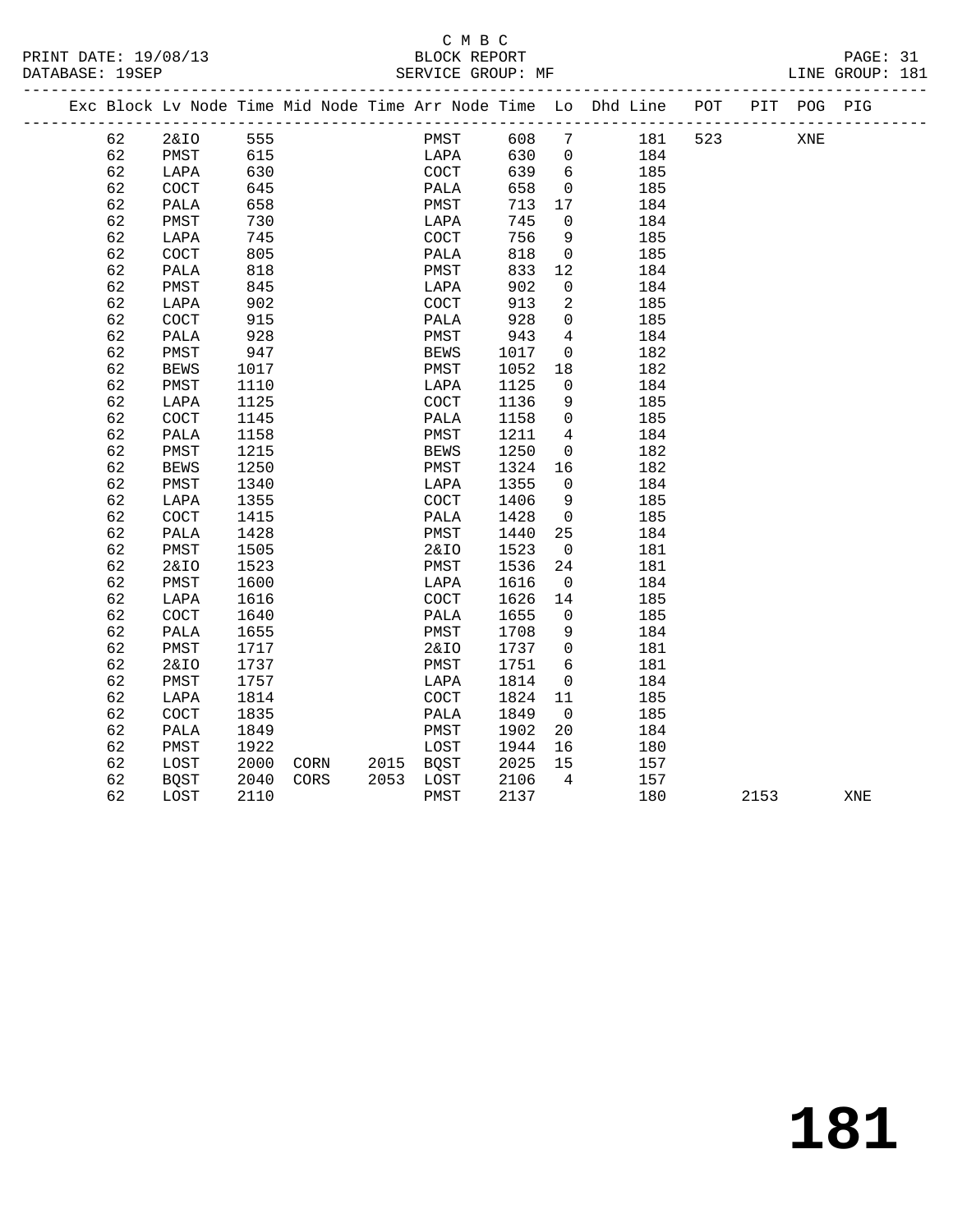C M B C

BLOCK REPORT

SERVICE GROUP: MF

PRINT DATE: 19/08/13
DATABASE: 19SEP
LINE GROUP: 181

| Exc | Block | Lv | Node | Time | Mid Node | Time | Arr Node | Time | Lo | Dhd Line | POT | PIT | POG | PIG |
|---|---|---|---|---|---|---|---|---|---|---|---|---|---|---|
| | 62 | | 2&IO | 555 | | | PMST | 608 | 7 | 181 | 523 | | XNE | |
| | 62 | | PMST | 615 | | | LAPA | 630 | 0 | 184 | | | | |
| | 62 | | LAPA | 630 | | | COCT | 639 | 6 | 185 | | | | |
| | 62 | | COCT | 645 | | | PALA | 658 | 0 | 185 | | | | |
| | 62 | | PALA | 658 | | | PMST | 713 | 17 | 184 | | | | |
| | 62 | | PMST | 730 | | | LAPA | 745 | 0 | 184 | | | | |
| | 62 | | LAPA | 745 | | | COCT | 756 | 9 | 185 | | | | |
| | 62 | | COCT | 805 | | | PALA | 818 | 0 | 185 | | | | |
| | 62 | | PALA | 818 | | | PMST | 833 | 12 | 184 | | | | |
| | 62 | | PMST | 845 | | | LAPA | 902 | 0 | 184 | | | | |
| | 62 | | LAPA | 902 | | | COCT | 913 | 2 | 185 | | | | |
| | 62 | | COCT | 915 | | | PALA | 928 | 0 | 185 | | | | |
| | 62 | | PALA | 928 | | | PMST | 943 | 4 | 184 | | | | |
| | 62 | | PMST | 947 | | | BEWS | 1017 | 0 | 182 | | | | |
| | 62 | | BEWS | 1017 | | | PMST | 1052 | 18 | 182 | | | | |
| | 62 | | PMST | 1110 | | | LAPA | 1125 | 0 | 184 | | | | |
| | 62 | | LAPA | 1125 | | | COCT | 1136 | 9 | 185 | | | | |
| | 62 | | COCT | 1145 | | | PALA | 1158 | 0 | 185 | | | | |
| | 62 | | PALA | 1158 | | | PMST | 1211 | 4 | 184 | | | | |
| | 62 | | PMST | 1215 | | | BEWS | 1250 | 0 | 182 | | | | |
| | 62 | | BEWS | 1250 | | | PMST | 1324 | 16 | 182 | | | | |
| | 62 | | PMST | 1340 | | | LAPA | 1355 | 0 | 184 | | | | |
| | 62 | | LAPA | 1355 | | | COCT | 1406 | 9 | 185 | | | | |
| | 62 | | COCT | 1415 | | | PALA | 1428 | 0 | 185 | | | | |
| | 62 | | PALA | 1428 | | | PMST | 1440 | 25 | 184 | | | | |
| | 62 | | PMST | 1505 | | | 2&IO | 1523 | 0 | 181 | | | | |
| | 62 | | 2&IO | 1523 | | | PMST | 1536 | 24 | 181 | | | | |
| | 62 | | PMST | 1600 | | | LAPA | 1616 | 0 | 184 | | | | |
| | 62 | | LAPA | 1616 | | | COCT | 1626 | 14 | 185 | | | | |
| | 62 | | COCT | 1640 | | | PALA | 1655 | 0 | 185 | | | | |
| | 62 | | PALA | 1655 | | | PMST | 1708 | 9 | 184 | | | | |
| | 62 | | PMST | 1717 | | | 2&IO | 1737 | 0 | 181 | | | | |
| | 62 | | 2&IO | 1737 | | | PMST | 1751 | 6 | 181 | | | | |
| | 62 | | PMST | 1757 | | | LAPA | 1814 | 0 | 184 | | | | |
| | 62 | | LAPA | 1814 | | | COCT | 1824 | 11 | 185 | | | | |
| | 62 | | COCT | 1835 | | | PALA | 1849 | 0 | 185 | | | | |
| | 62 | | PALA | 1849 | | | PMST | 1902 | 20 | 184 | | | | |
| | 62 | | PMST | 1922 | | | LOST | 1944 | 16 | 180 | | | | |
| | 62 | | LOST | 2000 | CORN | 2015 | BQST | 2025 | 15 | 157 | | | | |
| | 62 | | BQST | 2040 | CORS | 2053 | LOST | 2106 | 4 | 157 | | | | |
| | 62 | | LOST | 2110 | | | PMST | 2137 | | 180 | | 2153 | | XNE |

# 181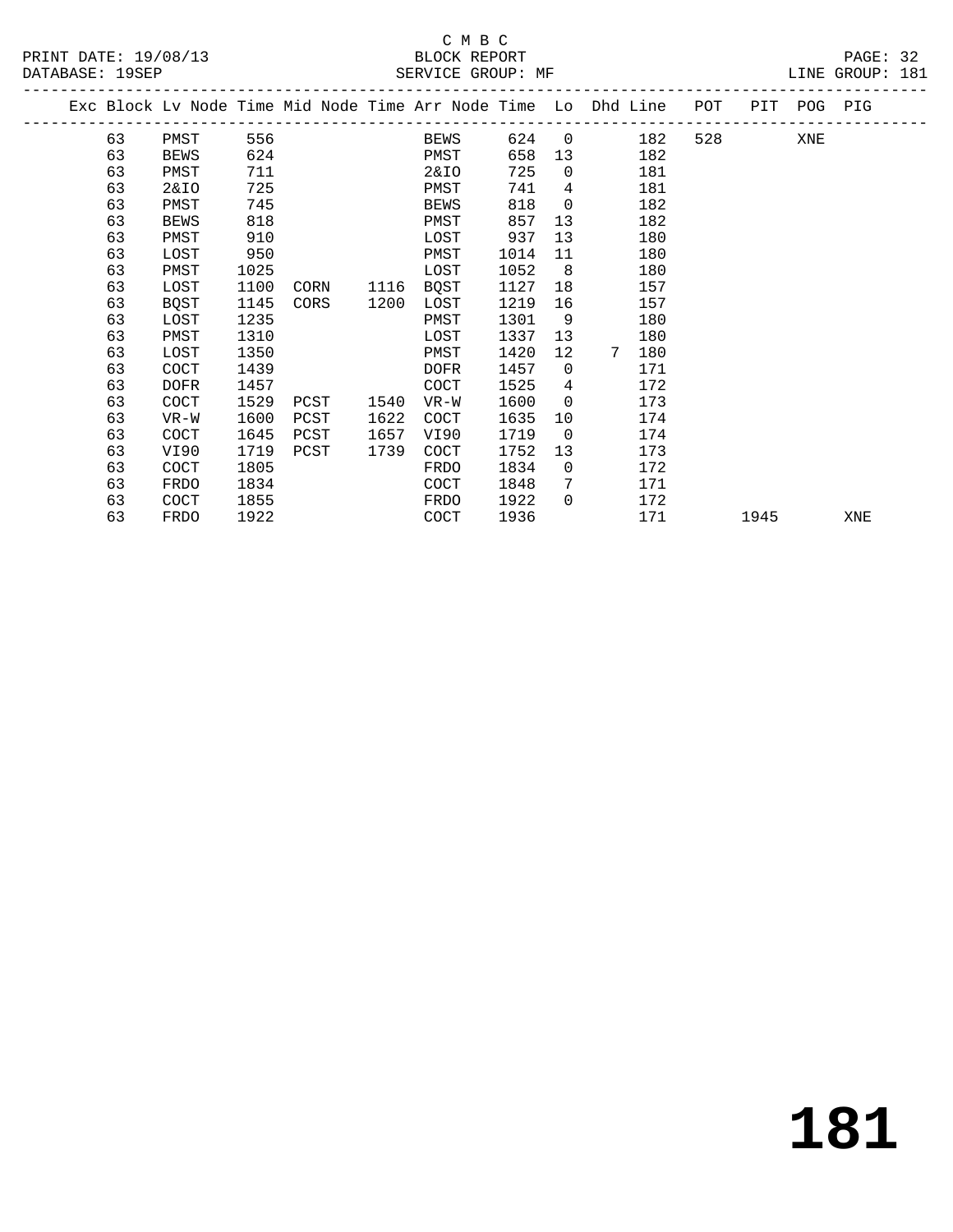C M B C
BLOCK REPORT
SERVICE GROUP: MF

PRINT DATE: 19/08/13
DATABASE: 19SEP
LINE GROUP: 181

| Exc | Block | Lv Node | Time | Mid Node | Time | Arr Node | Time | Lo | Dhd | Line | POT | PIT | POG | PIG |
|---|---|---|---|---|---|---|---|---|---|---|---|---|---|---|
| | 63 | PMST | 556 | | | BEWS | 624 | 0 | | 182 | 528 | | XNE | |
| | 63 | BEWS | 624 | | | PMST | 658 | 13 | | 182 | | | | |
| | 63 | PMST | 711 | | | 2&IO | 725 | 0 | | 181 | | | | |
| | 63 | 2&IO | 725 | | | PMST | 741 | 4 | | 181 | | | | |
| | 63 | PMST | 745 | | | BEWS | 818 | 0 | | 182 | | | | |
| | 63 | BEWS | 818 | | | PMST | 857 | 13 | | 182 | | | | |
| | 63 | PMST | 910 | | | LOST | 937 | 13 | | 180 | | | | |
| | 63 | LOST | 950 | | | PMST | 1014 | 11 | | 180 | | | | |
| | 63 | PMST | 1025 | | | LOST | 1052 | 8 | | 180 | | | | |
| | 63 | LOST | 1100 | CORN | 1116 | BQST | 1127 | 18 | | 157 | | | | |
| | 63 | BQST | 1145 | CORS | 1200 | LOST | 1219 | 16 | | 157 | | | | |
| | 63 | LOST | 1235 | | | PMST | 1301 | 9 | | 180 | | | | |
| | 63 | PMST | 1310 | | | LOST | 1337 | 13 | | 180 | | | | |
| | 63 | LOST | 1350 | | | PMST | 1420 | 12 | 7 | 180 | | | | |
| | 63 | COCT | 1439 | | | DOFR | 1457 | 0 | | 171 | | | | |
| | 63 | DOFR | 1457 | | | COCT | 1525 | 4 | | 172 | | | | |
| | 63 | COCT | 1529 | PCST | 1540 | VR-W | 1600 | 0 | | 173 | | | | |
| | 63 | VR-W | 1600 | PCST | 1622 | COCT | 1635 | 10 | | 174 | | | | |
| | 63 | COCT | 1645 | PCST | 1657 | VI90 | 1719 | 0 | | 174 | | | | |
| | 63 | VI90 | 1719 | PCST | 1739 | COCT | 1752 | 13 | | 173 | | | | |
| | 63 | COCT | 1805 | | | FRDO | 1834 | 0 | | 172 | | | | |
| | 63 | FRDO | 1834 | | | COCT | 1848 | 7 | | 171 | | | | |
| | 63 | COCT | 1855 | | | FRDO | 1922 | 0 | | 172 | | | | |
| | 63 | FRDO | 1922 | | | COCT | 1936 | | | 171 | | 1945 | | XNE |

# 181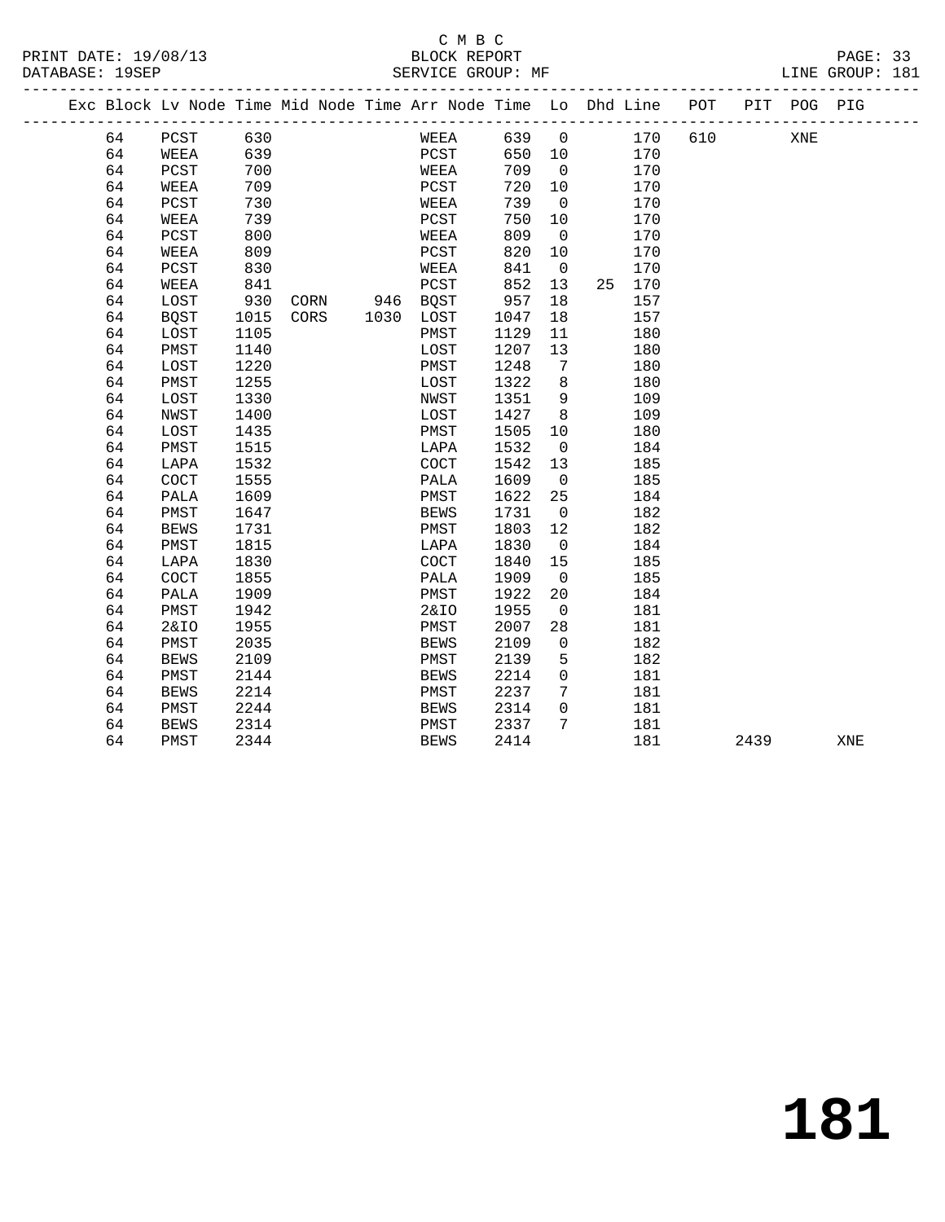C M B C

PRINT DATE: 19/08/13 BLOCK REPORT
DATABASE: 19SEP SERVICE GROUP: MF LINE GROUP: 181

| Exc | Block | Lv | Node | Time | Mid Node | Time | Arr Node | Time | Lo | Dhd | Line | POT | PIT | POG | PIG |
|---|---|---|---|---|---|---|---|---|---|---|---|---|---|---|---|
| | 64 | | PCST | 630 | | | WEEA | 639 | 0 | | 170 | 610 | | XNE | |
| | 64 | | WEEA | 639 | | | PCST | 650 | 10 | | 170 | | | | |
| | 64 | | PCST | 700 | | | WEEA | 709 | 0 | | 170 | | | | |
| | 64 | | WEEA | 709 | | | PCST | 720 | 10 | | 170 | | | | |
| | 64 | | PCST | 730 | | | WEEA | 739 | 0 | | 170 | | | | |
| | 64 | | WEEA | 739 | | | PCST | 750 | 10 | | 170 | | | | |
| | 64 | | PCST | 800 | | | WEEA | 809 | 0 | | 170 | | | | |
| | 64 | | WEEA | 809 | | | PCST | 820 | 10 | | 170 | | | | |
| | 64 | | PCST | 830 | | | WEEA | 841 | 0 | | 170 | | | | |
| | 64 | | WEEA | 841 | | | PCST | 852 | 13 | 25 | 170 | | | | |
| | 64 | | LOST | 930 | CORN | 946 | BQST | 957 | 18 | | 157 | | | | |
| | 64 | | BQST | 1015 | CORS | 1030 | LOST | 1047 | 18 | | 157 | | | | |
| | 64 | | LOST | 1105 | | | PMST | 1129 | 11 | | 180 | | | | |
| | 64 | | PMST | 1140 | | | LOST | 1207 | 13 | | 180 | | | | |
| | 64 | | LOST | 1220 | | | PMST | 1248 | 7 | | 180 | | | | |
| | 64 | | PMST | 1255 | | | LOST | 1322 | 8 | | 180 | | | | |
| | 64 | | LOST | 1330 | | | NWST | 1351 | 9 | | 109 | | | | |
| | 64 | | NWST | 1400 | | | LOST | 1427 | 8 | | 109 | | | | |
| | 64 | | LOST | 1435 | | | PMST | 1505 | 10 | | 180 | | | | |
| | 64 | | PMST | 1515 | | | LAPA | 1532 | 0 | | 184 | | | | |
| | 64 | | LAPA | 1532 | | | COCT | 1542 | 13 | | 185 | | | | |
| | 64 | | COCT | 1555 | | | PALA | 1609 | 0 | | 185 | | | | |
| | 64 | | PALA | 1609 | | | PMST | 1622 | 25 | | 184 | | | | |
| | 64 | | PMST | 1647 | | | BEWS | 1731 | 0 | | 182 | | | | |
| | 64 | | BEWS | 1731 | | | PMST | 1803 | 12 | | 182 | | | | |
| | 64 | | PMST | 1815 | | | LAPA | 1830 | 0 | | 184 | | | | |
| | 64 | | LAPA | 1830 | | | COCT | 1840 | 15 | | 185 | | | | |
| | 64 | | COCT | 1855 | | | PALA | 1909 | 0 | | 185 | | | | |
| | 64 | | PALA | 1909 | | | PMST | 1922 | 20 | | 184 | | | | |
| | 64 | | PMST | 1942 | | | 2&IO | 1955 | 0 | | 181 | | | | |
| | 64 | | 2&IO | 1955 | | | PMST | 2007 | 28 | | 181 | | | | |
| | 64 | | PMST | 2035 | | | BEWS | 2109 | 0 | | 182 | | | | |
| | 64 | | BEWS | 2109 | | | PMST | 2139 | 5 | | 182 | | | | |
| | 64 | | PMST | 2144 | | | BEWS | 2214 | 0 | | 181 | | | | |
| | 64 | | BEWS | 2214 | | | PMST | 2237 | 7 | | 181 | | | | |
| | 64 | | PMST | 2244 | | | BEWS | 2314 | 0 | | 181 | | | | |
| | 64 | | BEWS | 2314 | | | PMST | 2337 | 7 | | 181 | | | | |
| | 64 | | PMST | 2344 | | | BEWS | 2414 | | | 181 | | 2439 | | XNE |

**181**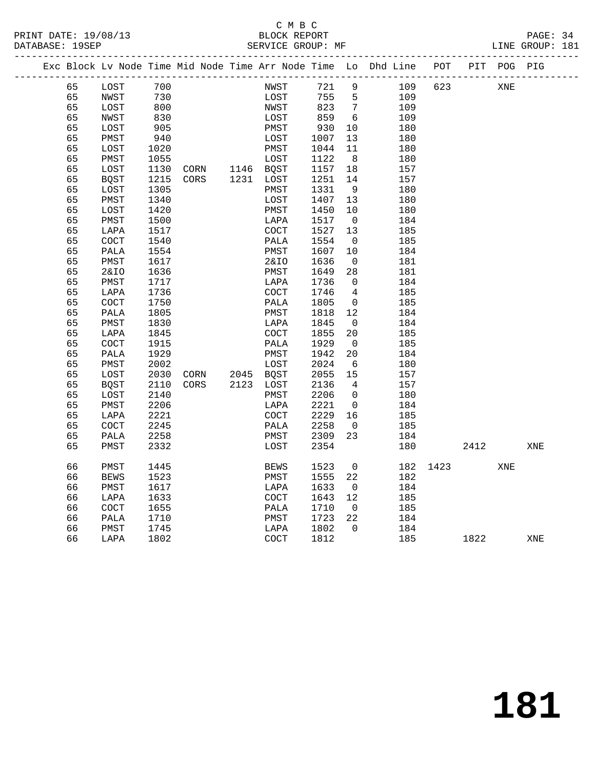C M B C

BLOCK REPORT

SERVICE GROUP: MF

LINE GROUP: 181

| Exc | Block | Lv Node | Time | Mid Node | Time | Arr Node | Time | Lo | Dhd Line | POT | PIT | POG | PIG |
|---|---|---|---|---|---|---|---|---|---|---|---|---|---|
| | 65 | LOST | 700 | | | NWST | 721 | 9 | 109 | 623 | | XNE | |
| | 65 | NWST | 730 | | | LOST | 755 | 5 | 109 | | | | |
| | 65 | LOST | 800 | | | NWST | 823 | 7 | 109 | | | | |
| | 65 | NWST | 830 | | | LOST | 859 | 6 | 109 | | | | |
| | 65 | LOST | 905 | | | PMST | 930 | 10 | 180 | | | | |
| | 65 | PMST | 940 | | | LOST | 1007 | 13 | 180 | | | | |
| | 65 | LOST | 1020 | | | PMST | 1044 | 11 | 180 | | | | |
| | 65 | PMST | 1055 | | | LOST | 1122 | 8 | 180 | | | | |
| | 65 | LOST | 1130 | CORN | 1146 | BQST | 1157 | 18 | 157 | | | | |
| | 65 | BQST | 1215 | CORS | 1231 | LOST | 1251 | 14 | 157 | | | | |
| | 65 | LOST | 1305 | | | PMST | 1331 | 9 | 180 | | | | |
| | 65 | PMST | 1340 | | | LOST | 1407 | 13 | 180 | | | | |
| | 65 | LOST | 1420 | | | PMST | 1450 | 10 | 180 | | | | |
| | 65 | PMST | 1500 | | | LAPA | 1517 | 0 | 184 | | | | |
| | 65 | LAPA | 1517 | | | COCT | 1527 | 13 | 185 | | | | |
| | 65 | COCT | 1540 | | | PALA | 1554 | 0 | 185 | | | | |
| | 65 | PALA | 1554 | | | PMST | 1607 | 10 | 184 | | | | |
| | 65 | PMST | 1617 | | | 2&IO | 1636 | 0 | 181 | | | | |
| | 65 | 2&IO | 1636 | | | PMST | 1649 | 28 | 181 | | | | |
| | 65 | PMST | 1717 | | | LAPA | 1736 | 0 | 184 | | | | |
| | 65 | LAPA | 1736 | | | COCT | 1746 | 4 | 185 | | | | |
| | 65 | COCT | 1750 | | | PALA | 1805 | 0 | 185 | | | | |
| | 65 | PALA | 1805 | | | PMST | 1818 | 12 | 184 | | | | |
| | 65 | PMST | 1830 | | | LAPA | 1845 | 0 | 184 | | | | |
| | 65 | LAPA | 1845 | | | COCT | 1855 | 20 | 185 | | | | |
| | 65 | COCT | 1915 | | | PALA | 1929 | 0 | 185 | | | | |
| | 65 | PALA | 1929 | | | PMST | 1942 | 20 | 184 | | | | |
| | 65 | PMST | 2002 | | | LOST | 2024 | 6 | 180 | | | | |
| | 65 | LOST | 2030 | CORN | 2045 | BQST | 2055 | 15 | 157 | | | | |
| | 65 | BQST | 2110 | CORS | 2123 | LOST | 2136 | 4 | 157 | | | | |
| | 65 | LOST | 2140 | | | PMST | 2206 | 0 | 180 | | | | |
| | 65 | PMST | 2206 | | | LAPA | 2221 | 0 | 184 | | | | |
| | 65 | LAPA | 2221 | | | COCT | 2229 | 16 | 185 | | | | |
| | 65 | COCT | 2245 | | | PALA | 2258 | 0 | 185 | | | | |
| | 65 | PALA | 2258 | | | PMST | 2309 | 23 | 184 | | | | |
| | 65 | PMST | 2332 | | | LOST | 2354 | | 180 | | 2412 | | XNE |
| | 66 | PMST | 1445 | | | BEWS | 1523 | 0 | 182 | 1423 | | XNE | |
| | 66 | BEWS | 1523 | | | PMST | 1555 | 22 | 182 | | | | |
| | 66 | PMST | 1617 | | | LAPA | 1633 | 0 | 184 | | | | |
| | 66 | LAPA | 1633 | | | COCT | 1643 | 12 | 185 | | | | |
| | 66 | COCT | 1655 | | | PALA | 1710 | 0 | 185 | | | | |
| | 66 | PALA | 1710 | | | PMST | 1723 | 22 | 184 | | | | |
| | 66 | PMST | 1745 | | | LAPA | 1802 | 0 | 184 | | | | |
| | 66 | LAPA | 1802 | | | COCT | 1812 | | 185 | | 1822 | | XNE |

# 181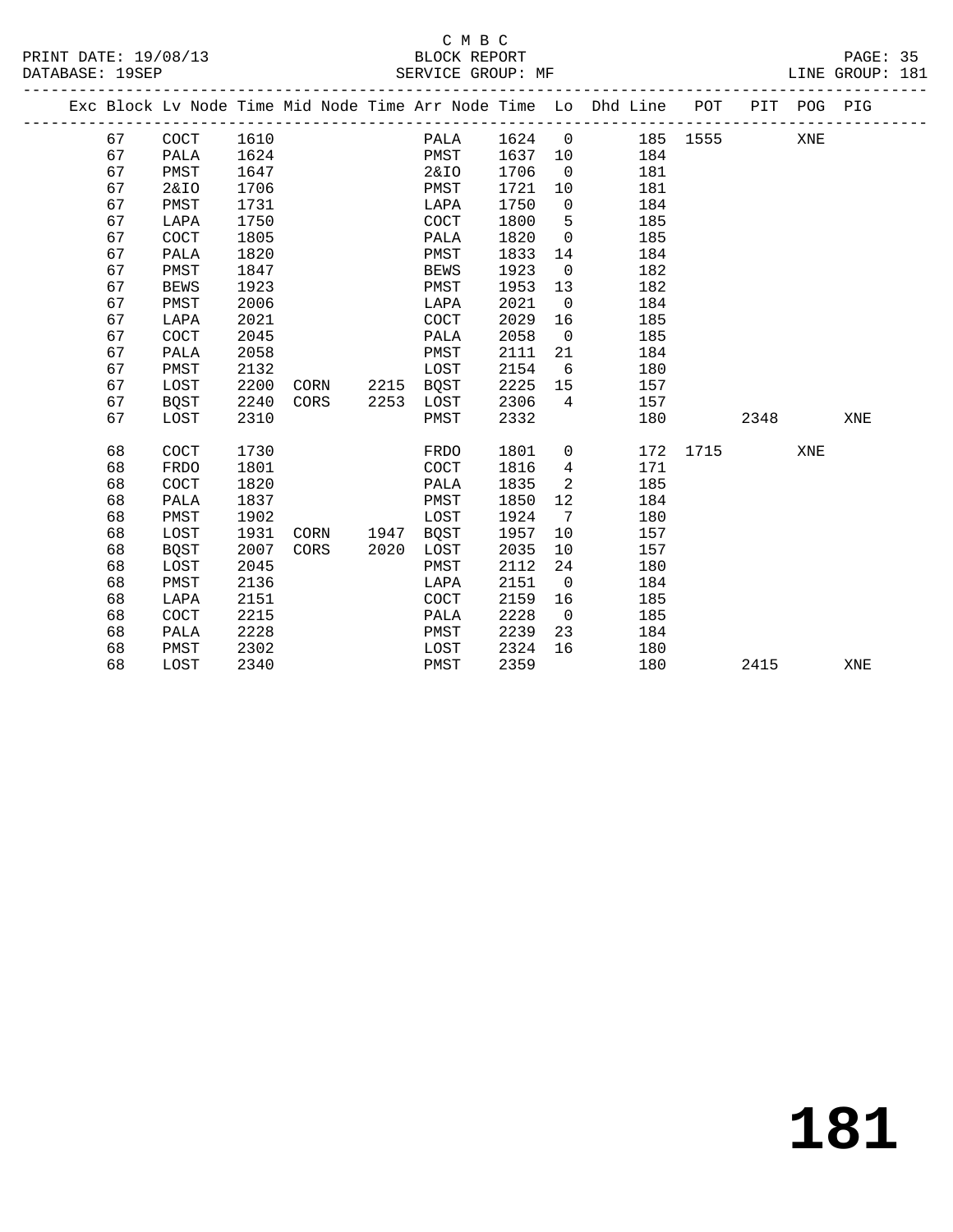C M B C

BLOCK REPORT

SERVICE GROUP: MF

LINE GROUP: 181

PRINT DATE: 19/08/13
DATABASE: 19SEP

| Exc | Block | Lv Node | Time | Mid Node | Time | Arr Node | Time | Lo | Dhd Line | POT | PIT | POG | PIG |
|---|---|---|---|---|---|---|---|---|---|---|---|---|---|
| | 67 | COCT | 1610 | | | PALA | 1624 | 0 | 185 | 1555 | | XNE | |
| | 67 | PALA | 1624 | | | PMST | 1637 | 10 | 184 | | | | |
| | 67 | PMST | 1647 | | | 2&IO | 1706 | 0 | 181 | | | | |
| | 67 | 2&IO | 1706 | | | PMST | 1721 | 10 | 181 | | | | |
| | 67 | PMST | 1731 | | | LAPA | 1750 | 0 | 184 | | | | |
| | 67 | LAPA | 1750 | | | COCT | 1800 | 5 | 185 | | | | |
| | 67 | COCT | 1805 | | | PALA | 1820 | 0 | 185 | | | | |
| | 67 | PALA | 1820 | | | PMST | 1833 | 14 | 184 | | | | |
| | 67 | PMST | 1847 | | | BEWS | 1923 | 0 | 182 | | | | |
| | 67 | BEWS | 1923 | | | PMST | 1953 | 13 | 182 | | | | |
| | 67 | PMST | 2006 | | | LAPA | 2021 | 0 | 184 | | | | |
| | 67 | LAPA | 2021 | | | COCT | 2029 | 16 | 185 | | | | |
| | 67 | COCT | 2045 | | | PALA | 2058 | 0 | 185 | | | | |
| | 67 | PALA | 2058 | | | PMST | 2111 | 21 | 184 | | | | |
| | 67 | PMST | 2132 | | | LOST | 2154 | 6 | 180 | | | | |
| | 67 | LOST | 2200 | CORN | 2215 | BQST | 2225 | 15 | 157 | | | | |
| | 67 | BQST | 2240 | CORS | 2253 | LOST | 2306 | 4 | 157 | | | | |
| | 67 | LOST | 2310 | | | PMST | 2332 | | 180 | | 2348 | | XNE |
| | 68 | COCT | 1730 | | | FRDO | 1801 | 0 | 172 | 1715 | | XNE | |
| | 68 | FRDO | 1801 | | | COCT | 1816 | 4 | 171 | | | | |
| | 68 | COCT | 1820 | | | PALA | 1835 | 2 | 185 | | | | |
| | 68 | PALA | 1837 | | | PMST | 1850 | 12 | 184 | | | | |
| | 68 | PMST | 1902 | | | LOST | 1924 | 7 | 180 | | | | |
| | 68 | LOST | 1931 | CORN | 1947 | BQST | 1957 | 10 | 157 | | | | |
| | 68 | BQST | 2007 | CORS | 2020 | LOST | 2035 | 10 | 157 | | | | |
| | 68 | LOST | 2045 | | | PMST | 2112 | 24 | 180 | | | | |
| | 68 | PMST | 2136 | | | LAPA | 2151 | 0 | 184 | | | | |
| | 68 | LAPA | 2151 | | | COCT | 2159 | 16 | 185 | | | | |
| | 68 | COCT | 2215 | | | PALA | 2228 | 0 | 185 | | | | |
| | 68 | PALA | 2228 | | | PMST | 2239 | 23 | 184 | | | | |
| | 68 | PMST | 2302 | | | LOST | 2324 | 16 | 180 | | | | |
| | 68 | LOST | 2340 | | | PMST | 2359 | | 180 | | 2415 | | XNE |

# 181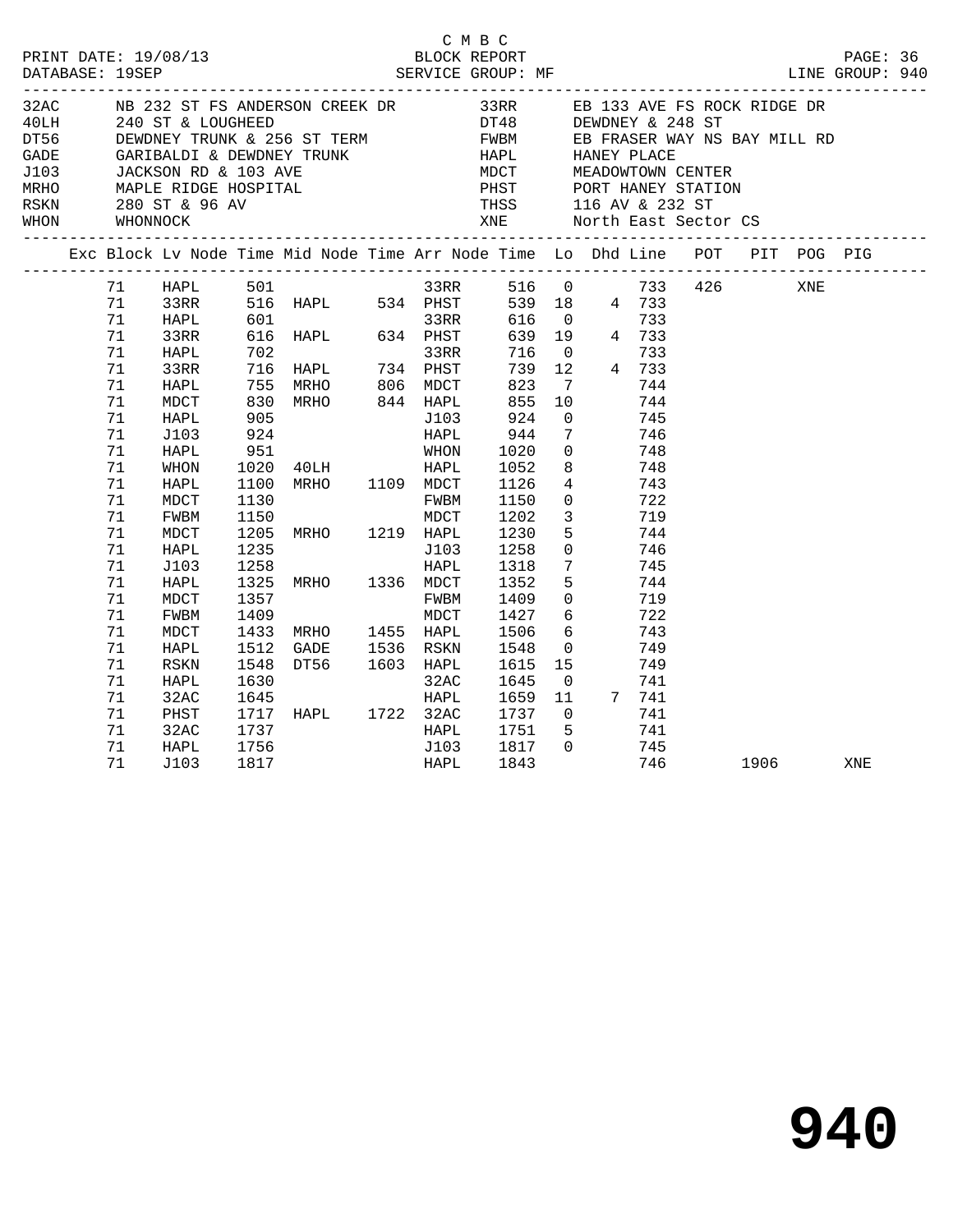C M B C

PRINT DATE: 19/08/13 BLOCK REPORT

DATABASE: 19SEP SERVICE GROUP: MF LINE GROUP: 940

| Code | Description | Code | Description |
|---|---|---|---|
| 32AC | NB 232 ST FS ANDERSON CREEK DR | 33RR | EB 133 AVE FS ROCK RIDGE DR |
| 40LH | 240 ST & LOUGHEED | DT48 | DEWDNEY & 248 ST |
| DT56 | DEWDNEY TRUNK & 256 ST TERM | FWBM | EB FRASER WAY NS BAY MILL RD |
| GADE | GARIBALDI & DEWDNEY TRUNK | HAPL | HANEY PLACE |
| J103 | JACKSON RD & 103 AVE | MDCT | MEADOWTOWN CENTER |
| MRHO | MAPLE RIDGE HOSPITAL | PHST | PORT HANEY STATION |
| RSKN | 280 ST & 96 AV | THSS | 116 AV & 232 ST |
| WHON | WHONNOCK | XNE | North East Sector CS |

| Exc | Block | Lv Node | Time | Mid Node | Time | Arr Node | Time | Lo | Dhd | Line | POT | PIT | POG | PIG |
|---|---|---|---|---|---|---|---|---|---|---|---|---|---|---|
| | 71 | HAPL | 501 | | | 33RR | 516 | 0 | | 733 | 426 | | XNE | |
| | 71 | 33RR | 516 | HAPL | 534 | PHST | 539 | 18 | 4 | 733 | | | | |
| | 71 | HAPL | 601 | | | 33RR | 616 | 0 | | 733 | | | | |
| | 71 | 33RR | 616 | HAPL | 634 | PHST | 639 | 19 | 4 | 733 | | | | |
| | 71 | HAPL | 702 | | | 33RR | 716 | 0 | | 733 | | | | |
| | 71 | 33RR | 716 | HAPL | 734 | PHST | 739 | 12 | 4 | 733 | | | | |
| | 71 | HAPL | 755 | MRHO | 806 | MDCT | 823 | 7 | | 744 | | | | |
| | 71 | MDCT | 830 | MRHO | 844 | HAPL | 855 | 10 | | 744 | | | | |
| | 71 | HAPL | 905 | | | J103 | 924 | 0 | | 745 | | | | |
| | 71 | J103 | 924 | | | HAPL | 944 | 7 | | 746 | | | | |
| | 71 | HAPL | 951 | | | WHON | 1020 | 0 | | 748 | | | | |
| | 71 | WHON | 1020 | 40LH | | HAPL | 1052 | 8 | | 748 | | | | |
| | 71 | HAPL | 1100 | MRHO | 1109 | MDCT | 1126 | 4 | | 743 | | | | |
| | 71 | MDCT | 1130 | | | FWBM | 1150 | 0 | | 722 | | | | |
| | 71 | FWBM | 1150 | | | MDCT | 1202 | 3 | | 719 | | | | |
| | 71 | MDCT | 1205 | MRHO | 1219 | HAPL | 1230 | 5 | | 744 | | | | |
| | 71 | HAPL | 1235 | | | J103 | 1258 | 0 | | 746 | | | | |
| | 71 | J103 | 1258 | | | HAPL | 1318 | 7 | | 745 | | | | |
| | 71 | HAPL | 1325 | MRHO | 1336 | MDCT | 1352 | 5 | | 744 | | | | |
| | 71 | MDCT | 1357 | | | FWBM | 1409 | 0 | | 719 | | | | |
| | 71 | FWBM | 1409 | | | MDCT | 1427 | 6 | | 722 | | | | |
| | 71 | MDCT | 1433 | MRHO | 1455 | HAPL | 1506 | 6 | | 743 | | | | |
| | 71 | HAPL | 1512 | GADE | 1536 | RSKN | 1548 | 0 | | 749 | | | | |
| | 71 | RSKN | 1548 | DT56 | 1603 | HAPL | 1615 | 15 | | 749 | | | | |
| | 71 | HAPL | 1630 | | | 32AC | 1645 | 0 | | 741 | | | | |
| | 71 | 32AC | 1645 | | | HAPL | 1659 | 11 | 7 | 741 | | | | |
| | 71 | PHST | 1717 | HAPL | 1722 | 32AC | 1737 | 0 | | 741 | | | | |
| | 71 | 32AC | 1737 | | | HAPL | 1751 | 5 | | 741 | | | | |
| | 71 | HAPL | 1756 | | | J103 | 1817 | 0 | | 745 | | | | |
| | 71 | J103 | 1817 | | | HAPL | 1843 | | | 746 | | 1906 | | XNE |

# 940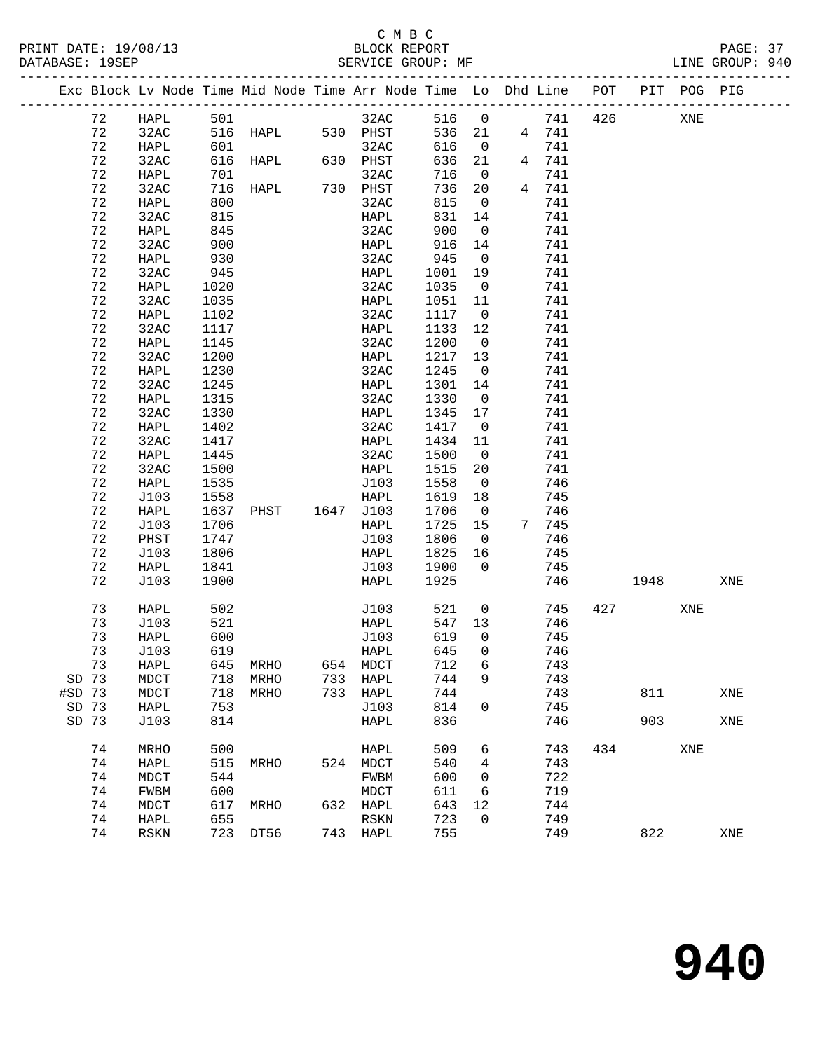C M B C
PRINT DATE: 19/08/13 BLOCK REPORT
DATABASE: 19SEP SERVICE GROUP: MF LINE GROUP: 940

| Exc | Block | Lv | Node | Time | Mid Node | Time | Arr Node | Time | Lo | Dhd | Line | POT | PIT | POG | PIG |
|---|---|---|---|---|---|---|---|---|---|---|---|---|---|---|---|
| | 72 | | HAPL | 501 | | | 32AC | 516 | 0 | | 741 | 426 | | XNE | |
| | 72 | | 32AC | 516 | HAPL | 530 | PHST | 536 | 21 | 4 | 741 | | | | |
| | 72 | | HAPL | 601 | | | 32AC | 616 | 0 | | 741 | | | | |
| | 72 | | 32AC | 616 | HAPL | 630 | PHST | 636 | 21 | 4 | 741 | | | | |
| | 72 | | HAPL | 701 | | | 32AC | 716 | 0 | | 741 | | | | |
| | 72 | | 32AC | 716 | HAPL | 730 | PHST | 736 | 20 | 4 | 741 | | | | |
| | 72 | | HAPL | 800 | | | 32AC | 815 | 0 | | 741 | | | | |
| | 72 | | 32AC | 815 | | | HAPL | 831 | 14 | | 741 | | | | |
| | 72 | | HAPL | 845 | | | 32AC | 900 | 0 | | 741 | | | | |
| | 72 | | 32AC | 900 | | | HAPL | 916 | 14 | | 741 | | | | |
| | 72 | | HAPL | 930 | | | 32AC | 945 | 0 | | 741 | | | | |
| | 72 | | 32AC | 945 | | | HAPL | 1001 | 19 | | 741 | | | | |
| | 72 | | HAPL | 1020 | | | 32AC | 1035 | 0 | | 741 | | | | |
| | 72 | | 32AC | 1035 | | | HAPL | 1051 | 11 | | 741 | | | | |
| | 72 | | HAPL | 1102 | | | 32AC | 1117 | 0 | | 741 | | | | |
| | 72 | | 32AC | 1117 | | | HAPL | 1133 | 12 | | 741 | | | | |
| | 72 | | HAPL | 1145 | | | 32AC | 1200 | 0 | | 741 | | | | |
| | 72 | | 32AC | 1200 | | | HAPL | 1217 | 13 | | 741 | | | | |
| | 72 | | HAPL | 1230 | | | 32AC | 1245 | 0 | | 741 | | | | |
| | 72 | | 32AC | 1245 | | | HAPL | 1301 | 14 | | 741 | | | | |
| | 72 | | HAPL | 1315 | | | 32AC | 1330 | 0 | | 741 | | | | |
| | 72 | | 32AC | 1330 | | | HAPL | 1345 | 17 | | 741 | | | | |
| | 72 | | HAPL | 1402 | | | 32AC | 1417 | 0 | | 741 | | | | |
| | 72 | | 32AC | 1417 | | | HAPL | 1434 | 11 | | 741 | | | | |
| | 72 | | HAPL | 1445 | | | 32AC | 1500 | 0 | | 741 | | | | |
| | 72 | | 32AC | 1500 | | | HAPL | 1515 | 20 | | 741 | | | | |
| | 72 | | HAPL | 1535 | | | J103 | 1558 | 0 | | 746 | | | | |
| | 72 | | J103 | 1558 | | | HAPL | 1619 | 18 | | 745 | | | | |
| | 72 | | HAPL | 1637 | PHST | 1647 | J103 | 1706 | 0 | | 746 | | | | |
| | 72 | | J103 | 1706 | | | HAPL | 1725 | 15 | 7 | 745 | | | | |
| | 72 | | PHST | 1747 | | | J103 | 1806 | 0 | | 746 | | | | |
| | 72 | | J103 | 1806 | | | HAPL | 1825 | 16 | | 745 | | | | |
| | 72 | | HAPL | 1841 | | | J103 | 1900 | 0 | | 745 | | | | |
| | 72 | | J103 | 1900 | | | HAPL | 1925 | | | 746 | | 1948 | | XNE |
| | 73 | | HAPL | 502 | | | J103 | 521 | 0 | | 745 | 427 | | XNE | |
| | 73 | | J103 | 521 | | | HAPL | 547 | 13 | | 746 | | | | |
| | 73 | | HAPL | 600 | | | J103 | 619 | 0 | | 745 | | | | |
| | 73 | | J103 | 619 | | | HAPL | 645 | 0 | | 746 | | | | |
| | 73 | | HAPL | 645 | MRHO | 654 | MDCT | 712 | 6 | | 743 | | | | |
| SD | 73 | | MDCT | 718 | MRHO | 733 | HAPL | 744 | 9 | | 743 | | | | |
| #SD | 73 | | MDCT | 718 | MRHO | 733 | HAPL | 744 | | | 743 | | 811 | | XNE |
| SD | 73 | | HAPL | 753 | | | J103 | 814 | 0 | | 745 | | | | |
| SD | 73 | | J103 | 814 | | | HAPL | 836 | | | 746 | | 903 | | XNE |
| | 74 | | MRHO | 500 | | | HAPL | 509 | 6 | | 743 | 434 | | XNE | |
| | 74 | | HAPL | 515 | MRHO | 524 | MDCT | 540 | 4 | | 743 | | | | |
| | 74 | | MDCT | 544 | | | FWBM | 600 | 0 | | 722 | | | | |
| | 74 | | FWBM | 600 | | | MDCT | 611 | 6 | | 719 | | | | |
| | 74 | | MDCT | 617 | MRHO | 632 | HAPL | 643 | 12 | | 744 | | | | |
| | 74 | | HAPL | 655 | | | RSKN | 723 | 0 | | 749 | | | | |
| | 74 | | RSKN | 723 | DT56 | 743 | HAPL | 755 | | | 749 | | 822 | | XNE |

# 940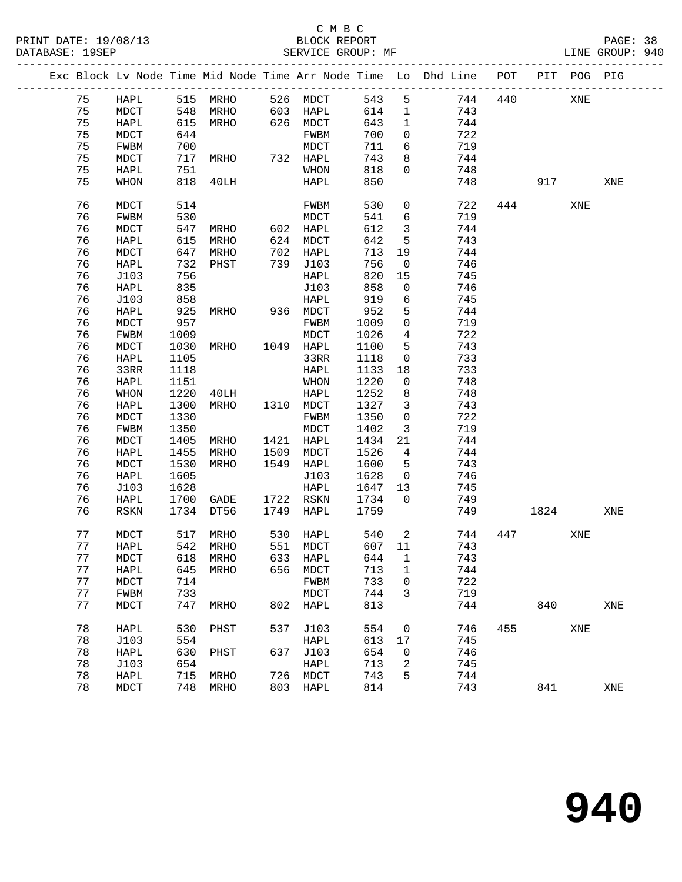C M B C
BLOCK REPORT
SERVICE GROUP: MF

PRINT DATE: 19/08/13
DATABASE: 19SEP
LINE GROUP: 940

| Exc | Block | Lv Node | Time | Mid Node | Time | Arr Node | Time | Lo | Dhd Line | POT | PIT | POG | PIG |
|---|---|---|---|---|---|---|---|---|---|---|---|---|---|
| | 75 | HAPL | 515 | MRHO | 526 | MDCT | 543 | 5 | 744 | 440 | | XNE | |
| | 75 | MDCT | 548 | MRHO | 603 | HAPL | 614 | 1 | 743 | | | | |
| | 75 | HAPL | 615 | MRHO | 626 | MDCT | 643 | 1 | 744 | | | | |
| | 75 | MDCT | 644 | | | FWBM | 700 | 0 | 722 | | | | |
| | 75 | FWBM | 700 | | | MDCT | 711 | 6 | 719 | | | | |
| | 75 | MDCT | 717 | MRHO | 732 | HAPL | 743 | 8 | 744 | | | | |
| | 75 | HAPL | 751 | | | WHON | 818 | 0 | 748 | | | | |
| | 75 | WHON | 818 | 40LH | | HAPL | 850 | | 748 | | 917 | | XNE |
| | 76 | MDCT | 514 | | | FWBM | 530 | 0 | 722 | 444 | | XNE | |
| | 76 | FWBM | 530 | | | MDCT | 541 | 6 | 719 | | | | |
| | 76 | MDCT | 547 | MRHO | 602 | HAPL | 612 | 3 | 744 | | | | |
| | 76 | HAPL | 615 | MRHO | 624 | MDCT | 642 | 5 | 743 | | | | |
| | 76 | MDCT | 647 | MRHO | 702 | HAPL | 713 | 19 | 744 | | | | |
| | 76 | HAPL | 732 | PHST | 739 | J103 | 756 | 0 | 746 | | | | |
| | 76 | J103 | 756 | | | HAPL | 820 | 15 | 745 | | | | |
| | 76 | HAPL | 835 | | | J103 | 858 | 0 | 746 | | | | |
| | 76 | J103 | 858 | | | HAPL | 919 | 6 | 745 | | | | |
| | 76 | HAPL | 925 | MRHO | 936 | MDCT | 952 | 5 | 744 | | | | |
| | 76 | MDCT | 957 | | | FWBM | 1009 | 0 | 719 | | | | |
| | 76 | FWBM | 1009 | | | MDCT | 1026 | 4 | 722 | | | | |
| | 76 | MDCT | 1030 | MRHO | 1049 | HAPL | 1100 | 5 | 743 | | | | |
| | 76 | HAPL | 1105 | | | 33RR | 1118 | 0 | 733 | | | | |
| | 76 | 33RR | 1118 | | | HAPL | 1133 | 18 | 733 | | | | |
| | 76 | HAPL | 1151 | | | WHON | 1220 | 0 | 748 | | | | |
| | 76 | WHON | 1220 | 40LH | | HAPL | 1252 | 8 | 748 | | | | |
| | 76 | HAPL | 1300 | MRHO | 1310 | MDCT | 1327 | 3 | 743 | | | | |
| | 76 | MDCT | 1330 | | | FWBM | 1350 | 0 | 722 | | | | |
| | 76 | FWBM | 1350 | | | MDCT | 1402 | 3 | 719 | | | | |
| | 76 | MDCT | 1405 | MRHO | 1421 | HAPL | 1434 | 21 | 744 | | | | |
| | 76 | HAPL | 1455 | MRHO | 1509 | MDCT | 1526 | 4 | 744 | | | | |
| | 76 | MDCT | 1530 | MRHO | 1549 | HAPL | 1600 | 5 | 743 | | | | |
| | 76 | HAPL | 1605 | | | J103 | 1628 | 0 | 746 | | | | |
| | 76 | J103 | 1628 | | | HAPL | 1647 | 13 | 745 | | | | |
| | 76 | HAPL | 1700 | GADE | 1722 | RSKN | 1734 | 0 | 749 | | | | |
| | 76 | RSKN | 1734 | DT56 | 1749 | HAPL | 1759 | | 749 | | 1824 | | XNE |
| | 77 | MDCT | 517 | MRHO | 530 | HAPL | 540 | 2 | 744 | 447 | | XNE | |
| | 77 | HAPL | 542 | MRHO | 551 | MDCT | 607 | 11 | 743 | | | | |
| | 77 | MDCT | 618 | MRHO | 633 | HAPL | 644 | 1 | 743 | | | | |
| | 77 | HAPL | 645 | MRHO | 656 | MDCT | 713 | 1 | 744 | | | | |
| | 77 | MDCT | 714 | | | FWBM | 733 | 0 | 722 | | | | |
| | 77 | FWBM | 733 | | | MDCT | 744 | 3 | 719 | | | | |
| | 77 | MDCT | 747 | MRHO | 802 | HAPL | 813 | | 744 | | 840 | | XNE |
| | 78 | HAPL | 530 | PHST | 537 | J103 | 554 | 0 | 746 | 455 | | XNE | |
| | 78 | J103 | 554 | | | HAPL | 613 | 17 | 745 | | | | |
| | 78 | HAPL | 630 | PHST | 637 | J103 | 654 | 0 | 746 | | | | |
| | 78 | J103 | 654 | | | HAPL | 713 | 2 | 745 | | | | |
| | 78 | HAPL | 715 | MRHO | 726 | MDCT | 743 | 5 | 744 | | | | |
| | 78 | MDCT | 748 | MRHO | 803 | HAPL | 814 | | 743 | | 841 | | XNE |

# 940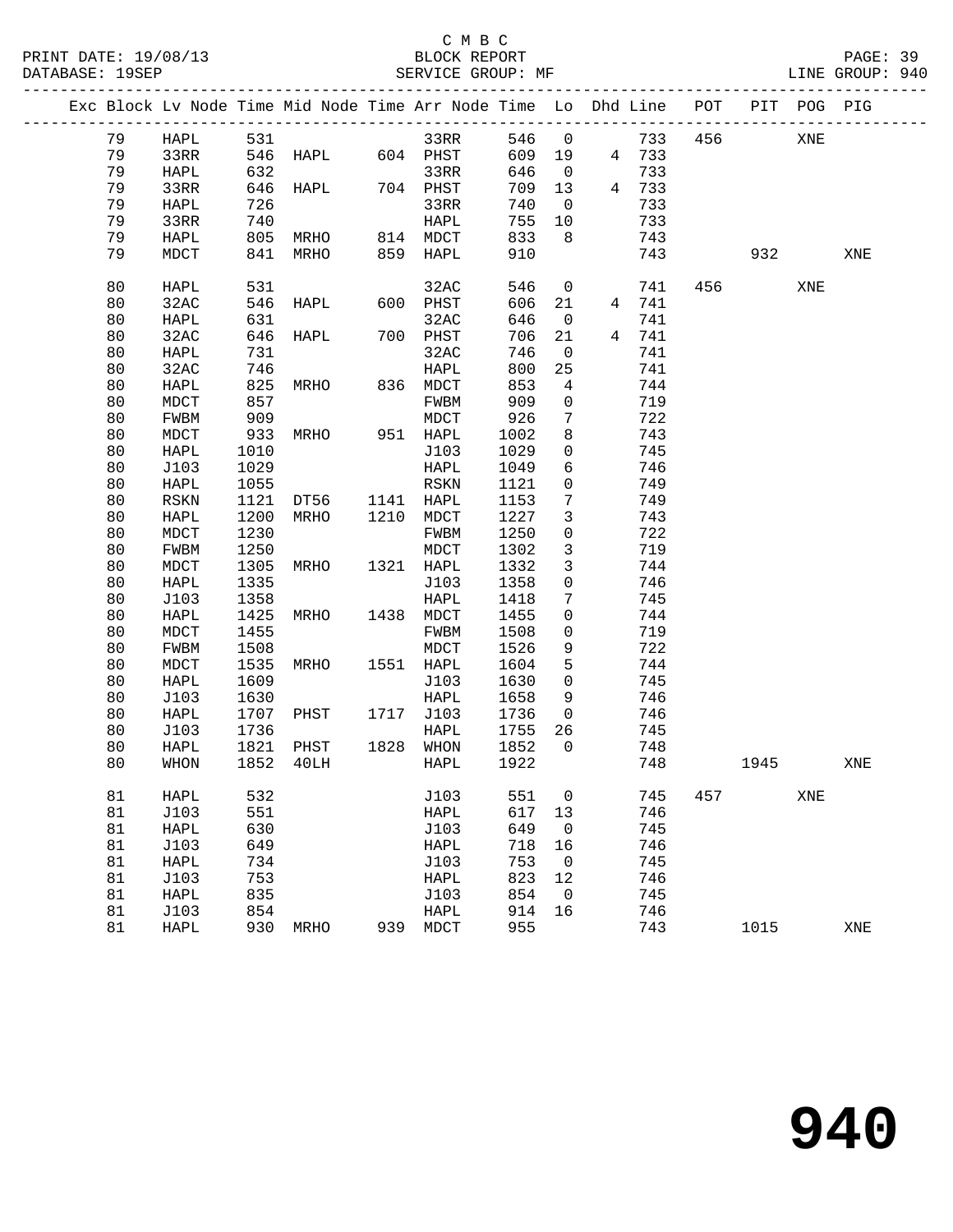C M B C
BLOCK REPORT
SERVICE GROUP: MF

PRINT DATE: 19/08/13
DATABASE: 19SEP

LINE GROUP: 940

| Exc | Block | Lv Node | Time | Mid Node | Time | Arr Node | Time | Lo | Dhd | Line | POT | PIT | POG | PIG |
|---|---|---|---|---|---|---|---|---|---|---|---|---|---|---|
| | 79 | HAPL | 531 | | | 33RR | 546 | 0 | | 733 | 456 | | XNE | |
| | 79 | 33RR | 546 | HAPL | 604 | PHST | 609 | 19 | 4 | 733 | | | | |
| | 79 | HAPL | 632 | | | 33RR | 646 | 0 | | 733 | | | | |
| | 79 | 33RR | 646 | HAPL | 704 | PHST | 709 | 13 | 4 | 733 | | | | |
| | 79 | HAPL | 726 | | | 33RR | 740 | 0 | | 733 | | | | |
| | 79 | 33RR | 740 | | | HAPL | 755 | 10 | | 733 | | | | |
| | 79 | HAPL | 805 | MRHO | 814 | MDCT | 833 | 8 | | 743 | | | | |
| | 79 | MDCT | 841 | MRHO | 859 | HAPL | 910 | | | 743 | | 932 | | XNE |
| | 80 | HAPL | 531 | | | 32AC | 546 | 0 | | 741 | 456 | | XNE | |
| | 80 | 32AC | 546 | HAPL | 600 | PHST | 606 | 21 | 4 | 741 | | | | |
| | 80 | HAPL | 631 | | | 32AC | 646 | 0 | | 741 | | | | |
| | 80 | 32AC | 646 | HAPL | 700 | PHST | 706 | 21 | 4 | 741 | | | | |
| | 80 | HAPL | 731 | | | 32AC | 746 | 0 | | 741 | | | | |
| | 80 | 32AC | 746 | | | HAPL | 800 | 25 | | 741 | | | | |
| | 80 | HAPL | 825 | MRHO | 836 | MDCT | 853 | 4 | | 744 | | | | |
| | 80 | MDCT | 857 | | | FWBM | 909 | 0 | | 719 | | | | |
| | 80 | FWBM | 909 | | | MDCT | 926 | 7 | | 722 | | | | |
| | 80 | MDCT | 933 | MRHO | 951 | HAPL | 1002 | 8 | | 743 | | | | |
| | 80 | HAPL | 1010 | | | J103 | 1029 | 0 | | 745 | | | | |
| | 80 | J103 | 1029 | | | HAPL | 1049 | 6 | | 746 | | | | |
| | 80 | HAPL | 1055 | | | RSKN | 1121 | 0 | | 749 | | | | |
| | 80 | RSKN | 1121 | DT56 | 1141 | HAPL | 1153 | 7 | | 749 | | | | |
| | 80 | HAPL | 1200 | MRHO | 1210 | MDCT | 1227 | 3 | | 743 | | | | |
| | 80 | MDCT | 1230 | | | FWBM | 1250 | 0 | | 722 | | | | |
| | 80 | FWBM | 1250 | | | MDCT | 1302 | 3 | | 719 | | | | |
| | 80 | MDCT | 1305 | MRHO | 1321 | HAPL | 1332 | 3 | | 744 | | | | |
| | 80 | HAPL | 1335 | | | J103 | 1358 | 0 | | 746 | | | | |
| | 80 | J103 | 1358 | | | HAPL | 1418 | 7 | | 745 | | | | |
| | 80 | HAPL | 1425 | MRHO | 1438 | MDCT | 1455 | 0 | | 744 | | | | |
| | 80 | MDCT | 1455 | | | FWBM | 1508 | 0 | | 719 | | | | |
| | 80 | FWBM | 1508 | | | MDCT | 1526 | 9 | | 722 | | | | |
| | 80 | MDCT | 1535 | MRHO | 1551 | HAPL | 1604 | 5 | | 744 | | | | |
| | 80 | HAPL | 1609 | | | J103 | 1630 | 0 | | 745 | | | | |
| | 80 | J103 | 1630 | | | HAPL | 1658 | 9 | | 746 | | | | |
| | 80 | HAPL | 1707 | PHST | 1717 | J103 | 1736 | 0 | | 746 | | | | |
| | 80 | J103 | 1736 | | | HAPL | 1755 | 26 | | 745 | | | | |
| | 80 | HAPL | 1821 | PHST | 1828 | WHON | 1852 | 0 | | 748 | | | | |
| | 80 | WHON | 1852 | 40LH | | HAPL | 1922 | | | 748 | | 1945 | | XNE |
| | 81 | HAPL | 532 | | | J103 | 551 | 0 | | 745 | 457 | | XNE | |
| | 81 | J103 | 551 | | | HAPL | 617 | 13 | | 746 | | | | |
| | 81 | HAPL | 630 | | | J103 | 649 | 0 | | 745 | | | | |
| | 81 | J103 | 649 | | | HAPL | 718 | 16 | | 746 | | | | |
| | 81 | HAPL | 734 | | | J103 | 753 | 0 | | 745 | | | | |
| | 81 | J103 | 753 | | | HAPL | 823 | 12 | | 746 | | | | |
| | 81 | HAPL | 835 | | | J103 | 854 | 0 | | 745 | | | | |
| | 81 | J103 | 854 | | | HAPL | 914 | 16 | | 746 | | | | |
| | 81 | HAPL | 930 | MRHO | 939 | MDCT | 955 | | | 743 | | 1015 | | XNE |

940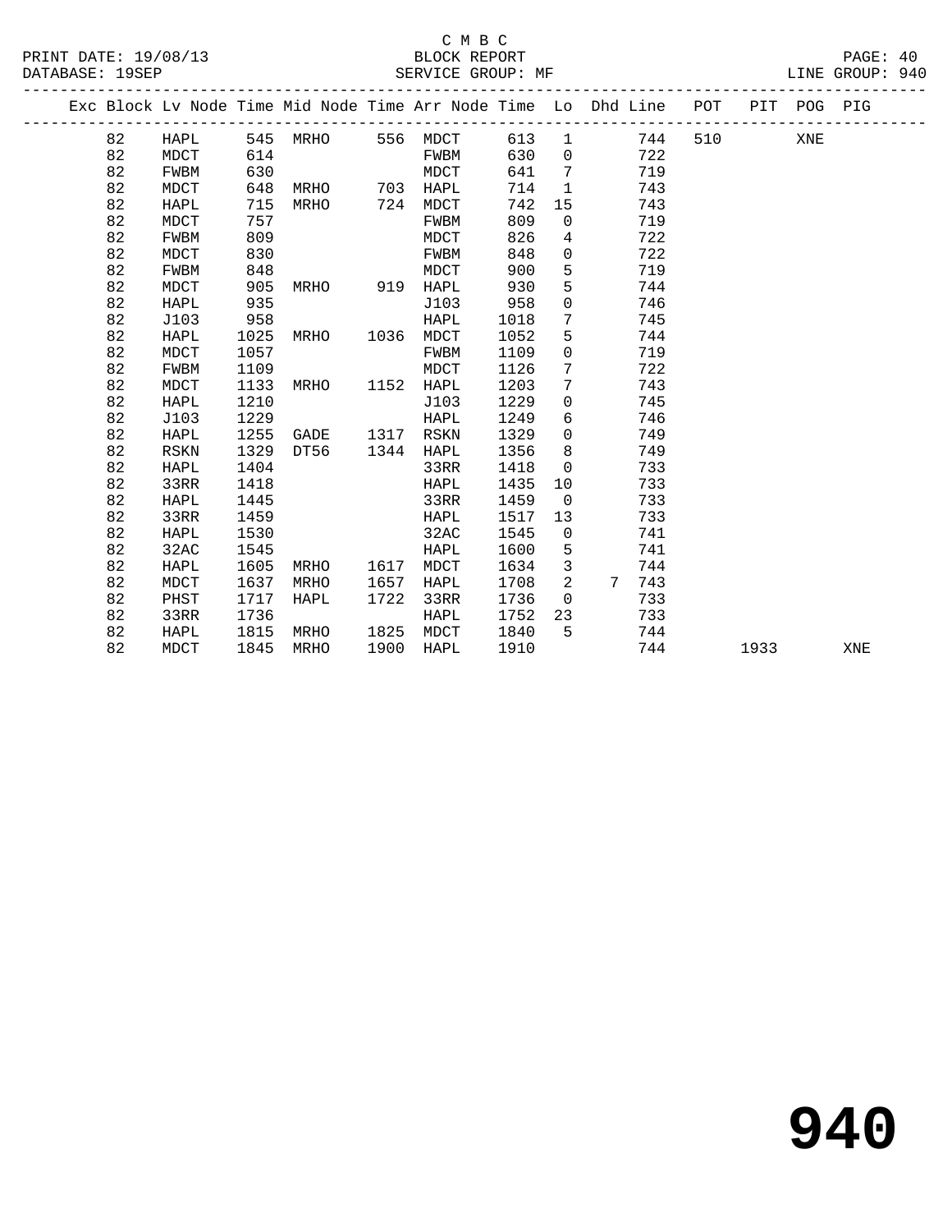C M B C

BLOCK REPORT

SERVICE GROUP: MF

LINE GROUP: 940

| Exc | Block | Lv | Node | Time | Mid Node | Time | Arr Node | Time | Lo | Dhd | Line | POT | PIT | POG | PIG |
|---|---|---|---|---|---|---|---|---|---|---|---|---|---|---|---|
| | 82 | | HAPL | 545 | MRHO | 556 | MDCT | 613 | 1 | | 744 | 510 | | XNE | |
| | 82 | | MDCT | 614 | | | FWBM | 630 | 0 | | 722 | | | | |
| | 82 | | FWBM | 630 | | | MDCT | 641 | 7 | | 719 | | | | |
| | 82 | | MDCT | 648 | MRHO | 703 | HAPL | 714 | 1 | | 743 | | | | |
| | 82 | | HAPL | 715 | MRHO | 724 | MDCT | 742 | 15 | | 743 | | | | |
| | 82 | | MDCT | 757 | | | FWBM | 809 | 0 | | 719 | | | | |
| | 82 | | FWBM | 809 | | | MDCT | 826 | 4 | | 722 | | | | |
| | 82 | | MDCT | 830 | | | FWBM | 848 | 0 | | 722 | | | | |
| | 82 | | FWBM | 848 | | | MDCT | 900 | 5 | | 719 | | | | |
| | 82 | | MDCT | 905 | MRHO | 919 | HAPL | 930 | 5 | | 744 | | | | |
| | 82 | | HAPL | 935 | | | J103 | 958 | 0 | | 746 | | | | |
| | 82 | | J103 | 958 | | | HAPL | 1018 | 7 | | 745 | | | | |
| | 82 | | HAPL | 1025 | MRHO | 1036 | MDCT | 1052 | 5 | | 744 | | | | |
| | 82 | | MDCT | 1057 | | | FWBM | 1109 | 0 | | 719 | | | | |
| | 82 | | FWBM | 1109 | | | MDCT | 1126 | 7 | | 722 | | | | |
| | 82 | | MDCT | 1133 | MRHO | 1152 | HAPL | 1203 | 7 | | 743 | | | | |
| | 82 | | HAPL | 1210 | | | J103 | 1229 | 0 | | 745 | | | | |
| | 82 | | J103 | 1229 | | | HAPL | 1249 | 6 | | 746 | | | | |
| | 82 | | HAPL | 1255 | GADE | 1317 | RSKN | 1329 | 0 | | 749 | | | | |
| | 82 | | RSKN | 1329 | DT56 | 1344 | HAPL | 1356 | 8 | | 749 | | | | |
| | 82 | | HAPL | 1404 | | | 33RR | 1418 | 0 | | 733 | | | | |
| | 82 | | 33RR | 1418 | | | HAPL | 1435 | 10 | | 733 | | | | |
| | 82 | | HAPL | 1445 | | | 33RR | 1459 | 0 | | 733 | | | | |
| | 82 | | 33RR | 1459 | | | HAPL | 1517 | 13 | | 733 | | | | |
| | 82 | | HAPL | 1530 | | | 32AC | 1545 | 0 | | 741 | | | | |
| | 82 | | 32AC | 1545 | | | HAPL | 1600 | 5 | | 741 | | | | |
| | 82 | | HAPL | 1605 | MRHO | 1617 | MDCT | 1634 | 3 | | 744 | | | | |
| | 82 | | MDCT | 1637 | MRHO | 1657 | HAPL | 1708 | 2 | 7 | 743 | | | | |
| | 82 | | PHST | 1717 | HAPL | 1722 | 33RR | 1736 | 0 | | 733 | | | | |
| | 82 | | 33RR | 1736 | | | HAPL | 1752 | 23 | | 733 | | | | |
| | 82 | | HAPL | 1815 | MRHO | 1825 | MDCT | 1840 | 5 | | 744 | | | | |
| | 82 | | MDCT | 1845 | MRHO | 1900 | HAPL | 1910 | | | 744 | | 1933 | | XNE |

# 940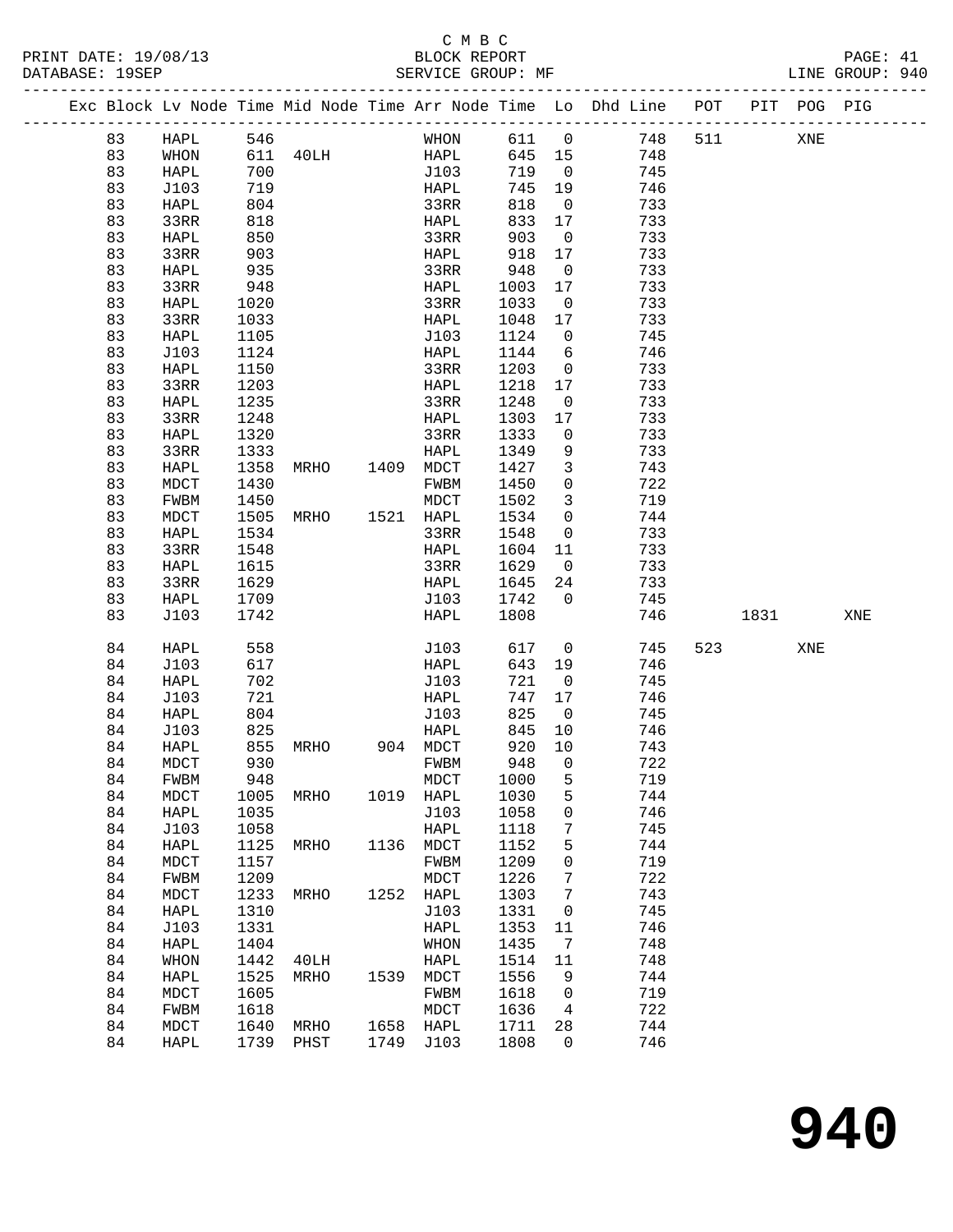C M B C
BLOCK REPORT
SERVICE GROUP: MF

PRINT DATE: 19/08/13
DATABASE: 19SEP
LINE GROUP: 940

| Exc | Block | Lv | Node | Time | Mid Node | Time | Arr Node | Time | Lo | Dhd Line | POT | PIT | POG | PIG |
|---|---|---|---|---|---|---|---|---|---|---|---|---|---|---|
| | 83 | | HAPL | 546 | | | WHON | 611 | 0 | 748 | 511 | | XNE | |
| | 83 | | WHON | 611 | 40LH | | HAPL | 645 | 15 | 748 | | | | |
| | 83 | | HAPL | 700 | | | J103 | 719 | 0 | 745 | | | | |
| | 83 | | J103 | 719 | | | HAPL | 745 | 19 | 746 | | | | |
| | 83 | | HAPL | 804 | | | 33RR | 818 | 0 | 733 | | | | |
| | 83 | | 33RR | 818 | | | HAPL | 833 | 17 | 733 | | | | |
| | 83 | | HAPL | 850 | | | 33RR | 903 | 0 | 733 | | | | |
| | 83 | | 33RR | 903 | | | HAPL | 918 | 17 | 733 | | | | |
| | 83 | | HAPL | 935 | | | 33RR | 948 | 0 | 733 | | | | |
| | 83 | | 33RR | 948 | | | HAPL | 1003 | 17 | 733 | | | | |
| | 83 | | HAPL | 1020 | | | 33RR | 1033 | 0 | 733 | | | | |
| | 83 | | 33RR | 1033 | | | HAPL | 1048 | 17 | 733 | | | | |
| | 83 | | HAPL | 1105 | | | J103 | 1124 | 0 | 745 | | | | |
| | 83 | | J103 | 1124 | | | HAPL | 1144 | 6 | 746 | | | | |
| | 83 | | HAPL | 1150 | | | 33RR | 1203 | 0 | 733 | | | | |
| | 83 | | 33RR | 1203 | | | HAPL | 1218 | 17 | 733 | | | | |
| | 83 | | HAPL | 1235 | | | 33RR | 1248 | 0 | 733 | | | | |
| | 83 | | 33RR | 1248 | | | HAPL | 1303 | 17 | 733 | | | | |
| | 83 | | HAPL | 1320 | | | 33RR | 1333 | 0 | 733 | | | | |
| | 83 | | 33RR | 1333 | | | HAPL | 1349 | 9 | 733 | | | | |
| | 83 | | HAPL | 1358 | MRHO | 1409 | MDCT | 1427 | 3 | 743 | | | | |
| | 83 | | MDCT | 1430 | | | FWBM | 1450 | 0 | 722 | | | | |
| | 83 | | FWBM | 1450 | | | MDCT | 1502 | 3 | 719 | | | | |
| | 83 | | MDCT | 1505 | MRHO | 1521 | HAPL | 1534 | 0 | 744 | | | | |
| | 83 | | HAPL | 1534 | | | 33RR | 1548 | 0 | 733 | | | | |
| | 83 | | 33RR | 1548 | | | HAPL | 1604 | 11 | 733 | | | | |
| | 83 | | HAPL | 1615 | | | 33RR | 1629 | 0 | 733 | | | | |
| | 83 | | 33RR | 1629 | | | HAPL | 1645 | 24 | 733 | | | | |
| | 83 | | HAPL | 1709 | | | J103 | 1742 | 0 | 745 | | | | |
| | 83 | | J103 | 1742 | | | HAPL | 1808 | | 746 | | 1831 | | XNE |
| | 84 | | HAPL | 558 | | | J103 | 617 | 0 | 745 | 523 | | XNE | |
| | 84 | | J103 | 617 | | | HAPL | 643 | 19 | 746 | | | | |
| | 84 | | HAPL | 702 | | | J103 | 721 | 0 | 745 | | | | |
| | 84 | | J103 | 721 | | | HAPL | 747 | 17 | 746 | | | | |
| | 84 | | HAPL | 804 | | | J103 | 825 | 0 | 745 | | | | |
| | 84 | | J103 | 825 | | | HAPL | 845 | 10 | 746 | | | | |
| | 84 | | HAPL | 855 | MRHO | 904 | MDCT | 920 | 10 | 743 | | | | |
| | 84 | | MDCT | 930 | | | FWBM | 948 | 0 | 722 | | | | |
| | 84 | | FWBM | 948 | | | MDCT | 1000 | 5 | 719 | | | | |
| | 84 | | MDCT | 1005 | MRHO | 1019 | HAPL | 1030 | 5 | 744 | | | | |
| | 84 | | HAPL | 1035 | | | J103 | 1058 | 0 | 746 | | | | |
| | 84 | | J103 | 1058 | | | HAPL | 1118 | 7 | 745 | | | | |
| | 84 | | HAPL | 1125 | MRHO | 1136 | MDCT | 1152 | 5 | 744 | | | | |
| | 84 | | MDCT | 1157 | | | FWBM | 1209 | 0 | 719 | | | | |
| | 84 | | FWBM | 1209 | | | MDCT | 1226 | 7 | 722 | | | | |
| | 84 | | MDCT | 1233 | MRHO | 1252 | HAPL | 1303 | 7 | 743 | | | | |
| | 84 | | HAPL | 1310 | | | J103 | 1331 | 0 | 745 | | | | |
| | 84 | | J103 | 1331 | | | HAPL | 1353 | 11 | 746 | | | | |
| | 84 | | HAPL | 1404 | | | WHON | 1435 | 7 | 748 | | | | |
| | 84 | | WHON | 1442 | 40LH | | HAPL | 1514 | 11 | 748 | | | | |
| | 84 | | HAPL | 1525 | MRHO | 1539 | MDCT | 1556 | 9 | 744 | | | | |
| | 84 | | MDCT | 1605 | | | FWBM | 1618 | 0 | 719 | | | | |
| | 84 | | FWBM | 1618 | | | MDCT | 1636 | 4 | 722 | | | | |
| | 84 | | MDCT | 1640 | MRHO | 1658 | HAPL | 1711 | 28 | 744 | | | | |
| | 84 | | HAPL | 1739 | PHST | 1749 | J103 | 1808 | 0 | 746 | | | | |

940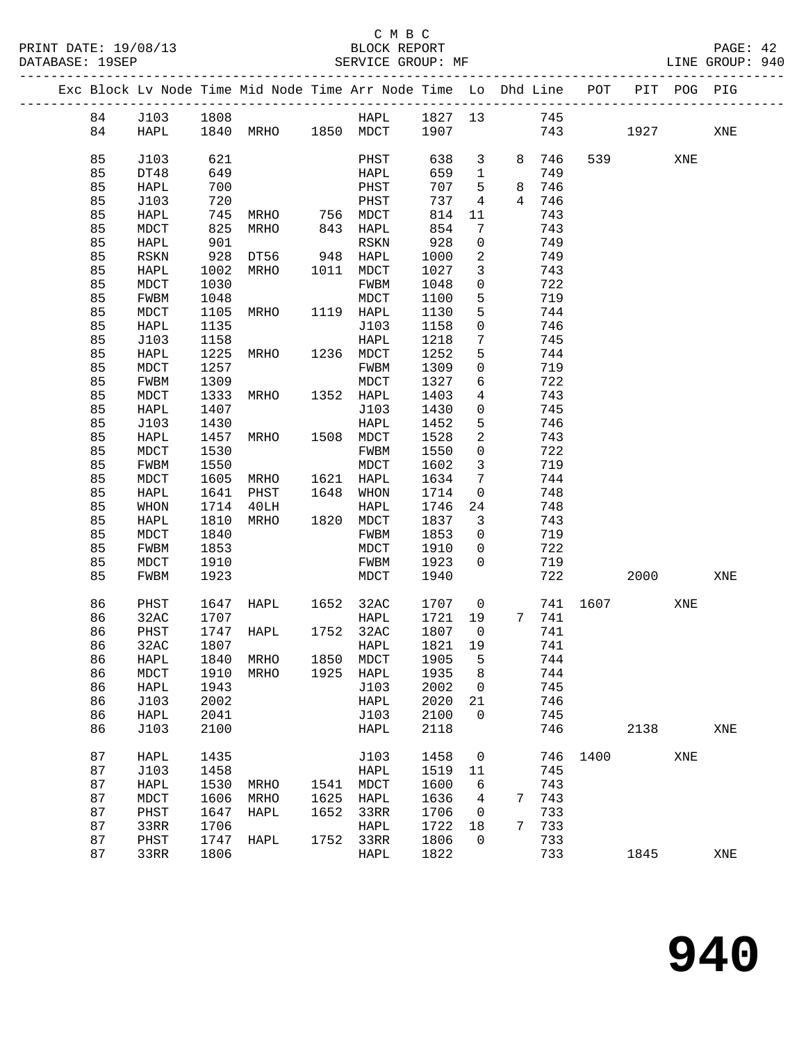C M B C
BLOCK REPORT
SERVICE GROUP: MF

PRINT DATE: 19/08/13
DATABASE: 19SEP

LINE GROUP: 940

| Exc | Block | Lv Node | Time | Mid Node | Time | Arr Node | Time | Lo | Dhd | Line | POT | PIT | POG | PIG |
|---|---|---|---|---|---|---|---|---|---|---|---|---|---|---|
| | 84 | J103 | 1808 | | | HAPL | 1827 | 13 | | 745 | | | | |
| | 84 | HAPL | 1840 | MRHO | 1850 | MDCT | 1907 | | | 743 | | 1927 | | XNE |
| | 85 | J103 | 621 | | | PHST | 638 | 3 | 8 | 746 | 539 | | XNE | |
| | 85 | DT48 | 649 | | | HAPL | 659 | 1 | | 749 | | | | |
| | 85 | HAPL | 700 | | | PHST | 707 | 5 | 8 | 746 | | | | |
| | 85 | J103 | 720 | | | PHST | 737 | 4 | 4 | 746 | | | | |
| | 85 | HAPL | 745 | MRHO | 756 | MDCT | 814 | 11 | | 743 | | | | |
| | 85 | MDCT | 825 | MRHO | 843 | HAPL | 854 | 7 | | 743 | | | | |
| | 85 | HAPL | 901 | | | RSKN | 928 | 0 | | 749 | | | | |
| | 85 | RSKN | 928 | DT56 | 948 | HAPL | 1000 | 2 | | 749 | | | | |
| | 85 | HAPL | 1002 | MRHO | 1011 | MDCT | 1027 | 3 | | 743 | | | | |
| | 85 | MDCT | 1030 | | | FWBM | 1048 | 0 | | 722 | | | | |
| | 85 | FWBM | 1048 | | | MDCT | 1100 | 5 | | 719 | | | | |
| | 85 | MDCT | 1105 | MRHO | 1119 | HAPL | 1130 | 5 | | 744 | | | | |
| | 85 | HAPL | 1135 | | | J103 | 1158 | 0 | | 746 | | | | |
| | 85 | J103 | 1158 | | | HAPL | 1218 | 7 | | 745 | | | | |
| | 85 | HAPL | 1225 | MRHO | 1236 | MDCT | 1252 | 5 | | 744 | | | | |
| | 85 | MDCT | 1257 | | | FWBM | 1309 | 0 | | 719 | | | | |
| | 85 | FWBM | 1309 | | | MDCT | 1327 | 6 | | 722 | | | | |
| | 85 | MDCT | 1333 | MRHO | 1352 | HAPL | 1403 | 4 | | 743 | | | | |
| | 85 | HAPL | 1407 | | | J103 | 1430 | 0 | | 745 | | | | |
| | 85 | J103 | 1430 | | | HAPL | 1452 | 5 | | 746 | | | | |
| | 85 | HAPL | 1457 | MRHO | 1508 | MDCT | 1528 | 2 | | 743 | | | | |
| | 85 | MDCT | 1530 | | | FWBM | 1550 | 0 | | 722 | | | | |
| | 85 | FWBM | 1550 | | | MDCT | 1602 | 3 | | 719 | | | | |
| | 85 | MDCT | 1605 | MRHO | 1621 | HAPL | 1634 | 7 | | 744 | | | | |
| | 85 | HAPL | 1641 | PHST | 1648 | WHON | 1714 | 0 | | 748 | | | | |
| | 85 | WHON | 1714 | 40LH | | HAPL | 1746 | 24 | | 748 | | | | |
| | 85 | HAPL | 1810 | MRHO | 1820 | MDCT | 1837 | 3 | | 743 | | | | |
| | 85 | MDCT | 1840 | | | FWBM | 1853 | 0 | | 719 | | | | |
| | 85 | FWBM | 1853 | | | MDCT | 1910 | 0 | | 722 | | | | |
| | 85 | MDCT | 1910 | | | FWBM | 1923 | 0 | | 719 | | | | |
| | 85 | FWBM | 1923 | | | MDCT | 1940 | | | 722 | | 2000 | | XNE |
| | 86 | PHST | 1647 | HAPL | 1652 | 32AC | 1707 | 0 | | 741 | 1607 | | XNE | |
| | 86 | 32AC | 1707 | | | HAPL | 1721 | 19 | 7 | 741 | | | | |
| | 86 | PHST | 1747 | HAPL | 1752 | 32AC | 1807 | 0 | | 741 | | | | |
| | 86 | 32AC | 1807 | | | HAPL | 1821 | 19 | | 741 | | | | |
| | 86 | HAPL | 1840 | MRHO | 1850 | MDCT | 1905 | 5 | | 744 | | | | |
| | 86 | MDCT | 1910 | MRHO | 1925 | HAPL | 1935 | 8 | | 744 | | | | |
| | 86 | HAPL | 1943 | | | J103 | 2002 | 0 | | 745 | | | | |
| | 86 | J103 | 2002 | | | HAPL | 2020 | 21 | | 746 | | | | |
| | 86 | HAPL | 2041 | | | J103 | 2100 | 0 | | 745 | | | | |
| | 86 | J103 | 2100 | | | HAPL | 2118 | | | 746 | | 2138 | | XNE |
| | 87 | HAPL | 1435 | | | J103 | 1458 | 0 | | 746 | 1400 | | XNE | |
| | 87 | J103 | 1458 | | | HAPL | 1519 | 11 | | 745 | | | | |
| | 87 | HAPL | 1530 | MRHO | 1541 | MDCT | 1600 | 6 | | 743 | | | | |
| | 87 | MDCT | 1606 | MRHO | 1625 | HAPL | 1636 | 4 | 7 | 743 | | | | |
| | 87 | PHST | 1647 | HAPL | 1652 | 33RR | 1706 | 0 | | 733 | | | | |
| | 87 | 33RR | 1706 | | | HAPL | 1722 | 18 | 7 | 733 | | | | |
| | 87 | PHST | 1747 | HAPL | 1752 | 33RR | 1806 | 0 | | 733 | | | | |
| | 87 | 33RR | 1806 | | | HAPL | 1822 | | | 733 | | 1845 | | XNE |

940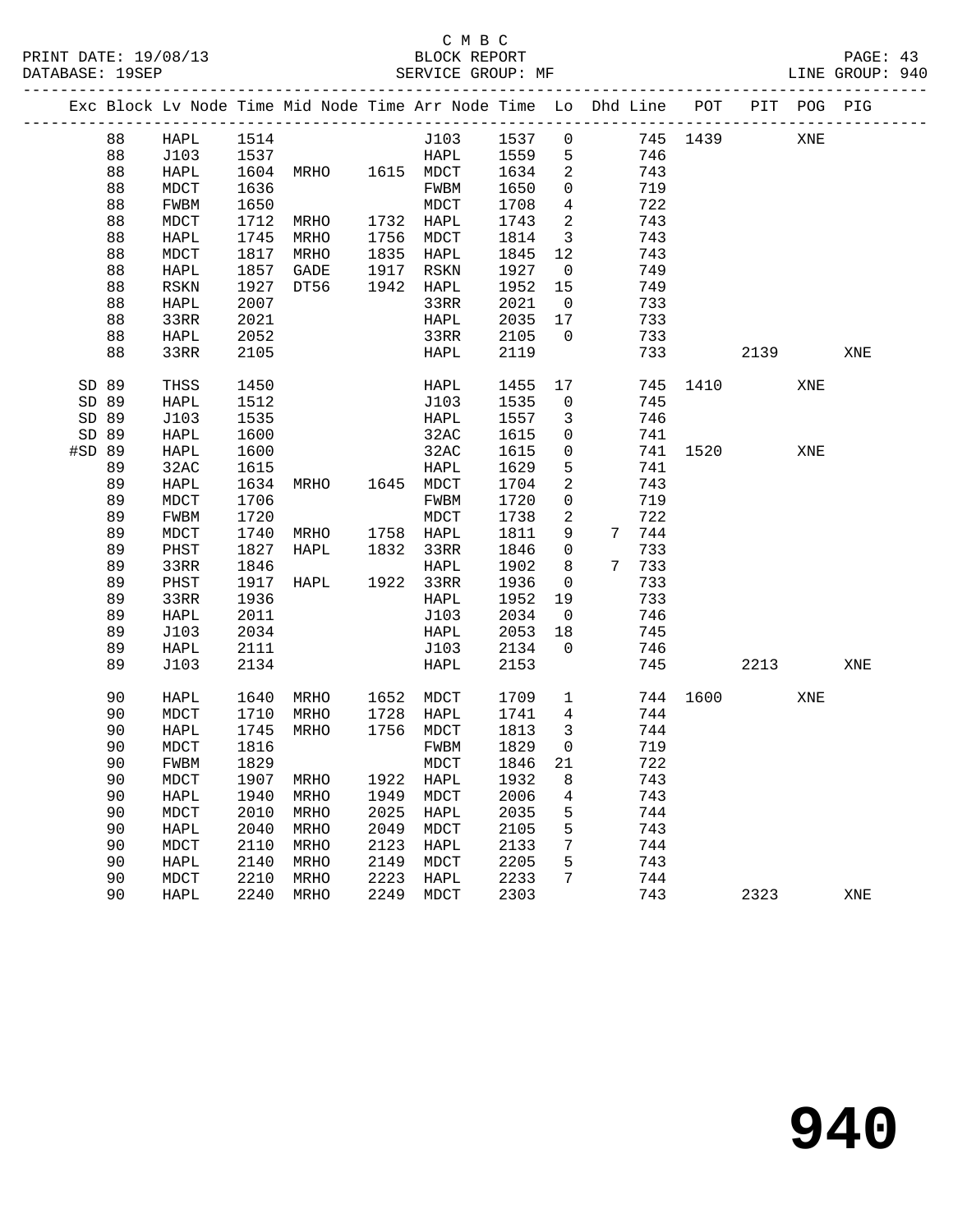C M B C
BLOCK REPORT
SERVICE GROUP: MF

PRINT DATE: 19/08/13
DATABASE: 19SEP
LINE GROUP: 940

| Exc | Block | Lv Node | Time | Mid Node | Time | Arr Node | Time | Lo | Dhd | Line | POT | PIT | POG | PIG |
|---|---|---|---|---|---|---|---|---|---|---|---|---|---|---|
| | 88 | HAPL | 1514 | | | J103 | 1537 | 0 | | 745 | 1439 | | XNE | |
| | 88 | J103 | 1537 | | | HAPL | 1559 | 5 | | 746 | | | | |
| | 88 | HAPL | 1604 | MRHO | 1615 | MDCT | 1634 | 2 | | 743 | | | | |
| | 88 | MDCT | 1636 | | | FWBM | 1650 | 0 | | 719 | | | | |
| | 88 | FWBM | 1650 | | | MDCT | 1708 | 4 | | 722 | | | | |
| | 88 | MDCT | 1712 | MRHO | 1732 | HAPL | 1743 | 2 | | 743 | | | | |
| | 88 | HAPL | 1745 | MRHO | 1756 | MDCT | 1814 | 3 | | 743 | | | | |
| | 88 | MDCT | 1817 | MRHO | 1835 | HAPL | 1845 | 12 | | 743 | | | | |
| | 88 | HAPL | 1857 | GADE | 1917 | RSKN | 1927 | 0 | | 749 | | | | |
| | 88 | RSKN | 1927 | DT56 | 1942 | HAPL | 1952 | 15 | | 749 | | | | |
| | 88 | HAPL | 2007 | | | 33RR | 2021 | 0 | | 733 | | | | |
| | 88 | 33RR | 2021 | | | HAPL | 2035 | 17 | | 733 | | | | |
| | 88 | HAPL | 2052 | | | 33RR | 2105 | 0 | | 733 | | | | |
| | 88 | 33RR | 2105 | | | HAPL | 2119 | | | 733 | | 2139 | | XNE |
| SD | 89 | THSS | 1450 | | | HAPL | 1455 | 17 | | 745 | 1410 | | XNE | |
| SD | 89 | HAPL | 1512 | | | J103 | 1535 | 0 | | 745 | | | | |
| SD | 89 | J103 | 1535 | | | HAPL | 1557 | 3 | | 746 | | | | |
| SD | 89 | HAPL | 1600 | | | 32AC | 1615 | 0 | | 741 | | | | |
| #SD | 89 | HAPL | 1600 | | | 32AC | 1615 | 0 | | 741 | 1520 | | XNE | |
| | 89 | 32AC | 1615 | | | HAPL | 1629 | 5 | | 741 | | | | |
| | 89 | HAPL | 1634 | MRHO | 1645 | MDCT | 1704 | 2 | | 743 | | | | |
| | 89 | MDCT | 1706 | | | FWBM | 1720 | 0 | | 719 | | | | |
| | 89 | FWBM | 1720 | | | MDCT | 1738 | 2 | | 722 | | | | |
| | 89 | MDCT | 1740 | MRHO | 1758 | HAPL | 1811 | 9 | 7 | 744 | | | | |
| | 89 | PHST | 1827 | HAPL | 1832 | 33RR | 1846 | 0 | | 733 | | | | |
| | 89 | 33RR | 1846 | | | HAPL | 1902 | 8 | 7 | 733 | | | | |
| | 89 | PHST | 1917 | HAPL | 1922 | 33RR | 1936 | 0 | | 733 | | | | |
| | 89 | 33RR | 1936 | | | HAPL | 1952 | 19 | | 733 | | | | |
| | 89 | HAPL | 2011 | | | J103 | 2034 | 0 | | 746 | | | | |
| | 89 | J103 | 2034 | | | HAPL | 2053 | 18 | | 745 | | | | |
| | 89 | HAPL | 2111 | | | J103 | 2134 | 0 | | 746 | | | | |
| | 89 | J103 | 2134 | | | HAPL | 2153 | | | 745 | | 2213 | | XNE |
| | 90 | HAPL | 1640 | MRHO | 1652 | MDCT | 1709 | 1 | | 744 | 1600 | | XNE | |
| | 90 | MDCT | 1710 | MRHO | 1728 | HAPL | 1741 | 4 | | 744 | | | | |
| | 90 | HAPL | 1745 | MRHO | 1756 | MDCT | 1813 | 3 | | 744 | | | | |
| | 90 | MDCT | 1816 | | | FWBM | 1829 | 0 | | 719 | | | | |
| | 90 | FWBM | 1829 | | | MDCT | 1846 | 21 | | 722 | | | | |
| | 90 | MDCT | 1907 | MRHO | 1922 | HAPL | 1932 | 8 | | 743 | | | | |
| | 90 | HAPL | 1940 | MRHO | 1949 | MDCT | 2006 | 4 | | 743 | | | | |
| | 90 | MDCT | 2010 | MRHO | 2025 | HAPL | 2035 | 5 | | 744 | | | | |
| | 90 | HAPL | 2040 | MRHO | 2049 | MDCT | 2105 | 5 | | 743 | | | | |
| | 90 | MDCT | 2110 | MRHO | 2123 | HAPL | 2133 | 7 | | 744 | | | | |
| | 90 | HAPL | 2140 | MRHO | 2149 | MDCT | 2205 | 5 | | 743 | | | | |
| | 90 | MDCT | 2210 | MRHO | 2223 | HAPL | 2233 | 7 | | 744 | | | | |
| | 90 | HAPL | 2240 | MRHO | 2249 | MDCT | 2303 | | | 743 | | 2323 | | XNE |

# 940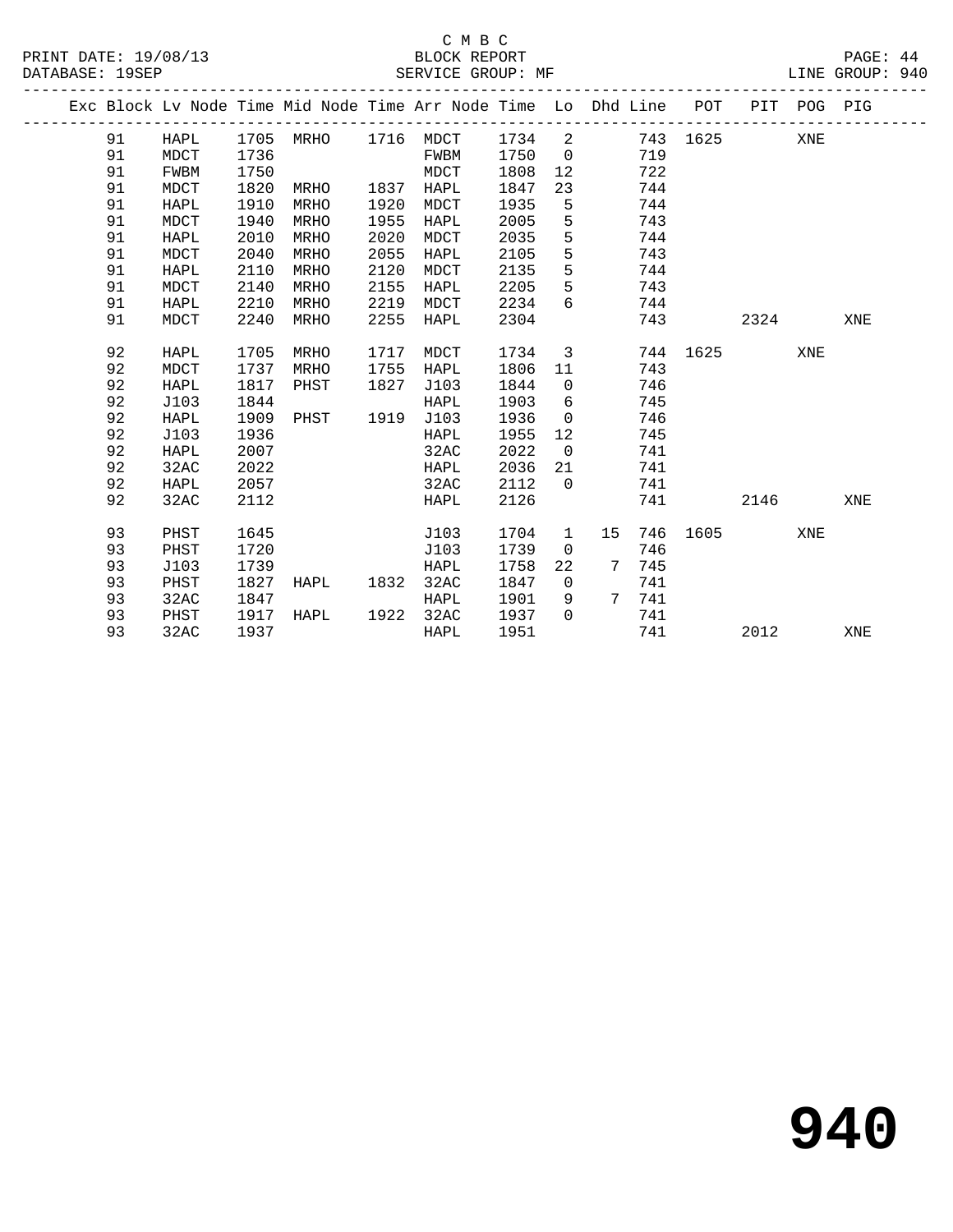C M B C

BLOCK REPORT

PRINT DATE: 19/08/13 DATABASE: 19SEP SERVICE GROUP: MF LINE GROUP: 940

| Exc | Block | Lv Node | Time | Mid Node | Time | Arr Node | Time | Lo | Dhd | Line | POT | PIT | POG | PIG |
|---|---|---|---|---|---|---|---|---|---|---|---|---|---|---|
| | 91 | HAPL | 1705 | MRHO | 1716 | MDCT | 1734 | 2 | | 743 | 1625 | | XNE | |
| | 91 | MDCT | 1736 | | | FWBM | 1750 | 0 | | 719 | | | | |
| | 91 | FWBM | 1750 | | | MDCT | 1808 | 12 | | 722 | | | | |
| | 91 | MDCT | 1820 | MRHO | 1837 | HAPL | 1847 | 23 | | 744 | | | | |
| | 91 | HAPL | 1910 | MRHO | 1920 | MDCT | 1935 | 5 | | 744 | | | | |
| | 91 | MDCT | 1940 | MRHO | 1955 | HAPL | 2005 | 5 | | 743 | | | | |
| | 91 | HAPL | 2010 | MRHO | 2020 | MDCT | 2035 | 5 | | 744 | | | | |
| | 91 | MDCT | 2040 | MRHO | 2055 | HAPL | 2105 | 5 | | 743 | | | | |
| | 91 | HAPL | 2110 | MRHO | 2120 | MDCT | 2135 | 5 | | 744 | | | | |
| | 91 | MDCT | 2140 | MRHO | 2155 | HAPL | 2205 | 5 | | 743 | | | | |
| | 91 | HAPL | 2210 | MRHO | 2219 | MDCT | 2234 | 6 | | 744 | | | | |
| | 91 | MDCT | 2240 | MRHO | 2255 | HAPL | 2304 | | | 743 | | 2324 | | XNE |
| | 92 | HAPL | 1705 | MRHO | 1717 | MDCT | 1734 | 3 | | 744 | 1625 | | XNE | |
| | 92 | MDCT | 1737 | MRHO | 1755 | HAPL | 1806 | 11 | | 743 | | | | |
| | 92 | HAPL | 1817 | PHST | 1827 | J103 | 1844 | 0 | | 746 | | | | |
| | 92 | J103 | 1844 | | | HAPL | 1903 | 6 | | 745 | | | | |
| | 92 | HAPL | 1909 | PHST | 1919 | J103 | 1936 | 0 | | 746 | | | | |
| | 92 | J103 | 1936 | | | HAPL | 1955 | 12 | | 745 | | | | |
| | 92 | HAPL | 2007 | | | 32AC | 2022 | 0 | | 741 | | | | |
| | 92 | 32AC | 2022 | | | HAPL | 2036 | 21 | | 741 | | | | |
| | 92 | HAPL | 2057 | | | 32AC | 2112 | 0 | | 741 | | | | |
| | 92 | 32AC | 2112 | | | HAPL | 2126 | | | 741 | | 2146 | | XNE |
| | 93 | PHST | 1645 | | | J103 | 1704 | 1 | 15 | 746 | 1605 | | XNE | |
| | 93 | PHST | 1720 | | | J103 | 1739 | 0 | | 746 | | | | |
| | 93 | J103 | 1739 | | | HAPL | 1758 | 22 | 7 | 745 | | | | |
| | 93 | PHST | 1827 | HAPL | 1832 | 32AC | 1847 | 0 | | 741 | | | | |
| | 93 | 32AC | 1847 | | | HAPL | 1901 | 9 | 7 | 741 | | | | |
| | 93 | PHST | 1917 | HAPL | 1922 | 32AC | 1937 | 0 | | 741 | | | | |
| | 93 | 32AC | 1937 | | | HAPL | 1951 | | | 741 | | 2012 | | XNE |

# 940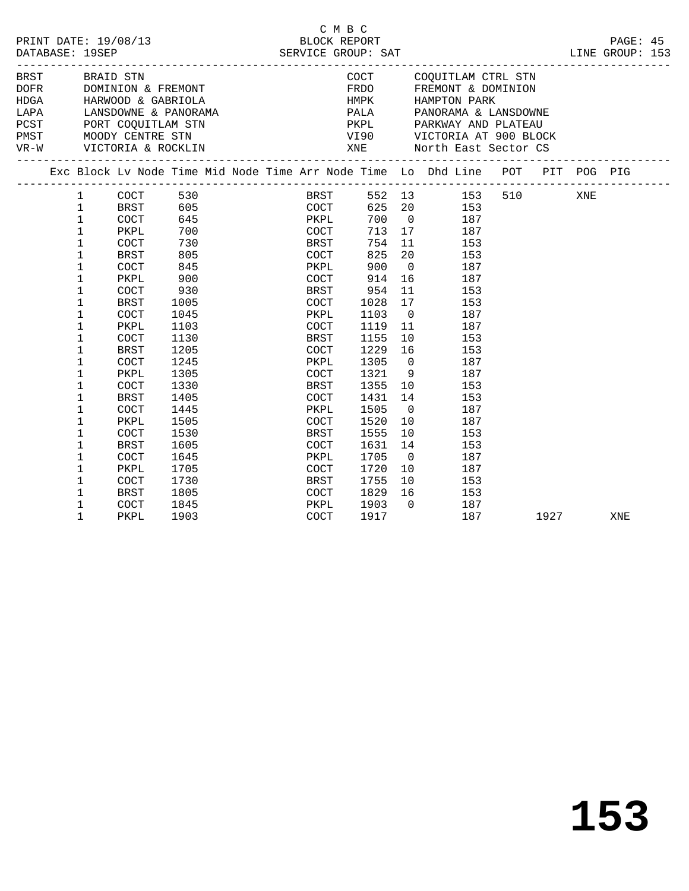C M B C
PRINT DATE: 19/08/13 BLOCK REPORT
DATABASE: 19SEP SERVICE GROUP: SAT LINE GROUP: 153

| Code | Name | Code | Name |
|---|---|---|---|
| BRST | BRAID STN | COCT | COQUITLAM CTRL STN |
| DOFR | DOMINION & FREMONT | FRDO | FREMONT & DOMINION |
| HDGA | HARWOOD & GABRIOLA | HMPK | HAMPTON PARK |
| LAPA | LANSDOWNE & PANORAMA | PALA | PANORAMA & LANSDOWNE |
| PCST | PORT COQUITLAM STN | PKPL | PARKWAY AND PLATEAU |
| PMST | MOODY CENTRE STN | VI90 | VICTORIA AT 900 BLOCK |
| VR-W | VICTORIA & ROCKLIN | XNE | North East Sector CS |

| Exc | Block | Lv Node | Time | Mid Node | Time | Arr Node | Time | Lo | Dhd | Line | POT | PIT | POG | PIG |
|---|---|---|---|---|---|---|---|---|---|---|---|---|---|---|
| | 1 | COCT | 530 | | | BRST | 552 | 13 | | 153 | 510 | | XNE | |
| | 1 | BRST | 605 | | | COCT | 625 | 20 | | 153 | | | | |
| | 1 | COCT | 645 | | | PKPL | 700 | 0 | | 187 | | | | |
| | 1 | PKPL | 700 | | | COCT | 713 | 17 | | 187 | | | | |
| | 1 | COCT | 730 | | | BRST | 754 | 11 | | 153 | | | | |
| | 1 | BRST | 805 | | | COCT | 825 | 20 | | 153 | | | | |
| | 1 | COCT | 845 | | | PKPL | 900 | 0 | | 187 | | | | |
| | 1 | PKPL | 900 | | | COCT | 914 | 16 | | 187 | | | | |
| | 1 | COCT | 930 | | | BRST | 954 | 11 | | 153 | | | | |
| | 1 | BRST | 1005 | | | COCT | 1028 | 17 | | 153 | | | | |
| | 1 | COCT | 1045 | | | PKPL | 1103 | 0 | | 187 | | | | |
| | 1 | PKPL | 1103 | | | COCT | 1119 | 11 | | 187 | | | | |
| | 1 | COCT | 1130 | | | BRST | 1155 | 10 | | 153 | | | | |
| | 1 | BRST | 1205 | | | COCT | 1229 | 16 | | 153 | | | | |
| | 1 | COCT | 1245 | | | PKPL | 1305 | 0 | | 187 | | | | |
| | 1 | PKPL | 1305 | | | COCT | 1321 | 9 | | 187 | | | | |
| | 1 | COCT | 1330 | | | BRST | 1355 | 10 | | 153 | | | | |
| | 1 | BRST | 1405 | | | COCT | 1431 | 14 | | 153 | | | | |
| | 1 | COCT | 1445 | | | PKPL | 1505 | 0 | | 187 | | | | |
| | 1 | PKPL | 1505 | | | COCT | 1520 | 10 | | 187 | | | | |
| | 1 | COCT | 1530 | | | BRST | 1555 | 10 | | 153 | | | | |
| | 1 | BRST | 1605 | | | COCT | 1631 | 14 | | 153 | | | | |
| | 1 | COCT | 1645 | | | PKPL | 1705 | 0 | | 187 | | | | |
| | 1 | PKPL | 1705 | | | COCT | 1720 | 10 | | 187 | | | | |
| | 1 | COCT | 1730 | | | BRST | 1755 | 10 | | 153 | | | | |
| | 1 | BRST | 1805 | | | COCT | 1829 | 16 | | 153 | | | | |
| | 1 | COCT | 1845 | | | PKPL | 1903 | 0 | | 187 | | | | |
| | 1 | PKPL | 1903 | | | COCT | 1917 | | | 187 | | 1927 | | XNE |

# 153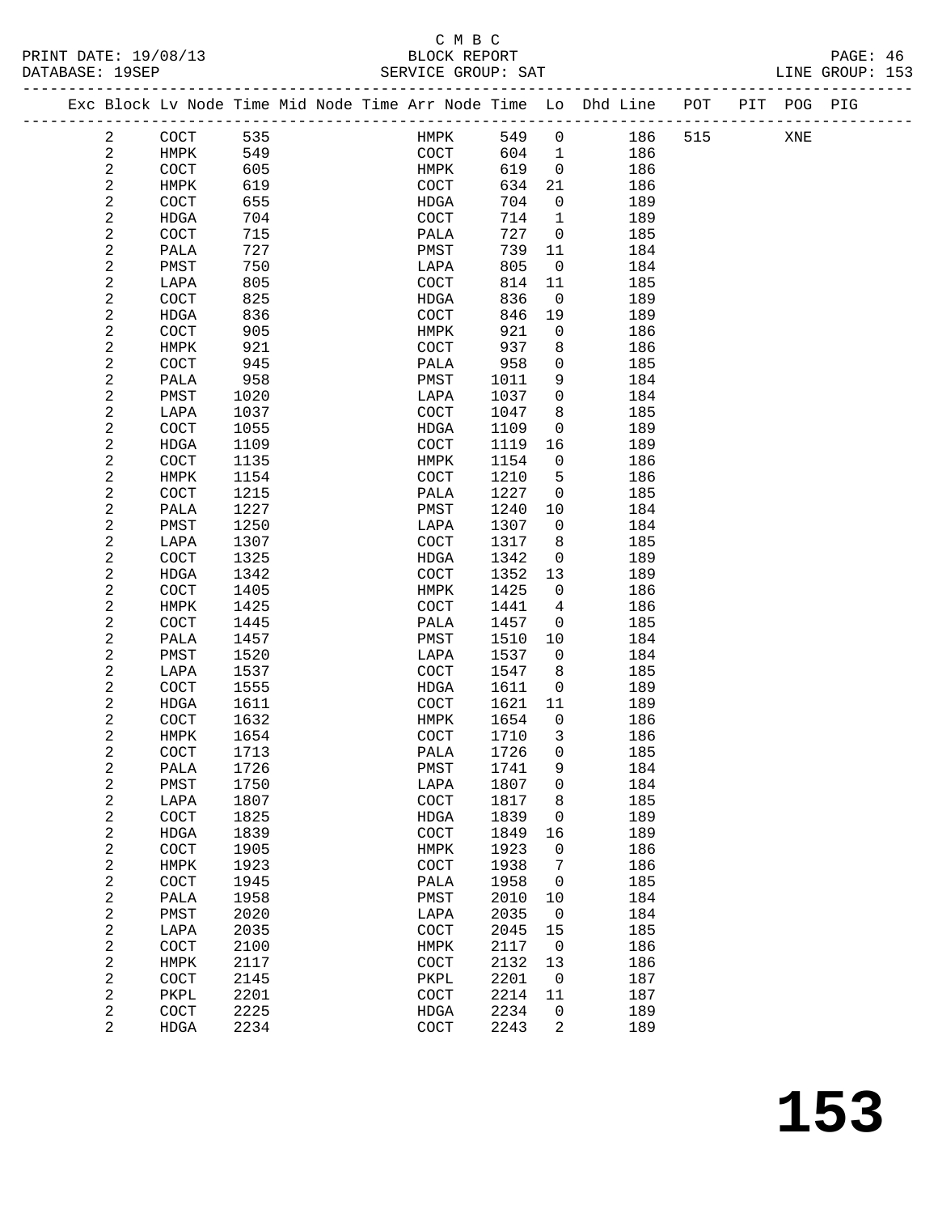C M B C

BLOCK REPORT

SERVICE GROUP: SAT

LINE GROUP: 153

| Exc | Block | Lv | Node | Time | Mid | Node | Time | Arr | Node | Time | Lo | Dhd | Line | POT | PIT | POG | PIG |
|---|---|---|---|---|---|---|---|---|---|---|---|---|---|---|---|---|---|
| | 2 | | COCT | 535 | | | | | HMPK | 549 | 0 | | 186 | 515 | | XNE | |
| | 2 | | HMPK | 549 | | | | | COCT | 604 | 1 | | 186 | | | | |
| | 2 | | COCT | 605 | | | | | HMPK | 619 | 0 | | 186 | | | | |
| | 2 | | HMPK | 619 | | | | | COCT | 634 | 21 | | 186 | | | | |
| | 2 | | COCT | 655 | | | | | HDGA | 704 | 0 | | 189 | | | | |
| | 2 | | HDGA | 704 | | | | | COCT | 714 | 1 | | 189 | | | | |
| | 2 | | COCT | 715 | | | | | PALA | 727 | 0 | | 185 | | | | |
| | 2 | | PALA | 727 | | | | | PMST | 739 | 11 | | 184 | | | | |
| | 2 | | PMST | 750 | | | | | LAPA | 805 | 0 | | 184 | | | | |
| | 2 | | LAPA | 805 | | | | | COCT | 814 | 11 | | 185 | | | | |
| | 2 | | COCT | 825 | | | | | HDGA | 836 | 0 | | 189 | | | | |
| | 2 | | HDGA | 836 | | | | | COCT | 846 | 19 | | 189 | | | | |
| | 2 | | COCT | 905 | | | | | HMPK | 921 | 0 | | 186 | | | | |
| | 2 | | HMPK | 921 | | | | | COCT | 937 | 8 | | 186 | | | | |
| | 2 | | COCT | 945 | | | | | PALA | 958 | 0 | | 185 | | | | |
| | 2 | | PALA | 958 | | | | | PMST | 1011 | 9 | | 184 | | | | |
| | 2 | | PMST | 1020 | | | | | LAPA | 1037 | 0 | | 184 | | | | |
| | 2 | | LAPA | 1037 | | | | | COCT | 1047 | 8 | | 185 | | | | |
| | 2 | | COCT | 1055 | | | | | HDGA | 1109 | 0 | | 189 | | | | |
| | 2 | | HDGA | 1109 | | | | | COCT | 1119 | 16 | | 189 | | | | |
| | 2 | | COCT | 1135 | | | | | HMPK | 1154 | 0 | | 186 | | | | |
| | 2 | | HMPK | 1154 | | | | | COCT | 1210 | 5 | | 186 | | | | |
| | 2 | | COCT | 1215 | | | | | PALA | 1227 | 0 | | 185 | | | | |
| | 2 | | PALA | 1227 | | | | | PMST | 1240 | 10 | | 184 | | | | |
| | 2 | | PMST | 1250 | | | | | LAPA | 1307 | 0 | | 184 | | | | |
| | 2 | | LAPA | 1307 | | | | | COCT | 1317 | 8 | | 185 | | | | |
| | 2 | | COCT | 1325 | | | | | HDGA | 1342 | 0 | | 189 | | | | |
| | 2 | | HDGA | 1342 | | | | | COCT | 1352 | 13 | | 189 | | | | |
| | 2 | | COCT | 1405 | | | | | HMPK | 1425 | 0 | | 186 | | | | |
| | 2 | | HMPK | 1425 | | | | | COCT | 1441 | 4 | | 186 | | | | |
| | 2 | | COCT | 1445 | | | | | PALA | 1457 | 0 | | 185 | | | | |
| | 2 | | PALA | 1457 | | | | | PMST | 1510 | 10 | | 184 | | | | |
| | 2 | | PMST | 1520 | | | | | LAPA | 1537 | 0 | | 184 | | | | |
| | 2 | | LAPA | 1537 | | | | | COCT | 1547 | 8 | | 185 | | | | |
| | 2 | | COCT | 1555 | | | | | HDGA | 1611 | 0 | | 189 | | | | |
| | 2 | | HDGA | 1611 | | | | | COCT | 1621 | 11 | | 189 | | | | |
| | 2 | | COCT | 1632 | | | | | HMPK | 1654 | 0 | | 186 | | | | |
| | 2 | | HMPK | 1654 | | | | | COCT | 1710 | 3 | | 186 | | | | |
| | 2 | | COCT | 1713 | | | | | PALA | 1726 | 0 | | 185 | | | | |
| | 2 | | PALA | 1726 | | | | | PMST | 1741 | 9 | | 184 | | | | |
| | 2 | | PMST | 1750 | | | | | LAPA | 1807 | 0 | | 184 | | | | |
| | 2 | | LAPA | 1807 | | | | | COCT | 1817 | 8 | | 185 | | | | |
| | 2 | | COCT | 1825 | | | | | HDGA | 1839 | 0 | | 189 | | | | |
| | 2 | | HDGA | 1839 | | | | | COCT | 1849 | 16 | | 189 | | | | |
| | 2 | | COCT | 1905 | | | | | HMPK | 1923 | 0 | | 186 | | | | |
| | 2 | | HMPK | 1923 | | | | | COCT | 1938 | 7 | | 186 | | | | |
| | 2 | | COCT | 1945 | | | | | PALA | 1958 | 0 | | 185 | | | | |
| | 2 | | PALA | 1958 | | | | | PMST | 2010 | 10 | | 184 | | | | |
| | 2 | | PMST | 2020 | | | | | LAPA | 2035 | 0 | | 184 | | | | |
| | 2 | | LAPA | 2035 | | | | | COCT | 2045 | 15 | | 185 | | | | |
| | 2 | | COCT | 2100 | | | | | HMPK | 2117 | 0 | | 186 | | | | |
| | 2 | | HMPK | 2117 | | | | | COCT | 2132 | 13 | | 186 | | | | |
| | 2 | | COCT | 2145 | | | | | PKPL | 2201 | 0 | | 187 | | | | |
| | 2 | | PKPL | 2201 | | | | | COCT | 2214 | 11 | | 187 | | | | |
| | 2 | | COCT | 2225 | | | | | HDGA | 2234 | 0 | | 189 | | | | |
| | 2 | | HDGA | 2234 | | | | | COCT | 2243 | 2 | | 189 | | | | |

153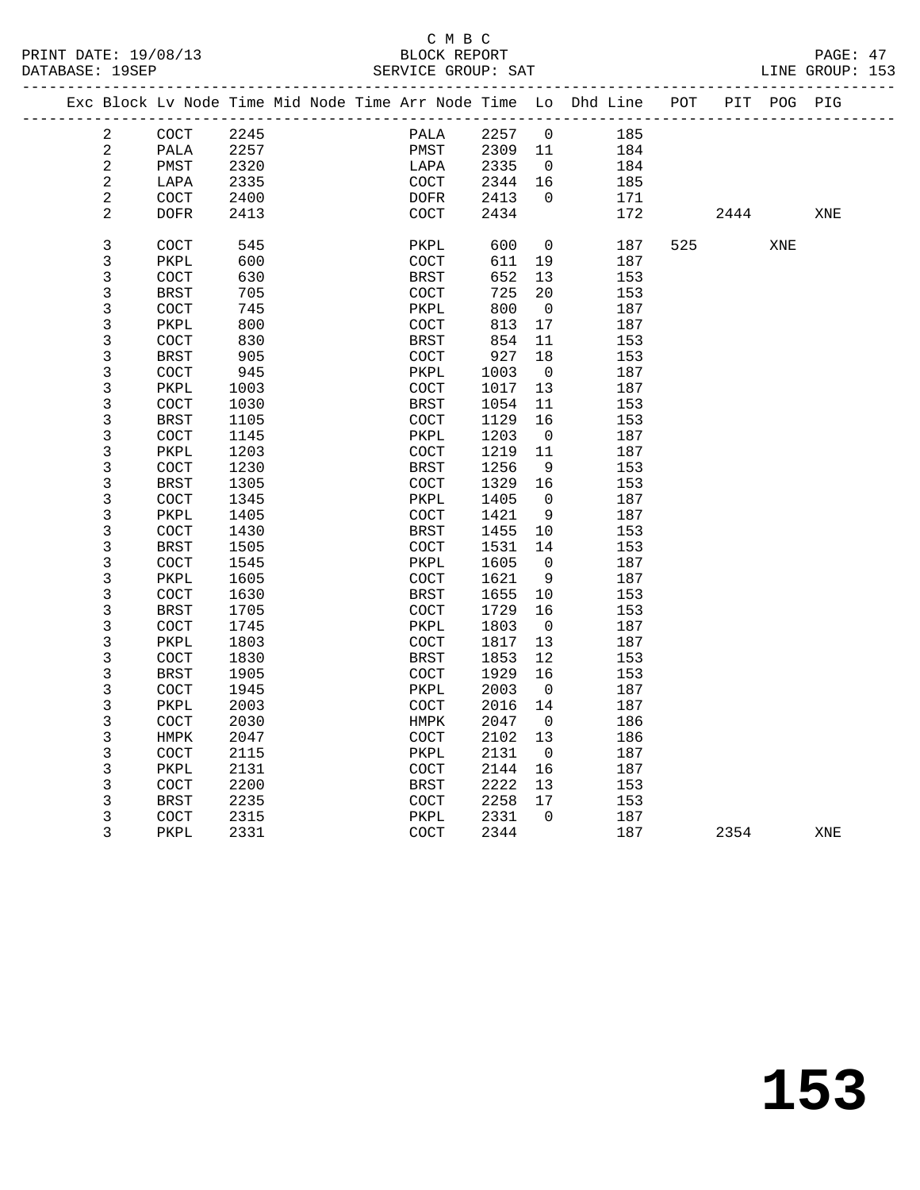C M B C

BLOCK REPORT

PRINT DATE: 19/08/13
DATABASE: 19SEP
SERVICE GROUP: SAT
LINE GROUP: 153

| Exc | Block | Lv | Node | Time | Mid | Node | Time | Arr | Node | Time | Lo | Dhd | Line | POT | PIT | POG | PIG |
|---|---|---|---|---|---|---|---|---|---|---|---|---|---|---|---|---|---|
| | 2 | | COCT | 2245 | | | | | PALA | 2257 | 0 | | 185 | | | | |
| | 2 | | PALA | 2257 | | | | | PMST | 2309 | 11 | | 184 | | | | |
| | 2 | | PMST | 2320 | | | | | LAPA | 2335 | 0 | | 184 | | | | |
| | 2 | | LAPA | 2335 | | | | | COCT | 2344 | 16 | | 185 | | | | |
| | 2 | | COCT | 2400 | | | | | DOFR | 2413 | 0 | | 171 | | | | |
| | 2 | | DOFR | 2413 | | | | | COCT | 2434 | | | 172 | | 2444 | | XNE |
| | 3 | | COCT | 545 | | | | | PKPL | 600 | 0 | | 187 | 525 | | XNE | |
| | 3 | | PKPL | 600 | | | | | COCT | 611 | 19 | | 187 | | | | |
| | 3 | | COCT | 630 | | | | | BRST | 652 | 13 | | 153 | | | | |
| | 3 | | BRST | 705 | | | | | COCT | 725 | 20 | | 153 | | | | |
| | 3 | | COCT | 745 | | | | | PKPL | 800 | 0 | | 187 | | | | |
| | 3 | | PKPL | 800 | | | | | COCT | 813 | 17 | | 187 | | | | |
| | 3 | | COCT | 830 | | | | | BRST | 854 | 11 | | 153 | | | | |
| | 3 | | BRST | 905 | | | | | COCT | 927 | 18 | | 153 | | | | |
| | 3 | | COCT | 945 | | | | | PKPL | 1003 | 0 | | 187 | | | | |
| | 3 | | PKPL | 1003 | | | | | COCT | 1017 | 13 | | 187 | | | | |
| | 3 | | COCT | 1030 | | | | | BRST | 1054 | 11 | | 153 | | | | |
| | 3 | | BRST | 1105 | | | | | COCT | 1129 | 16 | | 153 | | | | |
| | 3 | | COCT | 1145 | | | | | PKPL | 1203 | 0 | | 187 | | | | |
| | 3 | | PKPL | 1203 | | | | | COCT | 1219 | 11 | | 187 | | | | |
| | 3 | | COCT | 1230 | | | | | BRST | 1256 | 9 | | 153 | | | | |
| | 3 | | BRST | 1305 | | | | | COCT | 1329 | 16 | | 153 | | | | |
| | 3 | | COCT | 1345 | | | | | PKPL | 1405 | 0 | | 187 | | | | |
| | 3 | | PKPL | 1405 | | | | | COCT | 1421 | 9 | | 187 | | | | |
| | 3 | | COCT | 1430 | | | | | BRST | 1455 | 10 | | 153 | | | | |
| | 3 | | BRST | 1505 | | | | | COCT | 1531 | 14 | | 153 | | | | |
| | 3 | | COCT | 1545 | | | | | PKPL | 1605 | 0 | | 187 | | | | |
| | 3 | | PKPL | 1605 | | | | | COCT | 1621 | 9 | | 187 | | | | |
| | 3 | | COCT | 1630 | | | | | BRST | 1655 | 10 | | 153 | | | | |
| | 3 | | BRST | 1705 | | | | | COCT | 1729 | 16 | | 153 | | | | |
| | 3 | | COCT | 1745 | | | | | PKPL | 1803 | 0 | | 187 | | | | |
| | 3 | | PKPL | 1803 | | | | | COCT | 1817 | 13 | | 187 | | | | |
| | 3 | | COCT | 1830 | | | | | BRST | 1853 | 12 | | 153 | | | | |
| | 3 | | BRST | 1905 | | | | | COCT | 1929 | 16 | | 153 | | | | |
| | 3 | | COCT | 1945 | | | | | PKPL | 2003 | 0 | | 187 | | | | |
| | 3 | | PKPL | 2003 | | | | | COCT | 2016 | 14 | | 187 | | | | |
| | 3 | | COCT | 2030 | | | | | HMPK | 2047 | 0 | | 186 | | | | |
| | 3 | | HMPK | 2047 | | | | | COCT | 2102 | 13 | | 186 | | | | |
| | 3 | | COCT | 2115 | | | | | PKPL | 2131 | 0 | | 187 | | | | |
| | 3 | | PKPL | 2131 | | | | | COCT | 2144 | 16 | | 187 | | | | |
| | 3 | | COCT | 2200 | | | | | BRST | 2222 | 13 | | 153 | | | | |
| | 3 | | BRST | 2235 | | | | | COCT | 2258 | 17 | | 153 | | | | |
| | 3 | | COCT | 2315 | | | | | PKPL | 2331 | 0 | | 187 | | | | |
| | 3 | | PKPL | 2331 | | | | | COCT | 2344 | | | 187 | | 2354 | | XNE |

# 153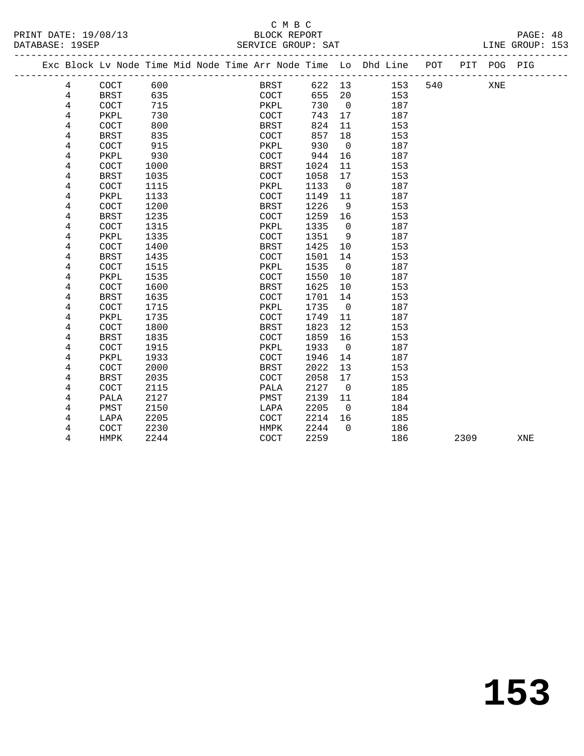C M B C

BLOCK REPORT

SERVICE GROUP: SAT

PRINT DATE: 19/08/13
DATABASE: 19SEP

LINE GROUP: 153

| Exc | Block | Lv | Node | Time | Mid Node | Time | Arr Node | Time | Lo | Dhd Line | POT | PIT | POG | PIG |
|---|---|---|---|---|---|---|---|---|---|---|---|---|---|---|
| | 4 | | COCT | 600 | | | BRST | 622 | 13 | 153 | 540 | | XNE | |
| | 4 | | BRST | 635 | | | COCT | 655 | 20 | 153 | | | | |
| | 4 | | COCT | 715 | | | PKPL | 730 | 0 | 187 | | | | |
| | 4 | | PKPL | 730 | | | COCT | 743 | 17 | 187 | | | | |
| | 4 | | COCT | 800 | | | BRST | 824 | 11 | 153 | | | | |
| | 4 | | BRST | 835 | | | COCT | 857 | 18 | 153 | | | | |
| | 4 | | COCT | 915 | | | PKPL | 930 | 0 | 187 | | | | |
| | 4 | | PKPL | 930 | | | COCT | 944 | 16 | 187 | | | | |
| | 4 | | COCT | 1000 | | | BRST | 1024 | 11 | 153 | | | | |
| | 4 | | BRST | 1035 | | | COCT | 1058 | 17 | 153 | | | | |
| | 4 | | COCT | 1115 | | | PKPL | 1133 | 0 | 187 | | | | |
| | 4 | | PKPL | 1133 | | | COCT | 1149 | 11 | 187 | | | | |
| | 4 | | COCT | 1200 | | | BRST | 1226 | 9 | 153 | | | | |
| | 4 | | BRST | 1235 | | | COCT | 1259 | 16 | 153 | | | | |
| | 4 | | COCT | 1315 | | | PKPL | 1335 | 0 | 187 | | | | |
| | 4 | | PKPL | 1335 | | | COCT | 1351 | 9 | 187 | | | | |
| | 4 | | COCT | 1400 | | | BRST | 1425 | 10 | 153 | | | | |
| | 4 | | BRST | 1435 | | | COCT | 1501 | 14 | 153 | | | | |
| | 4 | | COCT | 1515 | | | PKPL | 1535 | 0 | 187 | | | | |
| | 4 | | PKPL | 1535 | | | COCT | 1550 | 10 | 187 | | | | |
| | 4 | | COCT | 1600 | | | BRST | 1625 | 10 | 153 | | | | |
| | 4 | | BRST | 1635 | | | COCT | 1701 | 14 | 153 | | | | |
| | 4 | | COCT | 1715 | | | PKPL | 1735 | 0 | 187 | | | | |
| | 4 | | PKPL | 1735 | | | COCT | 1749 | 11 | 187 | | | | |
| | 4 | | COCT | 1800 | | | BRST | 1823 | 12 | 153 | | | | |
| | 4 | | BRST | 1835 | | | COCT | 1859 | 16 | 153 | | | | |
| | 4 | | COCT | 1915 | | | PKPL | 1933 | 0 | 187 | | | | |
| | 4 | | PKPL | 1933 | | | COCT | 1946 | 14 | 187 | | | | |
| | 4 | | COCT | 2000 | | | BRST | 2022 | 13 | 153 | | | | |
| | 4 | | BRST | 2035 | | | COCT | 2058 | 17 | 153 | | | | |
| | 4 | | COCT | 2115 | | | PALA | 2127 | 0 | 185 | | | | |
| | 4 | | PALA | 2127 | | | PMST | 2139 | 11 | 184 | | | | |
| | 4 | | PMST | 2150 | | | LAPA | 2205 | 0 | 184 | | | | |
| | 4 | | LAPA | 2205 | | | COCT | 2214 | 16 | 185 | | | | |
| | 4 | | COCT | 2230 | | | HMPK | 2244 | 0 | 186 | | | | |
| | 4 | | HMPK | 2244 | | | COCT | 2259 | | 186 | | 2309 | | XNE |

153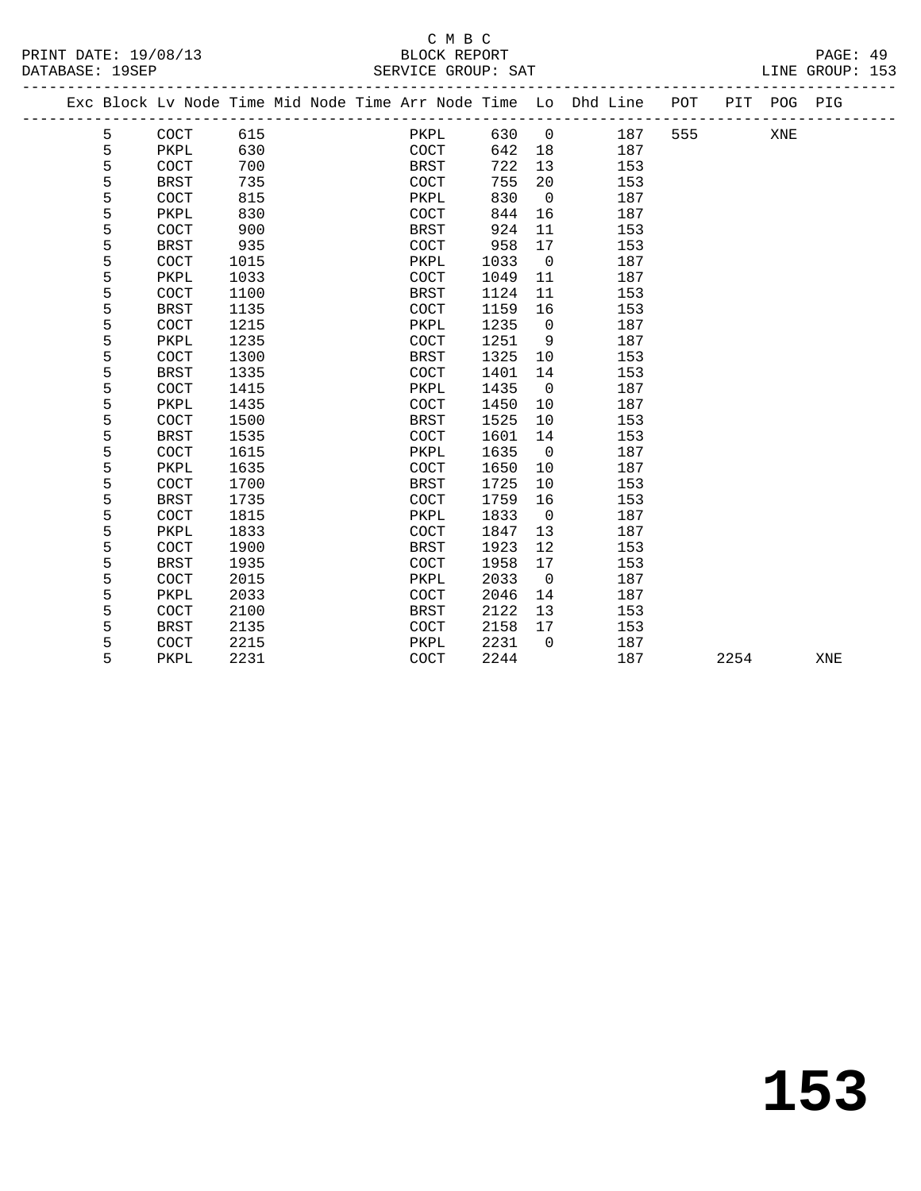C M B C

PRINT DATE: 19/08/13 BLOCK REPORT

DATABASE: 19SEP SERVICE GROUP: SAT LINE GROUP: 153

| Exc | Block | Lv | Node | Time | Mid Node | Time | Arr Node | Time | Lo | Dhd Line | POT | PIT | POG | PIG |
|---|---|---|---|---|---|---|---|---|---|---|---|---|---|---|
| | 5 | | COCT | 615 | | | PKPL | 630 | 0 | 187 | 555 | | XNE | |
| | 5 | | PKPL | 630 | | | COCT | 642 | 18 | 187 | | | | |
| | 5 | | COCT | 700 | | | BRST | 722 | 13 | 153 | | | | |
| | 5 | | BRST | 735 | | | COCT | 755 | 20 | 153 | | | | |
| | 5 | | COCT | 815 | | | PKPL | 830 | 0 | 187 | | | | |
| | 5 | | PKPL | 830 | | | COCT | 844 | 16 | 187 | | | | |
| | 5 | | COCT | 900 | | | BRST | 924 | 11 | 153 | | | | |
| | 5 | | BRST | 935 | | | COCT | 958 | 17 | 153 | | | | |
| | 5 | | COCT | 1015 | | | PKPL | 1033 | 0 | 187 | | | | |
| | 5 | | PKPL | 1033 | | | COCT | 1049 | 11 | 187 | | | | |
| | 5 | | COCT | 1100 | | | BRST | 1124 | 11 | 153 | | | | |
| | 5 | | BRST | 1135 | | | COCT | 1159 | 16 | 153 | | | | |
| | 5 | | COCT | 1215 | | | PKPL | 1235 | 0 | 187 | | | | |
| | 5 | | PKPL | 1235 | | | COCT | 1251 | 9 | 187 | | | | |
| | 5 | | COCT | 1300 | | | BRST | 1325 | 10 | 153 | | | | |
| | 5 | | BRST | 1335 | | | COCT | 1401 | 14 | 153 | | | | |
| | 5 | | COCT | 1415 | | | PKPL | 1435 | 0 | 187 | | | | |
| | 5 | | PKPL | 1435 | | | COCT | 1450 | 10 | 187 | | | | |
| | 5 | | COCT | 1500 | | | BRST | 1525 | 10 | 153 | | | | |
| | 5 | | BRST | 1535 | | | COCT | 1601 | 14 | 153 | | | | |
| | 5 | | COCT | 1615 | | | PKPL | 1635 | 0 | 187 | | | | |
| | 5 | | PKPL | 1635 | | | COCT | 1650 | 10 | 187 | | | | |
| | 5 | | COCT | 1700 | | | BRST | 1725 | 10 | 153 | | | | |
| | 5 | | BRST | 1735 | | | COCT | 1759 | 16 | 153 | | | | |
| | 5 | | COCT | 1815 | | | PKPL | 1833 | 0 | 187 | | | | |
| | 5 | | PKPL | 1833 | | | COCT | 1847 | 13 | 187 | | | | |
| | 5 | | COCT | 1900 | | | BRST | 1923 | 12 | 153 | | | | |
| | 5 | | BRST | 1935 | | | COCT | 1958 | 17 | 153 | | | | |
| | 5 | | COCT | 2015 | | | PKPL | 2033 | 0 | 187 | | | | |
| | 5 | | PKPL | 2033 | | | COCT | 2046 | 14 | 187 | | | | |
| | 5 | | COCT | 2100 | | | BRST | 2122 | 13 | 153 | | | | |
| | 5 | | BRST | 2135 | | | COCT | 2158 | 17 | 153 | | | | |
| | 5 | | COCT | 2215 | | | PKPL | 2231 | 0 | 187 | | | | |
| | 5 | | PKPL | 2231 | | | COCT | 2244 | | 187 | | 2254 | | XNE |

# 153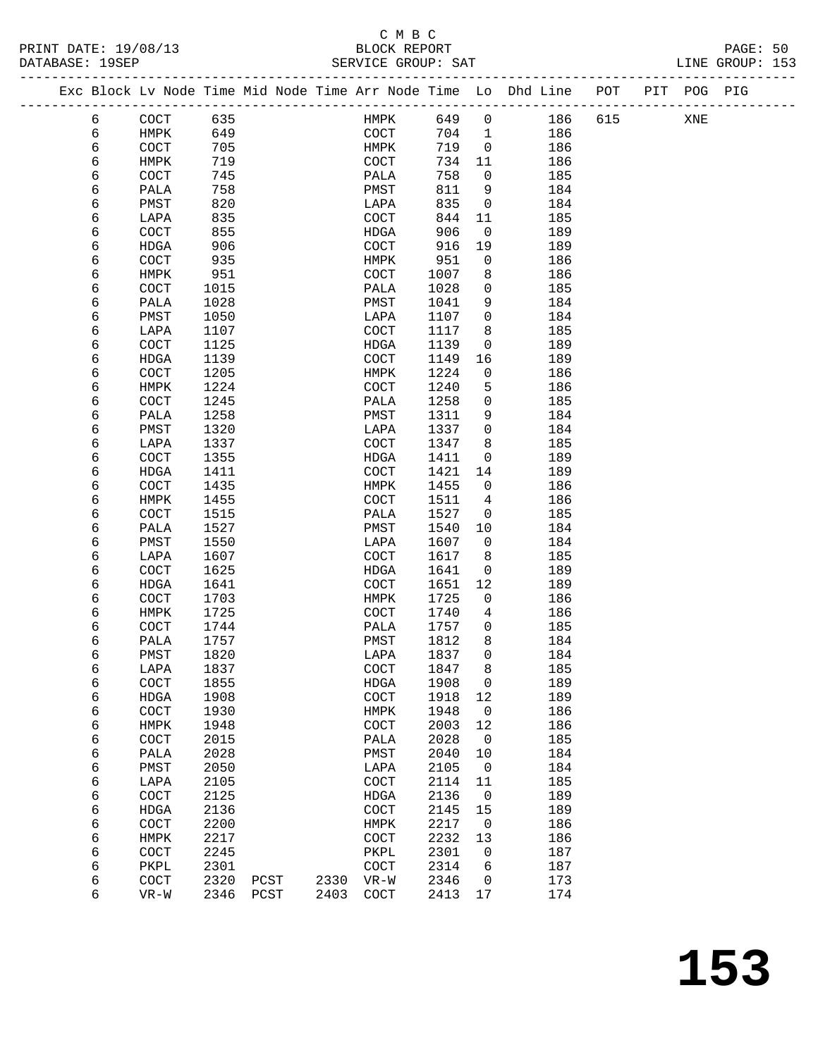C M B C

PRINT DATE: 19/08/13 BLOCK REPORT
DATABASE: 19SEP SERVICE GROUP: SAT LINE GROUP: 153

| Exc | Block | Lv | Node | Time | Mid Node | Time | Arr Node | Time | Lo | Dhd Line | POT | PIT | POG | PIG |
|---|---|---|---|---|---|---|---|---|---|---|---|---|---|---|
| | 6 | | COCT | 635 | | | HMPK | 649 | 0 | 186 | 615 | | XNE | |
| | 6 | | HMPK | 649 | | | COCT | 704 | 1 | 186 | | | | |
| | 6 | | COCT | 705 | | | HMPK | 719 | 0 | 186 | | | | |
| | 6 | | HMPK | 719 | | | COCT | 734 | 11 | 186 | | | | |
| | 6 | | COCT | 745 | | | PALA | 758 | 0 | 185 | | | | |
| | 6 | | PALA | 758 | | | PMST | 811 | 9 | 184 | | | | |
| | 6 | | PMST | 820 | | | LAPA | 835 | 0 | 184 | | | | |
| | 6 | | LAPA | 835 | | | COCT | 844 | 11 | 185 | | | | |
| | 6 | | COCT | 855 | | | HDGA | 906 | 0 | 189 | | | | |
| | 6 | | HDGA | 906 | | | COCT | 916 | 19 | 189 | | | | |
| | 6 | | COCT | 935 | | | HMPK | 951 | 0 | 186 | | | | |
| | 6 | | HMPK | 951 | | | COCT | 1007 | 8 | 186 | | | | |
| | 6 | | COCT | 1015 | | | PALA | 1028 | 0 | 185 | | | | |
| | 6 | | PALA | 1028 | | | PMST | 1041 | 9 | 184 | | | | |
| | 6 | | PMST | 1050 | | | LAPA | 1107 | 0 | 184 | | | | |
| | 6 | | LAPA | 1107 | | | COCT | 1117 | 8 | 185 | | | | |
| | 6 | | COCT | 1125 | | | HDGA | 1139 | 0 | 189 | | | | |
| | 6 | | HDGA | 1139 | | | COCT | 1149 | 16 | 189 | | | | |
| | 6 | | COCT | 1205 | | | HMPK | 1224 | 0 | 186 | | | | |
| | 6 | | HMPK | 1224 | | | COCT | 1240 | 5 | 186 | | | | |
| | 6 | | COCT | 1245 | | | PALA | 1258 | 0 | 185 | | | | |
| | 6 | | PALA | 1258 | | | PMST | 1311 | 9 | 184 | | | | |
| | 6 | | PMST | 1320 | | | LAPA | 1337 | 0 | 184 | | | | |
| | 6 | | LAPA | 1337 | | | COCT | 1347 | 8 | 185 | | | | |
| | 6 | | COCT | 1355 | | | HDGA | 1411 | 0 | 189 | | | | |
| | 6 | | HDGA | 1411 | | | COCT | 1421 | 14 | 189 | | | | |
| | 6 | | COCT | 1435 | | | HMPK | 1455 | 0 | 186 | | | | |
| | 6 | | HMPK | 1455 | | | COCT | 1511 | 4 | 186 | | | | |
| | 6 | | COCT | 1515 | | | PALA | 1527 | 0 | 185 | | | | |
| | 6 | | PALA | 1527 | | | PMST | 1540 | 10 | 184 | | | | |
| | 6 | | PMST | 1550 | | | LAPA | 1607 | 0 | 184 | | | | |
| | 6 | | LAPA | 1607 | | | COCT | 1617 | 8 | 185 | | | | |
| | 6 | | COCT | 1625 | | | HDGA | 1641 | 0 | 189 | | | | |
| | 6 | | HDGA | 1641 | | | COCT | 1651 | 12 | 189 | | | | |
| | 6 | | COCT | 1703 | | | HMPK | 1725 | 0 | 186 | | | | |
| | 6 | | HMPK | 1725 | | | COCT | 1740 | 4 | 186 | | | | |
| | 6 | | COCT | 1744 | | | PALA | 1757 | 0 | 185 | | | | |
| | 6 | | PALA | 1757 | | | PMST | 1812 | 8 | 184 | | | | |
| | 6 | | PMST | 1820 | | | LAPA | 1837 | 0 | 184 | | | | |
| | 6 | | LAPA | 1837 | | | COCT | 1847 | 8 | 185 | | | | |
| | 6 | | COCT | 1855 | | | HDGA | 1908 | 0 | 189 | | | | |
| | 6 | | HDGA | 1908 | | | COCT | 1918 | 12 | 189 | | | | |
| | 6 | | COCT | 1930 | | | HMPK | 1948 | 0 | 186 | | | | |
| | 6 | | HMPK | 1948 | | | COCT | 2003 | 12 | 186 | | | | |
| | 6 | | COCT | 2015 | | | PALA | 2028 | 0 | 185 | | | | |
| | 6 | | PALA | 2028 | | | PMST | 2040 | 10 | 184 | | | | |
| | 6 | | PMST | 2050 | | | LAPA | 2105 | 0 | 184 | | | | |
| | 6 | | LAPA | 2105 | | | COCT | 2114 | 11 | 185 | | | | |
| | 6 | | COCT | 2125 | | | HDGA | 2136 | 0 | 189 | | | | |
| | 6 | | HDGA | 2136 | | | COCT | 2145 | 15 | 189 | | | | |
| | 6 | | COCT | 2200 | | | HMPK | 2217 | 0 | 186 | | | | |
| | 6 | | HMPK | 2217 | | | COCT | 2232 | 13 | 186 | | | | |
| | 6 | | COCT | 2245 | | | PKPL | 2301 | 0 | 187 | | | | |
| | 6 | | PKPL | 2301 | | | COCT | 2314 | 6 | 187 | | | | |
| | 6 | | COCT | 2320 | PCST | 2330 | VR-W | 2346 | 0 | 173 | | | | |
| | 6 | | VR-W | 2346 | PCST | 2403 | COCT | 2413 | 17 | 174 | | | | |

# 153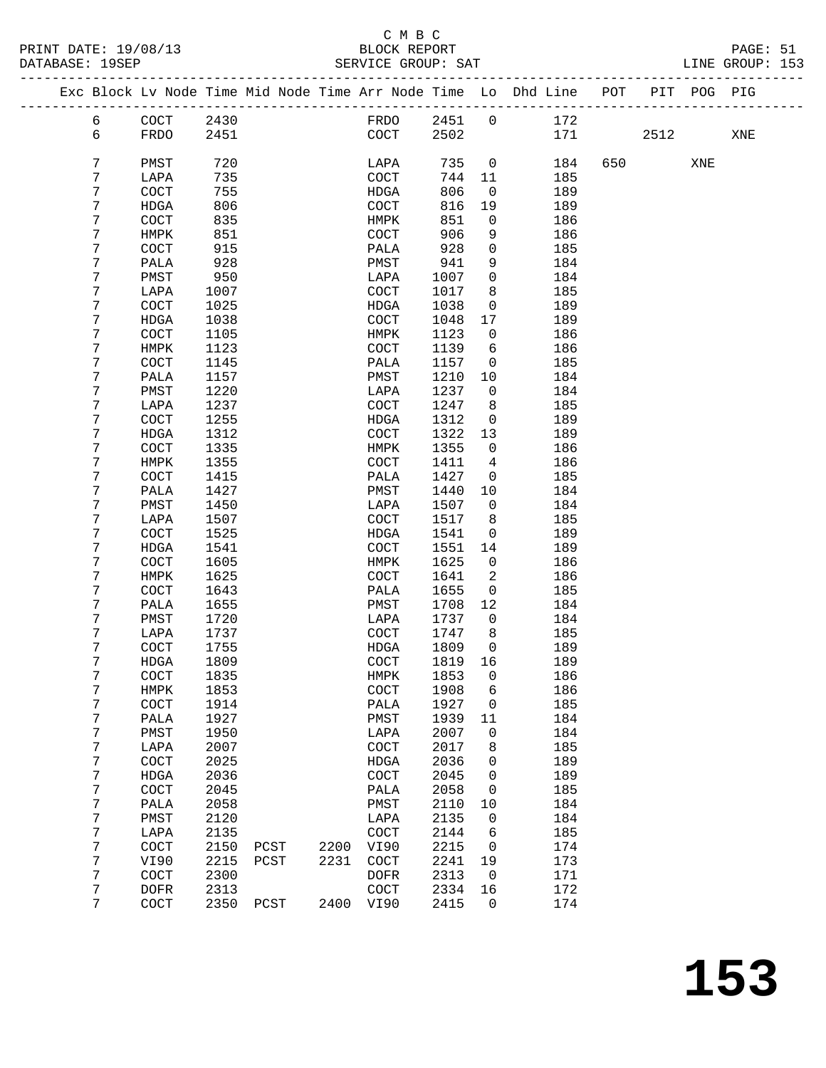C M B C

PRINT DATE: 19/08/13 BLOCK REPORT
DATABASE: 19SEP SERVICE GROUP: SAT LINE GROUP: 153

| Exc | Block | Lv | Node | Time | Mid Node | Time | Arr Node | Time | Lo | Dhd Line | POT | PIT | POG | PIG |
|---|---|---|---|---|---|---|---|---|---|---|---|---|---|---|
| | 6 | | COCT | 2430 | | | FRDO | 2451 | 0 | 172 | | | | |
| | 6 | | FRDO | 2451 | | | COCT | 2502 | | 171 | | 2512 | | XNE |
| | 7 | | PMST | 720 | | | LAPA | 735 | 0 | 184 | 650 | | XNE | |
| | 7 | | LAPA | 735 | | | COCT | 744 | 11 | 185 | | | | |
| | 7 | | COCT | 755 | | | HDGA | 806 | 0 | 189 | | | | |
| | 7 | | HDGA | 806 | | | COCT | 816 | 19 | 189 | | | | |
| | 7 | | COCT | 835 | | | HMPK | 851 | 0 | 186 | | | | |
| | 7 | | HMPK | 851 | | | COCT | 906 | 9 | 186 | | | | |
| | 7 | | COCT | 915 | | | PALA | 928 | 0 | 185 | | | | |
| | 7 | | PALA | 928 | | | PMST | 941 | 9 | 184 | | | | |
| | 7 | | PMST | 950 | | | LAPA | 1007 | 0 | 184 | | | | |
| | 7 | | LAPA | 1007 | | | COCT | 1017 | 8 | 185 | | | | |
| | 7 | | COCT | 1025 | | | HDGA | 1038 | 0 | 189 | | | | |
| | 7 | | HDGA | 1038 | | | COCT | 1048 | 17 | 189 | | | | |
| | 7 | | COCT | 1105 | | | HMPK | 1123 | 0 | 186 | | | | |
| | 7 | | HMPK | 1123 | | | COCT | 1139 | 6 | 186 | | | | |
| | 7 | | COCT | 1145 | | | PALA | 1157 | 0 | 185 | | | | |
| | 7 | | PALA | 1157 | | | PMST | 1210 | 10 | 184 | | | | |
| | 7 | | PMST | 1220 | | | LAPA | 1237 | 0 | 184 | | | | |
| | 7 | | LAPA | 1237 | | | COCT | 1247 | 8 | 185 | | | | |
| | 7 | | COCT | 1255 | | | HDGA | 1312 | 0 | 189 | | | | |
| | 7 | | HDGA | 1312 | | | COCT | 1322 | 13 | 189 | | | | |
| | 7 | | COCT | 1335 | | | HMPK | 1355 | 0 | 186 | | | | |
| | 7 | | HMPK | 1355 | | | COCT | 1411 | 4 | 186 | | | | |
| | 7 | | COCT | 1415 | | | PALA | 1427 | 0 | 185 | | | | |
| | 7 | | PALA | 1427 | | | PMST | 1440 | 10 | 184 | | | | |
| | 7 | | PMST | 1450 | | | LAPA | 1507 | 0 | 184 | | | | |
| | 7 | | LAPA | 1507 | | | COCT | 1517 | 8 | 185 | | | | |
| | 7 | | COCT | 1525 | | | HDGA | 1541 | 0 | 189 | | | | |
| | 7 | | HDGA | 1541 | | | COCT | 1551 | 14 | 189 | | | | |
| | 7 | | COCT | 1605 | | | HMPK | 1625 | 0 | 186 | | | | |
| | 7 | | HMPK | 1625 | | | COCT | 1641 | 2 | 186 | | | | |
| | 7 | | COCT | 1643 | | | PALA | 1655 | 0 | 185 | | | | |
| | 7 | | PALA | 1655 | | | PMST | 1708 | 12 | 184 | | | | |
| | 7 | | PMST | 1720 | | | LAPA | 1737 | 0 | 184 | | | | |
| | 7 | | LAPA | 1737 | | | COCT | 1747 | 8 | 185 | | | | |
| | 7 | | COCT | 1755 | | | HDGA | 1809 | 0 | 189 | | | | |
| | 7 | | HDGA | 1809 | | | COCT | 1819 | 16 | 189 | | | | |
| | 7 | | COCT | 1835 | | | HMPK | 1853 | 0 | 186 | | | | |
| | 7 | | HMPK | 1853 | | | COCT | 1908 | 6 | 186 | | | | |
| | 7 | | COCT | 1914 | | | PALA | 1927 | 0 | 185 | | | | |
| | 7 | | PALA | 1927 | | | PMST | 1939 | 11 | 184 | | | | |
| | 7 | | PMST | 1950 | | | LAPA | 2007 | 0 | 184 | | | | |
| | 7 | | LAPA | 2007 | | | COCT | 2017 | 8 | 185 | | | | |
| | 7 | | COCT | 2025 | | | HDGA | 2036 | 0 | 189 | | | | |
| | 7 | | HDGA | 2036 | | | COCT | 2045 | 0 | 189 | | | | |
| | 7 | | COCT | 2045 | | | PALA | 2058 | 0 | 185 | | | | |
| | 7 | | PALA | 2058 | | | PMST | 2110 | 10 | 184 | | | | |
| | 7 | | PMST | 2120 | | | LAPA | 2135 | 0 | 184 | | | | |
| | 7 | | LAPA | 2135 | | | COCT | 2144 | 6 | 185 | | | | |
| | 7 | | COCT | 2150 | PCST | 2200 | VI90 | 2215 | 0 | 174 | | | | |
| | 7 | | VI90 | 2215 | PCST | 2231 | COCT | 2241 | 19 | 173 | | | | |
| | 7 | | COCT | 2300 | | | DOFR | 2313 | 0 | 171 | | | | |
| | 7 | | DOFR | 2313 | | | COCT | 2334 | 16 | 172 | | | | |
| | 7 | | COCT | 2350 | PCST | 2400 | VI90 | 2415 | 0 | 174 | | | | |

# 153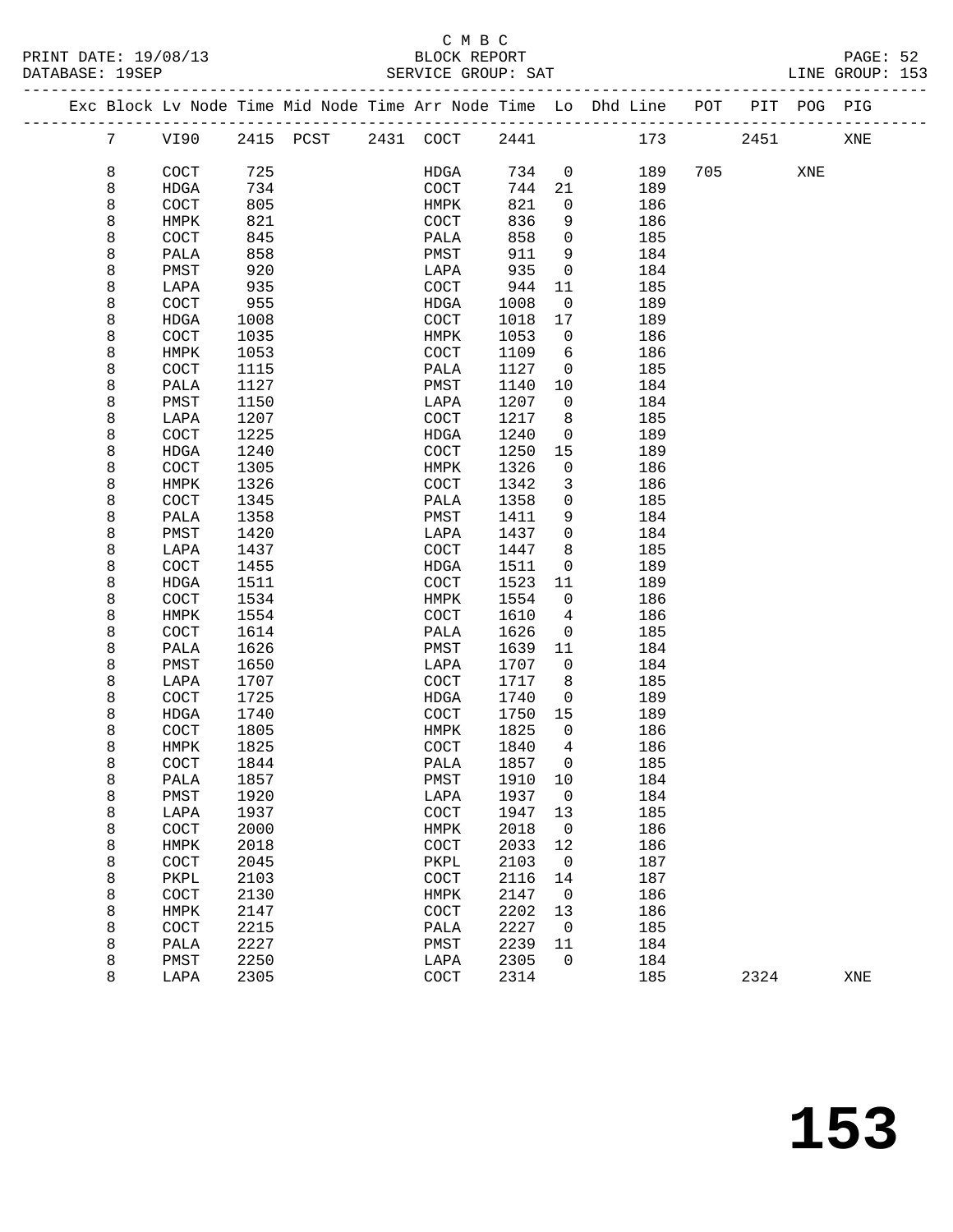C M B C

BLOCK REPORT

SERVICE GROUP: SAT

LINE GROUP: 153

| Exc | Block | Lv Node | Time | Mid Node | Time | Arr Node | Time | Lo | Dhd Line | POT | PIT | POG | PIG |
|---|---|---|---|---|---|---|---|---|---|---|---|---|---|
| | 7 | VI90 | 2415 | PCST | 2431 | COCT | 2441 | | 173 | | 2451 | | XNE |
| | 8 | COCT | 725 | | | HDGA | 734 | 0 | 189 | 705 | | XNE | |
| | 8 | HDGA | 734 | | | COCT | 744 | 21 | 189 | | | | |
| | 8 | COCT | 805 | | | HMPK | 821 | 0 | 186 | | | | |
| | 8 | HMPK | 821 | | | COCT | 836 | 9 | 186 | | | | |
| | 8 | COCT | 845 | | | PALA | 858 | 0 | 185 | | | | |
| | 8 | PALA | 858 | | | PMST | 911 | 9 | 184 | | | | |
| | 8 | PMST | 920 | | | LAPA | 935 | 0 | 184 | | | | |
| | 8 | LAPA | 935 | | | COCT | 944 | 11 | 185 | | | | |
| | 8 | COCT | 955 | | | HDGA | 1008 | 0 | 189 | | | | |
| | 8 | HDGA | 1008 | | | COCT | 1018 | 17 | 189 | | | | |
| | 8 | COCT | 1035 | | | HMPK | 1053 | 0 | 186 | | | | |
| | 8 | HMPK | 1053 | | | COCT | 1109 | 6 | 186 | | | | |
| | 8 | COCT | 1115 | | | PALA | 1127 | 0 | 185 | | | | |
| | 8 | PALA | 1127 | | | PMST | 1140 | 10 | 184 | | | | |
| | 8 | PMST | 1150 | | | LAPA | 1207 | 0 | 184 | | | | |
| | 8 | LAPA | 1207 | | | COCT | 1217 | 8 | 185 | | | | |
| | 8 | COCT | 1225 | | | HDGA | 1240 | 0 | 189 | | | | |
| | 8 | HDGA | 1240 | | | COCT | 1250 | 15 | 189 | | | | |
| | 8 | COCT | 1305 | | | HMPK | 1326 | 0 | 186 | | | | |
| | 8 | HMPK | 1326 | | | COCT | 1342 | 3 | 186 | | | | |
| | 8 | COCT | 1345 | | | PALA | 1358 | 0 | 185 | | | | |
| | 8 | PALA | 1358 | | | PMST | 1411 | 9 | 184 | | | | |
| | 8 | PMST | 1420 | | | LAPA | 1437 | 0 | 184 | | | | |
| | 8 | LAPA | 1437 | | | COCT | 1447 | 8 | 185 | | | | |
| | 8 | COCT | 1455 | | | HDGA | 1511 | 0 | 189 | | | | |
| | 8 | HDGA | 1511 | | | COCT | 1523 | 11 | 189 | | | | |
| | 8 | COCT | 1534 | | | HMPK | 1554 | 0 | 186 | | | | |
| | 8 | HMPK | 1554 | | | COCT | 1610 | 4 | 186 | | | | |
| | 8 | COCT | 1614 | | | PALA | 1626 | 0 | 185 | | | | |
| | 8 | PALA | 1626 | | | PMST | 1639 | 11 | 184 | | | | |
| | 8 | PMST | 1650 | | | LAPA | 1707 | 0 | 184 | | | | |
| | 8 | LAPA | 1707 | | | COCT | 1717 | 8 | 185 | | | | |
| | 8 | COCT | 1725 | | | HDGA | 1740 | 0 | 189 | | | | |
| | 8 | HDGA | 1740 | | | COCT | 1750 | 15 | 189 | | | | |
| | 8 | COCT | 1805 | | | HMPK | 1825 | 0 | 186 | | | | |
| | 8 | HMPK | 1825 | | | COCT | 1840 | 4 | 186 | | | | |
| | 8 | COCT | 1844 | | | PALA | 1857 | 0 | 185 | | | | |
| | 8 | PALA | 1857 | | | PMST | 1910 | 10 | 184 | | | | |
| | 8 | PMST | 1920 | | | LAPA | 1937 | 0 | 184 | | | | |
| | 8 | LAPA | 1937 | | | COCT | 1947 | 13 | 185 | | | | |
| | 8 | COCT | 2000 | | | HMPK | 2018 | 0 | 186 | | | | |
| | 8 | HMPK | 2018 | | | COCT | 2033 | 12 | 186 | | | | |
| | 8 | COCT | 2045 | | | PKPL | 2103 | 0 | 187 | | | | |
| | 8 | PKPL | 2103 | | | COCT | 2116 | 14 | 187 | | | | |
| | 8 | COCT | 2130 | | | HMPK | 2147 | 0 | 186 | | | | |
| | 8 | HMPK | 2147 | | | COCT | 2202 | 13 | 186 | | | | |
| | 8 | COCT | 2215 | | | PALA | 2227 | 0 | 185 | | | | |
| | 8 | PALA | 2227 | | | PMST | 2239 | 11 | 184 | | | | |
| | 8 | PMST | 2250 | | | LAPA | 2305 | 0 | 184 | | | | |
| | 8 | LAPA | 2305 | | | COCT | 2314 | | 185 | | 2324 | | XNE |

153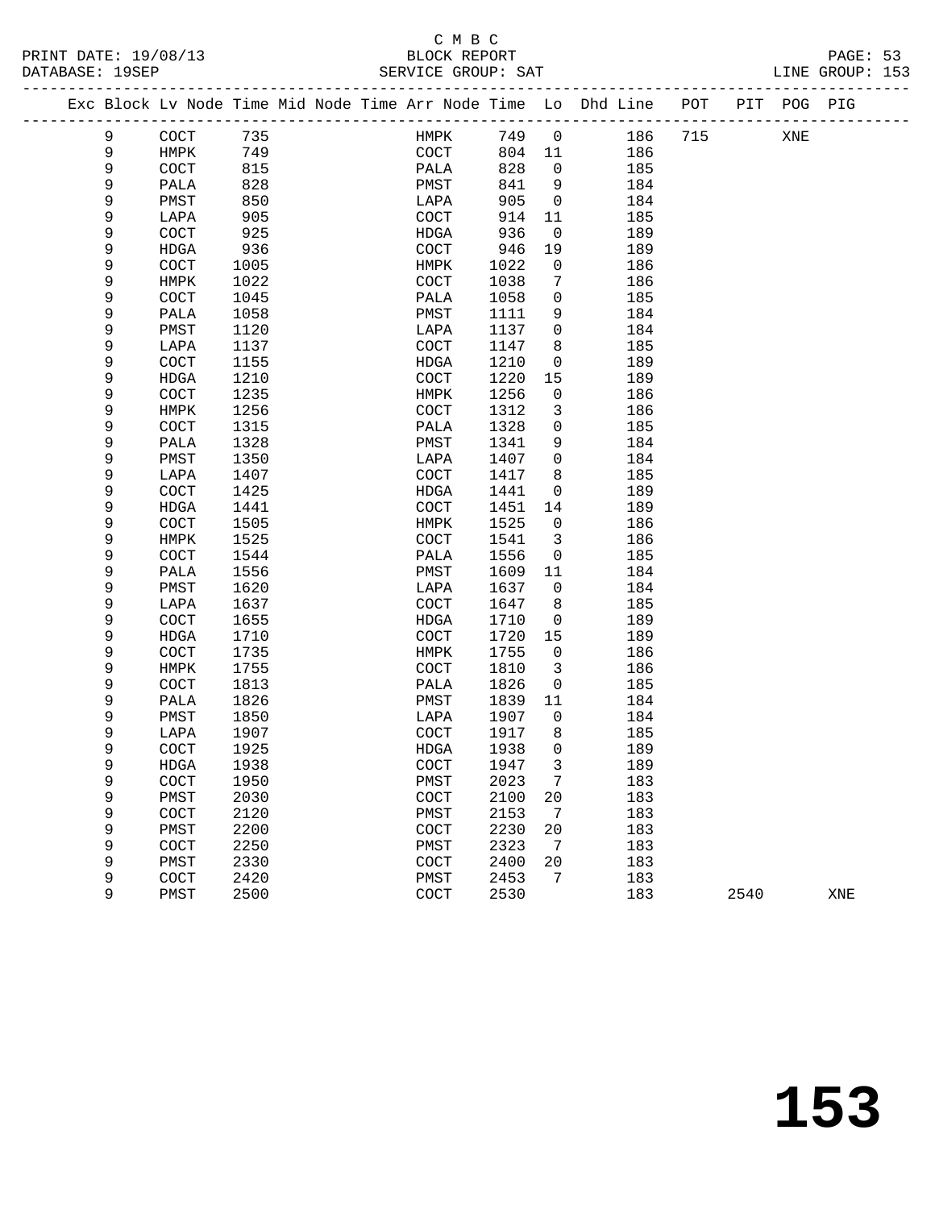C M B C

BLOCK REPORT

SERVICE GROUP: SAT

PRINT DATE: 19/08/13
DATABASE: 19SEP

LINE GROUP: 153

| Exc | Block | Lv | Node | Time | Mid | Node | Time | Arr | Node | Time | Lo | Dhd | Line | POT | PIT | POG | PIG |
|---|---|---|---|---|---|---|---|---|---|---|---|---|---|---|---|---|---|
| | 9 | | COCT | 735 | | | | | HMPK | 749 | 0 | | 186 | 715 | | XNE | |
| | 9 | | HMPK | 749 | | | | | COCT | 804 | 11 | | 186 | | | | |
| | 9 | | COCT | 815 | | | | | PALA | 828 | 0 | | 185 | | | | |
| | 9 | | PALA | 828 | | | | | PMST | 841 | 9 | | 184 | | | | |
| | 9 | | PMST | 850 | | | | | LAPA | 905 | 0 | | 184 | | | | |
| | 9 | | LAPA | 905 | | | | | COCT | 914 | 11 | | 185 | | | | |
| | 9 | | COCT | 925 | | | | | HDGA | 936 | 0 | | 189 | | | | |
| | 9 | | HDGA | 936 | | | | | COCT | 946 | 19 | | 189 | | | | |
| | 9 | | COCT | 1005 | | | | | HMPK | 1022 | 0 | | 186 | | | | |
| | 9 | | HMPK | 1022 | | | | | COCT | 1038 | 7 | | 186 | | | | |
| | 9 | | COCT | 1045 | | | | | PALA | 1058 | 0 | | 185 | | | | |
| | 9 | | PALA | 1058 | | | | | PMST | 1111 | 9 | | 184 | | | | |
| | 9 | | PMST | 1120 | | | | | LAPA | 1137 | 0 | | 184 | | | | |
| | 9 | | LAPA | 1137 | | | | | COCT | 1147 | 8 | | 185 | | | | |
| | 9 | | COCT | 1155 | | | | | HDGA | 1210 | 0 | | 189 | | | | |
| | 9 | | HDGA | 1210 | | | | | COCT | 1220 | 15 | | 189 | | | | |
| | 9 | | COCT | 1235 | | | | | HMPK | 1256 | 0 | | 186 | | | | |
| | 9 | | HMPK | 1256 | | | | | COCT | 1312 | 3 | | 186 | | | | |
| | 9 | | COCT | 1315 | | | | | PALA | 1328 | 0 | | 185 | | | | |
| | 9 | | PALA | 1328 | | | | | PMST | 1341 | 9 | | 184 | | | | |
| | 9 | | PMST | 1350 | | | | | LAPA | 1407 | 0 | | 184 | | | | |
| | 9 | | LAPA | 1407 | | | | | COCT | 1417 | 8 | | 185 | | | | |
| | 9 | | COCT | 1425 | | | | | HDGA | 1441 | 0 | | 189 | | | | |
| | 9 | | HDGA | 1441 | | | | | COCT | 1451 | 14 | | 189 | | | | |
| | 9 | | COCT | 1505 | | | | | HMPK | 1525 | 0 | | 186 | | | | |
| | 9 | | HMPK | 1525 | | | | | COCT | 1541 | 3 | | 186 | | | | |
| | 9 | | COCT | 1544 | | | | | PALA | 1556 | 0 | | 185 | | | | |
| | 9 | | PALA | 1556 | | | | | PMST | 1609 | 11 | | 184 | | | | |
| | 9 | | PMST | 1620 | | | | | LAPA | 1637 | 0 | | 184 | | | | |
| | 9 | | LAPA | 1637 | | | | | COCT | 1647 | 8 | | 185 | | | | |
| | 9 | | COCT | 1655 | | | | | HDGA | 1710 | 0 | | 189 | | | | |
| | 9 | | HDGA | 1710 | | | | | COCT | 1720 | 15 | | 189 | | | | |
| | 9 | | COCT | 1735 | | | | | HMPK | 1755 | 0 | | 186 | | | | |
| | 9 | | HMPK | 1755 | | | | | COCT | 1810 | 3 | | 186 | | | | |
| | 9 | | COCT | 1813 | | | | | PALA | 1826 | 0 | | 185 | | | | |
| | 9 | | PALA | 1826 | | | | | PMST | 1839 | 11 | | 184 | | | | |
| | 9 | | PMST | 1850 | | | | | LAPA | 1907 | 0 | | 184 | | | | |
| | 9 | | LAPA | 1907 | | | | | COCT | 1917 | 8 | | 185 | | | | |
| | 9 | | COCT | 1925 | | | | | HDGA | 1938 | 0 | | 189 | | | | |
| | 9 | | HDGA | 1938 | | | | | COCT | 1947 | 3 | | 189 | | | | |
| | 9 | | COCT | 1950 | | | | | PMST | 2023 | 7 | | 183 | | | | |
| | 9 | | PMST | 2030 | | | | | COCT | 2100 | 20 | | 183 | | | | |
| | 9 | | COCT | 2120 | | | | | PMST | 2153 | 7 | | 183 | | | | |
| | 9 | | PMST | 2200 | | | | | COCT | 2230 | 20 | | 183 | | | | |
| | 9 | | COCT | 2250 | | | | | PMST | 2323 | 7 | | 183 | | | | |
| | 9 | | PMST | 2330 | | | | | COCT | 2400 | 20 | | 183 | | | | |
| | 9 | | COCT | 2420 | | | | | PMST | 2453 | 7 | | 183 | | | | |
| | 9 | | PMST | 2500 | | | | | COCT | 2530 | | | 183 | | 2540 | | XNE |

# 153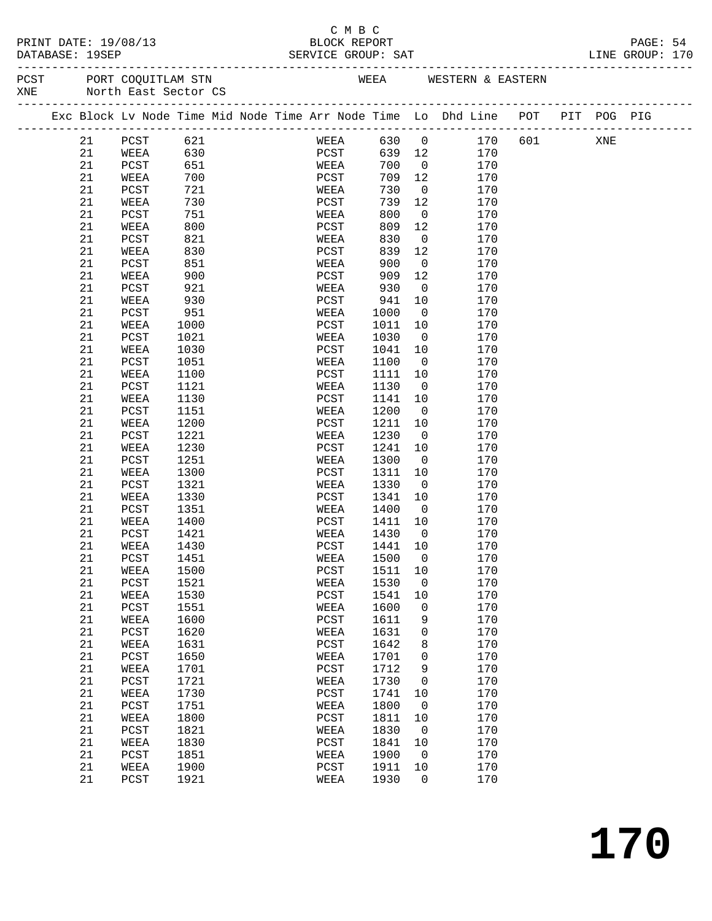C M B C

PRINT DATE: 19/08/13 BLOCK REPORT

DATABASE: 19SEP SERVICE GROUP: SAT LINE GROUP: 170

PCST PORT COQUITLAM STN WEEA WESTERN & EASTERN

XNE North East Sector CS

| Exc | Block | Lv Node | Time | Mid Node | Time | Arr Node | Time | Lo | Dhd Line | POT | PIT | POG | PIG |
|---|---|---|---|---|---|---|---|---|---|---|---|---|---|
| | 21 | PCST | 621 | | | WEEA | 630 | 0 | 170 | 601 | | XNE | |
| | 21 | WEEA | 630 | | | PCST | 639 | 12 | 170 | | | | |
| | 21 | PCST | 651 | | | WEEA | 700 | 0 | 170 | | | | |
| | 21 | WEEA | 700 | | | PCST | 709 | 12 | 170 | | | | |
| | 21 | PCST | 721 | | | WEEA | 730 | 0 | 170 | | | | |
| | 21 | WEEA | 730 | | | PCST | 739 | 12 | 170 | | | | |
| | 21 | PCST | 751 | | | WEEA | 800 | 0 | 170 | | | | |
| | 21 | WEEA | 800 | | | PCST | 809 | 12 | 170 | | | | |
| | 21 | PCST | 821 | | | WEEA | 830 | 0 | 170 | | | | |
| | 21 | WEEA | 830 | | | PCST | 839 | 12 | 170 | | | | |
| | 21 | PCST | 851 | | | WEEA | 900 | 0 | 170 | | | | |
| | 21 | WEEA | 900 | | | PCST | 909 | 12 | 170 | | | | |
| | 21 | PCST | 921 | | | WEEA | 930 | 0 | 170 | | | | |
| | 21 | WEEA | 930 | | | PCST | 941 | 10 | 170 | | | | |
| | 21 | PCST | 951 | | | WEEA | 1000 | 0 | 170 | | | | |
| | 21 | WEEA | 1000 | | | PCST | 1011 | 10 | 170 | | | | |
| | 21 | PCST | 1021 | | | WEEA | 1030 | 0 | 170 | | | | |
| | 21 | WEEA | 1030 | | | PCST | 1041 | 10 | 170 | | | | |
| | 21 | PCST | 1051 | | | WEEA | 1100 | 0 | 170 | | | | |
| | 21 | WEEA | 1100 | | | PCST | 1111 | 10 | 170 | | | | |
| | 21 | PCST | 1121 | | | WEEA | 1130 | 0 | 170 | | | | |
| | 21 | WEEA | 1130 | | | PCST | 1141 | 10 | 170 | | | | |
| | 21 | PCST | 1151 | | | WEEA | 1200 | 0 | 170 | | | | |
| | 21 | WEEA | 1200 | | | PCST | 1211 | 10 | 170 | | | | |
| | 21 | PCST | 1221 | | | WEEA | 1230 | 0 | 170 | | | | |
| | 21 | WEEA | 1230 | | | PCST | 1241 | 10 | 170 | | | | |
| | 21 | PCST | 1251 | | | WEEA | 1300 | 0 | 170 | | | | |
| | 21 | WEEA | 1300 | | | PCST | 1311 | 10 | 170 | | | | |
| | 21 | PCST | 1321 | | | WEEA | 1330 | 0 | 170 | | | | |
| | 21 | WEEA | 1330 | | | PCST | 1341 | 10 | 170 | | | | |
| | 21 | PCST | 1351 | | | WEEA | 1400 | 0 | 170 | | | | |
| | 21 | WEEA | 1400 | | | PCST | 1411 | 10 | 170 | | | | |
| | 21 | PCST | 1421 | | | WEEA | 1430 | 0 | 170 | | | | |
| | 21 | WEEA | 1430 | | | PCST | 1441 | 10 | 170 | | | | |
| | 21 | PCST | 1451 | | | WEEA | 1500 | 0 | 170 | | | | |
| | 21 | WEEA | 1500 | | | PCST | 1511 | 10 | 170 | | | | |
| | 21 | PCST | 1521 | | | WEEA | 1530 | 0 | 170 | | | | |
| | 21 | WEEA | 1530 | | | PCST | 1541 | 10 | 170 | | | | |
| | 21 | PCST | 1551 | | | WEEA | 1600 | 0 | 170 | | | | |
| | 21 | WEEA | 1600 | | | PCST | 1611 | 9 | 170 | | | | |
| | 21 | PCST | 1620 | | | WEEA | 1631 | 0 | 170 | | | | |
| | 21 | WEEA | 1631 | | | PCST | 1642 | 8 | 170 | | | | |
| | 21 | PCST | 1650 | | | WEEA | 1701 | 0 | 170 | | | | |
| | 21 | WEEA | 1701 | | | PCST | 1712 | 9 | 170 | | | | |
| | 21 | PCST | 1721 | | | WEEA | 1730 | 0 | 170 | | | | |
| | 21 | WEEA | 1730 | | | PCST | 1741 | 10 | 170 | | | | |
| | 21 | PCST | 1751 | | | WEEA | 1800 | 0 | 170 | | | | |
| | 21 | WEEA | 1800 | | | PCST | 1811 | 10 | 170 | | | | |
| | 21 | PCST | 1821 | | | WEEA | 1830 | 0 | 170 | | | | |
| | 21 | WEEA | 1830 | | | PCST | 1841 | 10 | 170 | | | | |
| | 21 | PCST | 1851 | | | WEEA | 1900 | 0 | 170 | | | | |
| | 21 | WEEA | 1900 | | | PCST | 1911 | 10 | 170 | | | | |
| | 21 | PCST | 1921 | | | WEEA | 1930 | 0 | 170 | | | | |

**170**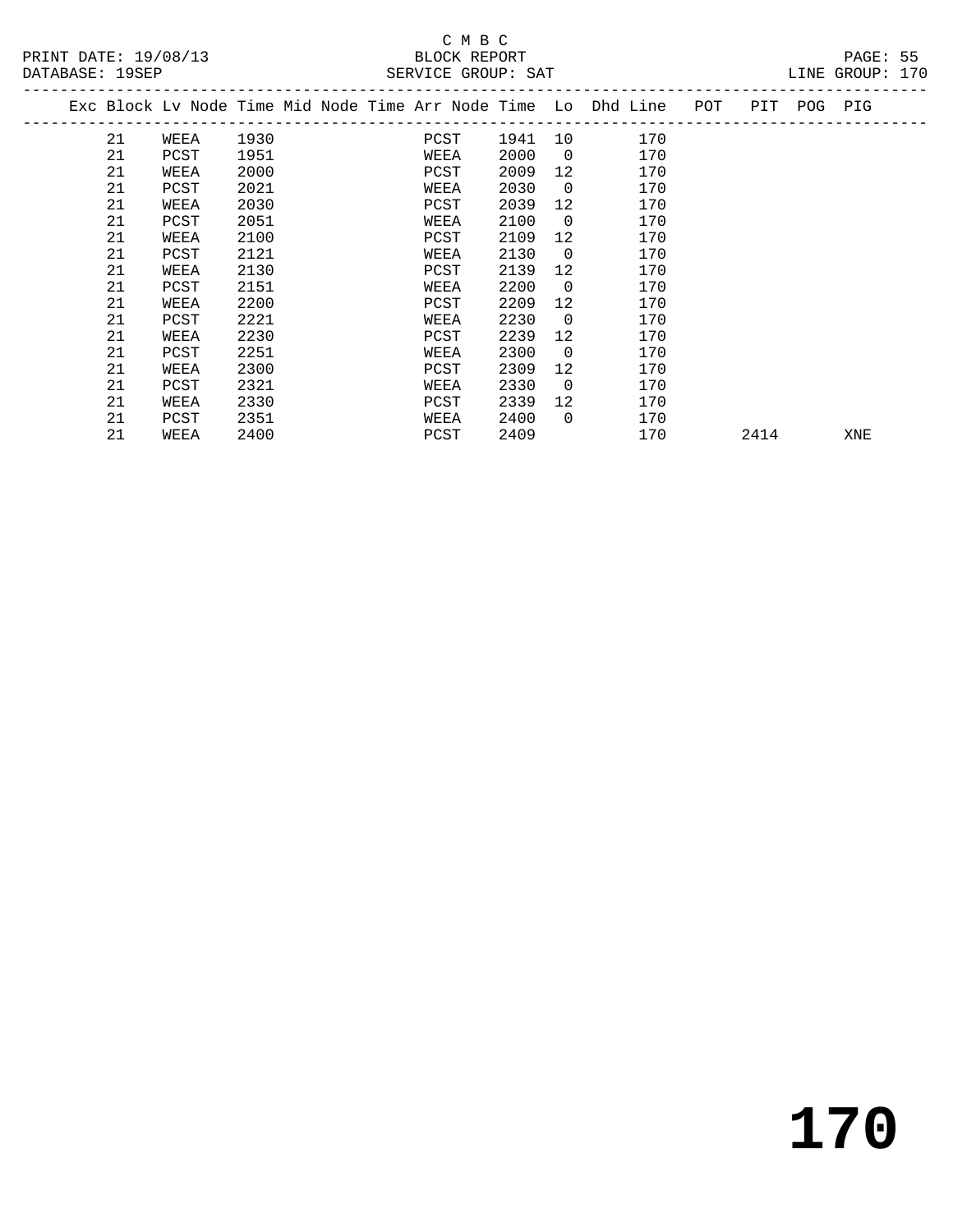C M B C

PRINT DATE: 19/08/13 BLOCK REPORT

DATABASE: 19SEP SERVICE GROUP: SAT LINE GROUP: 170

| Exc | Block | Lv | Node | Time | Mid Node | Time | Arr Node | Time | Lo | Dhd Line | POT | PIT | POG | PIG |
|---|---|---|---|---|---|---|---|---|---|---|---|---|---|---|
| | 21 | | WEEA | 1930 | | | PCST | 1941 | 10 | 170 | | | | |
| | 21 | | PCST | 1951 | | | WEEA | 2000 | 0 | 170 | | | | |
| | 21 | | WEEA | 2000 | | | PCST | 2009 | 12 | 170 | | | | |
| | 21 | | PCST | 2021 | | | WEEA | 2030 | 0 | 170 | | | | |
| | 21 | | WEEA | 2030 | | | PCST | 2039 | 12 | 170 | | | | |
| | 21 | | PCST | 2051 | | | WEEA | 2100 | 0 | 170 | | | | |
| | 21 | | WEEA | 2100 | | | PCST | 2109 | 12 | 170 | | | | |
| | 21 | | PCST | 2121 | | | WEEA | 2130 | 0 | 170 | | | | |
| | 21 | | WEEA | 2130 | | | PCST | 2139 | 12 | 170 | | | | |
| | 21 | | PCST | 2151 | | | WEEA | 2200 | 0 | 170 | | | | |
| | 21 | | WEEA | 2200 | | | PCST | 2209 | 12 | 170 | | | | |
| | 21 | | PCST | 2221 | | | WEEA | 2230 | 0 | 170 | | | | |
| | 21 | | WEEA | 2230 | | | PCST | 2239 | 12 | 170 | | | | |
| | 21 | | PCST | 2251 | | | WEEA | 2300 | 0 | 170 | | | | |
| | 21 | | WEEA | 2300 | | | PCST | 2309 | 12 | 170 | | | | |
| | 21 | | PCST | 2321 | | | WEEA | 2330 | 0 | 170 | | | | |
| | 21 | | WEEA | 2330 | | | PCST | 2339 | 12 | 170 | | | | |
| | 21 | | PCST | 2351 | | | WEEA | 2400 | 0 | 170 | | | | |
| | 21 | | WEEA | 2400 | | | PCST | 2409 | | 170 | | 2414 | | XNE |

# 170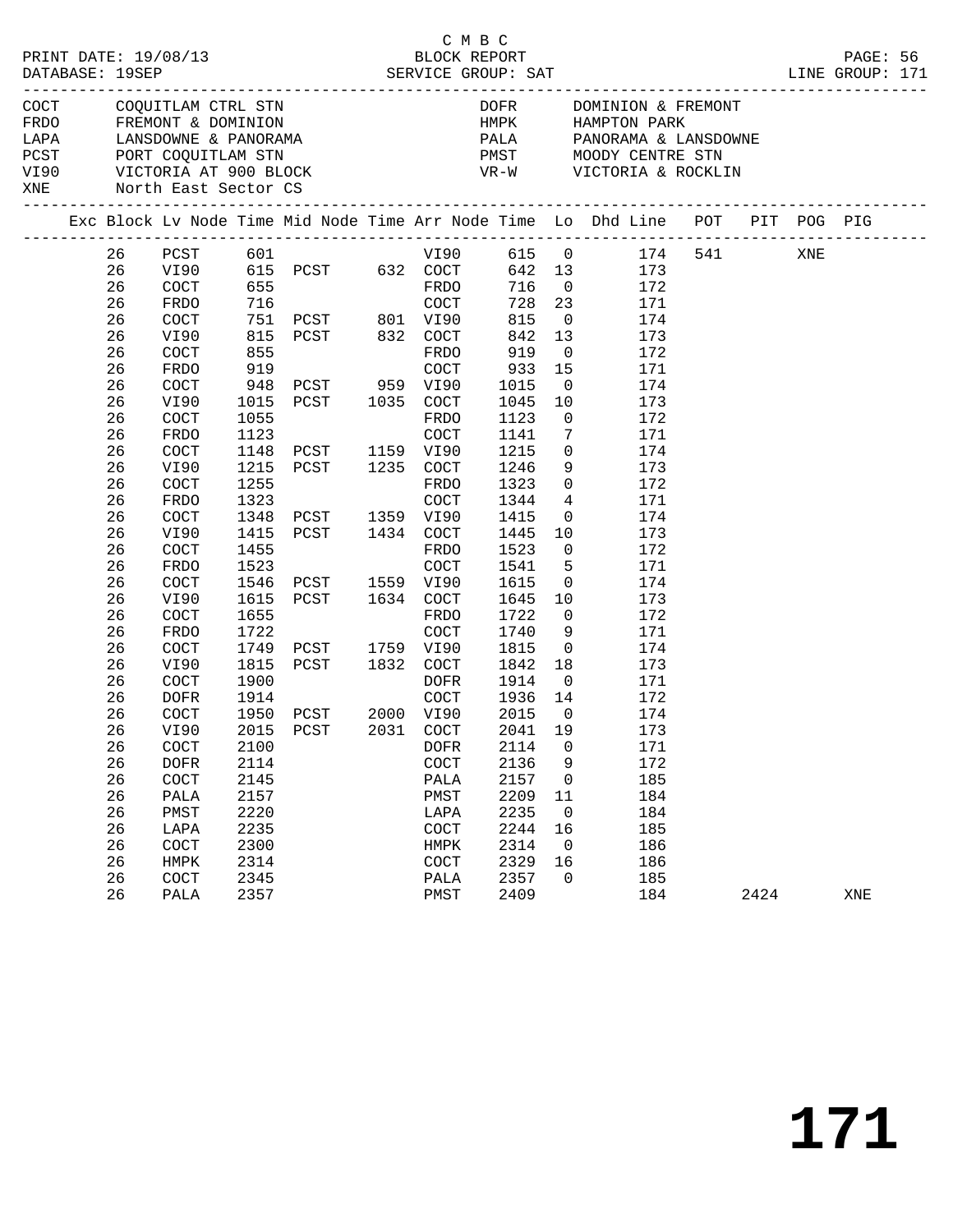C M B C
BLOCK REPORT
SERVICE GROUP: SAT

PRINT DATE: 19/08/13
DATABASE: 19SEP
LINE GROUP: 171

| Code | Name | Code | Name |
|---|---|---|---|
| COCT | COQUITLAM CTRL STN | DOFR | DOMINION & FREMONT |
| FRDO | FREMONT & DOMINION | HMPK | HAMPTON PARK |
| LAPA | LANSDOWNE & PANORAMA | PALA | PANORAMA & LANSDOWNE |
| PCST | PORT COQUITLAM STN | PMST | MOODY CENTRE STN |
| VI90 | VICTORIA AT 900 BLOCK | VR-W | VICTORIA & ROCKLIN |
| XNE | North East Sector CS | | |

| Exc | Block | Lv Node | Time | Mid Node | Time | Arr Node | Time | Lo | Dhd Line | POT | PIT | POG | PIG |
|---|---|---|---|---|---|---|---|---|---|---|---|---|---|
| | 26 | PCST | 601 | | | VI90 | 615 | 0 | 174 | 541 | | XNE | |
| | 26 | VI90 | 615 | PCST | 632 | COCT | 642 | 13 | 173 | | | | |
| | 26 | COCT | 655 | | | FRDO | 716 | 0 | 172 | | | | |
| | 26 | FRDO | 716 | | | COCT | 728 | 23 | 171 | | | | |
| | 26 | COCT | 751 | PCST | 801 | VI90 | 815 | 0 | 174 | | | | |
| | 26 | VI90 | 815 | PCST | 832 | COCT | 842 | 13 | 173 | | | | |
| | 26 | COCT | 855 | | | FRDO | 919 | 0 | 172 | | | | |
| | 26 | FRDO | 919 | | | COCT | 933 | 15 | 171 | | | | |
| | 26 | COCT | 948 | PCST | 959 | VI90 | 1015 | 0 | 174 | | | | |
| | 26 | VI90 | 1015 | PCST | 1035 | COCT | 1045 | 10 | 173 | | | | |
| | 26 | COCT | 1055 | | | FRDO | 1123 | 0 | 172 | | | | |
| | 26 | FRDO | 1123 | | | COCT | 1141 | 7 | 171 | | | | |
| | 26 | COCT | 1148 | PCST | 1159 | VI90 | 1215 | 0 | 174 | | | | |
| | 26 | VI90 | 1215 | PCST | 1235 | COCT | 1246 | 9 | 173 | | | | |
| | 26 | COCT | 1255 | | | FRDO | 1323 | 0 | 172 | | | | |
| | 26 | FRDO | 1323 | | | COCT | 1344 | 4 | 171 | | | | |
| | 26 | COCT | 1348 | PCST | 1359 | VI90 | 1415 | 0 | 174 | | | | |
| | 26 | VI90 | 1415 | PCST | 1434 | COCT | 1445 | 10 | 173 | | | | |
| | 26 | COCT | 1455 | | | FRDO | 1523 | 0 | 172 | | | | |
| | 26 | FRDO | 1523 | | | COCT | 1541 | 5 | 171 | | | | |
| | 26 | COCT | 1546 | PCST | 1559 | VI90 | 1615 | 0 | 174 | | | | |
| | 26 | VI90 | 1615 | PCST | 1634 | COCT | 1645 | 10 | 173 | | | | |
| | 26 | COCT | 1655 | | | FRDO | 1722 | 0 | 172 | | | | |
| | 26 | FRDO | 1722 | | | COCT | 1740 | 9 | 171 | | | | |
| | 26 | COCT | 1749 | PCST | 1759 | VI90 | 1815 | 0 | 174 | | | | |
| | 26 | VI90 | 1815 | PCST | 1832 | COCT | 1842 | 18 | 173 | | | | |
| | 26 | COCT | 1900 | | | DOFR | 1914 | 0 | 171 | | | | |
| | 26 | DOFR | 1914 | | | COCT | 1936 | 14 | 172 | | | | |
| | 26 | COCT | 1950 | PCST | 2000 | VI90 | 2015 | 0 | 174 | | | | |
| | 26 | VI90 | 2015 | PCST | 2031 | COCT | 2041 | 19 | 173 | | | | |
| | 26 | COCT | 2100 | | | DOFR | 2114 | 0 | 171 | | | | |
| | 26 | DOFR | 2114 | | | COCT | 2136 | 9 | 172 | | | | |
| | 26 | COCT | 2145 | | | PALA | 2157 | 0 | 185 | | | | |
| | 26 | PALA | 2157 | | | PMST | 2209 | 11 | 184 | | | | |
| | 26 | PMST | 2220 | | | LAPA | 2235 | 0 | 184 | | | | |
| | 26 | LAPA | 2235 | | | COCT | 2244 | 16 | 185 | | | | |
| | 26 | COCT | 2300 | | | HMPK | 2314 | 0 | 186 | | | | |
| | 26 | HMPK | 2314 | | | COCT | 2329 | 16 | 186 | | | | |
| | 26 | COCT | 2345 | | | PALA | 2357 | 0 | 185 | | | | |
| | 26 | PALA | 2357 | | | PMST | 2409 | | 184 | | 2424 | | XNE |

**171**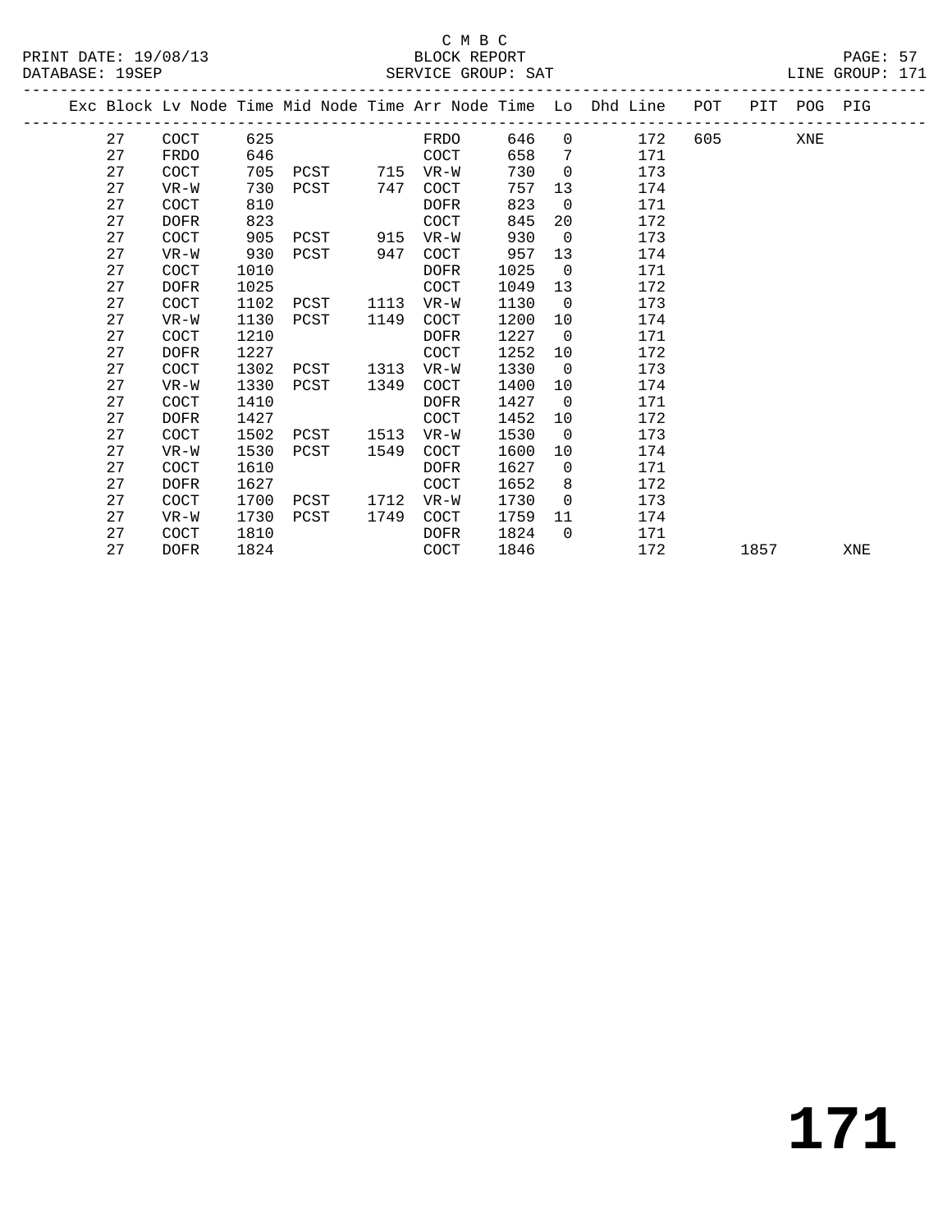C M B C
BLOCK REPORT
SERVICE GROUP: SAT

PRINT DATE: 19/08/13
DATABASE: 19SEP
LINE GROUP: 171

| Exc | Block | Lv Node | Time | Mid Node | Time | Arr Node | Time | Lo | Dhd Line | POT | PIT | POG | PIG |
|---|---|---|---|---|---|---|---|---|---|---|---|---|---|
| | 27 | COCT | 625 | | | FRDO | 646 | 0 | 172 | 605 | | XNE | |
| | 27 | FRDO | 646 | | | COCT | 658 | 7 | 171 | | | | |
| | 27 | COCT | 705 | PCST | 715 | VR-W | 730 | 0 | 173 | | | | |
| | 27 | VR-W | 730 | PCST | 747 | COCT | 757 | 13 | 174 | | | | |
| | 27 | COCT | 810 | | | DOFR | 823 | 0 | 171 | | | | |
| | 27 | DOFR | 823 | | | COCT | 845 | 20 | 172 | | | | |
| | 27 | COCT | 905 | PCST | 915 | VR-W | 930 | 0 | 173 | | | | |
| | 27 | VR-W | 930 | PCST | 947 | COCT | 957 | 13 | 174 | | | | |
| | 27 | COCT | 1010 | | | DOFR | 1025 | 0 | 171 | | | | |
| | 27 | DOFR | 1025 | | | COCT | 1049 | 13 | 172 | | | | |
| | 27 | COCT | 1102 | PCST | 1113 | VR-W | 1130 | 0 | 173 | | | | |
| | 27 | VR-W | 1130 | PCST | 1149 | COCT | 1200 | 10 | 174 | | | | |
| | 27 | COCT | 1210 | | | DOFR | 1227 | 0 | 171 | | | | |
| | 27 | DOFR | 1227 | | | COCT | 1252 | 10 | 172 | | | | |
| | 27 | COCT | 1302 | PCST | 1313 | VR-W | 1330 | 0 | 173 | | | | |
| | 27 | VR-W | 1330 | PCST | 1349 | COCT | 1400 | 10 | 174 | | | | |
| | 27 | COCT | 1410 | | | DOFR | 1427 | 0 | 171 | | | | |
| | 27 | DOFR | 1427 | | | COCT | 1452 | 10 | 172 | | | | |
| | 27 | COCT | 1502 | PCST | 1513 | VR-W | 1530 | 0 | 173 | | | | |
| | 27 | VR-W | 1530 | PCST | 1549 | COCT | 1600 | 10 | 174 | | | | |
| | 27 | COCT | 1610 | | | DOFR | 1627 | 0 | 171 | | | | |
| | 27 | DOFR | 1627 | | | COCT | 1652 | 8 | 172 | | | | |
| | 27 | COCT | 1700 | PCST | 1712 | VR-W | 1730 | 0 | 173 | | | | |
| | 27 | VR-W | 1730 | PCST | 1749 | COCT | 1759 | 11 | 174 | | | | |
| | 27 | COCT | 1810 | | | DOFR | 1824 | 0 | 171 | | | | |
| | 27 | DOFR | 1824 | | | COCT | 1846 | | 172 | | 1857 | | XNE |

# 171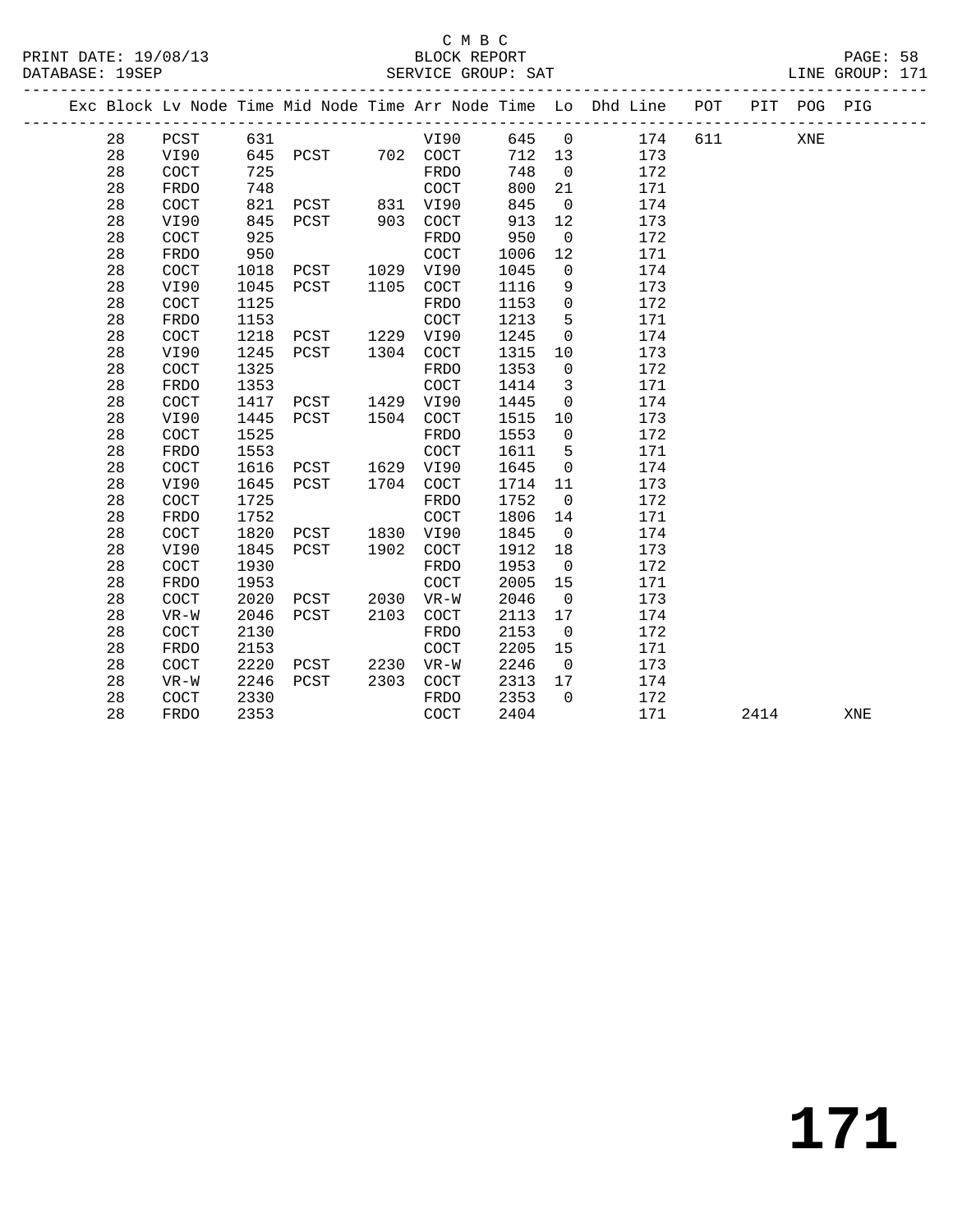C M B C

PRINT DATE: 19/08/13 BLOCK REPORT

DATABASE: 19SEP SERVICE GROUP: SAT LINE GROUP: 171

| Exc | Block | Lv Node | Time | Mid Node | Time | Arr Node | Time | Lo | Dhd Line | POT | PIT | POG | PIG |
|---|---|---|---|---|---|---|---|---|---|---|---|---|---|
| | 28 | PCST | 631 | | | VI90 | 645 | 0 | 174 | 611 | | XNE | |
| | 28 | VI90 | 645 | PCST | 702 | COCT | 712 | 13 | 173 | | | | |
| | 28 | COCT | 725 | | | FRDO | 748 | 0 | 172 | | | | |
| | 28 | FRDO | 748 | | | COCT | 800 | 21 | 171 | | | | |
| | 28 | COCT | 821 | PCST | 831 | VI90 | 845 | 0 | 174 | | | | |
| | 28 | VI90 | 845 | PCST | 903 | COCT | 913 | 12 | 173 | | | | |
| | 28 | COCT | 925 | | | FRDO | 950 | 0 | 172 | | | | |
| | 28 | FRDO | 950 | | | COCT | 1006 | 12 | 171 | | | | |
| | 28 | COCT | 1018 | PCST | 1029 | VI90 | 1045 | 0 | 174 | | | | |
| | 28 | VI90 | 1045 | PCST | 1105 | COCT | 1116 | 9 | 173 | | | | |
| | 28 | COCT | 1125 | | | FRDO | 1153 | 0 | 172 | | | | |
| | 28 | FRDO | 1153 | | | COCT | 1213 | 5 | 171 | | | | |
| | 28 | COCT | 1218 | PCST | 1229 | VI90 | 1245 | 0 | 174 | | | | |
| | 28 | VI90 | 1245 | PCST | 1304 | COCT | 1315 | 10 | 173 | | | | |
| | 28 | COCT | 1325 | | | FRDO | 1353 | 0 | 172 | | | | |
| | 28 | FRDO | 1353 | | | COCT | 1414 | 3 | 171 | | | | |
| | 28 | COCT | 1417 | PCST | 1429 | VI90 | 1445 | 0 | 174 | | | | |
| | 28 | VI90 | 1445 | PCST | 1504 | COCT | 1515 | 10 | 173 | | | | |
| | 28 | COCT | 1525 | | | FRDO | 1553 | 0 | 172 | | | | |
| | 28 | FRDO | 1553 | | | COCT | 1611 | 5 | 171 | | | | |
| | 28 | COCT | 1616 | PCST | 1629 | VI90 | 1645 | 0 | 174 | | | | |
| | 28 | VI90 | 1645 | PCST | 1704 | COCT | 1714 | 11 | 173 | | | | |
| | 28 | COCT | 1725 | | | FRDO | 1752 | 0 | 172 | | | | |
| | 28 | FRDO | 1752 | | | COCT | 1806 | 14 | 171 | | | | |
| | 28 | COCT | 1820 | PCST | 1830 | VI90 | 1845 | 0 | 174 | | | | |
| | 28 | VI90 | 1845 | PCST | 1902 | COCT | 1912 | 18 | 173 | | | | |
| | 28 | COCT | 1930 | | | FRDO | 1953 | 0 | 172 | | | | |
| | 28 | FRDO | 1953 | | | COCT | 2005 | 15 | 171 | | | | |
| | 28 | COCT | 2020 | PCST | 2030 | VR-W | 2046 | 0 | 173 | | | | |
| | 28 | VR-W | 2046 | PCST | 2103 | COCT | 2113 | 17 | 174 | | | | |
| | 28 | COCT | 2130 | | | FRDO | 2153 | 0 | 172 | | | | |
| | 28 | FRDO | 2153 | | | COCT | 2205 | 15 | 171 | | | | |
| | 28 | COCT | 2220 | PCST | 2230 | VR-W | 2246 | 0 | 173 | | | | |
| | 28 | VR-W | 2246 | PCST | 2303 | COCT | 2313 | 17 | 174 | | | | |
| | 28 | COCT | 2330 | | | FRDO | 2353 | 0 | 172 | | | | |
| | 28 | FRDO | 2353 | | | COCT | 2404 | | 171 | | 2414 | | XNE |

# 171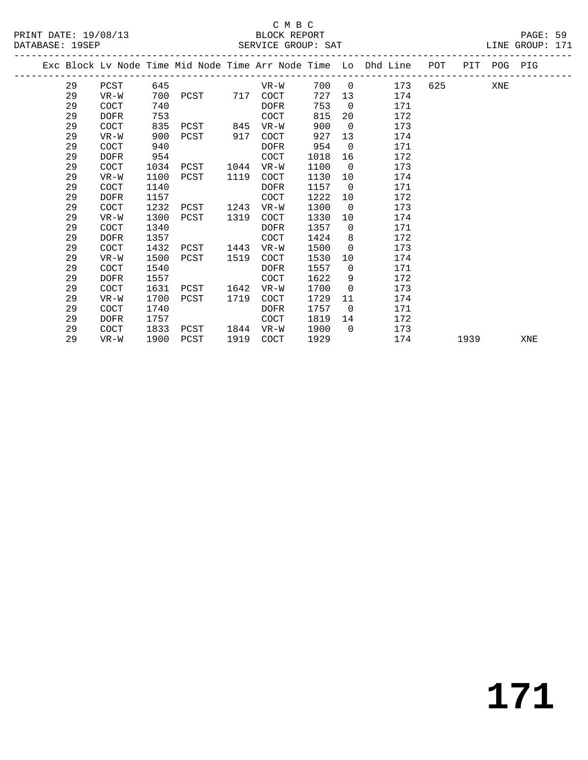C M B C

BLOCK REPORT

SERVICE GROUP: SAT

PRINT DATE: 19/08/13
DATABASE: 19SEP
LINE GROUP: 171

| Exc | Block | Lv Node | Time | Mid Node | Time | Arr Node | Time | Lo | Dhd Line | POT | PIT | POG | PIG |
|---|---|---|---|---|---|---|---|---|---|---|---|---|---|
| | 29 | PCST | 645 | | | VR-W | 700 | 0 | 173 | 625 | | XNE | |
| | 29 | VR-W | 700 | PCST | 717 | COCT | 727 | 13 | 174 | | | | |
| | 29 | COCT | 740 | | | DOFR | 753 | 0 | 171 | | | | |
| | 29 | DOFR | 753 | | | COCT | 815 | 20 | 172 | | | | |
| | 29 | COCT | 835 | PCST | 845 | VR-W | 900 | 0 | 173 | | | | |
| | 29 | VR-W | 900 | PCST | 917 | COCT | 927 | 13 | 174 | | | | |
| | 29 | COCT | 940 | | | DOFR | 954 | 0 | 171 | | | | |
| | 29 | DOFR | 954 | | | COCT | 1018 | 16 | 172 | | | | |
| | 29 | COCT | 1034 | PCST | 1044 | VR-W | 1100 | 0 | 173 | | | | |
| | 29 | VR-W | 1100 | PCST | 1119 | COCT | 1130 | 10 | 174 | | | | |
| | 29 | COCT | 1140 | | | DOFR | 1157 | 0 | 171 | | | | |
| | 29 | DOFR | 1157 | | | COCT | 1222 | 10 | 172 | | | | |
| | 29 | COCT | 1232 | PCST | 1243 | VR-W | 1300 | 0 | 173 | | | | |
| | 29 | VR-W | 1300 | PCST | 1319 | COCT | 1330 | 10 | 174 | | | | |
| | 29 | COCT | 1340 | | | DOFR | 1357 | 0 | 171 | | | | |
| | 29 | DOFR | 1357 | | | COCT | 1424 | 8 | 172 | | | | |
| | 29 | COCT | 1432 | PCST | 1443 | VR-W | 1500 | 0 | 173 | | | | |
| | 29 | VR-W | 1500 | PCST | 1519 | COCT | 1530 | 10 | 174 | | | | |
| | 29 | COCT | 1540 | | | DOFR | 1557 | 0 | 171 | | | | |
| | 29 | DOFR | 1557 | | | COCT | 1622 | 9 | 172 | | | | |
| | 29 | COCT | 1631 | PCST | 1642 | VR-W | 1700 | 0 | 173 | | | | |
| | 29 | VR-W | 1700 | PCST | 1719 | COCT | 1729 | 11 | 174 | | | | |
| | 29 | COCT | 1740 | | | DOFR | 1757 | 0 | 171 | | | | |
| | 29 | DOFR | 1757 | | | COCT | 1819 | 14 | 172 | | | | |
| | 29 | COCT | 1833 | PCST | 1844 | VR-W | 1900 | 0 | 173 | | | | |
| | 29 | VR-W | 1900 | PCST | 1919 | COCT | 1929 | | 174 | | 1939 | | XNE |

# 171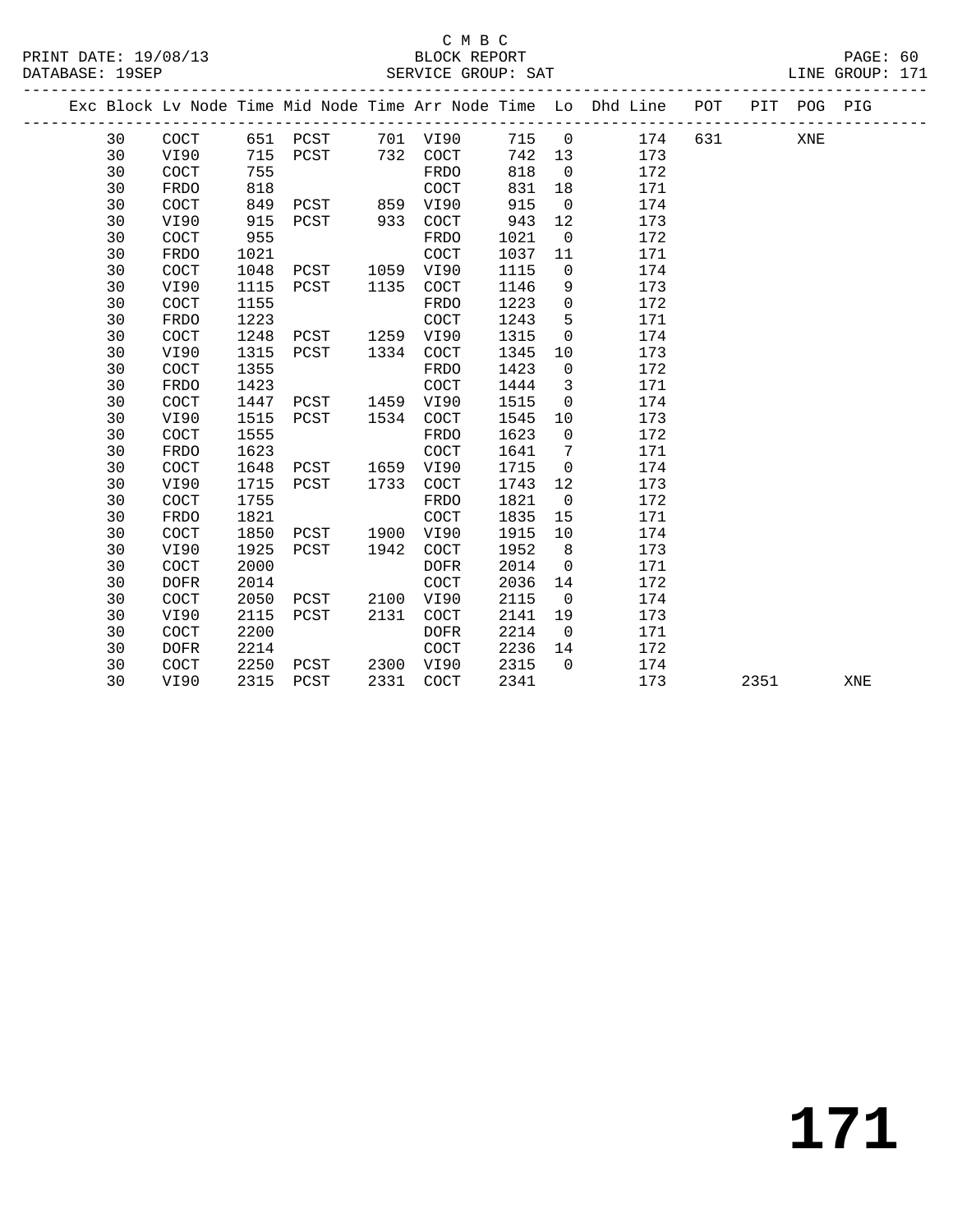C M B C

PRINT DATE: 19/08/13 BLOCK REPORT
DATABASE: 19SEP SERVICE GROUP: SAT LINE GROUP: 171

| Exc | Block | Lv | Node | Time | Mid Node | Time | Arr Node | Time | Lo | Dhd Line | POT | PIT | POG | PIG |
|---|---|---|---|---|---|---|---|---|---|---|---|---|---|---|
| | 30 | | COCT | 651 | PCST | 701 | VI90 | 715 | 0 | 174 | 631 | | XNE | |
| | 30 | | VI90 | 715 | PCST | 732 | COCT | 742 | 13 | 173 | | | | |
| | 30 | | COCT | 755 | | | FRDO | 818 | 0 | 172 | | | | |
| | 30 | | FRDO | 818 | | | COCT | 831 | 18 | 171 | | | | |
| | 30 | | COCT | 849 | PCST | 859 | VI90 | 915 | 0 | 174 | | | | |
| | 30 | | VI90 | 915 | PCST | 933 | COCT | 943 | 12 | 173 | | | | |
| | 30 | | COCT | 955 | | | FRDO | 1021 | 0 | 172 | | | | |
| | 30 | | FRDO | 1021 | | | COCT | 1037 | 11 | 171 | | | | |
| | 30 | | COCT | 1048 | PCST | 1059 | VI90 | 1115 | 0 | 174 | | | | |
| | 30 | | VI90 | 1115 | PCST | 1135 | COCT | 1146 | 9 | 173 | | | | |
| | 30 | | COCT | 1155 | | | FRDO | 1223 | 0 | 172 | | | | |
| | 30 | | FRDO | 1223 | | | COCT | 1243 | 5 | 171 | | | | |
| | 30 | | COCT | 1248 | PCST | 1259 | VI90 | 1315 | 0 | 174 | | | | |
| | 30 | | VI90 | 1315 | PCST | 1334 | COCT | 1345 | 10 | 173 | | | | |
| | 30 | | COCT | 1355 | | | FRDO | 1423 | 0 | 172 | | | | |
| | 30 | | FRDO | 1423 | | | COCT | 1444 | 3 | 171 | | | | |
| | 30 | | COCT | 1447 | PCST | 1459 | VI90 | 1515 | 0 | 174 | | | | |
| | 30 | | VI90 | 1515 | PCST | 1534 | COCT | 1545 | 10 | 173 | | | | |
| | 30 | | COCT | 1555 | | | FRDO | 1623 | 0 | 172 | | | | |
| | 30 | | FRDO | 1623 | | | COCT | 1641 | 7 | 171 | | | | |
| | 30 | | COCT | 1648 | PCST | 1659 | VI90 | 1715 | 0 | 174 | | | | |
| | 30 | | VI90 | 1715 | PCST | 1733 | COCT | 1743 | 12 | 173 | | | | |
| | 30 | | COCT | 1755 | | | FRDO | 1821 | 0 | 172 | | | | |
| | 30 | | FRDO | 1821 | | | COCT | 1835 | 15 | 171 | | | | |
| | 30 | | COCT | 1850 | PCST | 1900 | VI90 | 1915 | 10 | 174 | | | | |
| | 30 | | VI90 | 1925 | PCST | 1942 | COCT | 1952 | 8 | 173 | | | | |
| | 30 | | COCT | 2000 | | | DOFR | 2014 | 0 | 171 | | | | |
| | 30 | | DOFR | 2014 | | | COCT | 2036 | 14 | 172 | | | | |
| | 30 | | COCT | 2050 | PCST | 2100 | VI90 | 2115 | 0 | 174 | | | | |
| | 30 | | VI90 | 2115 | PCST | 2131 | COCT | 2141 | 19 | 173 | | | | |
| | 30 | | COCT | 2200 | | | DOFR | 2214 | 0 | 171 | | | | |
| | 30 | | DOFR | 2214 | | | COCT | 2236 | 14 | 172 | | | | |
| | 30 | | COCT | 2250 | PCST | 2300 | VI90 | 2315 | 0 | 174 | | | | |
| | 30 | | VI90 | 2315 | PCST | 2331 | COCT | 2341 | | 173 | | 2351 | | XNE |

# 171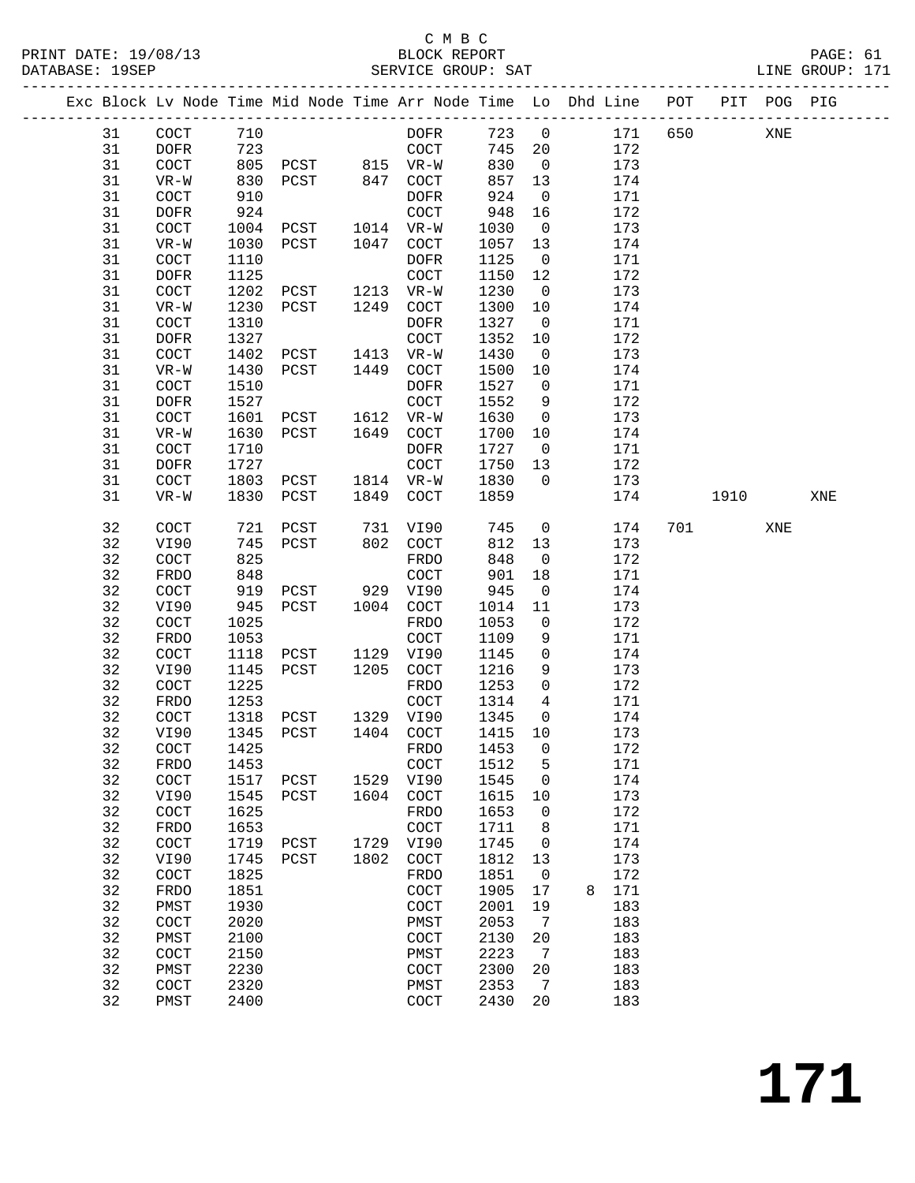C M B C

BLOCK REPORT

SERVICE GROUP: SAT

LINE GROUP: 171

| Exc | Block | Lv Node | Time | Mid Node | Time | Arr Node | Time | Lo | Dhd | Line | POT | PIT | POG | PIG |
|---|---|---|---|---|---|---|---|---|---|---|---|---|---|---|
| | 31 | COCT | 710 | | | DOFR | 723 | 0 | | 171 | 650 | | XNE | |
| | 31 | DOFR | 723 | | | COCT | 745 | 20 | | 172 | | | | |
| | 31 | COCT | 805 | PCST | 815 | VR-W | 830 | 0 | | 173 | | | | |
| | 31 | VR-W | 830 | PCST | 847 | COCT | 857 | 13 | | 174 | | | | |
| | 31 | COCT | 910 | | | DOFR | 924 | 0 | | 171 | | | | |
| | 31 | DOFR | 924 | | | COCT | 948 | 16 | | 172 | | | | |
| | 31 | COCT | 1004 | PCST | 1014 | VR-W | 1030 | 0 | | 173 | | | | |
| | 31 | VR-W | 1030 | PCST | 1047 | COCT | 1057 | 13 | | 174 | | | | |
| | 31 | COCT | 1110 | | | DOFR | 1125 | 0 | | 171 | | | | |
| | 31 | DOFR | 1125 | | | COCT | 1150 | 12 | | 172 | | | | |
| | 31 | COCT | 1202 | PCST | 1213 | VR-W | 1230 | 0 | | 173 | | | | |
| | 31 | VR-W | 1230 | PCST | 1249 | COCT | 1300 | 10 | | 174 | | | | |
| | 31 | COCT | 1310 | | | DOFR | 1327 | 0 | | 171 | | | | |
| | 31 | DOFR | 1327 | | | COCT | 1352 | 10 | | 172 | | | | |
| | 31 | COCT | 1402 | PCST | 1413 | VR-W | 1430 | 0 | | 173 | | | | |
| | 31 | VR-W | 1430 | PCST | 1449 | COCT | 1500 | 10 | | 174 | | | | |
| | 31 | COCT | 1510 | | | DOFR | 1527 | 0 | | 171 | | | | |
| | 31 | DOFR | 1527 | | | COCT | 1552 | 9 | | 172 | | | | |
| | 31 | COCT | 1601 | PCST | 1612 | VR-W | 1630 | 0 | | 173 | | | | |
| | 31 | VR-W | 1630 | PCST | 1649 | COCT | 1700 | 10 | | 174 | | | | |
| | 31 | COCT | 1710 | | | DOFR | 1727 | 0 | | 171 | | | | |
| | 31 | DOFR | 1727 | | | COCT | 1750 | 13 | | 172 | | | | |
| | 31 | COCT | 1803 | PCST | 1814 | VR-W | 1830 | 0 | | 173 | | | | |
| | 31 | VR-W | 1830 | PCST | 1849 | COCT | 1859 | | | 174 | | 1910 | | XNE |
| | 32 | COCT | 721 | PCST | 731 | VI90 | 745 | 0 | | 174 | 701 | | XNE | |
| | 32 | VI90 | 745 | PCST | 802 | COCT | 812 | 13 | | 173 | | | | |
| | 32 | COCT | 825 | | | FRDO | 848 | 0 | | 172 | | | | |
| | 32 | FRDO | 848 | | | COCT | 901 | 18 | | 171 | | | | |
| | 32 | COCT | 919 | PCST | 929 | VI90 | 945 | 0 | | 174 | | | | |
| | 32 | VI90 | 945 | PCST | 1004 | COCT | 1014 | 11 | | 173 | | | | |
| | 32 | COCT | 1025 | | | FRDO | 1053 | 0 | | 172 | | | | |
| | 32 | FRDO | 1053 | | | COCT | 1109 | 9 | | 171 | | | | |
| | 32 | COCT | 1118 | PCST | 1129 | VI90 | 1145 | 0 | | 174 | | | | |
| | 32 | VI90 | 1145 | PCST | 1205 | COCT | 1216 | 9 | | 173 | | | | |
| | 32 | COCT | 1225 | | | FRDO | 1253 | 0 | | 172 | | | | |
| | 32 | FRDO | 1253 | | | COCT | 1314 | 4 | | 171 | | | | |
| | 32 | COCT | 1318 | PCST | 1329 | VI90 | 1345 | 0 | | 174 | | | | |
| | 32 | VI90 | 1345 | PCST | 1404 | COCT | 1415 | 10 | | 173 | | | | |
| | 32 | COCT | 1425 | | | FRDO | 1453 | 0 | | 172 | | | | |
| | 32 | FRDO | 1453 | | | COCT | 1512 | 5 | | 171 | | | | |
| | 32 | COCT | 1517 | PCST | 1529 | VI90 | 1545 | 0 | | 174 | | | | |
| | 32 | VI90 | 1545 | PCST | 1604 | COCT | 1615 | 10 | | 173 | | | | |
| | 32 | COCT | 1625 | | | FRDO | 1653 | 0 | | 172 | | | | |
| | 32 | FRDO | 1653 | | | COCT | 1711 | 8 | | 171 | | | | |
| | 32 | COCT | 1719 | PCST | 1729 | VI90 | 1745 | 0 | | 174 | | | | |
| | 32 | VI90 | 1745 | PCST | 1802 | COCT | 1812 | 13 | | 173 | | | | |
| | 32 | COCT | 1825 | | | FRDO | 1851 | 0 | | 172 | | | | |
| | 32 | FRDO | 1851 | | | COCT | 1905 | 17 | 8 | 171 | | | | |
| | 32 | PMST | 1930 | | | COCT | 2001 | 19 | | 183 | | | | |
| | 32 | COCT | 2020 | | | PMST | 2053 | 7 | | 183 | | | | |
| | 32 | PMST | 2100 | | | COCT | 2130 | 20 | | 183 | | | | |
| | 32 | COCT | 2150 | | | PMST | 2223 | 7 | | 183 | | | | |
| | 32 | PMST | 2230 | | | COCT | 2300 | 20 | | 183 | | | | |
| | 32 | COCT | 2320 | | | PMST | 2353 | 7 | | 183 | | | | |
| | 32 | PMST | 2400 | | | COCT | 2430 | 20 | | 183 | | | | |

**171**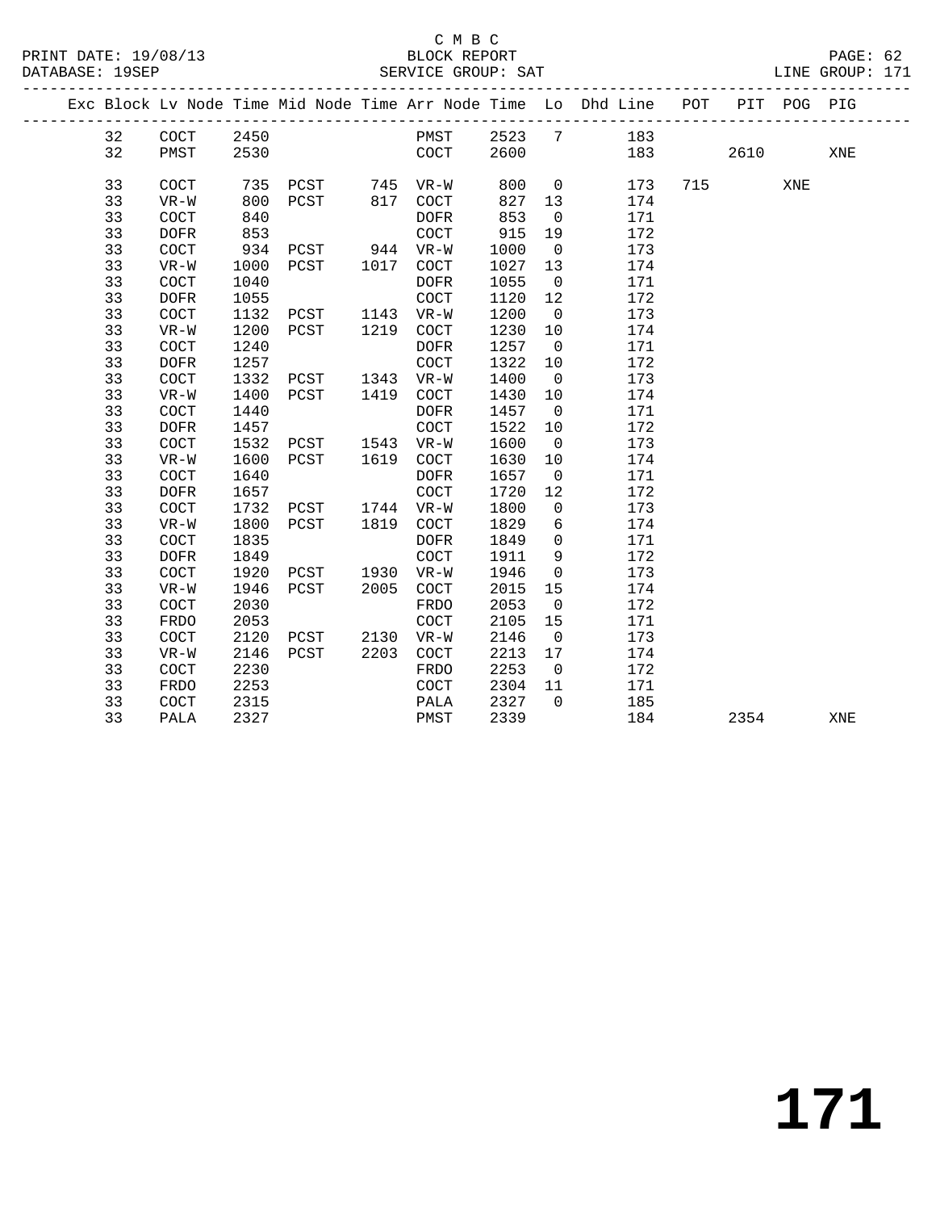C M B C

BLOCK REPORT

SERVICE GROUP: SAT

PRINT DATE: 19/08/13

DATABASE: 19SEP

LINE GROUP: 171

| Exc | Block | Lv | Node | Time | Mid Node | Time | Arr Node | Time | Lo | Dhd Line | POT | PIT | POG | PIG |
|---|---|---|---|---|---|---|---|---|---|---|---|---|---|---|
| | 32 | | COCT | 2450 | | | PMST | 2523 | 7 | 183 | | | | |
| | 32 | | PMST | 2530 | | | COCT | 2600 | | 183 | | 2610 | | XNE |
| | 33 | | COCT | 735 | PCST | 745 | VR-W | 800 | 0 | 173 | 715 | | XNE | |
| | 33 | | VR-W | 800 | PCST | 817 | COCT | 827 | 13 | 174 | | | | |
| | 33 | | COCT | 840 | | | DOFR | 853 | 0 | 171 | | | | |
| | 33 | | DOFR | 853 | | | COCT | 915 | 19 | 172 | | | | |
| | 33 | | COCT | 934 | PCST | 944 | VR-W | 1000 | 0 | 173 | | | | |
| | 33 | | VR-W | 1000 | PCST | 1017 | COCT | 1027 | 13 | 174 | | | | |
| | 33 | | COCT | 1040 | | | DOFR | 1055 | 0 | 171 | | | | |
| | 33 | | DOFR | 1055 | | | COCT | 1120 | 12 | 172 | | | | |
| | 33 | | COCT | 1132 | PCST | 1143 | VR-W | 1200 | 0 | 173 | | | | |
| | 33 | | VR-W | 1200 | PCST | 1219 | COCT | 1230 | 10 | 174 | | | | |
| | 33 | | COCT | 1240 | | | DOFR | 1257 | 0 | 171 | | | | |
| | 33 | | DOFR | 1257 | | | COCT | 1322 | 10 | 172 | | | | |
| | 33 | | COCT | 1332 | PCST | 1343 | VR-W | 1400 | 0 | 173 | | | | |
| | 33 | | VR-W | 1400 | PCST | 1419 | COCT | 1430 | 10 | 174 | | | | |
| | 33 | | COCT | 1440 | | | DOFR | 1457 | 0 | 171 | | | | |
| | 33 | | DOFR | 1457 | | | COCT | 1522 | 10 | 172 | | | | |
| | 33 | | COCT | 1532 | PCST | 1543 | VR-W | 1600 | 0 | 173 | | | | |
| | 33 | | VR-W | 1600 | PCST | 1619 | COCT | 1630 | 10 | 174 | | | | |
| | 33 | | COCT | 1640 | | | DOFR | 1657 | 0 | 171 | | | | |
| | 33 | | DOFR | 1657 | | | COCT | 1720 | 12 | 172 | | | | |
| | 33 | | COCT | 1732 | PCST | 1744 | VR-W | 1800 | 0 | 173 | | | | |
| | 33 | | VR-W | 1800 | PCST | 1819 | COCT | 1829 | 6 | 174 | | | | |
| | 33 | | COCT | 1835 | | | DOFR | 1849 | 0 | 171 | | | | |
| | 33 | | DOFR | 1849 | | | COCT | 1911 | 9 | 172 | | | | |
| | 33 | | COCT | 1920 | PCST | 1930 | VR-W | 1946 | 0 | 173 | | | | |
| | 33 | | VR-W | 1946 | PCST | 2005 | COCT | 2015 | 15 | 174 | | | | |
| | 33 | | COCT | 2030 | | | FRDO | 2053 | 0 | 172 | | | | |
| | 33 | | FRDO | 2053 | | | COCT | 2105 | 15 | 171 | | | | |
| | 33 | | COCT | 2120 | PCST | 2130 | VR-W | 2146 | 0 | 173 | | | | |
| | 33 | | VR-W | 2146 | PCST | 2203 | COCT | 2213 | 17 | 174 | | | | |
| | 33 | | COCT | 2230 | | | FRDO | 2253 | 0 | 172 | | | | |
| | 33 | | FRDO | 2253 | | | COCT | 2304 | 11 | 171 | | | | |
| | 33 | | COCT | 2315 | | | PALA | 2327 | 0 | 185 | | | | |
| | 33 | | PALA | 2327 | | | PMST | 2339 | | 184 | | 2354 | | XNE |

# 171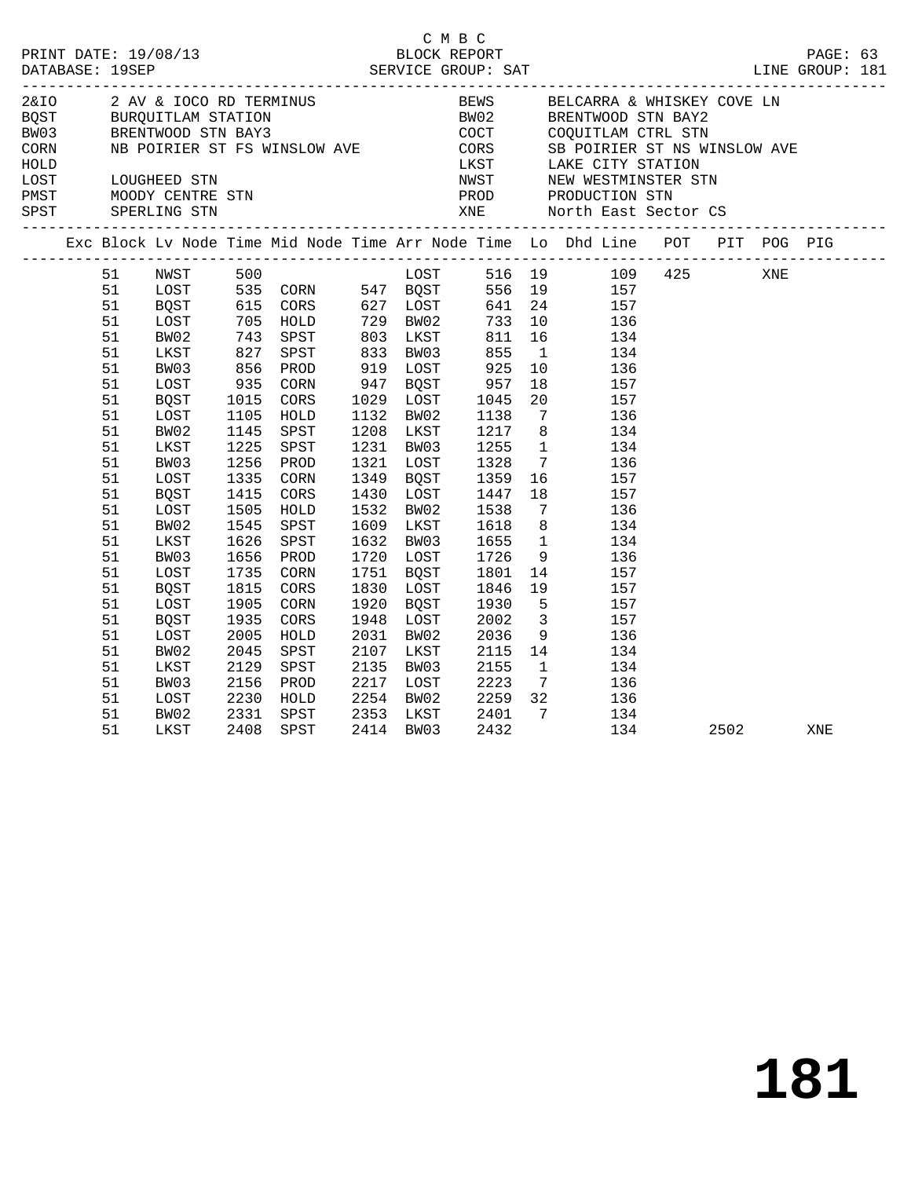C M B C

PRINT DATE: 19/08/13 BLOCK REPORT
DATABASE: 19SEP SERVICE GROUP: SAT LINE GROUP: 181

| Code | Description | Code | Description |
|---|---|---|---|
| 2&IO | 2 AV & IOCO RD TERMINUS | BEWS | BELCARRA & WHISKEY COVE LN |
| BQST | BURQUITLAM STATION | BW02 | BRENTWOOD STN BAY2 |
| BW03 | BRENTWOOD STN BAY3 | COCT | COQUITLAM CTRL STN |
| CORN | NB POIRIER ST FS WINSLOW AVE | CORS | SB POIRIER ST NS WINSLOW AVE |
| HOLD | | LKST | LAKE CITY STATION |
| LOST | LOUGHEED STN | NWST | NEW WESTMINSTER STN |
| PMST | MOODY CENTRE STN | PROD | PRODUCTION STN |
| SPST | SPERLING STN | XNE | North East Sector CS |

| Exc | Block | Lv Node | Time | Mid Node | Time | Arr Node | Time | Lo | Dhd Line | POT | PIT | POG | PIG |
|---|---|---|---|---|---|---|---|---|---|---|---|---|---|
| | 51 | NWST | 500 | | | LOST | 516 | 19 | 109 | 425 | | XNE | |
| | 51 | LOST | 535 | CORN | 547 | BQST | 556 | 19 | 157 | | | | |
| | 51 | BQST | 615 | CORS | 627 | LOST | 641 | 24 | 157 | | | | |
| | 51 | LOST | 705 | HOLD | 729 | BW02 | 733 | 10 | 136 | | | | |
| | 51 | BW02 | 743 | SPST | 803 | LKST | 811 | 16 | 134 | | | | |
| | 51 | LKST | 827 | SPST | 833 | BW03 | 855 | 1 | 134 | | | | |
| | 51 | BW03 | 856 | PROD | 919 | LOST | 925 | 10 | 136 | | | | |
| | 51 | LOST | 935 | CORN | 947 | BQST | 957 | 18 | 157 | | | | |
| | 51 | BQST | 1015 | CORS | 1029 | LOST | 1045 | 20 | 157 | | | | |
| | 51 | LOST | 1105 | HOLD | 1132 | BW02 | 1138 | 7 | 136 | | | | |
| | 51 | BW02 | 1145 | SPST | 1208 | LKST | 1217 | 8 | 134 | | | | |
| | 51 | LKST | 1225 | SPST | 1231 | BW03 | 1255 | 1 | 134 | | | | |
| | 51 | BW03 | 1256 | PROD | 1321 | LOST | 1328 | 7 | 136 | | | | |
| | 51 | LOST | 1335 | CORN | 1349 | BQST | 1359 | 16 | 157 | | | | |
| | 51 | BQST | 1415 | CORS | 1430 | LOST | 1447 | 18 | 157 | | | | |
| | 51 | LOST | 1505 | HOLD | 1532 | BW02 | 1538 | 7 | 136 | | | | |
| | 51 | BW02 | 1545 | SPST | 1609 | LKST | 1618 | 8 | 134 | | | | |
| | 51 | LKST | 1626 | SPST | 1632 | BW03 | 1655 | 1 | 134 | | | | |
| | 51 | BW03 | 1656 | PROD | 1720 | LOST | 1726 | 9 | 136 | | | | |
| | 51 | LOST | 1735 | CORN | 1751 | BQST | 1801 | 14 | 157 | | | | |
| | 51 | BQST | 1815 | CORS | 1830 | LOST | 1846 | 19 | 157 | | | | |
| | 51 | LOST | 1905 | CORN | 1920 | BQST | 1930 | 5 | 157 | | | | |
| | 51 | BQST | 1935 | CORS | 1948 | LOST | 2002 | 3 | 157 | | | | |
| | 51 | LOST | 2005 | HOLD | 2031 | BW02 | 2036 | 9 | 136 | | | | |
| | 51 | BW02 | 2045 | SPST | 2107 | LKST | 2115 | 14 | 134 | | | | |
| | 51 | LKST | 2129 | SPST | 2135 | BW03 | 2155 | 1 | 134 | | | | |
| | 51 | BW03 | 2156 | PROD | 2217 | LOST | 2223 | 7 | 136 | | | | |
| | 51 | LOST | 2230 | HOLD | 2254 | BW02 | 2259 | 32 | 136 | | | | |
| | 51 | BW02 | 2331 | SPST | 2353 | LKST | 2401 | 7 | 134 | | | | |
| | 51 | LKST | 2408 | SPST | 2414 | BW03 | 2432 | | 134 | | 2502 | | XNE |

181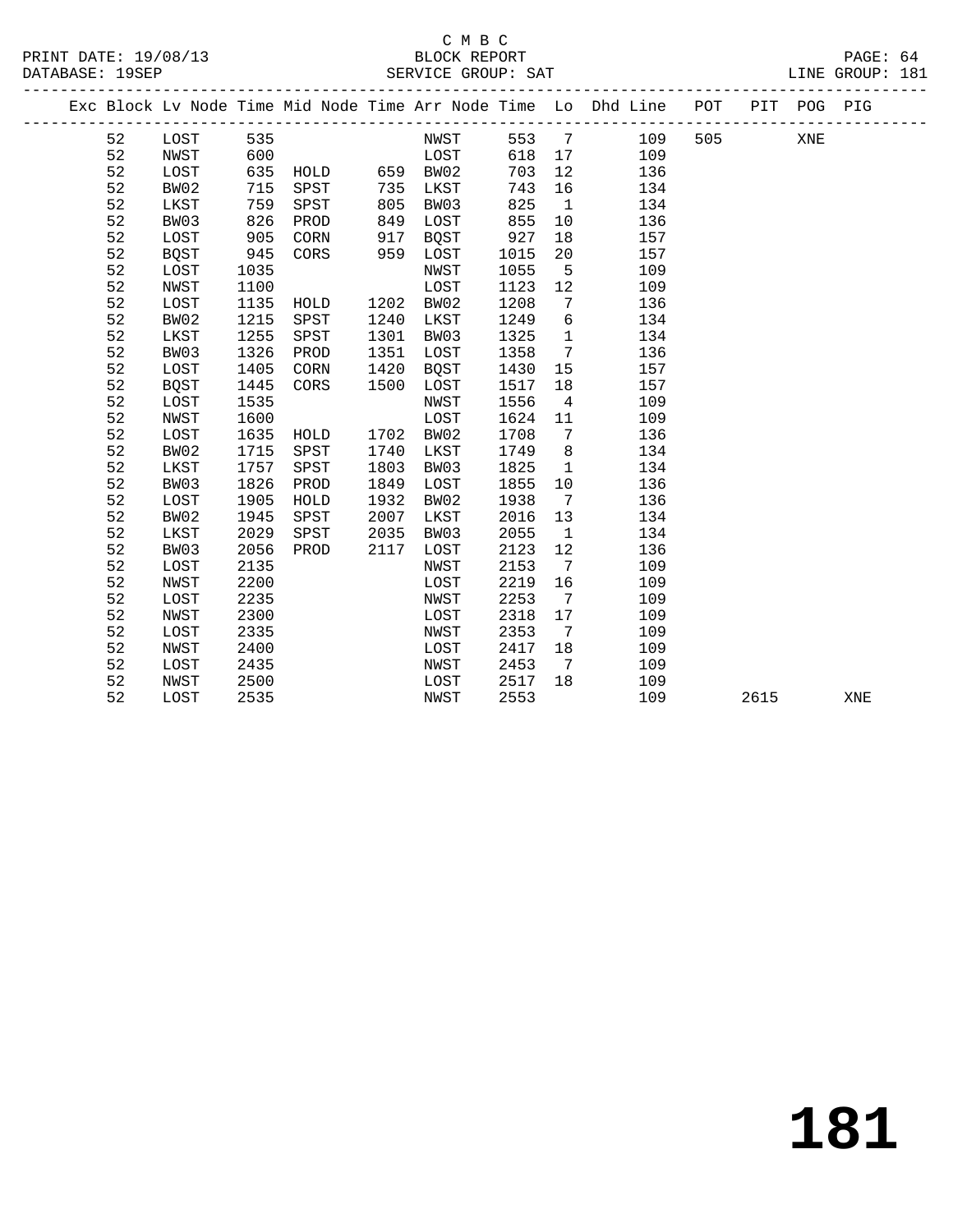C M B C

PRINT DATE: 19/08/13 BLOCK REPORT
DATABASE: 19SEP SERVICE GROUP: SAT LINE GROUP: 181

| Exc | Block | Lv | Node | Time | Mid Node | Time | Arr Node | Time | Lo | Dhd Line | POT | PIT | POG | PIG |
|---|---|---|---|---|---|---|---|---|---|---|---|---|---|---|
| | 52 | | LOST | 535 | | | NWST | 553 | 7 | 109 | 505 | | XNE | |
| | 52 | | NWST | 600 | | | LOST | 618 | 17 | 109 | | | | |
| | 52 | | LOST | 635 | HOLD | 659 | BW02 | 703 | 12 | 136 | | | | |
| | 52 | | BW02 | 715 | SPST | 735 | LKST | 743 | 16 | 134 | | | | |
| | 52 | | LKST | 759 | SPST | 805 | BW03 | 825 | 1 | 134 | | | | |
| | 52 | | BW03 | 826 | PROD | 849 | LOST | 855 | 10 | 136 | | | | |
| | 52 | | LOST | 905 | CORN | 917 | BQST | 927 | 18 | 157 | | | | |
| | 52 | | BQST | 945 | CORS | 959 | LOST | 1015 | 20 | 157 | | | | |
| | 52 | | LOST | 1035 | | | NWST | 1055 | 5 | 109 | | | | |
| | 52 | | NWST | 1100 | | | LOST | 1123 | 12 | 109 | | | | |
| | 52 | | LOST | 1135 | HOLD | 1202 | BW02 | 1208 | 7 | 136 | | | | |
| | 52 | | BW02 | 1215 | SPST | 1240 | LKST | 1249 | 6 | 134 | | | | |
| | 52 | | LKST | 1255 | SPST | 1301 | BW03 | 1325 | 1 | 134 | | | | |
| | 52 | | BW03 | 1326 | PROD | 1351 | LOST | 1358 | 7 | 136 | | | | |
| | 52 | | LOST | 1405 | CORN | 1420 | BQST | 1430 | 15 | 157 | | | | |
| | 52 | | BQST | 1445 | CORS | 1500 | LOST | 1517 | 18 | 157 | | | | |
| | 52 | | LOST | 1535 | | | NWST | 1556 | 4 | 109 | | | | |
| | 52 | | NWST | 1600 | | | LOST | 1624 | 11 | 109 | | | | |
| | 52 | | LOST | 1635 | HOLD | 1702 | BW02 | 1708 | 7 | 136 | | | | |
| | 52 | | BW02 | 1715 | SPST | 1740 | LKST | 1749 | 8 | 134 | | | | |
| | 52 | | LKST | 1757 | SPST | 1803 | BW03 | 1825 | 1 | 134 | | | | |
| | 52 | | BW03 | 1826 | PROD | 1849 | LOST | 1855 | 10 | 136 | | | | |
| | 52 | | LOST | 1905 | HOLD | 1932 | BW02 | 1938 | 7 | 136 | | | | |
| | 52 | | BW02 | 1945 | SPST | 2007 | LKST | 2016 | 13 | 134 | | | | |
| | 52 | | LKST | 2029 | SPST | 2035 | BW03 | 2055 | 1 | 134 | | | | |
| | 52 | | BW03 | 2056 | PROD | 2117 | LOST | 2123 | 12 | 136 | | | | |
| | 52 | | LOST | 2135 | | | NWST | 2153 | 7 | 109 | | | | |
| | 52 | | NWST | 2200 | | | LOST | 2219 | 16 | 109 | | | | |
| | 52 | | LOST | 2235 | | | NWST | 2253 | 7 | 109 | | | | |
| | 52 | | NWST | 2300 | | | LOST | 2318 | 17 | 109 | | | | |
| | 52 | | LOST | 2335 | | | NWST | 2353 | 7 | 109 | | | | |
| | 52 | | NWST | 2400 | | | LOST | 2417 | 18 | 109 | | | | |
| | 52 | | LOST | 2435 | | | NWST | 2453 | 7 | 109 | | | | |
| | 52 | | NWST | 2500 | | | LOST | 2517 | 18 | 109 | | | | |
| | 52 | | LOST | 2535 | | | NWST | 2553 | | 109 | | 2615 | | XNE |

181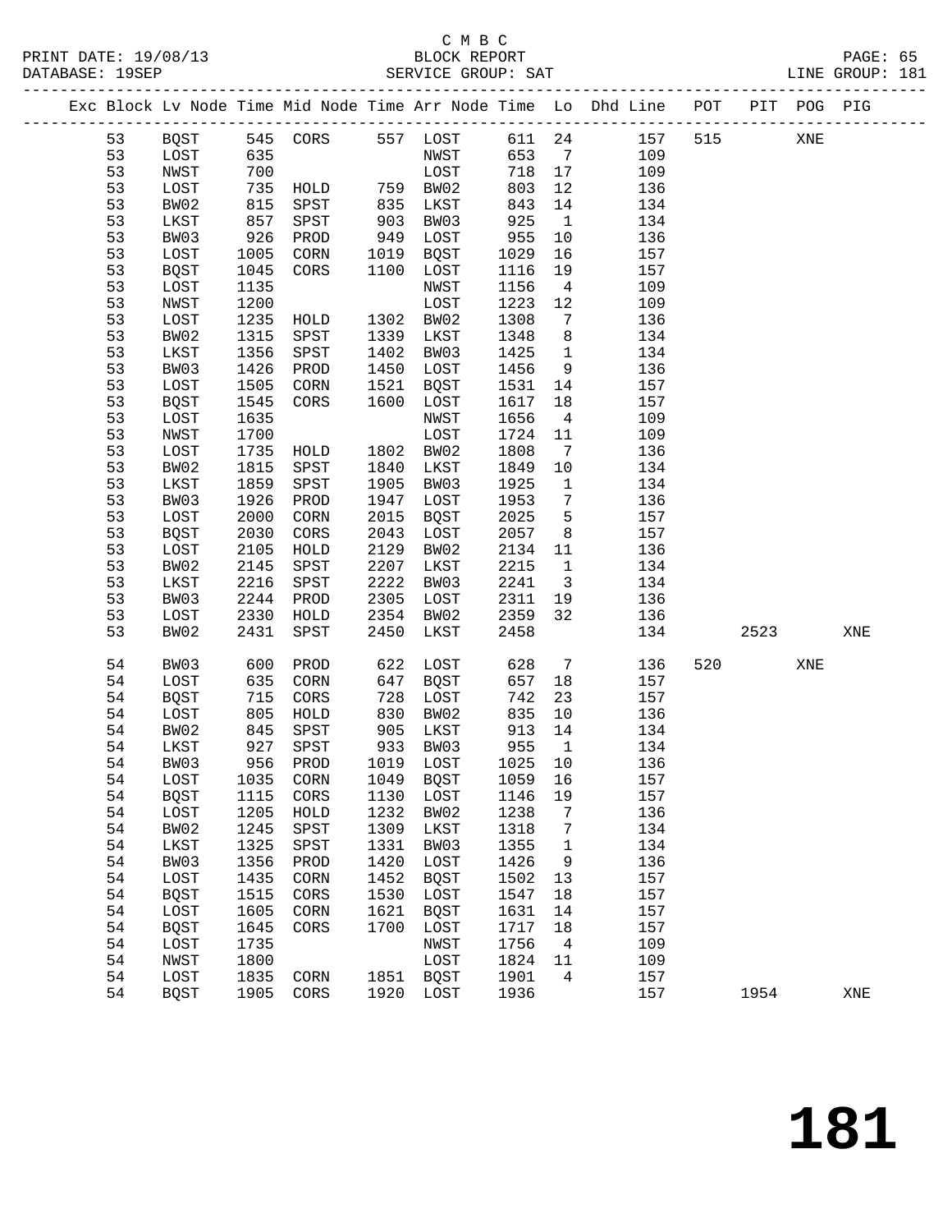C M B C
BLOCK REPORT
SERVICE GROUP: SAT

PRINT DATE: 19/08/13
DATABASE: 19SEP
LINE GROUP: 181

| Exc | Block | Lv | Node | Time | Mid Node | Time | Arr Node | Time | Lo | Dhd Line | POT | PIT | POG | PIG |
|---|---|---|---|---|---|---|---|---|---|---|---|---|---|---|
| | 53 | | BQST | 545 | CORS | 557 | LOST | 611 | 24 | 157 | 515 | | XNE | |
| | 53 | | LOST | 635 | | | NWST | 653 | 7 | 109 | | | | |
| | 53 | | NWST | 700 | | | LOST | 718 | 17 | 109 | | | | |
| | 53 | | LOST | 735 | HOLD | 759 | BW02 | 803 | 12 | 136 | | | | |
| | 53 | | BW02 | 815 | SPST | 835 | LKST | 843 | 14 | 134 | | | | |
| | 53 | | LKST | 857 | SPST | 903 | BW03 | 925 | 1 | 134 | | | | |
| | 53 | | BW03 | 926 | PROD | 949 | LOST | 955 | 10 | 136 | | | | |
| | 53 | | LOST | 1005 | CORN | 1019 | BQST | 1029 | 16 | 157 | | | | |
| | 53 | | BQST | 1045 | CORS | 1100 | LOST | 1116 | 19 | 157 | | | | |
| | 53 | | LOST | 1135 | | | NWST | 1156 | 4 | 109 | | | | |
| | 53 | | NWST | 1200 | | | LOST | 1223 | 12 | 109 | | | | |
| | 53 | | LOST | 1235 | HOLD | 1302 | BW02 | 1308 | 7 | 136 | | | | |
| | 53 | | BW02 | 1315 | SPST | 1339 | LKST | 1348 | 8 | 134 | | | | |
| | 53 | | LKST | 1356 | SPST | 1402 | BW03 | 1425 | 1 | 134 | | | | |
| | 53 | | BW03 | 1426 | PROD | 1450 | LOST | 1456 | 9 | 136 | | | | |
| | 53 | | LOST | 1505 | CORN | 1521 | BQST | 1531 | 14 | 157 | | | | |
| | 53 | | BQST | 1545 | CORS | 1600 | LOST | 1617 | 18 | 157 | | | | |
| | 53 | | LOST | 1635 | | | NWST | 1656 | 4 | 109 | | | | |
| | 53 | | NWST | 1700 | | | LOST | 1724 | 11 | 109 | | | | |
| | 53 | | LOST | 1735 | HOLD | 1802 | BW02 | 1808 | 7 | 136 | | | | |
| | 53 | | BW02 | 1815 | SPST | 1840 | LKST | 1849 | 10 | 134 | | | | |
| | 53 | | LKST | 1859 | SPST | 1905 | BW03 | 1925 | 1 | 134 | | | | |
| | 53 | | BW03 | 1926 | PROD | 1947 | LOST | 1953 | 7 | 136 | | | | |
| | 53 | | LOST | 2000 | CORN | 2015 | BQST | 2025 | 5 | 157 | | | | |
| | 53 | | BQST | 2030 | CORS | 2043 | LOST | 2057 | 8 | 157 | | | | |
| | 53 | | LOST | 2105 | HOLD | 2129 | BW02 | 2134 | 11 | 136 | | | | |
| | 53 | | BW02 | 2145 | SPST | 2207 | LKST | 2215 | 1 | 134 | | | | |
| | 53 | | LKST | 2216 | SPST | 2222 | BW03 | 2241 | 3 | 134 | | | | |
| | 53 | | BW03 | 2244 | PROD | 2305 | LOST | 2311 | 19 | 136 | | | | |
| | 53 | | LOST | 2330 | HOLD | 2354 | BW02 | 2359 | 32 | 136 | | | | |
| | 53 | | BW02 | 2431 | SPST | 2450 | LKST | 2458 | | 134 | | 2523 | | XNE |
| | 54 | | BW03 | 600 | PROD | 622 | LOST | 628 | 7 | 136 | 520 | | XNE | |
| | 54 | | LOST | 635 | CORN | 647 | BQST | 657 | 18 | 157 | | | | |
| | 54 | | BQST | 715 | CORS | 728 | LOST | 742 | 23 | 157 | | | | |
| | 54 | | LOST | 805 | HOLD | 830 | BW02 | 835 | 10 | 136 | | | | |
| | 54 | | BW02 | 845 | SPST | 905 | LKST | 913 | 14 | 134 | | | | |
| | 54 | | LKST | 927 | SPST | 933 | BW03 | 955 | 1 | 134 | | | | |
| | 54 | | BW03 | 956 | PROD | 1019 | LOST | 1025 | 10 | 136 | | | | |
| | 54 | | LOST | 1035 | CORN | 1049 | BQST | 1059 | 16 | 157 | | | | |
| | 54 | | BQST | 1115 | CORS | 1130 | LOST | 1146 | 19 | 157 | | | | |
| | 54 | | LOST | 1205 | HOLD | 1232 | BW02 | 1238 | 7 | 136 | | | | |
| | 54 | | BW02 | 1245 | SPST | 1309 | LKST | 1318 | 7 | 134 | | | | |
| | 54 | | LKST | 1325 | SPST | 1331 | BW03 | 1355 | 1 | 134 | | | | |
| | 54 | | BW03 | 1356 | PROD | 1420 | LOST | 1426 | 9 | 136 | | | | |
| | 54 | | LOST | 1435 | CORN | 1452 | BQST | 1502 | 13 | 157 | | | | |
| | 54 | | BQST | 1515 | CORS | 1530 | LOST | 1547 | 18 | 157 | | | | |
| | 54 | | LOST | 1605 | CORN | 1621 | BQST | 1631 | 14 | 157 | | | | |
| | 54 | | BQST | 1645 | CORS | 1700 | LOST | 1717 | 18 | 157 | | | | |
| | 54 | | LOST | 1735 | | | NWST | 1756 | 4 | 109 | | | | |
| | 54 | | NWST | 1800 | | | LOST | 1824 | 11 | 109 | | | | |
| | 54 | | LOST | 1835 | CORN | 1851 | BQST | 1901 | 4 | 157 | | | | |
| | 54 | | BQST | 1905 | CORS | 1920 | LOST | 1936 | | 157 | | 1954 | | XNE |

181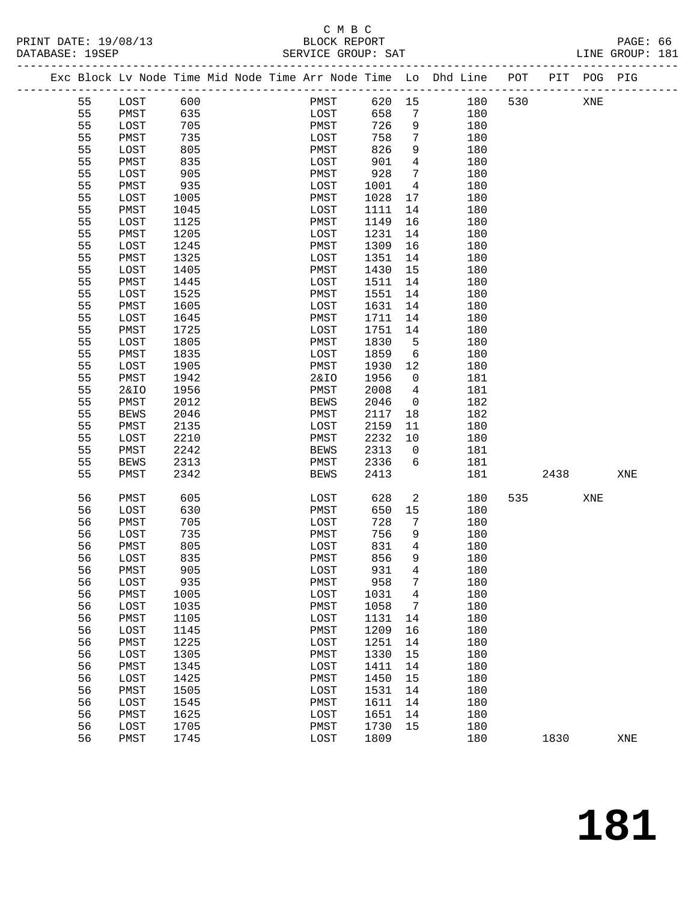C M B C

BLOCK REPORT

SERVICE GROUP: SAT

PRINT DATE: 19/08/13
DATABASE: 19SEP

LINE GROUP: 181

| Exc | Block | Lv | Node | Time | Mid | Node | Time | Arr | Node | Time | Lo | Dhd | Line | POT | PIT | POG | PIG |
|---|---|---|---|---|---|---|---|---|---|---|---|---|---|---|---|---|---|
| | 55 | | LOST | 600 | | | | | PMST | 620 | 15 | | 180 | 530 | | XNE | |
| | 55 | | PMST | 635 | | | | | LOST | 658 | 7 | | 180 | | | | |
| | 55 | | LOST | 705 | | | | | PMST | 726 | 9 | | 180 | | | | |
| | 55 | | PMST | 735 | | | | | LOST | 758 | 7 | | 180 | | | | |
| | 55 | | LOST | 805 | | | | | PMST | 826 | 9 | | 180 | | | | |
| | 55 | | PMST | 835 | | | | | LOST | 901 | 4 | | 180 | | | | |
| | 55 | | LOST | 905 | | | | | PMST | 928 | 7 | | 180 | | | | |
| | 55 | | PMST | 935 | | | | | LOST | 1001 | 4 | | 180 | | | | |
| | 55 | | LOST | 1005 | | | | | PMST | 1028 | 17 | | 180 | | | | |
| | 55 | | PMST | 1045 | | | | | LOST | 1111 | 14 | | 180 | | | | |
| | 55 | | LOST | 1125 | | | | | PMST | 1149 | 16 | | 180 | | | | |
| | 55 | | PMST | 1205 | | | | | LOST | 1231 | 14 | | 180 | | | | |
| | 55 | | LOST | 1245 | | | | | PMST | 1309 | 16 | | 180 | | | | |
| | 55 | | PMST | 1325 | | | | | LOST | 1351 | 14 | | 180 | | | | |
| | 55 | | LOST | 1405 | | | | | PMST | 1430 | 15 | | 180 | | | | |
| | 55 | | PMST | 1445 | | | | | LOST | 1511 | 14 | | 180 | | | | |
| | 55 | | LOST | 1525 | | | | | PMST | 1551 | 14 | | 180 | | | | |
| | 55 | | PMST | 1605 | | | | | LOST | 1631 | 14 | | 180 | | | | |
| | 55 | | LOST | 1645 | | | | | PMST | 1711 | 14 | | 180 | | | | |
| | 55 | | PMST | 1725 | | | | | LOST | 1751 | 14 | | 180 | | | | |
| | 55 | | LOST | 1805 | | | | | PMST | 1830 | 5 | | 180 | | | | |
| | 55 | | PMST | 1835 | | | | | LOST | 1859 | 6 | | 180 | | | | |
| | 55 | | LOST | 1905 | | | | | PMST | 1930 | 12 | | 180 | | | | |
| | 55 | | PMST | 1942 | | | | | 2&IO | 1956 | 0 | | 181 | | | | |
| | 55 | | 2&IO | 1956 | | | | | PMST | 2008 | 4 | | 181 | | | | |
| | 55 | | PMST | 2012 | | | | | BEWS | 2046 | 0 | | 182 | | | | |
| | 55 | | BEWS | 2046 | | | | | PMST | 2117 | 18 | | 182 | | | | |
| | 55 | | PMST | 2135 | | | | | LOST | 2159 | 11 | | 180 | | | | |
| | 55 | | LOST | 2210 | | | | | PMST | 2232 | 10 | | 180 | | | | |
| | 55 | | PMST | 2242 | | | | | BEWS | 2313 | 0 | | 181 | | | | |
| | 55 | | BEWS | 2313 | | | | | PMST | 2336 | 6 | | 181 | | | | |
| | 55 | | PMST | 2342 | | | | | BEWS | 2413 | | | 181 | | 2438 | | XNE |
| | 56 | | PMST | 605 | | | | | LOST | 628 | 2 | | 180 | 535 | | XNE | |
| | 56 | | LOST | 630 | | | | | PMST | 650 | 15 | | 180 | | | | |
| | 56 | | PMST | 705 | | | | | LOST | 728 | 7 | | 180 | | | | |
| | 56 | | LOST | 735 | | | | | PMST | 756 | 9 | | 180 | | | | |
| | 56 | | PMST | 805 | | | | | LOST | 831 | 4 | | 180 | | | | |
| | 56 | | LOST | 835 | | | | | PMST | 856 | 9 | | 180 | | | | |
| | 56 | | PMST | 905 | | | | | LOST | 931 | 4 | | 180 | | | | |
| | 56 | | LOST | 935 | | | | | PMST | 958 | 7 | | 180 | | | | |
| | 56 | | PMST | 1005 | | | | | LOST | 1031 | 4 | | 180 | | | | |
| | 56 | | LOST | 1035 | | | | | PMST | 1058 | 7 | | 180 | | | | |
| | 56 | | PMST | 1105 | | | | | LOST | 1131 | 14 | | 180 | | | | |
| | 56 | | LOST | 1145 | | | | | PMST | 1209 | 16 | | 180 | | | | |
| | 56 | | PMST | 1225 | | | | | LOST | 1251 | 14 | | 180 | | | | |
| | 56 | | LOST | 1305 | | | | | PMST | 1330 | 15 | | 180 | | | | |
| | 56 | | PMST | 1345 | | | | | LOST | 1411 | 14 | | 180 | | | | |
| | 56 | | LOST | 1425 | | | | | PMST | 1450 | 15 | | 180 | | | | |
| | 56 | | PMST | 1505 | | | | | LOST | 1531 | 14 | | 180 | | | | |
| | 56 | | LOST | 1545 | | | | | PMST | 1611 | 14 | | 180 | | | | |
| | 56 | | PMST | 1625 | | | | | LOST | 1651 | 14 | | 180 | | | | |
| | 56 | | LOST | 1705 | | | | | PMST | 1730 | 15 | | 180 | | | | |
| | 56 | | PMST | 1745 | | | | | LOST | 1809 | | | 180 | | 1830 | | XNE |

# 181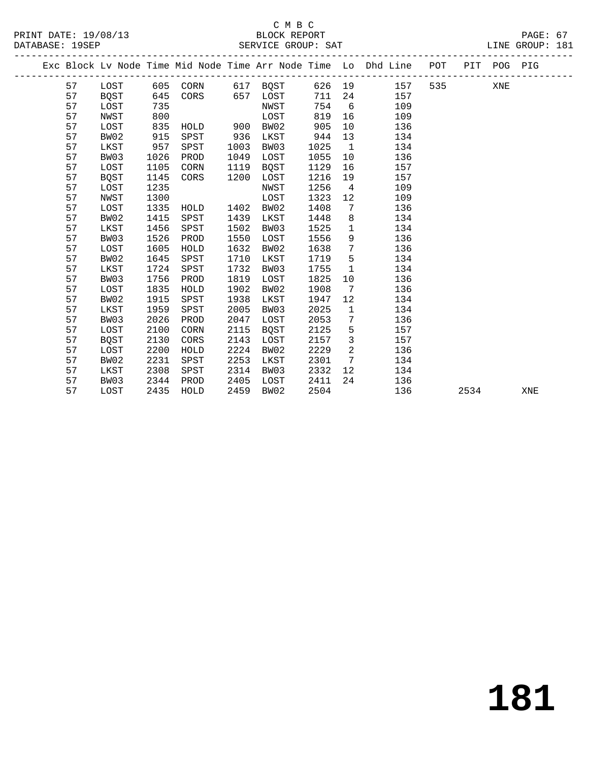C M B C

PRINT DATE: 19/08/13 BLOCK REPORT
DATABASE: 19SEP SERVICE GROUP: SAT LINE GROUP: 181

| Exc | Block | Lv Node | Time | Mid Node | Time | Arr Node | Time | Lo | Dhd Line | POT | PIT | POG | PIG |
|---|---|---|---|---|---|---|---|---|---|---|---|---|---|
| | 57 | LOST | 605 | CORN | 617 | BQST | 626 | 19 | 157 | 535 | | XNE | |
| | 57 | BQST | 645 | CORS | 657 | LOST | 711 | 24 | 157 | | | | |
| | 57 | LOST | 735 | | | NWST | 754 | 6 | 109 | | | | |
| | 57 | NWST | 800 | | | LOST | 819 | 16 | 109 | | | | |
| | 57 | LOST | 835 | HOLD | 900 | BW02 | 905 | 10 | 136 | | | | |
| | 57 | BW02 | 915 | SPST | 936 | LKST | 944 | 13 | 134 | | | | |
| | 57 | LKST | 957 | SPST | 1003 | BW03 | 1025 | 1 | 134 | | | | |
| | 57 | BW03 | 1026 | PROD | 1049 | LOST | 1055 | 10 | 136 | | | | |
| | 57 | LOST | 1105 | CORN | 1119 | BQST | 1129 | 16 | 157 | | | | |
| | 57 | BQST | 1145 | CORS | 1200 | LOST | 1216 | 19 | 157 | | | | |
| | 57 | LOST | 1235 | | | NWST | 1256 | 4 | 109 | | | | |
| | 57 | NWST | 1300 | | | LOST | 1323 | 12 | 109 | | | | |
| | 57 | LOST | 1335 | HOLD | 1402 | BW02 | 1408 | 7 | 136 | | | | |
| | 57 | BW02 | 1415 | SPST | 1439 | LKST | 1448 | 8 | 134 | | | | |
| | 57 | LKST | 1456 | SPST | 1502 | BW03 | 1525 | 1 | 134 | | | | |
| | 57 | BW03 | 1526 | PROD | 1550 | LOST | 1556 | 9 | 136 | | | | |
| | 57 | LOST | 1605 | HOLD | 1632 | BW02 | 1638 | 7 | 136 | | | | |
| | 57 | BW02 | 1645 | SPST | 1710 | LKST | 1719 | 5 | 134 | | | | |
| | 57 | LKST | 1724 | SPST | 1732 | BW03 | 1755 | 1 | 134 | | | | |
| | 57 | BW03 | 1756 | PROD | 1819 | LOST | 1825 | 10 | 136 | | | | |
| | 57 | LOST | 1835 | HOLD | 1902 | BW02 | 1908 | 7 | 136 | | | | |
| | 57 | BW02 | 1915 | SPST | 1938 | LKST | 1947 | 12 | 134 | | | | |
| | 57 | LKST | 1959 | SPST | 2005 | BW03 | 2025 | 1 | 134 | | | | |
| | 57 | BW03 | 2026 | PROD | 2047 | LOST | 2053 | 7 | 136 | | | | |
| | 57 | LOST | 2100 | CORN | 2115 | BQST | 2125 | 5 | 157 | | | | |
| | 57 | BQST | 2130 | CORS | 2143 | LOST | 2157 | 3 | 157 | | | | |
| | 57 | LOST | 2200 | HOLD | 2224 | BW02 | 2229 | 2 | 136 | | | | |
| | 57 | BW02 | 2231 | SPST | 2253 | LKST | 2301 | 7 | 134 | | | | |
| | 57 | LKST | 2308 | SPST | 2314 | BW03 | 2332 | 12 | 134 | | | | |
| | 57 | BW03 | 2344 | PROD | 2405 | LOST | 2411 | 24 | 136 | | | | |
| | 57 | LOST | 2435 | HOLD | 2459 | BW02 | 2504 | | 136 | | 2534 | | XNE |

# 181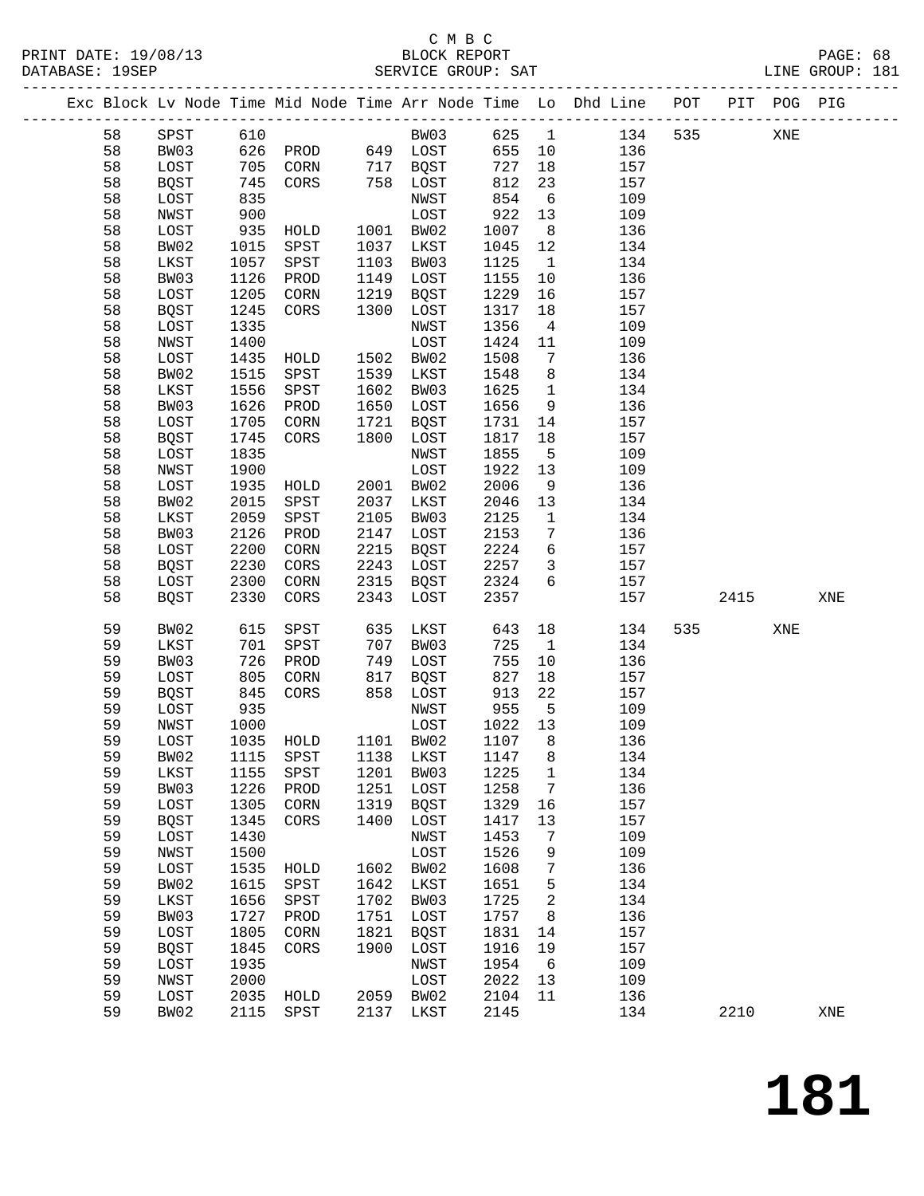C M B C
BLOCK REPORT
SERVICE GROUP: SAT

PRINT DATE: 19/08/13
DATABASE: 19SEP
LINE GROUP: 181

| Exc | Block | Lv | Node | Time | Mid Node | Time | Arr Node | Time | Lo | Dhd Line | POT | PIT | POG | PIG |
|---|---|---|---|---|---|---|---|---|---|---|---|---|---|---|
| | 58 | | SPST | 610 | | | BW03 | 625 | 1 | 134 | 535 | | XNE | |
| | 58 | | BW03 | 626 | PROD | 649 | LOST | 655 | 10 | 136 | | | | |
| | 58 | | LOST | 705 | CORN | 717 | BQST | 727 | 18 | 157 | | | | |
| | 58 | | BQST | 745 | CORS | 758 | LOST | 812 | 23 | 157 | | | | |
| | 58 | | LOST | 835 | | | NWST | 854 | 6 | 109 | | | | |
| | 58 | | NWST | 900 | | | LOST | 922 | 13 | 109 | | | | |
| | 58 | | LOST | 935 | HOLD | 1001 | BW02 | 1007 | 8 | 136 | | | | |
| | 58 | | BW02 | 1015 | SPST | 1037 | LKST | 1045 | 12 | 134 | | | | |
| | 58 | | LKST | 1057 | SPST | 1103 | BW03 | 1125 | 1 | 134 | | | | |
| | 58 | | BW03 | 1126 | PROD | 1149 | LOST | 1155 | 10 | 136 | | | | |
| | 58 | | LOST | 1205 | CORN | 1219 | BQST | 1229 | 16 | 157 | | | | |
| | 58 | | BQST | 1245 | CORS | 1300 | LOST | 1317 | 18 | 157 | | | | |
| | 58 | | LOST | 1335 | | | NWST | 1356 | 4 | 109 | | | | |
| | 58 | | NWST | 1400 | | | LOST | 1424 | 11 | 109 | | | | |
| | 58 | | LOST | 1435 | HOLD | 1502 | BW02 | 1508 | 7 | 136 | | | | |
| | 58 | | BW02 | 1515 | SPST | 1539 | LKST | 1548 | 8 | 134 | | | | |
| | 58 | | LKST | 1556 | SPST | 1602 | BW03 | 1625 | 1 | 134 | | | | |
| | 58 | | BW03 | 1626 | PROD | 1650 | LOST | 1656 | 9 | 136 | | | | |
| | 58 | | LOST | 1705 | CORN | 1721 | BQST | 1731 | 14 | 157 | | | | |
| | 58 | | BQST | 1745 | CORS | 1800 | LOST | 1817 | 18 | 157 | | | | |
| | 58 | | LOST | 1835 | | | NWST | 1855 | 5 | 109 | | | | |
| | 58 | | NWST | 1900 | | | LOST | 1922 | 13 | 109 | | | | |
| | 58 | | LOST | 1935 | HOLD | 2001 | BW02 | 2006 | 9 | 136 | | | | |
| | 58 | | BW02 | 2015 | SPST | 2037 | LKST | 2046 | 13 | 134 | | | | |
| | 58 | | LKST | 2059 | SPST | 2105 | BW03 | 2125 | 1 | 134 | | | | |
| | 58 | | BW03 | 2126 | PROD | 2147 | LOST | 2153 | 7 | 136 | | | | |
| | 58 | | LOST | 2200 | CORN | 2215 | BQST | 2224 | 6 | 157 | | | | |
| | 58 | | BQST | 2230 | CORS | 2243 | LOST | 2257 | 3 | 157 | | | | |
| | 58 | | LOST | 2300 | CORN | 2315 | BQST | 2324 | 6 | 157 | | | | |
| | 58 | | BQST | 2330 | CORS | 2343 | LOST | 2357 | | 157 | | 2415 | | XNE |
| | 59 | | BW02 | 615 | SPST | 635 | LKST | 643 | 18 | 134 | 535 | | XNE | |
| | 59 | | LKST | 701 | SPST | 707 | BW03 | 725 | 1 | 134 | | | | |
| | 59 | | BW03 | 726 | PROD | 749 | LOST | 755 | 10 | 136 | | | | |
| | 59 | | LOST | 805 | CORN | 817 | BQST | 827 | 18 | 157 | | | | |
| | 59 | | BQST | 845 | CORS | 858 | LOST | 913 | 22 | 157 | | | | |
| | 59 | | LOST | 935 | | | NWST | 955 | 5 | 109 | | | | |
| | 59 | | NWST | 1000 | | | LOST | 1022 | 13 | 109 | | | | |
| | 59 | | LOST | 1035 | HOLD | 1101 | BW02 | 1107 | 8 | 136 | | | | |
| | 59 | | BW02 | 1115 | SPST | 1138 | LKST | 1147 | 8 | 134 | | | | |
| | 59 | | LKST | 1155 | SPST | 1201 | BW03 | 1225 | 1 | 134 | | | | |
| | 59 | | BW03 | 1226 | PROD | 1251 | LOST | 1258 | 7 | 136 | | | | |
| | 59 | | LOST | 1305 | CORN | 1319 | BQST | 1329 | 16 | 157 | | | | |
| | 59 | | BQST | 1345 | CORS | 1400 | LOST | 1417 | 13 | 157 | | | | |
| | 59 | | LOST | 1430 | | | NWST | 1453 | 7 | 109 | | | | |
| | 59 | | NWST | 1500 | | | LOST | 1526 | 9 | 109 | | | | |
| | 59 | | LOST | 1535 | HOLD | 1602 | BW02 | 1608 | 7 | 136 | | | | |
| | 59 | | BW02 | 1615 | SPST | 1642 | LKST | 1651 | 5 | 134 | | | | |
| | 59 | | LKST | 1656 | SPST | 1702 | BW03 | 1725 | 2 | 134 | | | | |
| | 59 | | BW03 | 1727 | PROD | 1751 | LOST | 1757 | 8 | 136 | | | | |
| | 59 | | LOST | 1805 | CORN | 1821 | BQST | 1831 | 14 | 157 | | | | |
| | 59 | | BQST | 1845 | CORS | 1900 | LOST | 1916 | 19 | 157 | | | | |
| | 59 | | LOST | 1935 | | | NWST | 1954 | 6 | 109 | | | | |
| | 59 | | NWST | 2000 | | | LOST | 2022 | 13 | 109 | | | | |
| | 59 | | LOST | 2035 | HOLD | 2059 | BW02 | 2104 | 11 | 136 | | | | |
| | 59 | | BW02 | 2115 | SPST | 2137 | LKST | 2145 | | 134 | | 2210 | | XNE |

# 181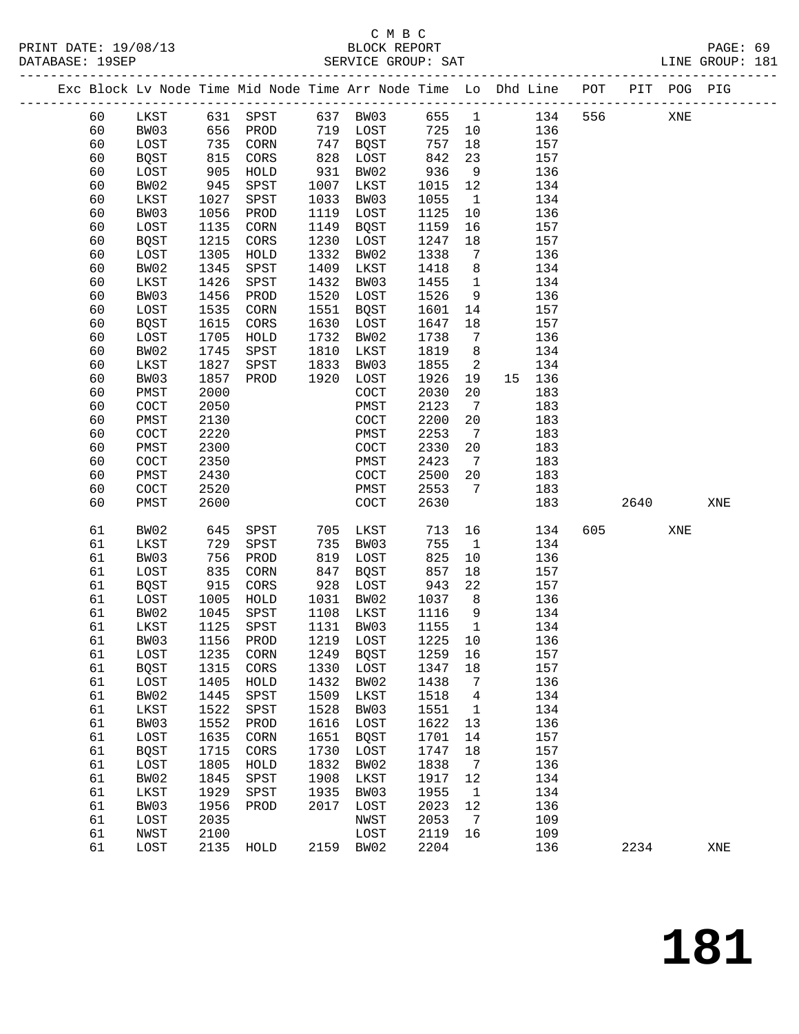C M B C

PRINT DATE: 19/08/13 BLOCK REPORT
DATABASE: 19SEP SERVICE GROUP: SAT LINE GROUP: 181

| Exc | Block | Lv | Node | Time | Mid Node | Time | Arr Node | Time | Lo | Dhd | Line | POT | PIT | POG | PIG |
|---|---|---|---|---|---|---|---|---|---|---|---|---|---|---|---|
| | 60 | | LKST | 631 | SPST | 637 | BW03 | 655 | 1 | | 134 | 556 | | XNE | |
| | 60 | | BW03 | 656 | PROD | 719 | LOST | 725 | 10 | | 136 | | | | |
| | 60 | | LOST | 735 | CORN | 747 | BQST | 757 | 18 | | 157 | | | | |
| | 60 | | BQST | 815 | CORS | 828 | LOST | 842 | 23 | | 157 | | | | |
| | 60 | | LOST | 905 | HOLD | 931 | BW02 | 936 | 9 | | 136 | | | | |
| | 60 | | BW02 | 945 | SPST | 1007 | LKST | 1015 | 12 | | 134 | | | | |
| | 60 | | LKST | 1027 | SPST | 1033 | BW03 | 1055 | 1 | | 134 | | | | |
| | 60 | | BW03 | 1056 | PROD | 1119 | LOST | 1125 | 10 | | 136 | | | | |
| | 60 | | LOST | 1135 | CORN | 1149 | BQST | 1159 | 16 | | 157 | | | | |
| | 60 | | BQST | 1215 | CORS | 1230 | LOST | 1247 | 18 | | 157 | | | | |
| | 60 | | LOST | 1305 | HOLD | 1332 | BW02 | 1338 | 7 | | 136 | | | | |
| | 60 | | BW02 | 1345 | SPST | 1409 | LKST | 1418 | 8 | | 134 | | | | |
| | 60 | | LKST | 1426 | SPST | 1432 | BW03 | 1455 | 1 | | 134 | | | | |
| | 60 | | BW03 | 1456 | PROD | 1520 | LOST | 1526 | 9 | | 136 | | | | |
| | 60 | | LOST | 1535 | CORN | 1551 | BQST | 1601 | 14 | | 157 | | | | |
| | 60 | | BQST | 1615 | CORS | 1630 | LOST | 1647 | 18 | | 157 | | | | |
| | 60 | | LOST | 1705 | HOLD | 1732 | BW02 | 1738 | 7 | | 136 | | | | |
| | 60 | | BW02 | 1745 | SPST | 1810 | LKST | 1819 | 8 | | 134 | | | | |
| | 60 | | LKST | 1827 | SPST | 1833 | BW03 | 1855 | 2 | | 134 | | | | |
| | 60 | | BW03 | 1857 | PROD | 1920 | LOST | 1926 | 19 | 15 | 136 | | | | |
| | 60 | | PMST | 2000 | | | COCT | 2030 | 20 | | 183 | | | | |
| | 60 | | COCT | 2050 | | | PMST | 2123 | 7 | | 183 | | | | |
| | 60 | | PMST | 2130 | | | COCT | 2200 | 20 | | 183 | | | | |
| | 60 | | COCT | 2220 | | | PMST | 2253 | 7 | | 183 | | | | |
| | 60 | | PMST | 2300 | | | COCT | 2330 | 20 | | 183 | | | | |
| | 60 | | COCT | 2350 | | | PMST | 2423 | 7 | | 183 | | | | |
| | 60 | | PMST | 2430 | | | COCT | 2500 | 20 | | 183 | | | | |
| | 60 | | COCT | 2520 | | | PMST | 2553 | 7 | | 183 | | | | |
| | 60 | | PMST | 2600 | | | COCT | 2630 | | | 183 | | 2640 | | XNE |
| | 61 | | BW02 | 645 | SPST | 705 | LKST | 713 | 16 | | 134 | 605 | | XNE | |
| | 61 | | LKST | 729 | SPST | 735 | BW03 | 755 | 1 | | 134 | | | | |
| | 61 | | BW03 | 756 | PROD | 819 | LOST | 825 | 10 | | 136 | | | | |
| | 61 | | LOST | 835 | CORN | 847 | BQST | 857 | 18 | | 157 | | | | |
| | 61 | | BQST | 915 | CORS | 928 | LOST | 943 | 22 | | 157 | | | | |
| | 61 | | LOST | 1005 | HOLD | 1031 | BW02 | 1037 | 8 | | 136 | | | | |
| | 61 | | BW02 | 1045 | SPST | 1108 | LKST | 1116 | 9 | | 134 | | | | |
| | 61 | | LKST | 1125 | SPST | 1131 | BW03 | 1155 | 1 | | 134 | | | | |
| | 61 | | BW03 | 1156 | PROD | 1219 | LOST | 1225 | 10 | | 136 | | | | |
| | 61 | | LOST | 1235 | CORN | 1249 | BQST | 1259 | 16 | | 157 | | | | |
| | 61 | | BQST | 1315 | CORS | 1330 | LOST | 1347 | 18 | | 157 | | | | |
| | 61 | | LOST | 1405 | HOLD | 1432 | BW02 | 1438 | 7 | | 136 | | | | |
| | 61 | | BW02 | 1445 | SPST | 1509 | LKST | 1518 | 4 | | 134 | | | | |
| | 61 | | LKST | 1522 | SPST | 1528 | BW03 | 1551 | 1 | | 134 | | | | |
| | 61 | | BW03 | 1552 | PROD | 1616 | LOST | 1622 | 13 | | 136 | | | | |
| | 61 | | LOST | 1635 | CORN | 1651 | BQST | 1701 | 14 | | 157 | | | | |
| | 61 | | BQST | 1715 | CORS | 1730 | LOST | 1747 | 18 | | 157 | | | | |
| | 61 | | LOST | 1805 | HOLD | 1832 | BW02 | 1838 | 7 | | 136 | | | | |
| | 61 | | BW02 | 1845 | SPST | 1908 | LKST | 1917 | 12 | | 134 | | | | |
| | 61 | | LKST | 1929 | SPST | 1935 | BW03 | 1955 | 1 | | 134 | | | | |
| | 61 | | BW03 | 1956 | PROD | 2017 | LOST | 2023 | 12 | | 136 | | | | |
| | 61 | | LOST | 2035 | | | NWST | 2053 | 7 | | 109 | | | | |
| | 61 | | NWST | 2100 | | | LOST | 2119 | 16 | | 109 | | | | |
| | 61 | | LOST | 2135 | HOLD | 2159 | BW02 | 2204 | | | 136 | | 2234 | | XNE |

# 181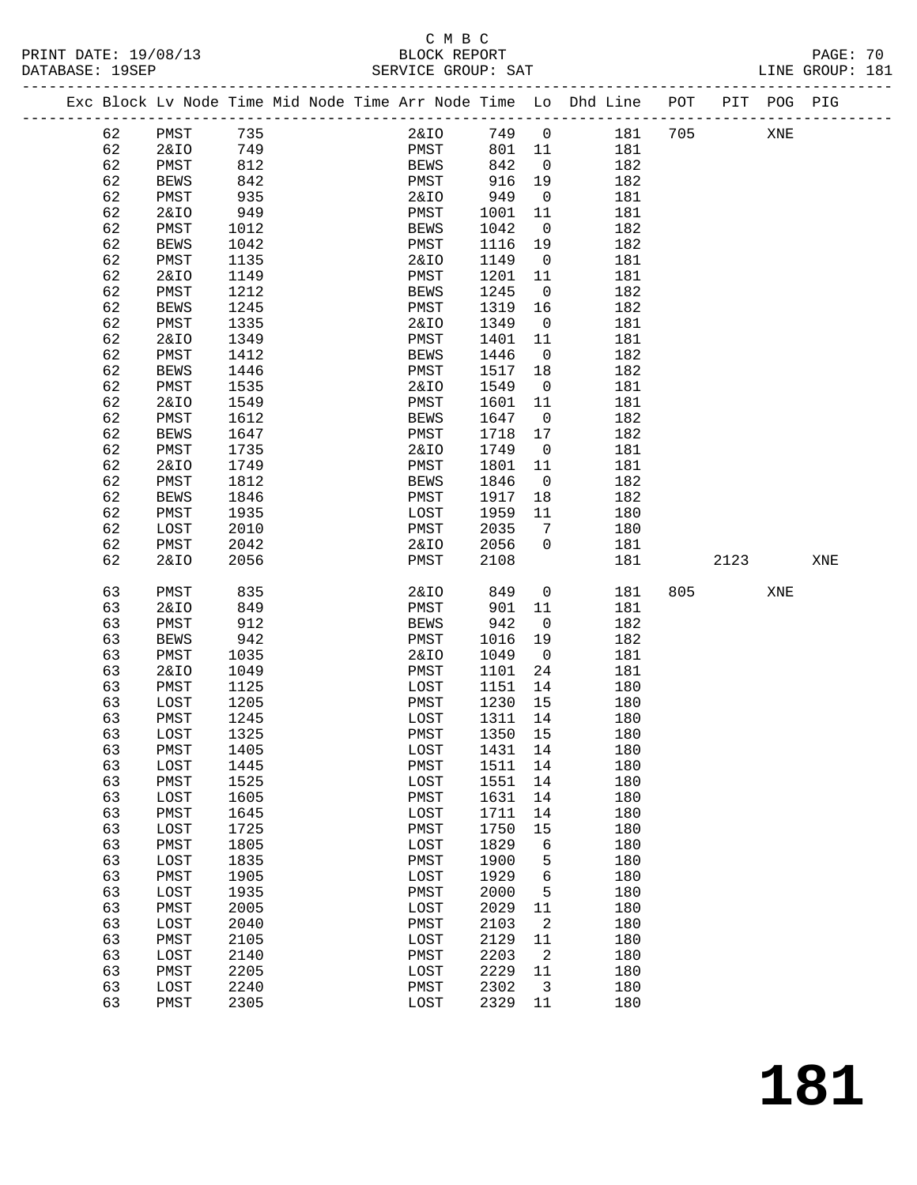C M B C
BLOCK REPORT
SERVICE GROUP: SAT

PRINT DATE: 19/08/13
DATABASE: 19SEP

LINE GROUP: 181

| Exc | Block | Lv Node | Time | Mid Node | Time | Arr Node | Time | Lo | Dhd Line | POT | PIT | POG | PIG |
|---|---|---|---|---|---|---|---|---|---|---|---|---|---|
| | 62 | PMST | 735 | | | 2&IO | 749 | 0 | 181 | 705 | | XNE | |
| | 62 | 2&IO | 749 | | | PMST | 801 | 11 | 181 | | | | |
| | 62 | PMST | 812 | | | BEWS | 842 | 0 | 182 | | | | |
| | 62 | BEWS | 842 | | | PMST | 916 | 19 | 182 | | | | |
| | 62 | PMST | 935 | | | 2&IO | 949 | 0 | 181 | | | | |
| | 62 | 2&IO | 949 | | | PMST | 1001 | 11 | 181 | | | | |
| | 62 | PMST | 1012 | | | BEWS | 1042 | 0 | 182 | | | | |
| | 62 | BEWS | 1042 | | | PMST | 1116 | 19 | 182 | | | | |
| | 62 | PMST | 1135 | | | 2&IO | 1149 | 0 | 181 | | | | |
| | 62 | 2&IO | 1149 | | | PMST | 1201 | 11 | 181 | | | | |
| | 62 | PMST | 1212 | | | BEWS | 1245 | 0 | 182 | | | | |
| | 62 | BEWS | 1245 | | | PMST | 1319 | 16 | 182 | | | | |
| | 62 | PMST | 1335 | | | 2&IO | 1349 | 0 | 181 | | | | |
| | 62 | 2&IO | 1349 | | | PMST | 1401 | 11 | 181 | | | | |
| | 62 | PMST | 1412 | | | BEWS | 1446 | 0 | 182 | | | | |
| | 62 | BEWS | 1446 | | | PMST | 1517 | 18 | 182 | | | | |
| | 62 | PMST | 1535 | | | 2&IO | 1549 | 0 | 181 | | | | |
| | 62 | 2&IO | 1549 | | | PMST | 1601 | 11 | 181 | | | | |
| | 62 | PMST | 1612 | | | BEWS | 1647 | 0 | 182 | | | | |
| | 62 | BEWS | 1647 | | | PMST | 1718 | 17 | 182 | | | | |
| | 62 | PMST | 1735 | | | 2&IO | 1749 | 0 | 181 | | | | |
| | 62 | 2&IO | 1749 | | | PMST | 1801 | 11 | 181 | | | | |
| | 62 | PMST | 1812 | | | BEWS | 1846 | 0 | 182 | | | | |
| | 62 | BEWS | 1846 | | | PMST | 1917 | 18 | 182 | | | | |
| | 62 | PMST | 1935 | | | LOST | 1959 | 11 | 180 | | | | |
| | 62 | LOST | 2010 | | | PMST | 2035 | 7 | 180 | | | | |
| | 62 | PMST | 2042 | | | 2&IO | 2056 | 0 | 181 | | | | |
| | 62 | 2&IO | 2056 | | | PMST | 2108 | | 181 | | 2123 | | XNE |
| | 63 | PMST | 835 | | | 2&IO | 849 | 0 | 181 | 805 | | XNE | |
| | 63 | 2&IO | 849 | | | PMST | 901 | 11 | 181 | | | | |
| | 63 | PMST | 912 | | | BEWS | 942 | 0 | 182 | | | | |
| | 63 | BEWS | 942 | | | PMST | 1016 | 19 | 182 | | | | |
| | 63 | PMST | 1035 | | | 2&IO | 1049 | 0 | 181 | | | | |
| | 63 | 2&IO | 1049 | | | PMST | 1101 | 24 | 181 | | | | |
| | 63 | PMST | 1125 | | | LOST | 1151 | 14 | 180 | | | | |
| | 63 | LOST | 1205 | | | PMST | 1230 | 15 | 180 | | | | |
| | 63 | PMST | 1245 | | | LOST | 1311 | 14 | 180 | | | | |
| | 63 | LOST | 1325 | | | PMST | 1350 | 15 | 180 | | | | |
| | 63 | PMST | 1405 | | | LOST | 1431 | 14 | 180 | | | | |
| | 63 | LOST | 1445 | | | PMST | 1511 | 14 | 180 | | | | |
| | 63 | PMST | 1525 | | | LOST | 1551 | 14 | 180 | | | | |
| | 63 | LOST | 1605 | | | PMST | 1631 | 14 | 180 | | | | |
| | 63 | PMST | 1645 | | | LOST | 1711 | 14 | 180 | | | | |
| | 63 | LOST | 1725 | | | PMST | 1750 | 15 | 180 | | | | |
| | 63 | PMST | 1805 | | | LOST | 1829 | 6 | 180 | | | | |
| | 63 | LOST | 1835 | | | PMST | 1900 | 5 | 180 | | | | |
| | 63 | PMST | 1905 | | | LOST | 1929 | 6 | 180 | | | | |
| | 63 | LOST | 1935 | | | PMST | 2000 | 5 | 180 | | | | |
| | 63 | PMST | 2005 | | | LOST | 2029 | 11 | 180 | | | | |
| | 63 | LOST | 2040 | | | PMST | 2103 | 2 | 180 | | | | |
| | 63 | PMST | 2105 | | | LOST | 2129 | 11 | 180 | | | | |
| | 63 | LOST | 2140 | | | PMST | 2203 | 2 | 180 | | | | |
| | 63 | PMST | 2205 | | | LOST | 2229 | 11 | 180 | | | | |
| | 63 | LOST | 2240 | | | PMST | 2302 | 3 | 180 | | | | |
| | 63 | PMST | 2305 | | | LOST | 2329 | 11 | 180 | | | | |

# 181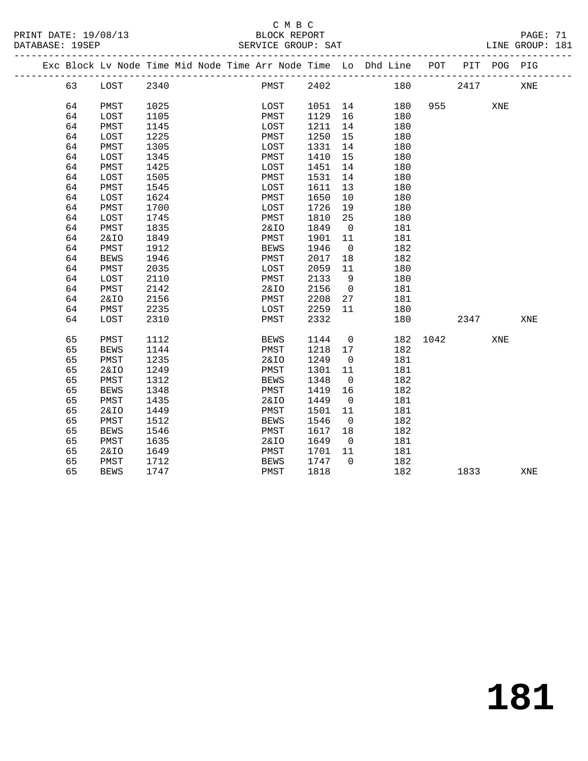C M B C

BLOCK REPORT

SERVICE GROUP: SAT

PRINT DATE: 19/08/13
DATABASE: 19SEP

LINE GROUP: 181

| Exc | Block | Lv | Node | Time | Mid | Node | Time | Arr | Node | Time | Lo | Dhd | Line | POT | PIT | POG | PIG |
|---|---|---|---|---|---|---|---|---|---|---|---|---|---|---|---|---|---|
| | 63 | | LOST | 2340 | | | | | PMST | 2402 | | | 180 | | 2417 | | XNE |
| | 64 | | PMST | 1025 | | | | | LOST | 1051 | 14 | | 180 | 955 | | XNE | |
| | 64 | | LOST | 1105 | | | | | PMST | 1129 | 16 | | 180 | | | | |
| | 64 | | PMST | 1145 | | | | | LOST | 1211 | 14 | | 180 | | | | |
| | 64 | | LOST | 1225 | | | | | PMST | 1250 | 15 | | 180 | | | | |
| | 64 | | PMST | 1305 | | | | | LOST | 1331 | 14 | | 180 | | | | |
| | 64 | | LOST | 1345 | | | | | PMST | 1410 | 15 | | 180 | | | | |
| | 64 | | PMST | 1425 | | | | | LOST | 1451 | 14 | | 180 | | | | |
| | 64 | | LOST | 1505 | | | | | PMST | 1531 | 14 | | 180 | | | | |
| | 64 | | PMST | 1545 | | | | | LOST | 1611 | 13 | | 180 | | | | |
| | 64 | | LOST | 1624 | | | | | PMST | 1650 | 10 | | 180 | | | | |
| | 64 | | PMST | 1700 | | | | | LOST | 1726 | 19 | | 180 | | | | |
| | 64 | | LOST | 1745 | | | | | PMST | 1810 | 25 | | 180 | | | | |
| | 64 | | PMST | 1835 | | | | | 2&IO | 1849 | 0 | | 181 | | | | |
| | 64 | | 2&IO | 1849 | | | | | PMST | 1901 | 11 | | 181 | | | | |
| | 64 | | PMST | 1912 | | | | | BEWS | 1946 | 0 | | 182 | | | | |
| | 64 | | BEWS | 1946 | | | | | PMST | 2017 | 18 | | 182 | | | | |
| | 64 | | PMST | 2035 | | | | | LOST | 2059 | 11 | | 180 | | | | |
| | 64 | | LOST | 2110 | | | | | PMST | 2133 | 9 | | 180 | | | | |
| | 64 | | PMST | 2142 | | | | | 2&IO | 2156 | 0 | | 181 | | | | |
| | 64 | | 2&IO | 2156 | | | | | PMST | 2208 | 27 | | 181 | | | | |
| | 64 | | PMST | 2235 | | | | | LOST | 2259 | 11 | | 180 | | | | |
| | 64 | | LOST | 2310 | | | | | PMST | 2332 | | | 180 | | 2347 | | XNE |
| | 65 | | PMST | 1112 | | | | | BEWS | 1144 | 0 | | 182 | 1042 | | XNE | |
| | 65 | | BEWS | 1144 | | | | | PMST | 1218 | 17 | | 182 | | | | |
| | 65 | | PMST | 1235 | | | | | 2&IO | 1249 | 0 | | 181 | | | | |
| | 65 | | 2&IO | 1249 | | | | | PMST | 1301 | 11 | | 181 | | | | |
| | 65 | | PMST | 1312 | | | | | BEWS | 1348 | 0 | | 182 | | | | |
| | 65 | | BEWS | 1348 | | | | | PMST | 1419 | 16 | | 182 | | | | |
| | 65 | | PMST | 1435 | | | | | 2&IO | 1449 | 0 | | 181 | | | | |
| | 65 | | 2&IO | 1449 | | | | | PMST | 1501 | 11 | | 181 | | | | |
| | 65 | | PMST | 1512 | | | | | BEWS | 1546 | 0 | | 182 | | | | |
| | 65 | | BEWS | 1546 | | | | | PMST | 1617 | 18 | | 182 | | | | |
| | 65 | | PMST | 1635 | | | | | 2&IO | 1649 | 0 | | 181 | | | | |
| | 65 | | 2&IO | 1649 | | | | | PMST | 1701 | 11 | | 181 | | | | |
| | 65 | | PMST | 1712 | | | | | BEWS | 1747 | 0 | | 182 | | | | |
| | 65 | | BEWS | 1747 | | | | | PMST | 1818 | | | 182 | | 1833 | | XNE |

# 181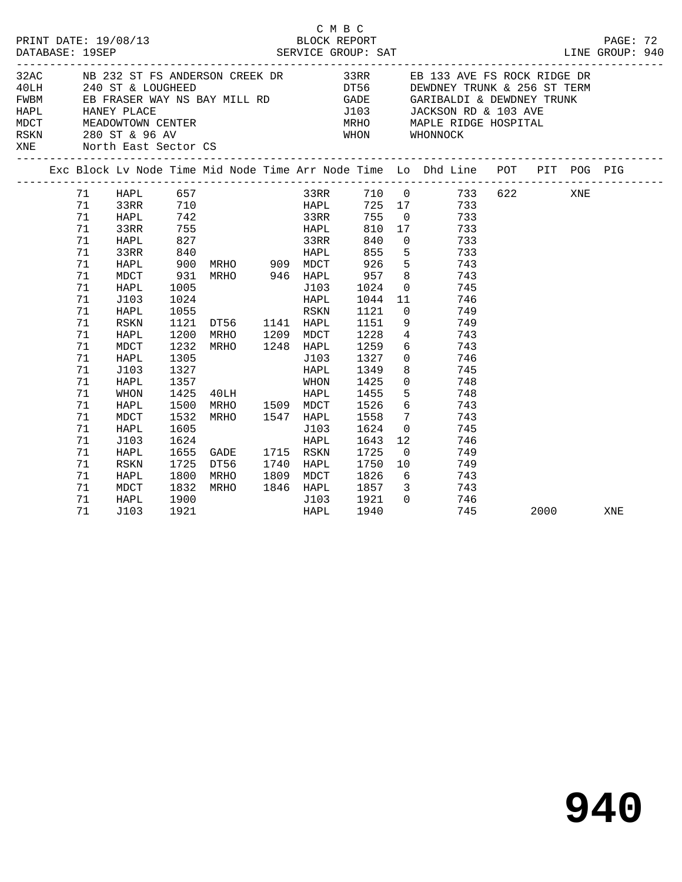C M B C

PRINT DATE: 19/08/13 BLOCK REPORT PAGE: 72
DATABASE: 19SEP SERVICE GROUP: SAT LINE GROUP: 940

| Code | Description | Code | Description |
|---|---|---|---|
| 32AC | NB 232 ST FS ANDERSON CREEK DR | 33RR | EB 133 AVE FS ROCK RIDGE DR |
| 40LH | 240 ST & LOUGHEED | DT56 | DEWDNEY TRUNK & 256 ST TERM |
| FWBM | EB FRASER WAY NS BAY MILL RD | GADE | GARIBALDI & DEWDNEY TRUNK |
| HAPL | HANEY PLACE | J103 | JACKSON RD & 103 AVE |
| MDCT | MEADOWTOWN CENTER | MRHO | MAPLE RIDGE HOSPITAL |
| RSKN | 280 ST & 96 AV | WHON | WHONNOCK |
| XNE | North East Sector CS | | |

| Exc | Block | Lv Node | Time | Mid Node | Time | Arr Node | Time | Lo | Dhd Line | POT | PIT | POG | PIG |
|---|---|---|---|---|---|---|---|---|---|---|---|---|---|
| | 71 | HAPL | 657 | | | 33RR | 710 | 0 | 733 | 622 | | XNE | |
| | 71 | 33RR | 710 | | | HAPL | 725 | 17 | 733 | | | | |
| | 71 | HAPL | 742 | | | 33RR | 755 | 0 | 733 | | | | |
| | 71 | 33RR | 755 | | | HAPL | 810 | 17 | 733 | | | | |
| | 71 | HAPL | 827 | | | 33RR | 840 | 0 | 733 | | | | |
| | 71 | 33RR | 840 | | | HAPL | 855 | 5 | 733 | | | | |
| | 71 | HAPL | 900 | MRHO | 909 | MDCT | 926 | 5 | 743 | | | | |
| | 71 | MDCT | 931 | MRHO | 946 | HAPL | 957 | 8 | 743 | | | | |
| | 71 | HAPL | 1005 | | | J103 | 1024 | 0 | 745 | | | | |
| | 71 | J103 | 1024 | | | HAPL | 1044 | 11 | 746 | | | | |
| | 71 | HAPL | 1055 | | | RSKN | 1121 | 0 | 749 | | | | |
| | 71 | RSKN | 1121 | DT56 | 1141 | HAPL | 1151 | 9 | 749 | | | | |
| | 71 | HAPL | 1200 | MRHO | 1209 | MDCT | 1228 | 4 | 743 | | | | |
| | 71 | MDCT | 1232 | MRHO | 1248 | HAPL | 1259 | 6 | 743 | | | | |
| | 71 | HAPL | 1305 | | | J103 | 1327 | 0 | 746 | | | | |
| | 71 | J103 | 1327 | | | HAPL | 1349 | 8 | 745 | | | | |
| | 71 | HAPL | 1357 | | | WHON | 1425 | 0 | 748 | | | | |
| | 71 | WHON | 1425 | 40LH | | HAPL | 1455 | 5 | 748 | | | | |
| | 71 | HAPL | 1500 | MRHO | 1509 | MDCT | 1526 | 6 | 743 | | | | |
| | 71 | MDCT | 1532 | MRHO | 1547 | HAPL | 1558 | 7 | 743 | | | | |
| | 71 | HAPL | 1605 | | | J103 | 1624 | 0 | 745 | | | | |
| | 71 | J103 | 1624 | | | HAPL | 1643 | 12 | 746 | | | | |
| | 71 | HAPL | 1655 | GADE | 1715 | RSKN | 1725 | 0 | 749 | | | | |
| | 71 | RSKN | 1725 | DT56 | 1740 | HAPL | 1750 | 10 | 749 | | | | |
| | 71 | HAPL | 1800 | MRHO | 1809 | MDCT | 1826 | 6 | 743 | | | | |
| | 71 | MDCT | 1832 | MRHO | 1846 | HAPL | 1857 | 3 | 743 | | | | |
| | 71 | HAPL | 1900 | | | J103 | 1921 | 0 | 746 | | | | |
| | 71 | J103 | 1921 | | | HAPL | 1940 | | 745 | | 2000 | | XNE |

# 940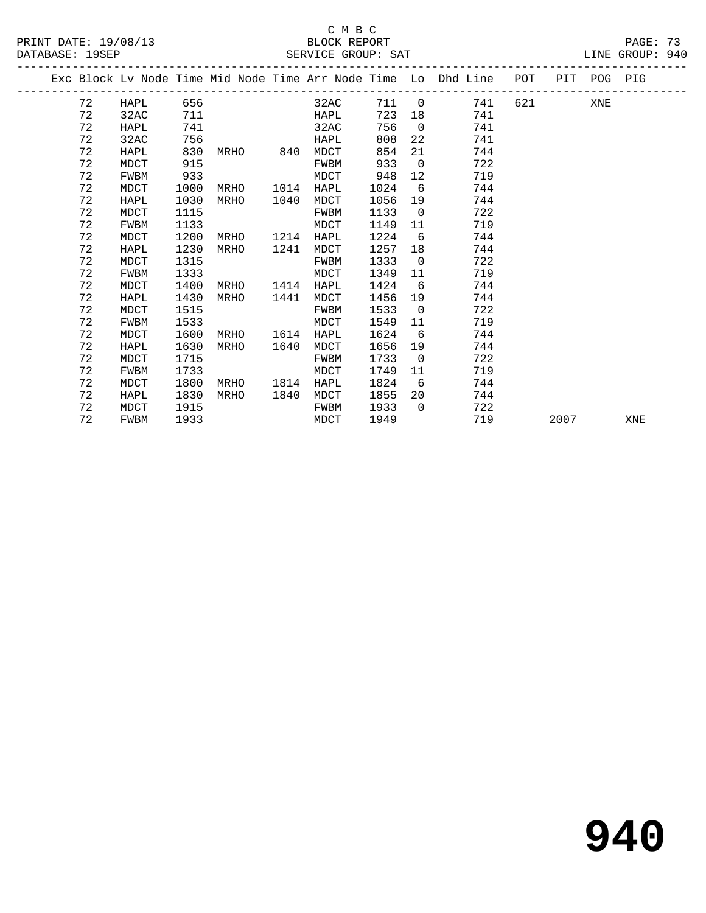C M B C

BLOCK REPORT

PRINT DATE: 19/08/13 &nbsp;&nbsp;&nbsp; DATABASE: 19SEP &nbsp;&nbsp;&nbsp; SERVICE GROUP: SAT &nbsp;&nbsp;&nbsp; LINE GROUP: 940

| Exc | Block | Lv Node | Time | Mid Node | Time | Arr Node | Time | Lo | Dhd Line | POT | PIT | POG | PIG |
|---|---|---|---|---|---|---|---|---|---|---|---|---|---|
| | 72 | HAPL | 656 | | | 32AC | 711 | 0 | 741 | 621 | | XNE | |
| | 72 | 32AC | 711 | | | HAPL | 723 | 18 | 741 | | | | |
| | 72 | HAPL | 741 | | | 32AC | 756 | 0 | 741 | | | | |
| | 72 | 32AC | 756 | | | HAPL | 808 | 22 | 741 | | | | |
| | 72 | HAPL | 830 | MRHO | 840 | MDCT | 854 | 21 | 744 | | | | |
| | 72 | MDCT | 915 | | | FWBM | 933 | 0 | 722 | | | | |
| | 72 | FWBM | 933 | | | MDCT | 948 | 12 | 719 | | | | |
| | 72 | MDCT | 1000 | MRHO | 1014 | HAPL | 1024 | 6 | 744 | | | | |
| | 72 | HAPL | 1030 | MRHO | 1040 | MDCT | 1056 | 19 | 744 | | | | |
| | 72 | MDCT | 1115 | | | FWBM | 1133 | 0 | 722 | | | | |
| | 72 | FWBM | 1133 | | | MDCT | 1149 | 11 | 719 | | | | |
| | 72 | MDCT | 1200 | MRHO | 1214 | HAPL | 1224 | 6 | 744 | | | | |
| | 72 | HAPL | 1230 | MRHO | 1241 | MDCT | 1257 | 18 | 744 | | | | |
| | 72 | MDCT | 1315 | | | FWBM | 1333 | 0 | 722 | | | | |
| | 72 | FWBM | 1333 | | | MDCT | 1349 | 11 | 719 | | | | |
| | 72 | MDCT | 1400 | MRHO | 1414 | HAPL | 1424 | 6 | 744 | | | | |
| | 72 | HAPL | 1430 | MRHO | 1441 | MDCT | 1456 | 19 | 744 | | | | |
| | 72 | MDCT | 1515 | | | FWBM | 1533 | 0 | 722 | | | | |
| | 72 | FWBM | 1533 | | | MDCT | 1549 | 11 | 719 | | | | |
| | 72 | MDCT | 1600 | MRHO | 1614 | HAPL | 1624 | 6 | 744 | | | | |
| | 72 | HAPL | 1630 | MRHO | 1640 | MDCT | 1656 | 19 | 744 | | | | |
| | 72 | MDCT | 1715 | | | FWBM | 1733 | 0 | 722 | | | | |
| | 72 | FWBM | 1733 | | | MDCT | 1749 | 11 | 719 | | | | |
| | 72 | MDCT | 1800 | MRHO | 1814 | HAPL | 1824 | 6 | 744 | | | | |
| | 72 | HAPL | 1830 | MRHO | 1840 | MDCT | 1855 | 20 | 744 | | | | |
| | 72 | MDCT | 1915 | | | FWBM | 1933 | 0 | 722 | | | | |
| | 72 | FWBM | 1933 | | | MDCT | 1949 | | 719 | | 2007 | | XNE |

# 940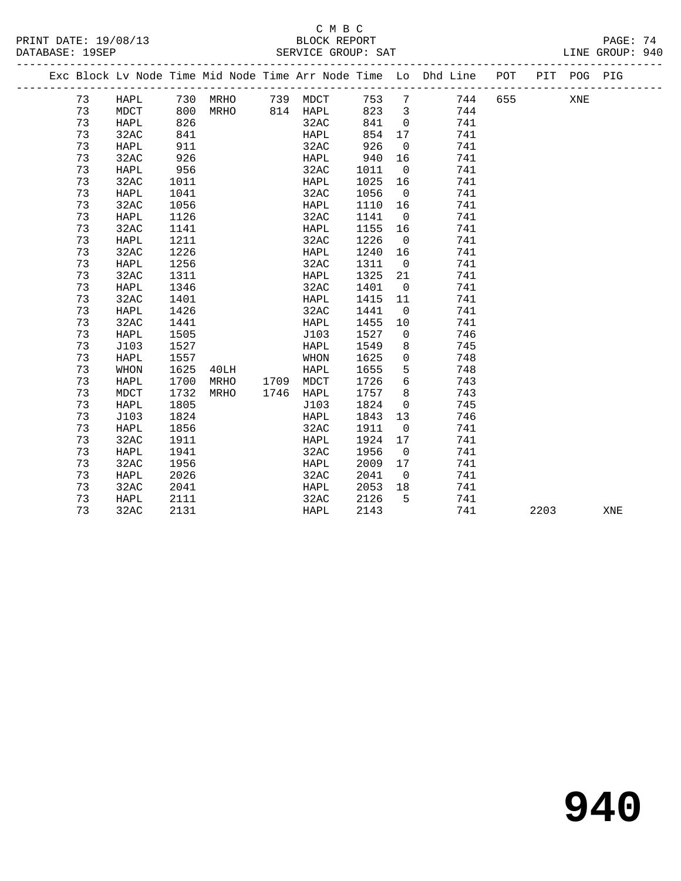C M B C

BLOCK REPORT

SERVICE GROUP: SAT

LINE GROUP: 940

| Exc | Block | Lv | Node | Time | Mid Node | Time | Arr Node | Time | Lo | Dhd Line | POT | PIT | POG | PIG |
|---|---|---|---|---|---|---|---|---|---|---|---|---|---|---|
| | 73 | | HAPL | 730 | MRHO | 739 | MDCT | 753 | 7 | 744 | 655 | | XNE | |
| | 73 | | MDCT | 800 | MRHO | 814 | HAPL | 823 | 3 | 744 | | | | |
| | 73 | | HAPL | 826 | | | 32AC | 841 | 0 | 741 | | | | |
| | 73 | | 32AC | 841 | | | HAPL | 854 | 17 | 741 | | | | |
| | 73 | | HAPL | 911 | | | 32AC | 926 | 0 | 741 | | | | |
| | 73 | | 32AC | 926 | | | HAPL | 940 | 16 | 741 | | | | |
| | 73 | | HAPL | 956 | | | 32AC | 1011 | 0 | 741 | | | | |
| | 73 | | 32AC | 1011 | | | HAPL | 1025 | 16 | 741 | | | | |
| | 73 | | HAPL | 1041 | | | 32AC | 1056 | 0 | 741 | | | | |
| | 73 | | 32AC | 1056 | | | HAPL | 1110 | 16 | 741 | | | | |
| | 73 | | HAPL | 1126 | | | 32AC | 1141 | 0 | 741 | | | | |
| | 73 | | 32AC | 1141 | | | HAPL | 1155 | 16 | 741 | | | | |
| | 73 | | HAPL | 1211 | | | 32AC | 1226 | 0 | 741 | | | | |
| | 73 | | 32AC | 1226 | | | HAPL | 1240 | 16 | 741 | | | | |
| | 73 | | HAPL | 1256 | | | 32AC | 1311 | 0 | 741 | | | | |
| | 73 | | 32AC | 1311 | | | HAPL | 1325 | 21 | 741 | | | | |
| | 73 | | HAPL | 1346 | | | 32AC | 1401 | 0 | 741 | | | | |
| | 73 | | 32AC | 1401 | | | HAPL | 1415 | 11 | 741 | | | | |
| | 73 | | HAPL | 1426 | | | 32AC | 1441 | 0 | 741 | | | | |
| | 73 | | 32AC | 1441 | | | HAPL | 1455 | 10 | 741 | | | | |
| | 73 | | HAPL | 1505 | | | J103 | 1527 | 0 | 746 | | | | |
| | 73 | | J103 | 1527 | | | HAPL | 1549 | 8 | 745 | | | | |
| | 73 | | HAPL | 1557 | | | WHON | 1625 | 0 | 748 | | | | |
| | 73 | | WHON | 1625 | 40LH | | HAPL | 1655 | 5 | 748 | | | | |
| | 73 | | HAPL | 1700 | MRHO | 1709 | MDCT | 1726 | 6 | 743 | | | | |
| | 73 | | MDCT | 1732 | MRHO | 1746 | HAPL | 1757 | 8 | 743 | | | | |
| | 73 | | HAPL | 1805 | | | J103 | 1824 | 0 | 745 | | | | |
| | 73 | | J103 | 1824 | | | HAPL | 1843 | 13 | 746 | | | | |
| | 73 | | HAPL | 1856 | | | 32AC | 1911 | 0 | 741 | | | | |
| | 73 | | 32AC | 1911 | | | HAPL | 1924 | 17 | 741 | | | | |
| | 73 | | HAPL | 1941 | | | 32AC | 1956 | 0 | 741 | | | | |
| | 73 | | 32AC | 1956 | | | HAPL | 2009 | 17 | 741 | | | | |
| | 73 | | HAPL | 2026 | | | 32AC | 2041 | 0 | 741 | | | | |
| | 73 | | 32AC | 2041 | | | HAPL | 2053 | 18 | 741 | | | | |
| | 73 | | HAPL | 2111 | | | 32AC | 2126 | 5 | 741 | | | | |
| | 73 | | 32AC | 2131 | | | HAPL | 2143 | | 741 | | 2203 | | XNE |

# 940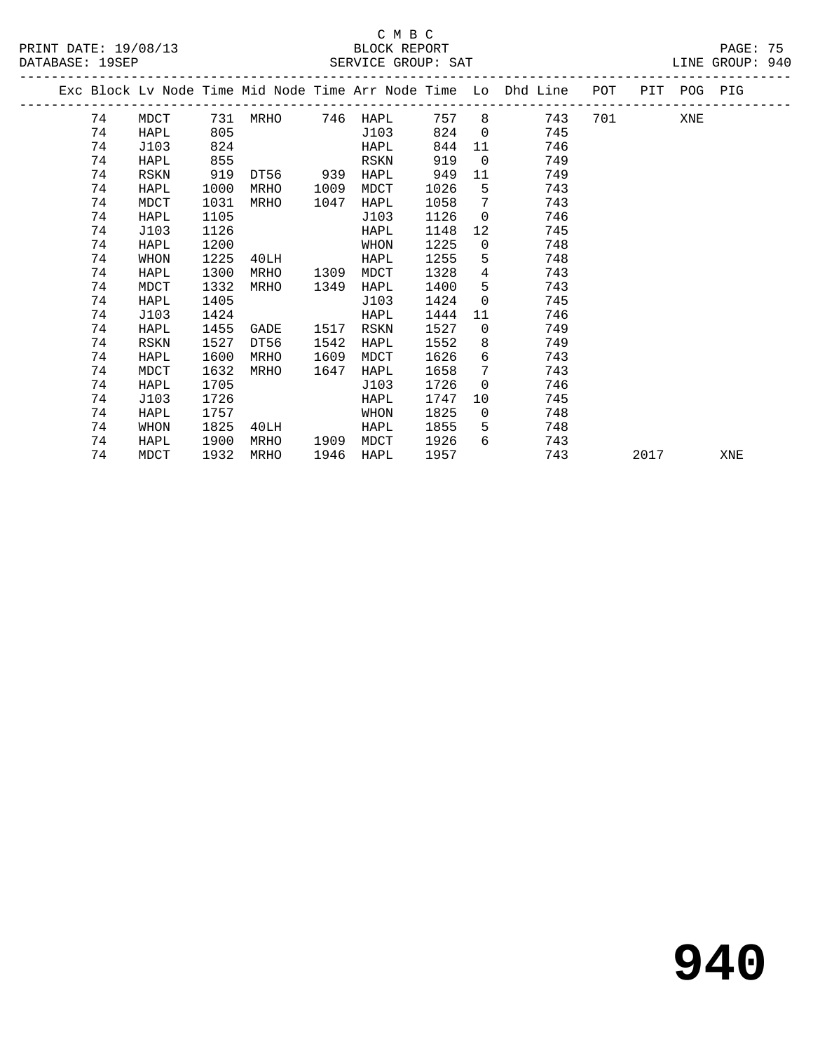C M B C

BLOCK REPORT

SERVICE GROUP: SAT

PRINT DATE: 19/08/13
DATABASE: 19SEP
LINE GROUP: 940

| Exc | Block | Lv Node | Time | Mid Node | Time | Arr Node | Time | Lo | Dhd Line | POT | PIT | POG | PIG |
|---|---|---|---|---|---|---|---|---|---|---|---|---|---|
| | 74 | MDCT | 731 | MRHO | 746 | HAPL | 757 | 8 | 743 | 701 | | XNE | |
| | 74 | HAPL | 805 | | | J103 | 824 | 0 | 745 | | | | |
| | 74 | J103 | 824 | | | HAPL | 844 | 11 | 746 | | | | |
| | 74 | HAPL | 855 | | | RSKN | 919 | 0 | 749 | | | | |
| | 74 | RSKN | 919 | DT56 | 939 | HAPL | 949 | 11 | 749 | | | | |
| | 74 | HAPL | 1000 | MRHO | 1009 | MDCT | 1026 | 5 | 743 | | | | |
| | 74 | MDCT | 1031 | MRHO | 1047 | HAPL | 1058 | 7 | 743 | | | | |
| | 74 | HAPL | 1105 | | | J103 | 1126 | 0 | 746 | | | | |
| | 74 | J103 | 1126 | | | HAPL | 1148 | 12 | 745 | | | | |
| | 74 | HAPL | 1200 | | | WHON | 1225 | 0 | 748 | | | | |
| | 74 | WHON | 1225 | 40LH | | HAPL | 1255 | 5 | 748 | | | | |
| | 74 | HAPL | 1300 | MRHO | 1309 | MDCT | 1328 | 4 | 743 | | | | |
| | 74 | MDCT | 1332 | MRHO | 1349 | HAPL | 1400 | 5 | 743 | | | | |
| | 74 | HAPL | 1405 | | | J103 | 1424 | 0 | 745 | | | | |
| | 74 | J103 | 1424 | | | HAPL | 1444 | 11 | 746 | | | | |
| | 74 | HAPL | 1455 | GADE | 1517 | RSKN | 1527 | 0 | 749 | | | | |
| | 74 | RSKN | 1527 | DT56 | 1542 | HAPL | 1552 | 8 | 749 | | | | |
| | 74 | HAPL | 1600 | MRHO | 1609 | MDCT | 1626 | 6 | 743 | | | | |
| | 74 | MDCT | 1632 | MRHO | 1647 | HAPL | 1658 | 7 | 743 | | | | |
| | 74 | HAPL | 1705 | | | J103 | 1726 | 0 | 746 | | | | |
| | 74 | J103 | 1726 | | | HAPL | 1747 | 10 | 745 | | | | |
| | 74 | HAPL | 1757 | | | WHON | 1825 | 0 | 748 | | | | |
| | 74 | WHON | 1825 | 40LH | | HAPL | 1855 | 5 | 748 | | | | |
| | 74 | HAPL | 1900 | MRHO | 1909 | MDCT | 1926 | 6 | 743 | | | | |
| | 74 | MDCT | 1932 | MRHO | 1946 | HAPL | 1957 | | 743 | | 2017 | | XNE |

# 940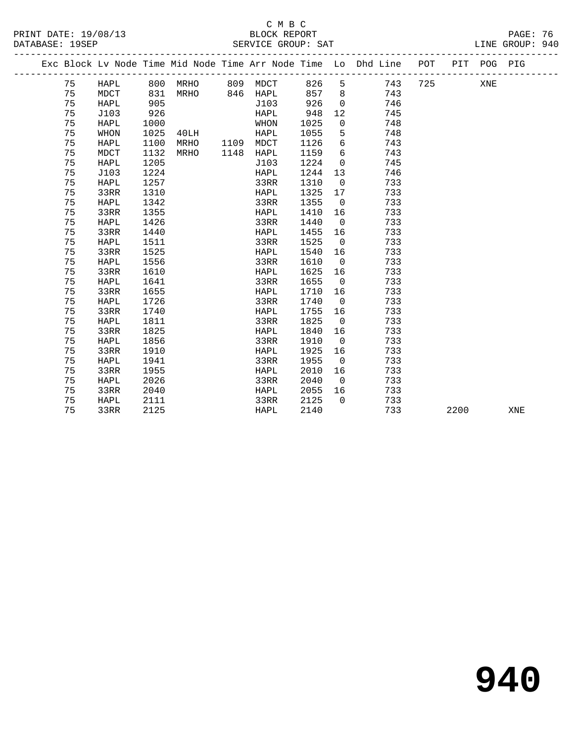C M B C

BLOCK REPORT

PRINT DATE: 19/08/13
DATABASE: 19SEP
SERVICE GROUP: SAT
LINE GROUP: 940

| Exc | Block | Lv | Node | Time | Mid Node | Time | Arr Node | Time | Lo | Dhd Line | POT | PIT | POG | PIG |
|---|---|---|---|---|---|---|---|---|---|---|---|---|---|---|
| | 75 | | HAPL | 800 | MRHO | 809 | MDCT | 826 | 5 | 743 | 725 | | XNE | |
| | 75 | | MDCT | 831 | MRHO | 846 | HAPL | 857 | 8 | 743 | | | | |
| | 75 | | HAPL | 905 | | | J103 | 926 | 0 | 746 | | | | |
| | 75 | | J103 | 926 | | | HAPL | 948 | 12 | 745 | | | | |
| | 75 | | HAPL | 1000 | | | WHON | 1025 | 0 | 748 | | | | |
| | 75 | | WHON | 1025 | 40LH | | HAPL | 1055 | 5 | 748 | | | | |
| | 75 | | HAPL | 1100 | MRHO | 1109 | MDCT | 1126 | 6 | 743 | | | | |
| | 75 | | MDCT | 1132 | MRHO | 1148 | HAPL | 1159 | 6 | 743 | | | | |
| | 75 | | HAPL | 1205 | | | J103 | 1224 | 0 | 745 | | | | |
| | 75 | | J103 | 1224 | | | HAPL | 1244 | 13 | 746 | | | | |
| | 75 | | HAPL | 1257 | | | 33RR | 1310 | 0 | 733 | | | | |
| | 75 | | 33RR | 1310 | | | HAPL | 1325 | 17 | 733 | | | | |
| | 75 | | HAPL | 1342 | | | 33RR | 1355 | 0 | 733 | | | | |
| | 75 | | 33RR | 1355 | | | HAPL | 1410 | 16 | 733 | | | | |
| | 75 | | HAPL | 1426 | | | 33RR | 1440 | 0 | 733 | | | | |
| | 75 | | 33RR | 1440 | | | HAPL | 1455 | 16 | 733 | | | | |
| | 75 | | HAPL | 1511 | | | 33RR | 1525 | 0 | 733 | | | | |
| | 75 | | 33RR | 1525 | | | HAPL | 1540 | 16 | 733 | | | | |
| | 75 | | HAPL | 1556 | | | 33RR | 1610 | 0 | 733 | | | | |
| | 75 | | 33RR | 1610 | | | HAPL | 1625 | 16 | 733 | | | | |
| | 75 | | HAPL | 1641 | | | 33RR | 1655 | 0 | 733 | | | | |
| | 75 | | 33RR | 1655 | | | HAPL | 1710 | 16 | 733 | | | | |
| | 75 | | HAPL | 1726 | | | 33RR | 1740 | 0 | 733 | | | | |
| | 75 | | 33RR | 1740 | | | HAPL | 1755 | 16 | 733 | | | | |
| | 75 | | HAPL | 1811 | | | 33RR | 1825 | 0 | 733 | | | | |
| | 75 | | 33RR | 1825 | | | HAPL | 1840 | 16 | 733 | | | | |
| | 75 | | HAPL | 1856 | | | 33RR | 1910 | 0 | 733 | | | | |
| | 75 | | 33RR | 1910 | | | HAPL | 1925 | 16 | 733 | | | | |
| | 75 | | HAPL | 1941 | | | 33RR | 1955 | 0 | 733 | | | | |
| | 75 | | 33RR | 1955 | | | HAPL | 2010 | 16 | 733 | | | | |
| | 75 | | HAPL | 2026 | | | 33RR | 2040 | 0 | 733 | | | | |
| | 75 | | 33RR | 2040 | | | HAPL | 2055 | 16 | 733 | | | | |
| | 75 | | HAPL | 2111 | | | 33RR | 2125 | 0 | 733 | | | | |
| | 75 | | 33RR | 2125 | | | HAPL | 2140 | | 733 | | 2200 | | XNE |

940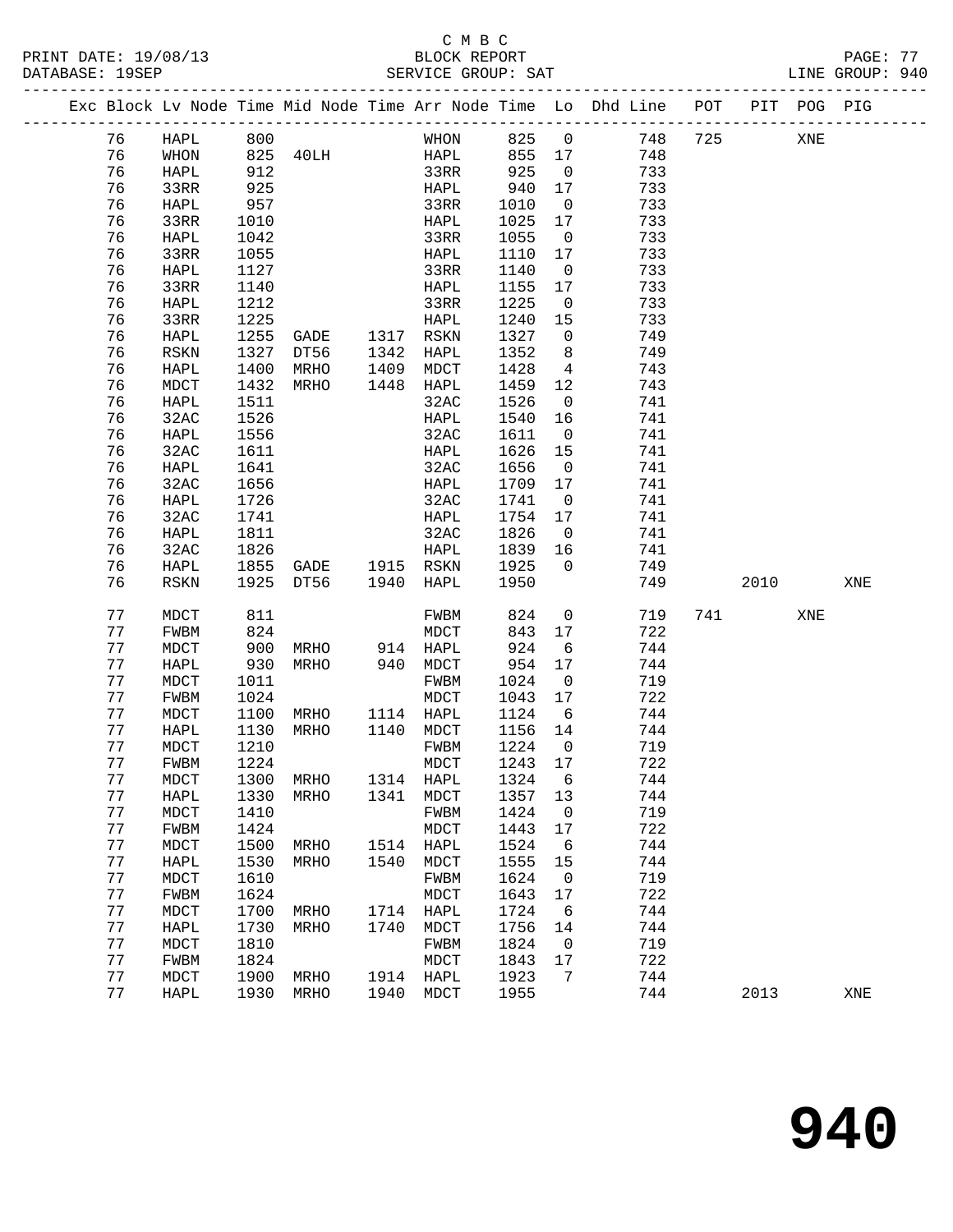C M B C

PRINT DATE: 19/08/13 BLOCK REPORT

DATABASE: 19SEP SERVICE GROUP: SAT LINE GROUP: 940

| Exc | Block | Lv Node | Time | Mid Node | Time | Arr Node | Time | Lo | Dhd Line | POT | PIT | POG | PIG |
|---|---|---|---|---|---|---|---|---|---|---|---|---|---|
| | 76 | HAPL | 800 | | | WHON | 825 | 0 | 748 | 725 | | XNE | |
| | 76 | WHON | 825 | 40LH | | HAPL | 855 | 17 | 748 | | | | |
| | 76 | HAPL | 912 | | | 33RR | 925 | 0 | 733 | | | | |
| | 76 | 33RR | 925 | | | HAPL | 940 | 17 | 733 | | | | |
| | 76 | HAPL | 957 | | | 33RR | 1010 | 0 | 733 | | | | |
| | 76 | 33RR | 1010 | | | HAPL | 1025 | 17 | 733 | | | | |
| | 76 | HAPL | 1042 | | | 33RR | 1055 | 0 | 733 | | | | |
| | 76 | 33RR | 1055 | | | HAPL | 1110 | 17 | 733 | | | | |
| | 76 | HAPL | 1127 | | | 33RR | 1140 | 0 | 733 | | | | |
| | 76 | 33RR | 1140 | | | HAPL | 1155 | 17 | 733 | | | | |
| | 76 | HAPL | 1212 | | | 33RR | 1225 | 0 | 733 | | | | |
| | 76 | 33RR | 1225 | | | HAPL | 1240 | 15 | 733 | | | | |
| | 76 | HAPL | 1255 | GADE | 1317 | RSKN | 1327 | 0 | 749 | | | | |
| | 76 | RSKN | 1327 | DT56 | 1342 | HAPL | 1352 | 8 | 749 | | | | |
| | 76 | HAPL | 1400 | MRHO | 1409 | MDCT | 1428 | 4 | 743 | | | | |
| | 76 | MDCT | 1432 | MRHO | 1448 | HAPL | 1459 | 12 | 743 | | | | |
| | 76 | HAPL | 1511 | | | 32AC | 1526 | 0 | 741 | | | | |
| | 76 | 32AC | 1526 | | | HAPL | 1540 | 16 | 741 | | | | |
| | 76 | HAPL | 1556 | | | 32AC | 1611 | 0 | 741 | | | | |
| | 76 | 32AC | 1611 | | | HAPL | 1626 | 15 | 741 | | | | |
| | 76 | HAPL | 1641 | | | 32AC | 1656 | 0 | 741 | | | | |
| | 76 | 32AC | 1656 | | | HAPL | 1709 | 17 | 741 | | | | |
| | 76 | HAPL | 1726 | | | 32AC | 1741 | 0 | 741 | | | | |
| | 76 | 32AC | 1741 | | | HAPL | 1754 | 17 | 741 | | | | |
| | 76 | HAPL | 1811 | | | 32AC | 1826 | 0 | 741 | | | | |
| | 76 | 32AC | 1826 | | | HAPL | 1839 | 16 | 741 | | | | |
| | 76 | HAPL | 1855 | GADE | 1915 | RSKN | 1925 | 0 | 749 | | | | |
| | 76 | RSKN | 1925 | DT56 | 1940 | HAPL | 1950 | | 749 | | 2010 | | XNE |
| | 77 | MDCT | 811 | | | FWBM | 824 | 0 | 719 | 741 | | XNE | |
| | 77 | FWBM | 824 | | | MDCT | 843 | 17 | 722 | | | | |
| | 77 | MDCT | 900 | MRHO | 914 | HAPL | 924 | 6 | 744 | | | | |
| | 77 | HAPL | 930 | MRHO | 940 | MDCT | 954 | 17 | 744 | | | | |
| | 77 | MDCT | 1011 | | | FWBM | 1024 | 0 | 719 | | | | |
| | 77 | FWBM | 1024 | | | MDCT | 1043 | 17 | 722 | | | | |
| | 77 | MDCT | 1100 | MRHO | 1114 | HAPL | 1124 | 6 | 744 | | | | |
| | 77 | HAPL | 1130 | MRHO | 1140 | MDCT | 1156 | 14 | 744 | | | | |
| | 77 | MDCT | 1210 | | | FWBM | 1224 | 0 | 719 | | | | |
| | 77 | FWBM | 1224 | | | MDCT | 1243 | 17 | 722 | | | | |
| | 77 | MDCT | 1300 | MRHO | 1314 | HAPL | 1324 | 6 | 744 | | | | |
| | 77 | HAPL | 1330 | MRHO | 1341 | MDCT | 1357 | 13 | 744 | | | | |
| | 77 | MDCT | 1410 | | | FWBM | 1424 | 0 | 719 | | | | |
| | 77 | FWBM | 1424 | | | MDCT | 1443 | 17 | 722 | | | | |
| | 77 | MDCT | 1500 | MRHO | 1514 | HAPL | 1524 | 6 | 744 | | | | |
| | 77 | HAPL | 1530 | MRHO | 1540 | MDCT | 1555 | 15 | 744 | | | | |
| | 77 | MDCT | 1610 | | | FWBM | 1624 | 0 | 719 | | | | |
| | 77 | FWBM | 1624 | | | MDCT | 1643 | 17 | 722 | | | | |
| | 77 | MDCT | 1700 | MRHO | 1714 | HAPL | 1724 | 6 | 744 | | | | |
| | 77 | HAPL | 1730 | MRHO | 1740 | MDCT | 1756 | 14 | 744 | | | | |
| | 77 | MDCT | 1810 | | | FWBM | 1824 | 0 | 719 | | | | |
| | 77 | FWBM | 1824 | | | MDCT | 1843 | 17 | 722 | | | | |
| | 77 | MDCT | 1900 | MRHO | 1914 | HAPL | 1923 | 7 | 744 | | | | |
| | 77 | HAPL | 1930 | MRHO | 1940 | MDCT | 1955 | | 744 | | 2013 | | XNE |

# 940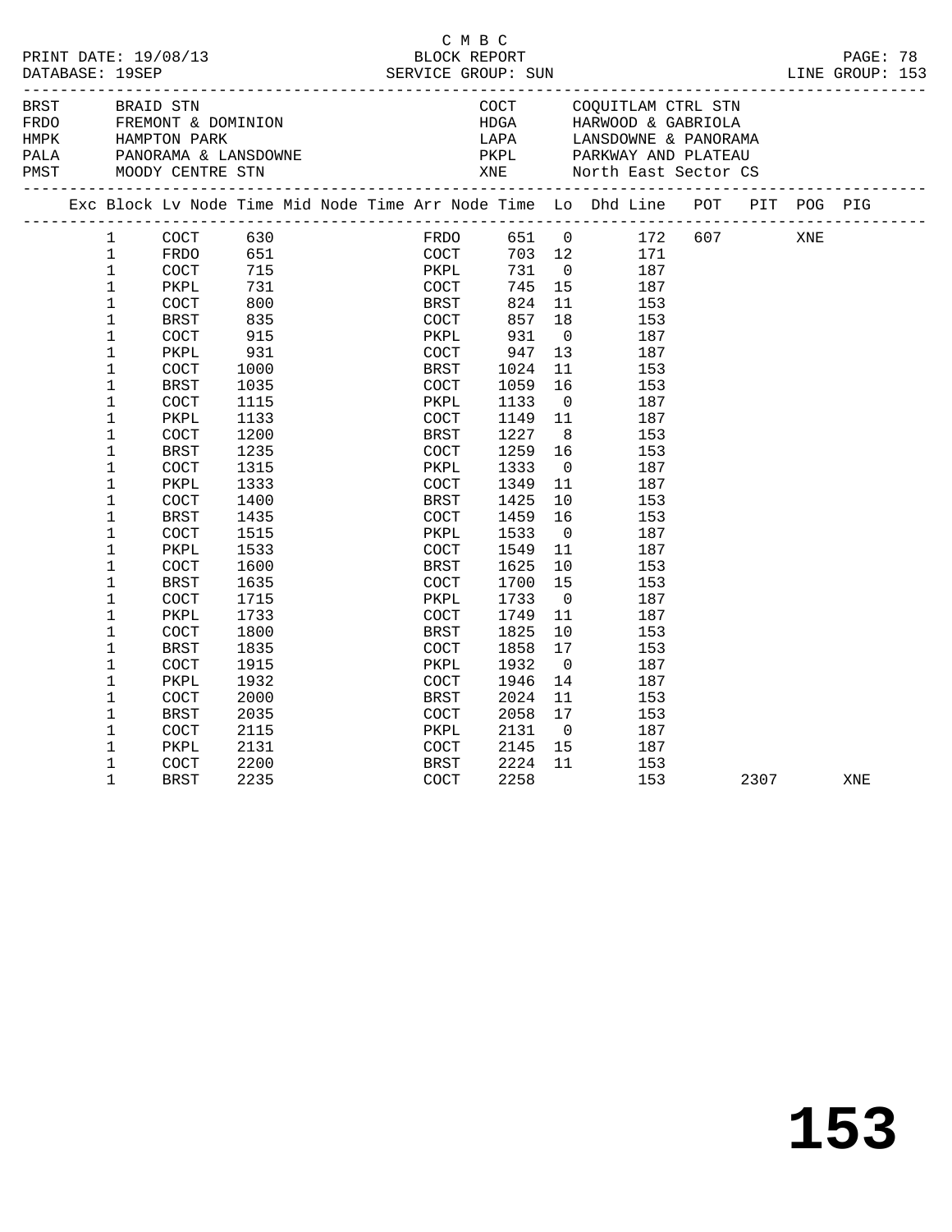C M B C

PRINT DATE: 19/08/13 BLOCK REPORT

DATABASE: 19SEP SERVICE GROUP: SUN LINE GROUP: 153

| Code | Name | Code | Name |
|---|---|---|---|
| BRST | BRAID STN | COCT | COQUITLAM CTRL STN |
| FRDO | FREMONT & DOMINION | HDGA | HARWOOD & GABRIOLA |
| HMPK | HAMPTON PARK | LAPA | LANSDOWNE & PANORAMA |
| PALA | PANORAMA & LANSDOWNE | PKPL | PARKWAY AND PLATEAU |
| PMST | MOODY CENTRE STN | XNE | North East Sector CS |

| Exc | Block | Lv Node | Time | Mid Node | Time | Arr Node | Time | Lo | Dhd Line | POT | PIT | POG | PIG |
|---|---|---|---|---|---|---|---|---|---|---|---|---|---|
| | 1 | COCT | 630 | | | FRDO | 651 | 0 | 172 | 607 | | XNE | |
| | 1 | FRDO | 651 | | | COCT | 703 | 12 | 171 | | | | |
| | 1 | COCT | 715 | | | PKPL | 731 | 0 | 187 | | | | |
| | 1 | PKPL | 731 | | | COCT | 745 | 15 | 187 | | | | |
| | 1 | COCT | 800 | | | BRST | 824 | 11 | 153 | | | | |
| | 1 | BRST | 835 | | | COCT | 857 | 18 | 153 | | | | |
| | 1 | COCT | 915 | | | PKPL | 931 | 0 | 187 | | | | |
| | 1 | PKPL | 931 | | | COCT | 947 | 13 | 187 | | | | |
| | 1 | COCT | 1000 | | | BRST | 1024 | 11 | 153 | | | | |
| | 1 | BRST | 1035 | | | COCT | 1059 | 16 | 153 | | | | |
| | 1 | COCT | 1115 | | | PKPL | 1133 | 0 | 187 | | | | |
| | 1 | PKPL | 1133 | | | COCT | 1149 | 11 | 187 | | | | |
| | 1 | COCT | 1200 | | | BRST | 1227 | 8 | 153 | | | | |
| | 1 | BRST | 1235 | | | COCT | 1259 | 16 | 153 | | | | |
| | 1 | COCT | 1315 | | | PKPL | 1333 | 0 | 187 | | | | |
| | 1 | PKPL | 1333 | | | COCT | 1349 | 11 | 187 | | | | |
| | 1 | COCT | 1400 | | | BRST | 1425 | 10 | 153 | | | | |
| | 1 | BRST | 1435 | | | COCT | 1459 | 16 | 153 | | | | |
| | 1 | COCT | 1515 | | | PKPL | 1533 | 0 | 187 | | | | |
| | 1 | PKPL | 1533 | | | COCT | 1549 | 11 | 187 | | | | |
| | 1 | COCT | 1600 | | | BRST | 1625 | 10 | 153 | | | | |
| | 1 | BRST | 1635 | | | COCT | 1700 | 15 | 153 | | | | |
| | 1 | COCT | 1715 | | | PKPL | 1733 | 0 | 187 | | | | |
| | 1 | PKPL | 1733 | | | COCT | 1749 | 11 | 187 | | | | |
| | 1 | COCT | 1800 | | | BRST | 1825 | 10 | 153 | | | | |
| | 1 | BRST | 1835 | | | COCT | 1858 | 17 | 153 | | | | |
| | 1 | COCT | 1915 | | | PKPL | 1932 | 0 | 187 | | | | |
| | 1 | PKPL | 1932 | | | COCT | 1946 | 14 | 187 | | | | |
| | 1 | COCT | 2000 | | | BRST | 2024 | 11 | 153 | | | | |
| | 1 | BRST | 2035 | | | COCT | 2058 | 17 | 153 | | | | |
| | 1 | COCT | 2115 | | | PKPL | 2131 | 0 | 187 | | | | |
| | 1 | PKPL | 2131 | | | COCT | 2145 | 15 | 187 | | | | |
| | 1 | COCT | 2200 | | | BRST | 2224 | 11 | 153 | | | | |
| | 1 | BRST | 2235 | | | COCT | 2258 | | 153 | | 2307 | | XNE |

153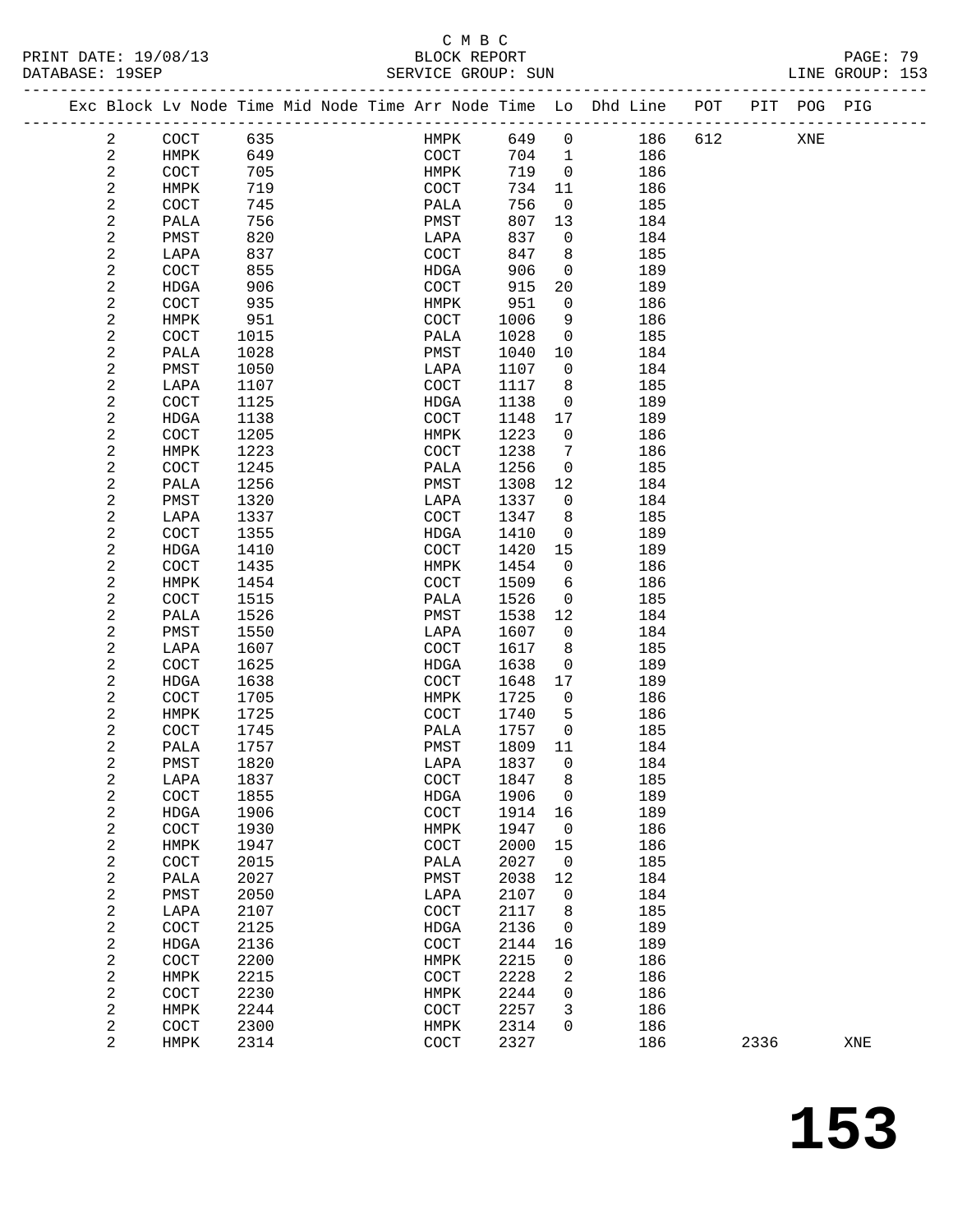C M B C
BLOCK REPORT
SERVICE GROUP: SUN

PRINT DATE: 19/08/13
DATABASE: 19SEP
LINE GROUP: 153

| Exc | Block | Lv | Node | Time | Mid Node | Time | Arr Node | Time | Lo | Dhd Line | POT | PIT | POG | PIG |
|---|---|---|---|---|---|---|---|---|---|---|---|---|---|---|
| | 2 | | COCT | 635 | | | HMPK | 649 | 0 | 186 | 612 | | XNE | |
| | 2 | | HMPK | 649 | | | COCT | 704 | 1 | 186 | | | | |
| | 2 | | COCT | 705 | | | HMPK | 719 | 0 | 186 | | | | |
| | 2 | | HMPK | 719 | | | COCT | 734 | 11 | 186 | | | | |
| | 2 | | COCT | 745 | | | PALA | 756 | 0 | 185 | | | | |
| | 2 | | PALA | 756 | | | PMST | 807 | 13 | 184 | | | | |
| | 2 | | PMST | 820 | | | LAPA | 837 | 0 | 184 | | | | |
| | 2 | | LAPA | 837 | | | COCT | 847 | 8 | 185 | | | | |
| | 2 | | COCT | 855 | | | HDGA | 906 | 0 | 189 | | | | |
| | 2 | | HDGA | 906 | | | COCT | 915 | 20 | 189 | | | | |
| | 2 | | COCT | 935 | | | HMPK | 951 | 0 | 186 | | | | |
| | 2 | | HMPK | 951 | | | COCT | 1006 | 9 | 186 | | | | |
| | 2 | | COCT | 1015 | | | PALA | 1028 | 0 | 185 | | | | |
| | 2 | | PALA | 1028 | | | PMST | 1040 | 10 | 184 | | | | |
| | 2 | | PMST | 1050 | | | LAPA | 1107 | 0 | 184 | | | | |
| | 2 | | LAPA | 1107 | | | COCT | 1117 | 8 | 185 | | | | |
| | 2 | | COCT | 1125 | | | HDGA | 1138 | 0 | 189 | | | | |
| | 2 | | HDGA | 1138 | | | COCT | 1148 | 17 | 189 | | | | |
| | 2 | | COCT | 1205 | | | HMPK | 1223 | 0 | 186 | | | | |
| | 2 | | HMPK | 1223 | | | COCT | 1238 | 7 | 186 | | | | |
| | 2 | | COCT | 1245 | | | PALA | 1256 | 0 | 185 | | | | |
| | 2 | | PALA | 1256 | | | PMST | 1308 | 12 | 184 | | | | |
| | 2 | | PMST | 1320 | | | LAPA | 1337 | 0 | 184 | | | | |
| | 2 | | LAPA | 1337 | | | COCT | 1347 | 8 | 185 | | | | |
| | 2 | | COCT | 1355 | | | HDGA | 1410 | 0 | 189 | | | | |
| | 2 | | HDGA | 1410 | | | COCT | 1420 | 15 | 189 | | | | |
| | 2 | | COCT | 1435 | | | HMPK | 1454 | 0 | 186 | | | | |
| | 2 | | HMPK | 1454 | | | COCT | 1509 | 6 | 186 | | | | |
| | 2 | | COCT | 1515 | | | PALA | 1526 | 0 | 185 | | | | |
| | 2 | | PALA | 1526 | | | PMST | 1538 | 12 | 184 | | | | |
| | 2 | | PMST | 1550 | | | LAPA | 1607 | 0 | 184 | | | | |
| | 2 | | LAPA | 1607 | | | COCT | 1617 | 8 | 185 | | | | |
| | 2 | | COCT | 1625 | | | HDGA | 1638 | 0 | 189 | | | | |
| | 2 | | HDGA | 1638 | | | COCT | 1648 | 17 | 189 | | | | |
| | 2 | | COCT | 1705 | | | HMPK | 1725 | 0 | 186 | | | | |
| | 2 | | HMPK | 1725 | | | COCT | 1740 | 5 | 186 | | | | |
| | 2 | | COCT | 1745 | | | PALA | 1757 | 0 | 185 | | | | |
| | 2 | | PALA | 1757 | | | PMST | 1809 | 11 | 184 | | | | |
| | 2 | | PMST | 1820 | | | LAPA | 1837 | 0 | 184 | | | | |
| | 2 | | LAPA | 1837 | | | COCT | 1847 | 8 | 185 | | | | |
| | 2 | | COCT | 1855 | | | HDGA | 1906 | 0 | 189 | | | | |
| | 2 | | HDGA | 1906 | | | COCT | 1914 | 16 | 189 | | | | |
| | 2 | | COCT | 1930 | | | HMPK | 1947 | 0 | 186 | | | | |
| | 2 | | HMPK | 1947 | | | COCT | 2000 | 15 | 186 | | | | |
| | 2 | | COCT | 2015 | | | PALA | 2027 | 0 | 185 | | | | |
| | 2 | | PALA | 2027 | | | PMST | 2038 | 12 | 184 | | | | |
| | 2 | | PMST | 2050 | | | LAPA | 2107 | 0 | 184 | | | | |
| | 2 | | LAPA | 2107 | | | COCT | 2117 | 8 | 185 | | | | |
| | 2 | | COCT | 2125 | | | HDGA | 2136 | 0 | 189 | | | | |
| | 2 | | HDGA | 2136 | | | COCT | 2144 | 16 | 189 | | | | |
| | 2 | | COCT | 2200 | | | HMPK | 2215 | 0 | 186 | | | | |
| | 2 | | HMPK | 2215 | | | COCT | 2228 | 2 | 186 | | | | |
| | 2 | | COCT | 2230 | | | HMPK | 2244 | 0 | 186 | | | | |
| | 2 | | HMPK | 2244 | | | COCT | 2257 | 3 | 186 | | | | |
| | 2 | | COCT | 2300 | | | HMPK | 2314 | 0 | 186 | | | | |
| | 2 | | HMPK | 2314 | | | COCT | 2327 | | 186 | | 2336 | | XNE |

# 153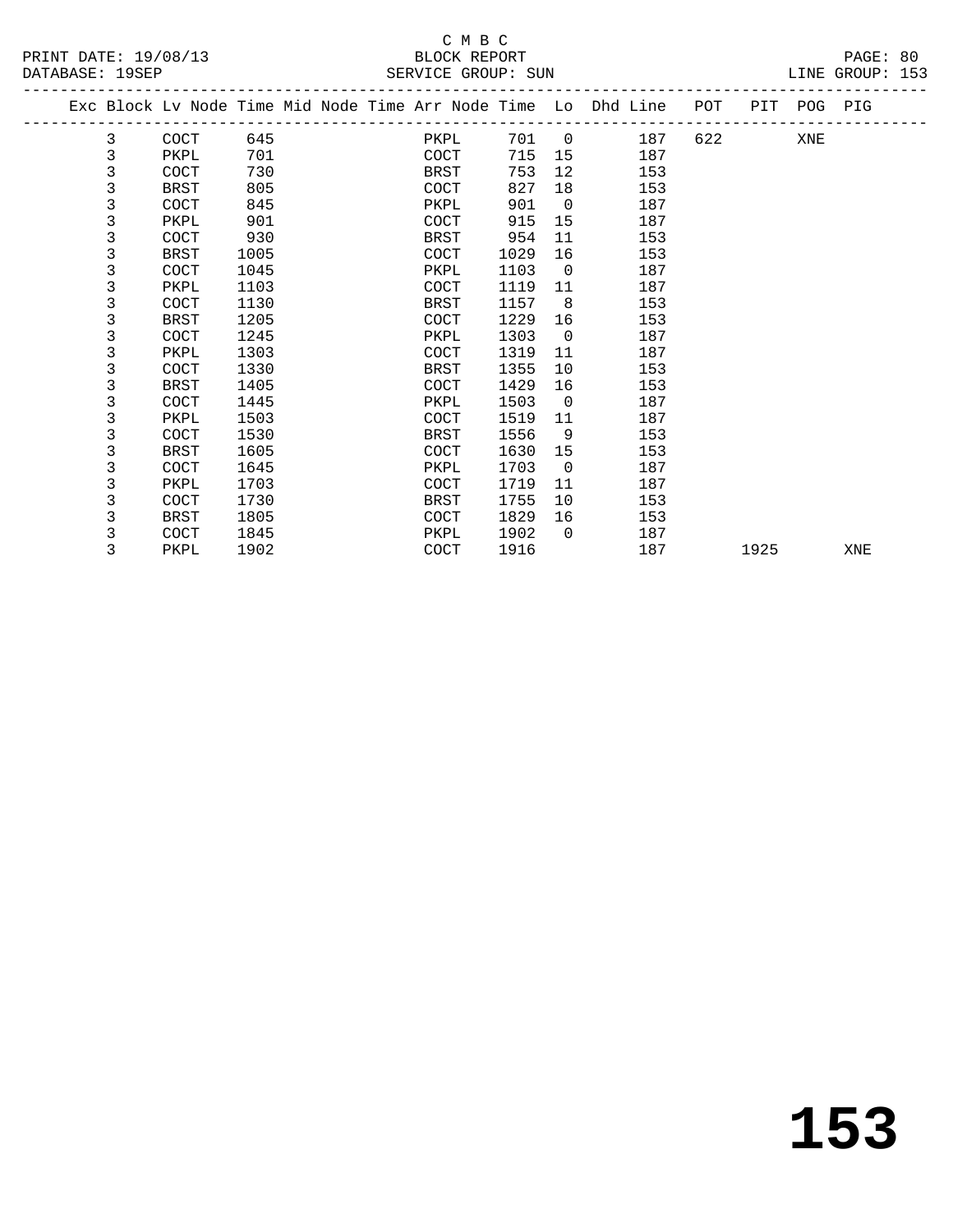C M B C
BLOCK REPORT
SERVICE GROUP: SUN

PRINT DATE: 19/08/13
DATABASE: 19SEP

LINE GROUP: 153

| Exc | Block | Lv | Node | Time | Mid Node | Time | Arr Node | Time | Lo | Dhd | Line | POT | PIT | POG | PIG |
|---|---|---|---|---|---|---|---|---|---|---|---|---|---|---|---|
| | 3 | | COCT | 645 | | | PKPL | 701 | 0 | | 187 | 622 | | XNE | |
| | 3 | | PKPL | 701 | | | COCT | 715 | 15 | | 187 | | | | |
| | 3 | | COCT | 730 | | | BRST | 753 | 12 | | 153 | | | | |
| | 3 | | BRST | 805 | | | COCT | 827 | 18 | | 153 | | | | |
| | 3 | | COCT | 845 | | | PKPL | 901 | 0 | | 187 | | | | |
| | 3 | | PKPL | 901 | | | COCT | 915 | 15 | | 187 | | | | |
| | 3 | | COCT | 930 | | | BRST | 954 | 11 | | 153 | | | | |
| | 3 | | BRST | 1005 | | | COCT | 1029 | 16 | | 153 | | | | |
| | 3 | | COCT | 1045 | | | PKPL | 1103 | 0 | | 187 | | | | |
| | 3 | | PKPL | 1103 | | | COCT | 1119 | 11 | | 187 | | | | |
| | 3 | | COCT | 1130 | | | BRST | 1157 | 8 | | 153 | | | | |
| | 3 | | BRST | 1205 | | | COCT | 1229 | 16 | | 153 | | | | |
| | 3 | | COCT | 1245 | | | PKPL | 1303 | 0 | | 187 | | | | |
| | 3 | | PKPL | 1303 | | | COCT | 1319 | 11 | | 187 | | | | |
| | 3 | | COCT | 1330 | | | BRST | 1355 | 10 | | 153 | | | | |
| | 3 | | BRST | 1405 | | | COCT | 1429 | 16 | | 153 | | | | |
| | 3 | | COCT | 1445 | | | PKPL | 1503 | 0 | | 187 | | | | |
| | 3 | | PKPL | 1503 | | | COCT | 1519 | 11 | | 187 | | | | |
| | 3 | | COCT | 1530 | | | BRST | 1556 | 9 | | 153 | | | | |
| | 3 | | BRST | 1605 | | | COCT | 1630 | 15 | | 153 | | | | |
| | 3 | | COCT | 1645 | | | PKPL | 1703 | 0 | | 187 | | | | |
| | 3 | | PKPL | 1703 | | | COCT | 1719 | 11 | | 187 | | | | |
| | 3 | | COCT | 1730 | | | BRST | 1755 | 10 | | 153 | | | | |
| | 3 | | BRST | 1805 | | | COCT | 1829 | 16 | | 153 | | | | |
| | 3 | | COCT | 1845 | | | PKPL | 1902 | 0 | | 187 | | | | |
| | 3 | | PKPL | 1902 | | | COCT | 1916 | | | 187 | | 1925 | | XNE |

# 153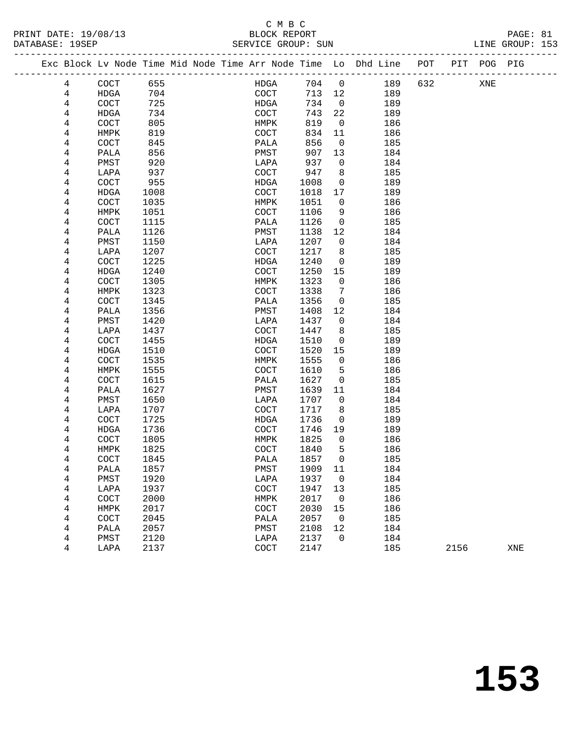C M B C
PRINT DATE: 19/08/13 BLOCK REPORT
DATABASE: 19SEP SERVICE GROUP: SUN LINE GROUP: 153

| Exc | Block | Lv | Node | Time | Mid Node | Time | Arr Node | Time | Lo | Dhd Line | POT | PIT | POG | PIG |
|---|---|---|---|---|---|---|---|---|---|---|---|---|---|---|
| | 4 | | COCT | 655 | | | HDGA | 704 | 0 | 189 | 632 | | XNE | |
| | 4 | | HDGA | 704 | | | COCT | 713 | 12 | 189 | | | | |
| | 4 | | COCT | 725 | | | HDGA | 734 | 0 | 189 | | | | |
| | 4 | | HDGA | 734 | | | COCT | 743 | 22 | 189 | | | | |
| | 4 | | COCT | 805 | | | HMPK | 819 | 0 | 186 | | | | |
| | 4 | | HMPK | 819 | | | COCT | 834 | 11 | 186 | | | | |
| | 4 | | COCT | 845 | | | PALA | 856 | 0 | 185 | | | | |
| | 4 | | PALA | 856 | | | PMST | 907 | 13 | 184 | | | | |
| | 4 | | PMST | 920 | | | LAPA | 937 | 0 | 184 | | | | |
| | 4 | | LAPA | 937 | | | COCT | 947 | 8 | 185 | | | | |
| | 4 | | COCT | 955 | | | HDGA | 1008 | 0 | 189 | | | | |
| | 4 | | HDGA | 1008 | | | COCT | 1018 | 17 | 189 | | | | |
| | 4 | | COCT | 1035 | | | HMPK | 1051 | 0 | 186 | | | | |
| | 4 | | HMPK | 1051 | | | COCT | 1106 | 9 | 186 | | | | |
| | 4 | | COCT | 1115 | | | PALA | 1126 | 0 | 185 | | | | |
| | 4 | | PALA | 1126 | | | PMST | 1138 | 12 | 184 | | | | |
| | 4 | | PMST | 1150 | | | LAPA | 1207 | 0 | 184 | | | | |
| | 4 | | LAPA | 1207 | | | COCT | 1217 | 8 | 185 | | | | |
| | 4 | | COCT | 1225 | | | HDGA | 1240 | 0 | 189 | | | | |
| | 4 | | HDGA | 1240 | | | COCT | 1250 | 15 | 189 | | | | |
| | 4 | | COCT | 1305 | | | HMPK | 1323 | 0 | 186 | | | | |
| | 4 | | HMPK | 1323 | | | COCT | 1338 | 7 | 186 | | | | |
| | 4 | | COCT | 1345 | | | PALA | 1356 | 0 | 185 | | | | |
| | 4 | | PALA | 1356 | | | PMST | 1408 | 12 | 184 | | | | |
| | 4 | | PMST | 1420 | | | LAPA | 1437 | 0 | 184 | | | | |
| | 4 | | LAPA | 1437 | | | COCT | 1447 | 8 | 185 | | | | |
| | 4 | | COCT | 1455 | | | HDGA | 1510 | 0 | 189 | | | | |
| | 4 | | HDGA | 1510 | | | COCT | 1520 | 15 | 189 | | | | |
| | 4 | | COCT | 1535 | | | HMPK | 1555 | 0 | 186 | | | | |
| | 4 | | HMPK | 1555 | | | COCT | 1610 | 5 | 186 | | | | |
| | 4 | | COCT | 1615 | | | PALA | 1627 | 0 | 185 | | | | |
| | 4 | | PALA | 1627 | | | PMST | 1639 | 11 | 184 | | | | |
| | 4 | | PMST | 1650 | | | LAPA | 1707 | 0 | 184 | | | | |
| | 4 | | LAPA | 1707 | | | COCT | 1717 | 8 | 185 | | | | |
| | 4 | | COCT | 1725 | | | HDGA | 1736 | 0 | 189 | | | | |
| | 4 | | HDGA | 1736 | | | COCT | 1746 | 19 | 189 | | | | |
| | 4 | | COCT | 1805 | | | HMPK | 1825 | 0 | 186 | | | | |
| | 4 | | HMPK | 1825 | | | COCT | 1840 | 5 | 186 | | | | |
| | 4 | | COCT | 1845 | | | PALA | 1857 | 0 | 185 | | | | |
| | 4 | | PALA | 1857 | | | PMST | 1909 | 11 | 184 | | | | |
| | 4 | | PMST | 1920 | | | LAPA | 1937 | 0 | 184 | | | | |
| | 4 | | LAPA | 1937 | | | COCT | 1947 | 13 | 185 | | | | |
| | 4 | | COCT | 2000 | | | HMPK | 2017 | 0 | 186 | | | | |
| | 4 | | HMPK | 2017 | | | COCT | 2030 | 15 | 186 | | | | |
| | 4 | | COCT | 2045 | | | PALA | 2057 | 0 | 185 | | | | |
| | 4 | | PALA | 2057 | | | PMST | 2108 | 12 | 184 | | | | |
| | 4 | | PMST | 2120 | | | LAPA | 2137 | 0 | 184 | | | | |
| | 4 | | LAPA | 2137 | | | COCT | 2147 | | 185 | | 2156 | | XNE |

153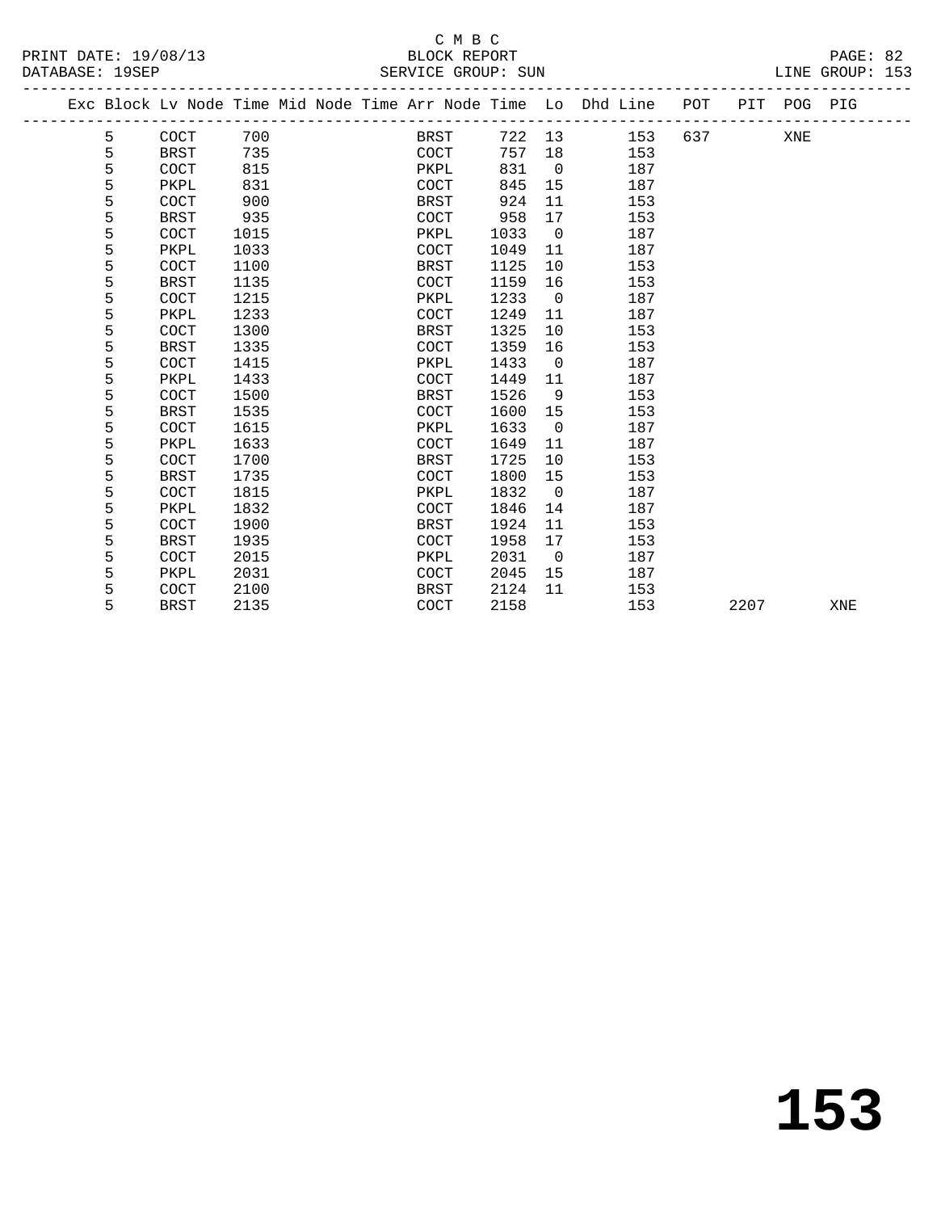C M B C
BLOCK REPORT
SERVICE GROUP: SUN

PRINT DATE: 19/08/13
DATABASE: 19SEP
LINE GROUP: 153

| Exc | Block | Lv | Node | Time | Mid | Node | Time | Arr | Node | Time | Lo | Dhd | Line | POT | PIT | POG | PIG |
|---|---|---|---|---|---|---|---|---|---|---|---|---|---|---|---|---|---|
| | 5 | | COCT | 700 | | | | | BRST | 722 | 13 | | 153 | 637 | | XNE | |
| | 5 | | BRST | 735 | | | | | COCT | 757 | 18 | | 153 | | | | |
| | 5 | | COCT | 815 | | | | | PKPL | 831 | 0 | | 187 | | | | |
| | 5 | | PKPL | 831 | | | | | COCT | 845 | 15 | | 187 | | | | |
| | 5 | | COCT | 900 | | | | | BRST | 924 | 11 | | 153 | | | | |
| | 5 | | BRST | 935 | | | | | COCT | 958 | 17 | | 153 | | | | |
| | 5 | | COCT | 1015 | | | | | PKPL | 1033 | 0 | | 187 | | | | |
| | 5 | | PKPL | 1033 | | | | | COCT | 1049 | 11 | | 187 | | | | |
| | 5 | | COCT | 1100 | | | | | BRST | 1125 | 10 | | 153 | | | | |
| | 5 | | BRST | 1135 | | | | | COCT | 1159 | 16 | | 153 | | | | |
| | 5 | | COCT | 1215 | | | | | PKPL | 1233 | 0 | | 187 | | | | |
| | 5 | | PKPL | 1233 | | | | | COCT | 1249 | 11 | | 187 | | | | |
| | 5 | | COCT | 1300 | | | | | BRST | 1325 | 10 | | 153 | | | | |
| | 5 | | BRST | 1335 | | | | | COCT | 1359 | 16 | | 153 | | | | |
| | 5 | | COCT | 1415 | | | | | PKPL | 1433 | 0 | | 187 | | | | |
| | 5 | | PKPL | 1433 | | | | | COCT | 1449 | 11 | | 187 | | | | |
| | 5 | | COCT | 1500 | | | | | BRST | 1526 | 9 | | 153 | | | | |
| | 5 | | BRST | 1535 | | | | | COCT | 1600 | 15 | | 153 | | | | |
| | 5 | | COCT | 1615 | | | | | PKPL | 1633 | 0 | | 187 | | | | |
| | 5 | | PKPL | 1633 | | | | | COCT | 1649 | 11 | | 187 | | | | |
| | 5 | | COCT | 1700 | | | | | BRST | 1725 | 10 | | 153 | | | | |
| | 5 | | BRST | 1735 | | | | | COCT | 1800 | 15 | | 153 | | | | |
| | 5 | | COCT | 1815 | | | | | PKPL | 1832 | 0 | | 187 | | | | |
| | 5 | | PKPL | 1832 | | | | | COCT | 1846 | 14 | | 187 | | | | |
| | 5 | | COCT | 1900 | | | | | BRST | 1924 | 11 | | 153 | | | | |
| | 5 | | BRST | 1935 | | | | | COCT | 1958 | 17 | | 153 | | | | |
| | 5 | | COCT | 2015 | | | | | PKPL | 2031 | 0 | | 187 | | | | |
| | 5 | | PKPL | 2031 | | | | | COCT | 2045 | 15 | | 187 | | | | |
| | 5 | | COCT | 2100 | | | | | BRST | 2124 | 11 | | 153 | | | | |
| | 5 | | BRST | 2135 | | | | | COCT | 2158 | | | 153 | | 2207 | | XNE |

# 153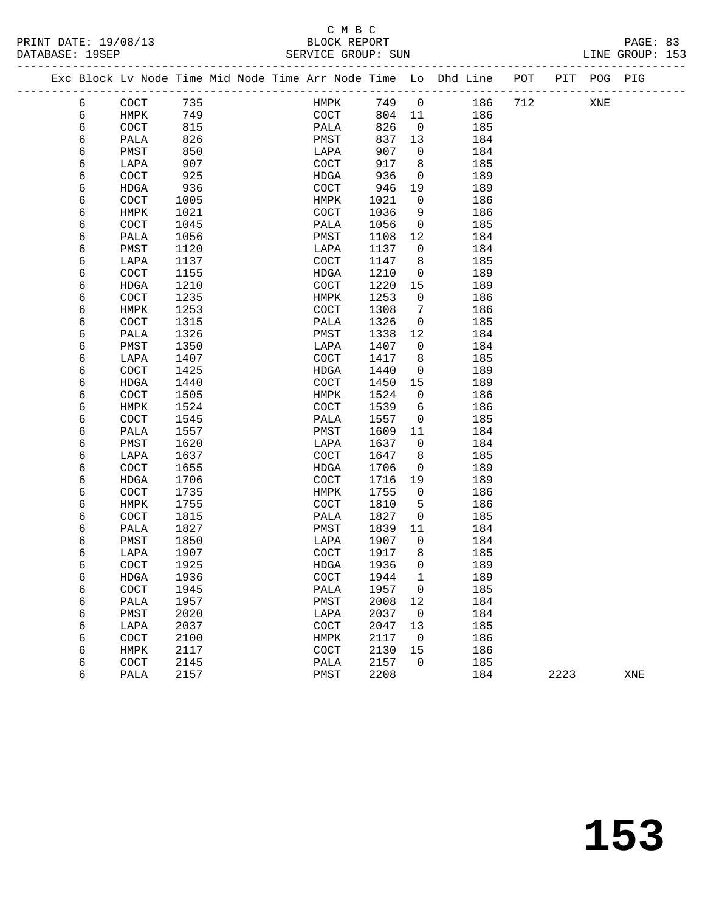C M B C

PRINT DATE: 19/08/13 BLOCK REPORT

DATABASE: 19SEP SERVICE GROUP: SUN LINE GROUP: 153

| Exc | Block | Lv | Node | Time | Mid | Node | Time | Arr | Node | Time | Lo | Dhd | Line | POT | PIT | POG | PIG |
|---|---|---|---|---|---|---|---|---|---|---|---|---|---|---|---|---|---|
| | 6 | | COCT | 735 | | | | | HMPK | 749 | 0 | | 186 | 712 | | XNE | |
| | 6 | | HMPK | 749 | | | | | COCT | 804 | 11 | | 186 | | | | |
| | 6 | | COCT | 815 | | | | | PALA | 826 | 0 | | 185 | | | | |
| | 6 | | PALA | 826 | | | | | PMST | 837 | 13 | | 184 | | | | |
| | 6 | | PMST | 850 | | | | | LAPA | 907 | 0 | | 184 | | | | |
| | 6 | | LAPA | 907 | | | | | COCT | 917 | 8 | | 185 | | | | |
| | 6 | | COCT | 925 | | | | | HDGA | 936 | 0 | | 189 | | | | |
| | 6 | | HDGA | 936 | | | | | COCT | 946 | 19 | | 189 | | | | |
| | 6 | | COCT | 1005 | | | | | HMPK | 1021 | 0 | | 186 | | | | |
| | 6 | | HMPK | 1021 | | | | | COCT | 1036 | 9 | | 186 | | | | |
| | 6 | | COCT | 1045 | | | | | PALA | 1056 | 0 | | 185 | | | | |
| | 6 | | PALA | 1056 | | | | | PMST | 1108 | 12 | | 184 | | | | |
| | 6 | | PMST | 1120 | | | | | LAPA | 1137 | 0 | | 184 | | | | |
| | 6 | | LAPA | 1137 | | | | | COCT | 1147 | 8 | | 185 | | | | |
| | 6 | | COCT | 1155 | | | | | HDGA | 1210 | 0 | | 189 | | | | |
| | 6 | | HDGA | 1210 | | | | | COCT | 1220 | 15 | | 189 | | | | |
| | 6 | | COCT | 1235 | | | | | HMPK | 1253 | 0 | | 186 | | | | |
| | 6 | | HMPK | 1253 | | | | | COCT | 1308 | 7 | | 186 | | | | |
| | 6 | | COCT | 1315 | | | | | PALA | 1326 | 0 | | 185 | | | | |
| | 6 | | PALA | 1326 | | | | | PMST | 1338 | 12 | | 184 | | | | |
| | 6 | | PMST | 1350 | | | | | LAPA | 1407 | 0 | | 184 | | | | |
| | 6 | | LAPA | 1407 | | | | | COCT | 1417 | 8 | | 185 | | | | |
| | 6 | | COCT | 1425 | | | | | HDGA | 1440 | 0 | | 189 | | | | |
| | 6 | | HDGA | 1440 | | | | | COCT | 1450 | 15 | | 189 | | | | |
| | 6 | | COCT | 1505 | | | | | HMPK | 1524 | 0 | | 186 | | | | |
| | 6 | | HMPK | 1524 | | | | | COCT | 1539 | 6 | | 186 | | | | |
| | 6 | | COCT | 1545 | | | | | PALA | 1557 | 0 | | 185 | | | | |
| | 6 | | PALA | 1557 | | | | | PMST | 1609 | 11 | | 184 | | | | |
| | 6 | | PMST | 1620 | | | | | LAPA | 1637 | 0 | | 184 | | | | |
| | 6 | | LAPA | 1637 | | | | | COCT | 1647 | 8 | | 185 | | | | |
| | 6 | | COCT | 1655 | | | | | HDGA | 1706 | 0 | | 189 | | | | |
| | 6 | | HDGA | 1706 | | | | | COCT | 1716 | 19 | | 189 | | | | |
| | 6 | | COCT | 1735 | | | | | HMPK | 1755 | 0 | | 186 | | | | |
| | 6 | | HMPK | 1755 | | | | | COCT | 1810 | 5 | | 186 | | | | |
| | 6 | | COCT | 1815 | | | | | PALA | 1827 | 0 | | 185 | | | | |
| | 6 | | PALA | 1827 | | | | | PMST | 1839 | 11 | | 184 | | | | |
| | 6 | | PMST | 1850 | | | | | LAPA | 1907 | 0 | | 184 | | | | |
| | 6 | | LAPA | 1907 | | | | | COCT | 1917 | 8 | | 185 | | | | |
| | 6 | | COCT | 1925 | | | | | HDGA | 1936 | 0 | | 189 | | | | |
| | 6 | | HDGA | 1936 | | | | | COCT | 1944 | 1 | | 189 | | | | |
| | 6 | | COCT | 1945 | | | | | PALA | 1957 | 0 | | 185 | | | | |
| | 6 | | PALA | 1957 | | | | | PMST | 2008 | 12 | | 184 | | | | |
| | 6 | | PMST | 2020 | | | | | LAPA | 2037 | 0 | | 184 | | | | |
| | 6 | | LAPA | 2037 | | | | | COCT | 2047 | 13 | | 185 | | | | |
| | 6 | | COCT | 2100 | | | | | HMPK | 2117 | 0 | | 186 | | | | |
| | 6 | | HMPK | 2117 | | | | | COCT | 2130 | 15 | | 186 | | | | |
| | 6 | | COCT | 2145 | | | | | PALA | 2157 | 0 | | 185 | | | | |
| | 6 | | PALA | 2157 | | | | | PMST | 2208 | | | 184 | | 2223 | | XNE |

# 153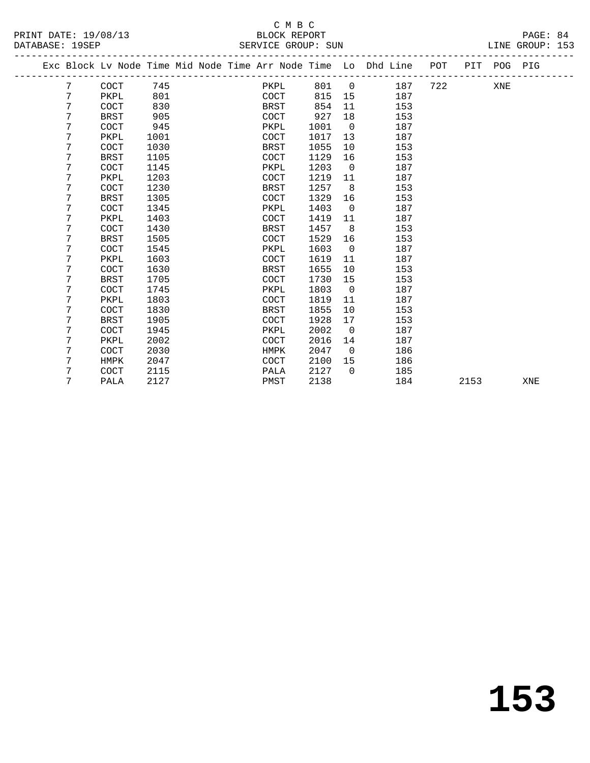C M B C

PRINT DATE: 19/08/13 BLOCK REPORT PAGE: 84
DATABASE: 19SEP SERVICE GROUP: SUN LINE GROUP: 153

| Exc | Block | Lv | Node | Time | Mid Node | Time | Arr Node | Time | Lo | Dhd Line | POT | PIT | POG | PIG |
|---|---|---|---|---|---|---|---|---|---|---|---|---|---|---|
| | 7 | | COCT | 745 | | | PKPL | 801 | 0 | 187 | 722 | | XNE | |
| | 7 | | PKPL | 801 | | | COCT | 815 | 15 | 187 | | | | |
| | 7 | | COCT | 830 | | | BRST | 854 | 11 | 153 | | | | |
| | 7 | | BRST | 905 | | | COCT | 927 | 18 | 153 | | | | |
| | 7 | | COCT | 945 | | | PKPL | 1001 | 0 | 187 | | | | |
| | 7 | | PKPL | 1001 | | | COCT | 1017 | 13 | 187 | | | | |
| | 7 | | COCT | 1030 | | | BRST | 1055 | 10 | 153 | | | | |
| | 7 | | BRST | 1105 | | | COCT | 1129 | 16 | 153 | | | | |
| | 7 | | COCT | 1145 | | | PKPL | 1203 | 0 | 187 | | | | |
| | 7 | | PKPL | 1203 | | | COCT | 1219 | 11 | 187 | | | | |
| | 7 | | COCT | 1230 | | | BRST | 1257 | 8 | 153 | | | | |
| | 7 | | BRST | 1305 | | | COCT | 1329 | 16 | 153 | | | | |
| | 7 | | COCT | 1345 | | | PKPL | 1403 | 0 | 187 | | | | |
| | 7 | | PKPL | 1403 | | | COCT | 1419 | 11 | 187 | | | | |
| | 7 | | COCT | 1430 | | | BRST | 1457 | 8 | 153 | | | | |
| | 7 | | BRST | 1505 | | | COCT | 1529 | 16 | 153 | | | | |
| | 7 | | COCT | 1545 | | | PKPL | 1603 | 0 | 187 | | | | |
| | 7 | | PKPL | 1603 | | | COCT | 1619 | 11 | 187 | | | | |
| | 7 | | COCT | 1630 | | | BRST | 1655 | 10 | 153 | | | | |
| | 7 | | BRST | 1705 | | | COCT | 1730 | 15 | 153 | | | | |
| | 7 | | COCT | 1745 | | | PKPL | 1803 | 0 | 187 | | | | |
| | 7 | | PKPL | 1803 | | | COCT | 1819 | 11 | 187 | | | | |
| | 7 | | COCT | 1830 | | | BRST | 1855 | 10 | 153 | | | | |
| | 7 | | BRST | 1905 | | | COCT | 1928 | 17 | 153 | | | | |
| | 7 | | COCT | 1945 | | | PKPL | 2002 | 0 | 187 | | | | |
| | 7 | | PKPL | 2002 | | | COCT | 2016 | 14 | 187 | | | | |
| | 7 | | COCT | 2030 | | | HMPK | 2047 | 0 | 186 | | | | |
| | 7 | | HMPK | 2047 | | | COCT | 2100 | 15 | 186 | | | | |
| | 7 | | COCT | 2115 | | | PALA | 2127 | 0 | 185 | | | | |
| | 7 | | PALA | 2127 | | | PMST | 2138 | | 184 | | 2153 | | XNE |

153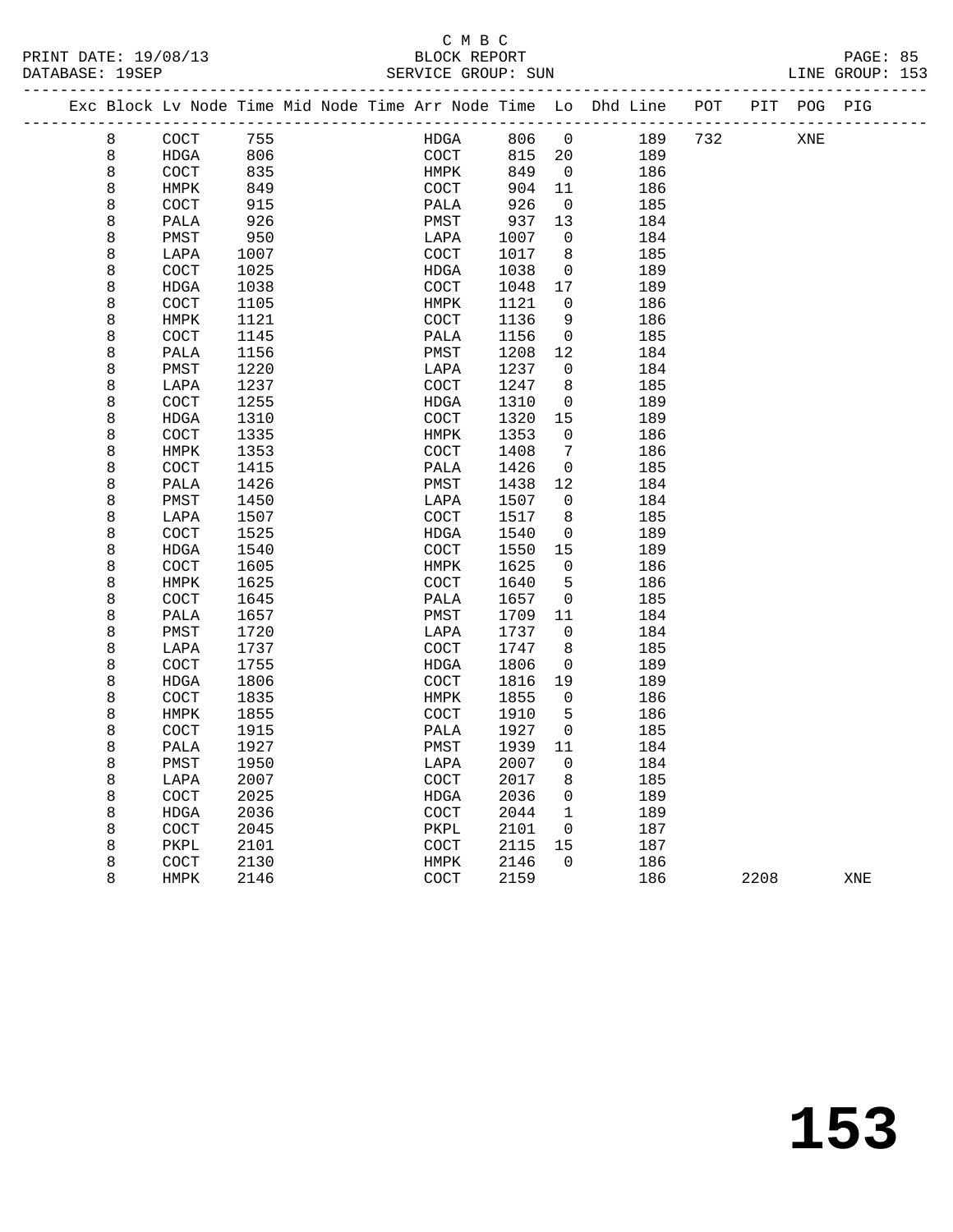C M B C

BLOCK REPORT

SERVICE GROUP: SUN

LINE GROUP: 153

| Exc | Block | Lv | Node | Time | Mid Node | Time | Arr Node | Time | Lo | Dhd Line | POT | PIT | POG | PIG |
|---|---|---|---|---|---|---|---|---|---|---|---|---|---|---|
| | 8 | | COCT | 755 | | | HDGA | 806 | 0 | 189 | 732 | | XNE | |
| | 8 | | HDGA | 806 | | | COCT | 815 | 20 | 189 | | | | |
| | 8 | | COCT | 835 | | | HMPK | 849 | 0 | 186 | | | | |
| | 8 | | HMPK | 849 | | | COCT | 904 | 11 | 186 | | | | |
| | 8 | | COCT | 915 | | | PALA | 926 | 0 | 185 | | | | |
| | 8 | | PALA | 926 | | | PMST | 937 | 13 | 184 | | | | |
| | 8 | | PMST | 950 | | | LAPA | 1007 | 0 | 184 | | | | |
| | 8 | | LAPA | 1007 | | | COCT | 1017 | 8 | 185 | | | | |
| | 8 | | COCT | 1025 | | | HDGA | 1038 | 0 | 189 | | | | |
| | 8 | | HDGA | 1038 | | | COCT | 1048 | 17 | 189 | | | | |
| | 8 | | COCT | 1105 | | | HMPK | 1121 | 0 | 186 | | | | |
| | 8 | | HMPK | 1121 | | | COCT | 1136 | 9 | 186 | | | | |
| | 8 | | COCT | 1145 | | | PALA | 1156 | 0 | 185 | | | | |
| | 8 | | PALA | 1156 | | | PMST | 1208 | 12 | 184 | | | | |
| | 8 | | PMST | 1220 | | | LAPA | 1237 | 0 | 184 | | | | |
| | 8 | | LAPA | 1237 | | | COCT | 1247 | 8 | 185 | | | | |
| | 8 | | COCT | 1255 | | | HDGA | 1310 | 0 | 189 | | | | |
| | 8 | | HDGA | 1310 | | | COCT | 1320 | 15 | 189 | | | | |
| | 8 | | COCT | 1335 | | | HMPK | 1353 | 0 | 186 | | | | |
| | 8 | | HMPK | 1353 | | | COCT | 1408 | 7 | 186 | | | | |
| | 8 | | COCT | 1415 | | | PALA | 1426 | 0 | 185 | | | | |
| | 8 | | PALA | 1426 | | | PMST | 1438 | 12 | 184 | | | | |
| | 8 | | PMST | 1450 | | | LAPA | 1507 | 0 | 184 | | | | |
| | 8 | | LAPA | 1507 | | | COCT | 1517 | 8 | 185 | | | | |
| | 8 | | COCT | 1525 | | | HDGA | 1540 | 0 | 189 | | | | |
| | 8 | | HDGA | 1540 | | | COCT | 1550 | 15 | 189 | | | | |
| | 8 | | COCT | 1605 | | | HMPK | 1625 | 0 | 186 | | | | |
| | 8 | | HMPK | 1625 | | | COCT | 1640 | 5 | 186 | | | | |
| | 8 | | COCT | 1645 | | | PALA | 1657 | 0 | 185 | | | | |
| | 8 | | PALA | 1657 | | | PMST | 1709 | 11 | 184 | | | | |
| | 8 | | PMST | 1720 | | | LAPA | 1737 | 0 | 184 | | | | |
| | 8 | | LAPA | 1737 | | | COCT | 1747 | 8 | 185 | | | | |
| | 8 | | COCT | 1755 | | | HDGA | 1806 | 0 | 189 | | | | |
| | 8 | | HDGA | 1806 | | | COCT | 1816 | 19 | 189 | | | | |
| | 8 | | COCT | 1835 | | | HMPK | 1855 | 0 | 186 | | | | |
| | 8 | | HMPK | 1855 | | | COCT | 1910 | 5 | 186 | | | | |
| | 8 | | COCT | 1915 | | | PALA | 1927 | 0 | 185 | | | | |
| | 8 | | PALA | 1927 | | | PMST | 1939 | 11 | 184 | | | | |
| | 8 | | PMST | 1950 | | | LAPA | 2007 | 0 | 184 | | | | |
| | 8 | | LAPA | 2007 | | | COCT | 2017 | 8 | 185 | | | | |
| | 8 | | COCT | 2025 | | | HDGA | 2036 | 0 | 189 | | | | |
| | 8 | | HDGA | 2036 | | | COCT | 2044 | 1 | 189 | | | | |
| | 8 | | COCT | 2045 | | | PKPL | 2101 | 0 | 187 | | | | |
| | 8 | | PKPL | 2101 | | | COCT | 2115 | 15 | 187 | | | | |
| | 8 | | COCT | 2130 | | | HMPK | 2146 | 0 | 186 | | | | |
| | 8 | | HMPK | 2146 | | | COCT | 2159 | | 186 | | 2208 | | XNE |

153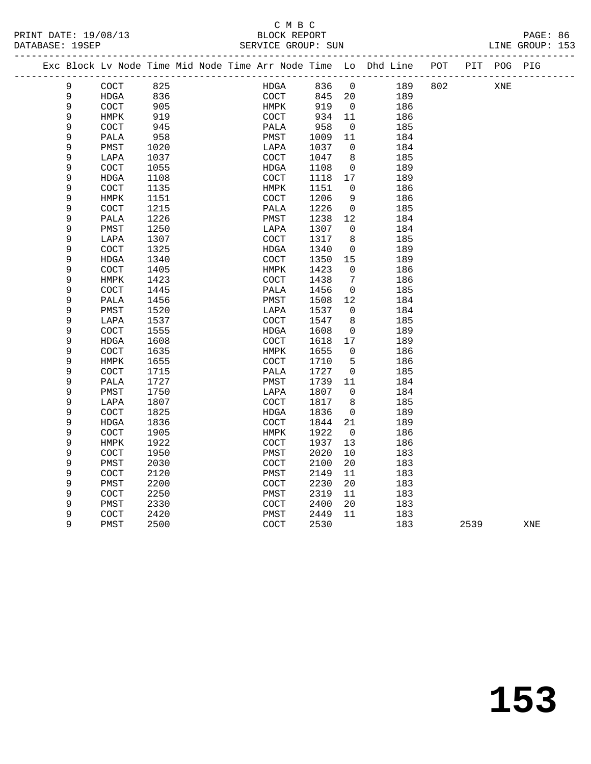C M B C

BLOCK REPORT

SERVICE GROUP: SUN

PRINT DATE: 19/08/13
DATABASE: 19SEP

LINE GROUP: 153

| Exc | Block | Lv | Node | Time | Mid Node | Time | Arr Node | Time | Lo | Dhd | Line | POT | PIT | POG | PIG |
|---|---|---|---|---|---|---|---|---|---|---|---|---|---|---|---|
| | 9 | | COCT | 825 | | | HDGA | 836 | 0 | | 189 | 802 | | XNE | |
| | 9 | | HDGA | 836 | | | COCT | 845 | 20 | | 189 | | | | |
| | 9 | | COCT | 905 | | | HMPK | 919 | 0 | | 186 | | | | |
| | 9 | | HMPK | 919 | | | COCT | 934 | 11 | | 186 | | | | |
| | 9 | | COCT | 945 | | | PALA | 958 | 0 | | 185 | | | | |
| | 9 | | PALA | 958 | | | PMST | 1009 | 11 | | 184 | | | | |
| | 9 | | PMST | 1020 | | | LAPA | 1037 | 0 | | 184 | | | | |
| | 9 | | LAPA | 1037 | | | COCT | 1047 | 8 | | 185 | | | | |
| | 9 | | COCT | 1055 | | | HDGA | 1108 | 0 | | 189 | | | | |
| | 9 | | HDGA | 1108 | | | COCT | 1118 | 17 | | 189 | | | | |
| | 9 | | COCT | 1135 | | | HMPK | 1151 | 0 | | 186 | | | | |
| | 9 | | HMPK | 1151 | | | COCT | 1206 | 9 | | 186 | | | | |
| | 9 | | COCT | 1215 | | | PALA | 1226 | 0 | | 185 | | | | |
| | 9 | | PALA | 1226 | | | PMST | 1238 | 12 | | 184 | | | | |
| | 9 | | PMST | 1250 | | | LAPA | 1307 | 0 | | 184 | | | | |
| | 9 | | LAPA | 1307 | | | COCT | 1317 | 8 | | 185 | | | | |
| | 9 | | COCT | 1325 | | | HDGA | 1340 | 0 | | 189 | | | | |
| | 9 | | HDGA | 1340 | | | COCT | 1350 | 15 | | 189 | | | | |
| | 9 | | COCT | 1405 | | | HMPK | 1423 | 0 | | 186 | | | | |
| | 9 | | HMPK | 1423 | | | COCT | 1438 | 7 | | 186 | | | | |
| | 9 | | COCT | 1445 | | | PALA | 1456 | 0 | | 185 | | | | |
| | 9 | | PALA | 1456 | | | PMST | 1508 | 12 | | 184 | | | | |
| | 9 | | PMST | 1520 | | | LAPA | 1537 | 0 | | 184 | | | | |
| | 9 | | LAPA | 1537 | | | COCT | 1547 | 8 | | 185 | | | | |
| | 9 | | COCT | 1555 | | | HDGA | 1608 | 0 | | 189 | | | | |
| | 9 | | HDGA | 1608 | | | COCT | 1618 | 17 | | 189 | | | | |
| | 9 | | COCT | 1635 | | | HMPK | 1655 | 0 | | 186 | | | | |
| | 9 | | HMPK | 1655 | | | COCT | 1710 | 5 | | 186 | | | | |
| | 9 | | COCT | 1715 | | | PALA | 1727 | 0 | | 185 | | | | |
| | 9 | | PALA | 1727 | | | PMST | 1739 | 11 | | 184 | | | | |
| | 9 | | PMST | 1750 | | | LAPA | 1807 | 0 | | 184 | | | | |
| | 9 | | LAPA | 1807 | | | COCT | 1817 | 8 | | 185 | | | | |
| | 9 | | COCT | 1825 | | | HDGA | 1836 | 0 | | 189 | | | | |
| | 9 | | HDGA | 1836 | | | COCT | 1844 | 21 | | 189 | | | | |
| | 9 | | COCT | 1905 | | | HMPK | 1922 | 0 | | 186 | | | | |
| | 9 | | HMPK | 1922 | | | COCT | 1937 | 13 | | 186 | | | | |
| | 9 | | COCT | 1950 | | | PMST | 2020 | 10 | | 183 | | | | |
| | 9 | | PMST | 2030 | | | COCT | 2100 | 20 | | 183 | | | | |
| | 9 | | COCT | 2120 | | | PMST | 2149 | 11 | | 183 | | | | |
| | 9 | | PMST | 2200 | | | COCT | 2230 | 20 | | 183 | | | | |
| | 9 | | COCT | 2250 | | | PMST | 2319 | 11 | | 183 | | | | |
| | 9 | | PMST | 2330 | | | COCT | 2400 | 20 | | 183 | | | | |
| | 9 | | COCT | 2420 | | | PMST | 2449 | 11 | | 183 | | | | |
| | 9 | | PMST | 2500 | | | COCT | 2530 | | | 183 | | 2539 | | XNE |

153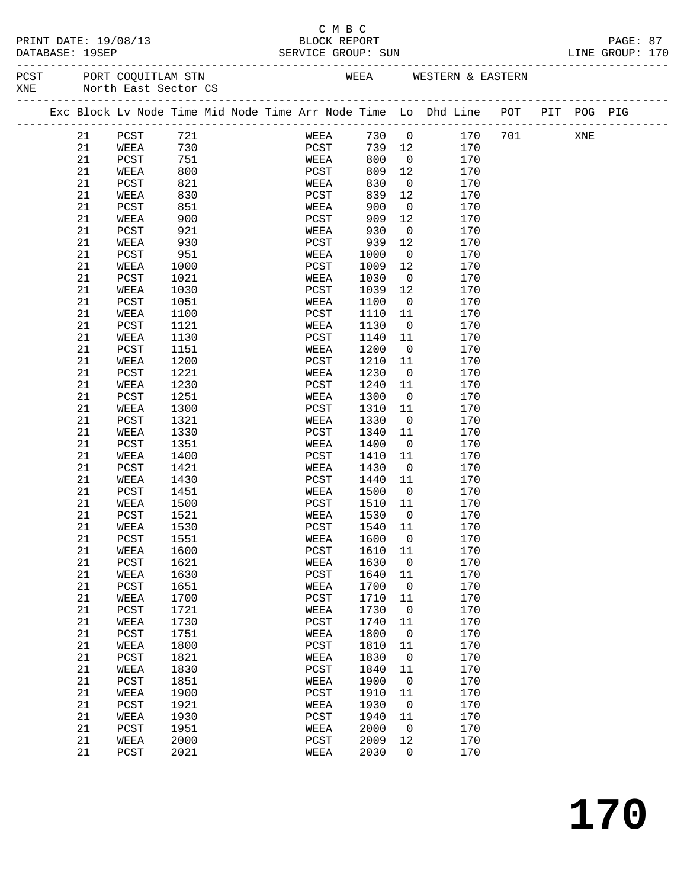C M B C

PRINT DATE: 19/08/13 BLOCK REPORT
DATABASE: 19SEP SERVICE GROUP: SUN LINE GROUP: 170

PCST PORT COQUITLAM STN WEEA WESTERN & EASTERN
XNE North East Sector CS

| Exc | Block | Lv Node | Time | Mid Node | Time | Arr Node | Time | Lo | Dhd Line | POT | PIT | POG | PIG |
|---|---|---|---|---|---|---|---|---|---|---|---|---|---|
| | 21 | PCST | 721 | | | WEEA | 730 | 0 | 170 | 701 | | XNE | |
| | 21 | WEEA | 730 | | | PCST | 739 | 12 | 170 | | | | |
| | 21 | PCST | 751 | | | WEEA | 800 | 0 | 170 | | | | |
| | 21 | WEEA | 800 | | | PCST | 809 | 12 | 170 | | | | |
| | 21 | PCST | 821 | | | WEEA | 830 | 0 | 170 | | | | |
| | 21 | WEEA | 830 | | | PCST | 839 | 12 | 170 | | | | |
| | 21 | PCST | 851 | | | WEEA | 900 | 0 | 170 | | | | |
| | 21 | WEEA | 900 | | | PCST | 909 | 12 | 170 | | | | |
| | 21 | PCST | 921 | | | WEEA | 930 | 0 | 170 | | | | |
| | 21 | WEEA | 930 | | | PCST | 939 | 12 | 170 | | | | |
| | 21 | PCST | 951 | | | WEEA | 1000 | 0 | 170 | | | | |
| | 21 | WEEA | 1000 | | | PCST | 1009 | 12 | 170 | | | | |
| | 21 | PCST | 1021 | | | WEEA | 1030 | 0 | 170 | | | | |
| | 21 | WEEA | 1030 | | | PCST | 1039 | 12 | 170 | | | | |
| | 21 | PCST | 1051 | | | WEEA | 1100 | 0 | 170 | | | | |
| | 21 | WEEA | 1100 | | | PCST | 1110 | 11 | 170 | | | | |
| | 21 | PCST | 1121 | | | WEEA | 1130 | 0 | 170 | | | | |
| | 21 | WEEA | 1130 | | | PCST | 1140 | 11 | 170 | | | | |
| | 21 | PCST | 1151 | | | WEEA | 1200 | 0 | 170 | | | | |
| | 21 | WEEA | 1200 | | | PCST | 1210 | 11 | 170 | | | | |
| | 21 | PCST | 1221 | | | WEEA | 1230 | 0 | 170 | | | | |
| | 21 | WEEA | 1230 | | | PCST | 1240 | 11 | 170 | | | | |
| | 21 | PCST | 1251 | | | WEEA | 1300 | 0 | 170 | | | | |
| | 21 | WEEA | 1300 | | | PCST | 1310 | 11 | 170 | | | | |
| | 21 | PCST | 1321 | | | WEEA | 1330 | 0 | 170 | | | | |
| | 21 | WEEA | 1330 | | | PCST | 1340 | 11 | 170 | | | | |
| | 21 | PCST | 1351 | | | WEEA | 1400 | 0 | 170 | | | | |
| | 21 | WEEA | 1400 | | | PCST | 1410 | 11 | 170 | | | | |
| | 21 | PCST | 1421 | | | WEEA | 1430 | 0 | 170 | | | | |
| | 21 | WEEA | 1430 | | | PCST | 1440 | 11 | 170 | | | | |
| | 21 | PCST | 1451 | | | WEEA | 1500 | 0 | 170 | | | | |
| | 21 | WEEA | 1500 | | | PCST | 1510 | 11 | 170 | | | | |
| | 21 | PCST | 1521 | | | WEEA | 1530 | 0 | 170 | | | | |
| | 21 | WEEA | 1530 | | | PCST | 1540 | 11 | 170 | | | | |
| | 21 | PCST | 1551 | | | WEEA | 1600 | 0 | 170 | | | | |
| | 21 | WEEA | 1600 | | | PCST | 1610 | 11 | 170 | | | | |
| | 21 | PCST | 1621 | | | WEEA | 1630 | 0 | 170 | | | | |
| | 21 | WEEA | 1630 | | | PCST | 1640 | 11 | 170 | | | | |
| | 21 | PCST | 1651 | | | WEEA | 1700 | 0 | 170 | | | | |
| | 21 | WEEA | 1700 | | | PCST | 1710 | 11 | 170 | | | | |
| | 21 | PCST | 1721 | | | WEEA | 1730 | 0 | 170 | | | | |
| | 21 | WEEA | 1730 | | | PCST | 1740 | 11 | 170 | | | | |
| | 21 | PCST | 1751 | | | WEEA | 1800 | 0 | 170 | | | | |
| | 21 | WEEA | 1800 | | | PCST | 1810 | 11 | 170 | | | | |
| | 21 | PCST | 1821 | | | WEEA | 1830 | 0 | 170 | | | | |
| | 21 | WEEA | 1830 | | | PCST | 1840 | 11 | 170 | | | | |
| | 21 | PCST | 1851 | | | WEEA | 1900 | 0 | 170 | | | | |
| | 21 | WEEA | 1900 | | | PCST | 1910 | 11 | 170 | | | | |
| | 21 | PCST | 1921 | | | WEEA | 1930 | 0 | 170 | | | | |
| | 21 | WEEA | 1930 | | | PCST | 1940 | 11 | 170 | | | | |
| | 21 | PCST | 1951 | | | WEEA | 2000 | 0 | 170 | | | | |
| | 21 | WEEA | 2000 | | | PCST | 2009 | 12 | 170 | | | | |
| | 21 | PCST | 2021 | | | WEEA | 2030 | 0 | 170 | | | | |

# 170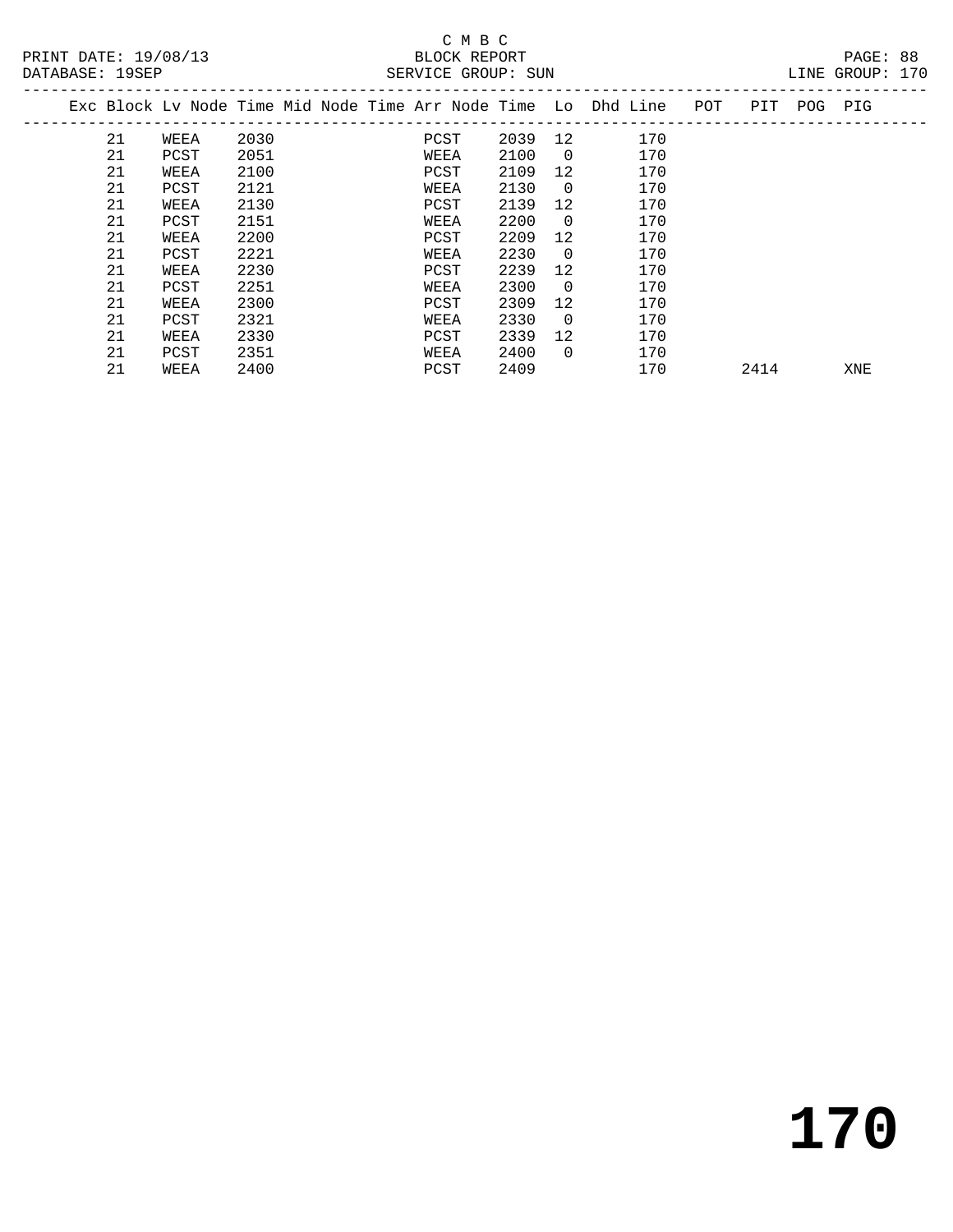C M B C

PRINT DATE: 19/08/13 BLOCK REPORT
DATABASE: 19SEP SERVICE GROUP: SUN LINE GROUP: 170

| Exc | Block | Lv | Node | Time | Mid Node | Time | Arr Node | Time | Lo | Dhd | Line | POT | PIT | POG | PIG |
|---|---|---|---|---|---|---|---|---|---|---|---|---|---|---|---|
| | 21 | | WEEA | 2030 | | | PCST | 2039 | 12 | | 170 | | | | |
| | 21 | | PCST | 2051 | | | WEEA | 2100 | 0 | | 170 | | | | |
| | 21 | | WEEA | 2100 | | | PCST | 2109 | 12 | | 170 | | | | |
| | 21 | | PCST | 2121 | | | WEEA | 2130 | 0 | | 170 | | | | |
| | 21 | | WEEA | 2130 | | | PCST | 2139 | 12 | | 170 | | | | |
| | 21 | | PCST | 2151 | | | WEEA | 2200 | 0 | | 170 | | | | |
| | 21 | | WEEA | 2200 | | | PCST | 2209 | 12 | | 170 | | | | |
| | 21 | | PCST | 2221 | | | WEEA | 2230 | 0 | | 170 | | | | |
| | 21 | | WEEA | 2230 | | | PCST | 2239 | 12 | | 170 | | | | |
| | 21 | | PCST | 2251 | | | WEEA | 2300 | 0 | | 170 | | | | |
| | 21 | | WEEA | 2300 | | | PCST | 2309 | 12 | | 170 | | | | |
| | 21 | | PCST | 2321 | | | WEEA | 2330 | 0 | | 170 | | | | |
| | 21 | | WEEA | 2330 | | | PCST | 2339 | 12 | | 170 | | | | |
| | 21 | | PCST | 2351 | | | WEEA | 2400 | 0 | | 170 | | | | |
| | 21 | | WEEA | 2400 | | | PCST | 2409 | | | 170 | | 2414 | | XNE |

# 170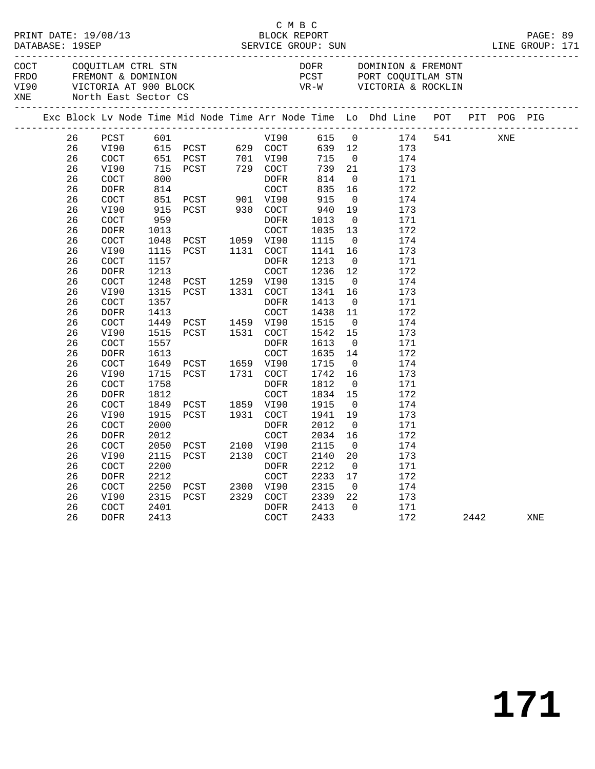C M B C

PRINT DATE: 19/08/13 BLOCK REPORT
DATABASE: 19SEP SERVICE GROUP: SUN LINE GROUP: 171

| | | | |
|---|---|---|---|
| COCT | COQUITLAM CTRL STN | DOFR | DOMINION & FREMONT |
| FRDO | FREMONT & DOMINION | PCST | PORT COQUITLAM STN |
| VI90 | VICTORIA AT 900 BLOCK | VR-W | VICTORIA & ROCKLIN |
| XNE | North East Sector CS | | |

| Exc | Block | Lv Node | Time | Mid Node | Time | Arr Node | Time | Lo | Dhd Line | POT | PIT | POG | PIG |
|---|---|---|---|---|---|---|---|---|---|---|---|---|---|
| | 26 | PCST | 601 | | | VI90 | 615 | 0 | 174 | 541 | | XNE | |
| | 26 | VI90 | 615 | PCST | 629 | COCT | 639 | 12 | 173 | | | | |
| | 26 | COCT | 651 | PCST | 701 | VI90 | 715 | 0 | 174 | | | | |
| | 26 | VI90 | 715 | PCST | 729 | COCT | 739 | 21 | 173 | | | | |
| | 26 | COCT | 800 | | | DOFR | 814 | 0 | 171 | | | | |
| | 26 | DOFR | 814 | | | COCT | 835 | 16 | 172 | | | | |
| | 26 | COCT | 851 | PCST | 901 | VI90 | 915 | 0 | 174 | | | | |
| | 26 | VI90 | 915 | PCST | 930 | COCT | 940 | 19 | 173 | | | | |
| | 26 | COCT | 959 | | | DOFR | 1013 | 0 | 171 | | | | |
| | 26 | DOFR | 1013 | | | COCT | 1035 | 13 | 172 | | | | |
| | 26 | COCT | 1048 | PCST | 1059 | VI90 | 1115 | 0 | 174 | | | | |
| | 26 | VI90 | 1115 | PCST | 1131 | COCT | 1141 | 16 | 173 | | | | |
| | 26 | COCT | 1157 | | | DOFR | 1213 | 0 | 171 | | | | |
| | 26 | DOFR | 1213 | | | COCT | 1236 | 12 | 172 | | | | |
| | 26 | COCT | 1248 | PCST | 1259 | VI90 | 1315 | 0 | 174 | | | | |
| | 26 | VI90 | 1315 | PCST | 1331 | COCT | 1341 | 16 | 173 | | | | |
| | 26 | COCT | 1357 | | | DOFR | 1413 | 0 | 171 | | | | |
| | 26 | DOFR | 1413 | | | COCT | 1438 | 11 | 172 | | | | |
| | 26 | COCT | 1449 | PCST | 1459 | VI90 | 1515 | 0 | 174 | | | | |
| | 26 | VI90 | 1515 | PCST | 1531 | COCT | 1542 | 15 | 173 | | | | |
| | 26 | COCT | 1557 | | | DOFR | 1613 | 0 | 171 | | | | |
| | 26 | DOFR | 1613 | | | COCT | 1635 | 14 | 172 | | | | |
| | 26 | COCT | 1649 | PCST | 1659 | VI90 | 1715 | 0 | 174 | | | | |
| | 26 | VI90 | 1715 | PCST | 1731 | COCT | 1742 | 16 | 173 | | | | |
| | 26 | COCT | 1758 | | | DOFR | 1812 | 0 | 171 | | | | |
| | 26 | DOFR | 1812 | | | COCT | 1834 | 15 | 172 | | | | |
| | 26 | COCT | 1849 | PCST | 1859 | VI90 | 1915 | 0 | 174 | | | | |
| | 26 | VI90 | 1915 | PCST | 1931 | COCT | 1941 | 19 | 173 | | | | |
| | 26 | COCT | 2000 | | | DOFR | 2012 | 0 | 171 | | | | |
| | 26 | DOFR | 2012 | | | COCT | 2034 | 16 | 172 | | | | |
| | 26 | COCT | 2050 | PCST | 2100 | VI90 | 2115 | 0 | 174 | | | | |
| | 26 | VI90 | 2115 | PCST | 2130 | COCT | 2140 | 20 | 173 | | | | |
| | 26 | COCT | 2200 | | | DOFR | 2212 | 0 | 171 | | | | |
| | 26 | DOFR | 2212 | | | COCT | 2233 | 17 | 172 | | | | |
| | 26 | COCT | 2250 | PCST | 2300 | VI90 | 2315 | 0 | 174 | | | | |
| | 26 | VI90 | 2315 | PCST | 2329 | COCT | 2339 | 22 | 173 | | | | |
| | 26 | COCT | 2401 | | | DOFR | 2413 | 0 | 171 | | | | |
| | 26 | DOFR | 2413 | | | COCT | 2433 | | 172 | | 2442 | | XNE |

# 171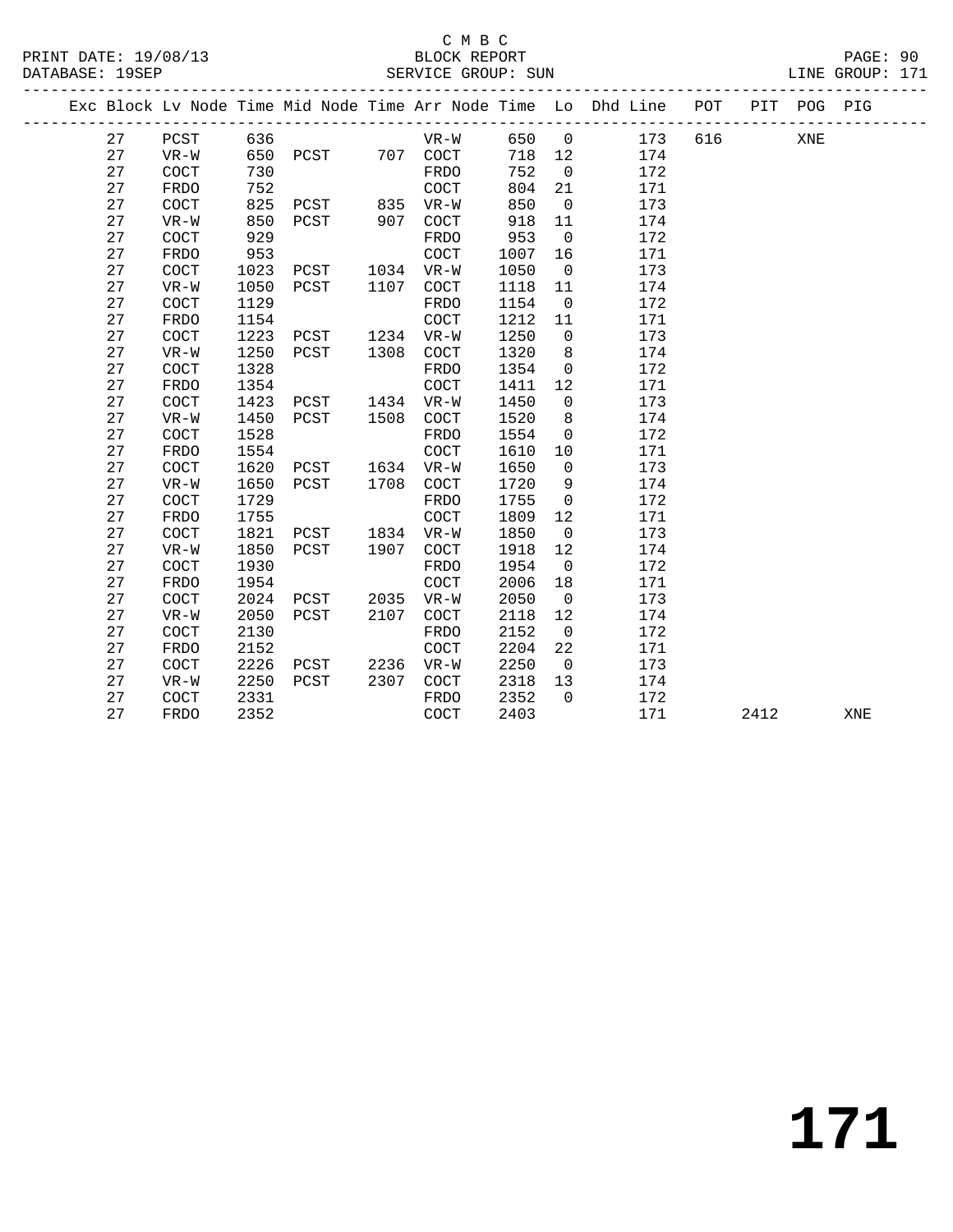C M B C

PRINT DATE: 19/08/13 BLOCK REPORT

DATABASE: 19SEP SERVICE GROUP: SUN LINE GROUP: 171

| Exc | Block | Lv Node | Time | Mid Node | Time | Arr Node | Time | Lo | Dhd Line | POT | PIT | POG | PIG |
|---|---|---|---|---|---|---|---|---|---|---|---|---|---|
| | 27 | PCST | 636 | | | VR-W | 650 | 0 | 173 | 616 | | XNE | |
| | 27 | VR-W | 650 | PCST | 707 | COCT | 718 | 12 | 174 | | | | |
| | 27 | COCT | 730 | | | FRDO | 752 | 0 | 172 | | | | |
| | 27 | FRDO | 752 | | | COCT | 804 | 21 | 171 | | | | |
| | 27 | COCT | 825 | PCST | 835 | VR-W | 850 | 0 | 173 | | | | |
| | 27 | VR-W | 850 | PCST | 907 | COCT | 918 | 11 | 174 | | | | |
| | 27 | COCT | 929 | | | FRDO | 953 | 0 | 172 | | | | |
| | 27 | FRDO | 953 | | | COCT | 1007 | 16 | 171 | | | | |
| | 27 | COCT | 1023 | PCST | 1034 | VR-W | 1050 | 0 | 173 | | | | |
| | 27 | VR-W | 1050 | PCST | 1107 | COCT | 1118 | 11 | 174 | | | | |
| | 27 | COCT | 1129 | | | FRDO | 1154 | 0 | 172 | | | | |
| | 27 | FRDO | 1154 | | | COCT | 1212 | 11 | 171 | | | | |
| | 27 | COCT | 1223 | PCST | 1234 | VR-W | 1250 | 0 | 173 | | | | |
| | 27 | VR-W | 1250 | PCST | 1308 | COCT | 1320 | 8 | 174 | | | | |
| | 27 | COCT | 1328 | | | FRDO | 1354 | 0 | 172 | | | | |
| | 27 | FRDO | 1354 | | | COCT | 1411 | 12 | 171 | | | | |
| | 27 | COCT | 1423 | PCST | 1434 | VR-W | 1450 | 0 | 173 | | | | |
| | 27 | VR-W | 1450 | PCST | 1508 | COCT | 1520 | 8 | 174 | | | | |
| | 27 | COCT | 1528 | | | FRDO | 1554 | 0 | 172 | | | | |
| | 27 | FRDO | 1554 | | | COCT | 1610 | 10 | 171 | | | | |
| | 27 | COCT | 1620 | PCST | 1634 | VR-W | 1650 | 0 | 173 | | | | |
| | 27 | VR-W | 1650 | PCST | 1708 | COCT | 1720 | 9 | 174 | | | | |
| | 27 | COCT | 1729 | | | FRDO | 1755 | 0 | 172 | | | | |
| | 27 | FRDO | 1755 | | | COCT | 1809 | 12 | 171 | | | | |
| | 27 | COCT | 1821 | PCST | 1834 | VR-W | 1850 | 0 | 173 | | | | |
| | 27 | VR-W | 1850 | PCST | 1907 | COCT | 1918 | 12 | 174 | | | | |
| | 27 | COCT | 1930 | | | FRDO | 1954 | 0 | 172 | | | | |
| | 27 | FRDO | 1954 | | | COCT | 2006 | 18 | 171 | | | | |
| | 27 | COCT | 2024 | PCST | 2035 | VR-W | 2050 | 0 | 173 | | | | |
| | 27 | VR-W | 2050 | PCST | 2107 | COCT | 2118 | 12 | 174 | | | | |
| | 27 | COCT | 2130 | | | FRDO | 2152 | 0 | 172 | | | | |
| | 27 | FRDO | 2152 | | | COCT | 2204 | 22 | 171 | | | | |
| | 27 | COCT | 2226 | PCST | 2236 | VR-W | 2250 | 0 | 173 | | | | |
| | 27 | VR-W | 2250 | PCST | 2307 | COCT | 2318 | 13 | 174 | | | | |
| | 27 | COCT | 2331 | | | FRDO | 2352 | 0 | 172 | | | | |
| | 27 | FRDO | 2352 | | | COCT | 2403 | | 171 | | 2412 | | XNE |

# 171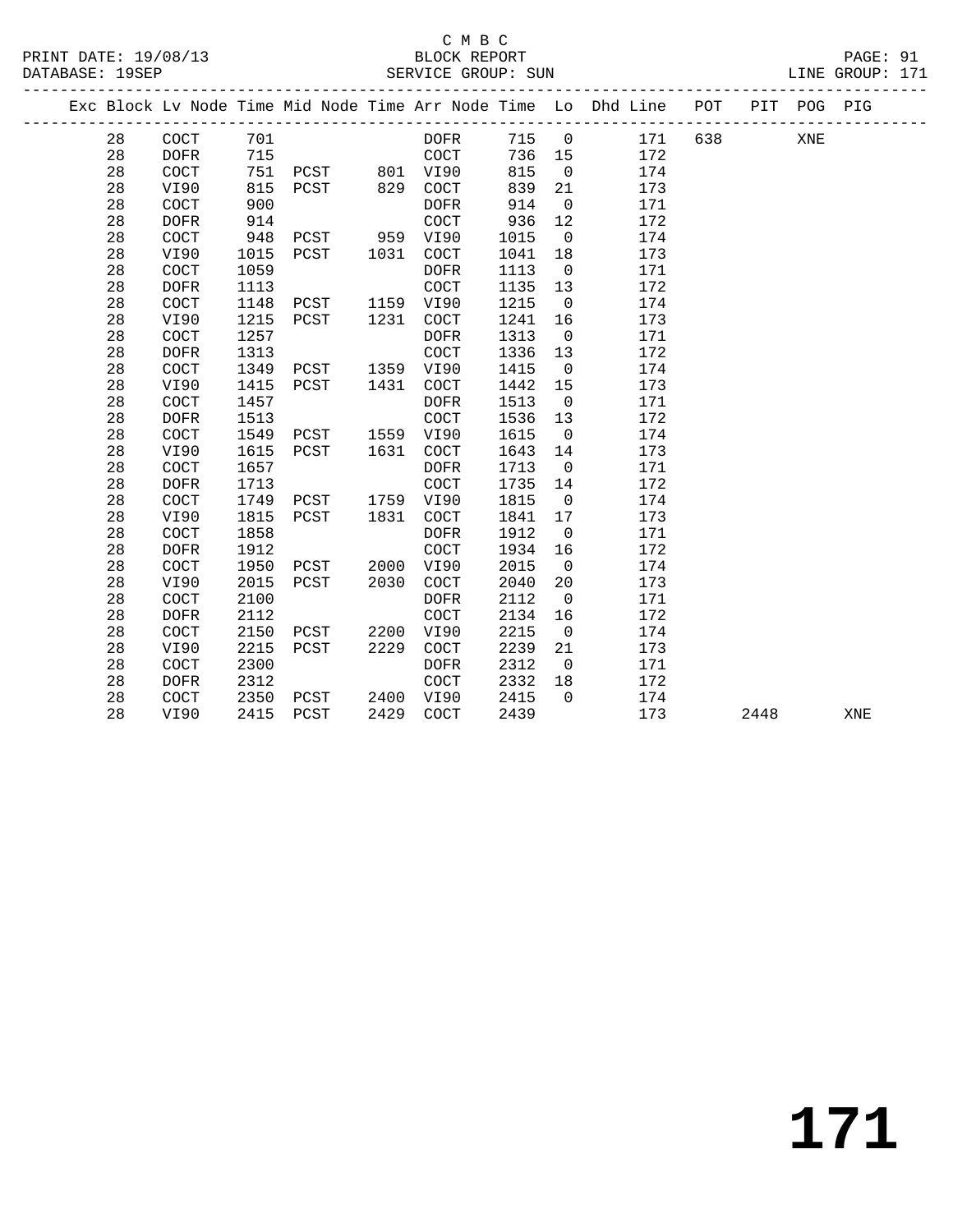C M B C

BLOCK REPORT

SERVICE GROUP: SUN

PRINT DATE: 19/08/13
DATABASE: 19SEP
LINE GROUP: 171

| Exc | Block | Lv Node | Time | Mid Node | Time | Arr Node | Time | Lo | Dhd Line | POT | PIT | POG | PIG |
|---|---|---|---|---|---|---|---|---|---|---|---|---|---|
| | 28 | COCT | 701 | | | DOFR | 715 | 0 | 171 | 638 | | XNE | |
| | 28 | DOFR | 715 | | | COCT | 736 | 15 | 172 | | | | |
| | 28 | COCT | 751 | PCST | 801 | VI90 | 815 | 0 | 174 | | | | |
| | 28 | VI90 | 815 | PCST | 829 | COCT | 839 | 21 | 173 | | | | |
| | 28 | COCT | 900 | | | DOFR | 914 | 0 | 171 | | | | |
| | 28 | DOFR | 914 | | | COCT | 936 | 12 | 172 | | | | |
| | 28 | COCT | 948 | PCST | 959 | VI90 | 1015 | 0 | 174 | | | | |
| | 28 | VI90 | 1015 | PCST | 1031 | COCT | 1041 | 18 | 173 | | | | |
| | 28 | COCT | 1059 | | | DOFR | 1113 | 0 | 171 | | | | |
| | 28 | DOFR | 1113 | | | COCT | 1135 | 13 | 172 | | | | |
| | 28 | COCT | 1148 | PCST | 1159 | VI90 | 1215 | 0 | 174 | | | | |
| | 28 | VI90 | 1215 | PCST | 1231 | COCT | 1241 | 16 | 173 | | | | |
| | 28 | COCT | 1257 | | | DOFR | 1313 | 0 | 171 | | | | |
| | 28 | DOFR | 1313 | | | COCT | 1336 | 13 | 172 | | | | |
| | 28 | COCT | 1349 | PCST | 1359 | VI90 | 1415 | 0 | 174 | | | | |
| | 28 | VI90 | 1415 | PCST | 1431 | COCT | 1442 | 15 | 173 | | | | |
| | 28 | COCT | 1457 | | | DOFR | 1513 | 0 | 171 | | | | |
| | 28 | DOFR | 1513 | | | COCT | 1536 | 13 | 172 | | | | |
| | 28 | COCT | 1549 | PCST | 1559 | VI90 | 1615 | 0 | 174 | | | | |
| | 28 | VI90 | 1615 | PCST | 1631 | COCT | 1643 | 14 | 173 | | | | |
| | 28 | COCT | 1657 | | | DOFR | 1713 | 0 | 171 | | | | |
| | 28 | DOFR | 1713 | | | COCT | 1735 | 14 | 172 | | | | |
| | 28 | COCT | 1749 | PCST | 1759 | VI90 | 1815 | 0 | 174 | | | | |
| | 28 | VI90 | 1815 | PCST | 1831 | COCT | 1841 | 17 | 173 | | | | |
| | 28 | COCT | 1858 | | | DOFR | 1912 | 0 | 171 | | | | |
| | 28 | DOFR | 1912 | | | COCT | 1934 | 16 | 172 | | | | |
| | 28 | COCT | 1950 | PCST | 2000 | VI90 | 2015 | 0 | 174 | | | | |
| | 28 | VI90 | 2015 | PCST | 2030 | COCT | 2040 | 20 | 173 | | | | |
| | 28 | COCT | 2100 | | | DOFR | 2112 | 0 | 171 | | | | |
| | 28 | DOFR | 2112 | | | COCT | 2134 | 16 | 172 | | | | |
| | 28 | COCT | 2150 | PCST | 2200 | VI90 | 2215 | 0 | 174 | | | | |
| | 28 | VI90 | 2215 | PCST | 2229 | COCT | 2239 | 21 | 173 | | | | |
| | 28 | COCT | 2300 | | | DOFR | 2312 | 0 | 171 | | | | |
| | 28 | DOFR | 2312 | | | COCT | 2332 | 18 | 172 | | | | |
| | 28 | COCT | 2350 | PCST | 2400 | VI90 | 2415 | 0 | 174 | | | | |
| | 28 | VI90 | 2415 | PCST | 2429 | COCT | 2439 | | 173 | | 2448 | | XNE |

# 171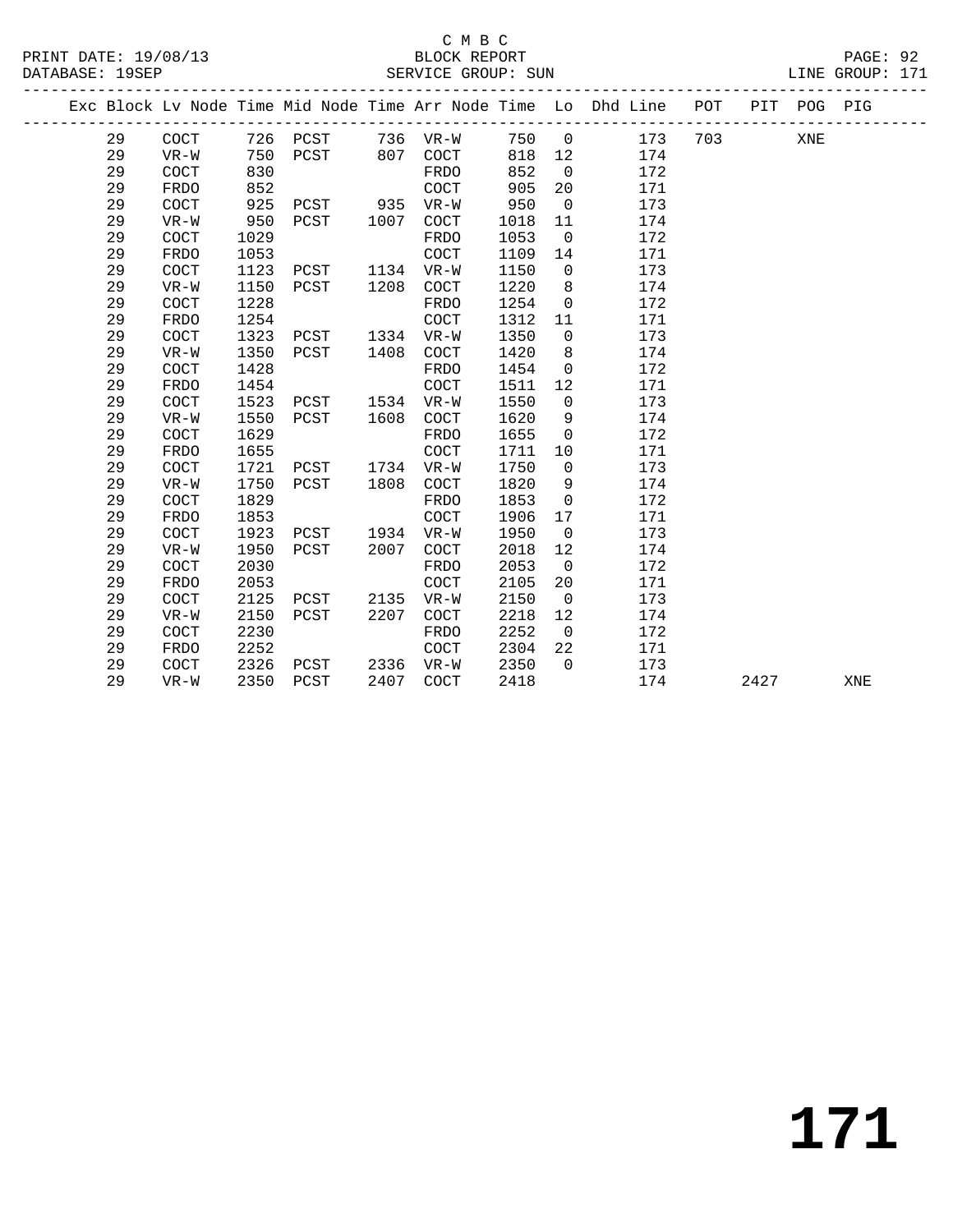C M B C
BLOCK REPORT
SERVICE GROUP: SUN

PRINT DATE: 19/08/13
DATABASE: 19SEP
LINE GROUP: 171

| Exc | Block | Lv Node | Time | Mid Node | Time | Arr Node | Time | Lo | Dhd Line | POT | PIT | POG | PIG |
|---|---|---|---|---|---|---|---|---|---|---|---|---|---|
| | 29 | COCT | 726 | PCST | 736 | VR-W | 750 | 0 | 173 | 703 | | XNE | |
| | 29 | VR-W | 750 | PCST | 807 | COCT | 818 | 12 | 174 | | | | |
| | 29 | COCT | 830 | | | FRDO | 852 | 0 | 172 | | | | |
| | 29 | FRDO | 852 | | | COCT | 905 | 20 | 171 | | | | |
| | 29 | COCT | 925 | PCST | 935 | VR-W | 950 | 0 | 173 | | | | |
| | 29 | VR-W | 950 | PCST | 1007 | COCT | 1018 | 11 | 174 | | | | |
| | 29 | COCT | 1029 | | | FRDO | 1053 | 0 | 172 | | | | |
| | 29 | FRDO | 1053 | | | COCT | 1109 | 14 | 171 | | | | |
| | 29 | COCT | 1123 | PCST | 1134 | VR-W | 1150 | 0 | 173 | | | | |
| | 29 | VR-W | 1150 | PCST | 1208 | COCT | 1220 | 8 | 174 | | | | |
| | 29 | COCT | 1228 | | | FRDO | 1254 | 0 | 172 | | | | |
| | 29 | FRDO | 1254 | | | COCT | 1312 | 11 | 171 | | | | |
| | 29 | COCT | 1323 | PCST | 1334 | VR-W | 1350 | 0 | 173 | | | | |
| | 29 | VR-W | 1350 | PCST | 1408 | COCT | 1420 | 8 | 174 | | | | |
| | 29 | COCT | 1428 | | | FRDO | 1454 | 0 | 172 | | | | |
| | 29 | FRDO | 1454 | | | COCT | 1511 | 12 | 171 | | | | |
| | 29 | COCT | 1523 | PCST | 1534 | VR-W | 1550 | 0 | 173 | | | | |
| | 29 | VR-W | 1550 | PCST | 1608 | COCT | 1620 | 9 | 174 | | | | |
| | 29 | COCT | 1629 | | | FRDO | 1655 | 0 | 172 | | | | |
| | 29 | FRDO | 1655 | | | COCT | 1711 | 10 | 171 | | | | |
| | 29 | COCT | 1721 | PCST | 1734 | VR-W | 1750 | 0 | 173 | | | | |
| | 29 | VR-W | 1750 | PCST | 1808 | COCT | 1820 | 9 | 174 | | | | |
| | 29 | COCT | 1829 | | | FRDO | 1853 | 0 | 172 | | | | |
| | 29 | FRDO | 1853 | | | COCT | 1906 | 17 | 171 | | | | |
| | 29 | COCT | 1923 | PCST | 1934 | VR-W | 1950 | 0 | 173 | | | | |
| | 29 | VR-W | 1950 | PCST | 2007 | COCT | 2018 | 12 | 174 | | | | |
| | 29 | COCT | 2030 | | | FRDO | 2053 | 0 | 172 | | | | |
| | 29 | FRDO | 2053 | | | COCT | 2105 | 20 | 171 | | | | |
| | 29 | COCT | 2125 | PCST | 2135 | VR-W | 2150 | 0 | 173 | | | | |
| | 29 | VR-W | 2150 | PCST | 2207 | COCT | 2218 | 12 | 174 | | | | |
| | 29 | COCT | 2230 | | | FRDO | 2252 | 0 | 172 | | | | |
| | 29 | FRDO | 2252 | | | COCT | 2304 | 22 | 171 | | | | |
| | 29 | COCT | 2326 | PCST | 2336 | VR-W | 2350 | 0 | 173 | | | | |
| | 29 | VR-W | 2350 | PCST | 2407 | COCT | 2418 | | 174 | | 2427 | | XNE |

171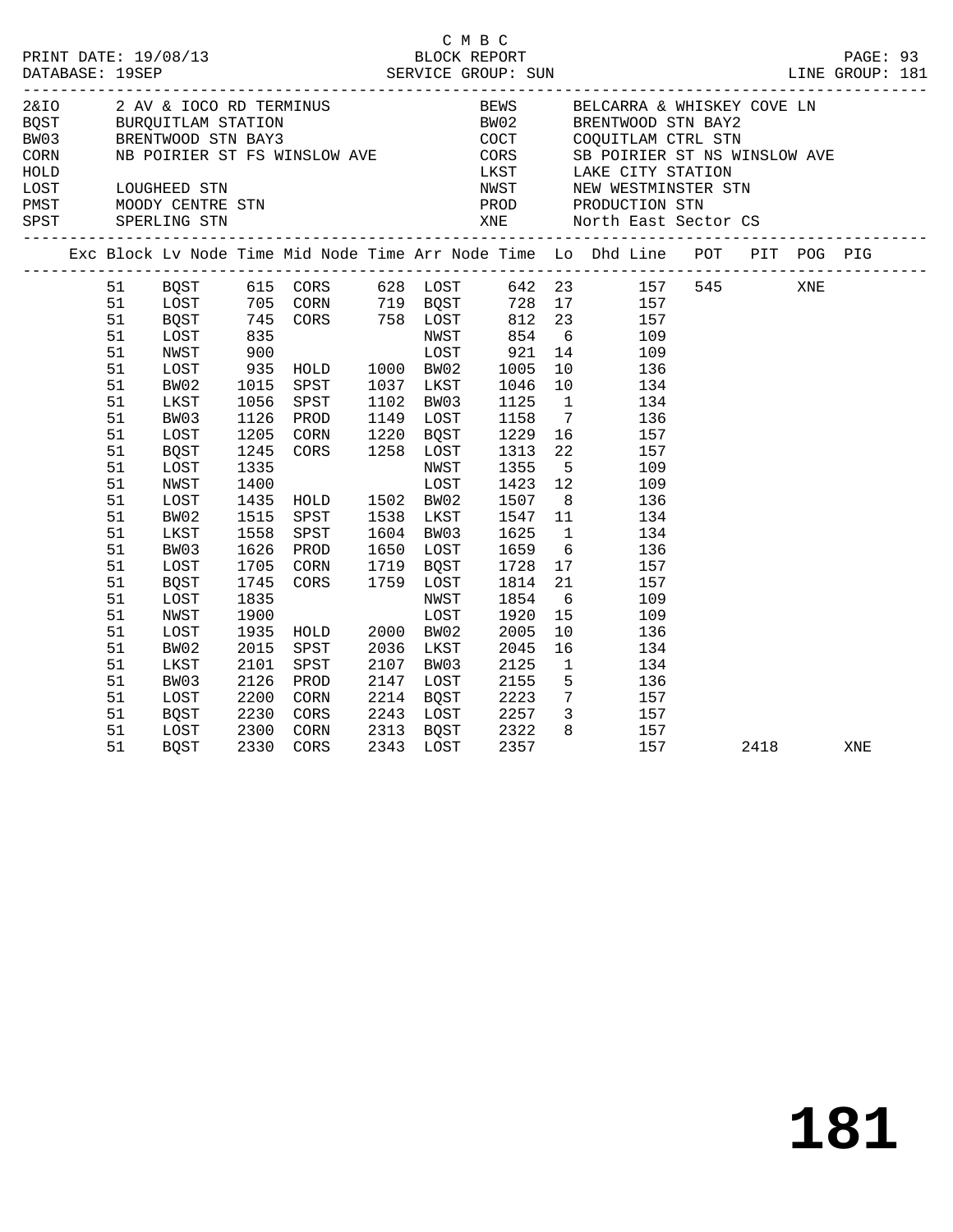C M B C
PRINT DATE: 19/08/13 BLOCK REPORT
DATABASE: 19SEP SERVICE GROUP: SUN LINE GROUP: 181

| Code | Description | Code | Description |
|---|---|---|---|
| 2&IO | 2 AV & IOCO RD TERMINUS | BEWS | BELCARRA & WHISKEY COVE LN |
| BQST | BURQUITLAM STATION | BW02 | BRENTWOOD STN BAY2 |
| BW03 | BRENTWOOD STN BAY3 | COCT | COQUITLAM CTRL STN |
| CORN | NB POIRIER ST FS WINSLOW AVE | CORS | SB POIRIER ST NS WINSLOW AVE |
| HOLD | | LKST | LAKE CITY STATION |
| LOST | LOUGHEED STN | NWST | NEW WESTMINSTER STN |
| PMST | MOODY CENTRE STN | PROD | PRODUCTION STN |
| SPST | SPERLING STN | XNE | North East Sector CS |

| Exc | Block | Lv Node | Time | Mid Node | Time | Arr Node | Time | Lo | Dhd Line | POT | PIT | POG | PIG |
|---|---|---|---|---|---|---|---|---|---|---|---|---|---|
| | 51 | BQST | 615 | CORS | 628 | LOST | 642 | 23 | 157 | 545 | | XNE | |
| | 51 | LOST | 705 | CORN | 719 | BQST | 728 | 17 | 157 | | | | |
| | 51 | BQST | 745 | CORS | 758 | LOST | 812 | 23 | 157 | | | | |
| | 51 | LOST | 835 | | | NWST | 854 | 6 | 109 | | | | |
| | 51 | NWST | 900 | | | LOST | 921 | 14 | 109 | | | | |
| | 51 | LOST | 935 | HOLD | 1000 | BW02 | 1005 | 10 | 136 | | | | |
| | 51 | BW02 | 1015 | SPST | 1037 | LKST | 1046 | 10 | 134 | | | | |
| | 51 | LKST | 1056 | SPST | 1102 | BW03 | 1125 | 1 | 134 | | | | |
| | 51 | BW03 | 1126 | PROD | 1149 | LOST | 1158 | 7 | 136 | | | | |
| | 51 | LOST | 1205 | CORN | 1220 | BQST | 1229 | 16 | 157 | | | | |
| | 51 | BQST | 1245 | CORS | 1258 | LOST | 1313 | 22 | 157 | | | | |
| | 51 | LOST | 1335 | | | NWST | 1355 | 5 | 109 | | | | |
| | 51 | NWST | 1400 | | | LOST | 1423 | 12 | 109 | | | | |
| | 51 | LOST | 1435 | HOLD | 1502 | BW02 | 1507 | 8 | 136 | | | | |
| | 51 | BW02 | 1515 | SPST | 1538 | LKST | 1547 | 11 | 134 | | | | |
| | 51 | LKST | 1558 | SPST | 1604 | BW03 | 1625 | 1 | 134 | | | | |
| | 51 | BW03 | 1626 | PROD | 1650 | LOST | 1659 | 6 | 136 | | | | |
| | 51 | LOST | 1705 | CORN | 1719 | BQST | 1728 | 17 | 157 | | | | |
| | 51 | BQST | 1745 | CORS | 1759 | LOST | 1814 | 21 | 157 | | | | |
| | 51 | LOST | 1835 | | | NWST | 1854 | 6 | 109 | | | | |
| | 51 | NWST | 1900 | | | LOST | 1920 | 15 | 109 | | | | |
| | 51 | LOST | 1935 | HOLD | 2000 | BW02 | 2005 | 10 | 136 | | | | |
| | 51 | BW02 | 2015 | SPST | 2036 | LKST | 2045 | 16 | 134 | | | | |
| | 51 | LKST | 2101 | SPST | 2107 | BW03 | 2125 | 1 | 134 | | | | |
| | 51 | BW03 | 2126 | PROD | 2147 | LOST | 2155 | 5 | 136 | | | | |
| | 51 | LOST | 2200 | CORN | 2214 | BQST | 2223 | 7 | 157 | | | | |
| | 51 | BQST | 2230 | CORS | 2243 | LOST | 2257 | 3 | 157 | | | | |
| | 51 | LOST | 2300 | CORN | 2313 | BQST | 2322 | 8 | 157 | | | | |
| | 51 | BQST | 2330 | CORS | 2343 | LOST | 2357 | | 157 | | 2418 | | XNE |

**181**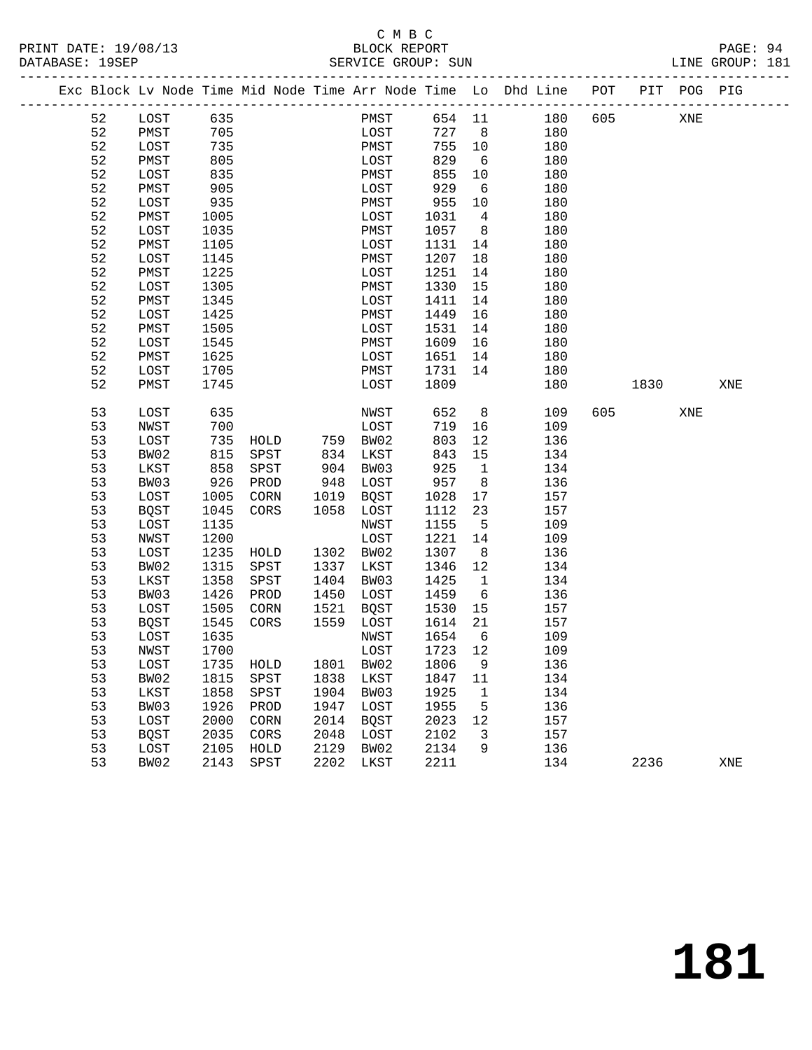C M B C

PRINT DATE: 19/08/13 BLOCK REPORT
DATABASE: 19SEP SERVICE GROUP: SUN LINE GROUP: 181

| Exc | Block | Lv | Node | Time | Mid Node | Time | Arr Node | Time | Lo | Dhd | Line | POT | PIT | POG | PIG |
|---|---|---|---|---|---|---|---|---|---|---|---|---|---|---|---|
| | 52 | | LOST | 635 | | | PMST | 654 | 11 | | 180 | 605 | | XNE | |
| | 52 | | PMST | 705 | | | LOST | 727 | 8 | | 180 | | | | |
| | 52 | | LOST | 735 | | | PMST | 755 | 10 | | 180 | | | | |
| | 52 | | PMST | 805 | | | LOST | 829 | 6 | | 180 | | | | |
| | 52 | | LOST | 835 | | | PMST | 855 | 10 | | 180 | | | | |
| | 52 | | PMST | 905 | | | LOST | 929 | 6 | | 180 | | | | |
| | 52 | | LOST | 935 | | | PMST | 955 | 10 | | 180 | | | | |
| | 52 | | PMST | 1005 | | | LOST | 1031 | 4 | | 180 | | | | |
| | 52 | | LOST | 1035 | | | PMST | 1057 | 8 | | 180 | | | | |
| | 52 | | PMST | 1105 | | | LOST | 1131 | 14 | | 180 | | | | |
| | 52 | | LOST | 1145 | | | PMST | 1207 | 18 | | 180 | | | | |
| | 52 | | PMST | 1225 | | | LOST | 1251 | 14 | | 180 | | | | |
| | 52 | | LOST | 1305 | | | PMST | 1330 | 15 | | 180 | | | | |
| | 52 | | PMST | 1345 | | | LOST | 1411 | 14 | | 180 | | | | |
| | 52 | | LOST | 1425 | | | PMST | 1449 | 16 | | 180 | | | | |
| | 52 | | PMST | 1505 | | | LOST | 1531 | 14 | | 180 | | | | |
| | 52 | | LOST | 1545 | | | PMST | 1609 | 16 | | 180 | | | | |
| | 52 | | PMST | 1625 | | | LOST | 1651 | 14 | | 180 | | | | |
| | 52 | | LOST | 1705 | | | PMST | 1731 | 14 | | 180 | | | | |
| | 52 | | PMST | 1745 | | | LOST | 1809 | | | 180 | | 1830 | | XNE |
| | 53 | | LOST | 635 | | | NWST | 652 | 8 | | 109 | 605 | | XNE | |
| | 53 | | NWST | 700 | | | LOST | 719 | 16 | | 109 | | | | |
| | 53 | | LOST | 735 | HOLD | 759 | BW02 | 803 | 12 | | 136 | | | | |
| | 53 | | BW02 | 815 | SPST | 834 | LKST | 843 | 15 | | 134 | | | | |
| | 53 | | LKST | 858 | SPST | 904 | BW03 | 925 | 1 | | 134 | | | | |
| | 53 | | BW03 | 926 | PROD | 948 | LOST | 957 | 8 | | 136 | | | | |
| | 53 | | LOST | 1005 | CORN | 1019 | BQST | 1028 | 17 | | 157 | | | | |
| | 53 | | BQST | 1045 | CORS | 1058 | LOST | 1112 | 23 | | 157 | | | | |
| | 53 | | LOST | 1135 | | | NWST | 1155 | 5 | | 109 | | | | |
| | 53 | | NWST | 1200 | | | LOST | 1221 | 14 | | 109 | | | | |
| | 53 | | LOST | 1235 | HOLD | 1302 | BW02 | 1307 | 8 | | 136 | | | | |
| | 53 | | BW02 | 1315 | SPST | 1337 | LKST | 1346 | 12 | | 134 | | | | |
| | 53 | | LKST | 1358 | SPST | 1404 | BW03 | 1425 | 1 | | 134 | | | | |
| | 53 | | BW03 | 1426 | PROD | 1450 | LOST | 1459 | 6 | | 136 | | | | |
| | 53 | | LOST | 1505 | CORN | 1521 | BQST | 1530 | 15 | | 157 | | | | |
| | 53 | | BQST | 1545 | CORS | 1559 | LOST | 1614 | 21 | | 157 | | | | |
| | 53 | | LOST | 1635 | | | NWST | 1654 | 6 | | 109 | | | | |
| | 53 | | NWST | 1700 | | | LOST | 1723 | 12 | | 109 | | | | |
| | 53 | | LOST | 1735 | HOLD | 1801 | BW02 | 1806 | 9 | | 136 | | | | |
| | 53 | | BW02 | 1815 | SPST | 1838 | LKST | 1847 | 11 | | 134 | | | | |
| | 53 | | LKST | 1858 | SPST | 1904 | BW03 | 1925 | 1 | | 134 | | | | |
| | 53 | | BW03 | 1926 | PROD | 1947 | LOST | 1955 | 5 | | 136 | | | | |
| | 53 | | LOST | 2000 | CORN | 2014 | BQST | 2023 | 12 | | 157 | | | | |
| | 53 | | BQST | 2035 | CORS | 2048 | LOST | 2102 | 3 | | 157 | | | | |
| | 53 | | LOST | 2105 | HOLD | 2129 | BW02 | 2134 | 9 | | 136 | | | | |
| | 53 | | BW02 | 2143 | SPST | 2202 | LKST | 2211 | | | 134 | | 2236 | | XNE |

181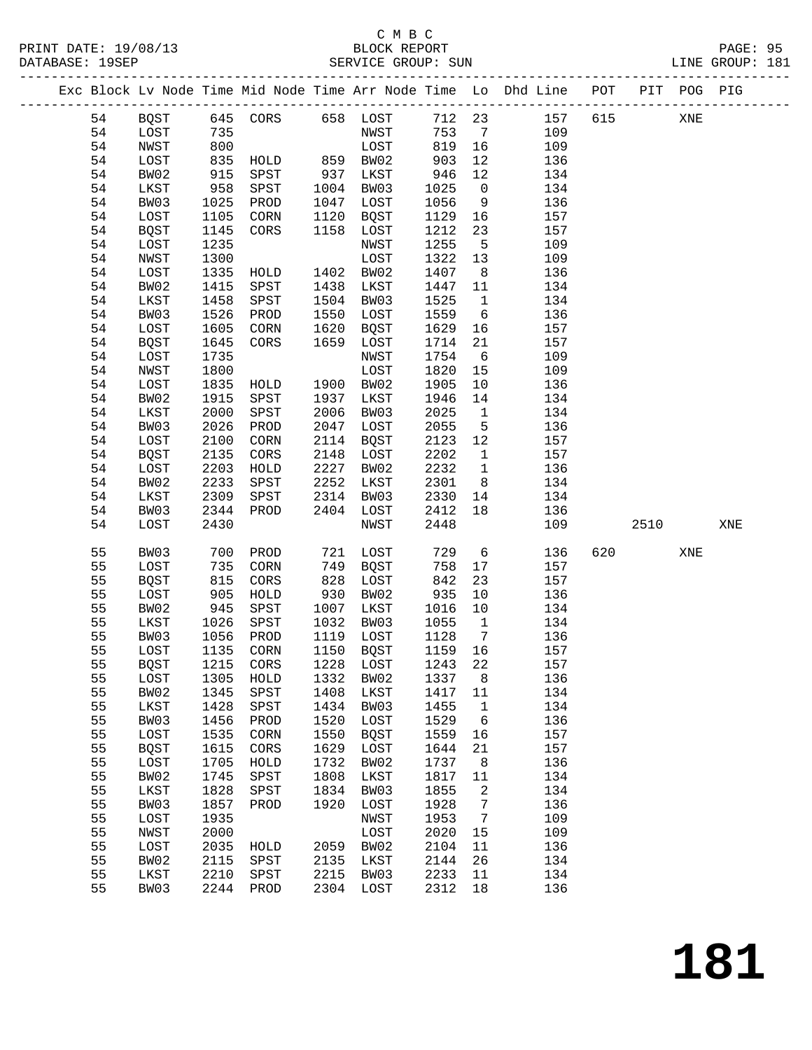C M B C
PRINT DATE: 19/08/13 BLOCK REPORT PAGE: 95
DATABASE: 19SEP SERVICE GROUP: SUN LINE GROUP: 181

| Exc | Block | Lv | Node | Time | Mid Node | Time | Arr Node | Time | Lo | Dhd Line | POT | PIT | POG | PIG |
|---|---|---|---|---|---|---|---|---|---|---|---|---|---|---|
| | 54 | | BQST | 645 | CORS | 658 | LOST | 712 | 23 | 157 | 615 | | XNE | |
| | 54 | | LOST | 735 | | | NWST | 753 | 7 | 109 | | | | |
| | 54 | | NWST | 800 | | | LOST | 819 | 16 | 109 | | | | |
| | 54 | | LOST | 835 | HOLD | 859 | BW02 | 903 | 12 | 136 | | | | |
| | 54 | | BW02 | 915 | SPST | 937 | LKST | 946 | 12 | 134 | | | | |
| | 54 | | LKST | 958 | SPST | 1004 | BW03 | 1025 | 0 | 134 | | | | |
| | 54 | | BW03 | 1025 | PROD | 1047 | LOST | 1056 | 9 | 136 | | | | |
| | 54 | | LOST | 1105 | CORN | 1120 | BQST | 1129 | 16 | 157 | | | | |
| | 54 | | BQST | 1145 | CORS | 1158 | LOST | 1212 | 23 | 157 | | | | |
| | 54 | | LOST | 1235 | | | NWST | 1255 | 5 | 109 | | | | |
| | 54 | | NWST | 1300 | | | LOST | 1322 | 13 | 109 | | | | |
| | 54 | | LOST | 1335 | HOLD | 1402 | BW02 | 1407 | 8 | 136 | | | | |
| | 54 | | BW02 | 1415 | SPST | 1438 | LKST | 1447 | 11 | 134 | | | | |
| | 54 | | LKST | 1458 | SPST | 1504 | BW03 | 1525 | 1 | 134 | | | | |
| | 54 | | BW03 | 1526 | PROD | 1550 | LOST | 1559 | 6 | 136 | | | | |
| | 54 | | LOST | 1605 | CORN | 1620 | BQST | 1629 | 16 | 157 | | | | |
| | 54 | | BQST | 1645 | CORS | 1659 | LOST | 1714 | 21 | 157 | | | | |
| | 54 | | LOST | 1735 | | | NWST | 1754 | 6 | 109 | | | | |
| | 54 | | NWST | 1800 | | | LOST | 1820 | 15 | 109 | | | | |
| | 54 | | LOST | 1835 | HOLD | 1900 | BW02 | 1905 | 10 | 136 | | | | |
| | 54 | | BW02 | 1915 | SPST | 1937 | LKST | 1946 | 14 | 134 | | | | |
| | 54 | | LKST | 2000 | SPST | 2006 | BW03 | 2025 | 1 | 134 | | | | |
| | 54 | | BW03 | 2026 | PROD | 2047 | LOST | 2055 | 5 | 136 | | | | |
| | 54 | | LOST | 2100 | CORN | 2114 | BQST | 2123 | 12 | 157 | | | | |
| | 54 | | BQST | 2135 | CORS | 2148 | LOST | 2202 | 1 | 157 | | | | |
| | 54 | | LOST | 2203 | HOLD | 2227 | BW02 | 2232 | 1 | 136 | | | | |
| | 54 | | BW02 | 2233 | SPST | 2252 | LKST | 2301 | 8 | 134 | | | | |
| | 54 | | LKST | 2309 | SPST | 2314 | BW03 | 2330 | 14 | 134 | | | | |
| | 54 | | BW03 | 2344 | PROD | 2404 | LOST | 2412 | 18 | 136 | | | | |
| | 54 | | LOST | 2430 | | | NWST | 2448 | | 109 | | 2510 | | XNE |
| | 55 | | BW03 | 700 | PROD | 721 | LOST | 729 | 6 | 136 | 620 | | XNE | |
| | 55 | | LOST | 735 | CORN | 749 | BQST | 758 | 17 | 157 | | | | |
| | 55 | | BQST | 815 | CORS | 828 | LOST | 842 | 23 | 157 | | | | |
| | 55 | | LOST | 905 | HOLD | 930 | BW02 | 935 | 10 | 136 | | | | |
| | 55 | | BW02 | 945 | SPST | 1007 | LKST | 1016 | 10 | 134 | | | | |
| | 55 | | LKST | 1026 | SPST | 1032 | BW03 | 1055 | 1 | 134 | | | | |
| | 55 | | BW03 | 1056 | PROD | 1119 | LOST | 1128 | 7 | 136 | | | | |
| | 55 | | LOST | 1135 | CORN | 1150 | BQST | 1159 | 16 | 157 | | | | |
| | 55 | | BQST | 1215 | CORS | 1228 | LOST | 1243 | 22 | 157 | | | | |
| | 55 | | LOST | 1305 | HOLD | 1332 | BW02 | 1337 | 8 | 136 | | | | |
| | 55 | | BW02 | 1345 | SPST | 1408 | LKST | 1417 | 11 | 134 | | | | |
| | 55 | | LKST | 1428 | SPST | 1434 | BW03 | 1455 | 1 | 134 | | | | |
| | 55 | | BW03 | 1456 | PROD | 1520 | LOST | 1529 | 6 | 136 | | | | |
| | 55 | | LOST | 1535 | CORN | 1550 | BQST | 1559 | 16 | 157 | | | | |
| | 55 | | BQST | 1615 | CORS | 1629 | LOST | 1644 | 21 | 157 | | | | |
| | 55 | | LOST | 1705 | HOLD | 1732 | BW02 | 1737 | 8 | 136 | | | | |
| | 55 | | BW02 | 1745 | SPST | 1808 | LKST | 1817 | 11 | 134 | | | | |
| | 55 | | LKST | 1828 | SPST | 1834 | BW03 | 1855 | 2 | 134 | | | | |
| | 55 | | BW03 | 1857 | PROD | 1920 | LOST | 1928 | 7 | 136 | | | | |
| | 55 | | LOST | 1935 | | | NWST | 1953 | 7 | 109 | | | | |
| | 55 | | NWST | 2000 | | | LOST | 2020 | 15 | 109 | | | | |
| | 55 | | LOST | 2035 | HOLD | 2059 | BW02 | 2104 | 11 | 136 | | | | |
| | 55 | | BW02 | 2115 | SPST | 2135 | LKST | 2144 | 26 | 134 | | | | |
| | 55 | | LKST | 2210 | SPST | 2215 | BW03 | 2233 | 11 | 134 | | | | |
| | 55 | | BW03 | 2244 | PROD | 2304 | LOST | 2312 | 18 | 136 | | | | |

181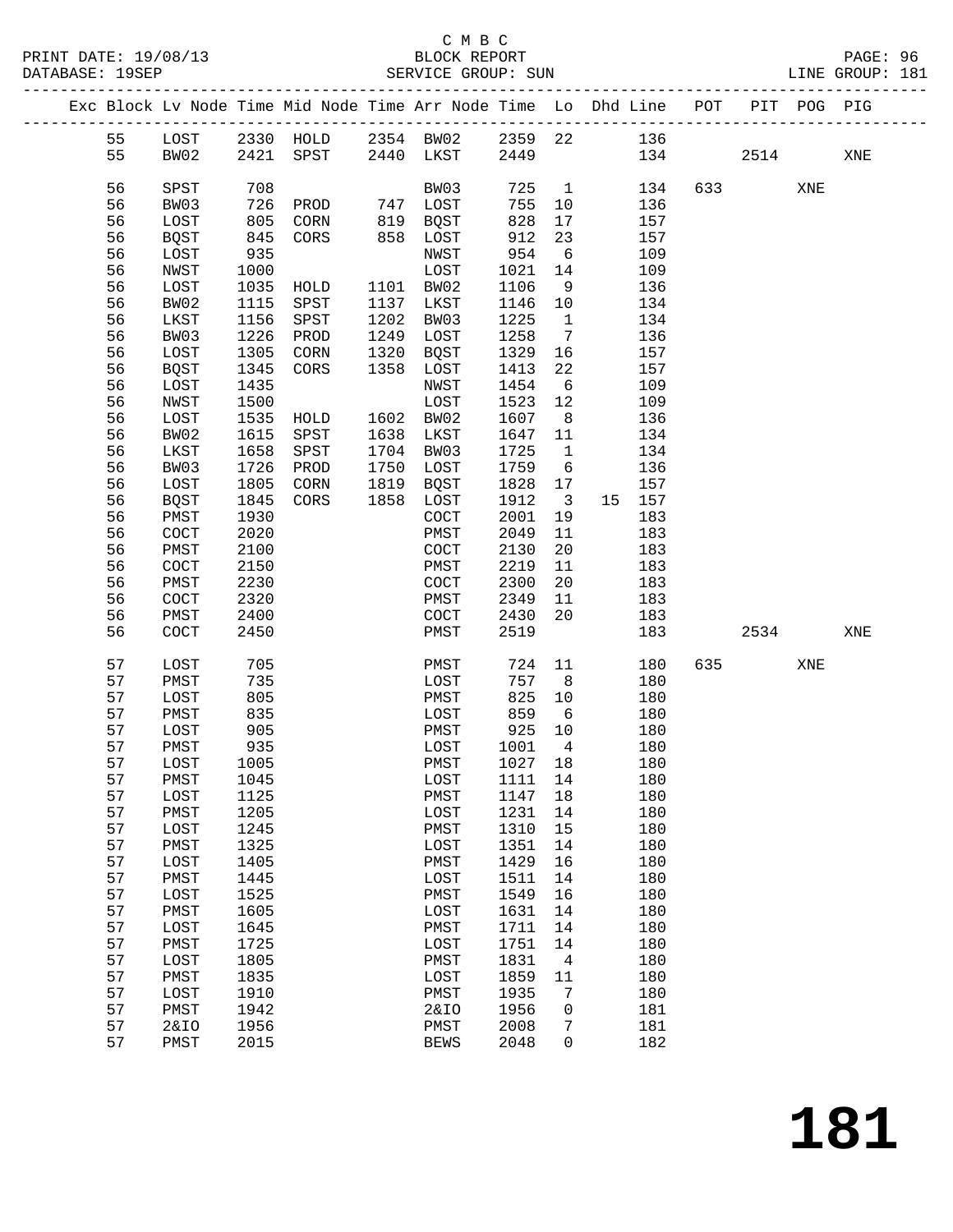C M B C
BLOCK REPORT
SERVICE GROUP: SUN

PRINT DATE: 19/08/13
DATABASE: 19SEP
LINE GROUP: 181

| Exc | Block | Lv | Node | Time | Mid Node | Time | Arr Node | Time | Lo | Dhd | Line | POT | PIT | POG | PIG |
|---|---|---|---|---|---|---|---|---|---|---|---|---|---|---|---|
| | 55 | | LOST | 2330 | HOLD | 2354 | BW02 | 2359 | 22 | | 136 | | | | |
| | 55 | | BW02 | 2421 | SPST | 2440 | LKST | 2449 | | | 134 | | 2514 | | XNE |
| | 56 | | SPST | 708 | | | BW03 | 725 | 1 | | 134 | 633 | | XNE | |
| | 56 | | BW03 | 726 | PROD | 747 | LOST | 755 | 10 | | 136 | | | | |
| | 56 | | LOST | 805 | CORN | 819 | BQST | 828 | 17 | | 157 | | | | |
| | 56 | | BQST | 845 | CORS | 858 | LOST | 912 | 23 | | 157 | | | | |
| | 56 | | LOST | 935 | | | NWST | 954 | 6 | | 109 | | | | |
| | 56 | | NWST | 1000 | | | LOST | 1021 | 14 | | 109 | | | | |
| | 56 | | LOST | 1035 | HOLD | 1101 | BW02 | 1106 | 9 | | 136 | | | | |
| | 56 | | BW02 | 1115 | SPST | 1137 | LKST | 1146 | 10 | | 134 | | | | |
| | 56 | | LKST | 1156 | SPST | 1202 | BW03 | 1225 | 1 | | 134 | | | | |
| | 56 | | BW03 | 1226 | PROD | 1249 | LOST | 1258 | 7 | | 136 | | | | |
| | 56 | | LOST | 1305 | CORN | 1320 | BQST | 1329 | 16 | | 157 | | | | |
| | 56 | | BQST | 1345 | CORS | 1358 | LOST | 1413 | 22 | | 157 | | | | |
| | 56 | | LOST | 1435 | | | NWST | 1454 | 6 | | 109 | | | | |
| | 56 | | NWST | 1500 | | | LOST | 1523 | 12 | | 109 | | | | |
| | 56 | | LOST | 1535 | HOLD | 1602 | BW02 | 1607 | 8 | | 136 | | | | |
| | 56 | | BW02 | 1615 | SPST | 1638 | LKST | 1647 | 11 | | 134 | | | | |
| | 56 | | LKST | 1658 | SPST | 1704 | BW03 | 1725 | 1 | | 134 | | | | |
| | 56 | | BW03 | 1726 | PROD | 1750 | LOST | 1759 | 6 | | 136 | | | | |
| | 56 | | LOST | 1805 | CORN | 1819 | BQST | 1828 | 17 | | 157 | | | | |
| | 56 | | BQST | 1845 | CORS | 1858 | LOST | 1912 | 3 | 15 | 157 | | | | |
| | 56 | | PMST | 1930 | | | COCT | 2001 | 19 | | 183 | | | | |
| | 56 | | COCT | 2020 | | | PMST | 2049 | 11 | | 183 | | | | |
| | 56 | | PMST | 2100 | | | COCT | 2130 | 20 | | 183 | | | | |
| | 56 | | COCT | 2150 | | | PMST | 2219 | 11 | | 183 | | | | |
| | 56 | | PMST | 2230 | | | COCT | 2300 | 20 | | 183 | | | | |
| | 56 | | COCT | 2320 | | | PMST | 2349 | 11 | | 183 | | | | |
| | 56 | | PMST | 2400 | | | COCT | 2430 | 20 | | 183 | | | | |
| | 56 | | COCT | 2450 | | | PMST | 2519 | | | 183 | | 2534 | | XNE |
| | 57 | | LOST | 705 | | | PMST | 724 | 11 | | 180 | 635 | | XNE | |
| | 57 | | PMST | 735 | | | LOST | 757 | 8 | | 180 | | | | |
| | 57 | | LOST | 805 | | | PMST | 825 | 10 | | 180 | | | | |
| | 57 | | PMST | 835 | | | LOST | 859 | 6 | | 180 | | | | |
| | 57 | | LOST | 905 | | | PMST | 925 | 10 | | 180 | | | | |
| | 57 | | PMST | 935 | | | LOST | 1001 | 4 | | 180 | | | | |
| | 57 | | LOST | 1005 | | | PMST | 1027 | 18 | | 180 | | | | |
| | 57 | | PMST | 1045 | | | LOST | 1111 | 14 | | 180 | | | | |
| | 57 | | LOST | 1125 | | | PMST | 1147 | 18 | | 180 | | | | |
| | 57 | | PMST | 1205 | | | LOST | 1231 | 14 | | 180 | | | | |
| | 57 | | LOST | 1245 | | | PMST | 1310 | 15 | | 180 | | | | |
| | 57 | | PMST | 1325 | | | LOST | 1351 | 14 | | 180 | | | | |
| | 57 | | LOST | 1405 | | | PMST | 1429 | 16 | | 180 | | | | |
| | 57 | | PMST | 1445 | | | LOST | 1511 | 14 | | 180 | | | | |
| | 57 | | LOST | 1525 | | | PMST | 1549 | 16 | | 180 | | | | |
| | 57 | | PMST | 1605 | | | LOST | 1631 | 14 | | 180 | | | | |
| | 57 | | LOST | 1645 | | | PMST | 1711 | 14 | | 180 | | | | |
| | 57 | | PMST | 1725 | | | LOST | 1751 | 14 | | 180 | | | | |
| | 57 | | LOST | 1805 | | | PMST | 1831 | 4 | | 180 | | | | |
| | 57 | | PMST | 1835 | | | LOST | 1859 | 11 | | 180 | | | | |
| | 57 | | LOST | 1910 | | | PMST | 1935 | 7 | | 180 | | | | |
| | 57 | | PMST | 1942 | | | 2&IO | 1956 | 0 | | 181 | | | | |
| | 57 | | 2&IO | 1956 | | | PMST | 2008 | 7 | | 181 | | | | |
| | 57 | | PMST | 2015 | | | BEWS | 2048 | 0 | | 182 | | | | |

181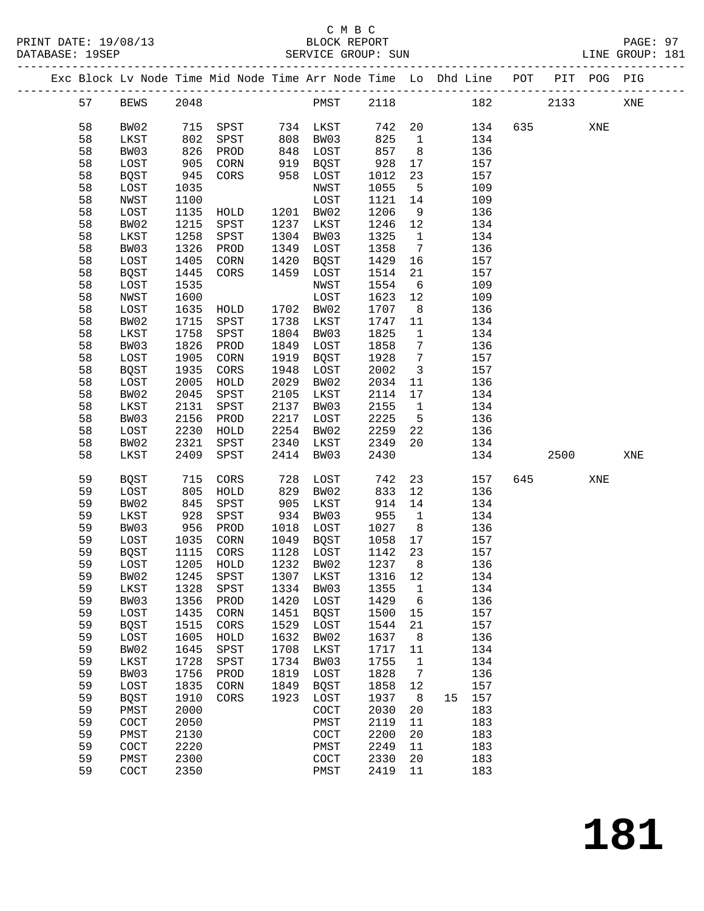C M B C
BLOCK REPORT
SERVICE GROUP: SUN

PRINT DATE: 19/08/13
DATABASE: 19SEP
LINE GROUP: 181

| Exc | Block | Lv Node | Time | Mid Node | Time | Arr Node | Time | Lo | Dhd | Line | POT | PIT | POG | PIG |
|---|---|---|---|---|---|---|---|---|---|---|---|---|---|---|
| | 57 | BEWS | 2048 | | | PMST | 2118 | | | 182 | | 2133 | | XNE |
| | 58 | BW02 | 715 | SPST | 734 | LKST | 742 | 20 | | 134 | 635 | | XNE | |
| | 58 | LKST | 802 | SPST | 808 | BW03 | 825 | 1 | | 134 | | | | |
| | 58 | BW03 | 826 | PROD | 848 | LOST | 857 | 8 | | 136 | | | | |
| | 58 | LOST | 905 | CORN | 919 | BQST | 928 | 17 | | 157 | | | | |
| | 58 | BQST | 945 | CORS | 958 | LOST | 1012 | 23 | | 157 | | | | |
| | 58 | LOST | 1035 | | | NWST | 1055 | 5 | | 109 | | | | |
| | 58 | NWST | 1100 | | | LOST | 1121 | 14 | | 109 | | | | |
| | 58 | LOST | 1135 | HOLD | 1201 | BW02 | 1206 | 9 | | 136 | | | | |
| | 58 | BW02 | 1215 | SPST | 1237 | LKST | 1246 | 12 | | 134 | | | | |
| | 58 | LKST | 1258 | SPST | 1304 | BW03 | 1325 | 1 | | 134 | | | | |
| | 58 | BW03 | 1326 | PROD | 1349 | LOST | 1358 | 7 | | 136 | | | | |
| | 58 | LOST | 1405 | CORN | 1420 | BQST | 1429 | 16 | | 157 | | | | |
| | 58 | BQST | 1445 | CORS | 1459 | LOST | 1514 | 21 | | 157 | | | | |
| | 58 | LOST | 1535 | | | NWST | 1554 | 6 | | 109 | | | | |
| | 58 | NWST | 1600 | | | LOST | 1623 | 12 | | 109 | | | | |
| | 58 | LOST | 1635 | HOLD | 1702 | BW02 | 1707 | 8 | | 136 | | | | |
| | 58 | BW02 | 1715 | SPST | 1738 | LKST | 1747 | 11 | | 134 | | | | |
| | 58 | LKST | 1758 | SPST | 1804 | BW03 | 1825 | 1 | | 134 | | | | |
| | 58 | BW03 | 1826 | PROD | 1849 | LOST | 1858 | 7 | | 136 | | | | |
| | 58 | LOST | 1905 | CORN | 1919 | BQST | 1928 | 7 | | 157 | | | | |
| | 58 | BQST | 1935 | CORS | 1948 | LOST | 2002 | 3 | | 157 | | | | |
| | 58 | LOST | 2005 | HOLD | 2029 | BW02 | 2034 | 11 | | 136 | | | | |
| | 58 | BW02 | 2045 | SPST | 2105 | LKST | 2114 | 17 | | 134 | | | | |
| | 58 | LKST | 2131 | SPST | 2137 | BW03 | 2155 | 1 | | 134 | | | | |
| | 58 | BW03 | 2156 | PROD | 2217 | LOST | 2225 | 5 | | 136 | | | | |
| | 58 | LOST | 2230 | HOLD | 2254 | BW02 | 2259 | 22 | | 136 | | | | |
| | 58 | BW02 | 2321 | SPST | 2340 | LKST | 2349 | 20 | | 134 | | | | |
| | 58 | LKST | 2409 | SPST | 2414 | BW03 | 2430 | | | 134 | | 2500 | | XNE |
| | 59 | BQST | 715 | CORS | 728 | LOST | 742 | 23 | | 157 | 645 | | XNE | |
| | 59 | LOST | 805 | HOLD | 829 | BW02 | 833 | 12 | | 136 | | | | |
| | 59 | BW02 | 845 | SPST | 905 | LKST | 914 | 14 | | 134 | | | | |
| | 59 | LKST | 928 | SPST | 934 | BW03 | 955 | 1 | | 134 | | | | |
| | 59 | BW03 | 956 | PROD | 1018 | LOST | 1027 | 8 | | 136 | | | | |
| | 59 | LOST | 1035 | CORN | 1049 | BQST | 1058 | 17 | | 157 | | | | |
| | 59 | BQST | 1115 | CORS | 1128 | LOST | 1142 | 23 | | 157 | | | | |
| | 59 | LOST | 1205 | HOLD | 1232 | BW02 | 1237 | 8 | | 136 | | | | |
| | 59 | BW02 | 1245 | SPST | 1307 | LKST | 1316 | 12 | | 134 | | | | |
| | 59 | LKST | 1328 | SPST | 1334 | BW03 | 1355 | 1 | | 134 | | | | |
| | 59 | BW03 | 1356 | PROD | 1420 | LOST | 1429 | 6 | | 136 | | | | |
| | 59 | LOST | 1435 | CORN | 1451 | BQST | 1500 | 15 | | 157 | | | | |
| | 59 | BQST | 1515 | CORS | 1529 | LOST | 1544 | 21 | | 157 | | | | |
| | 59 | LOST | 1605 | HOLD | 1632 | BW02 | 1637 | 8 | | 136 | | | | |
| | 59 | BW02 | 1645 | SPST | 1708 | LKST | 1717 | 11 | | 134 | | | | |
| | 59 | LKST | 1728 | SPST | 1734 | BW03 | 1755 | 1 | | 134 | | | | |
| | 59 | BW03 | 1756 | PROD | 1819 | LOST | 1828 | 7 | | 136 | | | | |
| | 59 | LOST | 1835 | CORN | 1849 | BQST | 1858 | 12 | | 157 | | | | |
| | 59 | BQST | 1910 | CORS | 1923 | LOST | 1937 | 8 | 15 | 157 | | | | |
| | 59 | PMST | 2000 | | | COCT | 2030 | 20 | | 183 | | | | |
| | 59 | COCT | 2050 | | | PMST | 2119 | 11 | | 183 | | | | |
| | 59 | PMST | 2130 | | | COCT | 2200 | 20 | | 183 | | | | |
| | 59 | COCT | 2220 | | | PMST | 2249 | 11 | | 183 | | | | |
| | 59 | PMST | 2300 | | | COCT | 2330 | 20 | | 183 | | | | |
| | 59 | COCT | 2350 | | | PMST | 2419 | 11 | | 183 | | | | |

# 181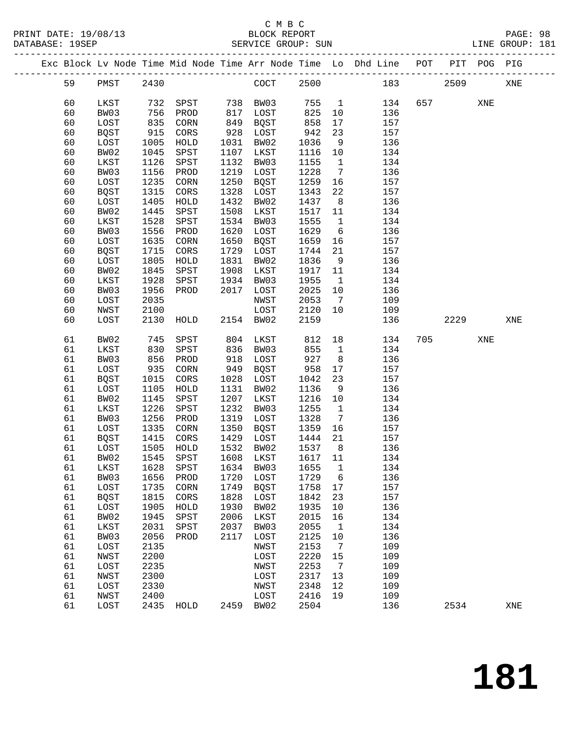C M B C

PRINT DATE: 19/08/13 BLOCK REPORT

DATABASE: 19SEP SERVICE GROUP: SUN LINE GROUP: 181

| Exc | Block | Lv | Node | Time | Mid Node | Time | Arr Node | Time | Lo | Dhd Line | POT | PIT | POG | PIG |
|---|---|---|---|---|---|---|---|---|---|---|---|---|---|---|
| | 59 | | PMST | 2430 | | | COCT | 2500 | | 183 | | 2509 | | XNE |
| | 60 | | LKST | 732 | SPST | 738 | BW03 | 755 | 1 | 134 | 657 | | XNE | |
| | 60 | | BW03 | 756 | PROD | 817 | LOST | 825 | 10 | 136 | | | | |
| | 60 | | LOST | 835 | CORN | 849 | BQST | 858 | 17 | 157 | | | | |
| | 60 | | BQST | 915 | CORS | 928 | LOST | 942 | 23 | 157 | | | | |
| | 60 | | LOST | 1005 | HOLD | 1031 | BW02 | 1036 | 9 | 136 | | | | |
| | 60 | | BW02 | 1045 | SPST | 1107 | LKST | 1116 | 10 | 134 | | | | |
| | 60 | | LKST | 1126 | SPST | 1132 | BW03 | 1155 | 1 | 134 | | | | |
| | 60 | | BW03 | 1156 | PROD | 1219 | LOST | 1228 | 7 | 136 | | | | |
| | 60 | | LOST | 1235 | CORN | 1250 | BQST | 1259 | 16 | 157 | | | | |
| | 60 | | BQST | 1315 | CORS | 1328 | LOST | 1343 | 22 | 157 | | | | |
| | 60 | | LOST | 1405 | HOLD | 1432 | BW02 | 1437 | 8 | 136 | | | | |
| | 60 | | BW02 | 1445 | SPST | 1508 | LKST | 1517 | 11 | 134 | | | | |
| | 60 | | LKST | 1528 | SPST | 1534 | BW03 | 1555 | 1 | 134 | | | | |
| | 60 | | BW03 | 1556 | PROD | 1620 | LOST | 1629 | 6 | 136 | | | | |
| | 60 | | LOST | 1635 | CORN | 1650 | BQST | 1659 | 16 | 157 | | | | |
| | 60 | | BQST | 1715 | CORS | 1729 | LOST | 1744 | 21 | 157 | | | | |
| | 60 | | LOST | 1805 | HOLD | 1831 | BW02 | 1836 | 9 | 136 | | | | |
| | 60 | | BW02 | 1845 | SPST | 1908 | LKST | 1917 | 11 | 134 | | | | |
| | 60 | | LKST | 1928 | SPST | 1934 | BW03 | 1955 | 1 | 134 | | | | |
| | 60 | | BW03 | 1956 | PROD | 2017 | LOST | 2025 | 10 | 136 | | | | |
| | 60 | | LOST | 2035 | | | NWST | 2053 | 7 | 109 | | | | |
| | 60 | | NWST | 2100 | | | LOST | 2120 | 10 | 109 | | | | |
| | 60 | | LOST | 2130 | HOLD | 2154 | BW02 | 2159 | | 136 | | 2229 | | XNE |
| | 61 | | BW02 | 745 | SPST | 804 | LKST | 812 | 18 | 134 | 705 | | XNE | |
| | 61 | | LKST | 830 | SPST | 836 | BW03 | 855 | 1 | 134 | | | | |
| | 61 | | BW03 | 856 | PROD | 918 | LOST | 927 | 8 | 136 | | | | |
| | 61 | | LOST | 935 | CORN | 949 | BQST | 958 | 17 | 157 | | | | |
| | 61 | | BQST | 1015 | CORS | 1028 | LOST | 1042 | 23 | 157 | | | | |
| | 61 | | LOST | 1105 | HOLD | 1131 | BW02 | 1136 | 9 | 136 | | | | |
| | 61 | | BW02 | 1145 | SPST | 1207 | LKST | 1216 | 10 | 134 | | | | |
| | 61 | | LKST | 1226 | SPST | 1232 | BW03 | 1255 | 1 | 134 | | | | |
| | 61 | | BW03 | 1256 | PROD | 1319 | LOST | 1328 | 7 | 136 | | | | |
| | 61 | | LOST | 1335 | CORN | 1350 | BQST | 1359 | 16 | 157 | | | | |
| | 61 | | BQST | 1415 | CORS | 1429 | LOST | 1444 | 21 | 157 | | | | |
| | 61 | | LOST | 1505 | HOLD | 1532 | BW02 | 1537 | 8 | 136 | | | | |
| | 61 | | BW02 | 1545 | SPST | 1608 | LKST | 1617 | 11 | 134 | | | | |
| | 61 | | LKST | 1628 | SPST | 1634 | BW03 | 1655 | 1 | 134 | | | | |
| | 61 | | BW03 | 1656 | PROD | 1720 | LOST | 1729 | 6 | 136 | | | | |
| | 61 | | LOST | 1735 | CORN | 1749 | BQST | 1758 | 17 | 157 | | | | |
| | 61 | | BQST | 1815 | CORS | 1828 | LOST | 1842 | 23 | 157 | | | | |
| | 61 | | LOST | 1905 | HOLD | 1930 | BW02 | 1935 | 10 | 136 | | | | |
| | 61 | | BW02 | 1945 | SPST | 2006 | LKST | 2015 | 16 | 134 | | | | |
| | 61 | | LKST | 2031 | SPST | 2037 | BW03 | 2055 | 1 | 134 | | | | |
| | 61 | | BW03 | 2056 | PROD | 2117 | LOST | 2125 | 10 | 136 | | | | |
| | 61 | | LOST | 2135 | | | NWST | 2153 | 7 | 109 | | | | |
| | 61 | | NWST | 2200 | | | LOST | 2220 | 15 | 109 | | | | |
| | 61 | | LOST | 2235 | | | NWST | 2253 | 7 | 109 | | | | |
| | 61 | | NWST | 2300 | | | LOST | 2317 | 13 | 109 | | | | |
| | 61 | | LOST | 2330 | | | NWST | 2348 | 12 | 109 | | | | |
| | 61 | | NWST | 2400 | | | LOST | 2416 | 19 | 109 | | | | |
| | 61 | | LOST | 2435 | HOLD | 2459 | BW02 | 2504 | | 136 | | 2534 | | XNE |

# 181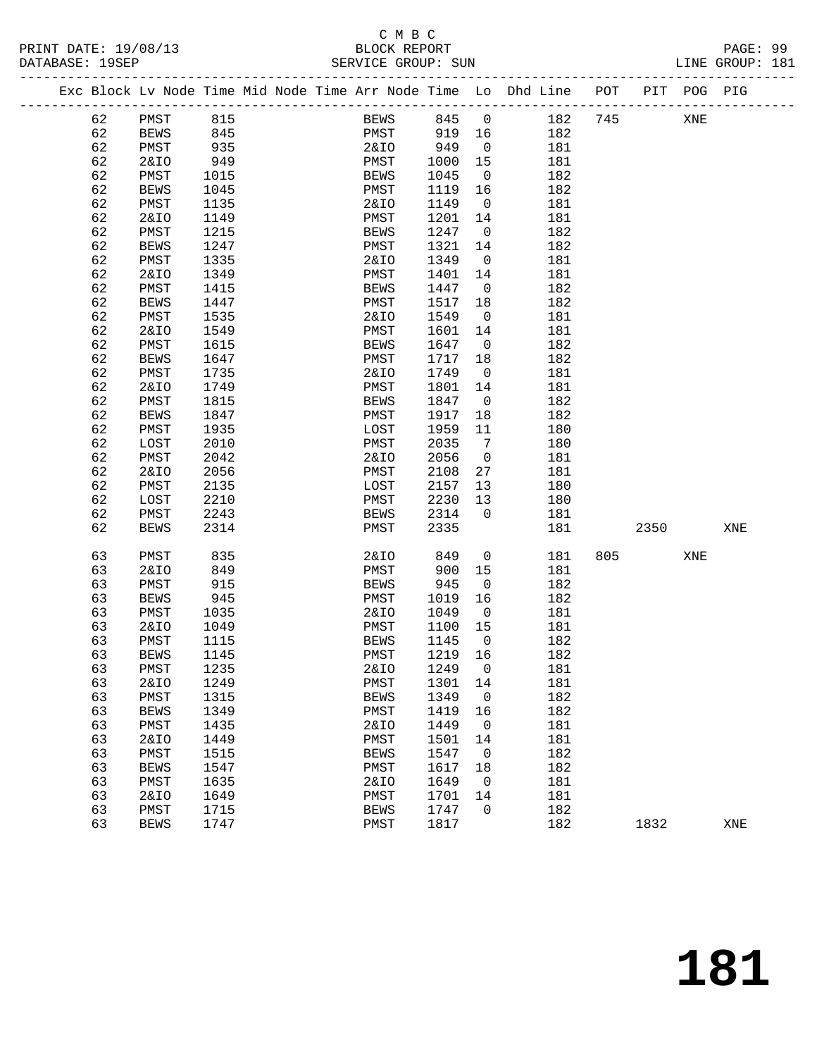C M B C
BLOCK REPORT
SERVICE GROUP: SUN

PRINT DATE: 19/08/13
DATABASE: 19SEP
LINE GROUP: 181

| Exc | Block | Lv | Node | Time | Mid Node | Time | Arr Node | Time | Lo | Dhd Line | POT | PIT | POG | PIG |
|---|---|---|---|---|---|---|---|---|---|---|---|---|---|---|
| | 62 | | PMST | 815 | | | BEWS | 845 | 0 | 182 | 745 | | XNE | |
| | 62 | | BEWS | 845 | | | PMST | 919 | 16 | 182 | | | | |
| | 62 | | PMST | 935 | | | 2&IO | 949 | 0 | 181 | | | | |
| | 62 | | 2&IO | 949 | | | PMST | 1000 | 15 | 181 | | | | |
| | 62 | | PMST | 1015 | | | BEWS | 1045 | 0 | 182 | | | | |
| | 62 | | BEWS | 1045 | | | PMST | 1119 | 16 | 182 | | | | |
| | 62 | | PMST | 1135 | | | 2&IO | 1149 | 0 | 181 | | | | |
| | 62 | | 2&IO | 1149 | | | PMST | 1201 | 14 | 181 | | | | |
| | 62 | | PMST | 1215 | | | BEWS | 1247 | 0 | 182 | | | | |
| | 62 | | BEWS | 1247 | | | PMST | 1321 | 14 | 182 | | | | |
| | 62 | | PMST | 1335 | | | 2&IO | 1349 | 0 | 181 | | | | |
| | 62 | | 2&IO | 1349 | | | PMST | 1401 | 14 | 181 | | | | |
| | 62 | | PMST | 1415 | | | BEWS | 1447 | 0 | 182 | | | | |
| | 62 | | BEWS | 1447 | | | PMST | 1517 | 18 | 182 | | | | |
| | 62 | | PMST | 1535 | | | 2&IO | 1549 | 0 | 181 | | | | |
| | 62 | | 2&IO | 1549 | | | PMST | 1601 | 14 | 181 | | | | |
| | 62 | | PMST | 1615 | | | BEWS | 1647 | 0 | 182 | | | | |
| | 62 | | BEWS | 1647 | | | PMST | 1717 | 18 | 182 | | | | |
| | 62 | | PMST | 1735 | | | 2&IO | 1749 | 0 | 181 | | | | |
| | 62 | | 2&IO | 1749 | | | PMST | 1801 | 14 | 181 | | | | |
| | 62 | | PMST | 1815 | | | BEWS | 1847 | 0 | 182 | | | | |
| | 62 | | BEWS | 1847 | | | PMST | 1917 | 18 | 182 | | | | |
| | 62 | | PMST | 1935 | | | LOST | 1959 | 11 | 180 | | | | |
| | 62 | | LOST | 2010 | | | PMST | 2035 | 7 | 180 | | | | |
| | 62 | | PMST | 2042 | | | 2&IO | 2056 | 0 | 181 | | | | |
| | 62 | | 2&IO | 2056 | | | PMST | 2108 | 27 | 181 | | | | |
| | 62 | | PMST | 2135 | | | LOST | 2157 | 13 | 180 | | | | |
| | 62 | | LOST | 2210 | | | PMST | 2230 | 13 | 180 | | | | |
| | 62 | | PMST | 2243 | | | BEWS | 2314 | 0 | 181 | | | | |
| | 62 | | BEWS | 2314 | | | PMST | 2335 | | 181 | | 2350 | | XNE |
| | 63 | | PMST | 835 | | | 2&IO | 849 | 0 | 181 | 805 | | XNE | |
| | 63 | | 2&IO | 849 | | | PMST | 900 | 15 | 181 | | | | |
| | 63 | | PMST | 915 | | | BEWS | 945 | 0 | 182 | | | | |
| | 63 | | BEWS | 945 | | | PMST | 1019 | 16 | 182 | | | | |
| | 63 | | PMST | 1035 | | | 2&IO | 1049 | 0 | 181 | | | | |
| | 63 | | 2&IO | 1049 | | | PMST | 1100 | 15 | 181 | | | | |
| | 63 | | PMST | 1115 | | | BEWS | 1145 | 0 | 182 | | | | |
| | 63 | | BEWS | 1145 | | | PMST | 1219 | 16 | 182 | | | | |
| | 63 | | PMST | 1235 | | | 2&IO | 1249 | 0 | 181 | | | | |
| | 63 | | 2&IO | 1249 | | | PMST | 1301 | 14 | 181 | | | | |
| | 63 | | PMST | 1315 | | | BEWS | 1349 | 0 | 182 | | | | |
| | 63 | | BEWS | 1349 | | | PMST | 1419 | 16 | 182 | | | | |
| | 63 | | PMST | 1435 | | | 2&IO | 1449 | 0 | 181 | | | | |
| | 63 | | 2&IO | 1449 | | | PMST | 1501 | 14 | 181 | | | | |
| | 63 | | PMST | 1515 | | | BEWS | 1547 | 0 | 182 | | | | |
| | 63 | | BEWS | 1547 | | | PMST | 1617 | 18 | 182 | | | | |
| | 63 | | PMST | 1635 | | | 2&IO | 1649 | 0 | 181 | | | | |
| | 63 | | 2&IO | 1649 | | | PMST | 1701 | 14 | 181 | | | | |
| | 63 | | PMST | 1715 | | | BEWS | 1747 | 0 | 182 | | | | |
| | 63 | | BEWS | 1747 | | | PMST | 1817 | | 182 | | 1832 | | XNE |

# 181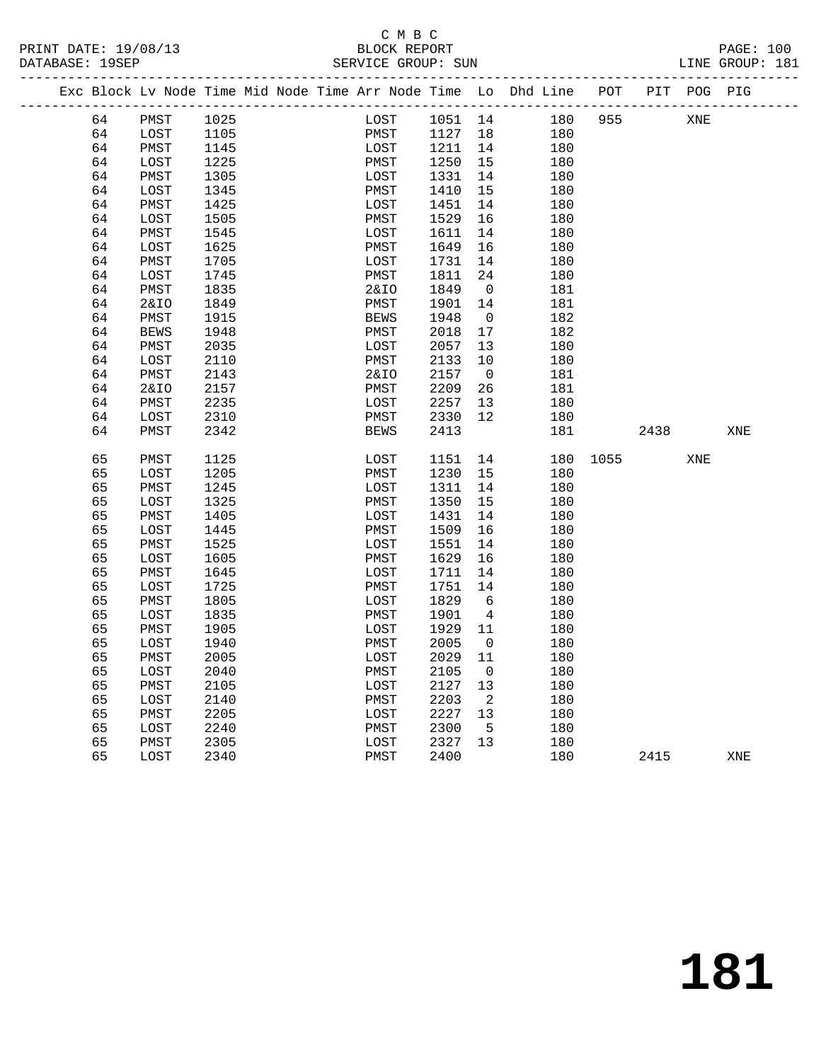C M B C
PRINT DATE: 19/08/13 BLOCK REPORT PAGE: 100
DATABASE: 19SEP SERVICE GROUP: SUN LINE GROUP: 181

| Exc | Block | Lv | Node | Time | Mid Node | Time | Arr Node | Time | Lo | Dhd Line | POT | PIT | POG | PIG |
|---|---|---|---|---|---|---|---|---|---|---|---|---|---|---|
| | 64 | | PMST | 1025 | | | LOST | 1051 | 14 | 180 | 955 | | XNE | |
| | 64 | | LOST | 1105 | | | PMST | 1127 | 18 | 180 | | | | |
| | 64 | | PMST | 1145 | | | LOST | 1211 | 14 | 180 | | | | |
| | 64 | | LOST | 1225 | | | PMST | 1250 | 15 | 180 | | | | |
| | 64 | | PMST | 1305 | | | LOST | 1331 | 14 | 180 | | | | |
| | 64 | | LOST | 1345 | | | PMST | 1410 | 15 | 180 | | | | |
| | 64 | | PMST | 1425 | | | LOST | 1451 | 14 | 180 | | | | |
| | 64 | | LOST | 1505 | | | PMST | 1529 | 16 | 180 | | | | |
| | 64 | | PMST | 1545 | | | LOST | 1611 | 14 | 180 | | | | |
| | 64 | | LOST | 1625 | | | PMST | 1649 | 16 | 180 | | | | |
| | 64 | | PMST | 1705 | | | LOST | 1731 | 14 | 180 | | | | |
| | 64 | | LOST | 1745 | | | PMST | 1811 | 24 | 180 | | | | |
| | 64 | | PMST | 1835 | | | 2&IO | 1849 | 0 | 181 | | | | |
| | 64 | | 2&IO | 1849 | | | PMST | 1901 | 14 | 181 | | | | |
| | 64 | | PMST | 1915 | | | BEWS | 1948 | 0 | 182 | | | | |
| | 64 | | BEWS | 1948 | | | PMST | 2018 | 17 | 182 | | | | |
| | 64 | | PMST | 2035 | | | LOST | 2057 | 13 | 180 | | | | |
| | 64 | | LOST | 2110 | | | PMST | 2133 | 10 | 180 | | | | |
| | 64 | | PMST | 2143 | | | 2&IO | 2157 | 0 | 181 | | | | |
| | 64 | | 2&IO | 2157 | | | PMST | 2209 | 26 | 181 | | | | |
| | 64 | | PMST | 2235 | | | LOST | 2257 | 13 | 180 | | | | |
| | 64 | | LOST | 2310 | | | PMST | 2330 | 12 | 180 | | | | |
| | 64 | | PMST | 2342 | | | BEWS | 2413 | | 181 | | 2438 | | XNE |
| | 65 | | PMST | 1125 | | | LOST | 1151 | 14 | 180 | 1055 | | XNE | |
| | 65 | | LOST | 1205 | | | PMST | 1230 | 15 | 180 | | | | |
| | 65 | | PMST | 1245 | | | LOST | 1311 | 14 | 180 | | | | |
| | 65 | | LOST | 1325 | | | PMST | 1350 | 15 | 180 | | | | |
| | 65 | | PMST | 1405 | | | LOST | 1431 | 14 | 180 | | | | |
| | 65 | | LOST | 1445 | | | PMST | 1509 | 16 | 180 | | | | |
| | 65 | | PMST | 1525 | | | LOST | 1551 | 14 | 180 | | | | |
| | 65 | | LOST | 1605 | | | PMST | 1629 | 16 | 180 | | | | |
| | 65 | | PMST | 1645 | | | LOST | 1711 | 14 | 180 | | | | |
| | 65 | | LOST | 1725 | | | PMST | 1751 | 14 | 180 | | | | |
| | 65 | | PMST | 1805 | | | LOST | 1829 | 6 | 180 | | | | |
| | 65 | | LOST | 1835 | | | PMST | 1901 | 4 | 180 | | | | |
| | 65 | | PMST | 1905 | | | LOST | 1929 | 11 | 180 | | | | |
| | 65 | | LOST | 1940 | | | PMST | 2005 | 0 | 180 | | | | |
| | 65 | | PMST | 2005 | | | LOST | 2029 | 11 | 180 | | | | |
| | 65 | | LOST | 2040 | | | PMST | 2105 | 0 | 180 | | | | |
| | 65 | | PMST | 2105 | | | LOST | 2127 | 13 | 180 | | | | |
| | 65 | | LOST | 2140 | | | PMST | 2203 | 2 | 180 | | | | |
| | 65 | | PMST | 2205 | | | LOST | 2227 | 13 | 180 | | | | |
| | 65 | | LOST | 2240 | | | PMST | 2300 | 5 | 180 | | | | |
| | 65 | | PMST | 2305 | | | LOST | 2327 | 13 | 180 | | | | |
| | 65 | | LOST | 2340 | | | PMST | 2400 | | 180 | | 2415 | | XNE |

# 181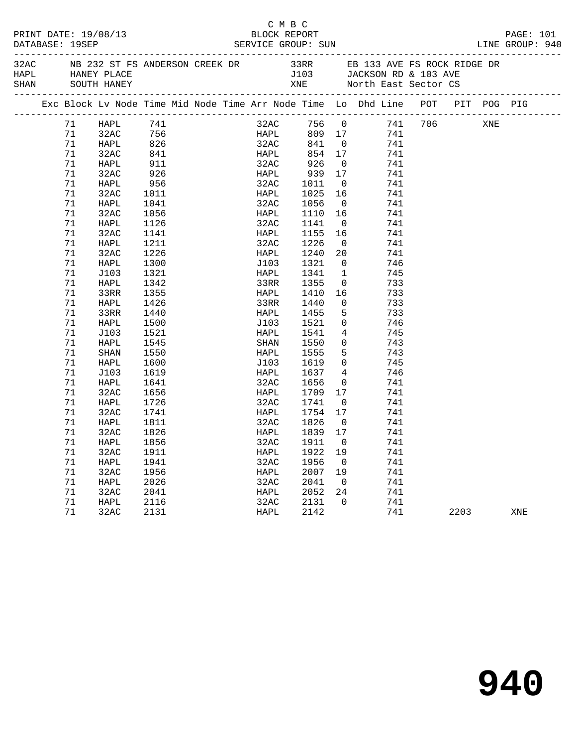C M B C

PRINT DATE: 19/08/13 BLOCK REPORT PAGE: 101
DATABASE: 19SEP SERVICE GROUP: SUN LINE GROUP: 940

| Code | Description | Code | Description |
|---|---|---|---|
| 32AC | NB 232 ST FS ANDERSON CREEK DR | 33RR | EB 133 AVE FS ROCK RIDGE DR |
| HAPL | HANEY PLACE | J103 | JACKSON RD & 103 AVE |
| SHAN | SOUTH HANEY | XNE | North East Sector CS |

| Exc | Block | Lv Node | Time | Mid Node | Time | Arr Node | Time | Lo | Dhd Line | POT | PIT | POG | PIG |
|---|---|---|---|---|---|---|---|---|---|---|---|---|---|
| | 71 | HAPL | 741 | | | 32AC | 756 | 0 | 741 | 706 | | XNE | |
| | 71 | 32AC | 756 | | | HAPL | 809 | 17 | 741 | | | | |
| | 71 | HAPL | 826 | | | 32AC | 841 | 0 | 741 | | | | |
| | 71 | 32AC | 841 | | | HAPL | 854 | 17 | 741 | | | | |
| | 71 | HAPL | 911 | | | 32AC | 926 | 0 | 741 | | | | |
| | 71 | 32AC | 926 | | | HAPL | 939 | 17 | 741 | | | | |
| | 71 | HAPL | 956 | | | 32AC | 1011 | 0 | 741 | | | | |
| | 71 | 32AC | 1011 | | | HAPL | 1025 | 16 | 741 | | | | |
| | 71 | HAPL | 1041 | | | 32AC | 1056 | 0 | 741 | | | | |
| | 71 | 32AC | 1056 | | | HAPL | 1110 | 16 | 741 | | | | |
| | 71 | HAPL | 1126 | | | 32AC | 1141 | 0 | 741 | | | | |
| | 71 | 32AC | 1141 | | | HAPL | 1155 | 16 | 741 | | | | |
| | 71 | HAPL | 1211 | | | 32AC | 1226 | 0 | 741 | | | | |
| | 71 | 32AC | 1226 | | | HAPL | 1240 | 20 | 741 | | | | |
| | 71 | HAPL | 1300 | | | J103 | 1321 | 0 | 746 | | | | |
| | 71 | J103 | 1321 | | | HAPL | 1341 | 1 | 745 | | | | |
| | 71 | HAPL | 1342 | | | 33RR | 1355 | 0 | 733 | | | | |
| | 71 | 33RR | 1355 | | | HAPL | 1410 | 16 | 733 | | | | |
| | 71 | HAPL | 1426 | | | 33RR | 1440 | 0 | 733 | | | | |
| | 71 | 33RR | 1440 | | | HAPL | 1455 | 5 | 733 | | | | |
| | 71 | HAPL | 1500 | | | J103 | 1521 | 0 | 746 | | | | |
| | 71 | J103 | 1521 | | | HAPL | 1541 | 4 | 745 | | | | |
| | 71 | HAPL | 1545 | | | SHAN | 1550 | 0 | 743 | | | | |
| | 71 | SHAN | 1550 | | | HAPL | 1555 | 5 | 743 | | | | |
| | 71 | HAPL | 1600 | | | J103 | 1619 | 0 | 745 | | | | |
| | 71 | J103 | 1619 | | | HAPL | 1637 | 4 | 746 | | | | |
| | 71 | HAPL | 1641 | | | 32AC | 1656 | 0 | 741 | | | | |
| | 71 | 32AC | 1656 | | | HAPL | 1709 | 17 | 741 | | | | |
| | 71 | HAPL | 1726 | | | 32AC | 1741 | 0 | 741 | | | | |
| | 71 | 32AC | 1741 | | | HAPL | 1754 | 17 | 741 | | | | |
| | 71 | HAPL | 1811 | | | 32AC | 1826 | 0 | 741 | | | | |
| | 71 | 32AC | 1826 | | | HAPL | 1839 | 17 | 741 | | | | |
| | 71 | HAPL | 1856 | | | 32AC | 1911 | 0 | 741 | | | | |
| | 71 | 32AC | 1911 | | | HAPL | 1922 | 19 | 741 | | | | |
| | 71 | HAPL | 1941 | | | 32AC | 1956 | 0 | 741 | | | | |
| | 71 | 32AC | 1956 | | | HAPL | 2007 | 19 | 741 | | | | |
| | 71 | HAPL | 2026 | | | 32AC | 2041 | 0 | 741 | | | | |
| | 71 | 32AC | 2041 | | | HAPL | 2052 | 24 | 741 | | | | |
| | 71 | HAPL | 2116 | | | 32AC | 2131 | 0 | 741 | | | | |
| | 71 | 32AC | 2131 | | | HAPL | 2142 | | 741 | | 2203 | | XNE |

# 940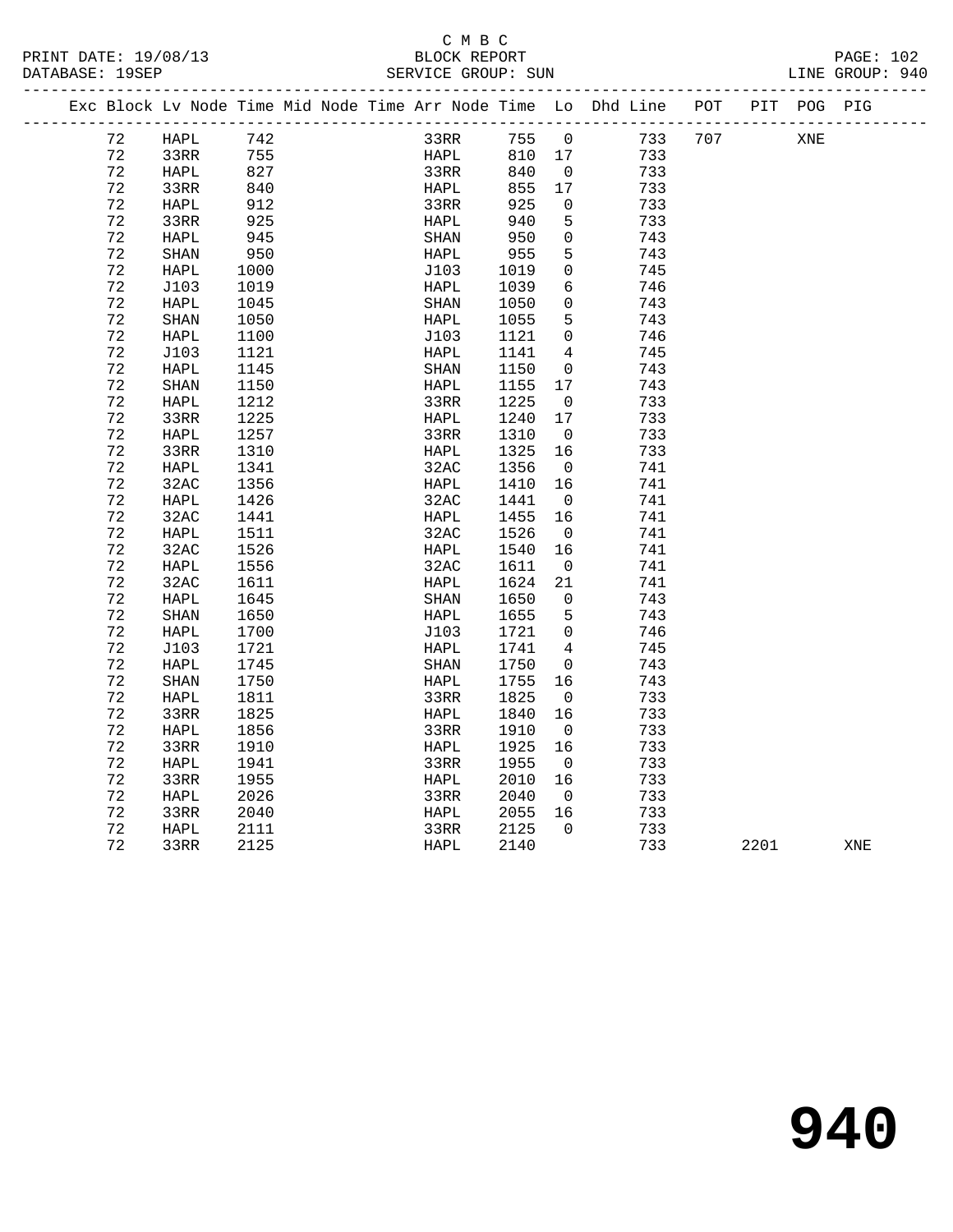C M B C

BLOCK REPORT

SERVICE GROUP: SUN

PRINT DATE: 19/08/13
DATABASE: 19SEP
LINE GROUP: 940

| Exc | Block | Lv | Node | Time | Mid Node | Time | Arr Node | Time | Lo | Dhd Line | POT | PIT | POG | PIG |
|---|---|---|---|---|---|---|---|---|---|---|---|---|---|---|
| | 72 | | HAPL | 742 | | | 33RR | 755 | 0 | 733 | 707 | | XNE | |
| | 72 | | 33RR | 755 | | | HAPL | 810 | 17 | 733 | | | | |
| | 72 | | HAPL | 827 | | | 33RR | 840 | 0 | 733 | | | | |
| | 72 | | 33RR | 840 | | | HAPL | 855 | 17 | 733 | | | | |
| | 72 | | HAPL | 912 | | | 33RR | 925 | 0 | 733 | | | | |
| | 72 | | 33RR | 925 | | | HAPL | 940 | 5 | 733 | | | | |
| | 72 | | HAPL | 945 | | | SHAN | 950 | 0 | 743 | | | | |
| | 72 | | SHAN | 950 | | | HAPL | 955 | 5 | 743 | | | | |
| | 72 | | HAPL | 1000 | | | J103 | 1019 | 0 | 745 | | | | |
| | 72 | | J103 | 1019 | | | HAPL | 1039 | 6 | 746 | | | | |
| | 72 | | HAPL | 1045 | | | SHAN | 1050 | 0 | 743 | | | | |
| | 72 | | SHAN | 1050 | | | HAPL | 1055 | 5 | 743 | | | | |
| | 72 | | HAPL | 1100 | | | J103 | 1121 | 0 | 746 | | | | |
| | 72 | | J103 | 1121 | | | HAPL | 1141 | 4 | 745 | | | | |
| | 72 | | HAPL | 1145 | | | SHAN | 1150 | 0 | 743 | | | | |
| | 72 | | SHAN | 1150 | | | HAPL | 1155 | 17 | 743 | | | | |
| | 72 | | HAPL | 1212 | | | 33RR | 1225 | 0 | 733 | | | | |
| | 72 | | 33RR | 1225 | | | HAPL | 1240 | 17 | 733 | | | | |
| | 72 | | HAPL | 1257 | | | 33RR | 1310 | 0 | 733 | | | | |
| | 72 | | 33RR | 1310 | | | HAPL | 1325 | 16 | 733 | | | | |
| | 72 | | HAPL | 1341 | | | 32AC | 1356 | 0 | 741 | | | | |
| | 72 | | 32AC | 1356 | | | HAPL | 1410 | 16 | 741 | | | | |
| | 72 | | HAPL | 1426 | | | 32AC | 1441 | 0 | 741 | | | | |
| | 72 | | 32AC | 1441 | | | HAPL | 1455 | 16 | 741 | | | | |
| | 72 | | HAPL | 1511 | | | 32AC | 1526 | 0 | 741 | | | | |
| | 72 | | 32AC | 1526 | | | HAPL | 1540 | 16 | 741 | | | | |
| | 72 | | HAPL | 1556 | | | 32AC | 1611 | 0 | 741 | | | | |
| | 72 | | 32AC | 1611 | | | HAPL | 1624 | 21 | 741 | | | | |
| | 72 | | HAPL | 1645 | | | SHAN | 1650 | 0 | 743 | | | | |
| | 72 | | SHAN | 1650 | | | HAPL | 1655 | 5 | 743 | | | | |
| | 72 | | HAPL | 1700 | | | J103 | 1721 | 0 | 746 | | | | |
| | 72 | | J103 | 1721 | | | HAPL | 1741 | 4 | 745 | | | | |
| | 72 | | HAPL | 1745 | | | SHAN | 1750 | 0 | 743 | | | | |
| | 72 | | SHAN | 1750 | | | HAPL | 1755 | 16 | 743 | | | | |
| | 72 | | HAPL | 1811 | | | 33RR | 1825 | 0 | 733 | | | | |
| | 72 | | 33RR | 1825 | | | HAPL | 1840 | 16 | 733 | | | | |
| | 72 | | HAPL | 1856 | | | 33RR | 1910 | 0 | 733 | | | | |
| | 72 | | 33RR | 1910 | | | HAPL | 1925 | 16 | 733 | | | | |
| | 72 | | HAPL | 1941 | | | 33RR | 1955 | 0 | 733 | | | | |
| | 72 | | 33RR | 1955 | | | HAPL | 2010 | 16 | 733 | | | | |
| | 72 | | HAPL | 2026 | | | 33RR | 2040 | 0 | 733 | | | | |
| | 72 | | 33RR | 2040 | | | HAPL | 2055 | 16 | 733 | | | | |
| | 72 | | HAPL | 2111 | | | 33RR | 2125 | 0 | 733 | | | | |
| | 72 | | 33RR | 2125 | | | HAPL | 2140 | | 733 | | 2201 | | XNE |

# 940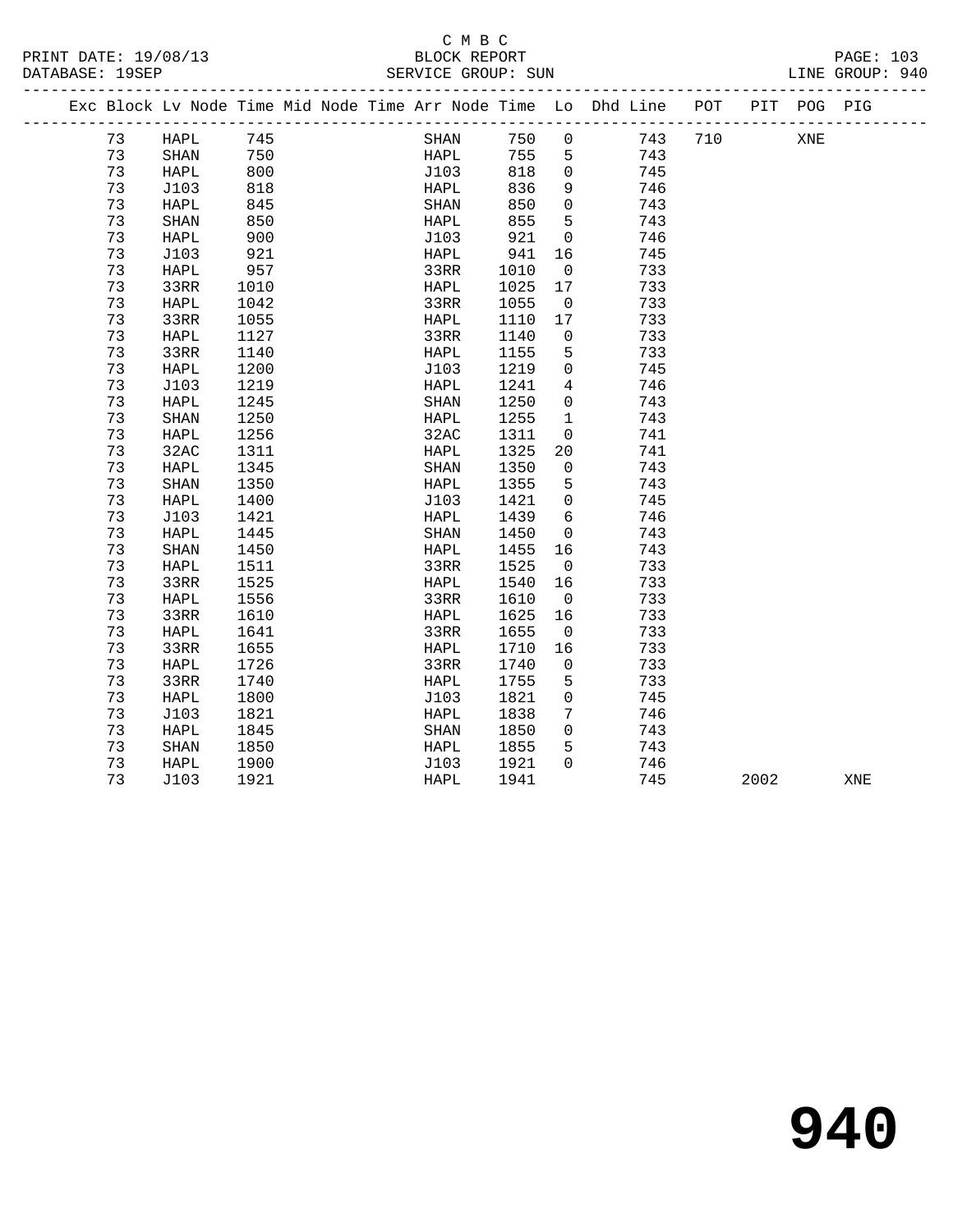C M B C

BLOCK REPORT

SERVICE GROUP: SUN

PRINT DATE: 19/08/13

DATABASE: 19SEP

LINE GROUP: 940

| Exc | Block | Lv | Node | Time | Mid Node | Time | Arr Node | Time | Lo | Dhd Line | POT | PIT | POG | PIG |
|---|---|---|---|---|---|---|---|---|---|---|---|---|---|---|
| | 73 | | HAPL | 745 | | | SHAN | 750 | 0 | 743 | 710 | | XNE | |
| | 73 | | SHAN | 750 | | | HAPL | 755 | 5 | 743 | | | | |
| | 73 | | HAPL | 800 | | | J103 | 818 | 0 | 745 | | | | |
| | 73 | | J103 | 818 | | | HAPL | 836 | 9 | 746 | | | | |
| | 73 | | HAPL | 845 | | | SHAN | 850 | 0 | 743 | | | | |
| | 73 | | SHAN | 850 | | | HAPL | 855 | 5 | 743 | | | | |
| | 73 | | HAPL | 900 | | | J103 | 921 | 0 | 746 | | | | |
| | 73 | | J103 | 921 | | | HAPL | 941 | 16 | 745 | | | | |
| | 73 | | HAPL | 957 | | | 33RR | 1010 | 0 | 733 | | | | |
| | 73 | | 33RR | 1010 | | | HAPL | 1025 | 17 | 733 | | | | |
| | 73 | | HAPL | 1042 | | | 33RR | 1055 | 0 | 733 | | | | |
| | 73 | | 33RR | 1055 | | | HAPL | 1110 | 17 | 733 | | | | |
| | 73 | | HAPL | 1127 | | | 33RR | 1140 | 0 | 733 | | | | |
| | 73 | | 33RR | 1140 | | | HAPL | 1155 | 5 | 733 | | | | |
| | 73 | | HAPL | 1200 | | | J103 | 1219 | 0 | 745 | | | | |
| | 73 | | J103 | 1219 | | | HAPL | 1241 | 4 | 746 | | | | |
| | 73 | | HAPL | 1245 | | | SHAN | 1250 | 0 | 743 | | | | |
| | 73 | | SHAN | 1250 | | | HAPL | 1255 | 1 | 743 | | | | |
| | 73 | | HAPL | 1256 | | | 32AC | 1311 | 0 | 741 | | | | |
| | 73 | | 32AC | 1311 | | | HAPL | 1325 | 20 | 741 | | | | |
| | 73 | | HAPL | 1345 | | | SHAN | 1350 | 0 | 743 | | | | |
| | 73 | | SHAN | 1350 | | | HAPL | 1355 | 5 | 743 | | | | |
| | 73 | | HAPL | 1400 | | | J103 | 1421 | 0 | 745 | | | | |
| | 73 | | J103 | 1421 | | | HAPL | 1439 | 6 | 746 | | | | |
| | 73 | | HAPL | 1445 | | | SHAN | 1450 | 0 | 743 | | | | |
| | 73 | | SHAN | 1450 | | | HAPL | 1455 | 16 | 743 | | | | |
| | 73 | | HAPL | 1511 | | | 33RR | 1525 | 0 | 733 | | | | |
| | 73 | | 33RR | 1525 | | | HAPL | 1540 | 16 | 733 | | | | |
| | 73 | | HAPL | 1556 | | | 33RR | 1610 | 0 | 733 | | | | |
| | 73 | | 33RR | 1610 | | | HAPL | 1625 | 16 | 733 | | | | |
| | 73 | | HAPL | 1641 | | | 33RR | 1655 | 0 | 733 | | | | |
| | 73 | | 33RR | 1655 | | | HAPL | 1710 | 16 | 733 | | | | |
| | 73 | | HAPL | 1726 | | | 33RR | 1740 | 0 | 733 | | | | |
| | 73 | | 33RR | 1740 | | | HAPL | 1755 | 5 | 733 | | | | |
| | 73 | | HAPL | 1800 | | | J103 | 1821 | 0 | 745 | | | | |
| | 73 | | J103 | 1821 | | | HAPL | 1838 | 7 | 746 | | | | |
| | 73 | | HAPL | 1845 | | | SHAN | 1850 | 0 | 743 | | | | |
| | 73 | | SHAN | 1850 | | | HAPL | 1855 | 5 | 743 | | | | |
| | 73 | | HAPL | 1900 | | | J103 | 1921 | 0 | 746 | | | | |
| | 73 | | J103 | 1921 | | | HAPL | 1941 | | 745 | | 2002 | | XNE |

# 940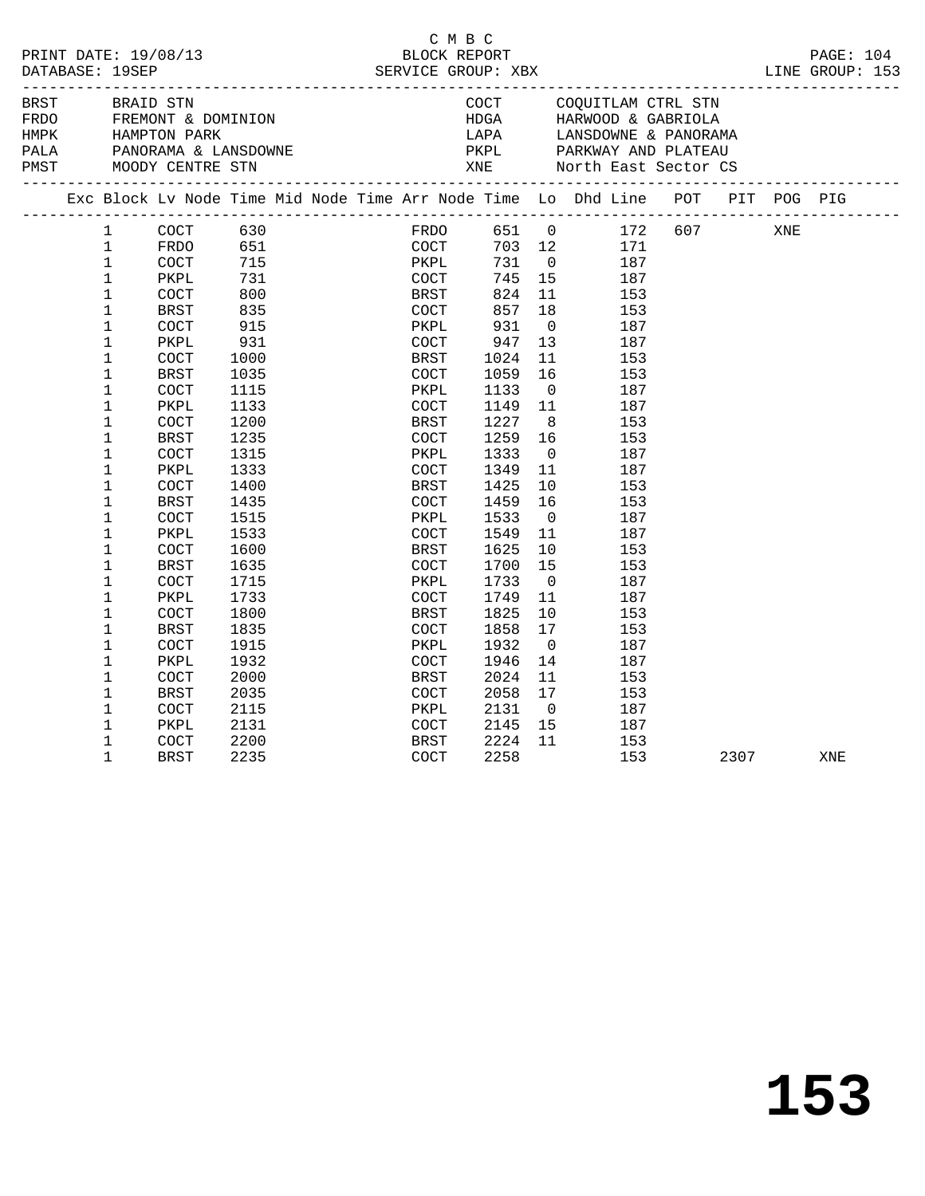C M B C

BLOCK REPORT

SERVICE GROUP: XBX

PRINT DATE: 19/08/13
DATABASE: 19SEP

LINE GROUP: 153

| | | | |
|---|---|---|---|
| BRST | BRAID STN | COCT | COQUITLAM CTRL STN |
| FRDO | FREMONT & DOMINION | HDGA | HARWOOD & GABRIOLA |
| HMPK | HAMPTON PARK | LAPA | LANSDOWNE & PANORAMA |
| PALA | PANORAMA & LANSDOWNE | PKPL | PARKWAY AND PLATEAU |
| PMST | MOODY CENTRE STN | XNE | North East Sector CS |

| Exc | Block | Lv Node | Time | Mid Node | Time | Arr Node | Time | Lo | Dhd | Line | POT | PIT | POG | PIG |
|---|---|---|---|---|---|---|---|---|---|---|---|---|---|---|
| | 1 | COCT | 630 | | | FRDO | 651 | 0 | | 172 | 607 | | XNE | |
| | 1 | FRDO | 651 | | | COCT | 703 | 12 | | 171 | | | | |
| | 1 | COCT | 715 | | | PKPL | 731 | 0 | | 187 | | | | |
| | 1 | PKPL | 731 | | | COCT | 745 | 15 | | 187 | | | | |
| | 1 | COCT | 800 | | | BRST | 824 | 11 | | 153 | | | | |
| | 1 | BRST | 835 | | | COCT | 857 | 18 | | 153 | | | | |
| | 1 | COCT | 915 | | | PKPL | 931 | 0 | | 187 | | | | |
| | 1 | PKPL | 931 | | | COCT | 947 | 13 | | 187 | | | | |
| | 1 | COCT | 1000 | | | BRST | 1024 | 11 | | 153 | | | | |
| | 1 | BRST | 1035 | | | COCT | 1059 | 16 | | 153 | | | | |
| | 1 | COCT | 1115 | | | PKPL | 1133 | 0 | | 187 | | | | |
| | 1 | PKPL | 1133 | | | COCT | 1149 | 11 | | 187 | | | | |
| | 1 | COCT | 1200 | | | BRST | 1227 | 8 | | 153 | | | | |
| | 1 | BRST | 1235 | | | COCT | 1259 | 16 | | 153 | | | | |
| | 1 | COCT | 1315 | | | PKPL | 1333 | 0 | | 187 | | | | |
| | 1 | PKPL | 1333 | | | COCT | 1349 | 11 | | 187 | | | | |
| | 1 | COCT | 1400 | | | BRST | 1425 | 10 | | 153 | | | | |
| | 1 | BRST | 1435 | | | COCT | 1459 | 16 | | 153 | | | | |
| | 1 | COCT | 1515 | | | PKPL | 1533 | 0 | | 187 | | | | |
| | 1 | PKPL | 1533 | | | COCT | 1549 | 11 | | 187 | | | | |
| | 1 | COCT | 1600 | | | BRST | 1625 | 10 | | 153 | | | | |
| | 1 | BRST | 1635 | | | COCT | 1700 | 15 | | 153 | | | | |
| | 1 | COCT | 1715 | | | PKPL | 1733 | 0 | | 187 | | | | |
| | 1 | PKPL | 1733 | | | COCT | 1749 | 11 | | 187 | | | | |
| | 1 | COCT | 1800 | | | BRST | 1825 | 10 | | 153 | | | | |
| | 1 | BRST | 1835 | | | COCT | 1858 | 17 | | 153 | | | | |
| | 1 | COCT | 1915 | | | PKPL | 1932 | 0 | | 187 | | | | |
| | 1 | PKPL | 1932 | | | COCT | 1946 | 14 | | 187 | | | | |
| | 1 | COCT | 2000 | | | BRST | 2024 | 11 | | 153 | | | | |
| | 1 | BRST | 2035 | | | COCT | 2058 | 17 | | 153 | | | | |
| | 1 | COCT | 2115 | | | PKPL | 2131 | 0 | | 187 | | | | |
| | 1 | PKPL | 2131 | | | COCT | 2145 | 15 | | 187 | | | | |
| | 1 | COCT | 2200 | | | BRST | 2224 | 11 | | 153 | | | | |
| | 1 | BRST | 2235 | | | COCT | 2258 | | | 153 | | 2307 | | XNE |

# 153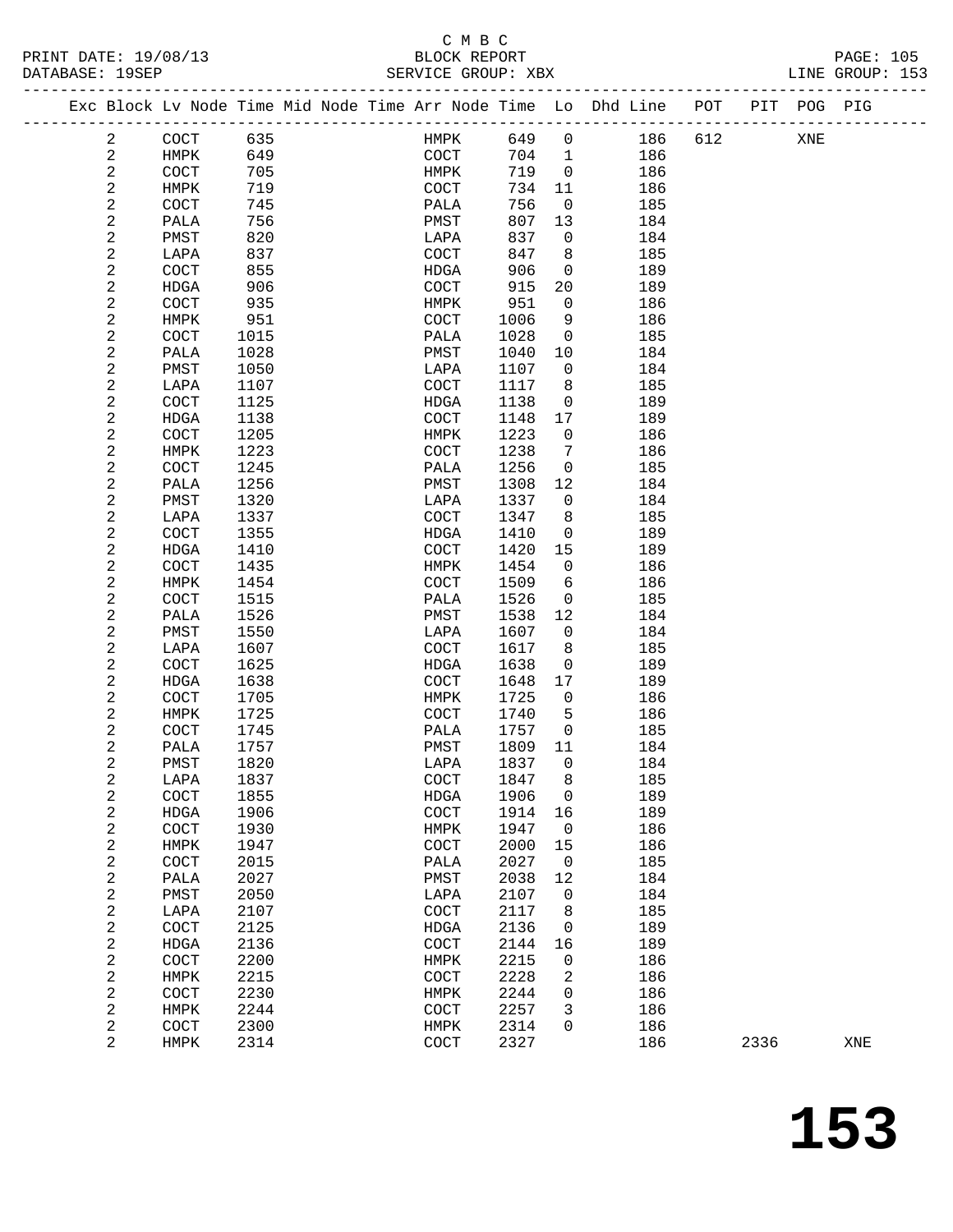C M B C

PRINT DATE: 19/08/13 BLOCK REPORT

DATABASE: 19SEP SERVICE GROUP: XBX LINE GROUP: 153

| Exc | Block | Lv | Node | Time | Mid Node | Time | Arr Node | Time | Lo | Dhd Line | POT | PIT | POG | PIG |
|---|---|---|---|---|---|---|---|---|---|---|---|---|---|---|
| | 2 | | COCT | 635 | | | HMPK | 649 | 0 | 186 | 612 | | XNE | |
| | 2 | | HMPK | 649 | | | COCT | 704 | 1 | 186 | | | | |
| | 2 | | COCT | 705 | | | HMPK | 719 | 0 | 186 | | | | |
| | 2 | | HMPK | 719 | | | COCT | 734 | 11 | 186 | | | | |
| | 2 | | COCT | 745 | | | PALA | 756 | 0 | 185 | | | | |
| | 2 | | PALA | 756 | | | PMST | 807 | 13 | 184 | | | | |
| | 2 | | PMST | 820 | | | LAPA | 837 | 0 | 184 | | | | |
| | 2 | | LAPA | 837 | | | COCT | 847 | 8 | 185 | | | | |
| | 2 | | COCT | 855 | | | HDGA | 906 | 0 | 189 | | | | |
| | 2 | | HDGA | 906 | | | COCT | 915 | 20 | 189 | | | | |
| | 2 | | COCT | 935 | | | HMPK | 951 | 0 | 186 | | | | |
| | 2 | | HMPK | 951 | | | COCT | 1006 | 9 | 186 | | | | |
| | 2 | | COCT | 1015 | | | PALA | 1028 | 0 | 185 | | | | |
| | 2 | | PALA | 1028 | | | PMST | 1040 | 10 | 184 | | | | |
| | 2 | | PMST | 1050 | | | LAPA | 1107 | 0 | 184 | | | | |
| | 2 | | LAPA | 1107 | | | COCT | 1117 | 8 | 185 | | | | |
| | 2 | | COCT | 1125 | | | HDGA | 1138 | 0 | 189 | | | | |
| | 2 | | HDGA | 1138 | | | COCT | 1148 | 17 | 189 | | | | |
| | 2 | | COCT | 1205 | | | HMPK | 1223 | 0 | 186 | | | | |
| | 2 | | HMPK | 1223 | | | COCT | 1238 | 7 | 186 | | | | |
| | 2 | | COCT | 1245 | | | PALA | 1256 | 0 | 185 | | | | |
| | 2 | | PALA | 1256 | | | PMST | 1308 | 12 | 184 | | | | |
| | 2 | | PMST | 1320 | | | LAPA | 1337 | 0 | 184 | | | | |
| | 2 | | LAPA | 1337 | | | COCT | 1347 | 8 | 185 | | | | |
| | 2 | | COCT | 1355 | | | HDGA | 1410 | 0 | 189 | | | | |
| | 2 | | HDGA | 1410 | | | COCT | 1420 | 15 | 189 | | | | |
| | 2 | | COCT | 1435 | | | HMPK | 1454 | 0 | 186 | | | | |
| | 2 | | HMPK | 1454 | | | COCT | 1509 | 6 | 186 | | | | |
| | 2 | | COCT | 1515 | | | PALA | 1526 | 0 | 185 | | | | |
| | 2 | | PALA | 1526 | | | PMST | 1538 | 12 | 184 | | | | |
| | 2 | | PMST | 1550 | | | LAPA | 1607 | 0 | 184 | | | | |
| | 2 | | LAPA | 1607 | | | COCT | 1617 | 8 | 185 | | | | |
| | 2 | | COCT | 1625 | | | HDGA | 1638 | 0 | 189 | | | | |
| | 2 | | HDGA | 1638 | | | COCT | 1648 | 17 | 189 | | | | |
| | 2 | | COCT | 1705 | | | HMPK | 1725 | 0 | 186 | | | | |
| | 2 | | HMPK | 1725 | | | COCT | 1740 | 5 | 186 | | | | |
| | 2 | | COCT | 1745 | | | PALA | 1757 | 0 | 185 | | | | |
| | 2 | | PALA | 1757 | | | PMST | 1809 | 11 | 184 | | | | |
| | 2 | | PMST | 1820 | | | LAPA | 1837 | 0 | 184 | | | | |
| | 2 | | LAPA | 1837 | | | COCT | 1847 | 8 | 185 | | | | |
| | 2 | | COCT | 1855 | | | HDGA | 1906 | 0 | 189 | | | | |
| | 2 | | HDGA | 1906 | | | COCT | 1914 | 16 | 189 | | | | |
| | 2 | | COCT | 1930 | | | HMPK | 1947 | 0 | 186 | | | | |
| | 2 | | HMPK | 1947 | | | COCT | 2000 | 15 | 186 | | | | |
| | 2 | | COCT | 2015 | | | PALA | 2027 | 0 | 185 | | | | |
| | 2 | | PALA | 2027 | | | PMST | 2038 | 12 | 184 | | | | |
| | 2 | | PMST | 2050 | | | LAPA | 2107 | 0 | 184 | | | | |
| | 2 | | LAPA | 2107 | | | COCT | 2117 | 8 | 185 | | | | |
| | 2 | | COCT | 2125 | | | HDGA | 2136 | 0 | 189 | | | | |
| | 2 | | HDGA | 2136 | | | COCT | 2144 | 16 | 189 | | | | |
| | 2 | | COCT | 2200 | | | HMPK | 2215 | 0 | 186 | | | | |
| | 2 | | HMPK | 2215 | | | COCT | 2228 | 2 | 186 | | | | |
| | 2 | | COCT | 2230 | | | HMPK | 2244 | 0 | 186 | | | | |
| | 2 | | HMPK | 2244 | | | COCT | 2257 | 3 | 186 | | | | |
| | 2 | | COCT | 2300 | | | HMPK | 2314 | 0 | 186 | | | | |
| | 2 | | HMPK | 2314 | | | COCT | 2327 | | 186 | | 2336 | | XNE |

# 153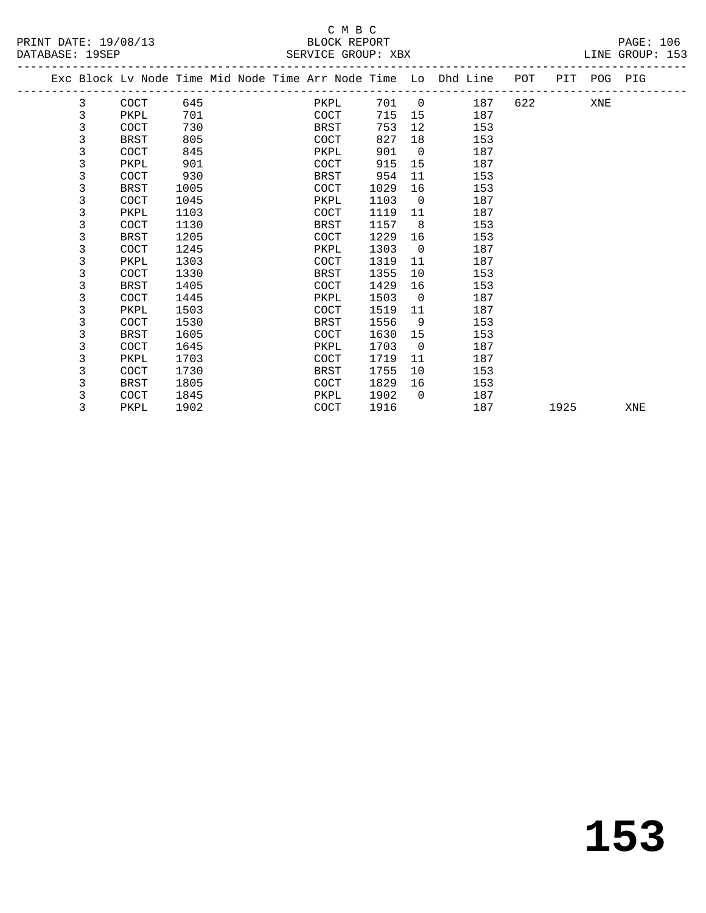C M B C
BLOCK REPORT
SERVICE GROUP: XBX

PRINT DATE: 19/08/13
DATABASE: 19SEP

LINE GROUP: 153

| Exc | Block | Lv Node | Time | Mid Node | Time | Arr Node | Time | Lo | Dhd Line | POT | PIT | POG | PIG |
|---|---|---|---|---|---|---|---|---|---|---|---|---|---|
| | 3 | COCT | 645 | | | PKPL | 701 | 0 | 187 | 622 | | XNE | |
| | 3 | PKPL | 701 | | | COCT | 715 | 15 | 187 | | | | |
| | 3 | COCT | 730 | | | BRST | 753 | 12 | 153 | | | | |
| | 3 | BRST | 805 | | | COCT | 827 | 18 | 153 | | | | |
| | 3 | COCT | 845 | | | PKPL | 901 | 0 | 187 | | | | |
| | 3 | PKPL | 901 | | | COCT | 915 | 15 | 187 | | | | |
| | 3 | COCT | 930 | | | BRST | 954 | 11 | 153 | | | | |
| | 3 | BRST | 1005 | | | COCT | 1029 | 16 | 153 | | | | |
| | 3 | COCT | 1045 | | | PKPL | 1103 | 0 | 187 | | | | |
| | 3 | PKPL | 1103 | | | COCT | 1119 | 11 | 187 | | | | |
| | 3 | COCT | 1130 | | | BRST | 1157 | 8 | 153 | | | | |
| | 3 | BRST | 1205 | | | COCT | 1229 | 16 | 153 | | | | |
| | 3 | COCT | 1245 | | | PKPL | 1303 | 0 | 187 | | | | |
| | 3 | PKPL | 1303 | | | COCT | 1319 | 11 | 187 | | | | |
| | 3 | COCT | 1330 | | | BRST | 1355 | 10 | 153 | | | | |
| | 3 | BRST | 1405 | | | COCT | 1429 | 16 | 153 | | | | |
| | 3 | COCT | 1445 | | | PKPL | 1503 | 0 | 187 | | | | |
| | 3 | PKPL | 1503 | | | COCT | 1519 | 11 | 187 | | | | |
| | 3 | COCT | 1530 | | | BRST | 1556 | 9 | 153 | | | | |
| | 3 | BRST | 1605 | | | COCT | 1630 | 15 | 153 | | | | |
| | 3 | COCT | 1645 | | | PKPL | 1703 | 0 | 187 | | | | |
| | 3 | PKPL | 1703 | | | COCT | 1719 | 11 | 187 | | | | |
| | 3 | COCT | 1730 | | | BRST | 1755 | 10 | 153 | | | | |
| | 3 | BRST | 1805 | | | COCT | 1829 | 16 | 153 | | | | |
| | 3 | COCT | 1845 | | | PKPL | 1902 | 0 | 187 | | | | |
| | 3 | PKPL | 1902 | | | COCT | 1916 | | 187 | | 1925 | | XNE |

# 153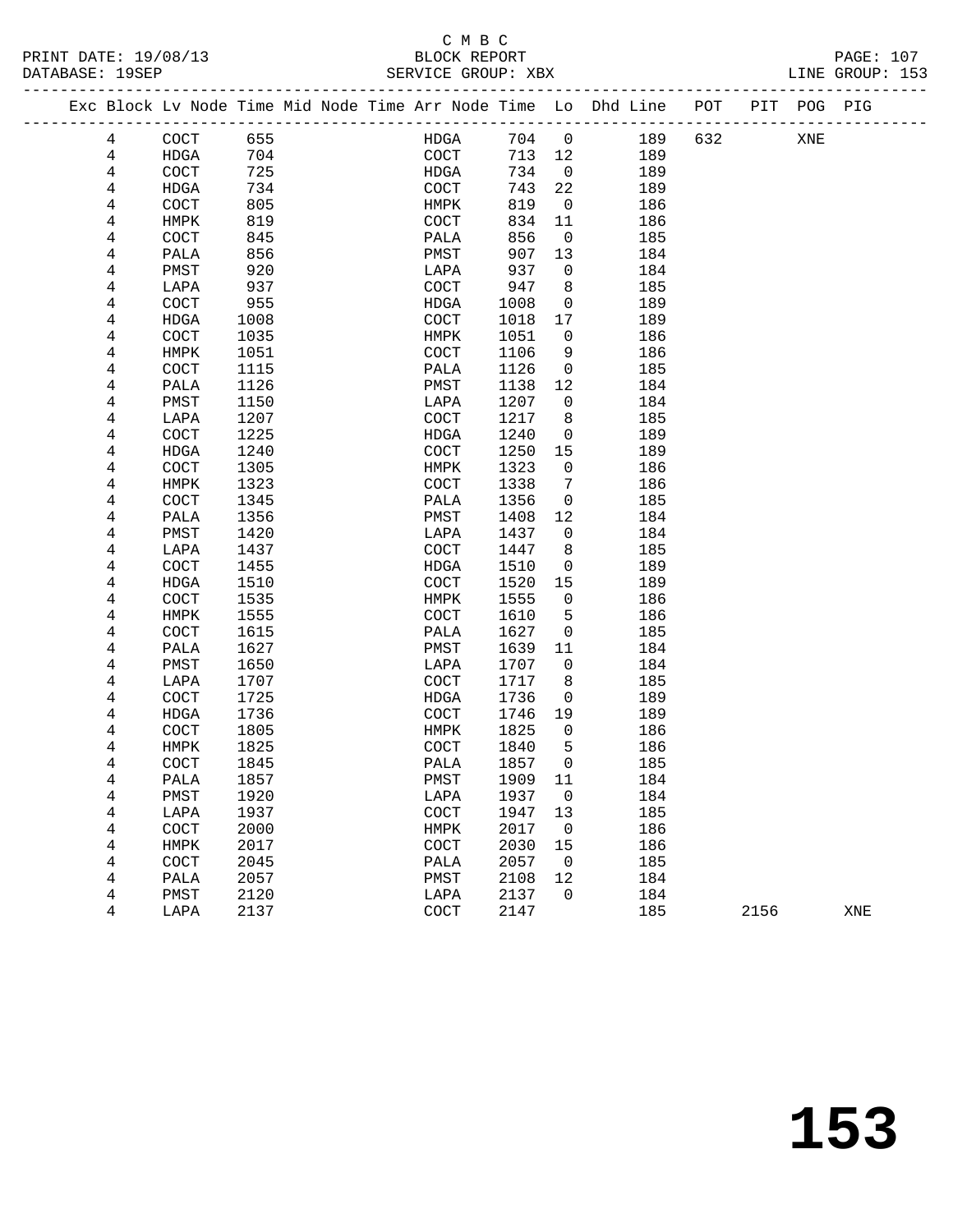C M B C
BLOCK REPORT
SERVICE GROUP: XBX

PRINT DATE: 19/08/13
DATABASE: 19SEP

LINE GROUP: 153

| Exc | Block | Lv | Node | Time | Mid | Node | Time | Arr | Node | Time | Lo | Dhd | Line | POT | PIT | POG | PIG |
|---|---|---|---|---|---|---|---|---|---|---|---|---|---|---|---|---|---|
| | 4 | | COCT | 655 | | | | | HDGA | 704 | 0 | | 189 | 632 | | XNE | |
| | 4 | | HDGA | 704 | | | | | COCT | 713 | 12 | | 189 | | | | |
| | 4 | | COCT | 725 | | | | | HDGA | 734 | 0 | | 189 | | | | |
| | 4 | | HDGA | 734 | | | | | COCT | 743 | 22 | | 189 | | | | |
| | 4 | | COCT | 805 | | | | | HMPK | 819 | 0 | | 186 | | | | |
| | 4 | | HMPK | 819 | | | | | COCT | 834 | 11 | | 186 | | | | |
| | 4 | | COCT | 845 | | | | | PALA | 856 | 0 | | 185 | | | | |
| | 4 | | PALA | 856 | | | | | PMST | 907 | 13 | | 184 | | | | |
| | 4 | | PMST | 920 | | | | | LAPA | 937 | 0 | | 184 | | | | |
| | 4 | | LAPA | 937 | | | | | COCT | 947 | 8 | | 185 | | | | |
| | 4 | | COCT | 955 | | | | | HDGA | 1008 | 0 | | 189 | | | | |
| | 4 | | HDGA | 1008 | | | | | COCT | 1018 | 17 | | 189 | | | | |
| | 4 | | COCT | 1035 | | | | | HMPK | 1051 | 0 | | 186 | | | | |
| | 4 | | HMPK | 1051 | | | | | COCT | 1106 | 9 | | 186 | | | | |
| | 4 | | COCT | 1115 | | | | | PALA | 1126 | 0 | | 185 | | | | |
| | 4 | | PALA | 1126 | | | | | PMST | 1138 | 12 | | 184 | | | | |
| | 4 | | PMST | 1150 | | | | | LAPA | 1207 | 0 | | 184 | | | | |
| | 4 | | LAPA | 1207 | | | | | COCT | 1217 | 8 | | 185 | | | | |
| | 4 | | COCT | 1225 | | | | | HDGA | 1240 | 0 | | 189 | | | | |
| | 4 | | HDGA | 1240 | | | | | COCT | 1250 | 15 | | 189 | | | | |
| | 4 | | COCT | 1305 | | | | | HMPK | 1323 | 0 | | 186 | | | | |
| | 4 | | HMPK | 1323 | | | | | COCT | 1338 | 7 | | 186 | | | | |
| | 4 | | COCT | 1345 | | | | | PALA | 1356 | 0 | | 185 | | | | |
| | 4 | | PALA | 1356 | | | | | PMST | 1408 | 12 | | 184 | | | | |
| | 4 | | PMST | 1420 | | | | | LAPA | 1437 | 0 | | 184 | | | | |
| | 4 | | LAPA | 1437 | | | | | COCT | 1447 | 8 | | 185 | | | | |
| | 4 | | COCT | 1455 | | | | | HDGA | 1510 | 0 | | 189 | | | | |
| | 4 | | HDGA | 1510 | | | | | COCT | 1520 | 15 | | 189 | | | | |
| | 4 | | COCT | 1535 | | | | | HMPK | 1555 | 0 | | 186 | | | | |
| | 4 | | HMPK | 1555 | | | | | COCT | 1610 | 5 | | 186 | | | | |
| | 4 | | COCT | 1615 | | | | | PALA | 1627 | 0 | | 185 | | | | |
| | 4 | | PALA | 1627 | | | | | PMST | 1639 | 11 | | 184 | | | | |
| | 4 | | PMST | 1650 | | | | | LAPA | 1707 | 0 | | 184 | | | | |
| | 4 | | LAPA | 1707 | | | | | COCT | 1717 | 8 | | 185 | | | | |
| | 4 | | COCT | 1725 | | | | | HDGA | 1736 | 0 | | 189 | | | | |
| | 4 | | HDGA | 1736 | | | | | COCT | 1746 | 19 | | 189 | | | | |
| | 4 | | COCT | 1805 | | | | | HMPK | 1825 | 0 | | 186 | | | | |
| | 4 | | HMPK | 1825 | | | | | COCT | 1840 | 5 | | 186 | | | | |
| | 4 | | COCT | 1845 | | | | | PALA | 1857 | 0 | | 185 | | | | |
| | 4 | | PALA | 1857 | | | | | PMST | 1909 | 11 | | 184 | | | | |
| | 4 | | PMST | 1920 | | | | | LAPA | 1937 | 0 | | 184 | | | | |
| | 4 | | LAPA | 1937 | | | | | COCT | 1947 | 13 | | 185 | | | | |
| | 4 | | COCT | 2000 | | | | | HMPK | 2017 | 0 | | 186 | | | | |
| | 4 | | HMPK | 2017 | | | | | COCT | 2030 | 15 | | 186 | | | | |
| | 4 | | COCT | 2045 | | | | | PALA | 2057 | 0 | | 185 | | | | |
| | 4 | | PALA | 2057 | | | | | PMST | 2108 | 12 | | 184 | | | | |
| | 4 | | PMST | 2120 | | | | | LAPA | 2137 | 0 | | 184 | | | | |
| | 4 | | LAPA | 2137 | | | | | COCT | 2147 | | | 185 | | 2156 | | XNE |

# 153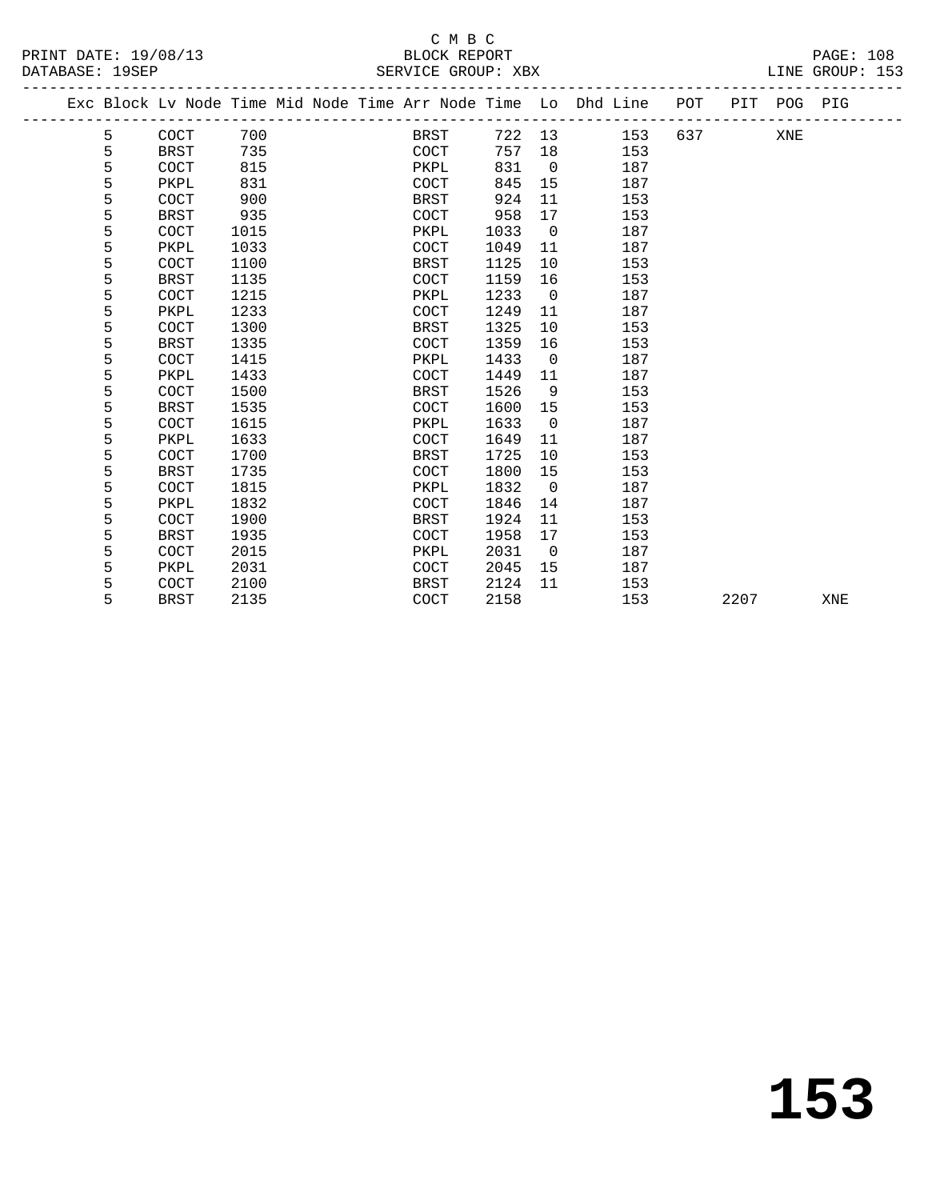C M B C
BLOCK REPORT
SERVICE GROUP: XBX

PRINT DATE: 19/08/13
DATABASE: 19SEP

LINE GROUP: 153

| Exc | Block | Lv | Node | Time | Mid | Node | Time | Arr | Node | Time | Lo | Dhd | Line | POT | PIT | POG | PIG |
|---|---|---|---|---|---|---|---|---|---|---|---|---|---|---|---|---|---|
| | 5 | | COCT | 700 | | | | | BRST | 722 | 13 | | 153 | 637 | | XNE | |
| | 5 | | BRST | 735 | | | | | COCT | 757 | 18 | | 153 | | | | |
| | 5 | | COCT | 815 | | | | | PKPL | 831 | 0 | | 187 | | | | |
| | 5 | | PKPL | 831 | | | | | COCT | 845 | 15 | | 187 | | | | |
| | 5 | | COCT | 900 | | | | | BRST | 924 | 11 | | 153 | | | | |
| | 5 | | BRST | 935 | | | | | COCT | 958 | 17 | | 153 | | | | |
| | 5 | | COCT | 1015 | | | | | PKPL | 1033 | 0 | | 187 | | | | |
| | 5 | | PKPL | 1033 | | | | | COCT | 1049 | 11 | | 187 | | | | |
| | 5 | | COCT | 1100 | | | | | BRST | 1125 | 10 | | 153 | | | | |
| | 5 | | BRST | 1135 | | | | | COCT | 1159 | 16 | | 153 | | | | |
| | 5 | | COCT | 1215 | | | | | PKPL | 1233 | 0 | | 187 | | | | |
| | 5 | | PKPL | 1233 | | | | | COCT | 1249 | 11 | | 187 | | | | |
| | 5 | | COCT | 1300 | | | | | BRST | 1325 | 10 | | 153 | | | | |
| | 5 | | BRST | 1335 | | | | | COCT | 1359 | 16 | | 153 | | | | |
| | 5 | | COCT | 1415 | | | | | PKPL | 1433 | 0 | | 187 | | | | |
| | 5 | | PKPL | 1433 | | | | | COCT | 1449 | 11 | | 187 | | | | |
| | 5 | | COCT | 1500 | | | | | BRST | 1526 | 9 | | 153 | | | | |
| | 5 | | BRST | 1535 | | | | | COCT | 1600 | 15 | | 153 | | | | |
| | 5 | | COCT | 1615 | | | | | PKPL | 1633 | 0 | | 187 | | | | |
| | 5 | | PKPL | 1633 | | | | | COCT | 1649 | 11 | | 187 | | | | |
| | 5 | | COCT | 1700 | | | | | BRST | 1725 | 10 | | 153 | | | | |
| | 5 | | BRST | 1735 | | | | | COCT | 1800 | 15 | | 153 | | | | |
| | 5 | | COCT | 1815 | | | | | PKPL | 1832 | 0 | | 187 | | | | |
| | 5 | | PKPL | 1832 | | | | | COCT | 1846 | 14 | | 187 | | | | |
| | 5 | | COCT | 1900 | | | | | BRST | 1924 | 11 | | 153 | | | | |
| | 5 | | BRST | 1935 | | | | | COCT | 1958 | 17 | | 153 | | | | |
| | 5 | | COCT | 2015 | | | | | PKPL | 2031 | 0 | | 187 | | | | |
| | 5 | | PKPL | 2031 | | | | | COCT | 2045 | 15 | | 187 | | | | |
| | 5 | | COCT | 2100 | | | | | BRST | 2124 | 11 | | 153 | | | | |
| | 5 | | BRST | 2135 | | | | | COCT | 2158 | | | 153 | | 2207 | | XNE |

# 153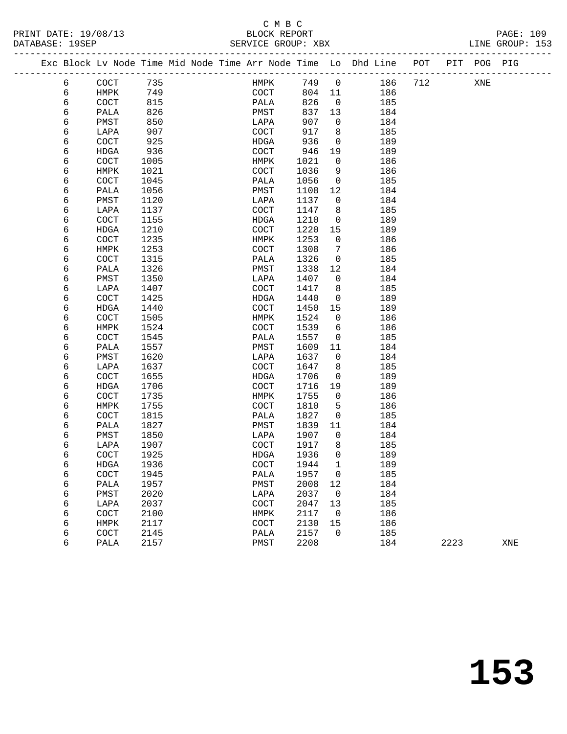C M B C
BLOCK REPORT
SERVICE GROUP: XBX

PRINT DATE: 19/08/13
DATABASE: 19SEP
LINE GROUP: 153

| Exc | Block | Lv | Node | Time | Mid Node | Time | Arr Node | Time | Lo | Dhd Line | POT | PIT | POG | PIG |
|---|---|---|---|---|---|---|---|---|---|---|---|---|---|---|
| | 6 | | COCT | 735 | | | HMPK | 749 | 0 | 186 | 712 | | XNE | |
| | 6 | | HMPK | 749 | | | COCT | 804 | 11 | 186 | | | | |
| | 6 | | COCT | 815 | | | PALA | 826 | 0 | 185 | | | | |
| | 6 | | PALA | 826 | | | PMST | 837 | 13 | 184 | | | | |
| | 6 | | PMST | 850 | | | LAPA | 907 | 0 | 184 | | | | |
| | 6 | | LAPA | 907 | | | COCT | 917 | 8 | 185 | | | | |
| | 6 | | COCT | 925 | | | HDGA | 936 | 0 | 189 | | | | |
| | 6 | | HDGA | 936 | | | COCT | 946 | 19 | 189 | | | | |
| | 6 | | COCT | 1005 | | | HMPK | 1021 | 0 | 186 | | | | |
| | 6 | | HMPK | 1021 | | | COCT | 1036 | 9 | 186 | | | | |
| | 6 | | COCT | 1045 | | | PALA | 1056 | 0 | 185 | | | | |
| | 6 | | PALA | 1056 | | | PMST | 1108 | 12 | 184 | | | | |
| | 6 | | PMST | 1120 | | | LAPA | 1137 | 0 | 184 | | | | |
| | 6 | | LAPA | 1137 | | | COCT | 1147 | 8 | 185 | | | | |
| | 6 | | COCT | 1155 | | | HDGA | 1210 | 0 | 189 | | | | |
| | 6 | | HDGA | 1210 | | | COCT | 1220 | 15 | 189 | | | | |
| | 6 | | COCT | 1235 | | | HMPK | 1253 | 0 | 186 | | | | |
| | 6 | | HMPK | 1253 | | | COCT | 1308 | 7 | 186 | | | | |
| | 6 | | COCT | 1315 | | | PALA | 1326 | 0 | 185 | | | | |
| | 6 | | PALA | 1326 | | | PMST | 1338 | 12 | 184 | | | | |
| | 6 | | PMST | 1350 | | | LAPA | 1407 | 0 | 184 | | | | |
| | 6 | | LAPA | 1407 | | | COCT | 1417 | 8 | 185 | | | | |
| | 6 | | COCT | 1425 | | | HDGA | 1440 | 0 | 189 | | | | |
| | 6 | | HDGA | 1440 | | | COCT | 1450 | 15 | 189 | | | | |
| | 6 | | COCT | 1505 | | | HMPK | 1524 | 0 | 186 | | | | |
| | 6 | | HMPK | 1524 | | | COCT | 1539 | 6 | 186 | | | | |
| | 6 | | COCT | 1545 | | | PALA | 1557 | 0 | 185 | | | | |
| | 6 | | PALA | 1557 | | | PMST | 1609 | 11 | 184 | | | | |
| | 6 | | PMST | 1620 | | | LAPA | 1637 | 0 | 184 | | | | |
| | 6 | | LAPA | 1637 | | | COCT | 1647 | 8 | 185 | | | | |
| | 6 | | COCT | 1655 | | | HDGA | 1706 | 0 | 189 | | | | |
| | 6 | | HDGA | 1706 | | | COCT | 1716 | 19 | 189 | | | | |
| | 6 | | COCT | 1735 | | | HMPK | 1755 | 0 | 186 | | | | |
| | 6 | | HMPK | 1755 | | | COCT | 1810 | 5 | 186 | | | | |
| | 6 | | COCT | 1815 | | | PALA | 1827 | 0 | 185 | | | | |
| | 6 | | PALA | 1827 | | | PMST | 1839 | 11 | 184 | | | | |
| | 6 | | PMST | 1850 | | | LAPA | 1907 | 0 | 184 | | | | |
| | 6 | | LAPA | 1907 | | | COCT | 1917 | 8 | 185 | | | | |
| | 6 | | COCT | 1925 | | | HDGA | 1936 | 0 | 189 | | | | |
| | 6 | | HDGA | 1936 | | | COCT | 1944 | 1 | 189 | | | | |
| | 6 | | COCT | 1945 | | | PALA | 1957 | 0 | 185 | | | | |
| | 6 | | PALA | 1957 | | | PMST | 2008 | 12 | 184 | | | | |
| | 6 | | PMST | 2020 | | | LAPA | 2037 | 0 | 184 | | | | |
| | 6 | | LAPA | 2037 | | | COCT | 2047 | 13 | 185 | | | | |
| | 6 | | COCT | 2100 | | | HMPK | 2117 | 0 | 186 | | | | |
| | 6 | | HMPK | 2117 | | | COCT | 2130 | 15 | 186 | | | | |
| | 6 | | COCT | 2145 | | | PALA | 2157 | 0 | 185 | | | | |
| | 6 | | PALA | 2157 | | | PMST | 2208 | | 184 | | 2223 | | XNE |

# 153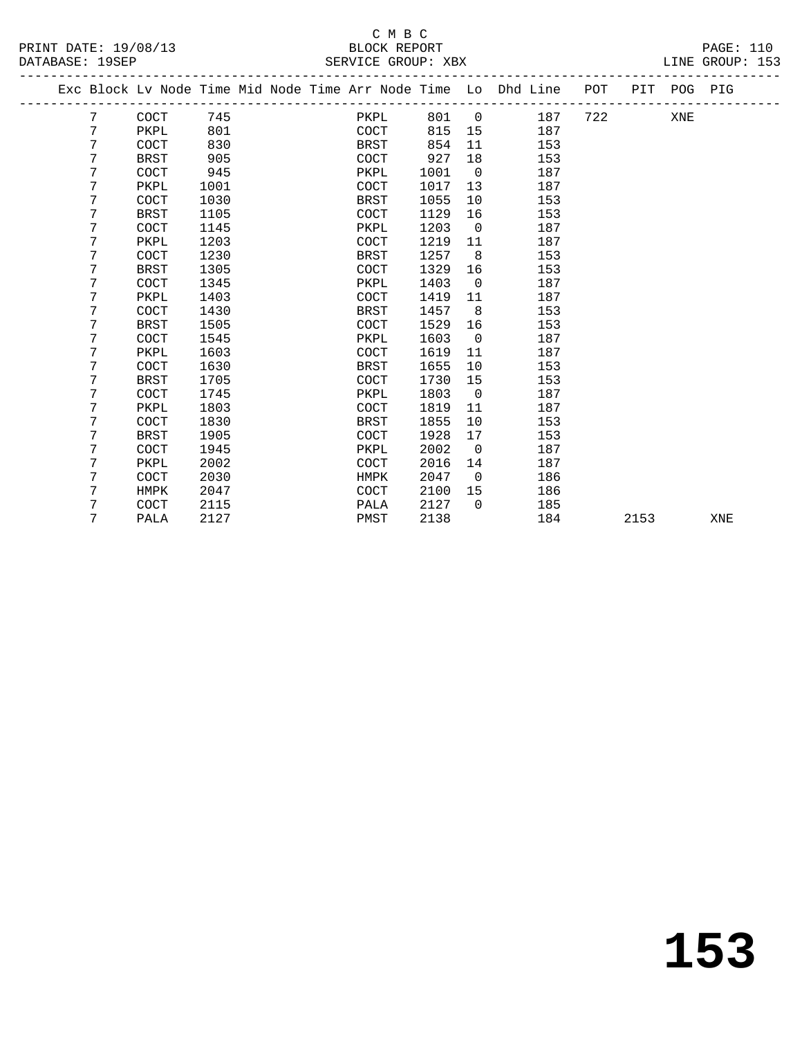C M B C
BLOCK REPORT
SERVICE GROUP: XBX

PRINT DATE: 19/08/13
DATABASE: 19SEP
LINE GROUP: 153

| Exc | Block | Lv | Node | Time | Mid Node | Time | Arr Node | Time | Lo | Dhd Line | POT | PIT | POG | PIG |
|---|---|---|---|---|---|---|---|---|---|---|---|---|---|---|
| | 7 | | COCT | 745 | | | PKPL | 801 | 0 | 187 | 722 | | XNE | |
| | 7 | | PKPL | 801 | | | COCT | 815 | 15 | 187 | | | | |
| | 7 | | COCT | 830 | | | BRST | 854 | 11 | 153 | | | | |
| | 7 | | BRST | 905 | | | COCT | 927 | 18 | 153 | | | | |
| | 7 | | COCT | 945 | | | PKPL | 1001 | 0 | 187 | | | | |
| | 7 | | PKPL | 1001 | | | COCT | 1017 | 13 | 187 | | | | |
| | 7 | | COCT | 1030 | | | BRST | 1055 | 10 | 153 | | | | |
| | 7 | | BRST | 1105 | | | COCT | 1129 | 16 | 153 | | | | |
| | 7 | | COCT | 1145 | | | PKPL | 1203 | 0 | 187 | | | | |
| | 7 | | PKPL | 1203 | | | COCT | 1219 | 11 | 187 | | | | |
| | 7 | | COCT | 1230 | | | BRST | 1257 | 8 | 153 | | | | |
| | 7 | | BRST | 1305 | | | COCT | 1329 | 16 | 153 | | | | |
| | 7 | | COCT | 1345 | | | PKPL | 1403 | 0 | 187 | | | | |
| | 7 | | PKPL | 1403 | | | COCT | 1419 | 11 | 187 | | | | |
| | 7 | | COCT | 1430 | | | BRST | 1457 | 8 | 153 | | | | |
| | 7 | | BRST | 1505 | | | COCT | 1529 | 16 | 153 | | | | |
| | 7 | | COCT | 1545 | | | PKPL | 1603 | 0 | 187 | | | | |
| | 7 | | PKPL | 1603 | | | COCT | 1619 | 11 | 187 | | | | |
| | 7 | | COCT | 1630 | | | BRST | 1655 | 10 | 153 | | | | |
| | 7 | | BRST | 1705 | | | COCT | 1730 | 15 | 153 | | | | |
| | 7 | | COCT | 1745 | | | PKPL | 1803 | 0 | 187 | | | | |
| | 7 | | PKPL | 1803 | | | COCT | 1819 | 11 | 187 | | | | |
| | 7 | | COCT | 1830 | | | BRST | 1855 | 10 | 153 | | | | |
| | 7 | | BRST | 1905 | | | COCT | 1928 | 17 | 153 | | | | |
| | 7 | | COCT | 1945 | | | PKPL | 2002 | 0 | 187 | | | | |
| | 7 | | PKPL | 2002 | | | COCT | 2016 | 14 | 187 | | | | |
| | 7 | | COCT | 2030 | | | HMPK | 2047 | 0 | 186 | | | | |
| | 7 | | HMPK | 2047 | | | COCT | 2100 | 15 | 186 | | | | |
| | 7 | | COCT | 2115 | | | PALA | 2127 | 0 | 185 | | | | |
| | 7 | | PALA | 2127 | | | PMST | 2138 | | 184 | | 2153 | | XNE |

# 153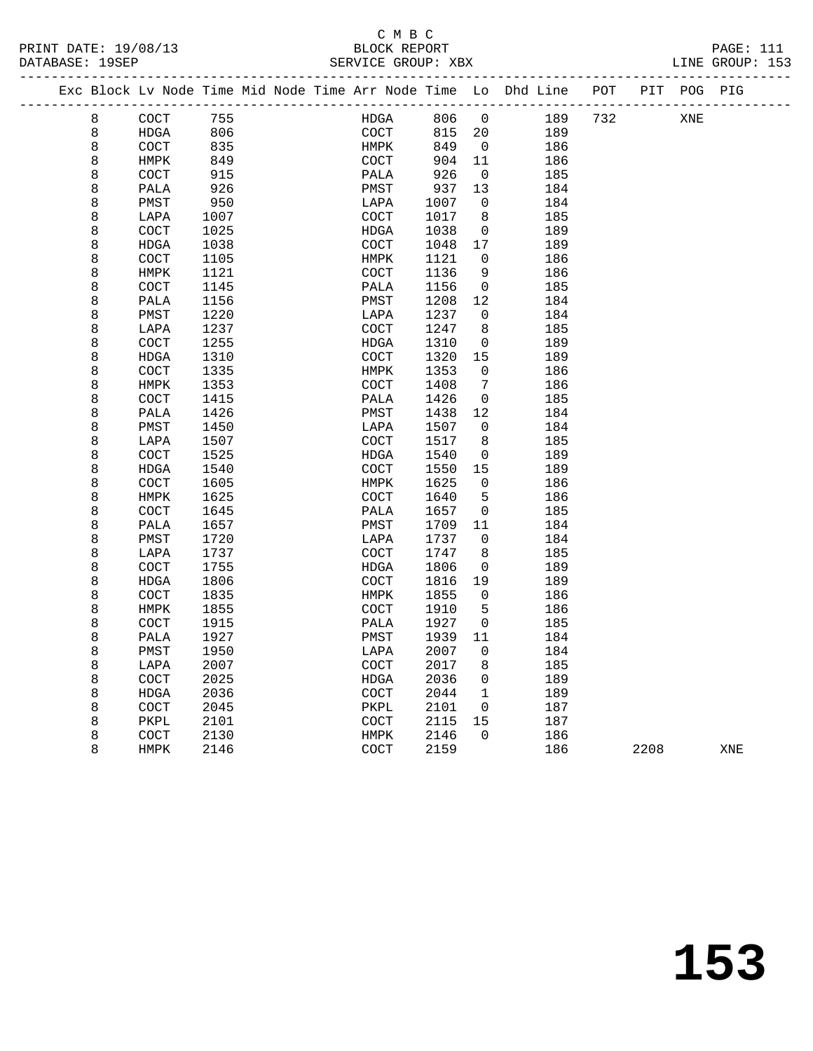C M B C
BLOCK REPORT
SERVICE GROUP: XBX

PRINT DATE: 19/08/13
DATABASE: 19SEP
LINE GROUP: 153

| Exc | Block | Lv | Node | Time | Mid | Node | Time | Arr | Node | Time | Lo | Dhd | Line | POT | PIT | POG | PIG |
|---|---|---|---|---|---|---|---|---|---|---|---|---|---|---|---|---|---|
| | 8 | | COCT | 755 | | | | | HDGA | 806 | 0 | | 189 | 732 | | XNE | |
| | 8 | | HDGA | 806 | | | | | COCT | 815 | 20 | | 189 | | | | |
| | 8 | | COCT | 835 | | | | | HMPK | 849 | 0 | | 186 | | | | |
| | 8 | | HMPK | 849 | | | | | COCT | 904 | 11 | | 186 | | | | |
| | 8 | | COCT | 915 | | | | | PALA | 926 | 0 | | 185 | | | | |
| | 8 | | PALA | 926 | | | | | PMST | 937 | 13 | | 184 | | | | |
| | 8 | | PMST | 950 | | | | | LAPA | 1007 | 0 | | 184 | | | | |
| | 8 | | LAPA | 1007 | | | | | COCT | 1017 | 8 | | 185 | | | | |
| | 8 | | COCT | 1025 | | | | | HDGA | 1038 | 0 | | 189 | | | | |
| | 8 | | HDGA | 1038 | | | | | COCT | 1048 | 17 | | 189 | | | | |
| | 8 | | COCT | 1105 | | | | | HMPK | 1121 | 0 | | 186 | | | | |
| | 8 | | HMPK | 1121 | | | | | COCT | 1136 | 9 | | 186 | | | | |
| | 8 | | COCT | 1145 | | | | | PALA | 1156 | 0 | | 185 | | | | |
| | 8 | | PALA | 1156 | | | | | PMST | 1208 | 12 | | 184 | | | | |
| | 8 | | PMST | 1220 | | | | | LAPA | 1237 | 0 | | 184 | | | | |
| | 8 | | LAPA | 1237 | | | | | COCT | 1247 | 8 | | 185 | | | | |
| | 8 | | COCT | 1255 | | | | | HDGA | 1310 | 0 | | 189 | | | | |
| | 8 | | HDGA | 1310 | | | | | COCT | 1320 | 15 | | 189 | | | | |
| | 8 | | COCT | 1335 | | | | | HMPK | 1353 | 0 | | 186 | | | | |
| | 8 | | HMPK | 1353 | | | | | COCT | 1408 | 7 | | 186 | | | | |
| | 8 | | COCT | 1415 | | | | | PALA | 1426 | 0 | | 185 | | | | |
| | 8 | | PALA | 1426 | | | | | PMST | 1438 | 12 | | 184 | | | | |
| | 8 | | PMST | 1450 | | | | | LAPA | 1507 | 0 | | 184 | | | | |
| | 8 | | LAPA | 1507 | | | | | COCT | 1517 | 8 | | 185 | | | | |
| | 8 | | COCT | 1525 | | | | | HDGA | 1540 | 0 | | 189 | | | | |
| | 8 | | HDGA | 1540 | | | | | COCT | 1550 | 15 | | 189 | | | | |
| | 8 | | COCT | 1605 | | | | | HMPK | 1625 | 0 | | 186 | | | | |
| | 8 | | HMPK | 1625 | | | | | COCT | 1640 | 5 | | 186 | | | | |
| | 8 | | COCT | 1645 | | | | | PALA | 1657 | 0 | | 185 | | | | |
| | 8 | | PALA | 1657 | | | | | PMST | 1709 | 11 | | 184 | | | | |
| | 8 | | PMST | 1720 | | | | | LAPA | 1737 | 0 | | 184 | | | | |
| | 8 | | LAPA | 1737 | | | | | COCT | 1747 | 8 | | 185 | | | | |
| | 8 | | COCT | 1755 | | | | | HDGA | 1806 | 0 | | 189 | | | | |
| | 8 | | HDGA | 1806 | | | | | COCT | 1816 | 19 | | 189 | | | | |
| | 8 | | COCT | 1835 | | | | | HMPK | 1855 | 0 | | 186 | | | | |
| | 8 | | HMPK | 1855 | | | | | COCT | 1910 | 5 | | 186 | | | | |
| | 8 | | COCT | 1915 | | | | | PALA | 1927 | 0 | | 185 | | | | |
| | 8 | | PALA | 1927 | | | | | PMST | 1939 | 11 | | 184 | | | | |
| | 8 | | PMST | 1950 | | | | | LAPA | 2007 | 0 | | 184 | | | | |
| | 8 | | LAPA | 2007 | | | | | COCT | 2017 | 8 | | 185 | | | | |
| | 8 | | COCT | 2025 | | | | | HDGA | 2036 | 0 | | 189 | | | | |
| | 8 | | HDGA | 2036 | | | | | COCT | 2044 | 1 | | 189 | | | | |
| | 8 | | COCT | 2045 | | | | | PKPL | 2101 | 0 | | 187 | | | | |
| | 8 | | PKPL | 2101 | | | | | COCT | 2115 | 15 | | 187 | | | | |
| | 8 | | COCT | 2130 | | | | | HMPK | 2146 | 0 | | 186 | | | | |
| | 8 | | HMPK | 2146 | | | | | COCT | 2159 | | | 186 | | 2208 | | XNE |

# 153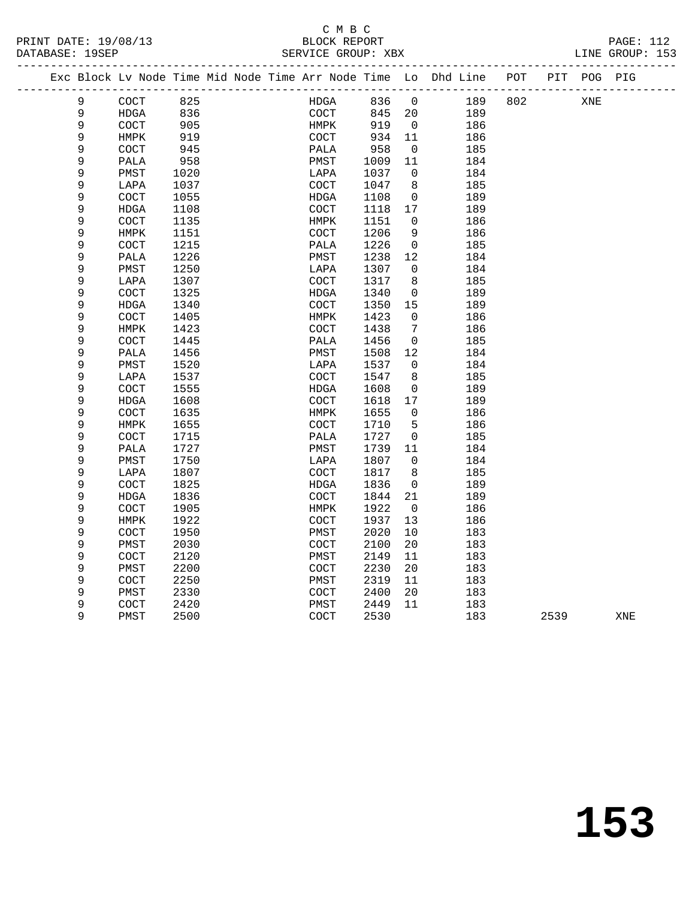C M B C

BLOCK REPORT

SERVICE GROUP: XBX

PRINT DATE: 19/08/13
DATABASE: 19SEP
PAGE: 112
LINE GROUP: 153

| Exc | Block | Lv | Node | Time | Mid Node | Time | Arr Node | Time | Lo | Dhd Line | POT | PIT | POG | PIG |
|---|---|---|---|---|---|---|---|---|---|---|---|---|---|---|
| | 9 | | COCT | 825 | | | HDGA | 836 | 0 | 189 | 802 | | XNE | |
| | 9 | | HDGA | 836 | | | COCT | 845 | 20 | 189 | | | | |
| | 9 | | COCT | 905 | | | HMPK | 919 | 0 | 186 | | | | |
| | 9 | | HMPK | 919 | | | COCT | 934 | 11 | 186 | | | | |
| | 9 | | COCT | 945 | | | PALA | 958 | 0 | 185 | | | | |
| | 9 | | PALA | 958 | | | PMST | 1009 | 11 | 184 | | | | |
| | 9 | | PMST | 1020 | | | LAPA | 1037 | 0 | 184 | | | | |
| | 9 | | LAPA | 1037 | | | COCT | 1047 | 8 | 185 | | | | |
| | 9 | | COCT | 1055 | | | HDGA | 1108 | 0 | 189 | | | | |
| | 9 | | HDGA | 1108 | | | COCT | 1118 | 17 | 189 | | | | |
| | 9 | | COCT | 1135 | | | HMPK | 1151 | 0 | 186 | | | | |
| | 9 | | HMPK | 1151 | | | COCT | 1206 | 9 | 186 | | | | |
| | 9 | | COCT | 1215 | | | PALA | 1226 | 0 | 185 | | | | |
| | 9 | | PALA | 1226 | | | PMST | 1238 | 12 | 184 | | | | |
| | 9 | | PMST | 1250 | | | LAPA | 1307 | 0 | 184 | | | | |
| | 9 | | LAPA | 1307 | | | COCT | 1317 | 8 | 185 | | | | |
| | 9 | | COCT | 1325 | | | HDGA | 1340 | 0 | 189 | | | | |
| | 9 | | HDGA | 1340 | | | COCT | 1350 | 15 | 189 | | | | |
| | 9 | | COCT | 1405 | | | HMPK | 1423 | 0 | 186 | | | | |
| | 9 | | HMPK | 1423 | | | COCT | 1438 | 7 | 186 | | | | |
| | 9 | | COCT | 1445 | | | PALA | 1456 | 0 | 185 | | | | |
| | 9 | | PALA | 1456 | | | PMST | 1508 | 12 | 184 | | | | |
| | 9 | | PMST | 1520 | | | LAPA | 1537 | 0 | 184 | | | | |
| | 9 | | LAPA | 1537 | | | COCT | 1547 | 8 | 185 | | | | |
| | 9 | | COCT | 1555 | | | HDGA | 1608 | 0 | 189 | | | | |
| | 9 | | HDGA | 1608 | | | COCT | 1618 | 17 | 189 | | | | |
| | 9 | | COCT | 1635 | | | HMPK | 1655 | 0 | 186 | | | | |
| | 9 | | HMPK | 1655 | | | COCT | 1710 | 5 | 186 | | | | |
| | 9 | | COCT | 1715 | | | PALA | 1727 | 0 | 185 | | | | |
| | 9 | | PALA | 1727 | | | PMST | 1739 | 11 | 184 | | | | |
| | 9 | | PMST | 1750 | | | LAPA | 1807 | 0 | 184 | | | | |
| | 9 | | LAPA | 1807 | | | COCT | 1817 | 8 | 185 | | | | |
| | 9 | | COCT | 1825 | | | HDGA | 1836 | 0 | 189 | | | | |
| | 9 | | HDGA | 1836 | | | COCT | 1844 | 21 | 189 | | | | |
| | 9 | | COCT | 1905 | | | HMPK | 1922 | 0 | 186 | | | | |
| | 9 | | HMPK | 1922 | | | COCT | 1937 | 13 | 186 | | | | |
| | 9 | | COCT | 1950 | | | PMST | 2020 | 10 | 183 | | | | |
| | 9 | | PMST | 2030 | | | COCT | 2100 | 20 | 183 | | | | |
| | 9 | | COCT | 2120 | | | PMST | 2149 | 11 | 183 | | | | |
| | 9 | | PMST | 2200 | | | COCT | 2230 | 20 | 183 | | | | |
| | 9 | | COCT | 2250 | | | PMST | 2319 | 11 | 183 | | | | |
| | 9 | | PMST | 2330 | | | COCT | 2400 | 20 | 183 | | | | |
| | 9 | | COCT | 2420 | | | PMST | 2449 | 11 | 183 | | | | |
| | 9 | | PMST | 2500 | | | COCT | 2530 | | 183 | | 2539 | | XNE |

153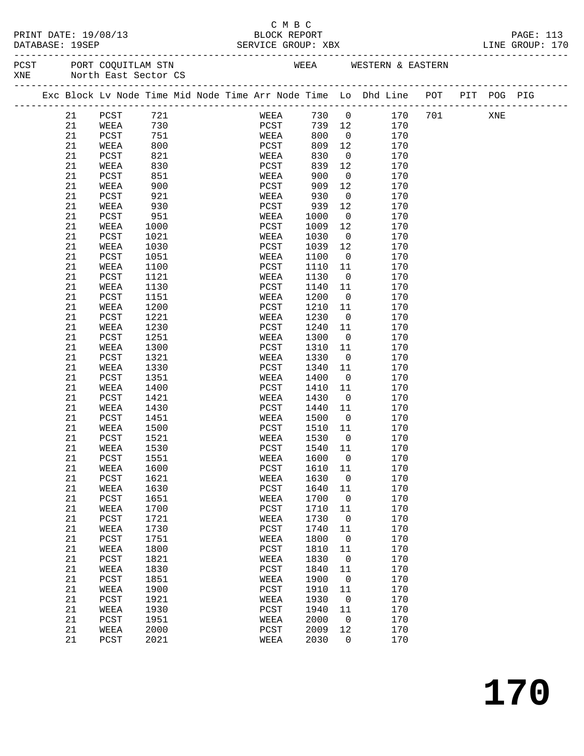C M B C

BLOCK REPORT

SERVICE GROUP: XBX

PRINT DATE: 19/08/13
DATABASE: 19SEP

LINE GROUP: 170

PCST PORT COQUITLAM STN WEEA WESTERN & EASTERN
XNE North East Sector CS

| Exc | Block | Lv | Node | Time | Mid | Node | Time | Arr | Node | Time | Lo | Dhd | Line | POT | PIT | POG | PIG |
|---|---|---|---|---|---|---|---|---|---|---|---|---|---|---|---|---|---|
| | 21 | | PCST | 721 | | | | | WEEA | 730 | 0 | | 170 | 701 | | XNE | |
| | 21 | | WEEA | 730 | | | | | PCST | 739 | 12 | | 170 | | | | |
| | 21 | | PCST | 751 | | | | | WEEA | 800 | 0 | | 170 | | | | |
| | 21 | | WEEA | 800 | | | | | PCST | 809 | 12 | | 170 | | | | |
| | 21 | | PCST | 821 | | | | | WEEA | 830 | 0 | | 170 | | | | |
| | 21 | | WEEA | 830 | | | | | PCST | 839 | 12 | | 170 | | | | |
| | 21 | | PCST | 851 | | | | | WEEA | 900 | 0 | | 170 | | | | |
| | 21 | | WEEA | 900 | | | | | PCST | 909 | 12 | | 170 | | | | |
| | 21 | | PCST | 921 | | | | | WEEA | 930 | 0 | | 170 | | | | |
| | 21 | | WEEA | 930 | | | | | PCST | 939 | 12 | | 170 | | | | |
| | 21 | | PCST | 951 | | | | | WEEA | 1000 | 0 | | 170 | | | | |
| | 21 | | WEEA | 1000 | | | | | PCST | 1009 | 12 | | 170 | | | | |
| | 21 | | PCST | 1021 | | | | | WEEA | 1030 | 0 | | 170 | | | | |
| | 21 | | WEEA | 1030 | | | | | PCST | 1039 | 12 | | 170 | | | | |
| | 21 | | PCST | 1051 | | | | | WEEA | 1100 | 0 | | 170 | | | | |
| | 21 | | WEEA | 1100 | | | | | PCST | 1110 | 11 | | 170 | | | | |
| | 21 | | PCST | 1121 | | | | | WEEA | 1130 | 0 | | 170 | | | | |
| | 21 | | WEEA | 1130 | | | | | PCST | 1140 | 11 | | 170 | | | | |
| | 21 | | PCST | 1151 | | | | | WEEA | 1200 | 0 | | 170 | | | | |
| | 21 | | WEEA | 1200 | | | | | PCST | 1210 | 11 | | 170 | | | | |
| | 21 | | PCST | 1221 | | | | | WEEA | 1230 | 0 | | 170 | | | | |
| | 21 | | WEEA | 1230 | | | | | PCST | 1240 | 11 | | 170 | | | | |
| | 21 | | PCST | 1251 | | | | | WEEA | 1300 | 0 | | 170 | | | | |
| | 21 | | WEEA | 1300 | | | | | PCST | 1310 | 11 | | 170 | | | | |
| | 21 | | PCST | 1321 | | | | | WEEA | 1330 | 0 | | 170 | | | | |
| | 21 | | WEEA | 1330 | | | | | PCST | 1340 | 11 | | 170 | | | | |
| | 21 | | PCST | 1351 | | | | | WEEA | 1400 | 0 | | 170 | | | | |
| | 21 | | WEEA | 1400 | | | | | PCST | 1410 | 11 | | 170 | | | | |
| | 21 | | PCST | 1421 | | | | | WEEA | 1430 | 0 | | 170 | | | | |
| | 21 | | WEEA | 1430 | | | | | PCST | 1440 | 11 | | 170 | | | | |
| | 21 | | PCST | 1451 | | | | | WEEA | 1500 | 0 | | 170 | | | | |
| | 21 | | WEEA | 1500 | | | | | PCST | 1510 | 11 | | 170 | | | | |
| | 21 | | PCST | 1521 | | | | | WEEA | 1530 | 0 | | 170 | | | | |
| | 21 | | WEEA | 1530 | | | | | PCST | 1540 | 11 | | 170 | | | | |
| | 21 | | PCST | 1551 | | | | | WEEA | 1600 | 0 | | 170 | | | | |
| | 21 | | WEEA | 1600 | | | | | PCST | 1610 | 11 | | 170 | | | | |
| | 21 | | PCST | 1621 | | | | | WEEA | 1630 | 0 | | 170 | | | | |
| | 21 | | WEEA | 1630 | | | | | PCST | 1640 | 11 | | 170 | | | | |
| | 21 | | PCST | 1651 | | | | | WEEA | 1700 | 0 | | 170 | | | | |
| | 21 | | WEEA | 1700 | | | | | PCST | 1710 | 11 | | 170 | | | | |
| | 21 | | PCST | 1721 | | | | | WEEA | 1730 | 0 | | 170 | | | | |
| | 21 | | WEEA | 1730 | | | | | PCST | 1740 | 11 | | 170 | | | | |
| | 21 | | PCST | 1751 | | | | | WEEA | 1800 | 0 | | 170 | | | | |
| | 21 | | WEEA | 1800 | | | | | PCST | 1810 | 11 | | 170 | | | | |
| | 21 | | PCST | 1821 | | | | | WEEA | 1830 | 0 | | 170 | | | | |
| | 21 | | WEEA | 1830 | | | | | PCST | 1840 | 11 | | 170 | | | | |
| | 21 | | PCST | 1851 | | | | | WEEA | 1900 | 0 | | 170 | | | | |
| | 21 | | WEEA | 1900 | | | | | PCST | 1910 | 11 | | 170 | | | | |
| | 21 | | PCST | 1921 | | | | | WEEA | 1930 | 0 | | 170 | | | | |
| | 21 | | WEEA | 1930 | | | | | PCST | 1940 | 11 | | 170 | | | | |
| | 21 | | PCST | 1951 | | | | | WEEA | 2000 | 0 | | 170 | | | | |
| | 21 | | WEEA | 2000 | | | | | PCST | 2009 | 12 | | 170 | | | | |
| | 21 | | PCST | 2021 | | | | | WEEA | 2030 | 0 | | 170 | | | | |

# 170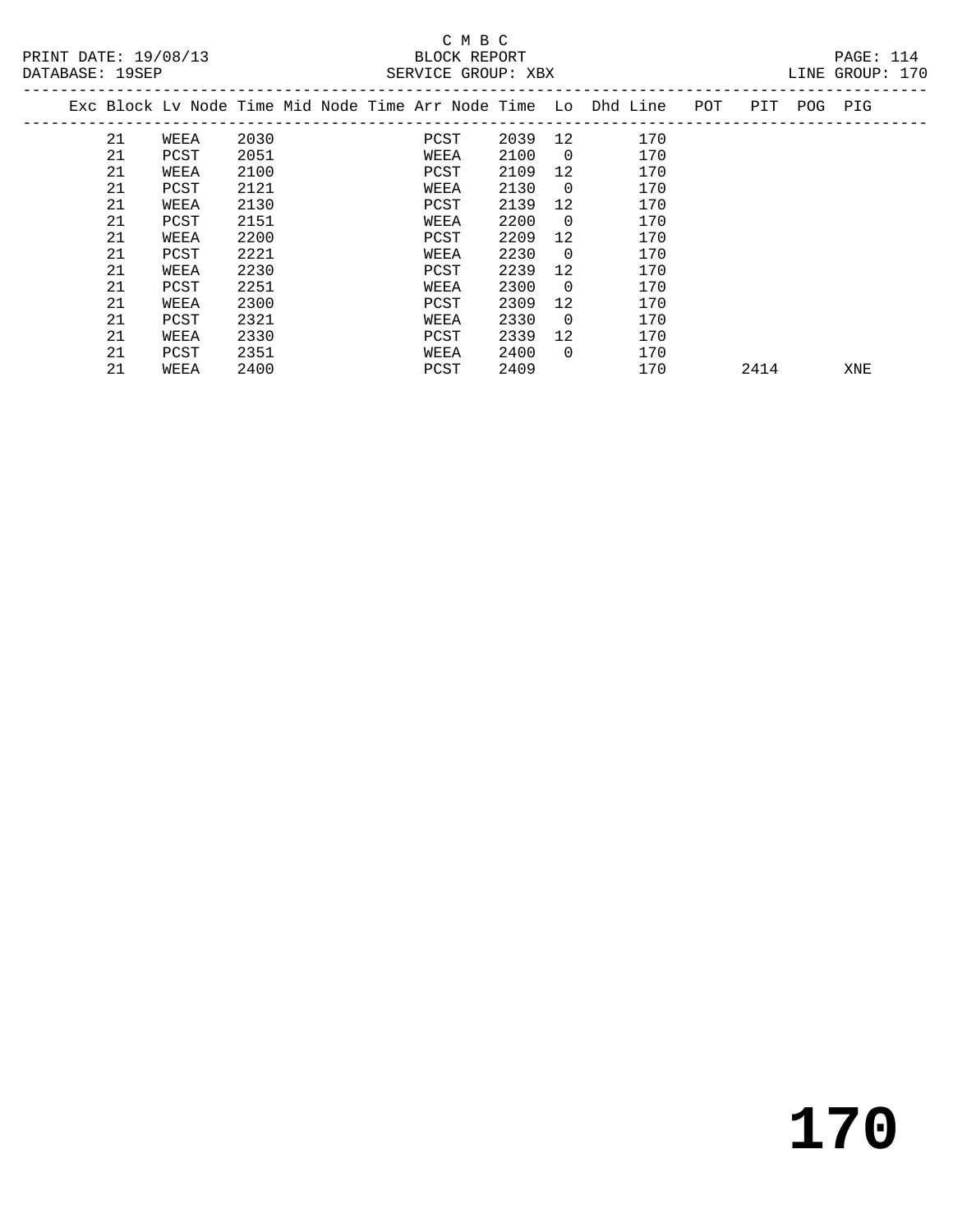C M B C

PRINT DATE: 19/08/13 BLOCK REPORT

DATABASE: 19SEP SERVICE GROUP: XBX LINE GROUP: 170

| Exc | Block | Lv Node | Time | Mid Node | Time | Arr Node | Time | Lo | Dhd Line | POT | PIT | POG | PIG |
|---|---|---|---|---|---|---|---|---|---|---|---|---|---|
| | 21 | WEEA | 2030 | | | PCST | 2039 | 12 | 170 | | | | |
| | 21 | PCST | 2051 | | | WEEA | 2100 | 0 | 170 | | | | |
| | 21 | WEEA | 2100 | | | PCST | 2109 | 12 | 170 | | | | |
| | 21 | PCST | 2121 | | | WEEA | 2130 | 0 | 170 | | | | |
| | 21 | WEEA | 2130 | | | PCST | 2139 | 12 | 170 | | | | |
| | 21 | PCST | 2151 | | | WEEA | 2200 | 0 | 170 | | | | |
| | 21 | WEEA | 2200 | | | PCST | 2209 | 12 | 170 | | | | |
| | 21 | PCST | 2221 | | | WEEA | 2230 | 0 | 170 | | | | |
| | 21 | WEEA | 2230 | | | PCST | 2239 | 12 | 170 | | | | |
| | 21 | PCST | 2251 | | | WEEA | 2300 | 0 | 170 | | | | |
| | 21 | WEEA | 2300 | | | PCST | 2309 | 12 | 170 | | | | |
| | 21 | PCST | 2321 | | | WEEA | 2330 | 0 | 170 | | | | |
| | 21 | WEEA | 2330 | | | PCST | 2339 | 12 | 170 | | | | |
| | 21 | PCST | 2351 | | | WEEA | 2400 | 0 | 170 | | | | |
| | 21 | WEEA | 2400 | | | PCST | 2409 | | 170 | | 2414 | | XNE |

# 170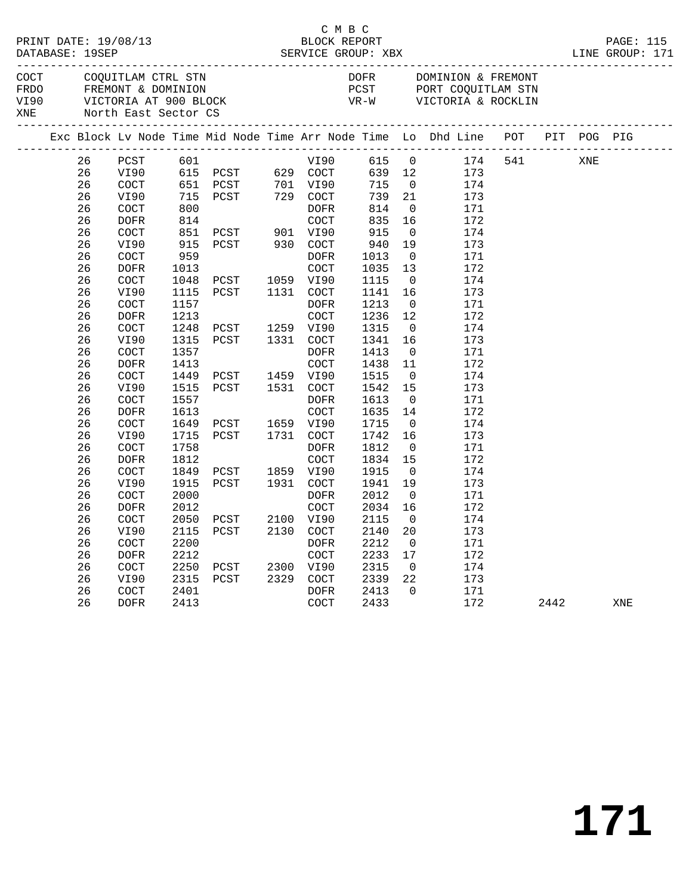C M B C

PRINT DATE: 19/08/13 BLOCK REPORT
DATABASE: 19SEP SERVICE GROUP: XBX LINE GROUP: 171

| | | | |
|---|---|---|---|
| COCT | COQUITLAM CTRL STN | DOFR | DOMINION & FREMONT |
| FRDO | FREMONT & DOMINION | PCST | PORT COQUITLAM STN |
| VI90 | VICTORIA AT 900 BLOCK | VR-W | VICTORIA & ROCKLIN |
| XNE | North East Sector CS | | |

| Exc | Block | Lv Node | Time | Mid Node | Time | Arr Node | Time | Lo | Dhd Line | POT | PIT | POG | PIG |
|---|---|---|---|---|---|---|---|---|---|---|---|---|---|
| | 26 | PCST | 601 | | | VI90 | 615 | 0 | 174 | 541 | | XNE | |
| | 26 | VI90 | 615 | PCST | 629 | COCT | 639 | 12 | 173 | | | | |
| | 26 | COCT | 651 | PCST | 701 | VI90 | 715 | 0 | 174 | | | | |
| | 26 | VI90 | 715 | PCST | 729 | COCT | 739 | 21 | 173 | | | | |
| | 26 | COCT | 800 | | | DOFR | 814 | 0 | 171 | | | | |
| | 26 | DOFR | 814 | | | COCT | 835 | 16 | 172 | | | | |
| | 26 | COCT | 851 | PCST | 901 | VI90 | 915 | 0 | 174 | | | | |
| | 26 | VI90 | 915 | PCST | 930 | COCT | 940 | 19 | 173 | | | | |
| | 26 | COCT | 959 | | | DOFR | 1013 | 0 | 171 | | | | |
| | 26 | DOFR | 1013 | | | COCT | 1035 | 13 | 172 | | | | |
| | 26 | COCT | 1048 | PCST | 1059 | VI90 | 1115 | 0 | 174 | | | | |
| | 26 | VI90 | 1115 | PCST | 1131 | COCT | 1141 | 16 | 173 | | | | |
| | 26 | COCT | 1157 | | | DOFR | 1213 | 0 | 171 | | | | |
| | 26 | DOFR | 1213 | | | COCT | 1236 | 12 | 172 | | | | |
| | 26 | COCT | 1248 | PCST | 1259 | VI90 | 1315 | 0 | 174 | | | | |
| | 26 | VI90 | 1315 | PCST | 1331 | COCT | 1341 | 16 | 173 | | | | |
| | 26 | COCT | 1357 | | | DOFR | 1413 | 0 | 171 | | | | |
| | 26 | DOFR | 1413 | | | COCT | 1438 | 11 | 172 | | | | |
| | 26 | COCT | 1449 | PCST | 1459 | VI90 | 1515 | 0 | 174 | | | | |
| | 26 | VI90 | 1515 | PCST | 1531 | COCT | 1542 | 15 | 173 | | | | |
| | 26 | COCT | 1557 | | | DOFR | 1613 | 0 | 171 | | | | |
| | 26 | DOFR | 1613 | | | COCT | 1635 | 14 | 172 | | | | |
| | 26 | COCT | 1649 | PCST | 1659 | VI90 | 1715 | 0 | 174 | | | | |
| | 26 | VI90 | 1715 | PCST | 1731 | COCT | 1742 | 16 | 173 | | | | |
| | 26 | COCT | 1758 | | | DOFR | 1812 | 0 | 171 | | | | |
| | 26 | DOFR | 1812 | | | COCT | 1834 | 15 | 172 | | | | |
| | 26 | COCT | 1849 | PCST | 1859 | VI90 | 1915 | 0 | 174 | | | | |
| | 26 | VI90 | 1915 | PCST | 1931 | COCT | 1941 | 19 | 173 | | | | |
| | 26 | COCT | 2000 | | | DOFR | 2012 | 0 | 171 | | | | |
| | 26 | DOFR | 2012 | | | COCT | 2034 | 16 | 172 | | | | |
| | 26 | COCT | 2050 | PCST | 2100 | VI90 | 2115 | 0 | 174 | | | | |
| | 26 | VI90 | 2115 | PCST | 2130 | COCT | 2140 | 20 | 173 | | | | |
| | 26 | COCT | 2200 | | | DOFR | 2212 | 0 | 171 | | | | |
| | 26 | DOFR | 2212 | | | COCT | 2233 | 17 | 172 | | | | |
| | 26 | COCT | 2250 | PCST | 2300 | VI90 | 2315 | 0 | 174 | | | | |
| | 26 | VI90 | 2315 | PCST | 2329 | COCT | 2339 | 22 | 173 | | | | |
| | 26 | COCT | 2401 | | | DOFR | 2413 | 0 | 171 | | | | |
| | 26 | DOFR | 2413 | | | COCT | 2433 | | 172 | | 2442 | | XNE |

**171**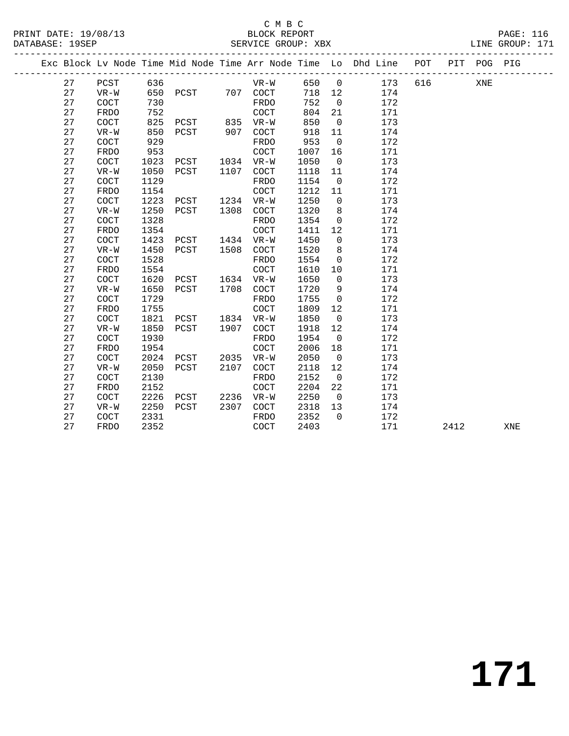C M B C
BLOCK REPORT
SERVICE GROUP: XBX

| Exc | Block | Lv Node | Time | Mid Node | Time | Arr Node | Time | Lo | Dhd Line | POT | PIT | POG | PIG |
|---|---|---|---|---|---|---|---|---|---|---|---|---|---|
| | 27 | PCST | 636 | | | VR-W | 650 | 0 | 173 | 616 | | XNE | |
| | 27 | VR-W | 650 | PCST | 707 | COCT | 718 | 12 | 174 | | | | |
| | 27 | COCT | 730 | | | FRDO | 752 | 0 | 172 | | | | |
| | 27 | FRDO | 752 | | | COCT | 804 | 21 | 171 | | | | |
| | 27 | COCT | 825 | PCST | 835 | VR-W | 850 | 0 | 173 | | | | |
| | 27 | VR-W | 850 | PCST | 907 | COCT | 918 | 11 | 174 | | | | |
| | 27 | COCT | 929 | | | FRDO | 953 | 0 | 172 | | | | |
| | 27 | FRDO | 953 | | | COCT | 1007 | 16 | 171 | | | | |
| | 27 | COCT | 1023 | PCST | 1034 | VR-W | 1050 | 0 | 173 | | | | |
| | 27 | VR-W | 1050 | PCST | 1107 | COCT | 1118 | 11 | 174 | | | | |
| | 27 | COCT | 1129 | | | FRDO | 1154 | 0 | 172 | | | | |
| | 27 | FRDO | 1154 | | | COCT | 1212 | 11 | 171 | | | | |
| | 27 | COCT | 1223 | PCST | 1234 | VR-W | 1250 | 0 | 173 | | | | |
| | 27 | VR-W | 1250 | PCST | 1308 | COCT | 1320 | 8 | 174 | | | | |
| | 27 | COCT | 1328 | | | FRDO | 1354 | 0 | 172 | | | | |
| | 27 | FRDO | 1354 | | | COCT | 1411 | 12 | 171 | | | | |
| | 27 | COCT | 1423 | PCST | 1434 | VR-W | 1450 | 0 | 173 | | | | |
| | 27 | VR-W | 1450 | PCST | 1508 | COCT | 1520 | 8 | 174 | | | | |
| | 27 | COCT | 1528 | | | FRDO | 1554 | 0 | 172 | | | | |
| | 27 | FRDO | 1554 | | | COCT | 1610 | 10 | 171 | | | | |
| | 27 | COCT | 1620 | PCST | 1634 | VR-W | 1650 | 0 | 173 | | | | |
| | 27 | VR-W | 1650 | PCST | 1708 | COCT | 1720 | 9 | 174 | | | | |
| | 27 | COCT | 1729 | | | FRDO | 1755 | 0 | 172 | | | | |
| | 27 | FRDO | 1755 | | | COCT | 1809 | 12 | 171 | | | | |
| | 27 | COCT | 1821 | PCST | 1834 | VR-W | 1850 | 0 | 173 | | | | |
| | 27 | VR-W | 1850 | PCST | 1907 | COCT | 1918 | 12 | 174 | | | | |
| | 27 | COCT | 1930 | | | FRDO | 1954 | 0 | 172 | | | | |
| | 27 | FRDO | 1954 | | | COCT | 2006 | 18 | 171 | | | | |
| | 27 | COCT | 2024 | PCST | 2035 | VR-W | 2050 | 0 | 173 | | | | |
| | 27 | VR-W | 2050 | PCST | 2107 | COCT | 2118 | 12 | 174 | | | | |
| | 27 | COCT | 2130 | | | FRDO | 2152 | 0 | 172 | | | | |
| | 27 | FRDO | 2152 | | | COCT | 2204 | 22 | 171 | | | | |
| | 27 | COCT | 2226 | PCST | 2236 | VR-W | 2250 | 0 | 173 | | | | |
| | 27 | VR-W | 2250 | PCST | 2307 | COCT | 2318 | 13 | 174 | | | | |
| | 27 | COCT | 2331 | | | FRDO | 2352 | 0 | 172 | | | | |
| | 27 | FRDO | 2352 | | | COCT | 2403 | | 171 | | 2412 | | XNE |

# 171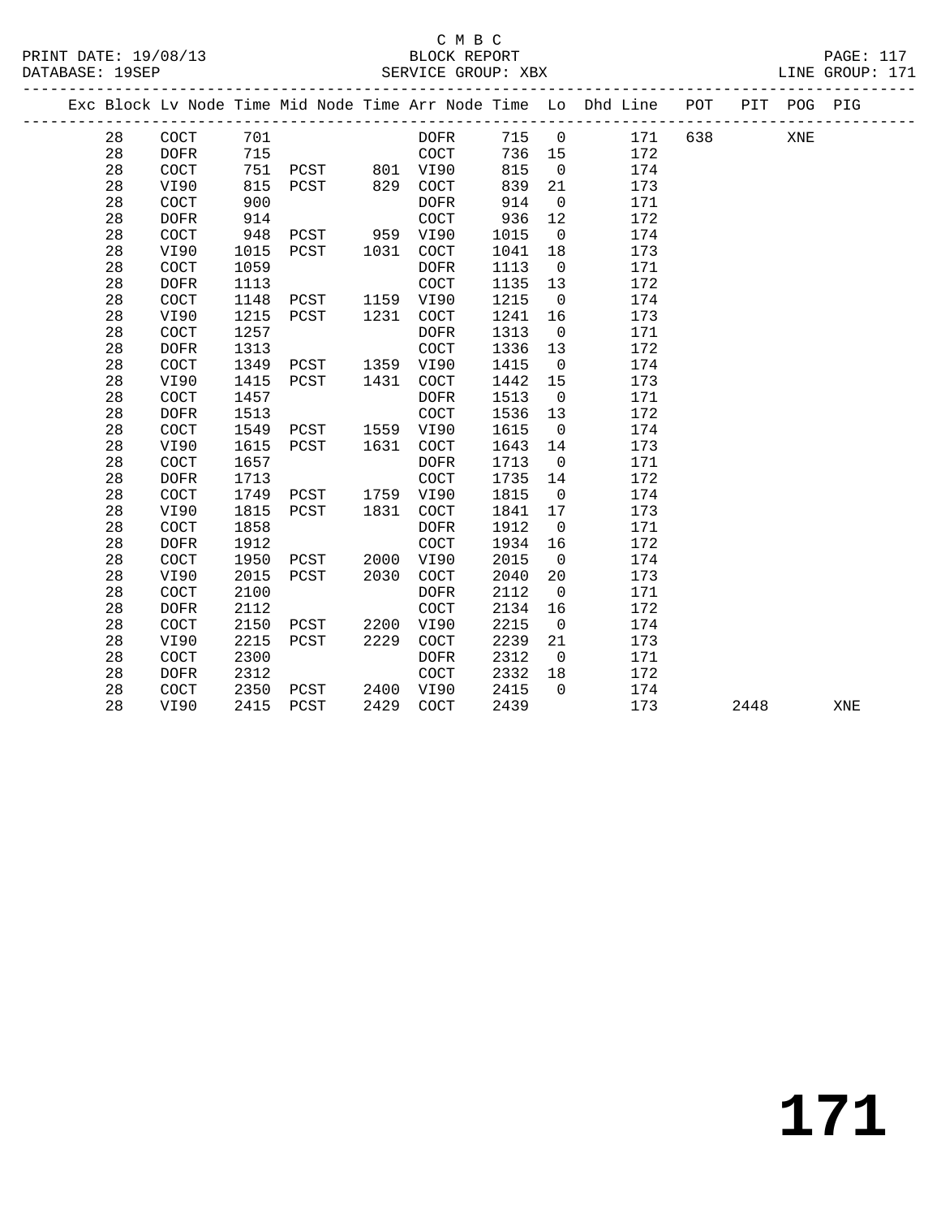C M B C
BLOCK REPORT
SERVICE GROUP: XBX

PRINT DATE: 19/08/13
DATABASE: 19SEP
LINE GROUP: 171

| Exc | Block | Lv | Node | Time | Mid Node | Time | Arr Node | Time | Lo | Dhd Line | POT | PIT | POG | PIG |
|---|---|---|---|---|---|---|---|---|---|---|---|---|---|---|
| | 28 | | COCT | 701 | | | DOFR | 715 | 0 | 171 | 638 | | XNE | |
| | 28 | | DOFR | 715 | | | COCT | 736 | 15 | 172 | | | | |
| | 28 | | COCT | 751 | PCST | 801 | VI90 | 815 | 0 | 174 | | | | |
| | 28 | | VI90 | 815 | PCST | 829 | COCT | 839 | 21 | 173 | | | | |
| | 28 | | COCT | 900 | | | DOFR | 914 | 0 | 171 | | | | |
| | 28 | | DOFR | 914 | | | COCT | 936 | 12 | 172 | | | | |
| | 28 | | COCT | 948 | PCST | 959 | VI90 | 1015 | 0 | 174 | | | | |
| | 28 | | VI90 | 1015 | PCST | 1031 | COCT | 1041 | 18 | 173 | | | | |
| | 28 | | COCT | 1059 | | | DOFR | 1113 | 0 | 171 | | | | |
| | 28 | | DOFR | 1113 | | | COCT | 1135 | 13 | 172 | | | | |
| | 28 | | COCT | 1148 | PCST | 1159 | VI90 | 1215 | 0 | 174 | | | | |
| | 28 | | VI90 | 1215 | PCST | 1231 | COCT | 1241 | 16 | 173 | | | | |
| | 28 | | COCT | 1257 | | | DOFR | 1313 | 0 | 171 | | | | |
| | 28 | | DOFR | 1313 | | | COCT | 1336 | 13 | 172 | | | | |
| | 28 | | COCT | 1349 | PCST | 1359 | VI90 | 1415 | 0 | 174 | | | | |
| | 28 | | VI90 | 1415 | PCST | 1431 | COCT | 1442 | 15 | 173 | | | | |
| | 28 | | COCT | 1457 | | | DOFR | 1513 | 0 | 171 | | | | |
| | 28 | | DOFR | 1513 | | | COCT | 1536 | 13 | 172 | | | | |
| | 28 | | COCT | 1549 | PCST | 1559 | VI90 | 1615 | 0 | 174 | | | | |
| | 28 | | VI90 | 1615 | PCST | 1631 | COCT | 1643 | 14 | 173 | | | | |
| | 28 | | COCT | 1657 | | | DOFR | 1713 | 0 | 171 | | | | |
| | 28 | | DOFR | 1713 | | | COCT | 1735 | 14 | 172 | | | | |
| | 28 | | COCT | 1749 | PCST | 1759 | VI90 | 1815 | 0 | 174 | | | | |
| | 28 | | VI90 | 1815 | PCST | 1831 | COCT | 1841 | 17 | 173 | | | | |
| | 28 | | COCT | 1858 | | | DOFR | 1912 | 0 | 171 | | | | |
| | 28 | | DOFR | 1912 | | | COCT | 1934 | 16 | 172 | | | | |
| | 28 | | COCT | 1950 | PCST | 2000 | VI90 | 2015 | 0 | 174 | | | | |
| | 28 | | VI90 | 2015 | PCST | 2030 | COCT | 2040 | 20 | 173 | | | | |
| | 28 | | COCT | 2100 | | | DOFR | 2112 | 0 | 171 | | | | |
| | 28 | | DOFR | 2112 | | | COCT | 2134 | 16 | 172 | | | | |
| | 28 | | COCT | 2150 | PCST | 2200 | VI90 | 2215 | 0 | 174 | | | | |
| | 28 | | VI90 | 2215 | PCST | 2229 | COCT | 2239 | 21 | 173 | | | | |
| | 28 | | COCT | 2300 | | | DOFR | 2312 | 0 | 171 | | | | |
| | 28 | | DOFR | 2312 | | | COCT | 2332 | 18 | 172 | | | | |
| | 28 | | COCT | 2350 | PCST | 2400 | VI90 | 2415 | 0 | 174 | | | | |
| | 28 | | VI90 | 2415 | PCST | 2429 | COCT | 2439 | | 173 | | 2448 | | XNE |

# 171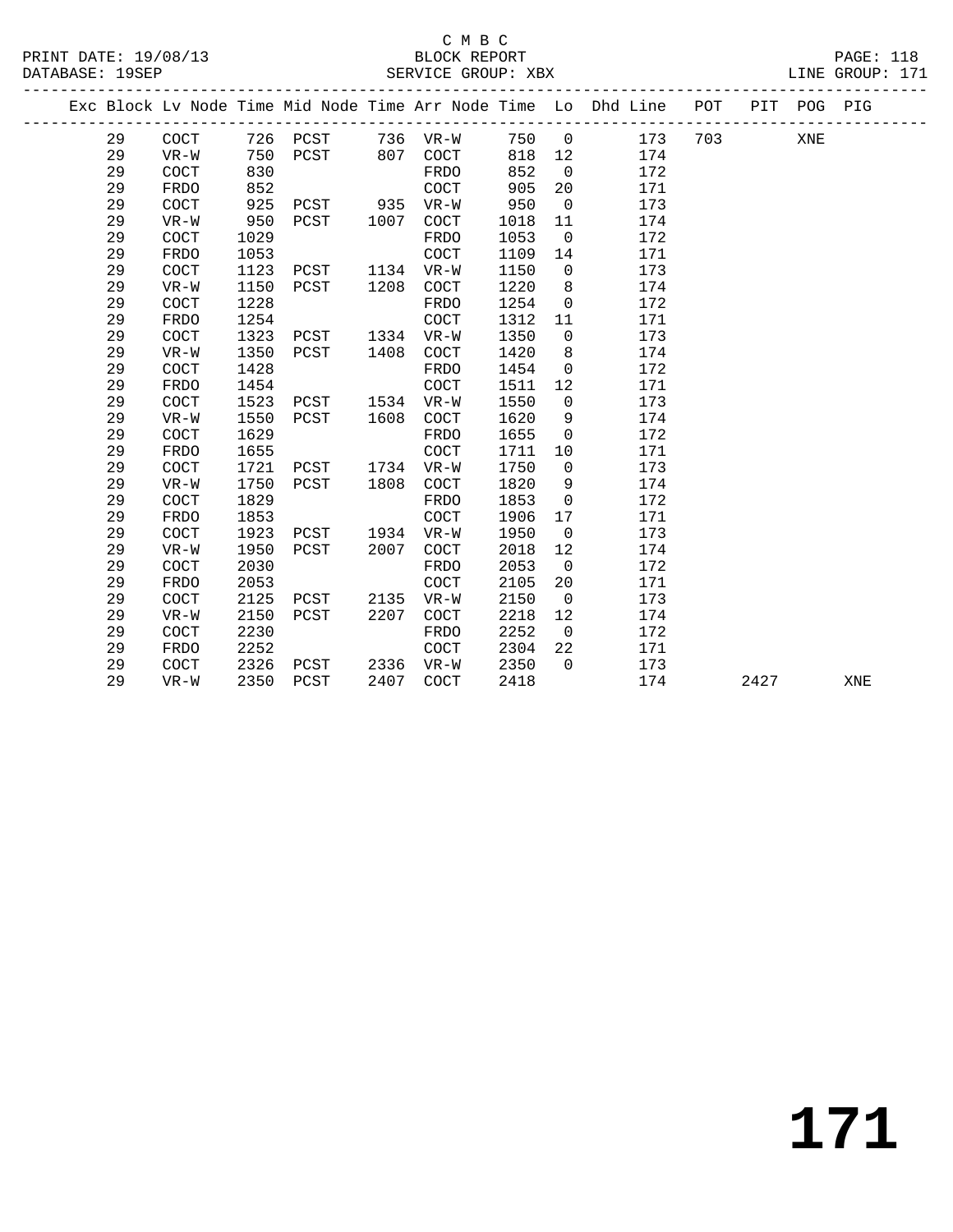C M B C

PRINT DATE: 19/08/13 BLOCK REPORT

DATABASE: 19SEP SERVICE GROUP: XBX LINE GROUP: 171

| Exc | Block | Lv Node | Time | Mid Node | Time | Arr Node | Time | Lo | Dhd Line | POT | PIT | POG | PIG |
|---|---|---|---|---|---|---|---|---|---|---|---|---|---|
| | 29 | COCT | 726 | PCST | 736 | VR-W | 750 | 0 | 173 | 703 | | XNE | |
| | 29 | VR-W | 750 | PCST | 807 | COCT | 818 | 12 | 174 | | | | |
| | 29 | COCT | 830 | | | FRDO | 852 | 0 | 172 | | | | |
| | 29 | FRDO | 852 | | | COCT | 905 | 20 | 171 | | | | |
| | 29 | COCT | 925 | PCST | 935 | VR-W | 950 | 0 | 173 | | | | |
| | 29 | VR-W | 950 | PCST | 1007 | COCT | 1018 | 11 | 174 | | | | |
| | 29 | COCT | 1029 | | | FRDO | 1053 | 0 | 172 | | | | |
| | 29 | FRDO | 1053 | | | COCT | 1109 | 14 | 171 | | | | |
| | 29 | COCT | 1123 | PCST | 1134 | VR-W | 1150 | 0 | 173 | | | | |
| | 29 | VR-W | 1150 | PCST | 1208 | COCT | 1220 | 8 | 174 | | | | |
| | 29 | COCT | 1228 | | | FRDO | 1254 | 0 | 172 | | | | |
| | 29 | FRDO | 1254 | | | COCT | 1312 | 11 | 171 | | | | |
| | 29 | COCT | 1323 | PCST | 1334 | VR-W | 1350 | 0 | 173 | | | | |
| | 29 | VR-W | 1350 | PCST | 1408 | COCT | 1420 | 8 | 174 | | | | |
| | 29 | COCT | 1428 | | | FRDO | 1454 | 0 | 172 | | | | |
| | 29 | FRDO | 1454 | | | COCT | 1511 | 12 | 171 | | | | |
| | 29 | COCT | 1523 | PCST | 1534 | VR-W | 1550 | 0 | 173 | | | | |
| | 29 | VR-W | 1550 | PCST | 1608 | COCT | 1620 | 9 | 174 | | | | |
| | 29 | COCT | 1629 | | | FRDO | 1655 | 0 | 172 | | | | |
| | 29 | FRDO | 1655 | | | COCT | 1711 | 10 | 171 | | | | |
| | 29 | COCT | 1721 | PCST | 1734 | VR-W | 1750 | 0 | 173 | | | | |
| | 29 | VR-W | 1750 | PCST | 1808 | COCT | 1820 | 9 | 174 | | | | |
| | 29 | COCT | 1829 | | | FRDO | 1853 | 0 | 172 | | | | |
| | 29 | FRDO | 1853 | | | COCT | 1906 | 17 | 171 | | | | |
| | 29 | COCT | 1923 | PCST | 1934 | VR-W | 1950 | 0 | 173 | | | | |
| | 29 | VR-W | 1950 | PCST | 2007 | COCT | 2018 | 12 | 174 | | | | |
| | 29 | COCT | 2030 | | | FRDO | 2053 | 0 | 172 | | | | |
| | 29 | FRDO | 2053 | | | COCT | 2105 | 20 | 171 | | | | |
| | 29 | COCT | 2125 | PCST | 2135 | VR-W | 2150 | 0 | 173 | | | | |
| | 29 | VR-W | 2150 | PCST | 2207 | COCT | 2218 | 12 | 174 | | | | |
| | 29 | COCT | 2230 | | | FRDO | 2252 | 0 | 172 | | | | |
| | 29 | FRDO | 2252 | | | COCT | 2304 | 22 | 171 | | | | |
| | 29 | COCT | 2326 | PCST | 2336 | VR-W | 2350 | 0 | 173 | | | | |
| | 29 | VR-W | 2350 | PCST | 2407 | COCT | 2418 | | 174 | | 2427 | | XNE |

# 171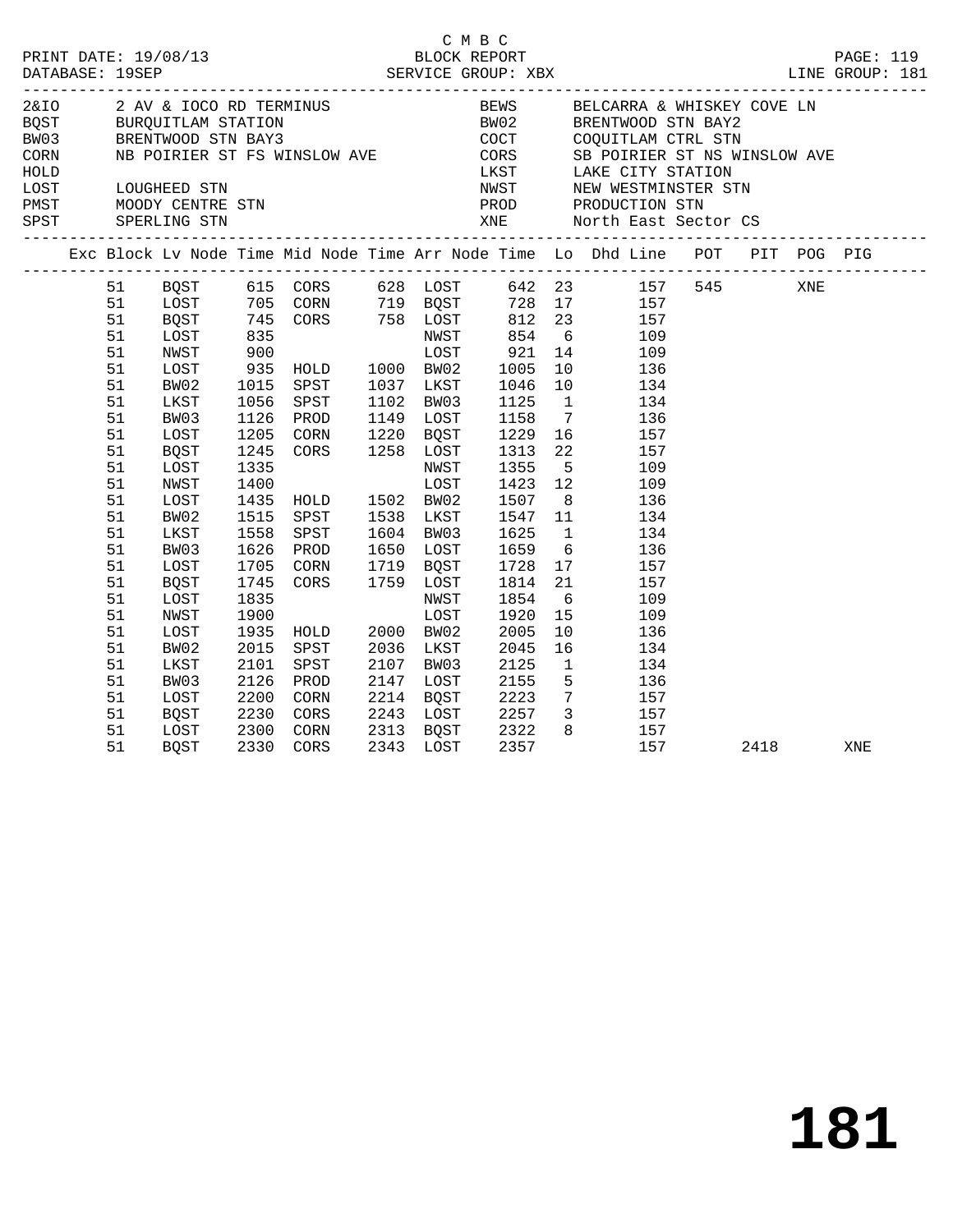C M B C

PRINT DATE: 19/08/13 BLOCK REPORT

DATABASE: 19SEP SERVICE GROUP: XBX LINE GROUP: 181

| Code | Description | Code | Description |
|---|---|---|---|
| 2&IO | 2 AV & IOCO RD TERMINUS | BEWS | BELCARRA & WHISKEY COVE LN |
| BQST | BURQUITLAM STATION | BW02 | BRENTWOOD STN BAY2 |
| BW03 | BRENTWOOD STN BAY3 | COCT | COQUITLAM CTRL STN |
| CORN | NB POIRIER ST FS WINSLOW AVE | CORS | SB POIRIER ST NS WINSLOW AVE |
| HOLD | | LKST | LAKE CITY STATION |
| LOST | LOUGHEED STN | NWST | NEW WESTMINSTER STN |
| PMST | MOODY CENTRE STN | PROD | PRODUCTION STN |
| SPST | SPERLING STN | XNE | North East Sector CS |

| Exc | Block | Lv Node | Time | Mid Node | Time | Arr Node | Time | Lo | Dhd Line | POT | PIT | POG | PIG |
|---|---|---|---|---|---|---|---|---|---|---|---|---|---|
| | 51 | BQST | 615 | CORS | 628 | LOST | 642 | 23 | 157 | 545 | | XNE | |
| | 51 | LOST | 705 | CORN | 719 | BQST | 728 | 17 | 157 | | | | |
| | 51 | BQST | 745 | CORS | 758 | LOST | 812 | 23 | 157 | | | | |
| | 51 | LOST | 835 | | | NWST | 854 | 6 | 109 | | | | |
| | 51 | NWST | 900 | | | LOST | 921 | 14 | 109 | | | | |
| | 51 | LOST | 935 | HOLD | 1000 | BW02 | 1005 | 10 | 136 | | | | |
| | 51 | BW02 | 1015 | SPST | 1037 | LKST | 1046 | 10 | 134 | | | | |
| | 51 | LKST | 1056 | SPST | 1102 | BW03 | 1125 | 1 | 134 | | | | |
| | 51 | BW03 | 1126 | PROD | 1149 | LOST | 1158 | 7 | 136 | | | | |
| | 51 | LOST | 1205 | CORN | 1220 | BQST | 1229 | 16 | 157 | | | | |
| | 51 | BQST | 1245 | CORS | 1258 | LOST | 1313 | 22 | 157 | | | | |
| | 51 | LOST | 1335 | | | NWST | 1355 | 5 | 109 | | | | |
| | 51 | NWST | 1400 | | | LOST | 1423 | 12 | 109 | | | | |
| | 51 | LOST | 1435 | HOLD | 1502 | BW02 | 1507 | 8 | 136 | | | | |
| | 51 | BW02 | 1515 | SPST | 1538 | LKST | 1547 | 11 | 134 | | | | |
| | 51 | LKST | 1558 | SPST | 1604 | BW03 | 1625 | 1 | 134 | | | | |
| | 51 | BW03 | 1626 | PROD | 1650 | LOST | 1659 | 6 | 136 | | | | |
| | 51 | LOST | 1705 | CORN | 1719 | BQST | 1728 | 17 | 157 | | | | |
| | 51 | BQST | 1745 | CORS | 1759 | LOST | 1814 | 21 | 157 | | | | |
| | 51 | LOST | 1835 | | | NWST | 1854 | 6 | 109 | | | | |
| | 51 | NWST | 1900 | | | LOST | 1920 | 15 | 109 | | | | |
| | 51 | LOST | 1935 | HOLD | 2000 | BW02 | 2005 | 10 | 136 | | | | |
| | 51 | BW02 | 2015 | SPST | 2036 | LKST | 2045 | 16 | 134 | | | | |
| | 51 | LKST | 2101 | SPST | 2107 | BW03 | 2125 | 1 | 134 | | | | |
| | 51 | BW03 | 2126 | PROD | 2147 | LOST | 2155 | 5 | 136 | | | | |
| | 51 | LOST | 2200 | CORN | 2214 | BQST | 2223 | 7 | 157 | | | | |
| | 51 | BQST | 2230 | CORS | 2243 | LOST | 2257 | 3 | 157 | | | | |
| | 51 | LOST | 2300 | CORN | 2313 | BQST | 2322 | 8 | 157 | | | | |
| | 51 | BQST | 2330 | CORS | 2343 | LOST | 2357 | | 157 | | 2418 | | XNE |

181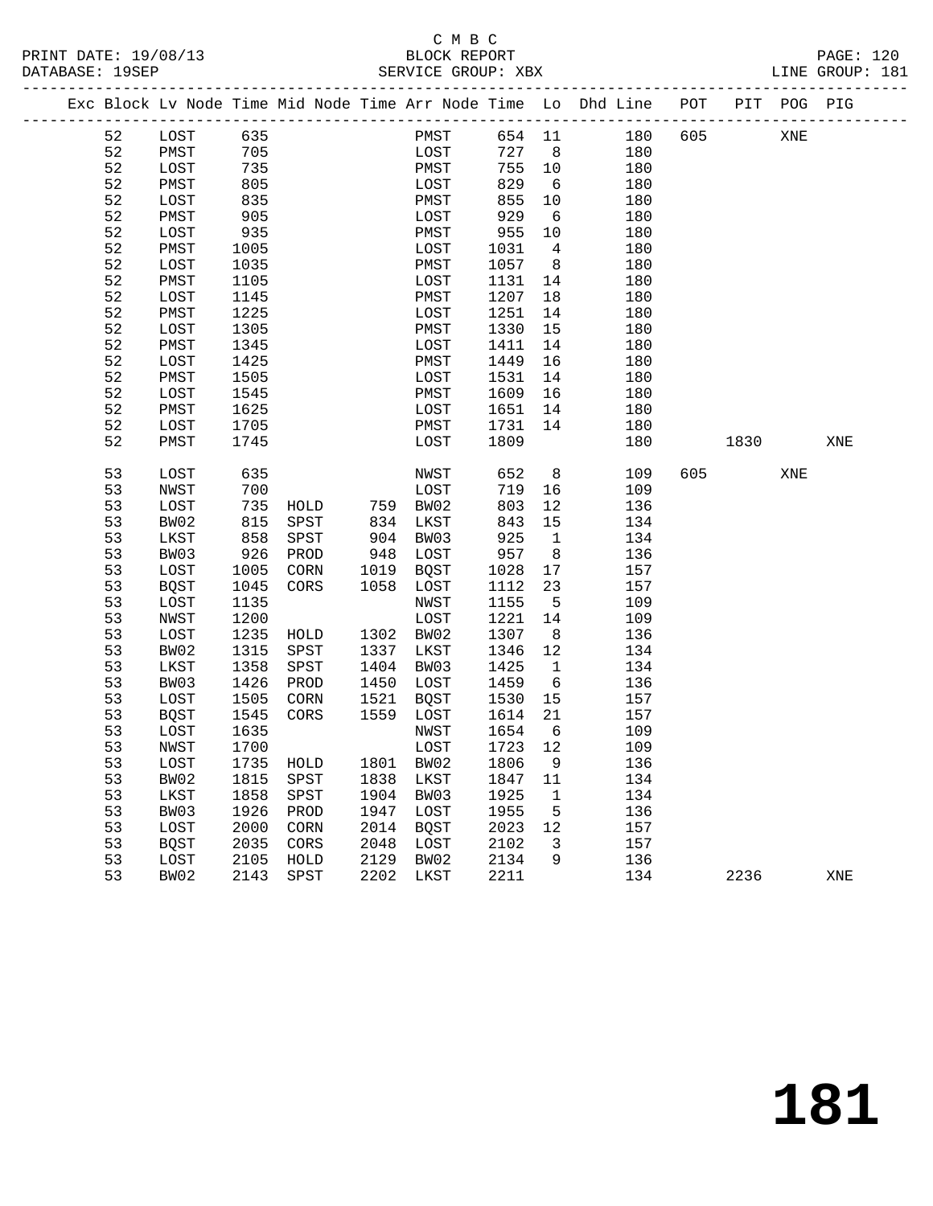C M B C
BLOCK REPORT
SERVICE GROUP: XBX

PRINT DATE: 19/08/13
DATABASE: 19SEP
LINE GROUP: 181

| Exc | Block | Lv | Node | Time | Mid Node | Time | Arr Node | Time | Lo | Dhd Line | POT | PIT | POG | PIG |
|---|---|---|---|---|---|---|---|---|---|---|---|---|---|---|
| | 52 | | LOST | 635 | | | PMST | 654 | 11 | 180 | 605 | | XNE | |
| | 52 | | PMST | 705 | | | LOST | 727 | 8 | 180 | | | | |
| | 52 | | LOST | 735 | | | PMST | 755 | 10 | 180 | | | | |
| | 52 | | PMST | 805 | | | LOST | 829 | 6 | 180 | | | | |
| | 52 | | LOST | 835 | | | PMST | 855 | 10 | 180 | | | | |
| | 52 | | PMST | 905 | | | LOST | 929 | 6 | 180 | | | | |
| | 52 | | LOST | 935 | | | PMST | 955 | 10 | 180 | | | | |
| | 52 | | PMST | 1005 | | | LOST | 1031 | 4 | 180 | | | | |
| | 52 | | LOST | 1035 | | | PMST | 1057 | 8 | 180 | | | | |
| | 52 | | PMST | 1105 | | | LOST | 1131 | 14 | 180 | | | | |
| | 52 | | LOST | 1145 | | | PMST | 1207 | 18 | 180 | | | | |
| | 52 | | PMST | 1225 | | | LOST | 1251 | 14 | 180 | | | | |
| | 52 | | LOST | 1305 | | | PMST | 1330 | 15 | 180 | | | | |
| | 52 | | PMST | 1345 | | | LOST | 1411 | 14 | 180 | | | | |
| | 52 | | LOST | 1425 | | | PMST | 1449 | 16 | 180 | | | | |
| | 52 | | PMST | 1505 | | | LOST | 1531 | 14 | 180 | | | | |
| | 52 | | LOST | 1545 | | | PMST | 1609 | 16 | 180 | | | | |
| | 52 | | PMST | 1625 | | | LOST | 1651 | 14 | 180 | | | | |
| | 52 | | LOST | 1705 | | | PMST | 1731 | 14 | 180 | | | | |
| | 52 | | PMST | 1745 | | | LOST | 1809 | | 180 | | 1830 | | XNE |
| | 53 | | LOST | 635 | | | NWST | 652 | 8 | 109 | 605 | | XNE | |
| | 53 | | NWST | 700 | | | LOST | 719 | 16 | 109 | | | | |
| | 53 | | LOST | 735 | HOLD | 759 | BW02 | 803 | 12 | 136 | | | | |
| | 53 | | BW02 | 815 | SPST | 834 | LKST | 843 | 15 | 134 | | | | |
| | 53 | | LKST | 858 | SPST | 904 | BW03 | 925 | 1 | 134 | | | | |
| | 53 | | BW03 | 926 | PROD | 948 | LOST | 957 | 8 | 136 | | | | |
| | 53 | | LOST | 1005 | CORN | 1019 | BQST | 1028 | 17 | 157 | | | | |
| | 53 | | BQST | 1045 | CORS | 1058 | LOST | 1112 | 23 | 157 | | | | |
| | 53 | | LOST | 1135 | | | NWST | 1155 | 5 | 109 | | | | |
| | 53 | | NWST | 1200 | | | LOST | 1221 | 14 | 109 | | | | |
| | 53 | | LOST | 1235 | HOLD | 1302 | BW02 | 1307 | 8 | 136 | | | | |
| | 53 | | BW02 | 1315 | SPST | 1337 | LKST | 1346 | 12 | 134 | | | | |
| | 53 | | LKST | 1358 | SPST | 1404 | BW03 | 1425 | 1 | 134 | | | | |
| | 53 | | BW03 | 1426 | PROD | 1450 | LOST | 1459 | 6 | 136 | | | | |
| | 53 | | LOST | 1505 | CORN | 1521 | BQST | 1530 | 15 | 157 | | | | |
| | 53 | | BQST | 1545 | CORS | 1559 | LOST | 1614 | 21 | 157 | | | | |
| | 53 | | LOST | 1635 | | | NWST | 1654 | 6 | 109 | | | | |
| | 53 | | NWST | 1700 | | | LOST | 1723 | 12 | 109 | | | | |
| | 53 | | LOST | 1735 | HOLD | 1801 | BW02 | 1806 | 9 | 136 | | | | |
| | 53 | | BW02 | 1815 | SPST | 1838 | LKST | 1847 | 11 | 134 | | | | |
| | 53 | | LKST | 1858 | SPST | 1904 | BW03 | 1925 | 1 | 134 | | | | |
| | 53 | | BW03 | 1926 | PROD | 1947 | LOST | 1955 | 5 | 136 | | | | |
| | 53 | | LOST | 2000 | CORN | 2014 | BQST | 2023 | 12 | 157 | | | | |
| | 53 | | BQST | 2035 | CORS | 2048 | LOST | 2102 | 3 | 157 | | | | |
| | 53 | | LOST | 2105 | HOLD | 2129 | BW02 | 2134 | 9 | 136 | | | | |
| | 53 | | BW02 | 2143 | SPST | 2202 | LKST | 2211 | | 134 | | 2236 | | XNE |

181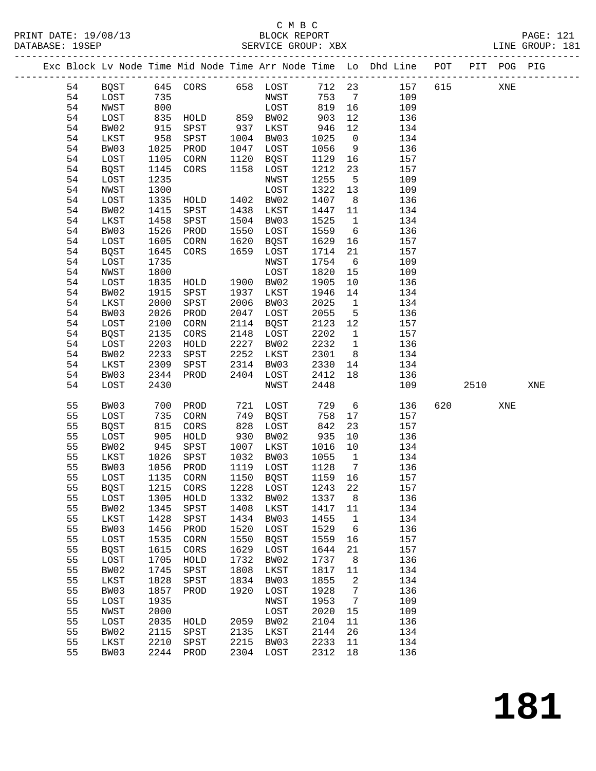C M B C
BLOCK REPORT
SERVICE GROUP: XBX

PRINT DATE: 19/08/13
DATABASE: 19SEP
LINE GROUP: 181

| Exc | Block | Lv | Node | Time | Mid Node | Time | Arr Node | Time | Lo | Dhd Line | POT | PIT | POG | PIG |
|---|---|---|---|---|---|---|---|---|---|---|---|---|---|---|
| | 54 | | BQST | 645 | CORS | 658 | LOST | 712 | 23 | 157 | 615 | | XNE | |
| | 54 | | LOST | 735 | | | NWST | 753 | 7 | 109 | | | | |
| | 54 | | NWST | 800 | | | LOST | 819 | 16 | 109 | | | | |
| | 54 | | LOST | 835 | HOLD | 859 | BW02 | 903 | 12 | 136 | | | | |
| | 54 | | BW02 | 915 | SPST | 937 | LKST | 946 | 12 | 134 | | | | |
| | 54 | | LKST | 958 | SPST | 1004 | BW03 | 1025 | 0 | 134 | | | | |
| | 54 | | BW03 | 1025 | PROD | 1047 | LOST | 1056 | 9 | 136 | | | | |
| | 54 | | LOST | 1105 | CORN | 1120 | BQST | 1129 | 16 | 157 | | | | |
| | 54 | | BQST | 1145 | CORS | 1158 | LOST | 1212 | 23 | 157 | | | | |
| | 54 | | LOST | 1235 | | | NWST | 1255 | 5 | 109 | | | | |
| | 54 | | NWST | 1300 | | | LOST | 1322 | 13 | 109 | | | | |
| | 54 | | LOST | 1335 | HOLD | 1402 | BW02 | 1407 | 8 | 136 | | | | |
| | 54 | | BW02 | 1415 | SPST | 1438 | LKST | 1447 | 11 | 134 | | | | |
| | 54 | | LKST | 1458 | SPST | 1504 | BW03 | 1525 | 1 | 134 | | | | |
| | 54 | | BW03 | 1526 | PROD | 1550 | LOST | 1559 | 6 | 136 | | | | |
| | 54 | | LOST | 1605 | CORN | 1620 | BQST | 1629 | 16 | 157 | | | | |
| | 54 | | BQST | 1645 | CORS | 1659 | LOST | 1714 | 21 | 157 | | | | |
| | 54 | | LOST | 1735 | | | NWST | 1754 | 6 | 109 | | | | |
| | 54 | | NWST | 1800 | | | LOST | 1820 | 15 | 109 | | | | |
| | 54 | | LOST | 1835 | HOLD | 1900 | BW02 | 1905 | 10 | 136 | | | | |
| | 54 | | BW02 | 1915 | SPST | 1937 | LKST | 1946 | 14 | 134 | | | | |
| | 54 | | LKST | 2000 | SPST | 2006 | BW03 | 2025 | 1 | 134 | | | | |
| | 54 | | BW03 | 2026 | PROD | 2047 | LOST | 2055 | 5 | 136 | | | | |
| | 54 | | LOST | 2100 | CORN | 2114 | BQST | 2123 | 12 | 157 | | | | |
| | 54 | | BQST | 2135 | CORS | 2148 | LOST | 2202 | 1 | 157 | | | | |
| | 54 | | LOST | 2203 | HOLD | 2227 | BW02 | 2232 | 1 | 136 | | | | |
| | 54 | | BW02 | 2233 | SPST | 2252 | LKST | 2301 | 8 | 134 | | | | |
| | 54 | | LKST | 2309 | SPST | 2314 | BW03 | 2330 | 14 | 134 | | | | |
| | 54 | | BW03 | 2344 | PROD | 2404 | LOST | 2412 | 18 | 136 | | | | |
| | 54 | | LOST | 2430 | | | NWST | 2448 | | 109 | | 2510 | | XNE |
| | 55 | | BW03 | 700 | PROD | 721 | LOST | 729 | 6 | 136 | 620 | | XNE | |
| | 55 | | LOST | 735 | CORN | 749 | BQST | 758 | 17 | 157 | | | | |
| | 55 | | BQST | 815 | CORS | 828 | LOST | 842 | 23 | 157 | | | | |
| | 55 | | LOST | 905 | HOLD | 930 | BW02 | 935 | 10 | 136 | | | | |
| | 55 | | BW02 | 945 | SPST | 1007 | LKST | 1016 | 10 | 134 | | | | |
| | 55 | | LKST | 1026 | SPST | 1032 | BW03 | 1055 | 1 | 134 | | | | |
| | 55 | | BW03 | 1056 | PROD | 1119 | LOST | 1128 | 7 | 136 | | | | |
| | 55 | | LOST | 1135 | CORN | 1150 | BQST | 1159 | 16 | 157 | | | | |
| | 55 | | BQST | 1215 | CORS | 1228 | LOST | 1243 | 22 | 157 | | | | |
| | 55 | | LOST | 1305 | HOLD | 1332 | BW02 | 1337 | 8 | 136 | | | | |
| | 55 | | BW02 | 1345 | SPST | 1408 | LKST | 1417 | 11 | 134 | | | | |
| | 55 | | LKST | 1428 | SPST | 1434 | BW03 | 1455 | 1 | 134 | | | | |
| | 55 | | BW03 | 1456 | PROD | 1520 | LOST | 1529 | 6 | 136 | | | | |
| | 55 | | LOST | 1535 | CORN | 1550 | BQST | 1559 | 16 | 157 | | | | |
| | 55 | | BQST | 1615 | CORS | 1629 | LOST | 1644 | 21 | 157 | | | | |
| | 55 | | LOST | 1705 | HOLD | 1732 | BW02 | 1737 | 8 | 136 | | | | |
| | 55 | | BW02 | 1745 | SPST | 1808 | LKST | 1817 | 11 | 134 | | | | |
| | 55 | | LKST | 1828 | SPST | 1834 | BW03 | 1855 | 2 | 134 | | | | |
| | 55 | | BW03 | 1857 | PROD | 1920 | LOST | 1928 | 7 | 136 | | | | |
| | 55 | | LOST | 1935 | | | NWST | 1953 | 7 | 109 | | | | |
| | 55 | | NWST | 2000 | | | LOST | 2020 | 15 | 109 | | | | |
| | 55 | | LOST | 2035 | HOLD | 2059 | BW02 | 2104 | 11 | 136 | | | | |
| | 55 | | BW02 | 2115 | SPST | 2135 | LKST | 2144 | 26 | 134 | | | | |
| | 55 | | LKST | 2210 | SPST | 2215 | BW03 | 2233 | 11 | 134 | | | | |
| | 55 | | BW03 | 2244 | PROD | 2304 | LOST | 2312 | 18 | 136 | | | | |

# 181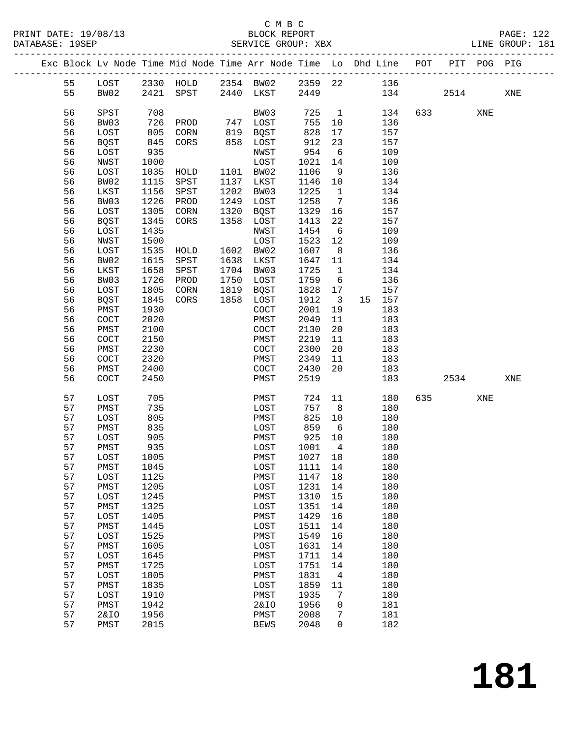C M B C
BLOCK REPORT
SERVICE GROUP: XBX

PRINT DATE: 19/08/13
DATABASE: 19SEP
LINE GROUP: 181

| Exc | Block | Lv | Node | Time | Mid Node | Time | Arr Node | Time | Lo | Dhd | Line | POT | PIT | POG | PIG |
|---|---|---|---|---|---|---|---|---|---|---|---|---|---|---|---|
| | 55 | | LOST | 2330 | HOLD | 2354 | BW02 | 2359 | 22 | | 136 | | | | |
| | 55 | | BW02 | 2421 | SPST | 2440 | LKST | 2449 | | | 134 | | 2514 | | XNE |
| | 56 | | SPST | 708 | | | BW03 | 725 | 1 | | 134 | 633 | | XNE | |
| | 56 | | BW03 | 726 | PROD | 747 | LOST | 755 | 10 | | 136 | | | | |
| | 56 | | LOST | 805 | CORN | 819 | BQST | 828 | 17 | | 157 | | | | |
| | 56 | | BQST | 845 | CORS | 858 | LOST | 912 | 23 | | 157 | | | | |
| | 56 | | LOST | 935 | | | NWST | 954 | 6 | | 109 | | | | |
| | 56 | | NWST | 1000 | | | LOST | 1021 | 14 | | 109 | | | | |
| | 56 | | LOST | 1035 | HOLD | 1101 | BW02 | 1106 | 9 | | 136 | | | | |
| | 56 | | BW02 | 1115 | SPST | 1137 | LKST | 1146 | 10 | | 134 | | | | |
| | 56 | | LKST | 1156 | SPST | 1202 | BW03 | 1225 | 1 | | 134 | | | | |
| | 56 | | BW03 | 1226 | PROD | 1249 | LOST | 1258 | 7 | | 136 | | | | |
| | 56 | | LOST | 1305 | CORN | 1320 | BQST | 1329 | 16 | | 157 | | | | |
| | 56 | | BQST | 1345 | CORS | 1358 | LOST | 1413 | 22 | | 157 | | | | |
| | 56 | | LOST | 1435 | | | NWST | 1454 | 6 | | 109 | | | | |
| | 56 | | NWST | 1500 | | | LOST | 1523 | 12 | | 109 | | | | |
| | 56 | | LOST | 1535 | HOLD | 1602 | BW02 | 1607 | 8 | | 136 | | | | |
| | 56 | | BW02 | 1615 | SPST | 1638 | LKST | 1647 | 11 | | 134 | | | | |
| | 56 | | LKST | 1658 | SPST | 1704 | BW03 | 1725 | 1 | | 134 | | | | |
| | 56 | | BW03 | 1726 | PROD | 1750 | LOST | 1759 | 6 | | 136 | | | | |
| | 56 | | LOST | 1805 | CORN | 1819 | BQST | 1828 | 17 | | 157 | | | | |
| | 56 | | BQST | 1845 | CORS | 1858 | LOST | 1912 | 3 | 15 | 157 | | | | |
| | 56 | | PMST | 1930 | | | COCT | 2001 | 19 | | 183 | | | | |
| | 56 | | COCT | 2020 | | | PMST | 2049 | 11 | | 183 | | | | |
| | 56 | | PMST | 2100 | | | COCT | 2130 | 20 | | 183 | | | | |
| | 56 | | COCT | 2150 | | | PMST | 2219 | 11 | | 183 | | | | |
| | 56 | | PMST | 2230 | | | COCT | 2300 | 20 | | 183 | | | | |
| | 56 | | COCT | 2320 | | | PMST | 2349 | 11 | | 183 | | | | |
| | 56 | | PMST | 2400 | | | COCT | 2430 | 20 | | 183 | | | | |
| | 56 | | COCT | 2450 | | | PMST | 2519 | | | 183 | | 2534 | | XNE |
| | 57 | | LOST | 705 | | | PMST | 724 | 11 | | 180 | 635 | | XNE | |
| | 57 | | PMST | 735 | | | LOST | 757 | 8 | | 180 | | | | |
| | 57 | | LOST | 805 | | | PMST | 825 | 10 | | 180 | | | | |
| | 57 | | PMST | 835 | | | LOST | 859 | 6 | | 180 | | | | |
| | 57 | | LOST | 905 | | | PMST | 925 | 10 | | 180 | | | | |
| | 57 | | PMST | 935 | | | LOST | 1001 | 4 | | 180 | | | | |
| | 57 | | LOST | 1005 | | | PMST | 1027 | 18 | | 180 | | | | |
| | 57 | | PMST | 1045 | | | LOST | 1111 | 14 | | 180 | | | | |
| | 57 | | LOST | 1125 | | | PMST | 1147 | 18 | | 180 | | | | |
| | 57 | | PMST | 1205 | | | LOST | 1231 | 14 | | 180 | | | | |
| | 57 | | LOST | 1245 | | | PMST | 1310 | 15 | | 180 | | | | |
| | 57 | | PMST | 1325 | | | LOST | 1351 | 14 | | 180 | | | | |
| | 57 | | LOST | 1405 | | | PMST | 1429 | 16 | | 180 | | | | |
| | 57 | | PMST | 1445 | | | LOST | 1511 | 14 | | 180 | | | | |
| | 57 | | LOST | 1525 | | | PMST | 1549 | 16 | | 180 | | | | |
| | 57 | | PMST | 1605 | | | LOST | 1631 | 14 | | 180 | | | | |
| | 57 | | LOST | 1645 | | | PMST | 1711 | 14 | | 180 | | | | |
| | 57 | | PMST | 1725 | | | LOST | 1751 | 14 | | 180 | | | | |
| | 57 | | LOST | 1805 | | | PMST | 1831 | 4 | | 180 | | | | |
| | 57 | | PMST | 1835 | | | LOST | 1859 | 11 | | 180 | | | | |
| | 57 | | LOST | 1910 | | | PMST | 1935 | 7 | | 180 | | | | |
| | 57 | | PMST | 1942 | | | 2&IO | 1956 | 0 | | 181 | | | | |
| | 57 | | 2&IO | 1956 | | | PMST | 2008 | 7 | | 181 | | | | |
| | 57 | | PMST | 2015 | | | BEWS | 2048 | 0 | | 182 | | | | |

# 181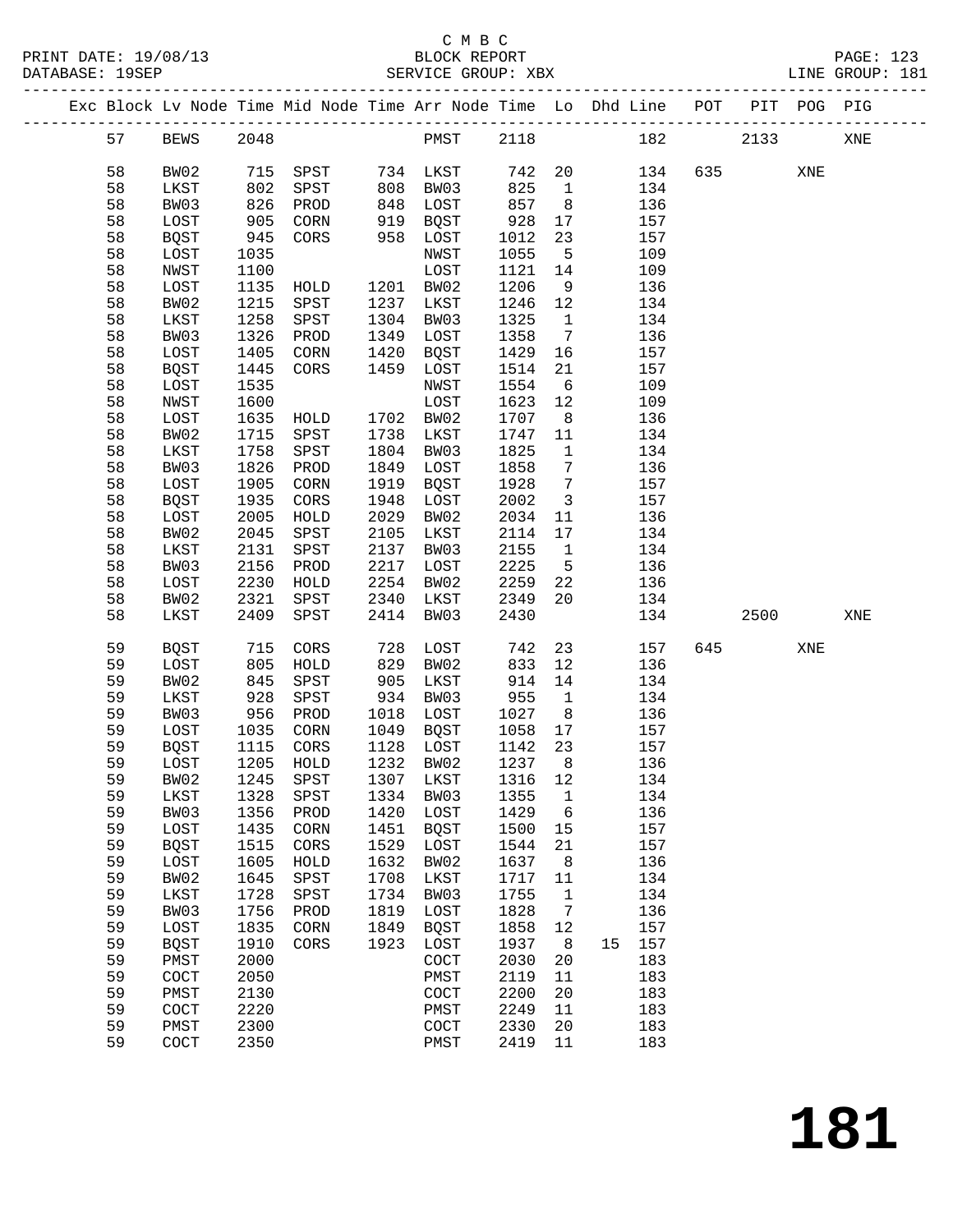C M B C

BLOCK REPORT

SERVICE GROUP: XBX

LINE GROUP: 181

| Exc | Block | Lv Node | Time | Mid Node | Time | Arr Node | Time | Lo | Dhd | Line | POT | PIT | POG | PIG |
|---|---|---|---|---|---|---|---|---|---|---|---|---|---|---|
| | 57 | BEWS | 2048 | | | PMST | 2118 | | | 182 | | 2133 | | XNE |
| | 58 | BW02 | 715 | SPST | 734 | LKST | 742 | 20 | | 134 | 635 | | XNE | |
| | 58 | LKST | 802 | SPST | 808 | BW03 | 825 | 1 | | 134 | | | | |
| | 58 | BW03 | 826 | PROD | 848 | LOST | 857 | 8 | | 136 | | | | |
| | 58 | LOST | 905 | CORN | 919 | BQST | 928 | 17 | | 157 | | | | |
| | 58 | BQST | 945 | CORS | 958 | LOST | 1012 | 23 | | 157 | | | | |
| | 58 | LOST | 1035 | | | NWST | 1055 | 5 | | 109 | | | | |
| | 58 | NWST | 1100 | | | LOST | 1121 | 14 | | 109 | | | | |
| | 58 | LOST | 1135 | HOLD | 1201 | BW02 | 1206 | 9 | | 136 | | | | |
| | 58 | BW02 | 1215 | SPST | 1237 | LKST | 1246 | 12 | | 134 | | | | |
| | 58 | LKST | 1258 | SPST | 1304 | BW03 | 1325 | 1 | | 134 | | | | |
| | 58 | BW03 | 1326 | PROD | 1349 | LOST | 1358 | 7 | | 136 | | | | |
| | 58 | LOST | 1405 | CORN | 1420 | BQST | 1429 | 16 | | 157 | | | | |
| | 58 | BQST | 1445 | CORS | 1459 | LOST | 1514 | 21 | | 157 | | | | |
| | 58 | LOST | 1535 | | | NWST | 1554 | 6 | | 109 | | | | |
| | 58 | NWST | 1600 | | | LOST | 1623 | 12 | | 109 | | | | |
| | 58 | LOST | 1635 | HOLD | 1702 | BW02 | 1707 | 8 | | 136 | | | | |
| | 58 | BW02 | 1715 | SPST | 1738 | LKST | 1747 | 11 | | 134 | | | | |
| | 58 | LKST | 1758 | SPST | 1804 | BW03 | 1825 | 1 | | 134 | | | | |
| | 58 | BW03 | 1826 | PROD | 1849 | LOST | 1858 | 7 | | 136 | | | | |
| | 58 | LOST | 1905 | CORN | 1919 | BQST | 1928 | 7 | | 157 | | | | |
| | 58 | BQST | 1935 | CORS | 1948 | LOST | 2002 | 3 | | 157 | | | | |
| | 58 | LOST | 2005 | HOLD | 2029 | BW02 | 2034 | 11 | | 136 | | | | |
| | 58 | BW02 | 2045 | SPST | 2105 | LKST | 2114 | 17 | | 134 | | | | |
| | 58 | LKST | 2131 | SPST | 2137 | BW03 | 2155 | 1 | | 134 | | | | |
| | 58 | BW03 | 2156 | PROD | 2217 | LOST | 2225 | 5 | | 136 | | | | |
| | 58 | LOST | 2230 | HOLD | 2254 | BW02 | 2259 | 22 | | 136 | | | | |
| | 58 | BW02 | 2321 | SPST | 2340 | LKST | 2349 | 20 | | 134 | | | | |
| | 58 | LKST | 2409 | SPST | 2414 | BW03 | 2430 | | | 134 | | 2500 | | XNE |
| | 59 | BQST | 715 | CORS | 728 | LOST | 742 | 23 | | 157 | 645 | | XNE | |
| | 59 | LOST | 805 | HOLD | 829 | BW02 | 833 | 12 | | 136 | | | | |
| | 59 | BW02 | 845 | SPST | 905 | LKST | 914 | 14 | | 134 | | | | |
| | 59 | LKST | 928 | SPST | 934 | BW03 | 955 | 1 | | 134 | | | | |
| | 59 | BW03 | 956 | PROD | 1018 | LOST | 1027 | 8 | | 136 | | | | |
| | 59 | LOST | 1035 | CORN | 1049 | BQST | 1058 | 17 | | 157 | | | | |
| | 59 | BQST | 1115 | CORS | 1128 | LOST | 1142 | 23 | | 157 | | | | |
| | 59 | LOST | 1205 | HOLD | 1232 | BW02 | 1237 | 8 | | 136 | | | | |
| | 59 | BW02 | 1245 | SPST | 1307 | LKST | 1316 | 12 | | 134 | | | | |
| | 59 | LKST | 1328 | SPST | 1334 | BW03 | 1355 | 1 | | 134 | | | | |
| | 59 | BW03 | 1356 | PROD | 1420 | LOST | 1429 | 6 | | 136 | | | | |
| | 59 | LOST | 1435 | CORN | 1451 | BQST | 1500 | 15 | | 157 | | | | |
| | 59 | BQST | 1515 | CORS | 1529 | LOST | 1544 | 21 | | 157 | | | | |
| | 59 | LOST | 1605 | HOLD | 1632 | BW02 | 1637 | 8 | | 136 | | | | |
| | 59 | BW02 | 1645 | SPST | 1708 | LKST | 1717 | 11 | | 134 | | | | |
| | 59 | LKST | 1728 | SPST | 1734 | BW03 | 1755 | 1 | | 134 | | | | |
| | 59 | BW03 | 1756 | PROD | 1819 | LOST | 1828 | 7 | | 136 | | | | |
| | 59 | LOST | 1835 | CORN | 1849 | BQST | 1858 | 12 | | 157 | | | | |
| | 59 | BQST | 1910 | CORS | 1923 | LOST | 1937 | 8 | 15 | 157 | | | | |
| | 59 | PMST | 2000 | | | COCT | 2030 | 20 | | 183 | | | | |
| | 59 | COCT | 2050 | | | PMST | 2119 | 11 | | 183 | | | | |
| | 59 | PMST | 2130 | | | COCT | 2200 | 20 | | 183 | | | | |
| | 59 | COCT | 2220 | | | PMST | 2249 | 11 | | 183 | | | | |
| | 59 | PMST | 2300 | | | COCT | 2330 | 20 | | 183 | | | | |
| | 59 | COCT | 2350 | | | PMST | 2419 | 11 | | 183 | | | | |

# 181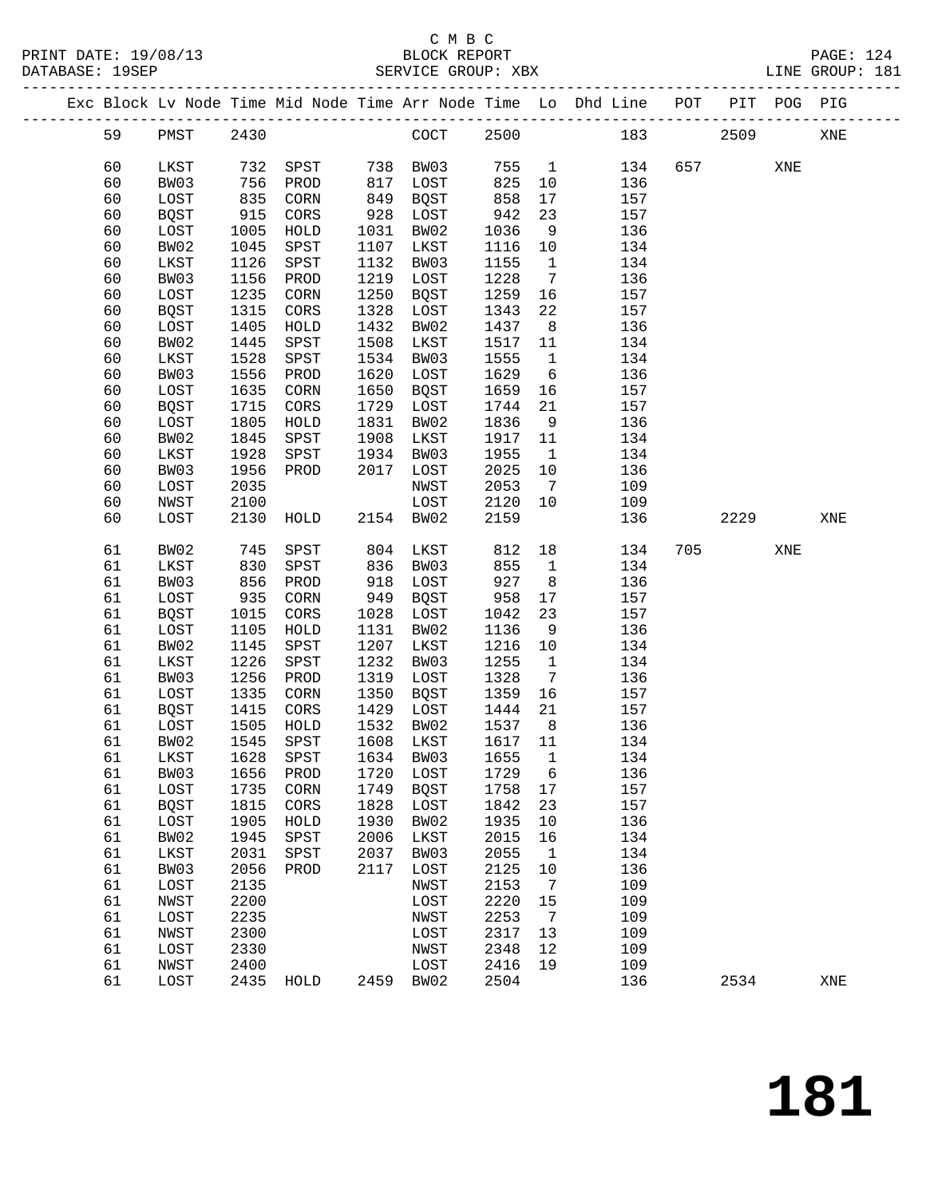C M B C

PRINT DATE: 19/08/13 BLOCK REPORT PAGE: 124
DATABASE: 19SEP SERVICE GROUP: XBX LINE GROUP: 181

| Exc | Block | Lv | Node | Time | Mid Node | Time | Arr Node | Time | Lo | Dhd Line | POT | PIT | POG | PIG |
|---|---|---|---|---|---|---|---|---|---|---|---|---|---|---|
| | 59 | | PMST | 2430 | | | COCT | 2500 | | 183 | | 2509 | | XNE |
| | 60 | | LKST | 732 | SPST | 738 | BW03 | 755 | 1 | 134 | 657 | | XNE | |
| | 60 | | BW03 | 756 | PROD | 817 | LOST | 825 | 10 | 136 | | | | |
| | 60 | | LOST | 835 | CORN | 849 | BQST | 858 | 17 | 157 | | | | |
| | 60 | | BQST | 915 | CORS | 928 | LOST | 942 | 23 | 157 | | | | |
| | 60 | | LOST | 1005 | HOLD | 1031 | BW02 | 1036 | 9 | 136 | | | | |
| | 60 | | BW02 | 1045 | SPST | 1107 | LKST | 1116 | 10 | 134 | | | | |
| | 60 | | LKST | 1126 | SPST | 1132 | BW03 | 1155 | 1 | 134 | | | | |
| | 60 | | BW03 | 1156 | PROD | 1219 | LOST | 1228 | 7 | 136 | | | | |
| | 60 | | LOST | 1235 | CORN | 1250 | BQST | 1259 | 16 | 157 | | | | |
| | 60 | | BQST | 1315 | CORS | 1328 | LOST | 1343 | 22 | 157 | | | | |
| | 60 | | LOST | 1405 | HOLD | 1432 | BW02 | 1437 | 8 | 136 | | | | |
| | 60 | | BW02 | 1445 | SPST | 1508 | LKST | 1517 | 11 | 134 | | | | |
| | 60 | | LKST | 1528 | SPST | 1534 | BW03 | 1555 | 1 | 134 | | | | |
| | 60 | | BW03 | 1556 | PROD | 1620 | LOST | 1629 | 6 | 136 | | | | |
| | 60 | | LOST | 1635 | CORN | 1650 | BQST | 1659 | 16 | 157 | | | | |
| | 60 | | BQST | 1715 | CORS | 1729 | LOST | 1744 | 21 | 157 | | | | |
| | 60 | | LOST | 1805 | HOLD | 1831 | BW02 | 1836 | 9 | 136 | | | | |
| | 60 | | BW02 | 1845 | SPST | 1908 | LKST | 1917 | 11 | 134 | | | | |
| | 60 | | LKST | 1928 | SPST | 1934 | BW03 | 1955 | 1 | 134 | | | | |
| | 60 | | BW03 | 1956 | PROD | 2017 | LOST | 2025 | 10 | 136 | | | | |
| | 60 | | LOST | 2035 | | | NWST | 2053 | 7 | 109 | | | | |
| | 60 | | NWST | 2100 | | | LOST | 2120 | 10 | 109 | | | | |
| | 60 | | LOST | 2130 | HOLD | 2154 | BW02 | 2159 | | 136 | | 2229 | | XNE |
| | 61 | | BW02 | 745 | SPST | 804 | LKST | 812 | 18 | 134 | 705 | | XNE | |
| | 61 | | LKST | 830 | SPST | 836 | BW03 | 855 | 1 | 134 | | | | |
| | 61 | | BW03 | 856 | PROD | 918 | LOST | 927 | 8 | 136 | | | | |
| | 61 | | LOST | 935 | CORN | 949 | BQST | 958 | 17 | 157 | | | | |
| | 61 | | BQST | 1015 | CORS | 1028 | LOST | 1042 | 23 | 157 | | | | |
| | 61 | | LOST | 1105 | HOLD | 1131 | BW02 | 1136 | 9 | 136 | | | | |
| | 61 | | BW02 | 1145 | SPST | 1207 | LKST | 1216 | 10 | 134 | | | | |
| | 61 | | LKST | 1226 | SPST | 1232 | BW03 | 1255 | 1 | 134 | | | | |
| | 61 | | BW03 | 1256 | PROD | 1319 | LOST | 1328 | 7 | 136 | | | | |
| | 61 | | LOST | 1335 | CORN | 1350 | BQST | 1359 | 16 | 157 | | | | |
| | 61 | | BQST | 1415 | CORS | 1429 | LOST | 1444 | 21 | 157 | | | | |
| | 61 | | LOST | 1505 | HOLD | 1532 | BW02 | 1537 | 8 | 136 | | | | |
| | 61 | | BW02 | 1545 | SPST | 1608 | LKST | 1617 | 11 | 134 | | | | |
| | 61 | | LKST | 1628 | SPST | 1634 | BW03 | 1655 | 1 | 134 | | | | |
| | 61 | | BW03 | 1656 | PROD | 1720 | LOST | 1729 | 6 | 136 | | | | |
| | 61 | | LOST | 1735 | CORN | 1749 | BQST | 1758 | 17 | 157 | | | | |
| | 61 | | BQST | 1815 | CORS | 1828 | LOST | 1842 | 23 | 157 | | | | |
| | 61 | | LOST | 1905 | HOLD | 1930 | BW02 | 1935 | 10 | 136 | | | | |
| | 61 | | BW02 | 1945 | SPST | 2006 | LKST | 2015 | 16 | 134 | | | | |
| | 61 | | LKST | 2031 | SPST | 2037 | BW03 | 2055 | 1 | 134 | | | | |
| | 61 | | BW03 | 2056 | PROD | 2117 | LOST | 2125 | 10 | 136 | | | | |
| | 61 | | LOST | 2135 | | | NWST | 2153 | 7 | 109 | | | | |
| | 61 | | NWST | 2200 | | | LOST | 2220 | 15 | 109 | | | | |
| | 61 | | LOST | 2235 | | | NWST | 2253 | 7 | 109 | | | | |
| | 61 | | NWST | 2300 | | | LOST | 2317 | 13 | 109 | | | | |
| | 61 | | LOST | 2330 | | | NWST | 2348 | 12 | 109 | | | | |
| | 61 | | NWST | 2400 | | | LOST | 2416 | 19 | 109 | | | | |
| | 61 | | LOST | 2435 | HOLD | 2459 | BW02 | 2504 | | 136 | | 2534 | | XNE |

181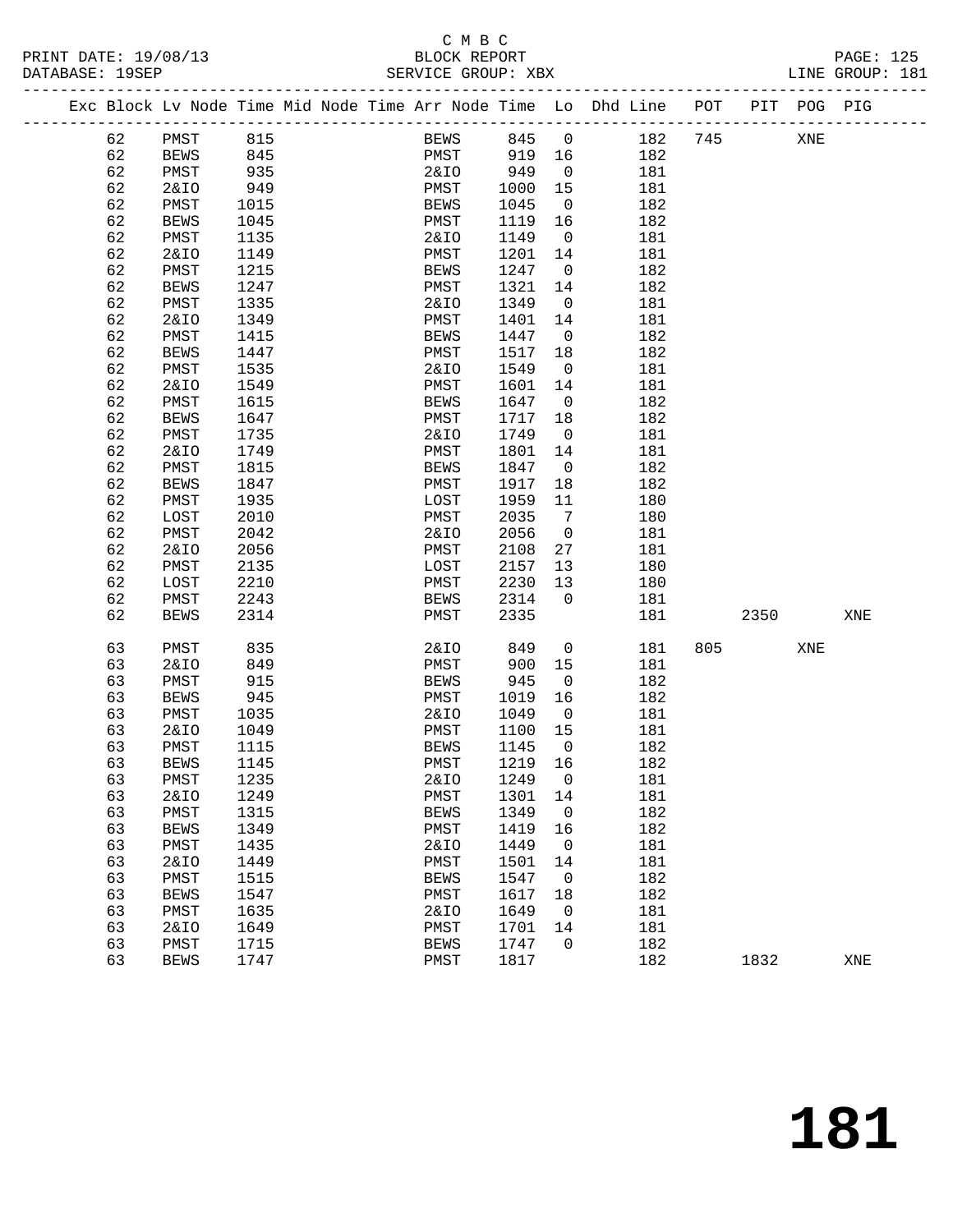C M B C

BLOCK REPORT

SERVICE GROUP: XBX

LINE GROUP: 181

| Exc | Block | Lv | Node | Time | Mid | Node | Time | Arr | Node | Time | Lo | Dhd | Line | POT | PIT | POG | PIG |
|---|---|---|---|---|---|---|---|---|---|---|---|---|---|---|---|---|---|
| | 62 | | PMST | 815 | | | | | BEWS | 845 | 0 | | 182 | 745 | | XNE | |
| | 62 | | BEWS | 845 | | | | | PMST | 919 | 16 | | 182 | | | | |
| | 62 | | PMST | 935 | | | | | 2&IO | 949 | 0 | | 181 | | | | |
| | 62 | | 2&IO | 949 | | | | | PMST | 1000 | 15 | | 181 | | | | |
| | 62 | | PMST | 1015 | | | | | BEWS | 1045 | 0 | | 182 | | | | |
| | 62 | | BEWS | 1045 | | | | | PMST | 1119 | 16 | | 182 | | | | |
| | 62 | | PMST | 1135 | | | | | 2&IO | 1149 | 0 | | 181 | | | | |
| | 62 | | 2&IO | 1149 | | | | | PMST | 1201 | 14 | | 181 | | | | |
| | 62 | | PMST | 1215 | | | | | BEWS | 1247 | 0 | | 182 | | | | |
| | 62 | | BEWS | 1247 | | | | | PMST | 1321 | 14 | | 182 | | | | |
| | 62 | | PMST | 1335 | | | | | 2&IO | 1349 | 0 | | 181 | | | | |
| | 62 | | 2&IO | 1349 | | | | | PMST | 1401 | 14 | | 181 | | | | |
| | 62 | | PMST | 1415 | | | | | BEWS | 1447 | 0 | | 182 | | | | |
| | 62 | | BEWS | 1447 | | | | | PMST | 1517 | 18 | | 182 | | | | |
| | 62 | | PMST | 1535 | | | | | 2&IO | 1549 | 0 | | 181 | | | | |
| | 62 | | 2&IO | 1549 | | | | | PMST | 1601 | 14 | | 181 | | | | |
| | 62 | | PMST | 1615 | | | | | BEWS | 1647 | 0 | | 182 | | | | |
| | 62 | | BEWS | 1647 | | | | | PMST | 1717 | 18 | | 182 | | | | |
| | 62 | | PMST | 1735 | | | | | 2&IO | 1749 | 0 | | 181 | | | | |
| | 62 | | 2&IO | 1749 | | | | | PMST | 1801 | 14 | | 181 | | | | |
| | 62 | | PMST | 1815 | | | | | BEWS | 1847 | 0 | | 182 | | | | |
| | 62 | | BEWS | 1847 | | | | | PMST | 1917 | 18 | | 182 | | | | |
| | 62 | | PMST | 1935 | | | | | LOST | 1959 | 11 | | 180 | | | | |
| | 62 | | LOST | 2010 | | | | | PMST | 2035 | 7 | | 180 | | | | |
| | 62 | | PMST | 2042 | | | | | 2&IO | 2056 | 0 | | 181 | | | | |
| | 62 | | 2&IO | 2056 | | | | | PMST | 2108 | 27 | | 181 | | | | |
| | 62 | | PMST | 2135 | | | | | LOST | 2157 | 13 | | 180 | | | | |
| | 62 | | LOST | 2210 | | | | | PMST | 2230 | 13 | | 180 | | | | |
| | 62 | | PMST | 2243 | | | | | BEWS | 2314 | 0 | | 181 | | | | |
| | 62 | | BEWS | 2314 | | | | | PMST | 2335 | | | 181 | | 2350 | | XNE |
| | 63 | | PMST | 835 | | | | | 2&IO | 849 | 0 | | 181 | 805 | | XNE | |
| | 63 | | 2&IO | 849 | | | | | PMST | 900 | 15 | | 181 | | | | |
| | 63 | | PMST | 915 | | | | | BEWS | 945 | 0 | | 182 | | | | |
| | 63 | | BEWS | 945 | | | | | PMST | 1019 | 16 | | 182 | | | | |
| | 63 | | PMST | 1035 | | | | | 2&IO | 1049 | 0 | | 181 | | | | |
| | 63 | | 2&IO | 1049 | | | | | PMST | 1100 | 15 | | 181 | | | | |
| | 63 | | PMST | 1115 | | | | | BEWS | 1145 | 0 | | 182 | | | | |
| | 63 | | BEWS | 1145 | | | | | PMST | 1219 | 16 | | 182 | | | | |
| | 63 | | PMST | 1235 | | | | | 2&IO | 1249 | 0 | | 181 | | | | |
| | 63 | | 2&IO | 1249 | | | | | PMST | 1301 | 14 | | 181 | | | | |
| | 63 | | PMST | 1315 | | | | | BEWS | 1349 | 0 | | 182 | | | | |
| | 63 | | BEWS | 1349 | | | | | PMST | 1419 | 16 | | 182 | | | | |
| | 63 | | PMST | 1435 | | | | | 2&IO | 1449 | 0 | | 181 | | | | |
| | 63 | | 2&IO | 1449 | | | | | PMST | 1501 | 14 | | 181 | | | | |
| | 63 | | PMST | 1515 | | | | | BEWS | 1547 | 0 | | 182 | | | | |
| | 63 | | BEWS | 1547 | | | | | PMST | 1617 | 18 | | 182 | | | | |
| | 63 | | PMST | 1635 | | | | | 2&IO | 1649 | 0 | | 181 | | | | |
| | 63 | | 2&IO | 1649 | | | | | PMST | 1701 | 14 | | 181 | | | | |
| | 63 | | PMST | 1715 | | | | | BEWS | 1747 | 0 | | 182 | | | | |
| | 63 | | BEWS | 1747 | | | | | PMST | 1817 | | | 182 | | 1832 | | XNE |

181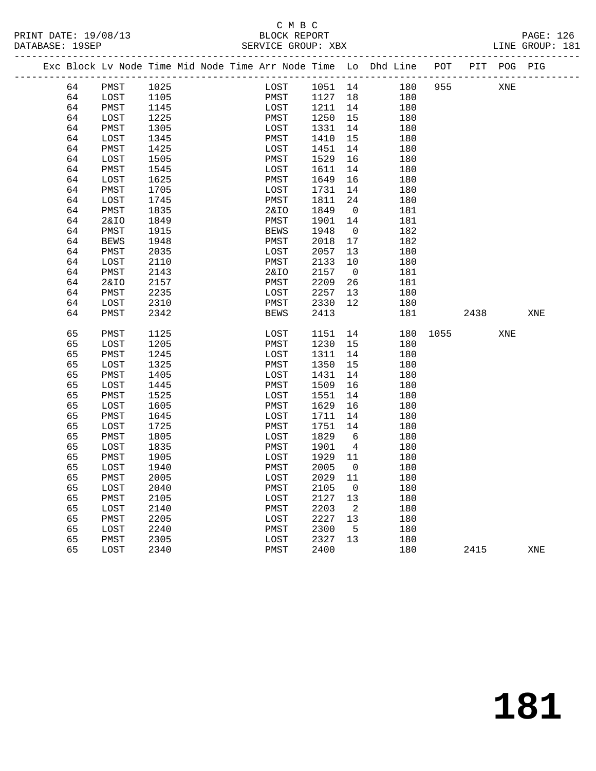C M B C

BLOCK REPORT

SERVICE GROUP: XBX

PRINT DATE: 19/08/13
DATABASE: 19SEP
LINE GROUP: 181

| Exc | Block | Lv | Node | Time | Mid Node | Time | Arr Node | Time | Lo | Dhd Line | POT | PIT | POG | PIG |
|---|---|---|---|---|---|---|---|---|---|---|---|---|---|---|
| | 64 | | PMST | 1025 | | | LOST | 1051 | 14 | 180 | 955 | | XNE | |
| | 64 | | LOST | 1105 | | | PMST | 1127 | 18 | 180 | | | | |
| | 64 | | PMST | 1145 | | | LOST | 1211 | 14 | 180 | | | | |
| | 64 | | LOST | 1225 | | | PMST | 1250 | 15 | 180 | | | | |
| | 64 | | PMST | 1305 | | | LOST | 1331 | 14 | 180 | | | | |
| | 64 | | LOST | 1345 | | | PMST | 1410 | 15 | 180 | | | | |
| | 64 | | PMST | 1425 | | | LOST | 1451 | 14 | 180 | | | | |
| | 64 | | LOST | 1505 | | | PMST | 1529 | 16 | 180 | | | | |
| | 64 | | PMST | 1545 | | | LOST | 1611 | 14 | 180 | | | | |
| | 64 | | LOST | 1625 | | | PMST | 1649 | 16 | 180 | | | | |
| | 64 | | PMST | 1705 | | | LOST | 1731 | 14 | 180 | | | | |
| | 64 | | LOST | 1745 | | | PMST | 1811 | 24 | 180 | | | | |
| | 64 | | PMST | 1835 | | | 2&IO | 1849 | 0 | 181 | | | | |
| | 64 | | 2&IO | 1849 | | | PMST | 1901 | 14 | 181 | | | | |
| | 64 | | PMST | 1915 | | | BEWS | 1948 | 0 | 182 | | | | |
| | 64 | | BEWS | 1948 | | | PMST | 2018 | 17 | 182 | | | | |
| | 64 | | PMST | 2035 | | | LOST | 2057 | 13 | 180 | | | | |
| | 64 | | LOST | 2110 | | | PMST | 2133 | 10 | 180 | | | | |
| | 64 | | PMST | 2143 | | | 2&IO | 2157 | 0 | 181 | | | | |
| | 64 | | 2&IO | 2157 | | | PMST | 2209 | 26 | 181 | | | | |
| | 64 | | PMST | 2235 | | | LOST | 2257 | 13 | 180 | | | | |
| | 64 | | LOST | 2310 | | | PMST | 2330 | 12 | 180 | | | | |
| | 64 | | PMST | 2342 | | | BEWS | 2413 | | 181 | | 2438 | | XNE |
| | 65 | | PMST | 1125 | | | LOST | 1151 | 14 | 180 | 1055 | | XNE | |
| | 65 | | LOST | 1205 | | | PMST | 1230 | 15 | 180 | | | | |
| | 65 | | PMST | 1245 | | | LOST | 1311 | 14 | 180 | | | | |
| | 65 | | LOST | 1325 | | | PMST | 1350 | 15 | 180 | | | | |
| | 65 | | PMST | 1405 | | | LOST | 1431 | 14 | 180 | | | | |
| | 65 | | LOST | 1445 | | | PMST | 1509 | 16 | 180 | | | | |
| | 65 | | PMST | 1525 | | | LOST | 1551 | 14 | 180 | | | | |
| | 65 | | LOST | 1605 | | | PMST | 1629 | 16 | 180 | | | | |
| | 65 | | PMST | 1645 | | | LOST | 1711 | 14 | 180 | | | | |
| | 65 | | LOST | 1725 | | | PMST | 1751 | 14 | 180 | | | | |
| | 65 | | PMST | 1805 | | | LOST | 1829 | 6 | 180 | | | | |
| | 65 | | LOST | 1835 | | | PMST | 1901 | 4 | 180 | | | | |
| | 65 | | PMST | 1905 | | | LOST | 1929 | 11 | 180 | | | | |
| | 65 | | LOST | 1940 | | | PMST | 2005 | 0 | 180 | | | | |
| | 65 | | PMST | 2005 | | | LOST | 2029 | 11 | 180 | | | | |
| | 65 | | LOST | 2040 | | | PMST | 2105 | 0 | 180 | | | | |
| | 65 | | PMST | 2105 | | | LOST | 2127 | 13 | 180 | | | | |
| | 65 | | LOST | 2140 | | | PMST | 2203 | 2 | 180 | | | | |
| | 65 | | PMST | 2205 | | | LOST | 2227 | 13 | 180 | | | | |
| | 65 | | LOST | 2240 | | | PMST | 2300 | 5 | 180 | | | | |
| | 65 | | PMST | 2305 | | | LOST | 2327 | 13 | 180 | | | | |
| | 65 | | LOST | 2340 | | | PMST | 2400 | | 180 | | 2415 | | XNE |

181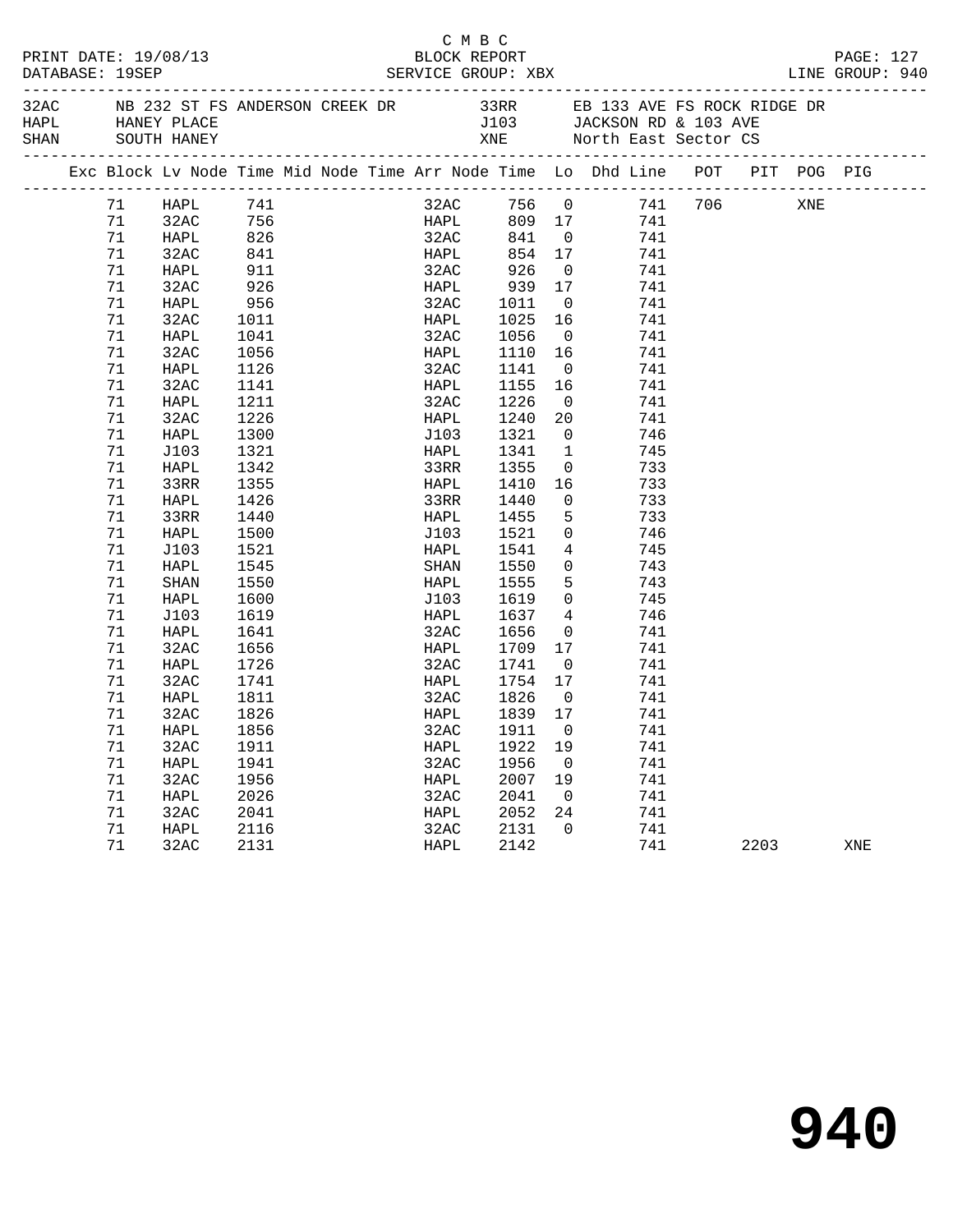C M B C

PRINT DATE: 19/08/13 BLOCK REPORT

DATABASE: 19SEP SERVICE GROUP: XBX LINE GROUP: 940

| Code | Description | Code | Description |
|---|---|---|---|
| 32AC | NB 232 ST FS ANDERSON CREEK DR | 33RR | EB 133 AVE FS ROCK RIDGE DR |
| HAPL | HANEY PLACE | J103 | JACKSON RD & 103 AVE |
| SHAN | SOUTH HANEY | XNE | North East Sector CS |

| Exc | Block | Lv Node | Time | Mid Node | Time | Arr Node | Time | Lo | Dhd Line | POT | PIT | POG | PIG |
|---|---|---|---|---|---|---|---|---|---|---|---|---|---|
| | 71 | HAPL | 741 | | | 32AC | 756 | 0 | 741 | 706 | | XNE | |
| | 71 | 32AC | 756 | | | HAPL | 809 | 17 | 741 | | | | |
| | 71 | HAPL | 826 | | | 32AC | 841 | 0 | 741 | | | | |
| | 71 | 32AC | 841 | | | HAPL | 854 | 17 | 741 | | | | |
| | 71 | HAPL | 911 | | | 32AC | 926 | 0 | 741 | | | | |
| | 71 | 32AC | 926 | | | HAPL | 939 | 17 | 741 | | | | |
| | 71 | HAPL | 956 | | | 32AC | 1011 | 0 | 741 | | | | |
| | 71 | 32AC | 1011 | | | HAPL | 1025 | 16 | 741 | | | | |
| | 71 | HAPL | 1041 | | | 32AC | 1056 | 0 | 741 | | | | |
| | 71 | 32AC | 1056 | | | HAPL | 1110 | 16 | 741 | | | | |
| | 71 | HAPL | 1126 | | | 32AC | 1141 | 0 | 741 | | | | |
| | 71 | 32AC | 1141 | | | HAPL | 1155 | 16 | 741 | | | | |
| | 71 | HAPL | 1211 | | | 32AC | 1226 | 0 | 741 | | | | |
| | 71 | 32AC | 1226 | | | HAPL | 1240 | 20 | 741 | | | | |
| | 71 | HAPL | 1300 | | | J103 | 1321 | 0 | 746 | | | | |
| | 71 | J103 | 1321 | | | HAPL | 1341 | 1 | 745 | | | | |
| | 71 | HAPL | 1342 | | | 33RR | 1355 | 0 | 733 | | | | |
| | 71 | 33RR | 1355 | | | HAPL | 1410 | 16 | 733 | | | | |
| | 71 | HAPL | 1426 | | | 33RR | 1440 | 0 | 733 | | | | |
| | 71 | 33RR | 1440 | | | HAPL | 1455 | 5 | 733 | | | | |
| | 71 | HAPL | 1500 | | | J103 | 1521 | 0 | 746 | | | | |
| | 71 | J103 | 1521 | | | HAPL | 1541 | 4 | 745 | | | | |
| | 71 | HAPL | 1545 | | | SHAN | 1550 | 0 | 743 | | | | |
| | 71 | SHAN | 1550 | | | HAPL | 1555 | 5 | 743 | | | | |
| | 71 | HAPL | 1600 | | | J103 | 1619 | 0 | 745 | | | | |
| | 71 | J103 | 1619 | | | HAPL | 1637 | 4 | 746 | | | | |
| | 71 | HAPL | 1641 | | | 32AC | 1656 | 0 | 741 | | | | |
| | 71 | 32AC | 1656 | | | HAPL | 1709 | 17 | 741 | | | | |
| | 71 | HAPL | 1726 | | | 32AC | 1741 | 0 | 741 | | | | |
| | 71 | 32AC | 1741 | | | HAPL | 1754 | 17 | 741 | | | | |
| | 71 | HAPL | 1811 | | | 32AC | 1826 | 0 | 741 | | | | |
| | 71 | 32AC | 1826 | | | HAPL | 1839 | 17 | 741 | | | | |
| | 71 | HAPL | 1856 | | | 32AC | 1911 | 0 | 741 | | | | |
| | 71 | 32AC | 1911 | | | HAPL | 1922 | 19 | 741 | | | | |
| | 71 | HAPL | 1941 | | | 32AC | 1956 | 0 | 741 | | | | |
| | 71 | 32AC | 1956 | | | HAPL | 2007 | 19 | 741 | | | | |
| | 71 | HAPL | 2026 | | | 32AC | 2041 | 0 | 741 | | | | |
| | 71 | 32AC | 2041 | | | HAPL | 2052 | 24 | 741 | | | | |
| | 71 | HAPL | 2116 | | | 32AC | 2131 | 0 | 741 | | | | |
| | 71 | 32AC | 2131 | | | HAPL | 2142 | | 741 | | 2203 | | XNE |

# 940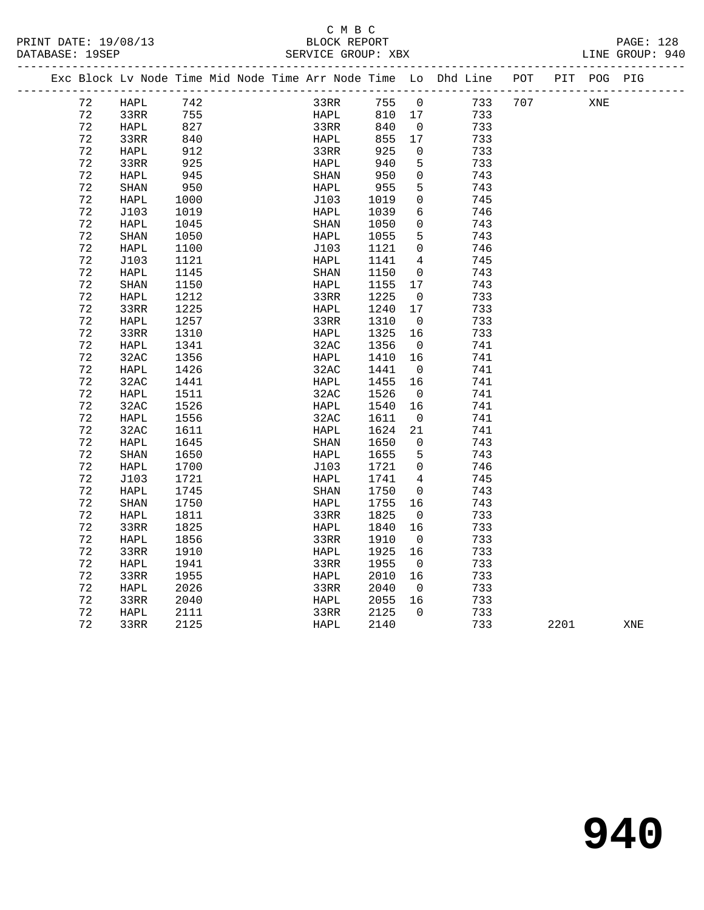C M B C

PRINT DATE: 19/08/13 BLOCK REPORT PAGE: 128
DATABASE: 19SEP SERVICE GROUP: XBX LINE GROUP: 940

| Exc | Block | Lv | Node | Time | Mid | Node | Time | Arr | Node | Time | Lo | Dhd | Line | POT | PIT | POG | PIG |
|---|---|---|---|---|---|---|---|---|---|---|---|---|---|---|---|---|---|
| | 72 | | HAPL | 742 | | | | | 33RR | 755 | 0 | | 733 | 707 | | XNE | |
| | 72 | | 33RR | 755 | | | | | HAPL | 810 | 17 | | 733 | | | | |
| | 72 | | HAPL | 827 | | | | | 33RR | 840 | 0 | | 733 | | | | |
| | 72 | | 33RR | 840 | | | | | HAPL | 855 | 17 | | 733 | | | | |
| | 72 | | HAPL | 912 | | | | | 33RR | 925 | 0 | | 733 | | | | |
| | 72 | | 33RR | 925 | | | | | HAPL | 940 | 5 | | 733 | | | | |
| | 72 | | HAPL | 945 | | | | | SHAN | 950 | 0 | | 743 | | | | |
| | 72 | | SHAN | 950 | | | | | HAPL | 955 | 5 | | 743 | | | | |
| | 72 | | HAPL | 1000 | | | | | J103 | 1019 | 0 | | 745 | | | | |
| | 72 | | J103 | 1019 | | | | | HAPL | 1039 | 6 | | 746 | | | | |
| | 72 | | HAPL | 1045 | | | | | SHAN | 1050 | 0 | | 743 | | | | |
| | 72 | | SHAN | 1050 | | | | | HAPL | 1055 | 5 | | 743 | | | | |
| | 72 | | HAPL | 1100 | | | | | J103 | 1121 | 0 | | 746 | | | | |
| | 72 | | J103 | 1121 | | | | | HAPL | 1141 | 4 | | 745 | | | | |
| | 72 | | HAPL | 1145 | | | | | SHAN | 1150 | 0 | | 743 | | | | |
| | 72 | | SHAN | 1150 | | | | | HAPL | 1155 | 17 | | 743 | | | | |
| | 72 | | HAPL | 1212 | | | | | 33RR | 1225 | 0 | | 733 | | | | |
| | 72 | | 33RR | 1225 | | | | | HAPL | 1240 | 17 | | 733 | | | | |
| | 72 | | HAPL | 1257 | | | | | 33RR | 1310 | 0 | | 733 | | | | |
| | 72 | | 33RR | 1310 | | | | | HAPL | 1325 | 16 | | 733 | | | | |
| | 72 | | HAPL | 1341 | | | | | 32AC | 1356 | 0 | | 741 | | | | |
| | 72 | | 32AC | 1356 | | | | | HAPL | 1410 | 16 | | 741 | | | | |
| | 72 | | HAPL | 1426 | | | | | 32AC | 1441 | 0 | | 741 | | | | |
| | 72 | | 32AC | 1441 | | | | | HAPL | 1455 | 16 | | 741 | | | | |
| | 72 | | HAPL | 1511 | | | | | 32AC | 1526 | 0 | | 741 | | | | |
| | 72 | | 32AC | 1526 | | | | | HAPL | 1540 | 16 | | 741 | | | | |
| | 72 | | HAPL | 1556 | | | | | 32AC | 1611 | 0 | | 741 | | | | |
| | 72 | | 32AC | 1611 | | | | | HAPL | 1624 | 21 | | 741 | | | | |
| | 72 | | HAPL | 1645 | | | | | SHAN | 1650 | 0 | | 743 | | | | |
| | 72 | | SHAN | 1650 | | | | | HAPL | 1655 | 5 | | 743 | | | | |
| | 72 | | HAPL | 1700 | | | | | J103 | 1721 | 0 | | 746 | | | | |
| | 72 | | J103 | 1721 | | | | | HAPL | 1741 | 4 | | 745 | | | | |
| | 72 | | HAPL | 1745 | | | | | SHAN | 1750 | 0 | | 743 | | | | |
| | 72 | | SHAN | 1750 | | | | | HAPL | 1755 | 16 | | 743 | | | | |
| | 72 | | HAPL | 1811 | | | | | 33RR | 1825 | 0 | | 733 | | | | |
| | 72 | | 33RR | 1825 | | | | | HAPL | 1840 | 16 | | 733 | | | | |
| | 72 | | HAPL | 1856 | | | | | 33RR | 1910 | 0 | | 733 | | | | |
| | 72 | | 33RR | 1910 | | | | | HAPL | 1925 | 16 | | 733 | | | | |
| | 72 | | HAPL | 1941 | | | | | 33RR | 1955 | 0 | | 733 | | | | |
| | 72 | | 33RR | 1955 | | | | | HAPL | 2010 | 16 | | 733 | | | | |
| | 72 | | HAPL | 2026 | | | | | 33RR | 2040 | 0 | | 733 | | | | |
| | 72 | | 33RR | 2040 | | | | | HAPL | 2055 | 16 | | 733 | | | | |
| | 72 | | HAPL | 2111 | | | | | 33RR | 2125 | 0 | | 733 | | | | |
| | 72 | | 33RR | 2125 | | | | | HAPL | 2140 | | | 733 | | 2201 | | XNE |

# 940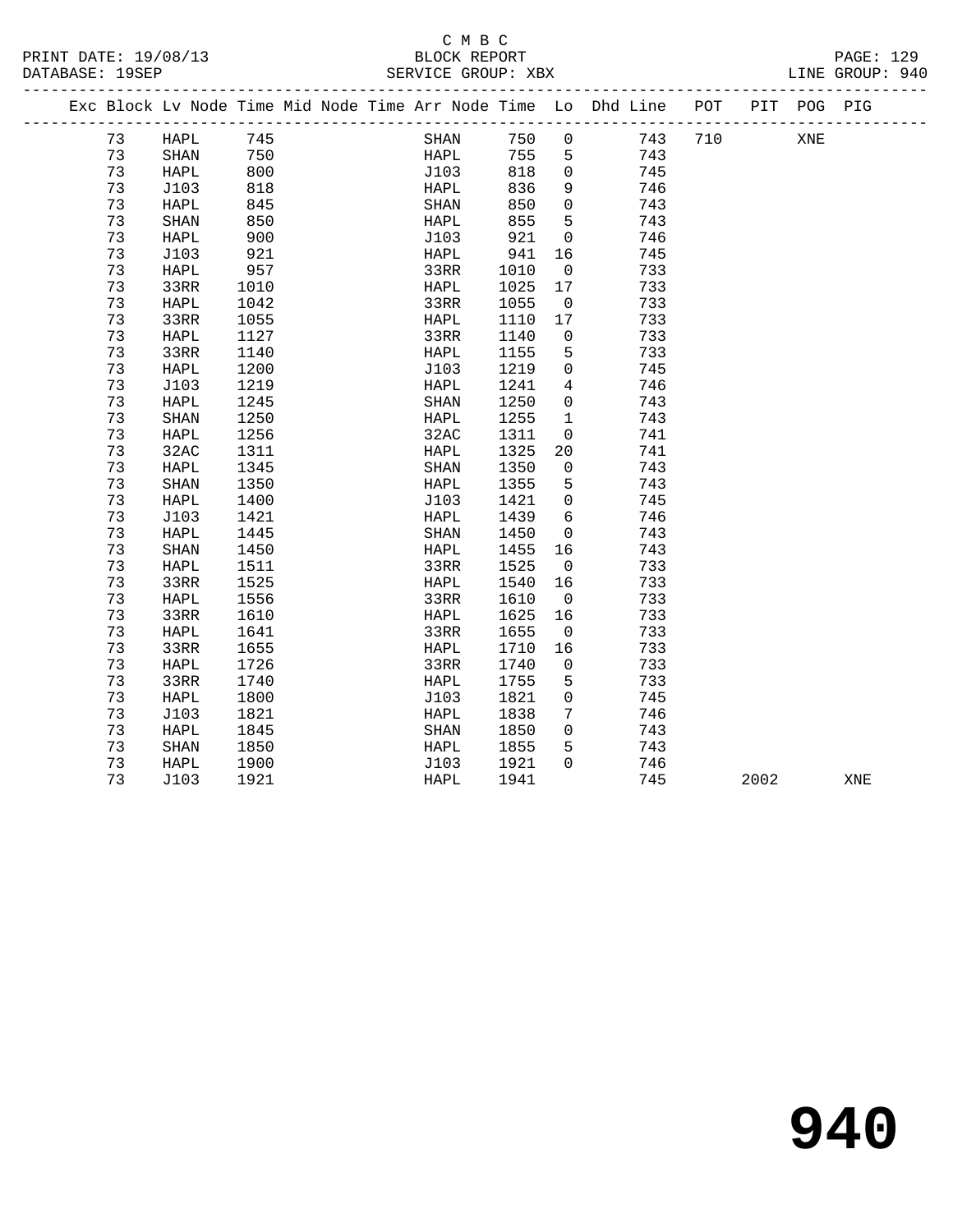C M B C

BLOCK REPORT

SERVICE GROUP: XBX

PRINT DATE: 19/08/13
DATABASE: 19SEP

LINE GROUP: 940

| Exc | Block | Lv Node | Time | Mid Node | Time | Arr Node | Time | Lo | Dhd Line | POT | PIT | POG | PIG |
|---|---|---|---|---|---|---|---|---|---|---|---|---|---|
| | 73 | HAPL | 745 | | | SHAN | 750 | 0 | 743 | 710 | | XNE | |
| | 73 | SHAN | 750 | | | HAPL | 755 | 5 | 743 | | | | |
| | 73 | HAPL | 800 | | | J103 | 818 | 0 | 745 | | | | |
| | 73 | J103 | 818 | | | HAPL | 836 | 9 | 746 | | | | |
| | 73 | HAPL | 845 | | | SHAN | 850 | 0 | 743 | | | | |
| | 73 | SHAN | 850 | | | HAPL | 855 | 5 | 743 | | | | |
| | 73 | HAPL | 900 | | | J103 | 921 | 0 | 746 | | | | |
| | 73 | J103 | 921 | | | HAPL | 941 | 16 | 745 | | | | |
| | 73 | HAPL | 957 | | | 33RR | 1010 | 0 | 733 | | | | |
| | 73 | 33RR | 1010 | | | HAPL | 1025 | 17 | 733 | | | | |
| | 73 | HAPL | 1042 | | | 33RR | 1055 | 0 | 733 | | | | |
| | 73 | 33RR | 1055 | | | HAPL | 1110 | 17 | 733 | | | | |
| | 73 | HAPL | 1127 | | | 33RR | 1140 | 0 | 733 | | | | |
| | 73 | 33RR | 1140 | | | HAPL | 1155 | 5 | 733 | | | | |
| | 73 | HAPL | 1200 | | | J103 | 1219 | 0 | 745 | | | | |
| | 73 | J103 | 1219 | | | HAPL | 1241 | 4 | 746 | | | | |
| | 73 | HAPL | 1245 | | | SHAN | 1250 | 0 | 743 | | | | |
| | 73 | SHAN | 1250 | | | HAPL | 1255 | 1 | 743 | | | | |
| | 73 | HAPL | 1256 | | | 32AC | 1311 | 0 | 741 | | | | |
| | 73 | 32AC | 1311 | | | HAPL | 1325 | 20 | 741 | | | | |
| | 73 | HAPL | 1345 | | | SHAN | 1350 | 0 | 743 | | | | |
| | 73 | SHAN | 1350 | | | HAPL | 1355 | 5 | 743 | | | | |
| | 73 | HAPL | 1400 | | | J103 | 1421 | 0 | 745 | | | | |
| | 73 | J103 | 1421 | | | HAPL | 1439 | 6 | 746 | | | | |
| | 73 | HAPL | 1445 | | | SHAN | 1450 | 0 | 743 | | | | |
| | 73 | SHAN | 1450 | | | HAPL | 1455 | 16 | 743 | | | | |
| | 73 | HAPL | 1511 | | | 33RR | 1525 | 0 | 733 | | | | |
| | 73 | 33RR | 1525 | | | HAPL | 1540 | 16 | 733 | | | | |
| | 73 | HAPL | 1556 | | | 33RR | 1610 | 0 | 733 | | | | |
| | 73 | 33RR | 1610 | | | HAPL | 1625 | 16 | 733 | | | | |
| | 73 | HAPL | 1641 | | | 33RR | 1655 | 0 | 733 | | | | |
| | 73 | 33RR | 1655 | | | HAPL | 1710 | 16 | 733 | | | | |
| | 73 | HAPL | 1726 | | | 33RR | 1740 | 0 | 733 | | | | |
| | 73 | 33RR | 1740 | | | HAPL | 1755 | 5 | 733 | | | | |
| | 73 | HAPL | 1800 | | | J103 | 1821 | 0 | 745 | | | | |
| | 73 | J103 | 1821 | | | HAPL | 1838 | 7 | 746 | | | | |
| | 73 | HAPL | 1845 | | | SHAN | 1850 | 0 | 743 | | | | |
| | 73 | SHAN | 1850 | | | HAPL | 1855 | 5 | 743 | | | | |
| | 73 | HAPL | 1900 | | | J103 | 1921 | 0 | 746 | | | | |
| | 73 | J103 | 1921 | | | HAPL | 1941 | | 745 | | 2002 | | XNE |

# 940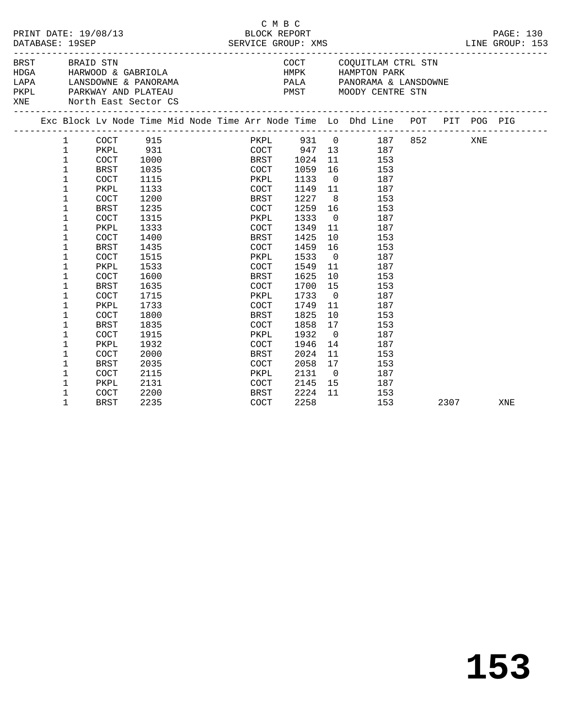C M B C

PRINT DATE: 19/08/13 BLOCK REPORT PAGE: 130
DATABASE: 19SEP SERVICE GROUP: XMS LINE GROUP: 153

| Code | Name | Code | Name |
|---|---|---|---|
| BRST | BRAID STN | COCT | COQUITLAM CTRL STN |
| HDGA | HARWOOD & GABRIOLA | HMPK | HAMPTON PARK |
| LAPA | LANSDOWNE & PANORAMA | PALA | PANORAMA & LANSDOWNE |
| PKPL | PARKWAY AND PLATEAU | PMST | MOODY CENTRE STN |
| XNE | North East Sector CS | | |

| Exc | Block | Lv | Node | Time | Mid Node | Time | Arr Node | Time | Lo | Dhd Line | POT | PIT | POG | PIG |
|---|---|---|---|---|---|---|---|---|---|---|---|---|---|---|
| | 1 | | COCT | 915 | | | PKPL | 931 | 0 | 187 | 852 | | XNE | |
| | 1 | | PKPL | 931 | | | COCT | 947 | 13 | 187 | | | | |
| | 1 | | COCT | 1000 | | | BRST | 1024 | 11 | 153 | | | | |
| | 1 | | BRST | 1035 | | | COCT | 1059 | 16 | 153 | | | | |
| | 1 | | COCT | 1115 | | | PKPL | 1133 | 0 | 187 | | | | |
| | 1 | | PKPL | 1133 | | | COCT | 1149 | 11 | 187 | | | | |
| | 1 | | COCT | 1200 | | | BRST | 1227 | 8 | 153 | | | | |
| | 1 | | BRST | 1235 | | | COCT | 1259 | 16 | 153 | | | | |
| | 1 | | COCT | 1315 | | | PKPL | 1333 | 0 | 187 | | | | |
| | 1 | | PKPL | 1333 | | | COCT | 1349 | 11 | 187 | | | | |
| | 1 | | COCT | 1400 | | | BRST | 1425 | 10 | 153 | | | | |
| | 1 | | BRST | 1435 | | | COCT | 1459 | 16 | 153 | | | | |
| | 1 | | COCT | 1515 | | | PKPL | 1533 | 0 | 187 | | | | |
| | 1 | | PKPL | 1533 | | | COCT | 1549 | 11 | 187 | | | | |
| | 1 | | COCT | 1600 | | | BRST | 1625 | 10 | 153 | | | | |
| | 1 | | BRST | 1635 | | | COCT | 1700 | 15 | 153 | | | | |
| | 1 | | COCT | 1715 | | | PKPL | 1733 | 0 | 187 | | | | |
| | 1 | | PKPL | 1733 | | | COCT | 1749 | 11 | 187 | | | | |
| | 1 | | COCT | 1800 | | | BRST | 1825 | 10 | 153 | | | | |
| | 1 | | BRST | 1835 | | | COCT | 1858 | 17 | 153 | | | | |
| | 1 | | COCT | 1915 | | | PKPL | 1932 | 0 | 187 | | | | |
| | 1 | | PKPL | 1932 | | | COCT | 1946 | 14 | 187 | | | | |
| | 1 | | COCT | 2000 | | | BRST | 2024 | 11 | 153 | | | | |
| | 1 | | BRST | 2035 | | | COCT | 2058 | 17 | 153 | | | | |
| | 1 | | COCT | 2115 | | | PKPL | 2131 | 0 | 187 | | | | |
| | 1 | | PKPL | 2131 | | | COCT | 2145 | 15 | 187 | | | | |
| | 1 | | COCT | 2200 | | | BRST | 2224 | 11 | 153 | | | | |
| | 1 | | BRST | 2235 | | | COCT | 2258 | | 153 | | 2307 | | XNE |

# 153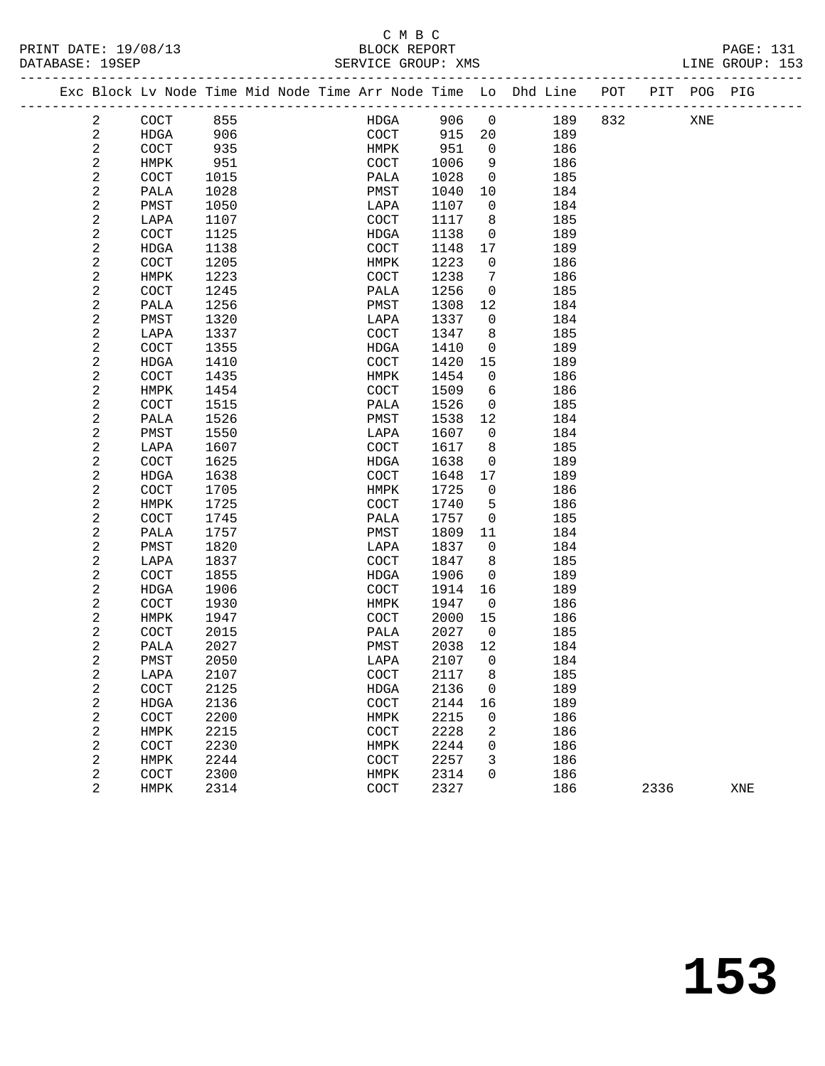C M B C
BLOCK REPORT
SERVICE GROUP: XMS

| Exc | Block | Lv | Node | Time | Mid Node | Time | Arr Node | Time | Lo | Dhd Line | POT | PIT | POG | PIG |
|---|---|---|---|---|---|---|---|---|---|---|---|---|---|---|
| | 2 | | COCT | 855 | | | HDGA | 906 | 0 | 189 | 832 | | XNE | |
| | 2 | | HDGA | 906 | | | COCT | 915 | 20 | 189 | | | | |
| | 2 | | COCT | 935 | | | HMPK | 951 | 0 | 186 | | | | |
| | 2 | | HMPK | 951 | | | COCT | 1006 | 9 | 186 | | | | |
| | 2 | | COCT | 1015 | | | PALA | 1028 | 0 | 185 | | | | |
| | 2 | | PALA | 1028 | | | PMST | 1040 | 10 | 184 | | | | |
| | 2 | | PMST | 1050 | | | LAPA | 1107 | 0 | 184 | | | | |
| | 2 | | LAPA | 1107 | | | COCT | 1117 | 8 | 185 | | | | |
| | 2 | | COCT | 1125 | | | HDGA | 1138 | 0 | 189 | | | | |
| | 2 | | HDGA | 1138 | | | COCT | 1148 | 17 | 189 | | | | |
| | 2 | | COCT | 1205 | | | HMPK | 1223 | 0 | 186 | | | | |
| | 2 | | HMPK | 1223 | | | COCT | 1238 | 7 | 186 | | | | |
| | 2 | | COCT | 1245 | | | PALA | 1256 | 0 | 185 | | | | |
| | 2 | | PALA | 1256 | | | PMST | 1308 | 12 | 184 | | | | |
| | 2 | | PMST | 1320 | | | LAPA | 1337 | 0 | 184 | | | | |
| | 2 | | LAPA | 1337 | | | COCT | 1347 | 8 | 185 | | | | |
| | 2 | | COCT | 1355 | | | HDGA | 1410 | 0 | 189 | | | | |
| | 2 | | HDGA | 1410 | | | COCT | 1420 | 15 | 189 | | | | |
| | 2 | | COCT | 1435 | | | HMPK | 1454 | 0 | 186 | | | | |
| | 2 | | HMPK | 1454 | | | COCT | 1509 | 6 | 186 | | | | |
| | 2 | | COCT | 1515 | | | PALA | 1526 | 0 | 185 | | | | |
| | 2 | | PALA | 1526 | | | PMST | 1538 | 12 | 184 | | | | |
| | 2 | | PMST | 1550 | | | LAPA | 1607 | 0 | 184 | | | | |
| | 2 | | LAPA | 1607 | | | COCT | 1617 | 8 | 185 | | | | |
| | 2 | | COCT | 1625 | | | HDGA | 1638 | 0 | 189 | | | | |
| | 2 | | HDGA | 1638 | | | COCT | 1648 | 17 | 189 | | | | |
| | 2 | | COCT | 1705 | | | HMPK | 1725 | 0 | 186 | | | | |
| | 2 | | HMPK | 1725 | | | COCT | 1740 | 5 | 186 | | | | |
| | 2 | | COCT | 1745 | | | PALA | 1757 | 0 | 185 | | | | |
| | 2 | | PALA | 1757 | | | PMST | 1809 | 11 | 184 | | | | |
| | 2 | | PMST | 1820 | | | LAPA | 1837 | 0 | 184 | | | | |
| | 2 | | LAPA | 1837 | | | COCT | 1847 | 8 | 185 | | | | |
| | 2 | | COCT | 1855 | | | HDGA | 1906 | 0 | 189 | | | | |
| | 2 | | HDGA | 1906 | | | COCT | 1914 | 16 | 189 | | | | |
| | 2 | | COCT | 1930 | | | HMPK | 1947 | 0 | 186 | | | | |
| | 2 | | HMPK | 1947 | | | COCT | 2000 | 15 | 186 | | | | |
| | 2 | | COCT | 2015 | | | PALA | 2027 | 0 | 185 | | | | |
| | 2 | | PALA | 2027 | | | PMST | 2038 | 12 | 184 | | | | |
| | 2 | | PMST | 2050 | | | LAPA | 2107 | 0 | 184 | | | | |
| | 2 | | LAPA | 2107 | | | COCT | 2117 | 8 | 185 | | | | |
| | 2 | | COCT | 2125 | | | HDGA | 2136 | 0 | 189 | | | | |
| | 2 | | HDGA | 2136 | | | COCT | 2144 | 16 | 189 | | | | |
| | 2 | | COCT | 2200 | | | HMPK | 2215 | 0 | 186 | | | | |
| | 2 | | HMPK | 2215 | | | COCT | 2228 | 2 | 186 | | | | |
| | 2 | | COCT | 2230 | | | HMPK | 2244 | 0 | 186 | | | | |
| | 2 | | HMPK | 2244 | | | COCT | 2257 | 3 | 186 | | | | |
| | 2 | | COCT | 2300 | | | HMPK | 2314 | 0 | 186 | | | | |
| | 2 | | HMPK | 2314 | | | COCT | 2327 | | 186 | | 2336 | | XNE |

153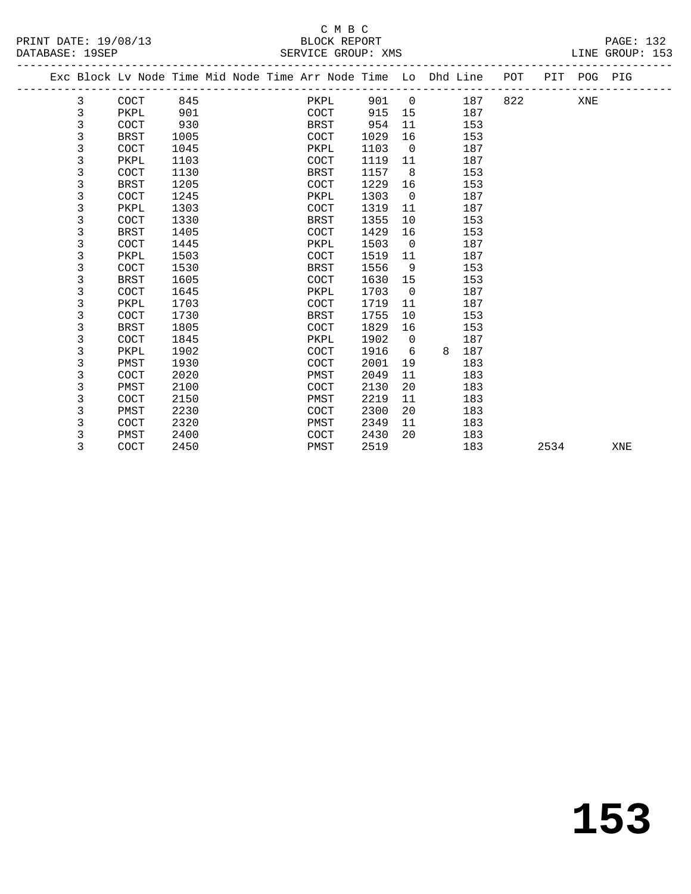C M B C

BLOCK REPORT

SERVICE GROUP: XMS

LINE GROUP: 153

| Exc | Block | Lv | Node | Time | Mid | Node | Time | Arr | Node | Time | Lo | Dhd | Line | POT | PIT | POG | PIG |
|---|---|---|---|---|---|---|---|---|---|---|---|---|---|---|---|---|---|
| | 3 | | COCT | 845 | | | | | PKPL | 901 | 0 | | 187 | 822 | | XNE | |
| | 3 | | PKPL | 901 | | | | | COCT | 915 | 15 | | 187 | | | | |
| | 3 | | COCT | 930 | | | | | BRST | 954 | 11 | | 153 | | | | |
| | 3 | | BRST | 1005 | | | | | COCT | 1029 | 16 | | 153 | | | | |
| | 3 | | COCT | 1045 | | | | | PKPL | 1103 | 0 | | 187 | | | | |
| | 3 | | PKPL | 1103 | | | | | COCT | 1119 | 11 | | 187 | | | | |
| | 3 | | COCT | 1130 | | | | | BRST | 1157 | 8 | | 153 | | | | |
| | 3 | | BRST | 1205 | | | | | COCT | 1229 | 16 | | 153 | | | | |
| | 3 | | COCT | 1245 | | | | | PKPL | 1303 | 0 | | 187 | | | | |
| | 3 | | PKPL | 1303 | | | | | COCT | 1319 | 11 | | 187 | | | | |
| | 3 | | COCT | 1330 | | | | | BRST | 1355 | 10 | | 153 | | | | |
| | 3 | | BRST | 1405 | | | | | COCT | 1429 | 16 | | 153 | | | | |
| | 3 | | COCT | 1445 | | | | | PKPL | 1503 | 0 | | 187 | | | | |
| | 3 | | PKPL | 1503 | | | | | COCT | 1519 | 11 | | 187 | | | | |
| | 3 | | COCT | 1530 | | | | | BRST | 1556 | 9 | | 153 | | | | |
| | 3 | | BRST | 1605 | | | | | COCT | 1630 | 15 | | 153 | | | | |
| | 3 | | COCT | 1645 | | | | | PKPL | 1703 | 0 | | 187 | | | | |
| | 3 | | PKPL | 1703 | | | | | COCT | 1719 | 11 | | 187 | | | | |
| | 3 | | COCT | 1730 | | | | | BRST | 1755 | 10 | | 153 | | | | |
| | 3 | | BRST | 1805 | | | | | COCT | 1829 | 16 | | 153 | | | | |
| | 3 | | COCT | 1845 | | | | | PKPL | 1902 | 0 | | 187 | | | | |
| | 3 | | PKPL | 1902 | | | | | COCT | 1916 | 6 | 8 | 187 | | | | |
| | 3 | | PMST | 1930 | | | | | COCT | 2001 | 19 | | 183 | | | | |
| | 3 | | COCT | 2020 | | | | | PMST | 2049 | 11 | | 183 | | | | |
| | 3 | | PMST | 2100 | | | | | COCT | 2130 | 20 | | 183 | | | | |
| | 3 | | COCT | 2150 | | | | | PMST | 2219 | 11 | | 183 | | | | |
| | 3 | | PMST | 2230 | | | | | COCT | 2300 | 20 | | 183 | | | | |
| | 3 | | COCT | 2320 | | | | | PMST | 2349 | 11 | | 183 | | | | |
| | 3 | | PMST | 2400 | | | | | COCT | 2430 | 20 | | 183 | | | | |
| | 3 | | COCT | 2450 | | | | | PMST | 2519 | | | 183 | | 2534 | | XNE |

# 153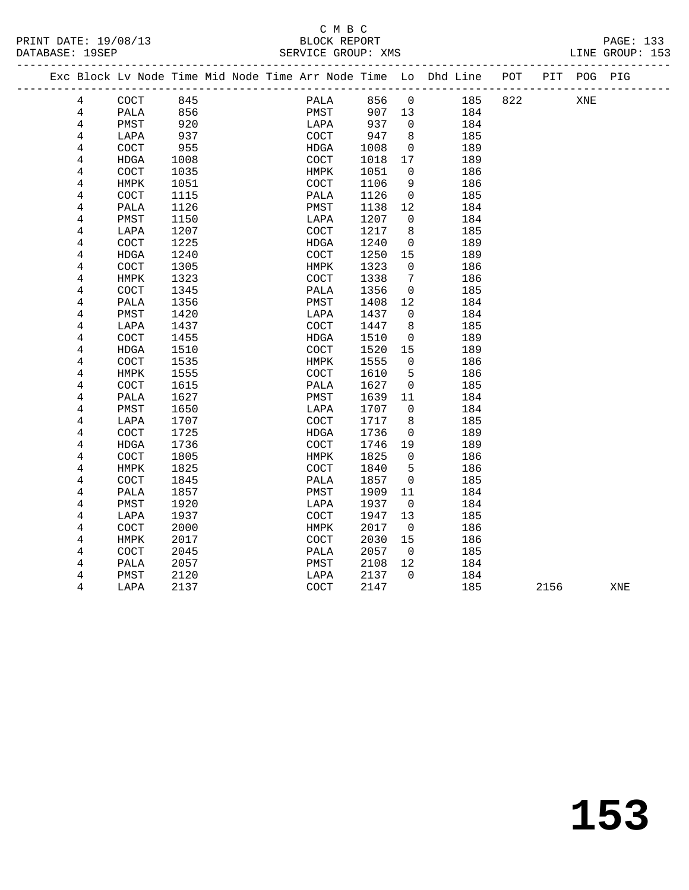C M B C
BLOCK REPORT
SERVICE GROUP: XMS

PRINT DATE: 19/08/13
DATABASE: 19SEP
LINE GROUP: 153

| Exc | Block | Lv | Node | Time | Mid Node | Time | Arr Node | Time | Lo | Dhd Line | POT | PIT | POG | PIG |
|---|---|---|---|---|---|---|---|---|---|---|---|---|---|---|
| | 4 | | COCT | 845 | | | PALA | 856 | 0 | 185 | 822 | | XNE | |
| | 4 | | PALA | 856 | | | PMST | 907 | 13 | 184 | | | | |
| | 4 | | PMST | 920 | | | LAPA | 937 | 0 | 184 | | | | |
| | 4 | | LAPA | 937 | | | COCT | 947 | 8 | 185 | | | | |
| | 4 | | COCT | 955 | | | HDGA | 1008 | 0 | 189 | | | | |
| | 4 | | HDGA | 1008 | | | COCT | 1018 | 17 | 189 | | | | |
| | 4 | | COCT | 1035 | | | HMPK | 1051 | 0 | 186 | | | | |
| | 4 | | HMPK | 1051 | | | COCT | 1106 | 9 | 186 | | | | |
| | 4 | | COCT | 1115 | | | PALA | 1126 | 0 | 185 | | | | |
| | 4 | | PALA | 1126 | | | PMST | 1138 | 12 | 184 | | | | |
| | 4 | | PMST | 1150 | | | LAPA | 1207 | 0 | 184 | | | | |
| | 4 | | LAPA | 1207 | | | COCT | 1217 | 8 | 185 | | | | |
| | 4 | | COCT | 1225 | | | HDGA | 1240 | 0 | 189 | | | | |
| | 4 | | HDGA | 1240 | | | COCT | 1250 | 15 | 189 | | | | |
| | 4 | | COCT | 1305 | | | HMPK | 1323 | 0 | 186 | | | | |
| | 4 | | HMPK | 1323 | | | COCT | 1338 | 7 | 186 | | | | |
| | 4 | | COCT | 1345 | | | PALA | 1356 | 0 | 185 | | | | |
| | 4 | | PALA | 1356 | | | PMST | 1408 | 12 | 184 | | | | |
| | 4 | | PMST | 1420 | | | LAPA | 1437 | 0 | 184 | | | | |
| | 4 | | LAPA | 1437 | | | COCT | 1447 | 8 | 185 | | | | |
| | 4 | | COCT | 1455 | | | HDGA | 1510 | 0 | 189 | | | | |
| | 4 | | HDGA | 1510 | | | COCT | 1520 | 15 | 189 | | | | |
| | 4 | | COCT | 1535 | | | HMPK | 1555 | 0 | 186 | | | | |
| | 4 | | HMPK | 1555 | | | COCT | 1610 | 5 | 186 | | | | |
| | 4 | | COCT | 1615 | | | PALA | 1627 | 0 | 185 | | | | |
| | 4 | | PALA | 1627 | | | PMST | 1639 | 11 | 184 | | | | |
| | 4 | | PMST | 1650 | | | LAPA | 1707 | 0 | 184 | | | | |
| | 4 | | LAPA | 1707 | | | COCT | 1717 | 8 | 185 | | | | |
| | 4 | | COCT | 1725 | | | HDGA | 1736 | 0 | 189 | | | | |
| | 4 | | HDGA | 1736 | | | COCT | 1746 | 19 | 189 | | | | |
| | 4 | | COCT | 1805 | | | HMPK | 1825 | 0 | 186 | | | | |
| | 4 | | HMPK | 1825 | | | COCT | 1840 | 5 | 186 | | | | |
| | 4 | | COCT | 1845 | | | PALA | 1857 | 0 | 185 | | | | |
| | 4 | | PALA | 1857 | | | PMST | 1909 | 11 | 184 | | | | |
| | 4 | | PMST | 1920 | | | LAPA | 1937 | 0 | 184 | | | | |
| | 4 | | LAPA | 1937 | | | COCT | 1947 | 13 | 185 | | | | |
| | 4 | | COCT | 2000 | | | HMPK | 2017 | 0 | 186 | | | | |
| | 4 | | HMPK | 2017 | | | COCT | 2030 | 15 | 186 | | | | |
| | 4 | | COCT | 2045 | | | PALA | 2057 | 0 | 185 | | | | |
| | 4 | | PALA | 2057 | | | PMST | 2108 | 12 | 184 | | | | |
| | 4 | | PMST | 2120 | | | LAPA | 2137 | 0 | 184 | | | | |
| | 4 | | LAPA | 2137 | | | COCT | 2147 | | 185 | | 2156 | | XNE |

# 153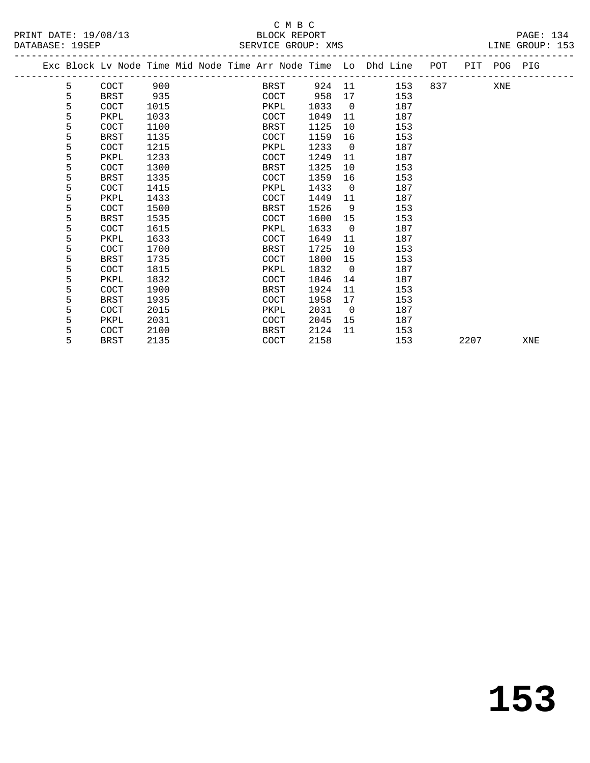C M B C

BLOCK REPORT

SERVICE GROUP: XMS

PRINT DATE: 19/08/13
DATABASE: 19SEP

LINE GROUP: 153

| Exc | Block | Lv Node | Time | Mid Node | Time | Arr Node | Time | Lo | Dhd Line | POT | PIT | POG | PIG |
|---|---|---|---|---|---|---|---|---|---|---|---|---|---|
| | 5 | COCT | 900 | | | BRST | 924 | 11 | 153 | 837 | | XNE | |
| | 5 | BRST | 935 | | | COCT | 958 | 17 | 153 | | | | |
| | 5 | COCT | 1015 | | | PKPL | 1033 | 0 | 187 | | | | |
| | 5 | PKPL | 1033 | | | COCT | 1049 | 11 | 187 | | | | |
| | 5 | COCT | 1100 | | | BRST | 1125 | 10 | 153 | | | | |
| | 5 | BRST | 1135 | | | COCT | 1159 | 16 | 153 | | | | |
| | 5 | COCT | 1215 | | | PKPL | 1233 | 0 | 187 | | | | |
| | 5 | PKPL | 1233 | | | COCT | 1249 | 11 | 187 | | | | |
| | 5 | COCT | 1300 | | | BRST | 1325 | 10 | 153 | | | | |
| | 5 | BRST | 1335 | | | COCT | 1359 | 16 | 153 | | | | |
| | 5 | COCT | 1415 | | | PKPL | 1433 | 0 | 187 | | | | |
| | 5 | PKPL | 1433 | | | COCT | 1449 | 11 | 187 | | | | |
| | 5 | COCT | 1500 | | | BRST | 1526 | 9 | 153 | | | | |
| | 5 | BRST | 1535 | | | COCT | 1600 | 15 | 153 | | | | |
| | 5 | COCT | 1615 | | | PKPL | 1633 | 0 | 187 | | | | |
| | 5 | PKPL | 1633 | | | COCT | 1649 | 11 | 187 | | | | |
| | 5 | COCT | 1700 | | | BRST | 1725 | 10 | 153 | | | | |
| | 5 | BRST | 1735 | | | COCT | 1800 | 15 | 153 | | | | |
| | 5 | COCT | 1815 | | | PKPL | 1832 | 0 | 187 | | | | |
| | 5 | PKPL | 1832 | | | COCT | 1846 | 14 | 187 | | | | |
| | 5 | COCT | 1900 | | | BRST | 1924 | 11 | 153 | | | | |
| | 5 | BRST | 1935 | | | COCT | 1958 | 17 | 153 | | | | |
| | 5 | COCT | 2015 | | | PKPL | 2031 | 0 | 187 | | | | |
| | 5 | PKPL | 2031 | | | COCT | 2045 | 15 | 187 | | | | |
| | 5 | COCT | 2100 | | | BRST | 2124 | 11 | 153 | | | | |
| | 5 | BRST | 2135 | | | COCT | 2158 | | 153 | | 2207 | | XNE |

# 153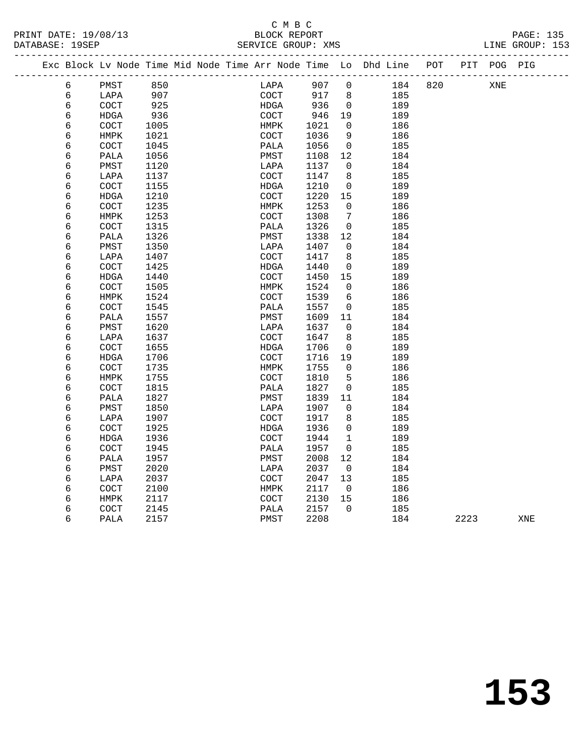C M B C

PRINT DATE: 19/08/13 BLOCK REPORT PAGE: 135
DATABASE: 19SEP SERVICE GROUP: XMS LINE GROUP: 153

| Exc | Block | Lv | Node | Time | Mid | Node | Time | Arr | Node | Time | Lo | Dhd | Line | POT | PIT | POG | PIG |
|---|---|---|---|---|---|---|---|---|---|---|---|---|---|---|---|---|---|
| | 6 | | PMST | 850 | | | | | LAPA | 907 | 0 | | 184 | 820 | | XNE | |
| | 6 | | LAPA | 907 | | | | | COCT | 917 | 8 | | 185 | | | | |
| | 6 | | COCT | 925 | | | | | HDGA | 936 | 0 | | 189 | | | | |
| | 6 | | HDGA | 936 | | | | | COCT | 946 | 19 | | 189 | | | | |
| | 6 | | COCT | 1005 | | | | | HMPK | 1021 | 0 | | 186 | | | | |
| | 6 | | HMPK | 1021 | | | | | COCT | 1036 | 9 | | 186 | | | | |
| | 6 | | COCT | 1045 | | | | | PALA | 1056 | 0 | | 185 | | | | |
| | 6 | | PALA | 1056 | | | | | PMST | 1108 | 12 | | 184 | | | | |
| | 6 | | PMST | 1120 | | | | | LAPA | 1137 | 0 | | 184 | | | | |
| | 6 | | LAPA | 1137 | | | | | COCT | 1147 | 8 | | 185 | | | | |
| | 6 | | COCT | 1155 | | | | | HDGA | 1210 | 0 | | 189 | | | | |
| | 6 | | HDGA | 1210 | | | | | COCT | 1220 | 15 | | 189 | | | | |
| | 6 | | COCT | 1235 | | | | | HMPK | 1253 | 0 | | 186 | | | | |
| | 6 | | HMPK | 1253 | | | | | COCT | 1308 | 7 | | 186 | | | | |
| | 6 | | COCT | 1315 | | | | | PALA | 1326 | 0 | | 185 | | | | |
| | 6 | | PALA | 1326 | | | | | PMST | 1338 | 12 | | 184 | | | | |
| | 6 | | PMST | 1350 | | | | | LAPA | 1407 | 0 | | 184 | | | | |
| | 6 | | LAPA | 1407 | | | | | COCT | 1417 | 8 | | 185 | | | | |
| | 6 | | COCT | 1425 | | | | | HDGA | 1440 | 0 | | 189 | | | | |
| | 6 | | HDGA | 1440 | | | | | COCT | 1450 | 15 | | 189 | | | | |
| | 6 | | COCT | 1505 | | | | | HMPK | 1524 | 0 | | 186 | | | | |
| | 6 | | HMPK | 1524 | | | | | COCT | 1539 | 6 | | 186 | | | | |
| | 6 | | COCT | 1545 | | | | | PALA | 1557 | 0 | | 185 | | | | |
| | 6 | | PALA | 1557 | | | | | PMST | 1609 | 11 | | 184 | | | | |
| | 6 | | PMST | 1620 | | | | | LAPA | 1637 | 0 | | 184 | | | | |
| | 6 | | LAPA | 1637 | | | | | COCT | 1647 | 8 | | 185 | | | | |
| | 6 | | COCT | 1655 | | | | | HDGA | 1706 | 0 | | 189 | | | | |
| | 6 | | HDGA | 1706 | | | | | COCT | 1716 | 19 | | 189 | | | | |
| | 6 | | COCT | 1735 | | | | | HMPK | 1755 | 0 | | 186 | | | | |
| | 6 | | HMPK | 1755 | | | | | COCT | 1810 | 5 | | 186 | | | | |
| | 6 | | COCT | 1815 | | | | | PALA | 1827 | 0 | | 185 | | | | |
| | 6 | | PALA | 1827 | | | | | PMST | 1839 | 11 | | 184 | | | | |
| | 6 | | PMST | 1850 | | | | | LAPA | 1907 | 0 | | 184 | | | | |
| | 6 | | LAPA | 1907 | | | | | COCT | 1917 | 8 | | 185 | | | | |
| | 6 | | COCT | 1925 | | | | | HDGA | 1936 | 0 | | 189 | | | | |
| | 6 | | HDGA | 1936 | | | | | COCT | 1944 | 1 | | 189 | | | | |
| | 6 | | COCT | 1945 | | | | | PALA | 1957 | 0 | | 185 | | | | |
| | 6 | | PALA | 1957 | | | | | PMST | 2008 | 12 | | 184 | | | | |
| | 6 | | PMST | 2020 | | | | | LAPA | 2037 | 0 | | 184 | | | | |
| | 6 | | LAPA | 2037 | | | | | COCT | 2047 | 13 | | 185 | | | | |
| | 6 | | COCT | 2100 | | | | | HMPK | 2117 | 0 | | 186 | | | | |
| | 6 | | HMPK | 2117 | | | | | COCT | 2130 | 15 | | 186 | | | | |
| | 6 | | COCT | 2145 | | | | | PALA | 2157 | 0 | | 185 | | | | |
| | 6 | | PALA | 2157 | | | | | PMST | 2208 | | | 184 | | 2223 | | XNE |

# 153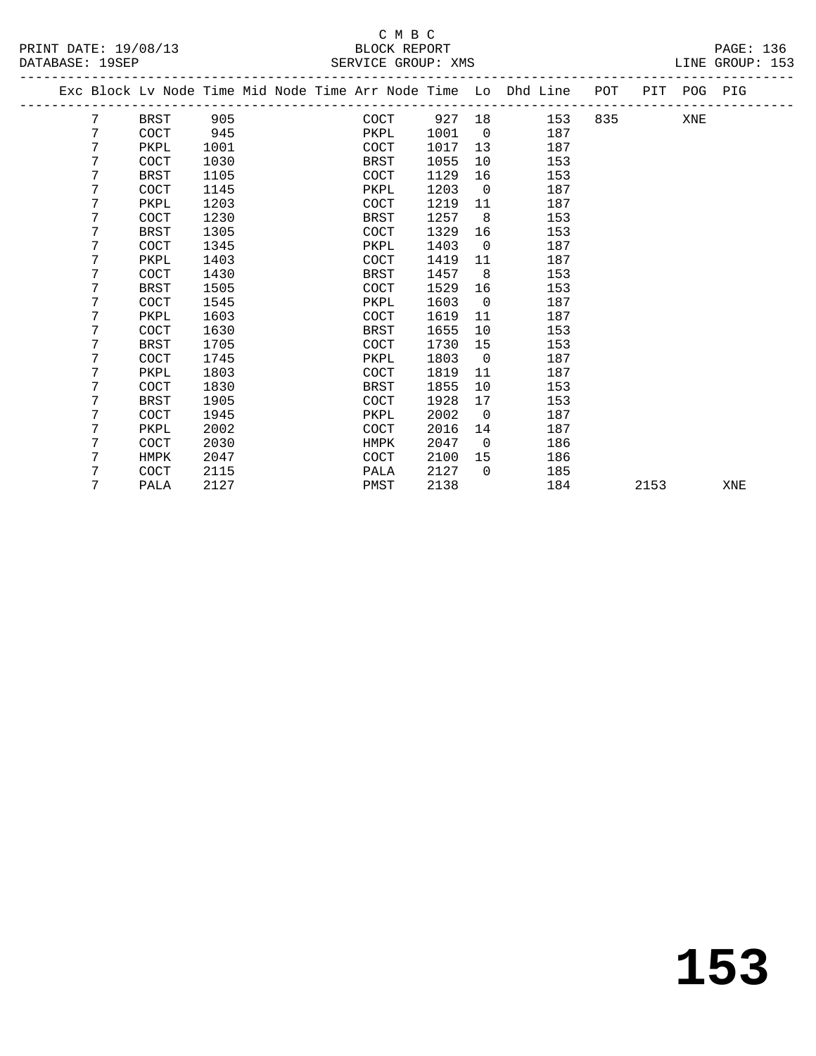C M B C

BLOCK REPORT

SERVICE GROUP: XMS

| Exc | Block | Lv Node | Time | Mid Node | Time | Arr Node | Time | Lo | Dhd Line | POT | PIT | POG | PIG |
|---|---|---|---|---|---|---|---|---|---|---|---|---|---|
| | 7 | BRST | 905 | | | COCT | 927 | 18 | 153 | 835 | | XNE | |
| | 7 | COCT | 945 | | | PKPL | 1001 | 0 | 187 | | | | |
| | 7 | PKPL | 1001 | | | COCT | 1017 | 13 | 187 | | | | |
| | 7 | COCT | 1030 | | | BRST | 1055 | 10 | 153 | | | | |
| | 7 | BRST | 1105 | | | COCT | 1129 | 16 | 153 | | | | |
| | 7 | COCT | 1145 | | | PKPL | 1203 | 0 | 187 | | | | |
| | 7 | PKPL | 1203 | | | COCT | 1219 | 11 | 187 | | | | |
| | 7 | COCT | 1230 | | | BRST | 1257 | 8 | 153 | | | | |
| | 7 | BRST | 1305 | | | COCT | 1329 | 16 | 153 | | | | |
| | 7 | COCT | 1345 | | | PKPL | 1403 | 0 | 187 | | | | |
| | 7 | PKPL | 1403 | | | COCT | 1419 | 11 | 187 | | | | |
| | 7 | COCT | 1430 | | | BRST | 1457 | 8 | 153 | | | | |
| | 7 | BRST | 1505 | | | COCT | 1529 | 16 | 153 | | | | |
| | 7 | COCT | 1545 | | | PKPL | 1603 | 0 | 187 | | | | |
| | 7 | PKPL | 1603 | | | COCT | 1619 | 11 | 187 | | | | |
| | 7 | COCT | 1630 | | | BRST | 1655 | 10 | 153 | | | | |
| | 7 | BRST | 1705 | | | COCT | 1730 | 15 | 153 | | | | |
| | 7 | COCT | 1745 | | | PKPL | 1803 | 0 | 187 | | | | |
| | 7 | PKPL | 1803 | | | COCT | 1819 | 11 | 187 | | | | |
| | 7 | COCT | 1830 | | | BRST | 1855 | 10 | 153 | | | | |
| | 7 | BRST | 1905 | | | COCT | 1928 | 17 | 153 | | | | |
| | 7 | COCT | 1945 | | | PKPL | 2002 | 0 | 187 | | | | |
| | 7 | PKPL | 2002 | | | COCT | 2016 | 14 | 187 | | | | |
| | 7 | COCT | 2030 | | | HMPK | 2047 | 0 | 186 | | | | |
| | 7 | HMPK | 2047 | | | COCT | 2100 | 15 | 186 | | | | |
| | 7 | COCT | 2115 | | | PALA | 2127 | 0 | 185 | | | | |
| | 7 | PALA | 2127 | | | PMST | 2138 | | 184 | | 2153 | | XNE |

153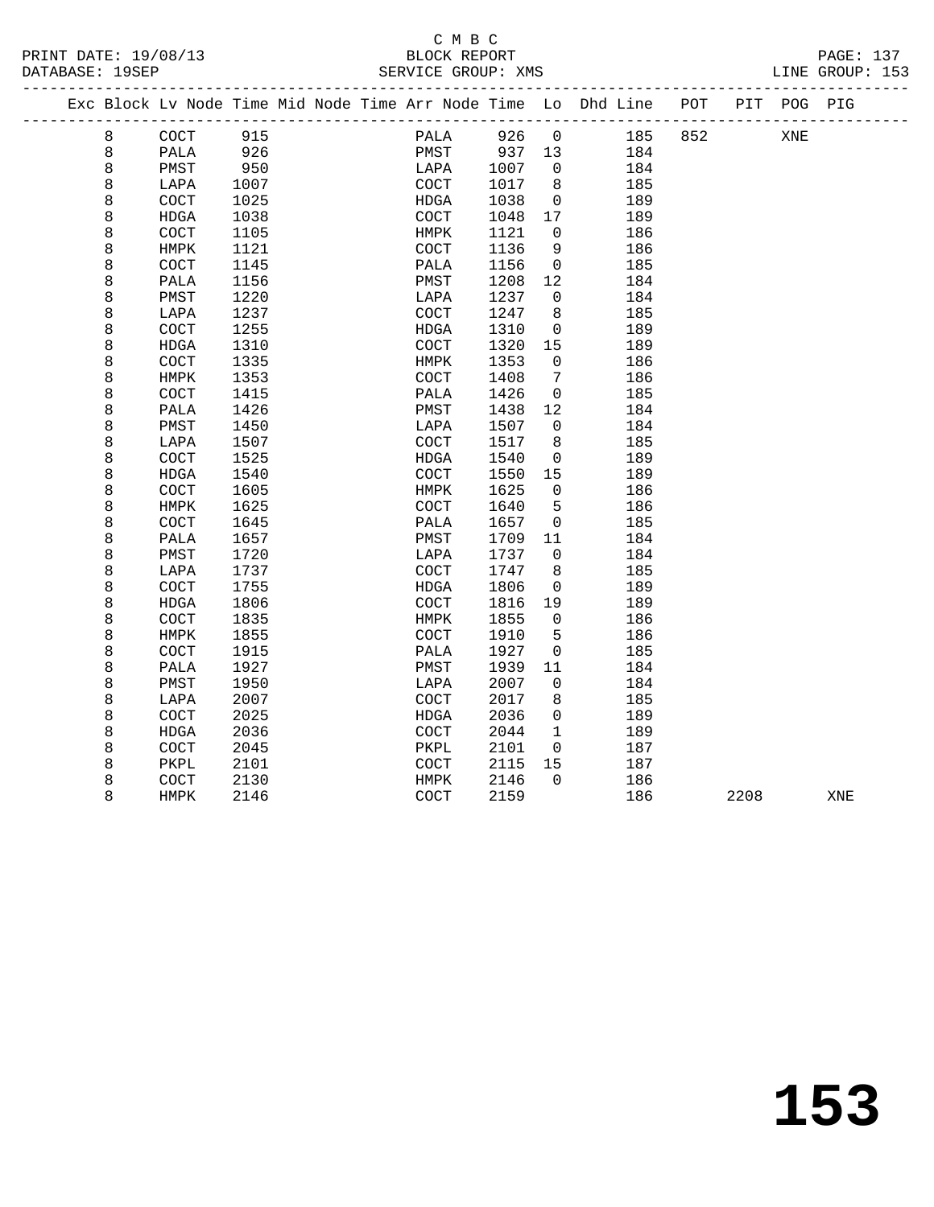C M B C
BLOCK REPORT
SERVICE GROUP: XMS

PRINT DATE: 19/08/13
DATABASE: 19SEP
LINE GROUP: 153

| Exc | Block | Lv | Node | Time | Mid | Node | Time | Arr | Node | Time | Lo | Dhd | Line | POT | PIT | POG | PIG |
|---|---|---|---|---|---|---|---|---|---|---|---|---|---|---|---|---|---|
| | 8 | | COCT | 915 | | | | | PALA | 926 | 0 | | 185 | 852 | | XNE | |
| | 8 | | PALA | 926 | | | | | PMST | 937 | 13 | | 184 | | | | |
| | 8 | | PMST | 950 | | | | | LAPA | 1007 | 0 | | 184 | | | | |
| | 8 | | LAPA | 1007 | | | | | COCT | 1017 | 8 | | 185 | | | | |
| | 8 | | COCT | 1025 | | | | | HDGA | 1038 | 0 | | 189 | | | | |
| | 8 | | HDGA | 1038 | | | | | COCT | 1048 | 17 | | 189 | | | | |
| | 8 | | COCT | 1105 | | | | | HMPK | 1121 | 0 | | 186 | | | | |
| | 8 | | HMPK | 1121 | | | | | COCT | 1136 | 9 | | 186 | | | | |
| | 8 | | COCT | 1145 | | | | | PALA | 1156 | 0 | | 185 | | | | |
| | 8 | | PALA | 1156 | | | | | PMST | 1208 | 12 | | 184 | | | | |
| | 8 | | PMST | 1220 | | | | | LAPA | 1237 | 0 | | 184 | | | | |
| | 8 | | LAPA | 1237 | | | | | COCT | 1247 | 8 | | 185 | | | | |
| | 8 | | COCT | 1255 | | | | | HDGA | 1310 | 0 | | 189 | | | | |
| | 8 | | HDGA | 1310 | | | | | COCT | 1320 | 15 | | 189 | | | | |
| | 8 | | COCT | 1335 | | | | | HMPK | 1353 | 0 | | 186 | | | | |
| | 8 | | HMPK | 1353 | | | | | COCT | 1408 | 7 | | 186 | | | | |
| | 8 | | COCT | 1415 | | | | | PALA | 1426 | 0 | | 185 | | | | |
| | 8 | | PALA | 1426 | | | | | PMST | 1438 | 12 | | 184 | | | | |
| | 8 | | PMST | 1450 | | | | | LAPA | 1507 | 0 | | 184 | | | | |
| | 8 | | LAPA | 1507 | | | | | COCT | 1517 | 8 | | 185 | | | | |
| | 8 | | COCT | 1525 | | | | | HDGA | 1540 | 0 | | 189 | | | | |
| | 8 | | HDGA | 1540 | | | | | COCT | 1550 | 15 | | 189 | | | | |
| | 8 | | COCT | 1605 | | | | | HMPK | 1625 | 0 | | 186 | | | | |
| | 8 | | HMPK | 1625 | | | | | COCT | 1640 | 5 | | 186 | | | | |
| | 8 | | COCT | 1645 | | | | | PALA | 1657 | 0 | | 185 | | | | |
| | 8 | | PALA | 1657 | | | | | PMST | 1709 | 11 | | 184 | | | | |
| | 8 | | PMST | 1720 | | | | | LAPA | 1737 | 0 | | 184 | | | | |
| | 8 | | LAPA | 1737 | | | | | COCT | 1747 | 8 | | 185 | | | | |
| | 8 | | COCT | 1755 | | | | | HDGA | 1806 | 0 | | 189 | | | | |
| | 8 | | HDGA | 1806 | | | | | COCT | 1816 | 19 | | 189 | | | | |
| | 8 | | COCT | 1835 | | | | | HMPK | 1855 | 0 | | 186 | | | | |
| | 8 | | HMPK | 1855 | | | | | COCT | 1910 | 5 | | 186 | | | | |
| | 8 | | COCT | 1915 | | | | | PALA | 1927 | 0 | | 185 | | | | |
| | 8 | | PALA | 1927 | | | | | PMST | 1939 | 11 | | 184 | | | | |
| | 8 | | PMST | 1950 | | | | | LAPA | 2007 | 0 | | 184 | | | | |
| | 8 | | LAPA | 2007 | | | | | COCT | 2017 | 8 | | 185 | | | | |
| | 8 | | COCT | 2025 | | | | | HDGA | 2036 | 0 | | 189 | | | | |
| | 8 | | HDGA | 2036 | | | | | COCT | 2044 | 1 | | 189 | | | | |
| | 8 | | COCT | 2045 | | | | | PKPL | 2101 | 0 | | 187 | | | | |
| | 8 | | PKPL | 2101 | | | | | COCT | 2115 | 15 | | 187 | | | | |
| | 8 | | COCT | 2130 | | | | | HMPK | 2146 | 0 | | 186 | | | | |
| | 8 | | HMPK | 2146 | | | | | COCT | 2159 | | | 186 | | 2208 | | XNE |

# 153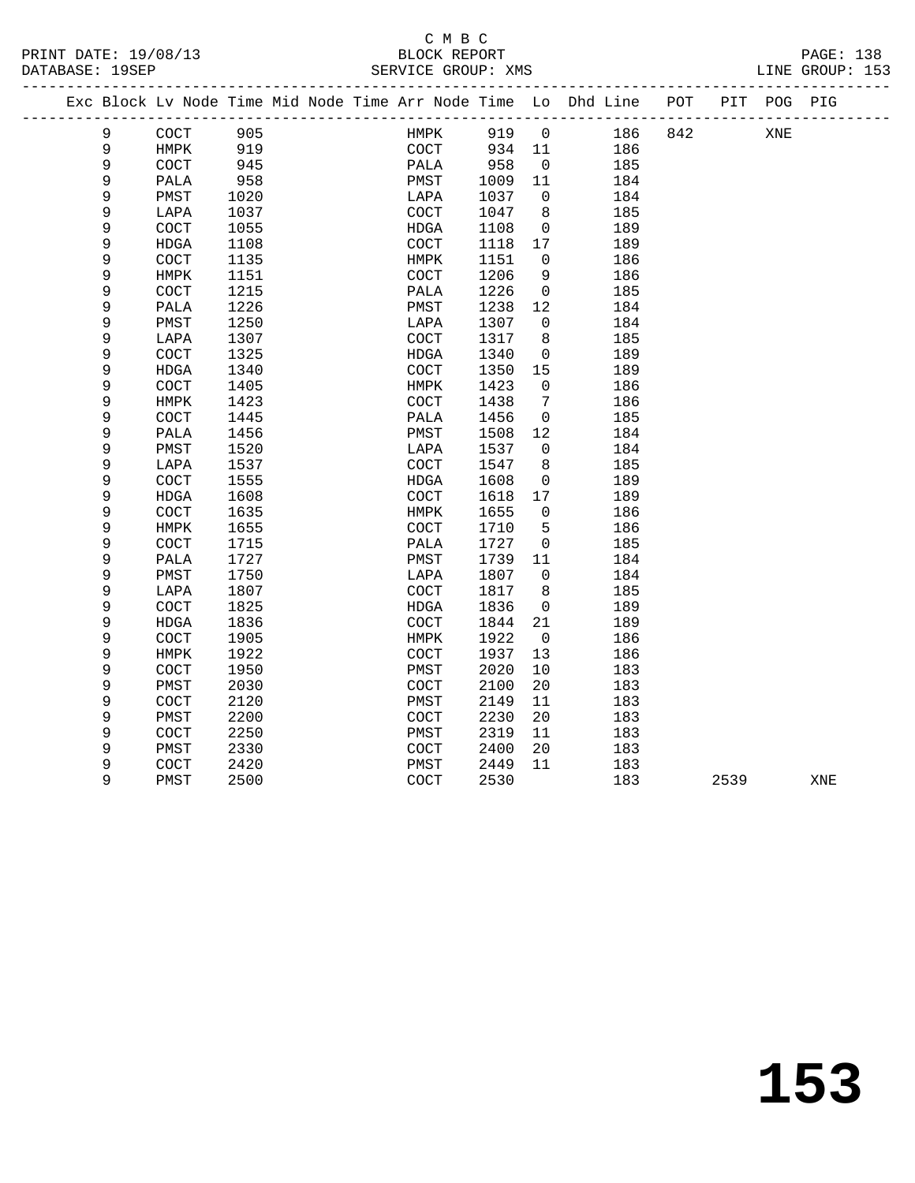C M B C
BLOCK REPORT
SERVICE GROUP: XMS

PRINT DATE: 19/08/13
DATABASE: 19SEP
LINE GROUP: 153

| Exc | Block | Lv | Node | Time | Mid | Node | Time | Arr | Node | Time | Lo | Dhd | Line | POT | PIT | POG | PIG |
|---|---|---|---|---|---|---|---|---|---|---|---|---|---|---|---|---|---|
| | 9 | | COCT | 905 | | | | | HMPK | 919 | 0 | | 186 | 842 | | XNE | |
| | 9 | | HMPK | 919 | | | | | COCT | 934 | 11 | | 186 | | | | |
| | 9 | | COCT | 945 | | | | | PALA | 958 | 0 | | 185 | | | | |
| | 9 | | PALA | 958 | | | | | PMST | 1009 | 11 | | 184 | | | | |
| | 9 | | PMST | 1020 | | | | | LAPA | 1037 | 0 | | 184 | | | | |
| | 9 | | LAPA | 1037 | | | | | COCT | 1047 | 8 | | 185 | | | | |
| | 9 | | COCT | 1055 | | | | | HDGA | 1108 | 0 | | 189 | | | | |
| | 9 | | HDGA | 1108 | | | | | COCT | 1118 | 17 | | 189 | | | | |
| | 9 | | COCT | 1135 | | | | | HMPK | 1151 | 0 | | 186 | | | | |
| | 9 | | HMPK | 1151 | | | | | COCT | 1206 | 9 | | 186 | | | | |
| | 9 | | COCT | 1215 | | | | | PALA | 1226 | 0 | | 185 | | | | |
| | 9 | | PALA | 1226 | | | | | PMST | 1238 | 12 | | 184 | | | | |
| | 9 | | PMST | 1250 | | | | | LAPA | 1307 | 0 | | 184 | | | | |
| | 9 | | LAPA | 1307 | | | | | COCT | 1317 | 8 | | 185 | | | | |
| | 9 | | COCT | 1325 | | | | | HDGA | 1340 | 0 | | 189 | | | | |
| | 9 | | HDGA | 1340 | | | | | COCT | 1350 | 15 | | 189 | | | | |
| | 9 | | COCT | 1405 | | | | | HMPK | 1423 | 0 | | 186 | | | | |
| | 9 | | HMPK | 1423 | | | | | COCT | 1438 | 7 | | 186 | | | | |
| | 9 | | COCT | 1445 | | | | | PALA | 1456 | 0 | | 185 | | | | |
| | 9 | | PALA | 1456 | | | | | PMST | 1508 | 12 | | 184 | | | | |
| | 9 | | PMST | 1520 | | | | | LAPA | 1537 | 0 | | 184 | | | | |
| | 9 | | LAPA | 1537 | | | | | COCT | 1547 | 8 | | 185 | | | | |
| | 9 | | COCT | 1555 | | | | | HDGA | 1608 | 0 | | 189 | | | | |
| | 9 | | HDGA | 1608 | | | | | COCT | 1618 | 17 | | 189 | | | | |
| | 9 | | COCT | 1635 | | | | | HMPK | 1655 | 0 | | 186 | | | | |
| | 9 | | HMPK | 1655 | | | | | COCT | 1710 | 5 | | 186 | | | | |
| | 9 | | COCT | 1715 | | | | | PALA | 1727 | 0 | | 185 | | | | |
| | 9 | | PALA | 1727 | | | | | PMST | 1739 | 11 | | 184 | | | | |
| | 9 | | PMST | 1750 | | | | | LAPA | 1807 | 0 | | 184 | | | | |
| | 9 | | LAPA | 1807 | | | | | COCT | 1817 | 8 | | 185 | | | | |
| | 9 | | COCT | 1825 | | | | | HDGA | 1836 | 0 | | 189 | | | | |
| | 9 | | HDGA | 1836 | | | | | COCT | 1844 | 21 | | 189 | | | | |
| | 9 | | COCT | 1905 | | | | | HMPK | 1922 | 0 | | 186 | | | | |
| | 9 | | HMPK | 1922 | | | | | COCT | 1937 | 13 | | 186 | | | | |
| | 9 | | COCT | 1950 | | | | | PMST | 2020 | 10 | | 183 | | | | |
| | 9 | | PMST | 2030 | | | | | COCT | 2100 | 20 | | 183 | | | | |
| | 9 | | COCT | 2120 | | | | | PMST | 2149 | 11 | | 183 | | | | |
| | 9 | | PMST | 2200 | | | | | COCT | 2230 | 20 | | 183 | | | | |
| | 9 | | COCT | 2250 | | | | | PMST | 2319 | 11 | | 183 | | | | |
| | 9 | | PMST | 2330 | | | | | COCT | 2400 | 20 | | 183 | | | | |
| | 9 | | COCT | 2420 | | | | | PMST | 2449 | 11 | | 183 | | | | |
| | 9 | | PMST | 2500 | | | | | COCT | 2530 | | | 183 | | 2539 | | XNE |

**153**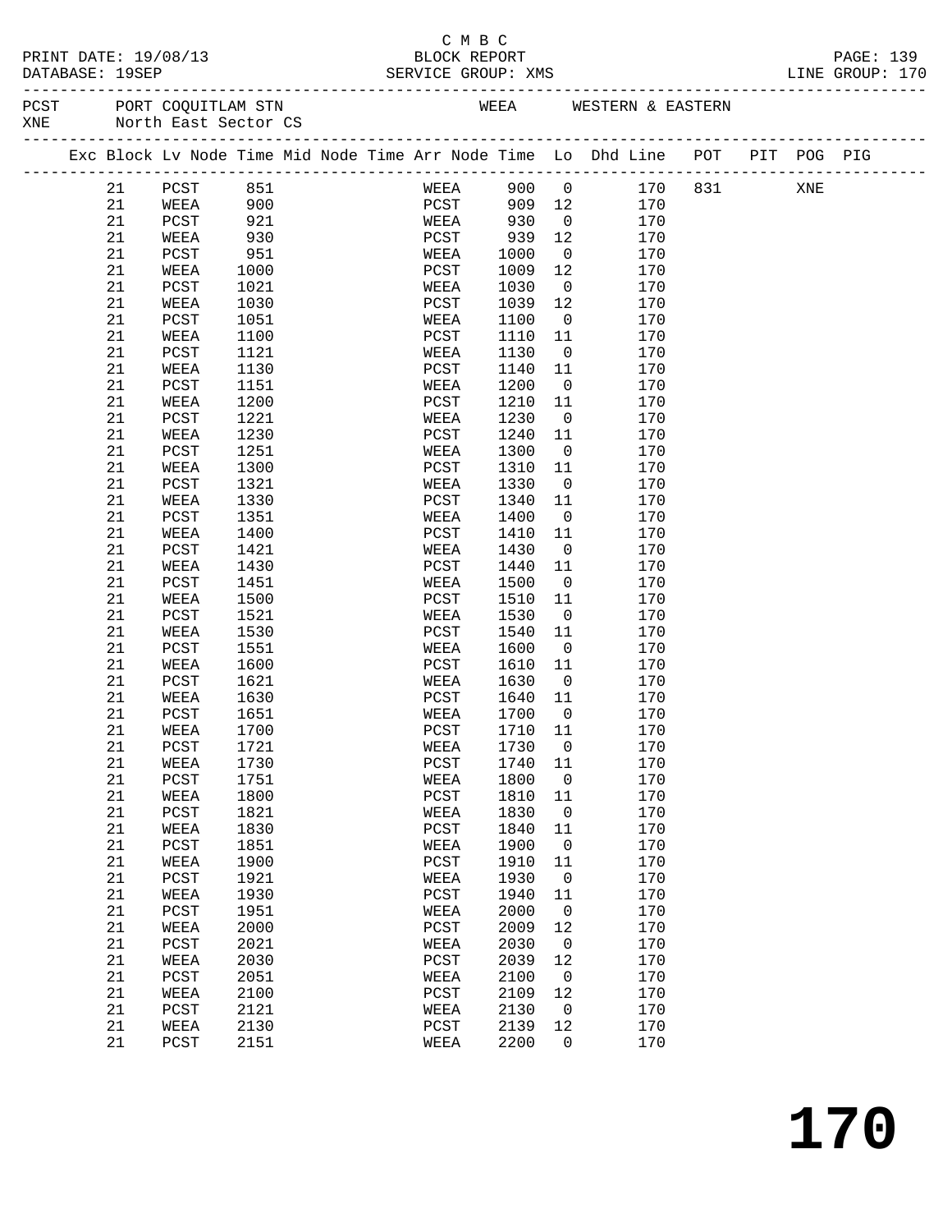C M B C

BLOCK REPORT

SERVICE GROUP: XMS

PRINT DATE: 19/08/13
DATABASE: 19SEP

LINE GROUP: 170

PCST PORT COQUITLAM STN — WEEA WESTERN & EASTERN
XNE North East Sector CS

| Exc | Block | Lv | Node | Time | Mid | Node | Time | Arr | Node | Time | Lo | Dhd | Line | POT | PIT | POG | PIG |
|---|---|---|---|---|---|---|---|---|---|---|---|---|---|---|---|---|---|
| | 21 | | PCST | 851 | | | | | WEEA | 900 | 0 | | 170 | 831 | | XNE | |
| | 21 | | WEEA | 900 | | | | | PCST | 909 | 12 | | 170 | | | | |
| | 21 | | PCST | 921 | | | | | WEEA | 930 | 0 | | 170 | | | | |
| | 21 | | WEEA | 930 | | | | | PCST | 939 | 12 | | 170 | | | | |
| | 21 | | PCST | 951 | | | | | WEEA | 1000 | 0 | | 170 | | | | |
| | 21 | | WEEA | 1000 | | | | | PCST | 1009 | 12 | | 170 | | | | |
| | 21 | | PCST | 1021 | | | | | WEEA | 1030 | 0 | | 170 | | | | |
| | 21 | | WEEA | 1030 | | | | | PCST | 1039 | 12 | | 170 | | | | |
| | 21 | | PCST | 1051 | | | | | WEEA | 1100 | 0 | | 170 | | | | |
| | 21 | | WEEA | 1100 | | | | | PCST | 1110 | 11 | | 170 | | | | |
| | 21 | | PCST | 1121 | | | | | WEEA | 1130 | 0 | | 170 | | | | |
| | 21 | | WEEA | 1130 | | | | | PCST | 1140 | 11 | | 170 | | | | |
| | 21 | | PCST | 1151 | | | | | WEEA | 1200 | 0 | | 170 | | | | |
| | 21 | | WEEA | 1200 | | | | | PCST | 1210 | 11 | | 170 | | | | |
| | 21 | | PCST | 1221 | | | | | WEEA | 1230 | 0 | | 170 | | | | |
| | 21 | | WEEA | 1230 | | | | | PCST | 1240 | 11 | | 170 | | | | |
| | 21 | | PCST | 1251 | | | | | WEEA | 1300 | 0 | | 170 | | | | |
| | 21 | | WEEA | 1300 | | | | | PCST | 1310 | 11 | | 170 | | | | |
| | 21 | | PCST | 1321 | | | | | WEEA | 1330 | 0 | | 170 | | | | |
| | 21 | | WEEA | 1330 | | | | | PCST | 1340 | 11 | | 170 | | | | |
| | 21 | | PCST | 1351 | | | | | WEEA | 1400 | 0 | | 170 | | | | |
| | 21 | | WEEA | 1400 | | | | | PCST | 1410 | 11 | | 170 | | | | |
| | 21 | | PCST | 1421 | | | | | WEEA | 1430 | 0 | | 170 | | | | |
| | 21 | | WEEA | 1430 | | | | | PCST | 1440 | 11 | | 170 | | | | |
| | 21 | | PCST | 1451 | | | | | WEEA | 1500 | 0 | | 170 | | | | |
| | 21 | | WEEA | 1500 | | | | | PCST | 1510 | 11 | | 170 | | | | |
| | 21 | | PCST | 1521 | | | | | WEEA | 1530 | 0 | | 170 | | | | |
| | 21 | | WEEA | 1530 | | | | | PCST | 1540 | 11 | | 170 | | | | |
| | 21 | | PCST | 1551 | | | | | WEEA | 1600 | 0 | | 170 | | | | |
| | 21 | | WEEA | 1600 | | | | | PCST | 1610 | 11 | | 170 | | | | |
| | 21 | | PCST | 1621 | | | | | WEEA | 1630 | 0 | | 170 | | | | |
| | 21 | | WEEA | 1630 | | | | | PCST | 1640 | 11 | | 170 | | | | |
| | 21 | | PCST | 1651 | | | | | WEEA | 1700 | 0 | | 170 | | | | |
| | 21 | | WEEA | 1700 | | | | | PCST | 1710 | 11 | | 170 | | | | |
| | 21 | | PCST | 1721 | | | | | WEEA | 1730 | 0 | | 170 | | | | |
| | 21 | | WEEA | 1730 | | | | | PCST | 1740 | 11 | | 170 | | | | |
| | 21 | | PCST | 1751 | | | | | WEEA | 1800 | 0 | | 170 | | | | |
| | 21 | | WEEA | 1800 | | | | | PCST | 1810 | 11 | | 170 | | | | |
| | 21 | | PCST | 1821 | | | | | WEEA | 1830 | 0 | | 170 | | | | |
| | 21 | | WEEA | 1830 | | | | | PCST | 1840 | 11 | | 170 | | | | |
| | 21 | | PCST | 1851 | | | | | WEEA | 1900 | 0 | | 170 | | | | |
| | 21 | | WEEA | 1900 | | | | | PCST | 1910 | 11 | | 170 | | | | |
| | 21 | | PCST | 1921 | | | | | WEEA | 1930 | 0 | | 170 | | | | |
| | 21 | | WEEA | 1930 | | | | | PCST | 1940 | 11 | | 170 | | | | |
| | 21 | | PCST | 1951 | | | | | WEEA | 2000 | 0 | | 170 | | | | |
| | 21 | | WEEA | 2000 | | | | | PCST | 2009 | 12 | | 170 | | | | |
| | 21 | | PCST | 2021 | | | | | WEEA | 2030 | 0 | | 170 | | | | |
| | 21 | | WEEA | 2030 | | | | | PCST | 2039 | 12 | | 170 | | | | |
| | 21 | | PCST | 2051 | | | | | WEEA | 2100 | 0 | | 170 | | | | |
| | 21 | | WEEA | 2100 | | | | | PCST | 2109 | 12 | | 170 | | | | |
| | 21 | | PCST | 2121 | | | | | WEEA | 2130 | 0 | | 170 | | | | |
| | 21 | | WEEA | 2130 | | | | | PCST | 2139 | 12 | | 170 | | | | |
| | 21 | | PCST | 2151 | | | | | WEEA | 2200 | 0 | | 170 | | | | |

# 170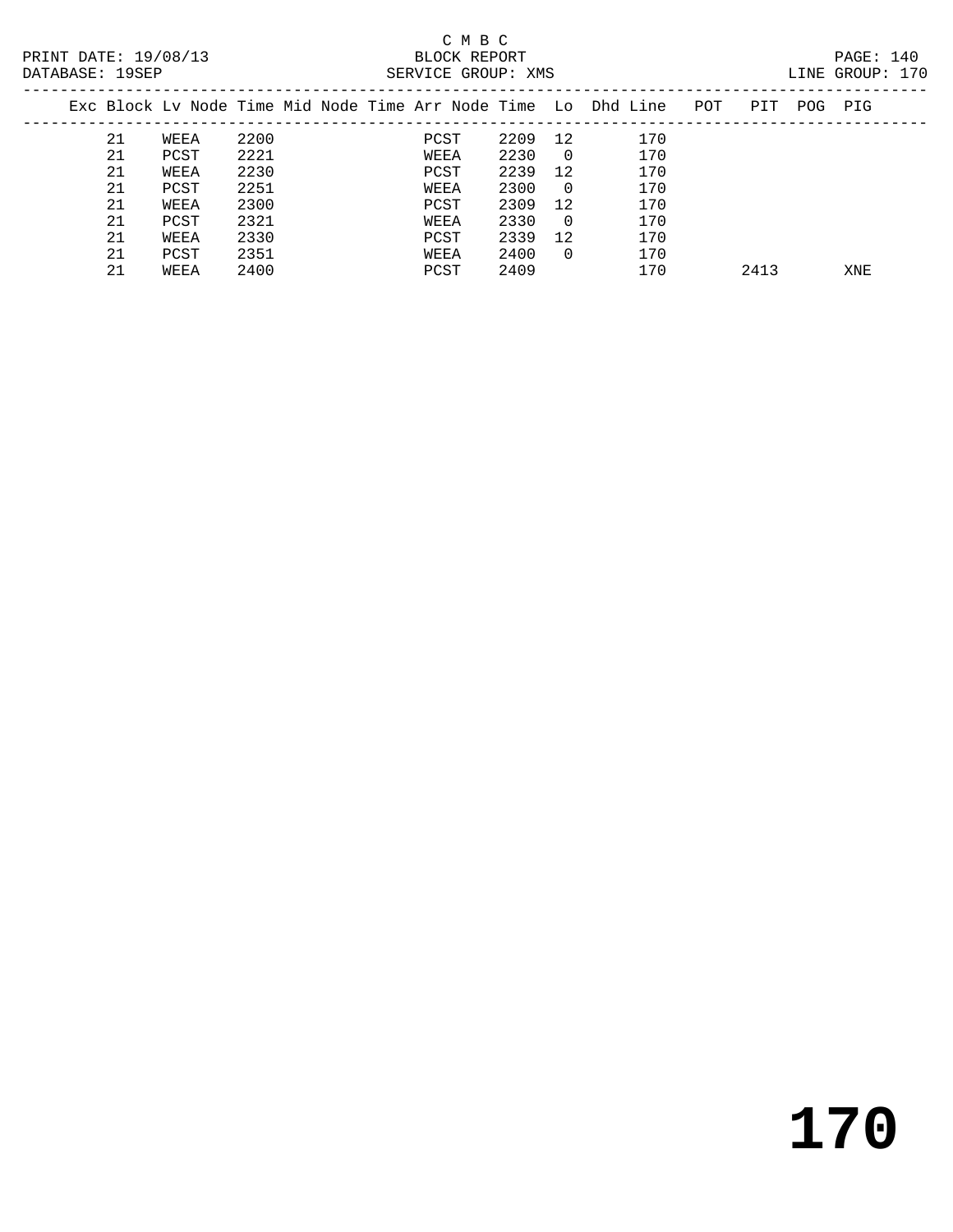C M B C
BLOCK REPORT
SERVICE GROUP: XMS

PRINT DATE: 19/08/13
DATABASE: 19SEP
LINE GROUP: 170

| Exc | Block | Lv | Node | Time | Mid Node | Time | Arr Node | Time | Lo | Dhd | Line | POT | PIT | POG | PIG |
|---|---|---|---|---|---|---|---|---|---|---|---|---|---|---|---|
| | 21 | | WEEA | 2200 | | | PCST | 2209 | 12 | | 170 | | | | |
| | 21 | | PCST | 2221 | | | WEEA | 2230 | 0 | | 170 | | | | |
| | 21 | | WEEA | 2230 | | | PCST | 2239 | 12 | | 170 | | | | |
| | 21 | | PCST | 2251 | | | WEEA | 2300 | 0 | | 170 | | | | |
| | 21 | | WEEA | 2300 | | | PCST | 2309 | 12 | | 170 | | | | |
| | 21 | | PCST | 2321 | | | WEEA | 2330 | 0 | | 170 | | | | |
| | 21 | | WEEA | 2330 | | | PCST | 2339 | 12 | | 170 | | | | |
| | 21 | | PCST | 2351 | | | WEEA | 2400 | 0 | | 170 | | | | |
| | 21 | | WEEA | 2400 | | | PCST | 2409 | | | 170 | | 2413 | | XNE |

# 170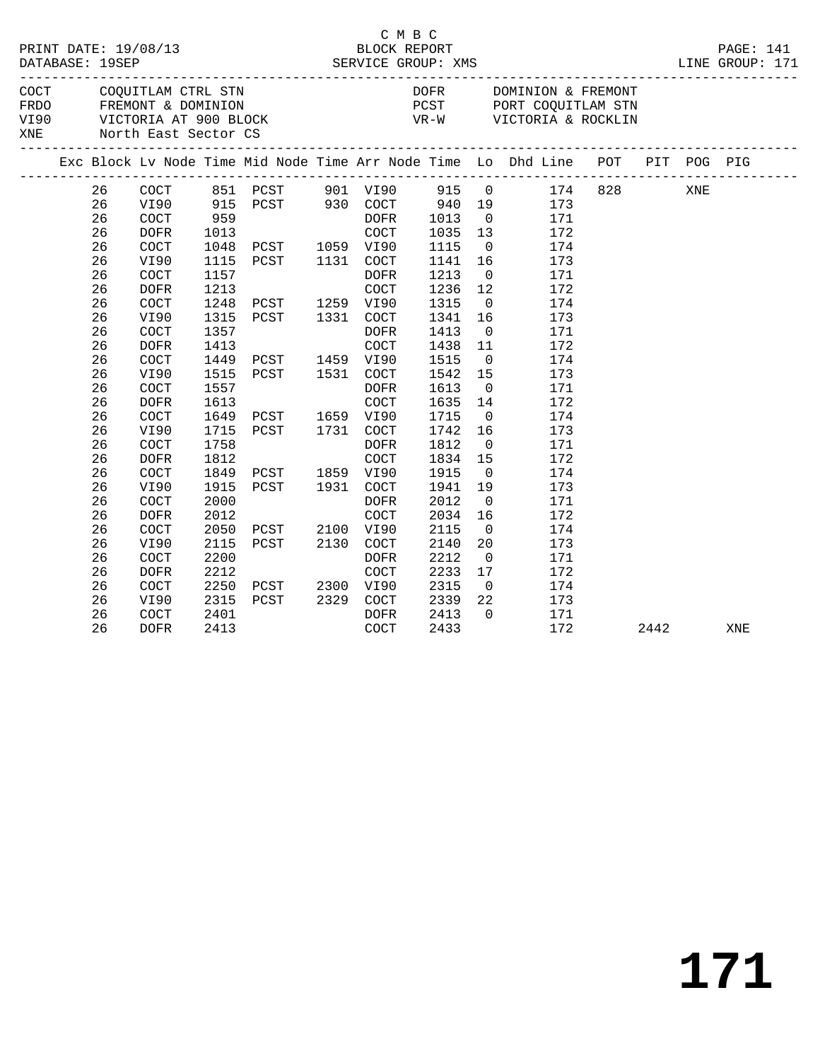C M B C
BLOCK REPORT
SERVICE GROUP: XMS

PRINT DATE: 19/08/13
DATABASE: 19SEP
LINE GROUP: 171

| | | | |
|---|---|---|---|
| COCT | COQUITLAM CTRL STN | DOFR | DOMINION & FREMONT |
| FRDO | FREMONT & DOMINION | PCST | PORT COQUITLAM STN |
| VI90 | VICTORIA AT 900 BLOCK | VR-W | VICTORIA & ROCKLIN |
| XNE | North East Sector CS | | |

| Exc | Block | Lv Node | Time | Mid Node | Time | Arr Node | Time | Lo | Dhd Line | POT | PIT | POG | PIG |
|---|---|---|---|---|---|---|---|---|---|---|---|---|---|
| | 26 | COCT | 851 | PCST | 901 | VI90 | 915 | 0 | 174 | 828 | | XNE | |
| | 26 | VI90 | 915 | PCST | 930 | COCT | 940 | 19 | 173 | | | | |
| | 26 | COCT | 959 | | | DOFR | 1013 | 0 | 171 | | | | |
| | 26 | DOFR | 1013 | | | COCT | 1035 | 13 | 172 | | | | |
| | 26 | COCT | 1048 | PCST | 1059 | VI90 | 1115 | 0 | 174 | | | | |
| | 26 | VI90 | 1115 | PCST | 1131 | COCT | 1141 | 16 | 173 | | | | |
| | 26 | COCT | 1157 | | | DOFR | 1213 | 0 | 171 | | | | |
| | 26 | DOFR | 1213 | | | COCT | 1236 | 12 | 172 | | | | |
| | 26 | COCT | 1248 | PCST | 1259 | VI90 | 1315 | 0 | 174 | | | | |
| | 26 | VI90 | 1315 | PCST | 1331 | COCT | 1341 | 16 | 173 | | | | |
| | 26 | COCT | 1357 | | | DOFR | 1413 | 0 | 171 | | | | |
| | 26 | DOFR | 1413 | | | COCT | 1438 | 11 | 172 | | | | |
| | 26 | COCT | 1449 | PCST | 1459 | VI90 | 1515 | 0 | 174 | | | | |
| | 26 | VI90 | 1515 | PCST | 1531 | COCT | 1542 | 15 | 173 | | | | |
| | 26 | COCT | 1557 | | | DOFR | 1613 | 0 | 171 | | | | |
| | 26 | DOFR | 1613 | | | COCT | 1635 | 14 | 172 | | | | |
| | 26 | COCT | 1649 | PCST | 1659 | VI90 | 1715 | 0 | 174 | | | | |
| | 26 | VI90 | 1715 | PCST | 1731 | COCT | 1742 | 16 | 173 | | | | |
| | 26 | COCT | 1758 | | | DOFR | 1812 | 0 | 171 | | | | |
| | 26 | DOFR | 1812 | | | COCT | 1834 | 15 | 172 | | | | |
| | 26 | COCT | 1849 | PCST | 1859 | VI90 | 1915 | 0 | 174 | | | | |
| | 26 | VI90 | 1915 | PCST | 1931 | COCT | 1941 | 19 | 173 | | | | |
| | 26 | COCT | 2000 | | | DOFR | 2012 | 0 | 171 | | | | |
| | 26 | DOFR | 2012 | | | COCT | 2034 | 16 | 172 | | | | |
| | 26 | COCT | 2050 | PCST | 2100 | VI90 | 2115 | 0 | 174 | | | | |
| | 26 | VI90 | 2115 | PCST | 2130 | COCT | 2140 | 20 | 173 | | | | |
| | 26 | COCT | 2200 | | | DOFR | 2212 | 0 | 171 | | | | |
| | 26 | DOFR | 2212 | | | COCT | 2233 | 17 | 172 | | | | |
| | 26 | COCT | 2250 | PCST | 2300 | VI90 | 2315 | 0 | 174 | | | | |
| | 26 | VI90 | 2315 | PCST | 2329 | COCT | 2339 | 22 | 173 | | | | |
| | 26 | COCT | 2401 | | | DOFR | 2413 | 0 | 171 | | | | |
| | 26 | DOFR | 2413 | | | COCT | 2433 | | 172 | | 2442 | | XNE |

**171**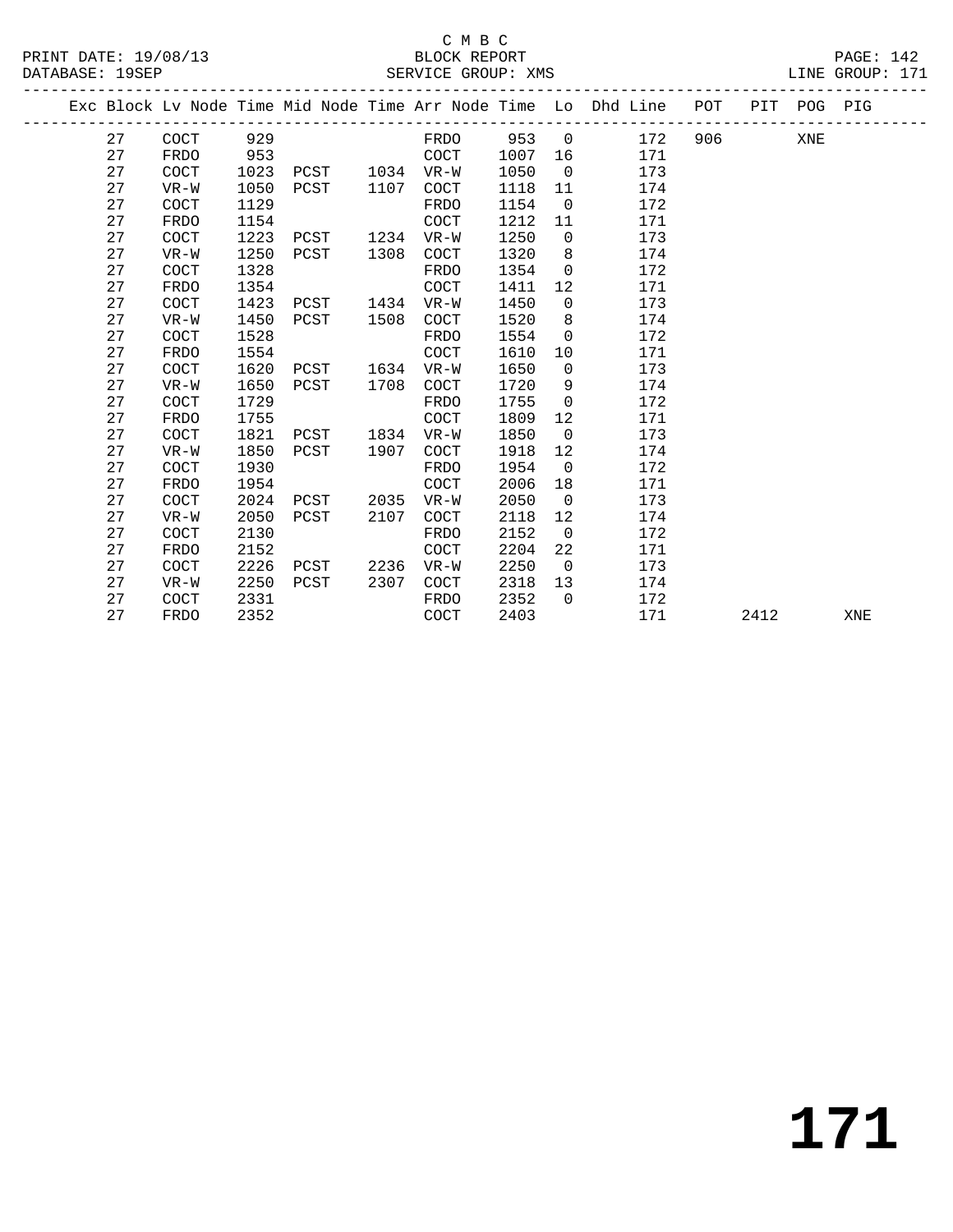C M B C

BLOCK REPORT

PRINT DATE: 19/08/13 DATABASE: 19SEP SERVICE GROUP: XMS LINE GROUP: 171

| Exc | Block | Lv | Node | Time | Mid Node | Time | Arr Node | Time | Lo | Dhd Line | POT | PIT | POG | PIG |
|---|---|---|---|---|---|---|---|---|---|---|---|---|---|---|
| | 27 | | COCT | 929 | | | FRDO | 953 | 0 | 172 | 906 | | XNE | |
| | 27 | | FRDO | 953 | | | COCT | 1007 | 16 | 171 | | | | |
| | 27 | | COCT | 1023 | PCST | 1034 | VR-W | 1050 | 0 | 173 | | | | |
| | 27 | | VR-W | 1050 | PCST | 1107 | COCT | 1118 | 11 | 174 | | | | |
| | 27 | | COCT | 1129 | | | FRDO | 1154 | 0 | 172 | | | | |
| | 27 | | FRDO | 1154 | | | COCT | 1212 | 11 | 171 | | | | |
| | 27 | | COCT | 1223 | PCST | 1234 | VR-W | 1250 | 0 | 173 | | | | |
| | 27 | | VR-W | 1250 | PCST | 1308 | COCT | 1320 | 8 | 174 | | | | |
| | 27 | | COCT | 1328 | | | FRDO | 1354 | 0 | 172 | | | | |
| | 27 | | FRDO | 1354 | | | COCT | 1411 | 12 | 171 | | | | |
| | 27 | | COCT | 1423 | PCST | 1434 | VR-W | 1450 | 0 | 173 | | | | |
| | 27 | | VR-W | 1450 | PCST | 1508 | COCT | 1520 | 8 | 174 | | | | |
| | 27 | | COCT | 1528 | | | FRDO | 1554 | 0 | 172 | | | | |
| | 27 | | FRDO | 1554 | | | COCT | 1610 | 10 | 171 | | | | |
| | 27 | | COCT | 1620 | PCST | 1634 | VR-W | 1650 | 0 | 173 | | | | |
| | 27 | | VR-W | 1650 | PCST | 1708 | COCT | 1720 | 9 | 174 | | | | |
| | 27 | | COCT | 1729 | | | FRDO | 1755 | 0 | 172 | | | | |
| | 27 | | FRDO | 1755 | | | COCT | 1809 | 12 | 171 | | | | |
| | 27 | | COCT | 1821 | PCST | 1834 | VR-W | 1850 | 0 | 173 | | | | |
| | 27 | | VR-W | 1850 | PCST | 1907 | COCT | 1918 | 12 | 174 | | | | |
| | 27 | | COCT | 1930 | | | FRDO | 1954 | 0 | 172 | | | | |
| | 27 | | FRDO | 1954 | | | COCT | 2006 | 18 | 171 | | | | |
| | 27 | | COCT | 2024 | PCST | 2035 | VR-W | 2050 | 0 | 173 | | | | |
| | 27 | | VR-W | 2050 | PCST | 2107 | COCT | 2118 | 12 | 174 | | | | |
| | 27 | | COCT | 2130 | | | FRDO | 2152 | 0 | 172 | | | | |
| | 27 | | FRDO | 2152 | | | COCT | 2204 | 22 | 171 | | | | |
| | 27 | | COCT | 2226 | PCST | 2236 | VR-W | 2250 | 0 | 173 | | | | |
| | 27 | | VR-W | 2250 | PCST | 2307 | COCT | 2318 | 13 | 174 | | | | |
| | 27 | | COCT | 2331 | | | FRDO | 2352 | 0 | 172 | | | | |
| | 27 | | FRDO | 2352 | | | COCT | 2403 | | 171 | | 2412 | | XNE |

# 171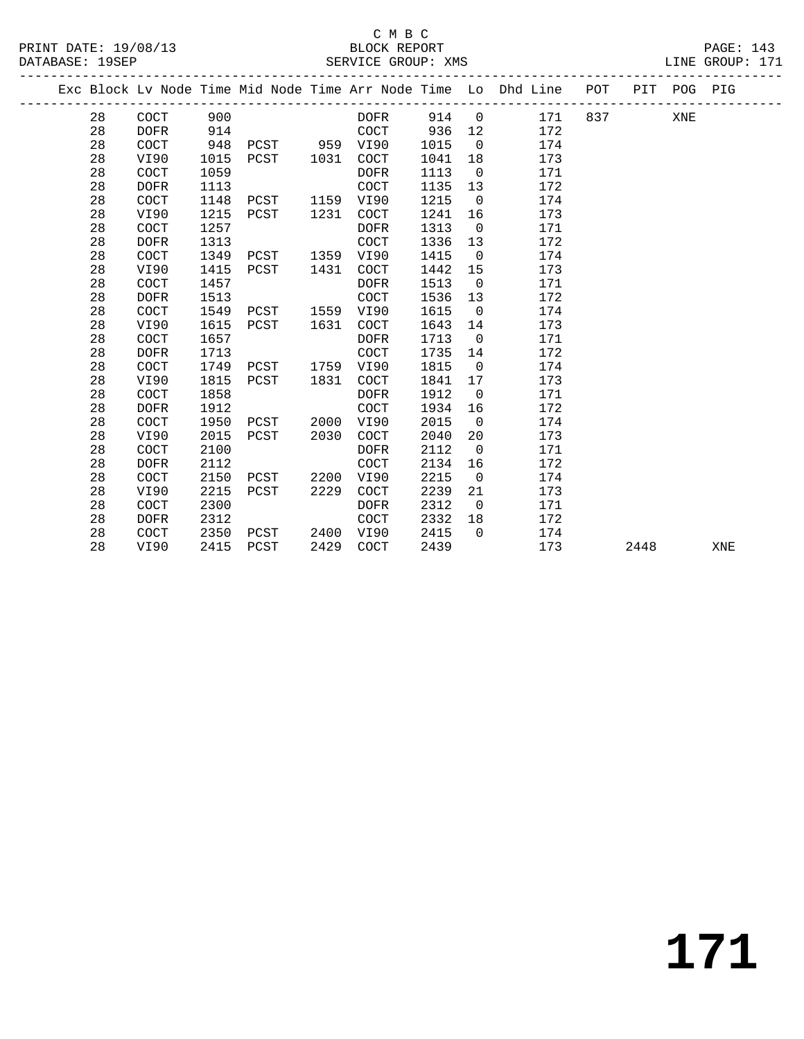C M B C
BLOCK REPORT
SERVICE GROUP: XMS

PRINT DATE: 19/08/13
DATABASE: 19SEP

LINE GROUP: 171

| Exc | Block | Lv | Node | Time | Mid Node | Time | Arr Node | Time | Lo | Dhd Line | POT | PIT | POG | PIG |
|---|---|---|---|---|---|---|---|---|---|---|---|---|---|---|
| | 28 | | COCT | 900 | | | DOFR | 914 | 0 | 171 | 837 | | XNE | |
| | 28 | | DOFR | 914 | | | COCT | 936 | 12 | 172 | | | | |
| | 28 | | COCT | 948 | PCST | 959 | VI90 | 1015 | 0 | 174 | | | | |
| | 28 | | VI90 | 1015 | PCST | 1031 | COCT | 1041 | 18 | 173 | | | | |
| | 28 | | COCT | 1059 | | | DOFR | 1113 | 0 | 171 | | | | |
| | 28 | | DOFR | 1113 | | | COCT | 1135 | 13 | 172 | | | | |
| | 28 | | COCT | 1148 | PCST | 1159 | VI90 | 1215 | 0 | 174 | | | | |
| | 28 | | VI90 | 1215 | PCST | 1231 | COCT | 1241 | 16 | 173 | | | | |
| | 28 | | COCT | 1257 | | | DOFR | 1313 | 0 | 171 | | | | |
| | 28 | | DOFR | 1313 | | | COCT | 1336 | 13 | 172 | | | | |
| | 28 | | COCT | 1349 | PCST | 1359 | VI90 | 1415 | 0 | 174 | | | | |
| | 28 | | VI90 | 1415 | PCST | 1431 | COCT | 1442 | 15 | 173 | | | | |
| | 28 | | COCT | 1457 | | | DOFR | 1513 | 0 | 171 | | | | |
| | 28 | | DOFR | 1513 | | | COCT | 1536 | 13 | 172 | | | | |
| | 28 | | COCT | 1549 | PCST | 1559 | VI90 | 1615 | 0 | 174 | | | | |
| | 28 | | VI90 | 1615 | PCST | 1631 | COCT | 1643 | 14 | 173 | | | | |
| | 28 | | COCT | 1657 | | | DOFR | 1713 | 0 | 171 | | | | |
| | 28 | | DOFR | 1713 | | | COCT | 1735 | 14 | 172 | | | | |
| | 28 | | COCT | 1749 | PCST | 1759 | VI90 | 1815 | 0 | 174 | | | | |
| | 28 | | VI90 | 1815 | PCST | 1831 | COCT | 1841 | 17 | 173 | | | | |
| | 28 | | COCT | 1858 | | | DOFR | 1912 | 0 | 171 | | | | |
| | 28 | | DOFR | 1912 | | | COCT | 1934 | 16 | 172 | | | | |
| | 28 | | COCT | 1950 | PCST | 2000 | VI90 | 2015 | 0 | 174 | | | | |
| | 28 | | VI90 | 2015 | PCST | 2030 | COCT | 2040 | 20 | 173 | | | | |
| | 28 | | COCT | 2100 | | | DOFR | 2112 | 0 | 171 | | | | |
| | 28 | | DOFR | 2112 | | | COCT | 2134 | 16 | 172 | | | | |
| | 28 | | COCT | 2150 | PCST | 2200 | VI90 | 2215 | 0 | 174 | | | | |
| | 28 | | VI90 | 2215 | PCST | 2229 | COCT | 2239 | 21 | 173 | | | | |
| | 28 | | COCT | 2300 | | | DOFR | 2312 | 0 | 171 | | | | |
| | 28 | | DOFR | 2312 | | | COCT | 2332 | 18 | 172 | | | | |
| | 28 | | COCT | 2350 | PCST | 2400 | VI90 | 2415 | 0 | 174 | | | | |
| | 28 | | VI90 | 2415 | PCST | 2429 | COCT | 2439 | | 173 | | 2448 | | XNE |

171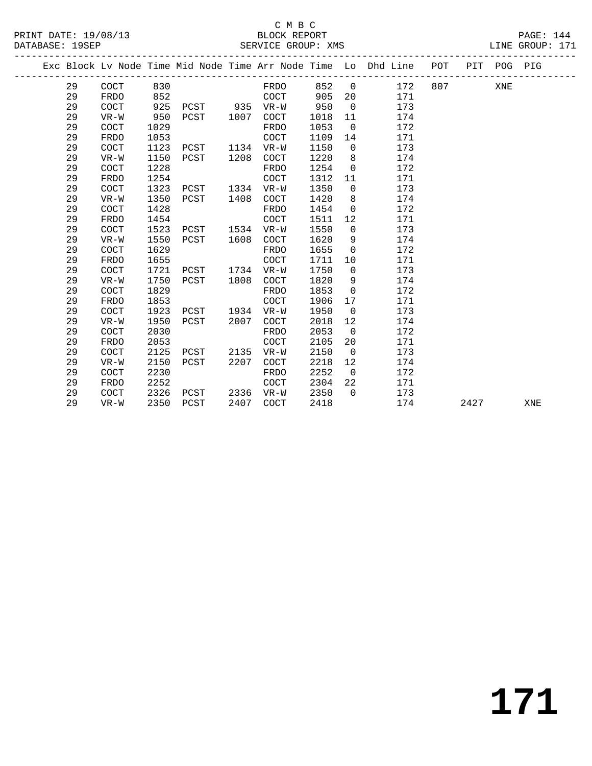C M B C

BLOCK REPORT

SERVICE GROUP: XMS

PRINT DATE: 19/08/13
DATABASE: 19SEP
LINE GROUP: 171

| Exc | Block | Lv | Node | Time | Mid Node | Time | Arr Node | Time | Lo | Dhd Line | POT | PIT | POG | PIG |
|---|---|---|---|---|---|---|---|---|---|---|---|---|---|---|
| | 29 | | COCT | 830 | | | FRDO | 852 | 0 | 172 | 807 | | XNE | |
| | 29 | | FRDO | 852 | | | COCT | 905 | 20 | 171 | | | | |
| | 29 | | COCT | 925 | PCST | 935 | VR-W | 950 | 0 | 173 | | | | |
| | 29 | | VR-W | 950 | PCST | 1007 | COCT | 1018 | 11 | 174 | | | | |
| | 29 | | COCT | 1029 | | | FRDO | 1053 | 0 | 172 | | | | |
| | 29 | | FRDO | 1053 | | | COCT | 1109 | 14 | 171 | | | | |
| | 29 | | COCT | 1123 | PCST | 1134 | VR-W | 1150 | 0 | 173 | | | | |
| | 29 | | VR-W | 1150 | PCST | 1208 | COCT | 1220 | 8 | 174 | | | | |
| | 29 | | COCT | 1228 | | | FRDO | 1254 | 0 | 172 | | | | |
| | 29 | | FRDO | 1254 | | | COCT | 1312 | 11 | 171 | | | | |
| | 29 | | COCT | 1323 | PCST | 1334 | VR-W | 1350 | 0 | 173 | | | | |
| | 29 | | VR-W | 1350 | PCST | 1408 | COCT | 1420 | 8 | 174 | | | | |
| | 29 | | COCT | 1428 | | | FRDO | 1454 | 0 | 172 | | | | |
| | 29 | | FRDO | 1454 | | | COCT | 1511 | 12 | 171 | | | | |
| | 29 | | COCT | 1523 | PCST | 1534 | VR-W | 1550 | 0 | 173 | | | | |
| | 29 | | VR-W | 1550 | PCST | 1608 | COCT | 1620 | 9 | 174 | | | | |
| | 29 | | COCT | 1629 | | | FRDO | 1655 | 0 | 172 | | | | |
| | 29 | | FRDO | 1655 | | | COCT | 1711 | 10 | 171 | | | | |
| | 29 | | COCT | 1721 | PCST | 1734 | VR-W | 1750 | 0 | 173 | | | | |
| | 29 | | VR-W | 1750 | PCST | 1808 | COCT | 1820 | 9 | 174 | | | | |
| | 29 | | COCT | 1829 | | | FRDO | 1853 | 0 | 172 | | | | |
| | 29 | | FRDO | 1853 | | | COCT | 1906 | 17 | 171 | | | | |
| | 29 | | COCT | 1923 | PCST | 1934 | VR-W | 1950 | 0 | 173 | | | | |
| | 29 | | VR-W | 1950 | PCST | 2007 | COCT | 2018 | 12 | 174 | | | | |
| | 29 | | COCT | 2030 | | | FRDO | 2053 | 0 | 172 | | | | |
| | 29 | | FRDO | 2053 | | | COCT | 2105 | 20 | 171 | | | | |
| | 29 | | COCT | 2125 | PCST | 2135 | VR-W | 2150 | 0 | 173 | | | | |
| | 29 | | VR-W | 2150 | PCST | 2207 | COCT | 2218 | 12 | 174 | | | | |
| | 29 | | COCT | 2230 | | | FRDO | 2252 | 0 | 172 | | | | |
| | 29 | | FRDO | 2252 | | | COCT | 2304 | 22 | 171 | | | | |
| | 29 | | COCT | 2326 | PCST | 2336 | VR-W | 2350 | 0 | 173 | | | | |
| | 29 | | VR-W | 2350 | PCST | 2407 | COCT | 2418 | | 174 | | 2427 | | XNE |

# 171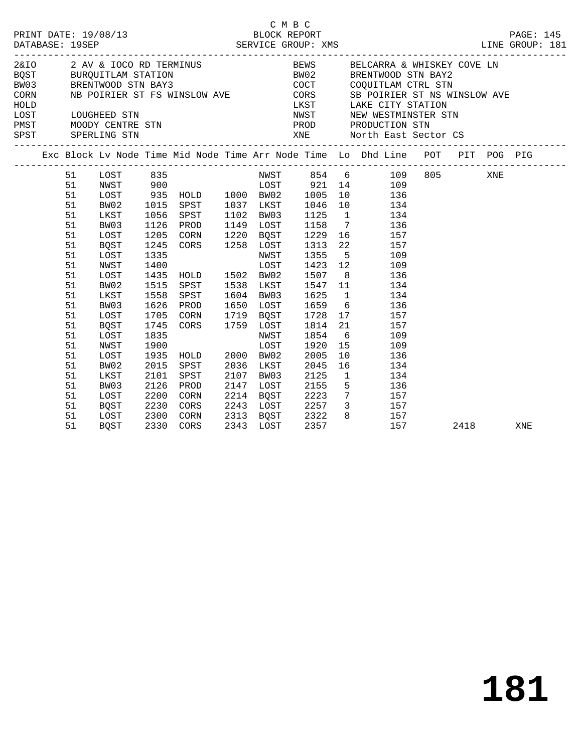C M B C

PRINT DATE: 19/08/13 BLOCK REPORT

DATABASE: 19SEP SERVICE GROUP: XMS LINE GROUP: 181

| Code | Description | Code | Description |
|---|---|---|---|
| 2&IO | 2 AV & IOCO RD TERMINUS | BEWS | BELCARRA & WHISKEY COVE LN |
| BQST | BURQUITLAM STATION | BW02 | BRENTWOOD STN BAY2 |
| BW03 | BRENTWOOD STN BAY3 | COCT | COQUITLAM CTRL STN |
| CORN | NB POIRIER ST FS WINSLOW AVE | CORS | SB POIRIER ST NS WINSLOW AVE |
| HOLD | | LKST | LAKE CITY STATION |
| LOST | LOUGHEED STN | NWST | NEW WESTMINSTER STN |
| PMST | MOODY CENTRE STN | PROD | PRODUCTION STN |
| SPST | SPERLING STN | XNE | North East Sector CS |

| Exc | Block | Lv Node | Time | Mid Node | Time | Arr Node | Time | Lo | Dhd Line | POT | PIT | POG | PIG |
|---|---|---|---|---|---|---|---|---|---|---|---|---|---|
| | 51 | LOST | 835 | | | NWST | 854 | 6 | 109 | 805 | | XNE | |
| | 51 | NWST | 900 | | | LOST | 921 | 14 | 109 | | | | |
| | 51 | LOST | 935 | HOLD | 1000 | BW02 | 1005 | 10 | 136 | | | | |
| | 51 | BW02 | 1015 | SPST | 1037 | LKST | 1046 | 10 | 134 | | | | |
| | 51 | LKST | 1056 | SPST | 1102 | BW03 | 1125 | 1 | 134 | | | | |
| | 51 | BW03 | 1126 | PROD | 1149 | LOST | 1158 | 7 | 136 | | | | |
| | 51 | LOST | 1205 | CORN | 1220 | BQST | 1229 | 16 | 157 | | | | |
| | 51 | BQST | 1245 | CORS | 1258 | LOST | 1313 | 22 | 157 | | | | |
| | 51 | LOST | 1335 | | | NWST | 1355 | 5 | 109 | | | | |
| | 51 | NWST | 1400 | | | LOST | 1423 | 12 | 109 | | | | |
| | 51 | LOST | 1435 | HOLD | 1502 | BW02 | 1507 | 8 | 136 | | | | |
| | 51 | BW02 | 1515 | SPST | 1538 | LKST | 1547 | 11 | 134 | | | | |
| | 51 | LKST | 1558 | SPST | 1604 | BW03 | 1625 | 1 | 134 | | | | |
| | 51 | BW03 | 1626 | PROD | 1650 | LOST | 1659 | 6 | 136 | | | | |
| | 51 | LOST | 1705 | CORN | 1719 | BQST | 1728 | 17 | 157 | | | | |
| | 51 | BQST | 1745 | CORS | 1759 | LOST | 1814 | 21 | 157 | | | | |
| | 51 | LOST | 1835 | | | NWST | 1854 | 6 | 109 | | | | |
| | 51 | NWST | 1900 | | | LOST | 1920 | 15 | 109 | | | | |
| | 51 | LOST | 1935 | HOLD | 2000 | BW02 | 2005 | 10 | 136 | | | | |
| | 51 | BW02 | 2015 | SPST | 2036 | LKST | 2045 | 16 | 134 | | | | |
| | 51 | LKST | 2101 | SPST | 2107 | BW03 | 2125 | 1 | 134 | | | | |
| | 51 | BW03 | 2126 | PROD | 2147 | LOST | 2155 | 5 | 136 | | | | |
| | 51 | LOST | 2200 | CORN | 2214 | BQST | 2223 | 7 | 157 | | | | |
| | 51 | BQST | 2230 | CORS | 2243 | LOST | 2257 | 3 | 157 | | | | |
| | 51 | LOST | 2300 | CORN | 2313 | BQST | 2322 | 8 | 157 | | | | |
| | 51 | BQST | 2330 | CORS | 2343 | LOST | 2357 | | 157 | | 2418 | | XNE |

181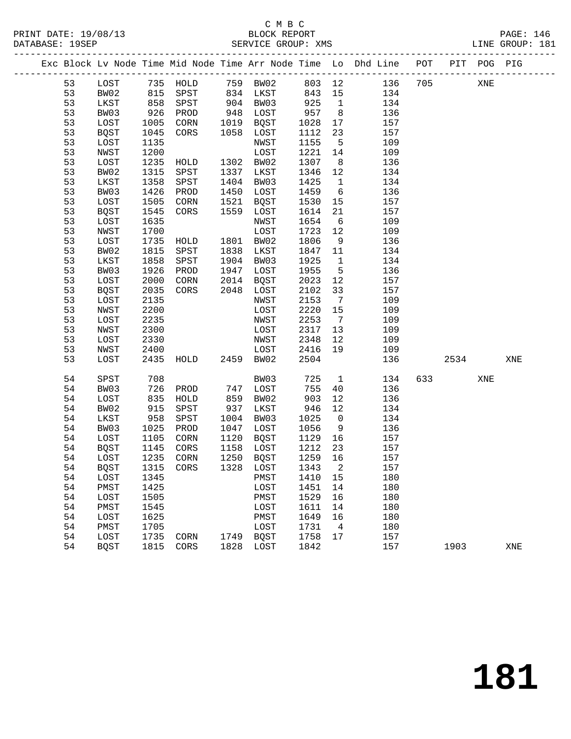C M B C

BLOCK REPORT

SERVICE GROUP: XMS

PRINT DATE: 19/08/13
DATABASE: 19SEP
LINE GROUP: 181

| Exc | Block | Lv | Node | Time | Mid Node | Time | Arr Node | Time | Lo | Dhd Line | POT | PIT | POG | PIG |
|---|---|---|---|---|---|---|---|---|---|---|---|---|---|---|
| | 53 | | LOST | 735 | HOLD | 759 | BW02 | 803 | 12 | 136 | 705 | | XNE | |
| | 53 | | BW02 | 815 | SPST | 834 | LKST | 843 | 15 | 134 | | | | |
| | 53 | | LKST | 858 | SPST | 904 | BW03 | 925 | 1 | 134 | | | | |
| | 53 | | BW03 | 926 | PROD | 948 | LOST | 957 | 8 | 136 | | | | |
| | 53 | | LOST | 1005 | CORN | 1019 | BQST | 1028 | 17 | 157 | | | | |
| | 53 | | BQST | 1045 | CORS | 1058 | LOST | 1112 | 23 | 157 | | | | |
| | 53 | | LOST | 1135 | | | NWST | 1155 | 5 | 109 | | | | |
| | 53 | | NWST | 1200 | | | LOST | 1221 | 14 | 109 | | | | |
| | 53 | | LOST | 1235 | HOLD | 1302 | BW02 | 1307 | 8 | 136 | | | | |
| | 53 | | BW02 | 1315 | SPST | 1337 | LKST | 1346 | 12 | 134 | | | | |
| | 53 | | LKST | 1358 | SPST | 1404 | BW03 | 1425 | 1 | 134 | | | | |
| | 53 | | BW03 | 1426 | PROD | 1450 | LOST | 1459 | 6 | 136 | | | | |
| | 53 | | LOST | 1505 | CORN | 1521 | BQST | 1530 | 15 | 157 | | | | |
| | 53 | | BQST | 1545 | CORS | 1559 | LOST | 1614 | 21 | 157 | | | | |
| | 53 | | LOST | 1635 | | | NWST | 1654 | 6 | 109 | | | | |
| | 53 | | NWST | 1700 | | | LOST | 1723 | 12 | 109 | | | | |
| | 53 | | LOST | 1735 | HOLD | 1801 | BW02 | 1806 | 9 | 136 | | | | |
| | 53 | | BW02 | 1815 | SPST | 1838 | LKST | 1847 | 11 | 134 | | | | |
| | 53 | | LKST | 1858 | SPST | 1904 | BW03 | 1925 | 1 | 134 | | | | |
| | 53 | | BW03 | 1926 | PROD | 1947 | LOST | 1955 | 5 | 136 | | | | |
| | 53 | | LOST | 2000 | CORN | 2014 | BQST | 2023 | 12 | 157 | | | | |
| | 53 | | BQST | 2035 | CORS | 2048 | LOST | 2102 | 33 | 157 | | | | |
| | 53 | | LOST | 2135 | | | NWST | 2153 | 7 | 109 | | | | |
| | 53 | | NWST | 2200 | | | LOST | 2220 | 15 | 109 | | | | |
| | 53 | | LOST | 2235 | | | NWST | 2253 | 7 | 109 | | | | |
| | 53 | | NWST | 2300 | | | LOST | 2317 | 13 | 109 | | | | |
| | 53 | | LOST | 2330 | | | NWST | 2348 | 12 | 109 | | | | |
| | 53 | | NWST | 2400 | | | LOST | 2416 | 19 | 109 | | | | |
| | 53 | | LOST | 2435 | HOLD | 2459 | BW02 | 2504 | | 136 | | 2534 | | XNE |
| | 54 | | SPST | 708 | | | BW03 | 725 | 1 | 134 | 633 | | XNE | |
| | 54 | | BW03 | 726 | PROD | 747 | LOST | 755 | 40 | 136 | | | | |
| | 54 | | LOST | 835 | HOLD | 859 | BW02 | 903 | 12 | 136 | | | | |
| | 54 | | BW02 | 915 | SPST | 937 | LKST | 946 | 12 | 134 | | | | |
| | 54 | | LKST | 958 | SPST | 1004 | BW03 | 1025 | 0 | 134 | | | | |
| | 54 | | BW03 | 1025 | PROD | 1047 | LOST | 1056 | 9 | 136 | | | | |
| | 54 | | LOST | 1105 | CORN | 1120 | BQST | 1129 | 16 | 157 | | | | |
| | 54 | | BQST | 1145 | CORS | 1158 | LOST | 1212 | 23 | 157 | | | | |
| | 54 | | LOST | 1235 | CORN | 1250 | BQST | 1259 | 16 | 157 | | | | |
| | 54 | | BQST | 1315 | CORS | 1328 | LOST | 1343 | 2 | 157 | | | | |
| | 54 | | LOST | 1345 | | | PMST | 1410 | 15 | 180 | | | | |
| | 54 | | PMST | 1425 | | | LOST | 1451 | 14 | 180 | | | | |
| | 54 | | LOST | 1505 | | | PMST | 1529 | 16 | 180 | | | | |
| | 54 | | PMST | 1545 | | | LOST | 1611 | 14 | 180 | | | | |
| | 54 | | LOST | 1625 | | | PMST | 1649 | 16 | 180 | | | | |
| | 54 | | PMST | 1705 | | | LOST | 1731 | 4 | 180 | | | | |
| | 54 | | LOST | 1735 | CORN | 1749 | BQST | 1758 | 17 | 157 | | | | |
| | 54 | | BQST | 1815 | CORS | 1828 | LOST | 1842 | | 157 | | 1903 | | XNE |

181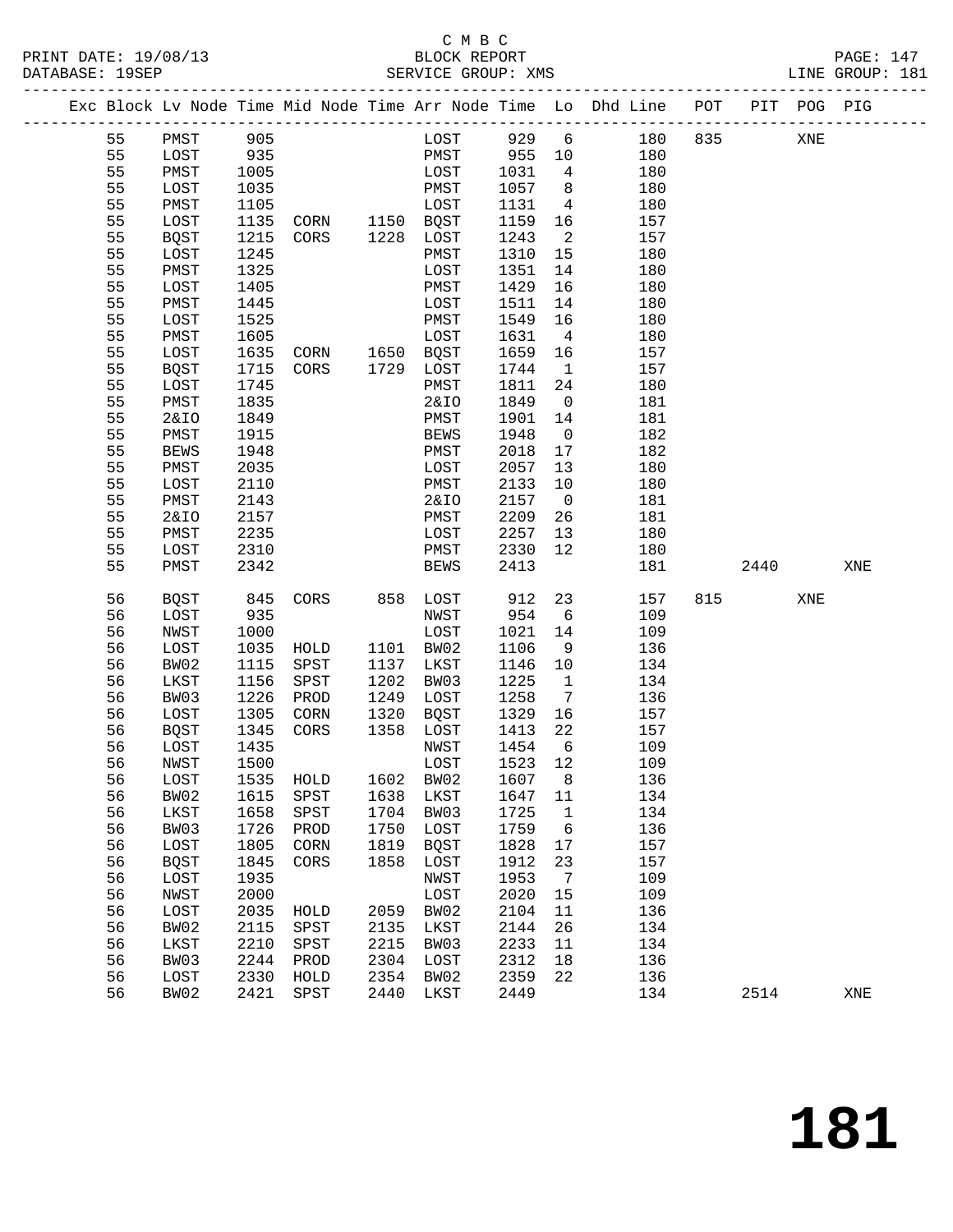C M B C

PRINT DATE: 19/08/13 BLOCK REPORT PAGE: 147
DATABASE: 19SEP SERVICE GROUP: XMS LINE GROUP: 181

| Exc | Block | Lv Node | Time | Mid Node | Time | Arr Node | Time | Lo | Dhd Line | POT | PIT | POG | PIG |
|---|---|---|---|---|---|---|---|---|---|---|---|---|---|
| | 55 | PMST | 905 | | | LOST | 929 | 6 | 180 | 835 | | XNE | |
| | 55 | LOST | 935 | | | PMST | 955 | 10 | 180 | | | | |
| | 55 | PMST | 1005 | | | LOST | 1031 | 4 | 180 | | | | |
| | 55 | LOST | 1035 | | | PMST | 1057 | 8 | 180 | | | | |
| | 55 | PMST | 1105 | | | LOST | 1131 | 4 | 180 | | | | |
| | 55 | LOST | 1135 | CORN | 1150 | BQST | 1159 | 16 | 157 | | | | |
| | 55 | BQST | 1215 | CORS | 1228 | LOST | 1243 | 2 | 157 | | | | |
| | 55 | LOST | 1245 | | | PMST | 1310 | 15 | 180 | | | | |
| | 55 | PMST | 1325 | | | LOST | 1351 | 14 | 180 | | | | |
| | 55 | LOST | 1405 | | | PMST | 1429 | 16 | 180 | | | | |
| | 55 | PMST | 1445 | | | LOST | 1511 | 14 | 180 | | | | |
| | 55 | LOST | 1525 | | | PMST | 1549 | 16 | 180 | | | | |
| | 55 | PMST | 1605 | | | LOST | 1631 | 4 | 180 | | | | |
| | 55 | LOST | 1635 | CORN | 1650 | BQST | 1659 | 16 | 157 | | | | |
| | 55 | BQST | 1715 | CORS | 1729 | LOST | 1744 | 1 | 157 | | | | |
| | 55 | LOST | 1745 | | | PMST | 1811 | 24 | 180 | | | | |
| | 55 | PMST | 1835 | | | 2&IO | 1849 | 0 | 181 | | | | |
| | 55 | 2&IO | 1849 | | | PMST | 1901 | 14 | 181 | | | | |
| | 55 | PMST | 1915 | | | BEWS | 1948 | 0 | 182 | | | | |
| | 55 | BEWS | 1948 | | | PMST | 2018 | 17 | 182 | | | | |
| | 55 | PMST | 2035 | | | LOST | 2057 | 13 | 180 | | | | |
| | 55 | LOST | 2110 | | | PMST | 2133 | 10 | 180 | | | | |
| | 55 | PMST | 2143 | | | 2&IO | 2157 | 0 | 181 | | | | |
| | 55 | 2&IO | 2157 | | | PMST | 2209 | 26 | 181 | | | | |
| | 55 | PMST | 2235 | | | LOST | 2257 | 13 | 180 | | | | |
| | 55 | LOST | 2310 | | | PMST | 2330 | 12 | 180 | | | | |
| | 55 | PMST | 2342 | | | BEWS | 2413 | | 181 | | 2440 | | XNE |
| | 56 | BQST | 845 | CORS | 858 | LOST | 912 | 23 | 157 | 815 | | XNE | |
| | 56 | LOST | 935 | | | NWST | 954 | 6 | 109 | | | | |
| | 56 | NWST | 1000 | | | LOST | 1021 | 14 | 109 | | | | |
| | 56 | LOST | 1035 | HOLD | 1101 | BW02 | 1106 | 9 | 136 | | | | |
| | 56 | BW02 | 1115 | SPST | 1137 | LKST | 1146 | 10 | 134 | | | | |
| | 56 | LKST | 1156 | SPST | 1202 | BW03 | 1225 | 1 | 134 | | | | |
| | 56 | BW03 | 1226 | PROD | 1249 | LOST | 1258 | 7 | 136 | | | | |
| | 56 | LOST | 1305 | CORN | 1320 | BQST | 1329 | 16 | 157 | | | | |
| | 56 | BQST | 1345 | CORS | 1358 | LOST | 1413 | 22 | 157 | | | | |
| | 56 | LOST | 1435 | | | NWST | 1454 | 6 | 109 | | | | |
| | 56 | NWST | 1500 | | | LOST | 1523 | 12 | 109 | | | | |
| | 56 | LOST | 1535 | HOLD | 1602 | BW02 | 1607 | 8 | 136 | | | | |
| | 56 | BW02 | 1615 | SPST | 1638 | LKST | 1647 | 11 | 134 | | | | |
| | 56 | LKST | 1658 | SPST | 1704 | BW03 | 1725 | 1 | 134 | | | | |
| | 56 | BW03 | 1726 | PROD | 1750 | LOST | 1759 | 6 | 136 | | | | |
| | 56 | LOST | 1805 | CORN | 1819 | BQST | 1828 | 17 | 157 | | | | |
| | 56 | BQST | 1845 | CORS | 1858 | LOST | 1912 | 23 | 157 | | | | |
| | 56 | LOST | 1935 | | | NWST | 1953 | 7 | 109 | | | | |
| | 56 | NWST | 2000 | | | LOST | 2020 | 15 | 109 | | | | |
| | 56 | LOST | 2035 | HOLD | 2059 | BW02 | 2104 | 11 | 136 | | | | |
| | 56 | BW02 | 2115 | SPST | 2135 | LKST | 2144 | 26 | 134 | | | | |
| | 56 | LKST | 2210 | SPST | 2215 | BW03 | 2233 | 11 | 134 | | | | |
| | 56 | BW03 | 2244 | PROD | 2304 | LOST | 2312 | 18 | 136 | | | | |
| | 56 | LOST | 2330 | HOLD | 2354 | BW02 | 2359 | 22 | 136 | | | | |
| | 56 | BW02 | 2421 | SPST | 2440 | LKST | 2449 | | 134 | | 2514 | | XNE |

# 181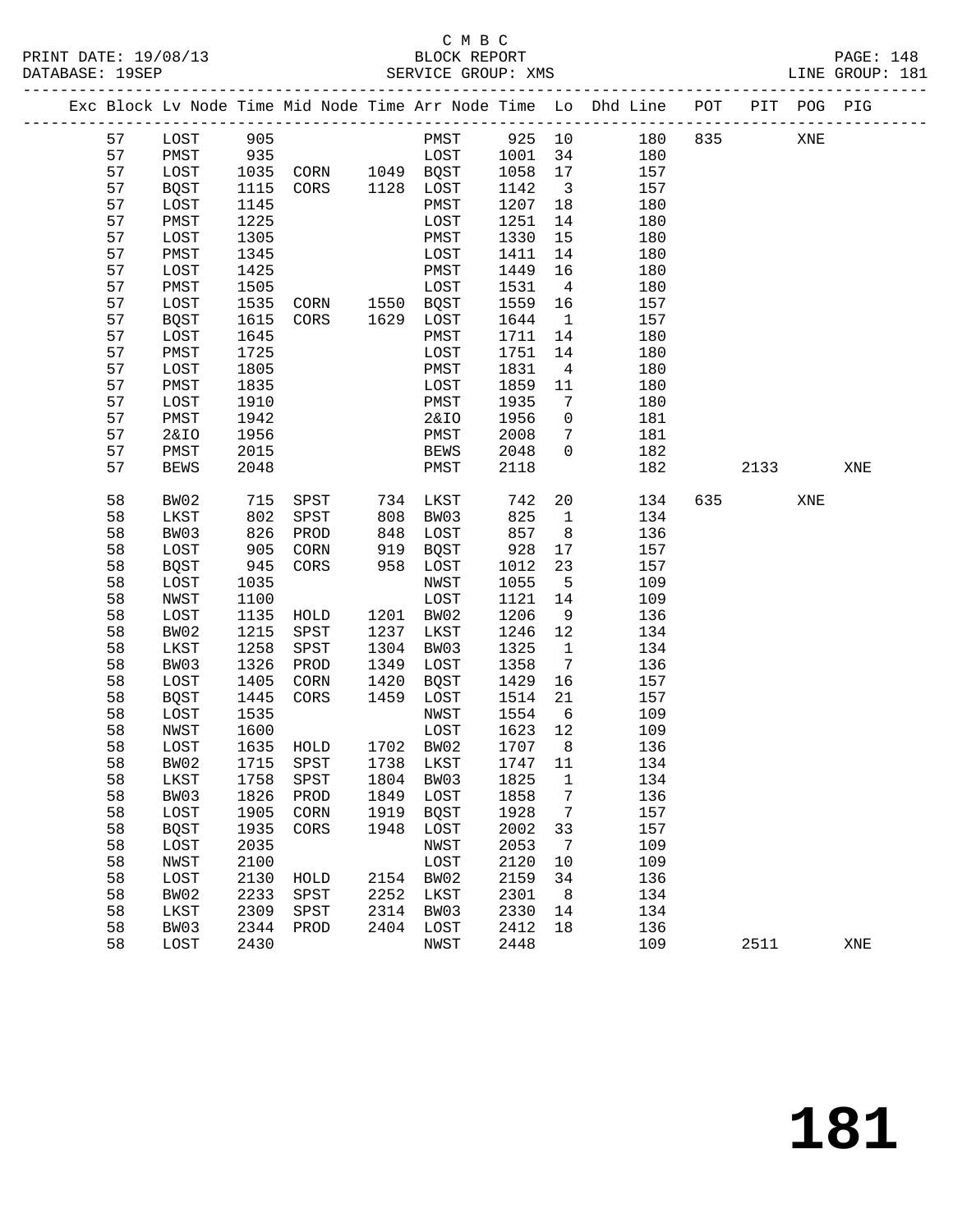C M B C

PRINT DATE: 19/08/13 BLOCK REPORT PAGE: 148
DATABASE: 19SEP SERVICE GROUP: XMS LINE GROUP: 181

| Exc | Block | Lv Node | Time | Mid Node | Time | Arr Node | Time | Lo | Dhd Line | POT | PIT | POG | PIG |
|---|---|---|---|---|---|---|---|---|---|---|---|---|---|
| | 57 | LOST | 905 | | | PMST | 925 | 10 | 180 | 835 | | XNE | |
| | 57 | PMST | 935 | | | LOST | 1001 | 34 | 180 | | | | |
| | 57 | LOST | 1035 | CORN | 1049 | BQST | 1058 | 17 | 157 | | | | |
| | 57 | BQST | 1115 | CORS | 1128 | LOST | 1142 | 3 | 157 | | | | |
| | 57 | LOST | 1145 | | | PMST | 1207 | 18 | 180 | | | | |
| | 57 | PMST | 1225 | | | LOST | 1251 | 14 | 180 | | | | |
| | 57 | LOST | 1305 | | | PMST | 1330 | 15 | 180 | | | | |
| | 57 | PMST | 1345 | | | LOST | 1411 | 14 | 180 | | | | |
| | 57 | LOST | 1425 | | | PMST | 1449 | 16 | 180 | | | | |
| | 57 | PMST | 1505 | | | LOST | 1531 | 4 | 180 | | | | |
| | 57 | LOST | 1535 | CORN | 1550 | BQST | 1559 | 16 | 157 | | | | |
| | 57 | BQST | 1615 | CORS | 1629 | LOST | 1644 | 1 | 157 | | | | |
| | 57 | LOST | 1645 | | | PMST | 1711 | 14 | 180 | | | | |
| | 57 | PMST | 1725 | | | LOST | 1751 | 14 | 180 | | | | |
| | 57 | LOST | 1805 | | | PMST | 1831 | 4 | 180 | | | | |
| | 57 | PMST | 1835 | | | LOST | 1859 | 11 | 180 | | | | |
| | 57 | LOST | 1910 | | | PMST | 1935 | 7 | 180 | | | | |
| | 57 | PMST | 1942 | | | 2&IO | 1956 | 0 | 181 | | | | |
| | 57 | 2&IO | 1956 | | | PMST | 2008 | 7 | 181 | | | | |
| | 57 | PMST | 2015 | | | BEWS | 2048 | 0 | 182 | | | | |
| | 57 | BEWS | 2048 | | | PMST | 2118 | | 182 | | 2133 | | XNE |
| | 58 | BW02 | 715 | SPST | 734 | LKST | 742 | 20 | 134 | 635 | | XNE | |
| | 58 | LKST | 802 | SPST | 808 | BW03 | 825 | 1 | 134 | | | | |
| | 58 | BW03 | 826 | PROD | 848 | LOST | 857 | 8 | 136 | | | | |
| | 58 | LOST | 905 | CORN | 919 | BQST | 928 | 17 | 157 | | | | |
| | 58 | BQST | 945 | CORS | 958 | LOST | 1012 | 23 | 157 | | | | |
| | 58 | LOST | 1035 | | | NWST | 1055 | 5 | 109 | | | | |
| | 58 | NWST | 1100 | | | LOST | 1121 | 14 | 109 | | | | |
| | 58 | LOST | 1135 | HOLD | 1201 | BW02 | 1206 | 9 | 136 | | | | |
| | 58 | BW02 | 1215 | SPST | 1237 | LKST | 1246 | 12 | 134 | | | | |
| | 58 | LKST | 1258 | SPST | 1304 | BW03 | 1325 | 1 | 134 | | | | |
| | 58 | BW03 | 1326 | PROD | 1349 | LOST | 1358 | 7 | 136 | | | | |
| | 58 | LOST | 1405 | CORN | 1420 | BQST | 1429 | 16 | 157 | | | | |
| | 58 | BQST | 1445 | CORS | 1459 | LOST | 1514 | 21 | 157 | | | | |
| | 58 | LOST | 1535 | | | NWST | 1554 | 6 | 109 | | | | |
| | 58 | NWST | 1600 | | | LOST | 1623 | 12 | 109 | | | | |
| | 58 | LOST | 1635 | HOLD | 1702 | BW02 | 1707 | 8 | 136 | | | | |
| | 58 | BW02 | 1715 | SPST | 1738 | LKST | 1747 | 11 | 134 | | | | |
| | 58 | LKST | 1758 | SPST | 1804 | BW03 | 1825 | 1 | 134 | | | | |
| | 58 | BW03 | 1826 | PROD | 1849 | LOST | 1858 | 7 | 136 | | | | |
| | 58 | LOST | 1905 | CORN | 1919 | BQST | 1928 | 7 | 157 | | | | |
| | 58 | BQST | 1935 | CORS | 1948 | LOST | 2002 | 33 | 157 | | | | |
| | 58 | LOST | 2035 | | | NWST | 2053 | 7 | 109 | | | | |
| | 58 | NWST | 2100 | | | LOST | 2120 | 10 | 109 | | | | |
| | 58 | LOST | 2130 | HOLD | 2154 | BW02 | 2159 | 34 | 136 | | | | |
| | 58 | BW02 | 2233 | SPST | 2252 | LKST | 2301 | 8 | 134 | | | | |
| | 58 | LKST | 2309 | SPST | 2314 | BW03 | 2330 | 14 | 134 | | | | |
| | 58 | BW03 | 2344 | PROD | 2404 | LOST | 2412 | 18 | 136 | | | | |
| | 58 | LOST | 2430 | | | NWST | 2448 | | 109 | | 2511 | | XNE |

# 181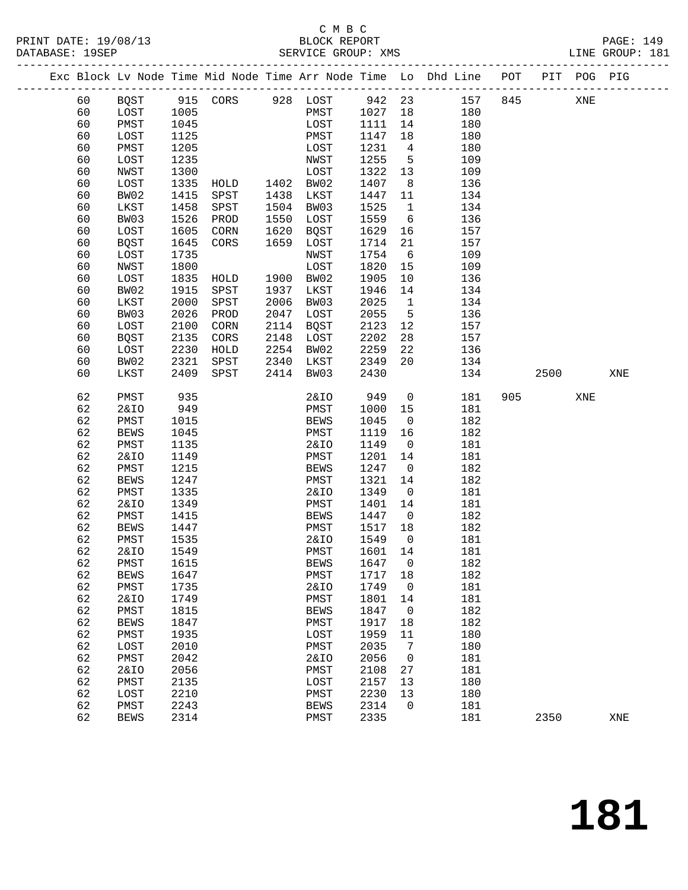C M B C

PRINT DATE: 19/08/13 BLOCK REPORT
DATABASE: 19SEP SERVICE GROUP: XMS LINE GROUP: 181

| Exc | Block | Lv | Node | Time | Mid Node | Time | Arr Node | Time | Lo | Dhd Line | POT | PIT | POG | PIG |
|---|---|---|---|---|---|---|---|---|---|---|---|---|---|---|
| | 60 | | BQST | 915 | CORS | 928 | LOST | 942 | 23 | 157 | 845 | | XNE | |
| | 60 | | LOST | 1005 | | | PMST | 1027 | 18 | 180 | | | | |
| | 60 | | PMST | 1045 | | | LOST | 1111 | 14 | 180 | | | | |
| | 60 | | LOST | 1125 | | | PMST | 1147 | 18 | 180 | | | | |
| | 60 | | PMST | 1205 | | | LOST | 1231 | 4 | 180 | | | | |
| | 60 | | LOST | 1235 | | | NWST | 1255 | 5 | 109 | | | | |
| | 60 | | NWST | 1300 | | | LOST | 1322 | 13 | 109 | | | | |
| | 60 | | LOST | 1335 | HOLD | 1402 | BW02 | 1407 | 8 | 136 | | | | |
| | 60 | | BW02 | 1415 | SPST | 1438 | LKST | 1447 | 11 | 134 | | | | |
| | 60 | | LKST | 1458 | SPST | 1504 | BW03 | 1525 | 1 | 134 | | | | |
| | 60 | | BW03 | 1526 | PROD | 1550 | LOST | 1559 | 6 | 136 | | | | |
| | 60 | | LOST | 1605 | CORN | 1620 | BQST | 1629 | 16 | 157 | | | | |
| | 60 | | BQST | 1645 | CORS | 1659 | LOST | 1714 | 21 | 157 | | | | |
| | 60 | | LOST | 1735 | | | NWST | 1754 | 6 | 109 | | | | |
| | 60 | | NWST | 1800 | | | LOST | 1820 | 15 | 109 | | | | |
| | 60 | | LOST | 1835 | HOLD | 1900 | BW02 | 1905 | 10 | 136 | | | | |
| | 60 | | BW02 | 1915 | SPST | 1937 | LKST | 1946 | 14 | 134 | | | | |
| | 60 | | LKST | 2000 | SPST | 2006 | BW03 | 2025 | 1 | 134 | | | | |
| | 60 | | BW03 | 2026 | PROD | 2047 | LOST | 2055 | 5 | 136 | | | | |
| | 60 | | LOST | 2100 | CORN | 2114 | BQST | 2123 | 12 | 157 | | | | |
| | 60 | | BQST | 2135 | CORS | 2148 | LOST | 2202 | 28 | 157 | | | | |
| | 60 | | LOST | 2230 | HOLD | 2254 | BW02 | 2259 | 22 | 136 | | | | |
| | 60 | | BW02 | 2321 | SPST | 2340 | LKST | 2349 | 20 | 134 | | | | |
| | 60 | | LKST | 2409 | SPST | 2414 | BW03 | 2430 | | 134 | | 2500 | | XNE |
| | 62 | | PMST | 935 | | | 2&IO | 949 | 0 | 181 | 905 | | XNE | |
| | 62 | | 2&IO | 949 | | | PMST | 1000 | 15 | 181 | | | | |
| | 62 | | PMST | 1015 | | | BEWS | 1045 | 0 | 182 | | | | |
| | 62 | | BEWS | 1045 | | | PMST | 1119 | 16 | 182 | | | | |
| | 62 | | PMST | 1135 | | | 2&IO | 1149 | 0 | 181 | | | | |
| | 62 | | 2&IO | 1149 | | | PMST | 1201 | 14 | 181 | | | | |
| | 62 | | PMST | 1215 | | | BEWS | 1247 | 0 | 182 | | | | |
| | 62 | | BEWS | 1247 | | | PMST | 1321 | 14 | 182 | | | | |
| | 62 | | PMST | 1335 | | | 2&IO | 1349 | 0 | 181 | | | | |
| | 62 | | 2&IO | 1349 | | | PMST | 1401 | 14 | 181 | | | | |
| | 62 | | PMST | 1415 | | | BEWS | 1447 | 0 | 182 | | | | |
| | 62 | | BEWS | 1447 | | | PMST | 1517 | 18 | 182 | | | | |
| | 62 | | PMST | 1535 | | | 2&IO | 1549 | 0 | 181 | | | | |
| | 62 | | 2&IO | 1549 | | | PMST | 1601 | 14 | 181 | | | | |
| | 62 | | PMST | 1615 | | | BEWS | 1647 | 0 | 182 | | | | |
| | 62 | | BEWS | 1647 | | | PMST | 1717 | 18 | 182 | | | | |
| | 62 | | PMST | 1735 | | | 2&IO | 1749 | 0 | 181 | | | | |
| | 62 | | 2&IO | 1749 | | | PMST | 1801 | 14 | 181 | | | | |
| | 62 | | PMST | 1815 | | | BEWS | 1847 | 0 | 182 | | | | |
| | 62 | | BEWS | 1847 | | | PMST | 1917 | 18 | 182 | | | | |
| | 62 | | PMST | 1935 | | | LOST | 1959 | 11 | 180 | | | | |
| | 62 | | LOST | 2010 | | | PMST | 2035 | 7 | 180 | | | | |
| | 62 | | PMST | 2042 | | | 2&IO | 2056 | 0 | 181 | | | | |
| | 62 | | 2&IO | 2056 | | | PMST | 2108 | 27 | 181 | | | | |
| | 62 | | PMST | 2135 | | | LOST | 2157 | 13 | 180 | | | | |
| | 62 | | LOST | 2210 | | | PMST | 2230 | 13 | 180 | | | | |
| | 62 | | PMST | 2243 | | | BEWS | 2314 | 0 | 181 | | | | |
| | 62 | | BEWS | 2314 | | | PMST | 2335 | | 181 | | 2350 | | XNE |

181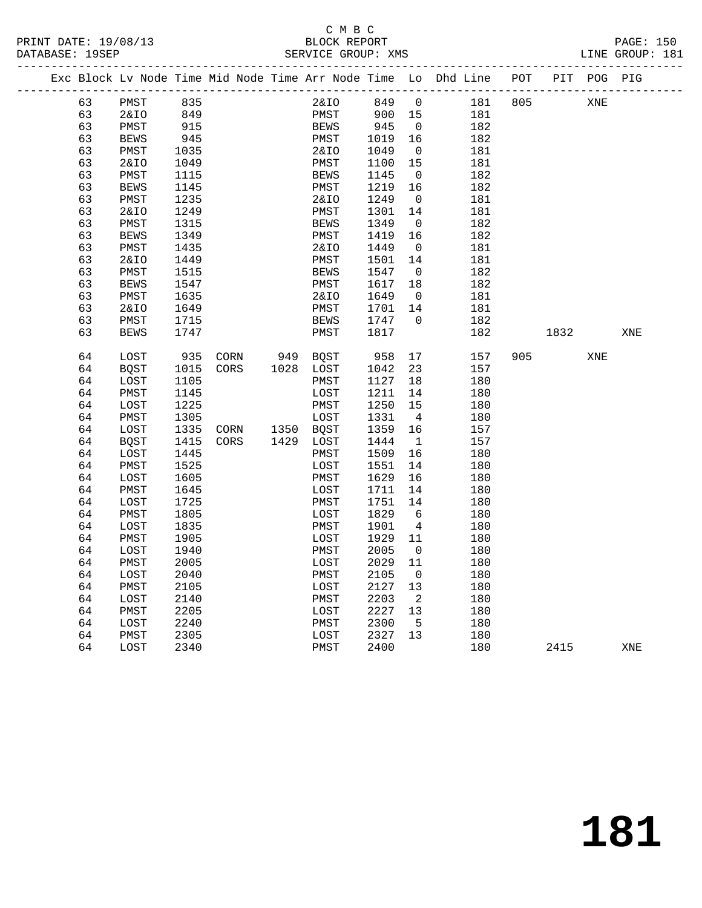C M B C

BLOCK REPORT

SERVICE GROUP: XMS

PRINT DATE: 19/08/13
DATABASE: 19SEP
LINE GROUP: 181

| Exc | Block | Lv | Node | Time | Mid Node | Time | Arr Node | Time | Lo | Dhd Line | POT | PIT | POG | PIG |
|---|---|---|---|---|---|---|---|---|---|---|---|---|---|---|
| | 63 | | PMST | 835 | | | 2&IO | 849 | 0 | 181 | 805 | | XNE | |
| | 63 | | 2&IO | 849 | | | PMST | 900 | 15 | 181 | | | | |
| | 63 | | PMST | 915 | | | BEWS | 945 | 0 | 182 | | | | |
| | 63 | | BEWS | 945 | | | PMST | 1019 | 16 | 182 | | | | |
| | 63 | | PMST | 1035 | | | 2&IO | 1049 | 0 | 181 | | | | |
| | 63 | | 2&IO | 1049 | | | PMST | 1100 | 15 | 181 | | | | |
| | 63 | | PMST | 1115 | | | BEWS | 1145 | 0 | 182 | | | | |
| | 63 | | BEWS | 1145 | | | PMST | 1219 | 16 | 182 | | | | |
| | 63 | | PMST | 1235 | | | 2&IO | 1249 | 0 | 181 | | | | |
| | 63 | | 2&IO | 1249 | | | PMST | 1301 | 14 | 181 | | | | |
| | 63 | | PMST | 1315 | | | BEWS | 1349 | 0 | 182 | | | | |
| | 63 | | BEWS | 1349 | | | PMST | 1419 | 16 | 182 | | | | |
| | 63 | | PMST | 1435 | | | 2&IO | 1449 | 0 | 181 | | | | |
| | 63 | | 2&IO | 1449 | | | PMST | 1501 | 14 | 181 | | | | |
| | 63 | | PMST | 1515 | | | BEWS | 1547 | 0 | 182 | | | | |
| | 63 | | BEWS | 1547 | | | PMST | 1617 | 18 | 182 | | | | |
| | 63 | | PMST | 1635 | | | 2&IO | 1649 | 0 | 181 | | | | |
| | 63 | | 2&IO | 1649 | | | PMST | 1701 | 14 | 181 | | | | |
| | 63 | | PMST | 1715 | | | BEWS | 1747 | 0 | 182 | | | | |
| | 63 | | BEWS | 1747 | | | PMST | 1817 | | 182 | | 1832 | | XNE |
| | 64 | | LOST | 935 | CORN | 949 | BQST | 958 | 17 | 157 | 905 | | XNE | |
| | 64 | | BQST | 1015 | CORS | 1028 | LOST | 1042 | 23 | 157 | | | | |
| | 64 | | LOST | 1105 | | | PMST | 1127 | 18 | 180 | | | | |
| | 64 | | PMST | 1145 | | | LOST | 1211 | 14 | 180 | | | | |
| | 64 | | LOST | 1225 | | | PMST | 1250 | 15 | 180 | | | | |
| | 64 | | PMST | 1305 | | | LOST | 1331 | 4 | 180 | | | | |
| | 64 | | LOST | 1335 | CORN | 1350 | BQST | 1359 | 16 | 157 | | | | |
| | 64 | | BQST | 1415 | CORS | 1429 | LOST | 1444 | 1 | 157 | | | | |
| | 64 | | LOST | 1445 | | | PMST | 1509 | 16 | 180 | | | | |
| | 64 | | PMST | 1525 | | | LOST | 1551 | 14 | 180 | | | | |
| | 64 | | LOST | 1605 | | | PMST | 1629 | 16 | 180 | | | | |
| | 64 | | PMST | 1645 | | | LOST | 1711 | 14 | 180 | | | | |
| | 64 | | LOST | 1725 | | | PMST | 1751 | 14 | 180 | | | | |
| | 64 | | PMST | 1805 | | | LOST | 1829 | 6 | 180 | | | | |
| | 64 | | LOST | 1835 | | | PMST | 1901 | 4 | 180 | | | | |
| | 64 | | PMST | 1905 | | | LOST | 1929 | 11 | 180 | | | | |
| | 64 | | LOST | 1940 | | | PMST | 2005 | 0 | 180 | | | | |
| | 64 | | PMST | 2005 | | | LOST | 2029 | 11 | 180 | | | | |
| | 64 | | LOST | 2040 | | | PMST | 2105 | 0 | 180 | | | | |
| | 64 | | PMST | 2105 | | | LOST | 2127 | 13 | 180 | | | | |
| | 64 | | LOST | 2140 | | | PMST | 2203 | 2 | 180 | | | | |
| | 64 | | PMST | 2205 | | | LOST | 2227 | 13 | 180 | | | | |
| | 64 | | LOST | 2240 | | | PMST | 2300 | 5 | 180 | | | | |
| | 64 | | PMST | 2305 | | | LOST | 2327 | 13 | 180 | | | | |
| | 64 | | LOST | 2340 | | | PMST | 2400 | | 180 | | 2415 | | XNE |

# 181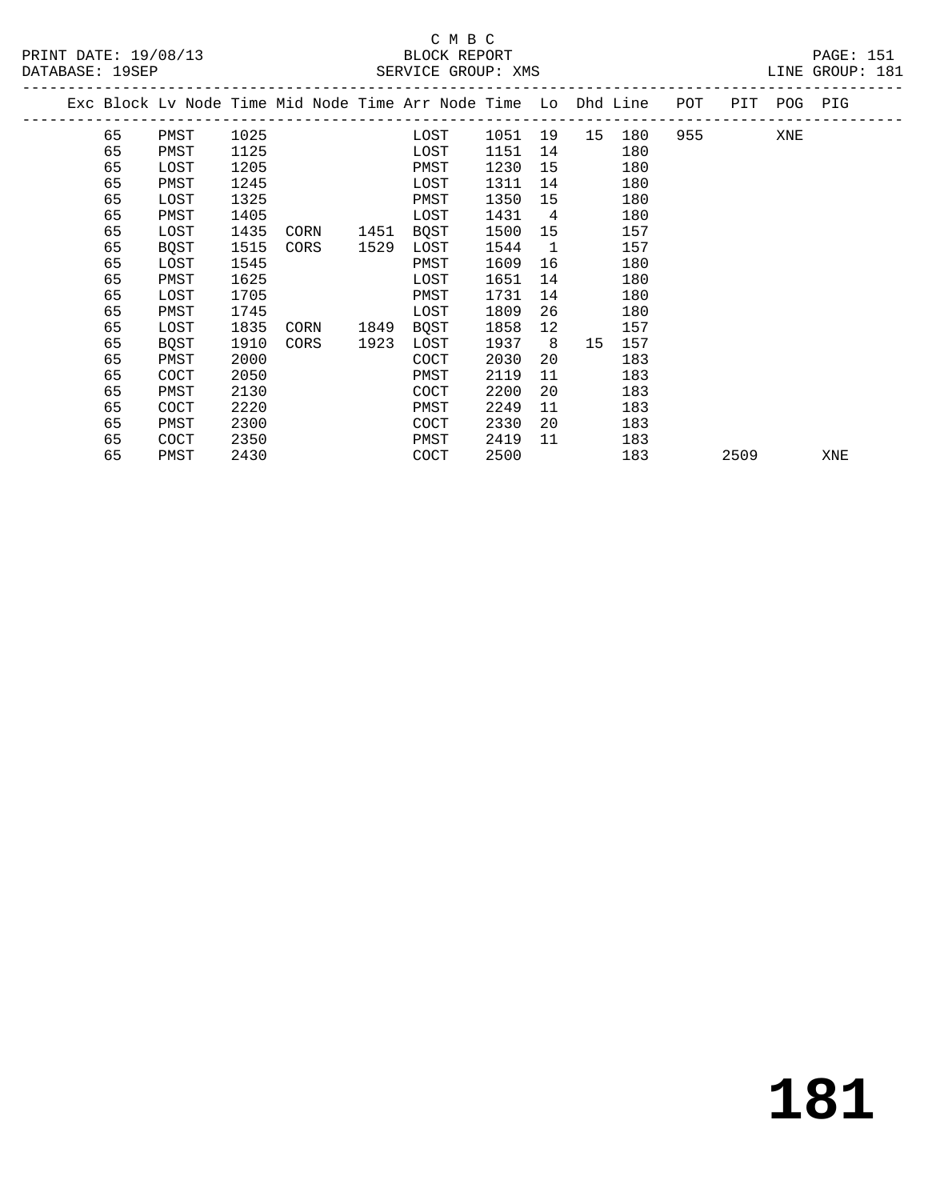C M B C

PRINT DATE: 19/08/13 BLOCK REPORT

DATABASE: 19SEP SERVICE GROUP: XMS LINE GROUP: 181

| Exc | Block | Lv Node | Time | Mid Node | Time | Arr Node | Time | Lo | Dhd | Line | POT | PIT | POG | PIG |
|---|---|---|---|---|---|---|---|---|---|---|---|---|---|---|
| | 65 | PMST | 1025 | | | LOST | 1051 | 19 | 15 | 180 | 955 | | XNE | |
| | 65 | PMST | 1125 | | | LOST | 1151 | 14 | | 180 | | | | |
| | 65 | LOST | 1205 | | | PMST | 1230 | 15 | | 180 | | | | |
| | 65 | PMST | 1245 | | | LOST | 1311 | 14 | | 180 | | | | |
| | 65 | LOST | 1325 | | | PMST | 1350 | 15 | | 180 | | | | |
| | 65 | PMST | 1405 | | | LOST | 1431 | 4 | | 180 | | | | |
| | 65 | LOST | 1435 | CORN | 1451 | BQST | 1500 | 15 | | 157 | | | | |
| | 65 | BQST | 1515 | CORS | 1529 | LOST | 1544 | 1 | | 157 | | | | |
| | 65 | LOST | 1545 | | | PMST | 1609 | 16 | | 180 | | | | |
| | 65 | PMST | 1625 | | | LOST | 1651 | 14 | | 180 | | | | |
| | 65 | LOST | 1705 | | | PMST | 1731 | 14 | | 180 | | | | |
| | 65 | PMST | 1745 | | | LOST | 1809 | 26 | | 180 | | | | |
| | 65 | LOST | 1835 | CORN | 1849 | BQST | 1858 | 12 | | 157 | | | | |
| | 65 | BQST | 1910 | CORS | 1923 | LOST | 1937 | 8 | 15 | 157 | | | | |
| | 65 | PMST | 2000 | | | COCT | 2030 | 20 | | 183 | | | | |
| | 65 | COCT | 2050 | | | PMST | 2119 | 11 | | 183 | | | | |
| | 65 | PMST | 2130 | | | COCT | 2200 | 20 | | 183 | | | | |
| | 65 | COCT | 2220 | | | PMST | 2249 | 11 | | 183 | | | | |
| | 65 | PMST | 2300 | | | COCT | 2330 | 20 | | 183 | | | | |
| | 65 | COCT | 2350 | | | PMST | 2419 | 11 | | 183 | | | | |
| | 65 | PMST | 2430 | | | COCT | 2500 | | | 183 | | 2509 | | XNE |

# 181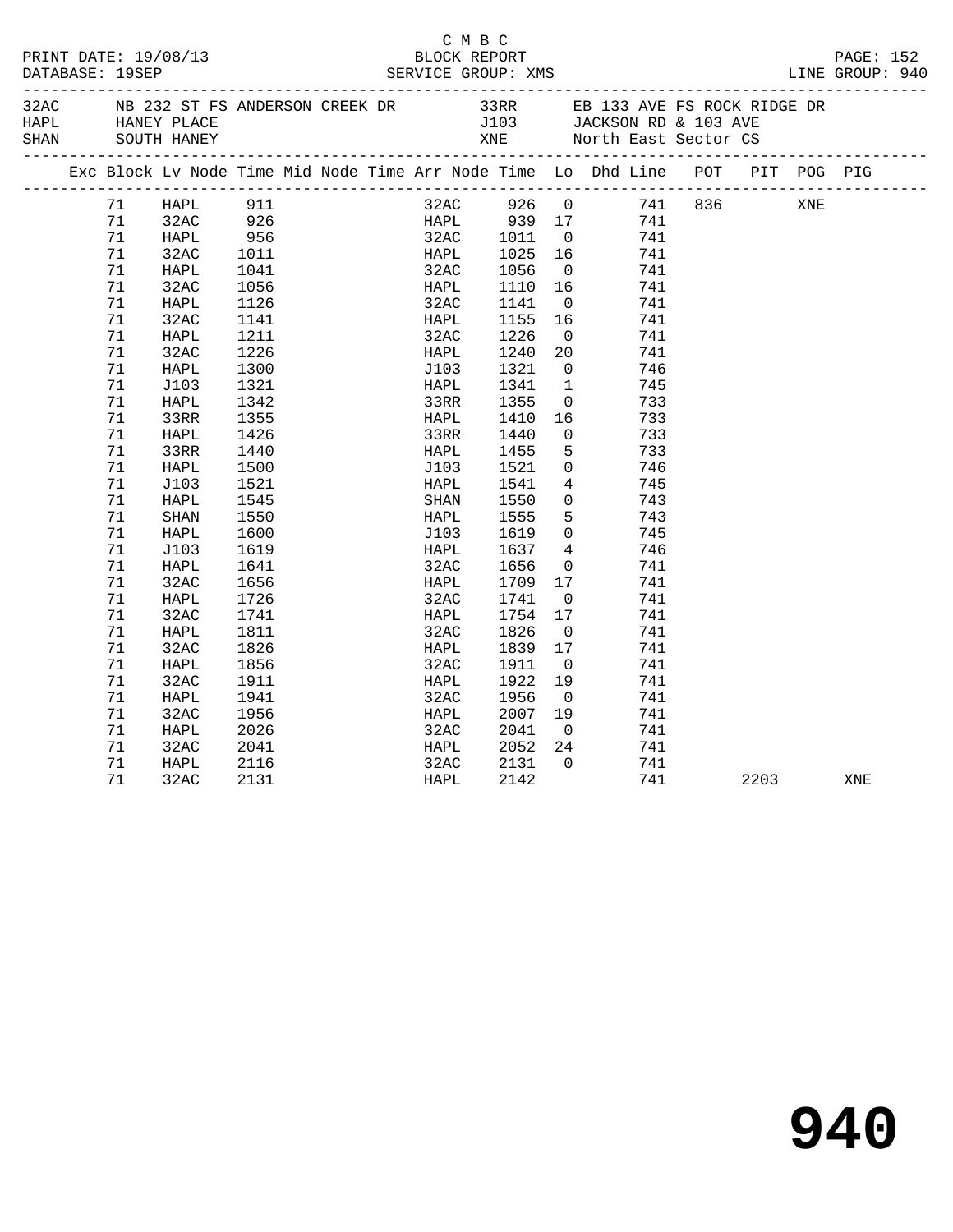C M B C
PRINT DATE: 19/08/13 BLOCK REPORT
DATABASE: 19SEP SERVICE GROUP: XMS LINE GROUP: 940

| | | | |
|---|---|---|---|
| 32AC | NB 232 ST FS ANDERSON CREEK DR | 33RR | EB 133 AVE FS ROCK RIDGE DR |
| HAPL | HANEY PLACE | J103 | JACKSON RD & 103 AVE |
| SHAN | SOUTH HANEY | XNE | North East Sector CS |

| Exc | Block | Lv Node | Time | Mid Node | Time | Arr Node | Time | Lo | Dhd Line | POT | PIT | POG | PIG |
|---|---|---|---|---|---|---|---|---|---|---|---|---|---|
| | 71 | HAPL | 911 | | | 32AC | 926 | 0 | 741 | 836 | | XNE | |
| | 71 | 32AC | 926 | | | HAPL | 939 | 17 | 741 | | | | |
| | 71 | HAPL | 956 | | | 32AC | 1011 | 0 | 741 | | | | |
| | 71 | 32AC | 1011 | | | HAPL | 1025 | 16 | 741 | | | | |
| | 71 | HAPL | 1041 | | | 32AC | 1056 | 0 | 741 | | | | |
| | 71 | 32AC | 1056 | | | HAPL | 1110 | 16 | 741 | | | | |
| | 71 | HAPL | 1126 | | | 32AC | 1141 | 0 | 741 | | | | |
| | 71 | 32AC | 1141 | | | HAPL | 1155 | 16 | 741 | | | | |
| | 71 | HAPL | 1211 | | | 32AC | 1226 | 0 | 741 | | | | |
| | 71 | 32AC | 1226 | | | HAPL | 1240 | 20 | 741 | | | | |
| | 71 | HAPL | 1300 | | | J103 | 1321 | 0 | 746 | | | | |
| | 71 | J103 | 1321 | | | HAPL | 1341 | 1 | 745 | | | | |
| | 71 | HAPL | 1342 | | | 33RR | 1355 | 0 | 733 | | | | |
| | 71 | 33RR | 1355 | | | HAPL | 1410 | 16 | 733 | | | | |
| | 71 | HAPL | 1426 | | | 33RR | 1440 | 0 | 733 | | | | |
| | 71 | 33RR | 1440 | | | HAPL | 1455 | 5 | 733 | | | | |
| | 71 | HAPL | 1500 | | | J103 | 1521 | 0 | 746 | | | | |
| | 71 | J103 | 1521 | | | HAPL | 1541 | 4 | 745 | | | | |
| | 71 | HAPL | 1545 | | | SHAN | 1550 | 0 | 743 | | | | |
| | 71 | SHAN | 1550 | | | HAPL | 1555 | 5 | 743 | | | | |
| | 71 | HAPL | 1600 | | | J103 | 1619 | 0 | 745 | | | | |
| | 71 | J103 | 1619 | | | HAPL | 1637 | 4 | 746 | | | | |
| | 71 | HAPL | 1641 | | | 32AC | 1656 | 0 | 741 | | | | |
| | 71 | 32AC | 1656 | | | HAPL | 1709 | 17 | 741 | | | | |
| | 71 | HAPL | 1726 | | | 32AC | 1741 | 0 | 741 | | | | |
| | 71 | 32AC | 1741 | | | HAPL | 1754 | 17 | 741 | | | | |
| | 71 | HAPL | 1811 | | | 32AC | 1826 | 0 | 741 | | | | |
| | 71 | 32AC | 1826 | | | HAPL | 1839 | 17 | 741 | | | | |
| | 71 | HAPL | 1856 | | | 32AC | 1911 | 0 | 741 | | | | |
| | 71 | 32AC | 1911 | | | HAPL | 1922 | 19 | 741 | | | | |
| | 71 | HAPL | 1941 | | | 32AC | 1956 | 0 | 741 | | | | |
| | 71 | 32AC | 1956 | | | HAPL | 2007 | 19 | 741 | | | | |
| | 71 | HAPL | 2026 | | | 32AC | 2041 | 0 | 741 | | | | |
| | 71 | 32AC | 2041 | | | HAPL | 2052 | 24 | 741 | | | | |
| | 71 | HAPL | 2116 | | | 32AC | 2131 | 0 | 741 | | | | |
| | 71 | 32AC | 2131 | | | HAPL | 2142 | | 741 | | 2203 | | XNE |

# 940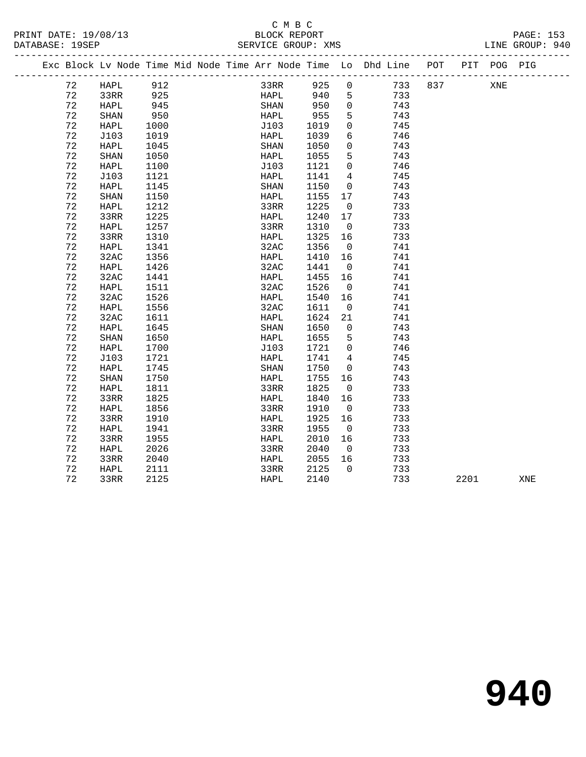C M B C
BLOCK REPORT
SERVICE GROUP: XMS

PRINT DATE: 19/08/13
DATABASE: 19SEP
LINE GROUP: 940

| Exc | Block | Lv | Node | Time | Mid Node | Time | Arr Node | Time | Lo | Dhd Line | POT | PIT | POG | PIG |
|---|---|---|---|---|---|---|---|---|---|---|---|---|---|---|
| | 72 | | HAPL | 912 | | | 33RR | 925 | 0 | 733 | 837 | | XNE | |
| | 72 | | 33RR | 925 | | | HAPL | 940 | 5 | 733 | | | | |
| | 72 | | HAPL | 945 | | | SHAN | 950 | 0 | 743 | | | | |
| | 72 | | SHAN | 950 | | | HAPL | 955 | 5 | 743 | | | | |
| | 72 | | HAPL | 1000 | | | J103 | 1019 | 0 | 745 | | | | |
| | 72 | | J103 | 1019 | | | HAPL | 1039 | 6 | 746 | | | | |
| | 72 | | HAPL | 1045 | | | SHAN | 1050 | 0 | 743 | | | | |
| | 72 | | SHAN | 1050 | | | HAPL | 1055 | 5 | 743 | | | | |
| | 72 | | HAPL | 1100 | | | J103 | 1121 | 0 | 746 | | | | |
| | 72 | | J103 | 1121 | | | HAPL | 1141 | 4 | 745 | | | | |
| | 72 | | HAPL | 1145 | | | SHAN | 1150 | 0 | 743 | | | | |
| | 72 | | SHAN | 1150 | | | HAPL | 1155 | 17 | 743 | | | | |
| | 72 | | HAPL | 1212 | | | 33RR | 1225 | 0 | 733 | | | | |
| | 72 | | 33RR | 1225 | | | HAPL | 1240 | 17 | 733 | | | | |
| | 72 | | HAPL | 1257 | | | 33RR | 1310 | 0 | 733 | | | | |
| | 72 | | 33RR | 1310 | | | HAPL | 1325 | 16 | 733 | | | | |
| | 72 | | HAPL | 1341 | | | 32AC | 1356 | 0 | 741 | | | | |
| | 72 | | 32AC | 1356 | | | HAPL | 1410 | 16 | 741 | | | | |
| | 72 | | HAPL | 1426 | | | 32AC | 1441 | 0 | 741 | | | | |
| | 72 | | 32AC | 1441 | | | HAPL | 1455 | 16 | 741 | | | | |
| | 72 | | HAPL | 1511 | | | 32AC | 1526 | 0 | 741 | | | | |
| | 72 | | 32AC | 1526 | | | HAPL | 1540 | 16 | 741 | | | | |
| | 72 | | HAPL | 1556 | | | 32AC | 1611 | 0 | 741 | | | | |
| | 72 | | 32AC | 1611 | | | HAPL | 1624 | 21 | 741 | | | | |
| | 72 | | HAPL | 1645 | | | SHAN | 1650 | 0 | 743 | | | | |
| | 72 | | SHAN | 1650 | | | HAPL | 1655 | 5 | 743 | | | | |
| | 72 | | HAPL | 1700 | | | J103 | 1721 | 0 | 746 | | | | |
| | 72 | | J103 | 1721 | | | HAPL | 1741 | 4 | 745 | | | | |
| | 72 | | HAPL | 1745 | | | SHAN | 1750 | 0 | 743 | | | | |
| | 72 | | SHAN | 1750 | | | HAPL | 1755 | 16 | 743 | | | | |
| | 72 | | HAPL | 1811 | | | 33RR | 1825 | 0 | 733 | | | | |
| | 72 | | 33RR | 1825 | | | HAPL | 1840 | 16 | 733 | | | | |
| | 72 | | HAPL | 1856 | | | 33RR | 1910 | 0 | 733 | | | | |
| | 72 | | 33RR | 1910 | | | HAPL | 1925 | 16 | 733 | | | | |
| | 72 | | HAPL | 1941 | | | 33RR | 1955 | 0 | 733 | | | | |
| | 72 | | 33RR | 1955 | | | HAPL | 2010 | 16 | 733 | | | | |
| | 72 | | HAPL | 2026 | | | 33RR | 2040 | 0 | 733 | | | | |
| | 72 | | 33RR | 2040 | | | HAPL | 2055 | 16 | 733 | | | | |
| | 72 | | HAPL | 2111 | | | 33RR | 2125 | 0 | 733 | | | | |
| | 72 | | 33RR | 2125 | | | HAPL | 2140 | | 733 | | 2201 | | XNE |

# 940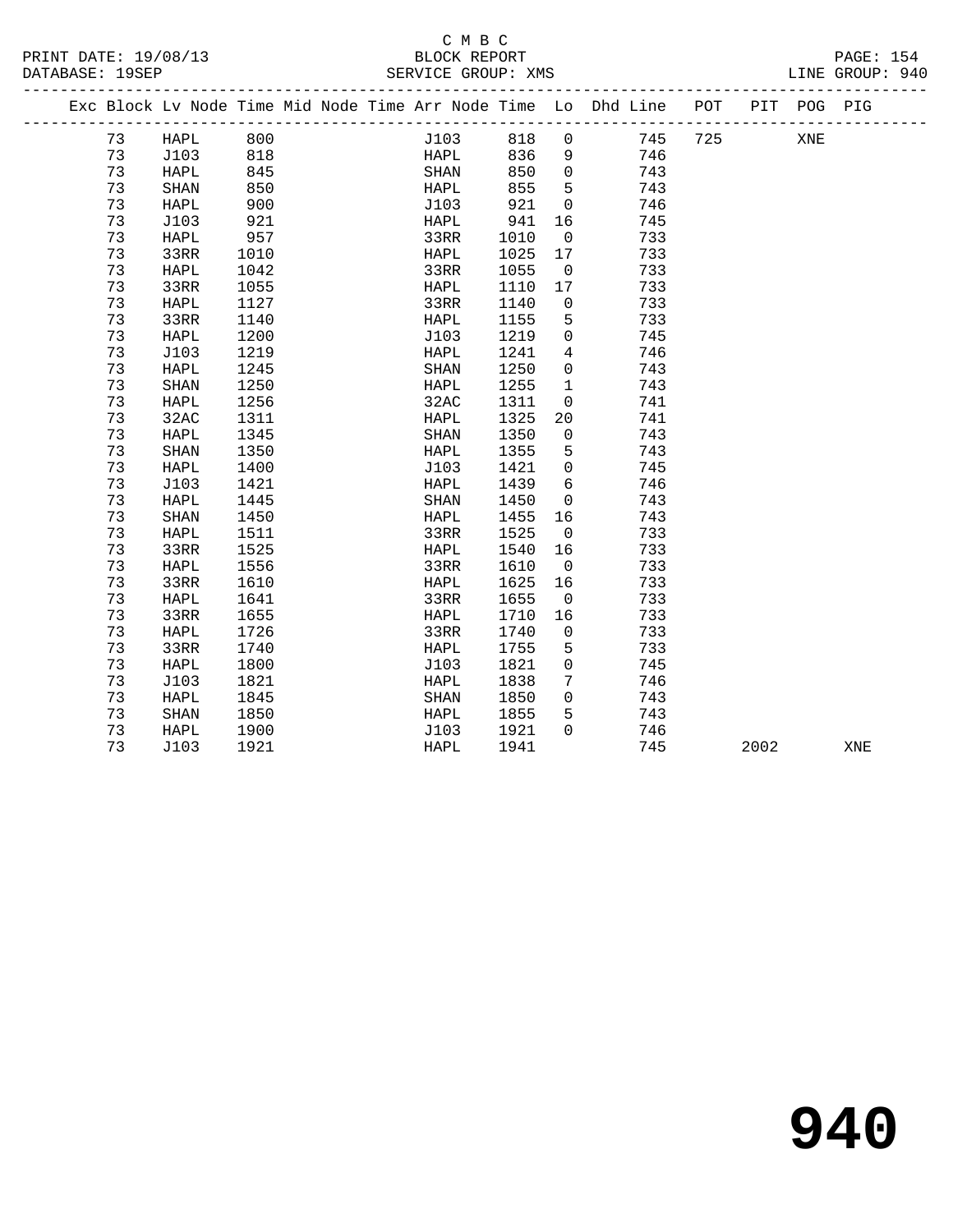C M B C

BLOCK REPORT

SERVICE GROUP: XMS

PRINT DATE: 19/08/13
DATABASE: 19SEP

LINE GROUP: 940

| Exc | Block | Lv Node | Time | Mid Node | Time | Arr Node | Time | Lo | Dhd Line | POT | PIT | POG | PIG |
|---|---|---|---|---|---|---|---|---|---|---|---|---|---|
| | 73 | HAPL | 800 | | | J103 | 818 | 0 | 745 | 725 | | XNE | |
| | 73 | J103 | 818 | | | HAPL | 836 | 9 | 746 | | | | |
| | 73 | HAPL | 845 | | | SHAN | 850 | 0 | 743 | | | | |
| | 73 | SHAN | 850 | | | HAPL | 855 | 5 | 743 | | | | |
| | 73 | HAPL | 900 | | | J103 | 921 | 0 | 746 | | | | |
| | 73 | J103 | 921 | | | HAPL | 941 | 16 | 745 | | | | |
| | 73 | HAPL | 957 | | | 33RR | 1010 | 0 | 733 | | | | |
| | 73 | 33RR | 1010 | | | HAPL | 1025 | 17 | 733 | | | | |
| | 73 | HAPL | 1042 | | | 33RR | 1055 | 0 | 733 | | | | |
| | 73 | 33RR | 1055 | | | HAPL | 1110 | 17 | 733 | | | | |
| | 73 | HAPL | 1127 | | | 33RR | 1140 | 0 | 733 | | | | |
| | 73 | 33RR | 1140 | | | HAPL | 1155 | 5 | 733 | | | | |
| | 73 | HAPL | 1200 | | | J103 | 1219 | 0 | 745 | | | | |
| | 73 | J103 | 1219 | | | HAPL | 1241 | 4 | 746 | | | | |
| | 73 | HAPL | 1245 | | | SHAN | 1250 | 0 | 743 | | | | |
| | 73 | SHAN | 1250 | | | HAPL | 1255 | 1 | 743 | | | | |
| | 73 | HAPL | 1256 | | | 32AC | 1311 | 0 | 741 | | | | |
| | 73 | 32AC | 1311 | | | HAPL | 1325 | 20 | 741 | | | | |
| | 73 | HAPL | 1345 | | | SHAN | 1350 | 0 | 743 | | | | |
| | 73 | SHAN | 1350 | | | HAPL | 1355 | 5 | 743 | | | | |
| | 73 | HAPL | 1400 | | | J103 | 1421 | 0 | 745 | | | | |
| | 73 | J103 | 1421 | | | HAPL | 1439 | 6 | 746 | | | | |
| | 73 | HAPL | 1445 | | | SHAN | 1450 | 0 | 743 | | | | |
| | 73 | SHAN | 1450 | | | HAPL | 1455 | 16 | 743 | | | | |
| | 73 | HAPL | 1511 | | | 33RR | 1525 | 0 | 733 | | | | |
| | 73 | 33RR | 1525 | | | HAPL | 1540 | 16 | 733 | | | | |
| | 73 | HAPL | 1556 | | | 33RR | 1610 | 0 | 733 | | | | |
| | 73 | 33RR | 1610 | | | HAPL | 1625 | 16 | 733 | | | | |
| | 73 | HAPL | 1641 | | | 33RR | 1655 | 0 | 733 | | | | |
| | 73 | 33RR | 1655 | | | HAPL | 1710 | 16 | 733 | | | | |
| | 73 | HAPL | 1726 | | | 33RR | 1740 | 0 | 733 | | | | |
| | 73 | 33RR | 1740 | | | HAPL | 1755 | 5 | 733 | | | | |
| | 73 | HAPL | 1800 | | | J103 | 1821 | 0 | 745 | | | | |
| | 73 | J103 | 1821 | | | HAPL | 1838 | 7 | 746 | | | | |
| | 73 | HAPL | 1845 | | | SHAN | 1850 | 0 | 743 | | | | |
| | 73 | SHAN | 1850 | | | HAPL | 1855 | 5 | 743 | | | | |
| | 73 | HAPL | 1900 | | | J103 | 1921 | 0 | 746 | | | | |
| | 73 | J103 | 1921 | | | HAPL | 1941 | | 745 | | 2002 | | XNE |

# 940